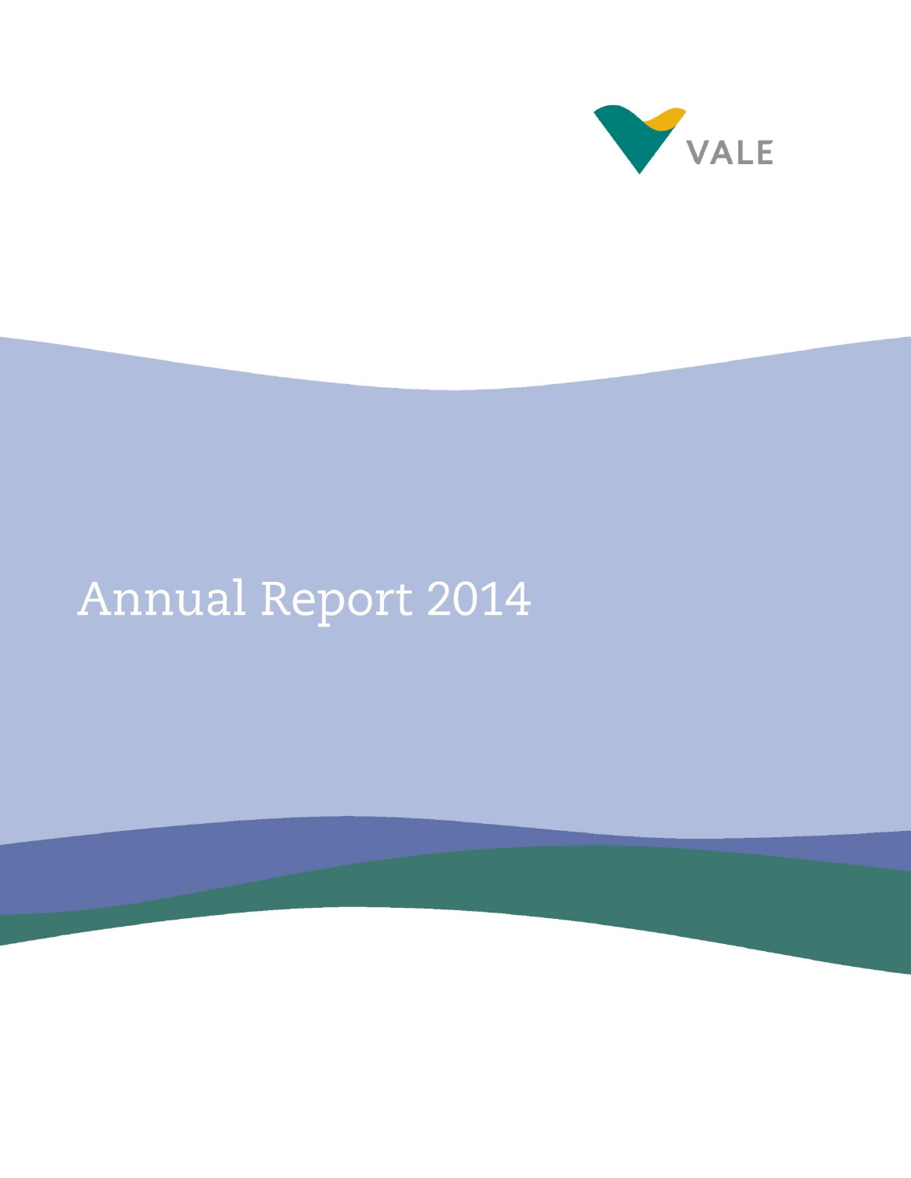VALE

# Annual Report 2014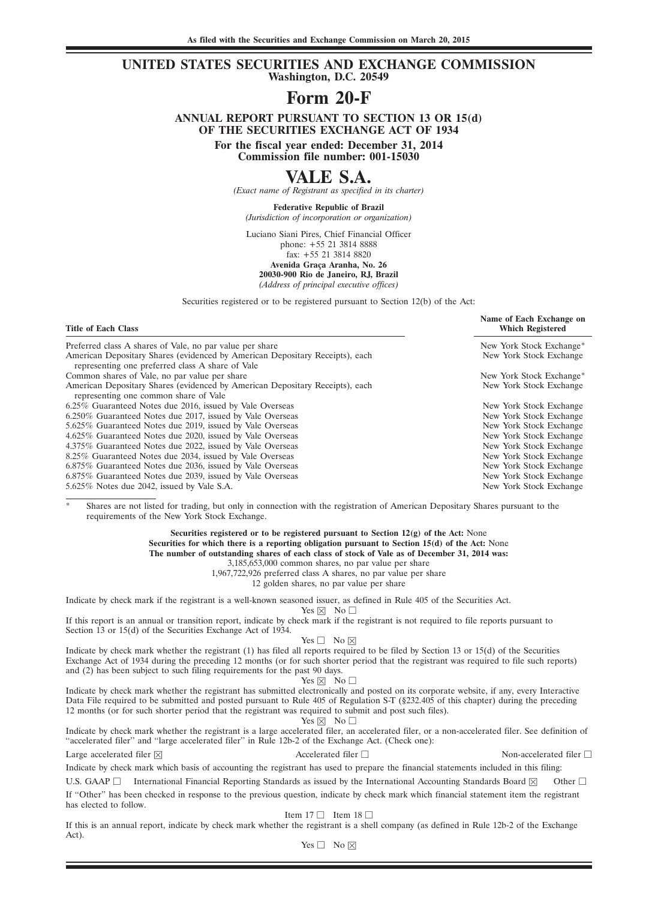**As filed with the Securities and Exchange Commission on March 20, 2015**

# UNITED STATES SECURITIES AND EXCHANGE COMMISSION

**Washington, D.C. 20549**

# Form 20-F

**ANNUAL REPORT PURSUANT TO SECTION 13 OR 15(d) OF THE SECURITIES EXCHANGE ACT OF 1934**

**For the fiscal year ended: December 31, 2014**
**Commission file number: 001-15030**

# VALE S.A.

*(Exact name of Registrant as specified in its charter)*

**Federative Republic of Brazil**
*(Jurisdiction of incorporation or organization)*

Luciano Siani Pires, Chief Financial Officer
phone: +55 21 3814 8888
fax: +55 21 3814 8820
**Avenida Graça Aranha, No. 26**
**20030-900 Rio de Janeiro, RJ, Brazil**
*(Address of principal executive offices)*

Securities registered or to be registered pursuant to Section 12(b) of the Act:

| Title of Each Class | Name of Each Exchange on Which Registered |
|---|---|
| Preferred class A shares of Vale, no par value per share | New York Stock Exchange* |
| American Depositary Shares (evidenced by American Depositary Receipts), each representing one preferred class A share of Vale | New York Stock Exchange |
| Common shares of Vale, no par value per share | New York Stock Exchange* |
| American Depositary Shares (evidenced by American Depositary Receipts), each representing one common share of Vale | New York Stock Exchange |
| 6.25% Guaranteed Notes due 2016, issued by Vale Overseas | New York Stock Exchange |
| 6.250% Guaranteed Notes due 2017, issued by Vale Overseas | New York Stock Exchange |
| 5.625% Guaranteed Notes due 2019, issued by Vale Overseas | New York Stock Exchange |
| 4.625% Guaranteed Notes due 2020, issued by Vale Overseas | New York Stock Exchange |
| 4.375% Guaranteed Notes due 2022, issued by Vale Overseas | New York Stock Exchange |
| 8.25% Guaranteed Notes due 2034, issued by Vale Overseas | New York Stock Exchange |
| 6.875% Guaranteed Notes due 2036, issued by Vale Overseas | New York Stock Exchange |
| 6.875% Guaranteed Notes due 2039, issued by Vale Overseas | New York Stock Exchange |
| 5.625% Notes due 2042, issued by Vale S.A. | New York Stock Exchange |

\* Shares are not listed for trading, but only in connection with the registration of American Depositary Shares pursuant to the requirements of the New York Stock Exchange.

**Securities registered or to be registered pursuant to Section 12(g) of the Act:** None
**Securities for which there is a reporting obligation pursuant to Section 15(d) of the Act:** None
**The number of outstanding shares of each class of stock of Vale as of December 31, 2014 was:**
3,185,653,000 common shares, no par value per share
1,967,722,926 preferred class A shares, no par value per share
12 golden shares, no par value per share

Indicate by check mark if the registrant is a well-known seasoned issuer, as defined in Rule 405 of the Securities Act.
Yes ☒ No ☐

If this report is an annual or transition report, indicate by check mark if the registrant is not required to file reports pursuant to Section 13 or 15(d) of the Securities Exchange Act of 1934.
Yes ☐ No ☒

Indicate by check mark whether the registrant (1) has filed all reports required to be filed by Section 13 or 15(d) of the Securities Exchange Act of 1934 during the preceding 12 months (or for such shorter period that the registrant was required to file such reports) and (2) has been subject to such filing requirements for the past 90 days.
Yes ☒ No ☐

Indicate by check mark whether the registrant has submitted electronically and posted on its corporate website, if any, every Interactive Data File required to be submitted and posted pursuant to Rule 405 of Regulation S-T (§232.405 of this chapter) during the preceding 12 months (or for such shorter period that the registrant was required to submit and post such files).
Yes ☒ No ☐

Indicate by check mark whether the registrant is a large accelerated filer, an accelerated filer, or a non-accelerated filer. See definition of "accelerated filer" and "large accelerated filer" in Rule 12b-2 of the Exchange Act. (Check one):

Large accelerated filer ☒ Accelerated filer ☐ Non-accelerated filer ☐

Indicate by check mark which basis of accounting the registrant has used to prepare the financial statements included in this filing:

U.S. GAAP ☐ International Financial Reporting Standards as issued by the International Accounting Standards Board ☒ Other ☐

If "Other" has been checked in response to the previous question, indicate by check mark which financial statement item the registrant has elected to follow.
Item 17 ☐ Item 18 ☐

If this is an annual report, indicate by check mark whether the registrant is a shell company (as defined in Rule 12b-2 of the Exchange Act).
Yes ☐ No ☒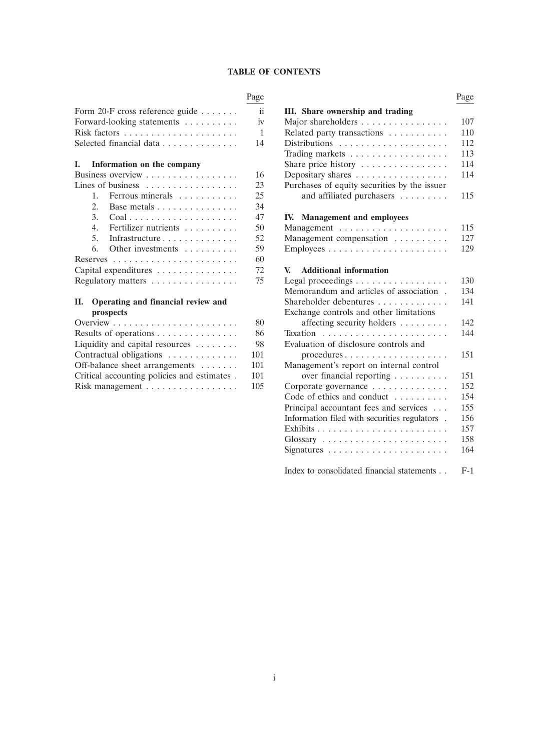# TABLE OF CONTENTS

| | Page |
|---|---|
| Form 20-F cross reference guide | ii |
| Forward-looking statements | iv |
| Risk factors | 1 |
| Selected financial data | 14 |
| **I. Information on the company** | |
| Business overview | 16 |
| Lines of business | 23 |
| 1. Ferrous minerals | 25 |
| 2. Base metals | 34 |
| 3. Coal | 47 |
| 4. Fertilizer nutrients | 50 |
| 5. Infrastructure | 52 |
| 6. Other investments | 59 |
| Reserves | 60 |
| Capital expenditures | 72 |
| Regulatory matters | 75 |
| **II. Operating and financial review and prospects** | |
| Overview | 80 |
| Results of operations | 86 |
| Liquidity and capital resources | 98 |
| Contractual obligations | 101 |
| Off-balance sheet arrangements | 101 |
| Critical accounting policies and estimates | 101 |
| Risk management | 105 |
| **III. Share ownership and trading** | |
| Major shareholders | 107 |
| Related party transactions | 110 |
| Distributions | 112 |
| Trading markets | 113 |
| Share price history | 114 |
| Depositary shares | 114 |
| Purchases of equity securities by the issuer and affiliated purchasers | 115 |
| **IV. Management and employees** | |
| Management | 115 |
| Management compensation | 127 |
| Employees | 129 |
| **V. Additional information** | |
| Legal proceedings | 130 |
| Memorandum and articles of association | 134 |
| Shareholder debentures | 141 |
| Exchange controls and other limitations affecting security holders | 142 |
| Taxation | 144 |
| Evaluation of disclosure controls and procedures | 151 |
| Management's report on internal control over financial reporting | 151 |
| Corporate governance | 152 |
| Code of ethics and conduct | 154 |
| Principal accountant fees and services | 155 |
| Information filed with securities regulators | 156 |
| Exhibits | 157 |
| Glossary | 158 |
| Signatures | 164 |
| Index to consolidated financial statements | F-1 |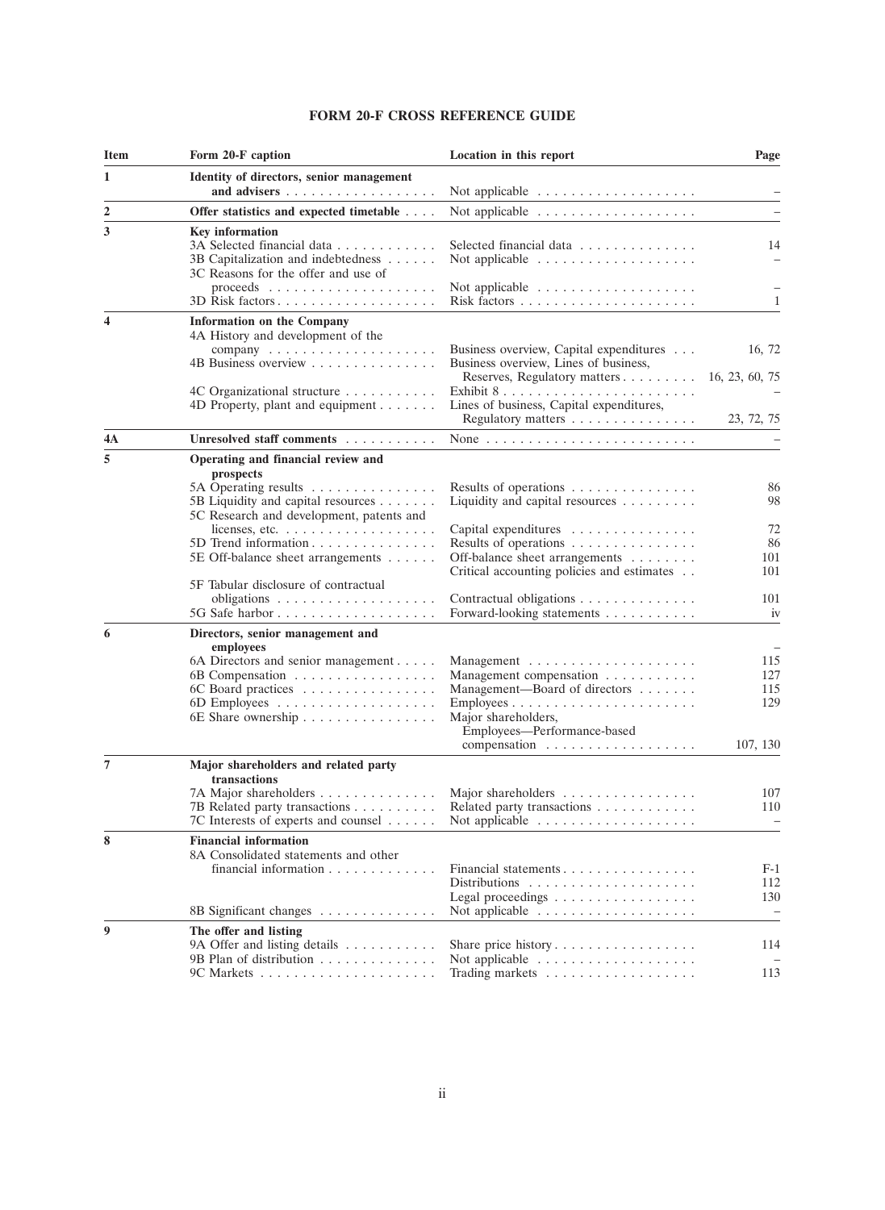# FORM 20-F CROSS REFERENCE GUIDE

| Item | Form 20-F caption | Location in this report | Page |
|---|---|---|---|
| 1 | **Identity of directors, senior management and advisers** | Not applicable | – |
| 2 | **Offer statistics and expected timetable** | Not applicable | – |
| 3 | **Key information** | | |
| | 3A Selected financial data | Selected financial data | 14 |
| | 3B Capitalization and indebtedness | Not applicable | – |
| | 3C Reasons for the offer and use of proceeds | Not applicable | – |
| | 3D Risk factors | Risk factors | 1 |
| 4 | **Information on the Company** | | |
| | 4A History and development of the company | Business overview, Capital expenditures | 16, 72 |
| | 4B Business overview | Business overview, Lines of business, Reserves, Regulatory matters | 16, 23, 60, 75 |
| | 4C Organizational structure | Exhibit 8 | – |
| | 4D Property, plant and equipment | Lines of business, Capital expenditures, Regulatory matters | 23, 72, 75 |
| 4A | **Unresolved staff comments** | None | – |
| 5 | **Operating and financial review and prospects** | | |
| | 5A Operating results | Results of operations | 86 |
| | 5B Liquidity and capital resources | Liquidity and capital resources | 98 |
| | 5C Research and development, patents and licenses, etc. | Capital expenditures | 72 |
| | 5D Trend information | Results of operations | 86 |
| | 5E Off-balance sheet arrangements | Off-balance sheet arrangements | 101 |
| | | Critical accounting policies and estimates | 101 |
| | 5F Tabular disclosure of contractual obligations | Contractual obligations | 101 |
| | 5G Safe harbor | Forward-looking statements | iv |
| 6 | **Directors, senior management and employees** | | – |
| | 6A Directors and senior management | Management | 115 |
| | 6B Compensation | Management compensation | 127 |
| | 6C Board practices | Management—Board of directors | 115 |
| | 6D Employees | Employees | 129 |
| | 6E Share ownership | Major shareholders, Employees—Performance-based compensation | 107, 130 |
| 7 | **Major shareholders and related party transactions** | | |
| | 7A Major shareholders | Major shareholders | 107 |
| | 7B Related party transactions | Related party transactions | 110 |
| | 7C Interests of experts and counsel | Not applicable | – |
| 8 | **Financial information** | | |
| | 8A Consolidated statements and other financial information | Financial statements | F-1 |
| | | Distributions | 112 |
| | | Legal proceedings | 130 |
| | 8B Significant changes | Not applicable | – |
| 9 | **The offer and listing** | | |
| | 9A Offer and listing details | Share price history | 114 |
| | 9B Plan of distribution | Not applicable | – |
| | 9C Markets | Trading markets | 113 |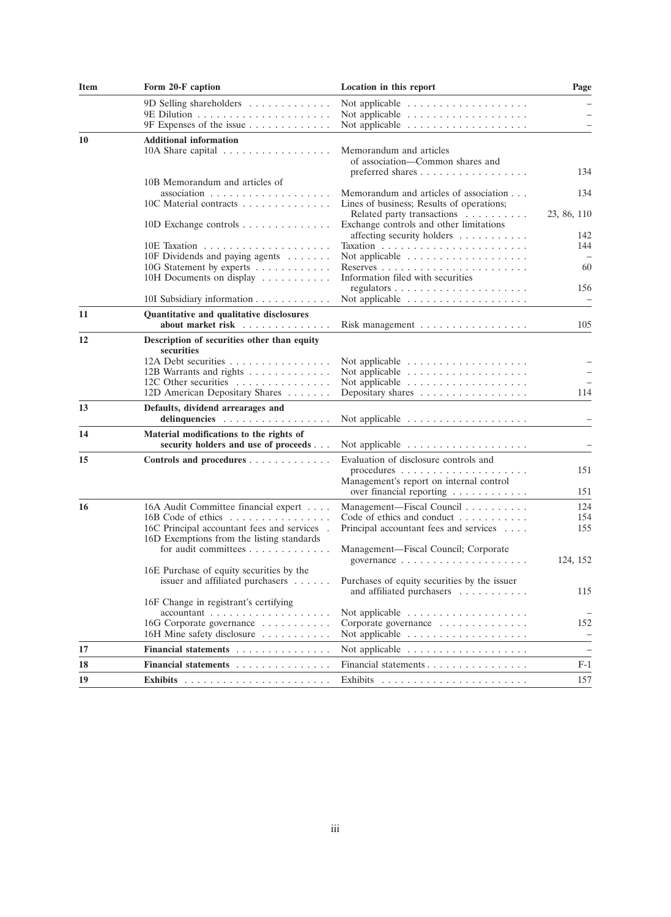| Item | Form 20-F caption | Location in this report | Page |
|---|---|---|---|
| | 9D Selling shareholders | Not applicable | – |
| | 9E Dilution | Not applicable | – |
| | 9F Expenses of the issue | Not applicable | – |
| 10 | **Additional information** | | |
| | 10A Share capital | Memorandum and articles of association—Common shares and preferred shares | 134 |
| | 10B Memorandum and articles of association | Memorandum and articles of association | 134 |
| | 10C Material contracts | Lines of business; Results of operations; Related party transactions | 23, 86, 110 |
| | 10D Exchange controls | Exchange controls and other limitations affecting security holders | 142 |
| | 10E Taxation | Taxation | 144 |
| | 10F Dividends and paying agents | Not applicable | – |
| | 10G Statement by experts | Reserves | 60 |
| | 10H Documents on display | Information filed with securities regulators | 156 |
| | 10I Subsidiary information | Not applicable | – |
| 11 | **Quantitative and qualitative disclosures about market risk** | Risk management | 105 |
| 12 | **Description of securities other than equity securities** | | |
| | 12A Debt securities | Not applicable | – |
| | 12B Warrants and rights | Not applicable | – |
| | 12C Other securities | Not applicable | – |
| | 12D American Depositary Shares | Depositary shares | 114 |
| 13 | **Defaults, dividend arrearages and delinquencies** | Not applicable | – |
| 14 | **Material modifications to the rights of security holders and use of proceeds** | Not applicable | – |
| 15 | **Controls and procedures** | Evaluation of disclosure controls and procedures | 151 |
| | | Management's report on internal control over financial reporting | 151 |
| 16 | 16A Audit Committee financial expert | Management—Fiscal Council | 124 |
| | 16B Code of ethics | Code of ethics and conduct | 154 |
| | 16C Principal accountant fees and services | Principal accountant fees and services | 155 |
| | 16D Exemptions from the listing standards for audit committees | Management—Fiscal Council; Corporate governance | 124, 152 |
| | 16E Purchase of equity securities by the issuer and affiliated purchasers | Purchases of equity securities by the issuer and affiliated purchasers | 115 |
| | 16F Change in registrant's certifying accountant | Not applicable | – |
| | 16G Corporate governance | Corporate governance | 152 |
| | 16H Mine safety disclosure | Not applicable | – |
| 17 | **Financial statements** | Not applicable | – |
| 18 | **Financial statements** | Financial statements | F-1 |
| 19 | **Exhibits** | Exhibits | 157 |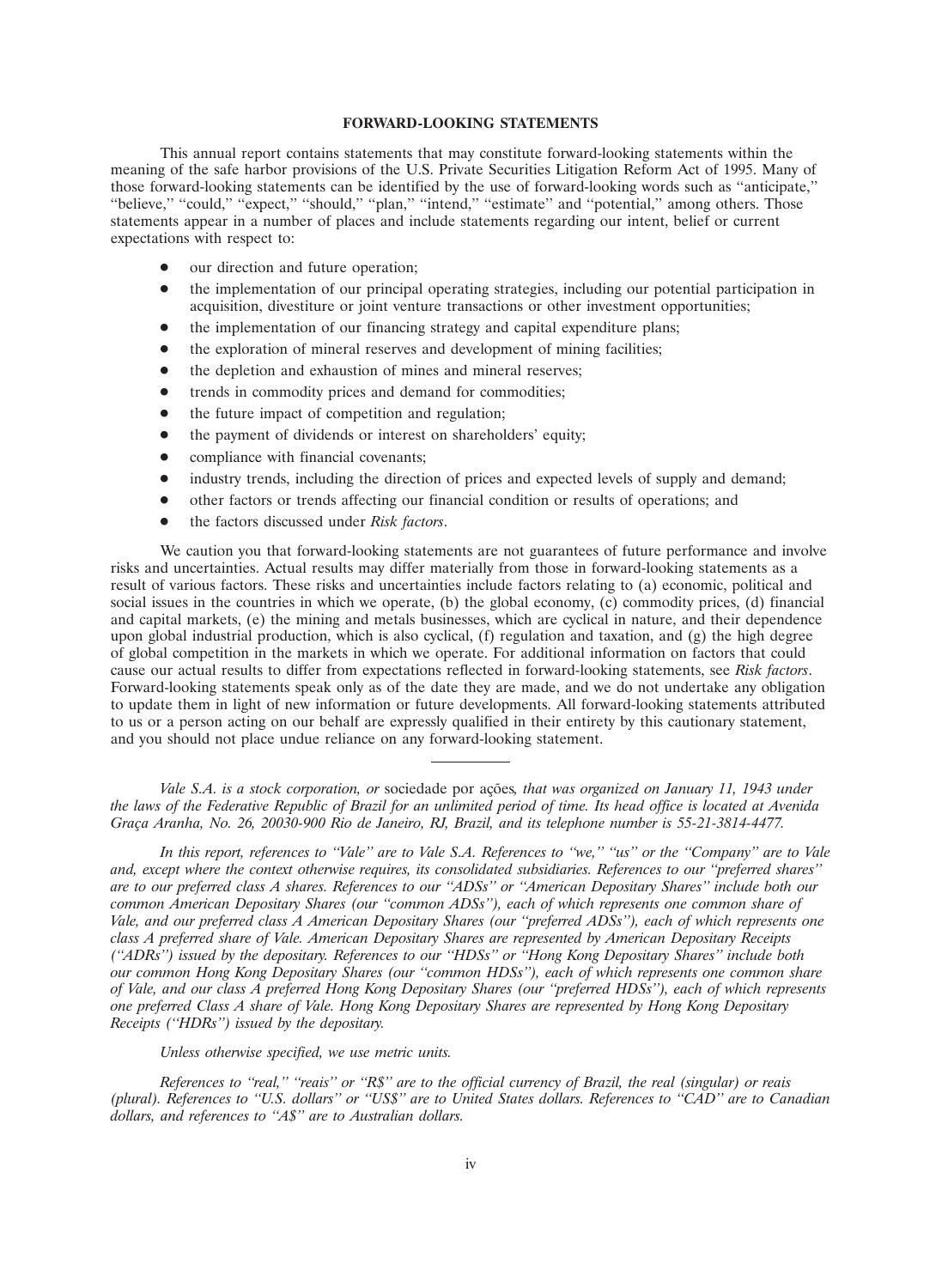## FORWARD-LOOKING STATEMENTS

This annual report contains statements that may constitute forward-looking statements within the meaning of the safe harbor provisions of the U.S. Private Securities Litigation Reform Act of 1995. Many of those forward-looking statements can be identified by the use of forward-looking words such as ''anticipate,'' ''believe,'' ''could,'' ''expect,'' ''should,'' ''plan,'' ''intend,'' ''estimate'' and ''potential,'' among others. Those statements appear in a number of places and include statements regarding our intent, belief or current expectations with respect to:

- our direction and future operation;
- the implementation of our principal operating strategies, including our potential participation in acquisition, divestiture or joint venture transactions or other investment opportunities;
- the implementation of our financing strategy and capital expenditure plans;
- the exploration of mineral reserves and development of mining facilities;
- the depletion and exhaustion of mines and mineral reserves;
- trends in commodity prices and demand for commodities;
- the future impact of competition and regulation;
- the payment of dividends or interest on shareholders' equity;
- compliance with financial covenants;
- industry trends, including the direction of prices and expected levels of supply and demand;
- other factors or trends affecting our financial condition or results of operations; and
- the factors discussed under *Risk factors*.

We caution you that forward-looking statements are not guarantees of future performance and involve risks and uncertainties. Actual results may differ materially from those in forward-looking statements as a result of various factors. These risks and uncertainties include factors relating to (a) economic, political and social issues in the countries in which we operate, (b) the global economy, (c) commodity prices, (d) financial and capital markets, (e) the mining and metals businesses, which are cyclical in nature, and their dependence upon global industrial production, which is also cyclical, (f) regulation and taxation, and (g) the high degree of global competition in the markets in which we operate. For additional information on factors that could cause our actual results to differ from expectations reflected in forward-looking statements, see *Risk factors*. Forward-looking statements speak only as of the date they are made, and we do not undertake any obligation to update them in light of new information or future developments. All forward-looking statements attributed to us or a person acting on our behalf are expressly qualified in their entirety by this cautionary statement, and you should not place undue reliance on any forward-looking statement.

---

*Vale S.A. is a stock corporation, or* sociedade por ações*, that was organized on January 11, 1943 under the laws of the Federative Republic of Brazil for an unlimited period of time. Its head office is located at Avenida Graça Aranha, No. 26, 20030-900 Rio de Janeiro, RJ, Brazil, and its telephone number is 55-21-3814-4477.*

*In this report, references to ''Vale'' are to Vale S.A. References to ''we,'' ''us'' or the ''Company'' are to Vale and, except where the context otherwise requires, its consolidated subsidiaries. References to our ''preferred shares'' are to our preferred class A shares. References to our ''ADSs'' or ''American Depositary Shares'' include both our common American Depositary Shares (our ''common ADSs''), each of which represents one common share of Vale, and our preferred class A American Depositary Shares (our ''preferred ADSs''), each of which represents one class A preferred share of Vale. American Depositary Shares are represented by American Depositary Receipts (''ADRs'') issued by the depositary. References to our ''HDSs'' or ''Hong Kong Depositary Shares'' include both our common Hong Kong Depositary Shares (our ''common HDSs''), each of which represents one common share of Vale, and our class A preferred Hong Kong Depositary Shares (our ''preferred HDSs''), each of which represents one preferred Class A share of Vale. Hong Kong Depositary Shares are represented by Hong Kong Depositary Receipts (''HDRs'') issued by the depositary.*

*Unless otherwise specified, we use metric units.*

*References to ''real,'' ''reais'' or ''R$'' are to the official currency of Brazil, the real (singular) or reais (plural). References to ''U.S. dollars'' or ''US$'' are to United States dollars. References to ''CAD'' are to Canadian dollars, and references to ''A$'' are to Australian dollars.*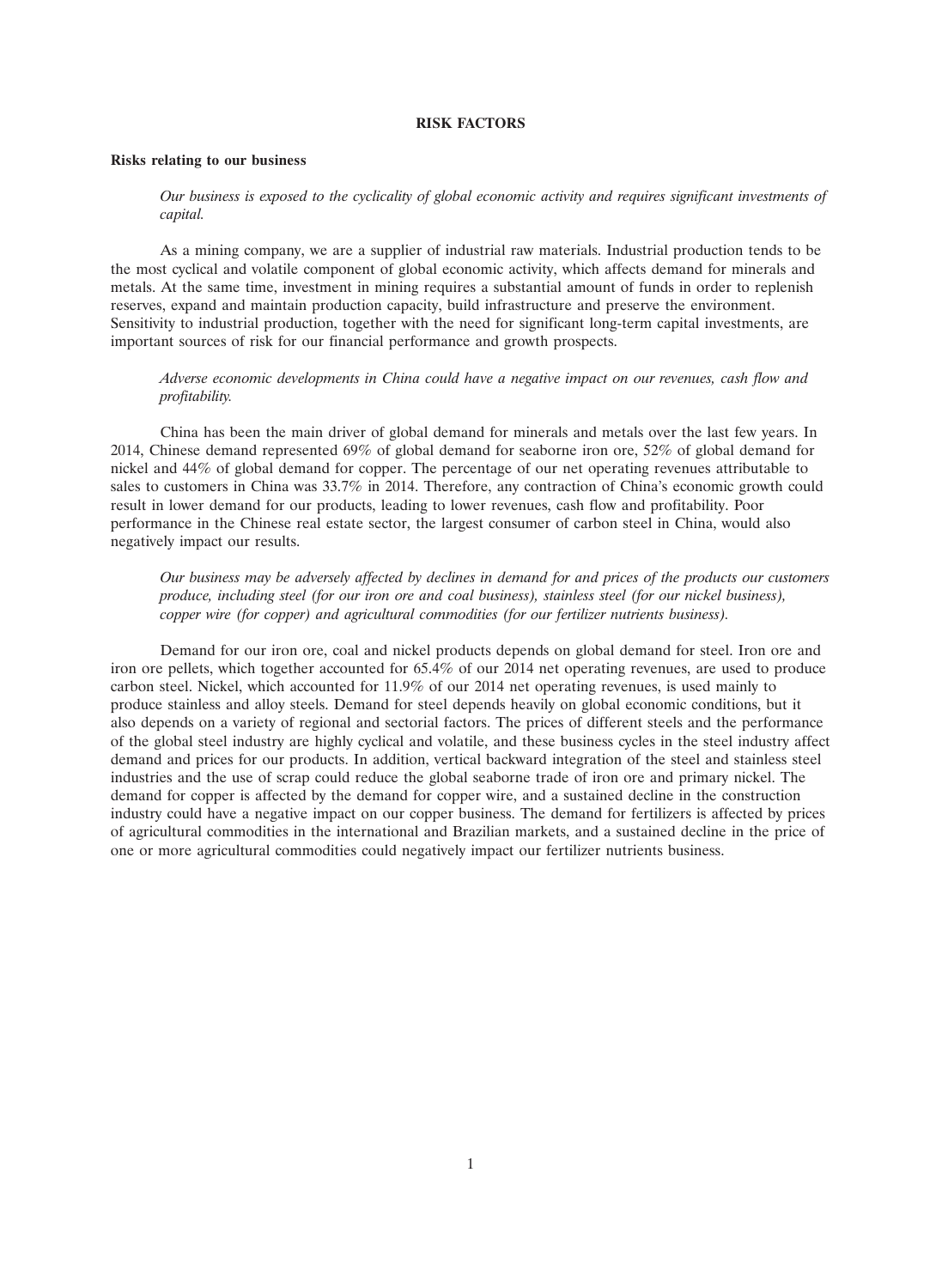# RISK FACTORS

## Risks relating to our business

*Our business is exposed to the cyclicality of global economic activity and requires significant investments of capital.*

As a mining company, we are a supplier of industrial raw materials. Industrial production tends to be the most cyclical and volatile component of global economic activity, which affects demand for minerals and metals. At the same time, investment in mining requires a substantial amount of funds in order to replenish reserves, expand and maintain production capacity, build infrastructure and preserve the environment. Sensitivity to industrial production, together with the need for significant long-term capital investments, are important sources of risk for our financial performance and growth prospects.

*Adverse economic developments in China could have a negative impact on our revenues, cash flow and profitability.*

China has been the main driver of global demand for minerals and metals over the last few years. In 2014, Chinese demand represented 69% of global demand for seaborne iron ore, 52% of global demand for nickel and 44% of global demand for copper. The percentage of our net operating revenues attributable to sales to customers in China was 33.7% in 2014. Therefore, any contraction of China's economic growth could result in lower demand for our products, leading to lower revenues, cash flow and profitability. Poor performance in the Chinese real estate sector, the largest consumer of carbon steel in China, would also negatively impact our results.

*Our business may be adversely affected by declines in demand for and prices of the products our customers produce, including steel (for our iron ore and coal business), stainless steel (for our nickel business), copper wire (for copper) and agricultural commodities (for our fertilizer nutrients business).*

Demand for our iron ore, coal and nickel products depends on global demand for steel. Iron ore and iron ore pellets, which together accounted for 65.4% of our 2014 net operating revenues, are used to produce carbon steel. Nickel, which accounted for 11.9% of our 2014 net operating revenues, is used mainly to produce stainless and alloy steels. Demand for steel depends heavily on global economic conditions, but it also depends on a variety of regional and sectorial factors. The prices of different steels and the performance of the global steel industry are highly cyclical and volatile, and these business cycles in the steel industry affect demand and prices for our products. In addition, vertical backward integration of the steel and stainless steel industries and the use of scrap could reduce the global seaborne trade of iron ore and primary nickel. The demand for copper is affected by the demand for copper wire, and a sustained decline in the construction industry could have a negative impact on our copper business. The demand for fertilizers is affected by prices of agricultural commodities in the international and Brazilian markets, and a sustained decline in the price of one or more agricultural commodities could negatively impact our fertilizer nutrients business.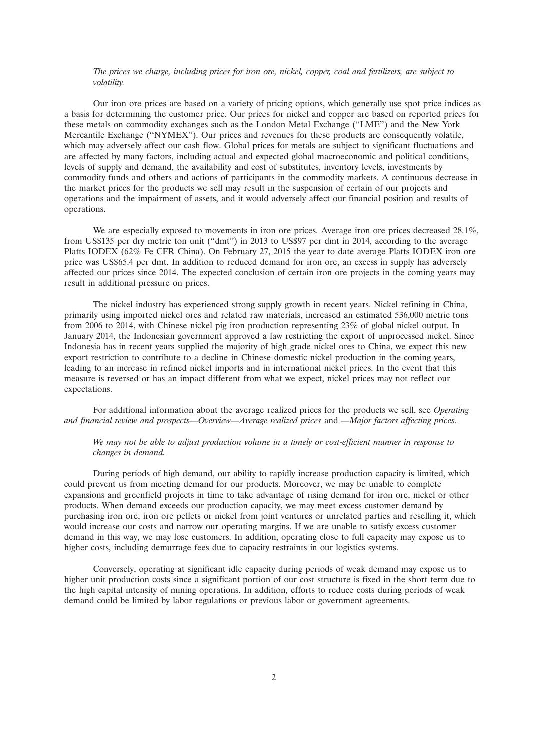*The prices we charge, including prices for iron ore, nickel, copper, coal and fertilizers, are subject to volatility.*

Our iron ore prices are based on a variety of pricing options, which generally use spot price indices as a basis for determining the customer price. Our prices for nickel and copper are based on reported prices for these metals on commodity exchanges such as the London Metal Exchange (''LME'') and the New York Mercantile Exchange (''NYMEX''). Our prices and revenues for these products are consequently volatile, which may adversely affect our cash flow. Global prices for metals are subject to significant fluctuations and are affected by many factors, including actual and expected global macroeconomic and political conditions, levels of supply and demand, the availability and cost of substitutes, inventory levels, investments by commodity funds and others and actions of participants in the commodity markets. A continuous decrease in the market prices for the products we sell may result in the suspension of certain of our projects and operations and the impairment of assets, and it would adversely affect our financial position and results of operations.

We are especially exposed to movements in iron ore prices. Average iron ore prices decreased 28.1%, from US$135 per dry metric ton unit (''dmt'') in 2013 to US$97 per dmt in 2014, according to the average Platts IODEX (62% Fe CFR China). On February 27, 2015 the year to date average Platts IODEX iron ore price was US$65.4 per dmt. In addition to reduced demand for iron ore, an excess in supply has adversely affected our prices since 2014. The expected conclusion of certain iron ore projects in the coming years may result in additional pressure on prices.

The nickel industry has experienced strong supply growth in recent years. Nickel refining in China, primarily using imported nickel ores and related raw materials, increased an estimated 536,000 metric tons from 2006 to 2014, with Chinese nickel pig iron production representing 23% of global nickel output. In January 2014, the Indonesian government approved a law restricting the export of unprocessed nickel. Since Indonesia has in recent years supplied the majority of high grade nickel ores to China, we expect this new export restriction to contribute to a decline in Chinese domestic nickel production in the coming years, leading to an increase in refined nickel imports and in international nickel prices. In the event that this measure is reversed or has an impact different from what we expect, nickel prices may not reflect our expectations.

For additional information about the average realized prices for the products we sell, see *Operating and financial review and prospects—Overview—Average realized prices* and *—Major factors affecting prices*.

*We may not be able to adjust production volume in a timely or cost-efficient manner in response to changes in demand.*

During periods of high demand, our ability to rapidly increase production capacity is limited, which could prevent us from meeting demand for our products. Moreover, we may be unable to complete expansions and greenfield projects in time to take advantage of rising demand for iron ore, nickel or other products. When demand exceeds our production capacity, we may meet excess customer demand by purchasing iron ore, iron ore pellets or nickel from joint ventures or unrelated parties and reselling it, which would increase our costs and narrow our operating margins. If we are unable to satisfy excess customer demand in this way, we may lose customers. In addition, operating close to full capacity may expose us to higher costs, including demurrage fees due to capacity restraints in our logistics systems.

Conversely, operating at significant idle capacity during periods of weak demand may expose us to higher unit production costs since a significant portion of our cost structure is fixed in the short term due to the high capital intensity of mining operations. In addition, efforts to reduce costs during periods of weak demand could be limited by labor regulations or previous labor or government agreements.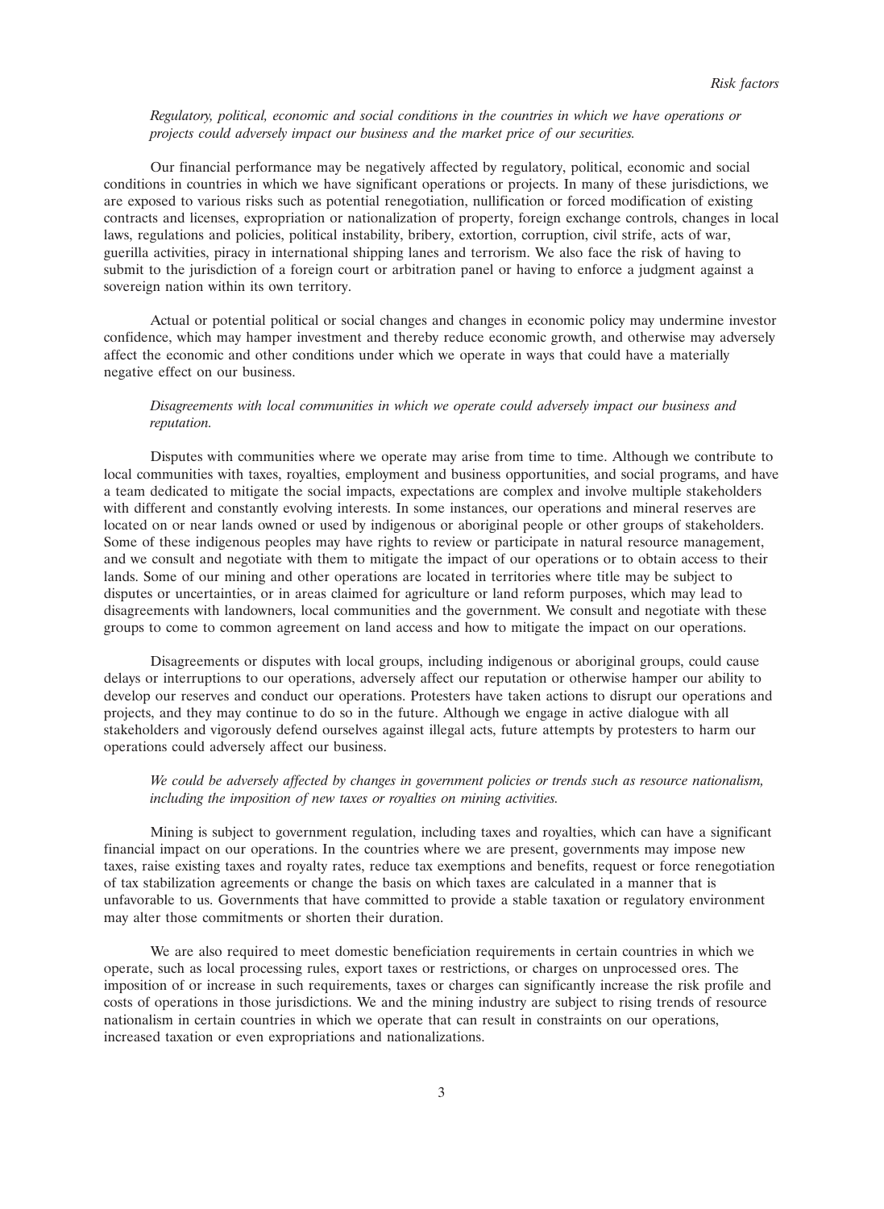*Regulatory, political, economic and social conditions in the countries in which we have operations or projects could adversely impact our business and the market price of our securities.*

Our financial performance may be negatively affected by regulatory, political, economic and social conditions in countries in which we have significant operations or projects. In many of these jurisdictions, we are exposed to various risks such as potential renegotiation, nullification or forced modification of existing contracts and licenses, expropriation or nationalization of property, foreign exchange controls, changes in local laws, regulations and policies, political instability, bribery, extortion, corruption, civil strife, acts of war, guerilla activities, piracy in international shipping lanes and terrorism. We also face the risk of having to submit to the jurisdiction of a foreign court or arbitration panel or having to enforce a judgment against a sovereign nation within its own territory.

Actual or potential political or social changes and changes in economic policy may undermine investor confidence, which may hamper investment and thereby reduce economic growth, and otherwise may adversely affect the economic and other conditions under which we operate in ways that could have a materially negative effect on our business.

*Disagreements with local communities in which we operate could adversely impact our business and reputation.*

Disputes with communities where we operate may arise from time to time. Although we contribute to local communities with taxes, royalties, employment and business opportunities, and social programs, and have a team dedicated to mitigate the social impacts, expectations are complex and involve multiple stakeholders with different and constantly evolving interests. In some instances, our operations and mineral reserves are located on or near lands owned or used by indigenous or aboriginal people or other groups of stakeholders. Some of these indigenous peoples may have rights to review or participate in natural resource management, and we consult and negotiate with them to mitigate the impact of our operations or to obtain access to their lands. Some of our mining and other operations are located in territories where title may be subject to disputes or uncertainties, or in areas claimed for agriculture or land reform purposes, which may lead to disagreements with landowners, local communities and the government. We consult and negotiate with these groups to come to common agreement on land access and how to mitigate the impact on our operations.

Disagreements or disputes with local groups, including indigenous or aboriginal groups, could cause delays or interruptions to our operations, adversely affect our reputation or otherwise hamper our ability to develop our reserves and conduct our operations. Protesters have taken actions to disrupt our operations and projects, and they may continue to do so in the future. Although we engage in active dialogue with all stakeholders and vigorously defend ourselves against illegal acts, future attempts by protesters to harm our operations could adversely affect our business.

*We could be adversely affected by changes in government policies or trends such as resource nationalism, including the imposition of new taxes or royalties on mining activities.*

Mining is subject to government regulation, including taxes and royalties, which can have a significant financial impact on our operations. In the countries where we are present, governments may impose new taxes, raise existing taxes and royalty rates, reduce tax exemptions and benefits, request or force renegotiation of tax stabilization agreements or change the basis on which taxes are calculated in a manner that is unfavorable to us. Governments that have committed to provide a stable taxation or regulatory environment may alter those commitments or shorten their duration.

We are also required to meet domestic beneficiation requirements in certain countries in which we operate, such as local processing rules, export taxes or restrictions, or charges on unprocessed ores. The imposition of or increase in such requirements, taxes or charges can significantly increase the risk profile and costs of operations in those jurisdictions. We and the mining industry are subject to rising trends of resource nationalism in certain countries in which we operate that can result in constraints on our operations, increased taxation or even expropriations and nationalizations.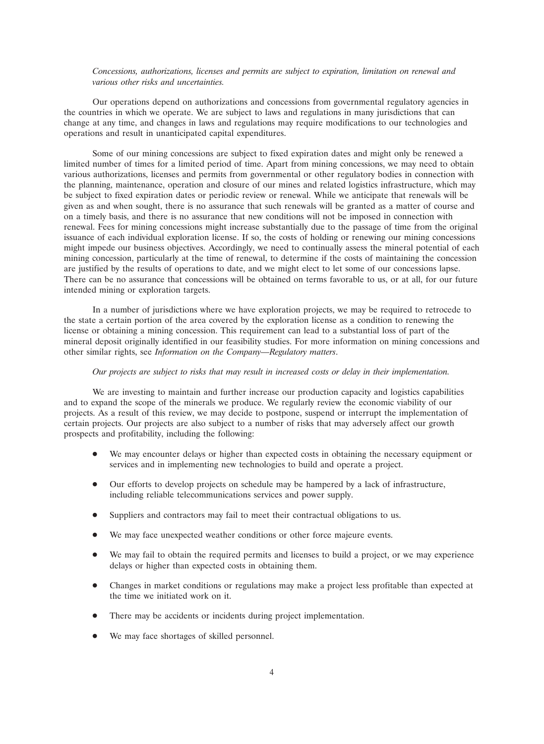*Concessions, authorizations, licenses and permits are subject to expiration, limitation on renewal and various other risks and uncertainties.*

Our operations depend on authorizations and concessions from governmental regulatory agencies in the countries in which we operate. We are subject to laws and regulations in many jurisdictions that can change at any time, and changes in laws and regulations may require modifications to our technologies and operations and result in unanticipated capital expenditures.

Some of our mining concessions are subject to fixed expiration dates and might only be renewed a limited number of times for a limited period of time. Apart from mining concessions, we may need to obtain various authorizations, licenses and permits from governmental or other regulatory bodies in connection with the planning, maintenance, operation and closure of our mines and related logistics infrastructure, which may be subject to fixed expiration dates or periodic review or renewal. While we anticipate that renewals will be given as and when sought, there is no assurance that such renewals will be granted as a matter of course and on a timely basis, and there is no assurance that new conditions will not be imposed in connection with renewal. Fees for mining concessions might increase substantially due to the passage of time from the original issuance of each individual exploration license. If so, the costs of holding or renewing our mining concessions might impede our business objectives. Accordingly, we need to continually assess the mineral potential of each mining concession, particularly at the time of renewal, to determine if the costs of maintaining the concession are justified by the results of operations to date, and we might elect to let some of our concessions lapse. There can be no assurance that concessions will be obtained on terms favorable to us, or at all, for our future intended mining or exploration targets.

In a number of jurisdictions where we have exploration projects, we may be required to retrocede to the state a certain portion of the area covered by the exploration license as a condition to renewing the license or obtaining a mining concession. This requirement can lead to a substantial loss of part of the mineral deposit originally identified in our feasibility studies. For more information on mining concessions and other similar rights, see *Information on the Company—Regulatory matters*.

*Our projects are subject to risks that may result in increased costs or delay in their implementation.*

We are investing to maintain and further increase our production capacity and logistics capabilities and to expand the scope of the minerals we produce. We regularly review the economic viability of our projects. As a result of this review, we may decide to postpone, suspend or interrupt the implementation of certain projects. Our projects are also subject to a number of risks that may adversely affect our growth prospects and profitability, including the following:

- We may encounter delays or higher than expected costs in obtaining the necessary equipment or services and in implementing new technologies to build and operate a project.
- Our efforts to develop projects on schedule may be hampered by a lack of infrastructure, including reliable telecommunications services and power supply.
- Suppliers and contractors may fail to meet their contractual obligations to us.
- We may face unexpected weather conditions or other force majeure events.
- We may fail to obtain the required permits and licenses to build a project, or we may experience delays or higher than expected costs in obtaining them.
- Changes in market conditions or regulations may make a project less profitable than expected at the time we initiated work on it.
- There may be accidents or incidents during project implementation.
- We may face shortages of skilled personnel.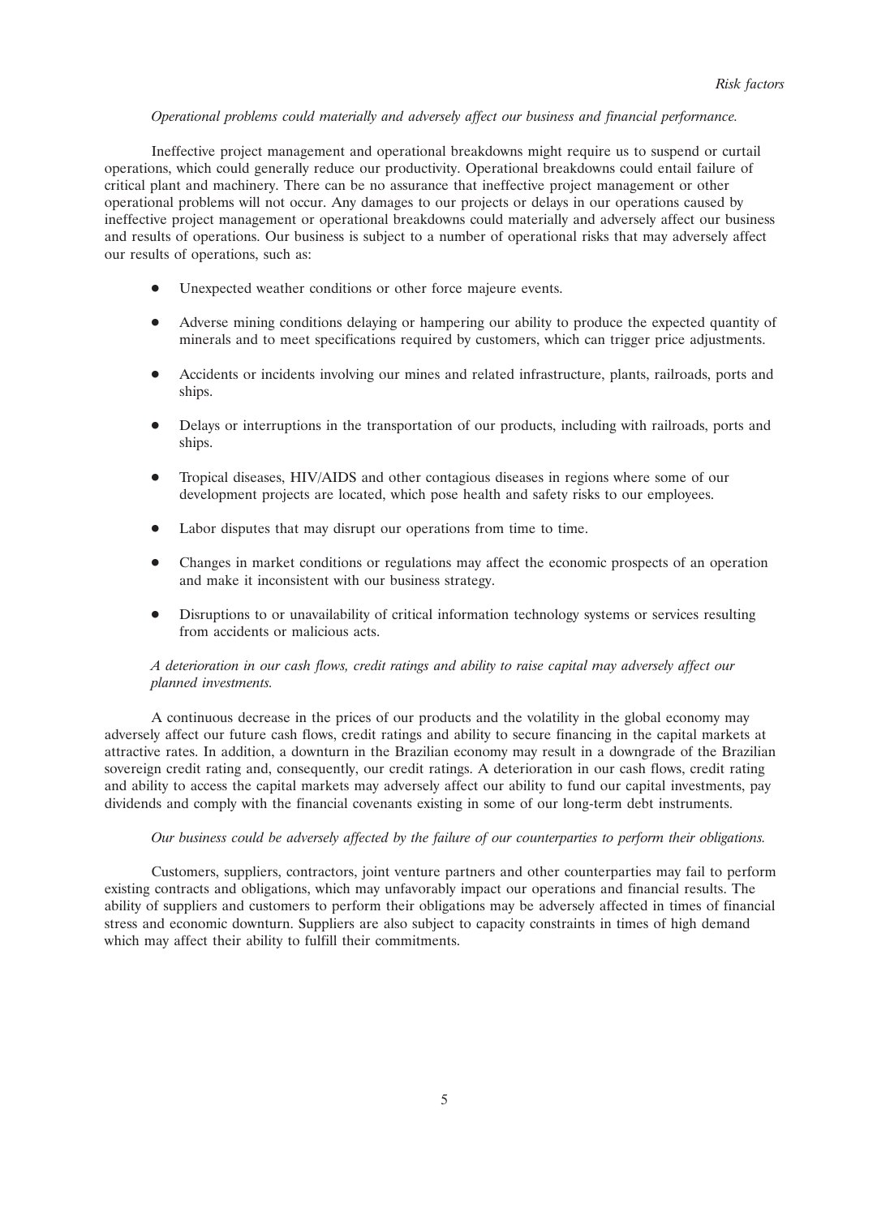*Operational problems could materially and adversely affect our business and financial performance.*

Ineffective project management and operational breakdowns might require us to suspend or curtail operations, which could generally reduce our productivity. Operational breakdowns could entail failure of critical plant and machinery. There can be no assurance that ineffective project management or other operational problems will not occur. Any damages to our projects or delays in our operations caused by ineffective project management or operational breakdowns could materially and adversely affect our business and results of operations. Our business is subject to a number of operational risks that may adversely affect our results of operations, such as:

- Unexpected weather conditions or other force majeure events.
- Adverse mining conditions delaying or hampering our ability to produce the expected quantity of minerals and to meet specifications required by customers, which can trigger price adjustments.
- Accidents or incidents involving our mines and related infrastructure, plants, railroads, ports and ships.
- Delays or interruptions in the transportation of our products, including with railroads, ports and ships.
- Tropical diseases, HIV/AIDS and other contagious diseases in regions where some of our development projects are located, which pose health and safety risks to our employees.
- Labor disputes that may disrupt our operations from time to time.
- Changes in market conditions or regulations may affect the economic prospects of an operation and make it inconsistent with our business strategy.
- Disruptions to or unavailability of critical information technology systems or services resulting from accidents or malicious acts.

*A deterioration in our cash flows, credit ratings and ability to raise capital may adversely affect our planned investments.*

A continuous decrease in the prices of our products and the volatility in the global economy may adversely affect our future cash flows, credit ratings and ability to secure financing in the capital markets at attractive rates. In addition, a downturn in the Brazilian economy may result in a downgrade of the Brazilian sovereign credit rating and, consequently, our credit ratings. A deterioration in our cash flows, credit rating and ability to access the capital markets may adversely affect our ability to fund our capital investments, pay dividends and comply with the financial covenants existing in some of our long-term debt instruments.

*Our business could be adversely affected by the failure of our counterparties to perform their obligations.*

Customers, suppliers, contractors, joint venture partners and other counterparties may fail to perform existing contracts and obligations, which may unfavorably impact our operations and financial results. The ability of suppliers and customers to perform their obligations may be adversely affected in times of financial stress and economic downturn. Suppliers are also subject to capacity constraints in times of high demand which may affect their ability to fulfill their commitments.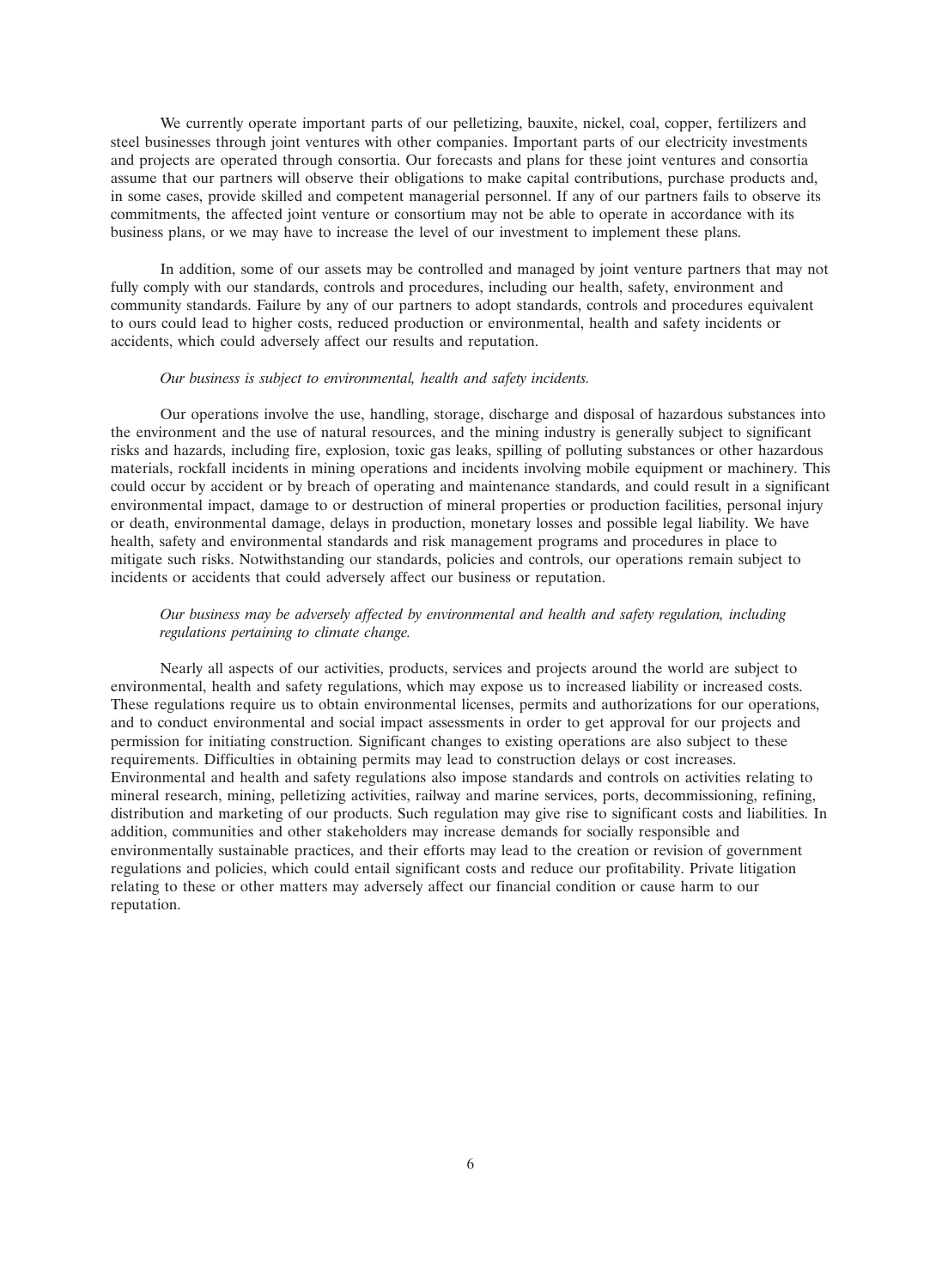We currently operate important parts of our pelletizing, bauxite, nickel, coal, copper, fertilizers and steel businesses through joint ventures with other companies. Important parts of our electricity investments and projects are operated through consortia. Our forecasts and plans for these joint ventures and consortia assume that our partners will observe their obligations to make capital contributions, purchase products and, in some cases, provide skilled and competent managerial personnel. If any of our partners fails to observe its commitments, the affected joint venture or consortium may not be able to operate in accordance with its business plans, or we may have to increase the level of our investment to implement these plans.

In addition, some of our assets may be controlled and managed by joint venture partners that may not fully comply with our standards, controls and procedures, including our health, safety, environment and community standards. Failure by any of our partners to adopt standards, controls and procedures equivalent to ours could lead to higher costs, reduced production or environmental, health and safety incidents or accidents, which could adversely affect our results and reputation.

*Our business is subject to environmental, health and safety incidents.*

Our operations involve the use, handling, storage, discharge and disposal of hazardous substances into the environment and the use of natural resources, and the mining industry is generally subject to significant risks and hazards, including fire, explosion, toxic gas leaks, spilling of polluting substances or other hazardous materials, rockfall incidents in mining operations and incidents involving mobile equipment or machinery. This could occur by accident or by breach of operating and maintenance standards, and could result in a significant environmental impact, damage to or destruction of mineral properties or production facilities, personal injury or death, environmental damage, delays in production, monetary losses and possible legal liability. We have health, safety and environmental standards and risk management programs and procedures in place to mitigate such risks. Notwithstanding our standards, policies and controls, our operations remain subject to incidents or accidents that could adversely affect our business or reputation.

*Our business may be adversely affected by environmental and health and safety regulation, including regulations pertaining to climate change.*

Nearly all aspects of our activities, products, services and projects around the world are subject to environmental, health and safety regulations, which may expose us to increased liability or increased costs. These regulations require us to obtain environmental licenses, permits and authorizations for our operations, and to conduct environmental and social impact assessments in order to get approval for our projects and permission for initiating construction. Significant changes to existing operations are also subject to these requirements. Difficulties in obtaining permits may lead to construction delays or cost increases. Environmental and health and safety regulations also impose standards and controls on activities relating to mineral research, mining, pelletizing activities, railway and marine services, ports, decommissioning, refining, distribution and marketing of our products. Such regulation may give rise to significant costs and liabilities. In addition, communities and other stakeholders may increase demands for socially responsible and environmentally sustainable practices, and their efforts may lead to the creation or revision of government regulations and policies, which could entail significant costs and reduce our profitability. Private litigation relating to these or other matters may adversely affect our financial condition or cause harm to our reputation.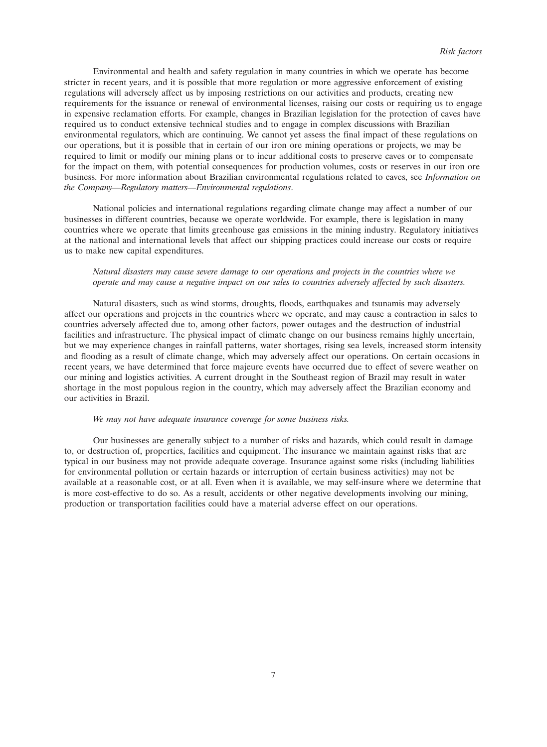Environmental and health and safety regulation in many countries in which we operate has become stricter in recent years, and it is possible that more regulation or more aggressive enforcement of existing regulations will adversely affect us by imposing restrictions on our activities and products, creating new requirements for the issuance or renewal of environmental licenses, raising our costs or requiring us to engage in expensive reclamation efforts. For example, changes in Brazilian legislation for the protection of caves have required us to conduct extensive technical studies and to engage in complex discussions with Brazilian environmental regulators, which are continuing. We cannot yet assess the final impact of these regulations on our operations, but it is possible that in certain of our iron ore mining operations or projects, we may be required to limit or modify our mining plans or to incur additional costs to preserve caves or to compensate for the impact on them, with potential consequences for production volumes, costs or reserves in our iron ore business. For more information about Brazilian environmental regulations related to caves, see *Information on the Company—Regulatory matters—Environmental regulations*.

National policies and international regulations regarding climate change may affect a number of our businesses in different countries, because we operate worldwide. For example, there is legislation in many countries where we operate that limits greenhouse gas emissions in the mining industry. Regulatory initiatives at the national and international levels that affect our shipping practices could increase our costs or require us to make new capital expenditures.

*Natural disasters may cause severe damage to our operations and projects in the countries where we operate and may cause a negative impact on our sales to countries adversely affected by such disasters.*

Natural disasters, such as wind storms, droughts, floods, earthquakes and tsunamis may adversely affect our operations and projects in the countries where we operate, and may cause a contraction in sales to countries adversely affected due to, among other factors, power outages and the destruction of industrial facilities and infrastructure. The physical impact of climate change on our business remains highly uncertain, but we may experience changes in rainfall patterns, water shortages, rising sea levels, increased storm intensity and flooding as a result of climate change, which may adversely affect our operations. On certain occasions in recent years, we have determined that force majeure events have occurred due to effect of severe weather on our mining and logistics activities. A current drought in the Southeast region of Brazil may result in water shortage in the most populous region in the country, which may adversely affect the Brazilian economy and our activities in Brazil.

*We may not have adequate insurance coverage for some business risks.*

Our businesses are generally subject to a number of risks and hazards, which could result in damage to, or destruction of, properties, facilities and equipment. The insurance we maintain against risks that are typical in our business may not provide adequate coverage. Insurance against some risks (including liabilities for environmental pollution or certain hazards or interruption of certain business activities) may not be available at a reasonable cost, or at all. Even when it is available, we may self-insure where we determine that is more cost-effective to do so. As a result, accidents or other negative developments involving our mining, production or transportation facilities could have a material adverse effect on our operations.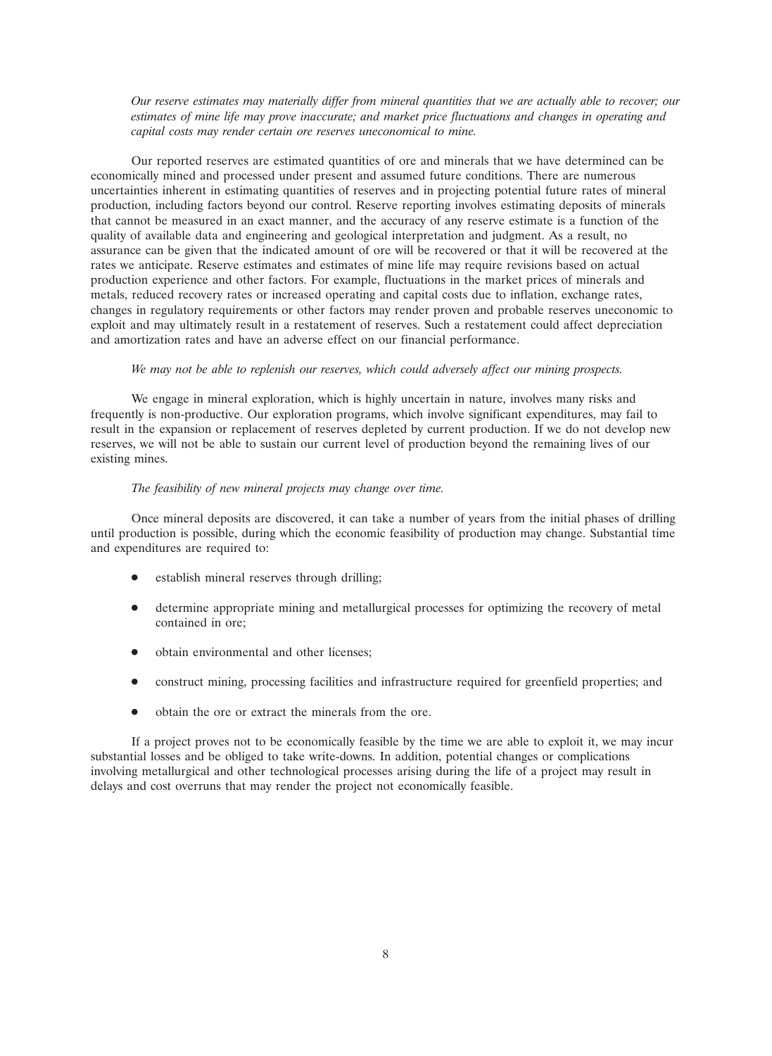*Our reserve estimates may materially differ from mineral quantities that we are actually able to recover; our estimates of mine life may prove inaccurate; and market price fluctuations and changes in operating and capital costs may render certain ore reserves uneconomical to mine.*

Our reported reserves are estimated quantities of ore and minerals that we have determined can be economically mined and processed under present and assumed future conditions. There are numerous uncertainties inherent in estimating quantities of reserves and in projecting potential future rates of mineral production, including factors beyond our control. Reserve reporting involves estimating deposits of minerals that cannot be measured in an exact manner, and the accuracy of any reserve estimate is a function of the quality of available data and engineering and geological interpretation and judgment. As a result, no assurance can be given that the indicated amount of ore will be recovered or that it will be recovered at the rates we anticipate. Reserve estimates and estimates of mine life may require revisions based on actual production experience and other factors. For example, fluctuations in the market prices of minerals and metals, reduced recovery rates or increased operating and capital costs due to inflation, exchange rates, changes in regulatory requirements or other factors may render proven and probable reserves uneconomic to exploit and may ultimately result in a restatement of reserves. Such a restatement could affect depreciation and amortization rates and have an adverse effect on our financial performance.

*We may not be able to replenish our reserves, which could adversely affect our mining prospects.*

We engage in mineral exploration, which is highly uncertain in nature, involves many risks and frequently is non-productive. Our exploration programs, which involve significant expenditures, may fail to result in the expansion or replacement of reserves depleted by current production. If we do not develop new reserves, we will not be able to sustain our current level of production beyond the remaining lives of our existing mines.

*The feasibility of new mineral projects may change over time.*

Once mineral deposits are discovered, it can take a number of years from the initial phases of drilling until production is possible, during which the economic feasibility of production may change. Substantial time and expenditures are required to:

- establish mineral reserves through drilling;
- determine appropriate mining and metallurgical processes for optimizing the recovery of metal contained in ore;
- obtain environmental and other licenses;
- construct mining, processing facilities and infrastructure required for greenfield properties; and
- obtain the ore or extract the minerals from the ore.

If a project proves not to be economically feasible by the time we are able to exploit it, we may incur substantial losses and be obliged to take write-downs. In addition, potential changes or complications involving metallurgical and other technological processes arising during the life of a project may result in delays and cost overruns that may render the project not economically feasible.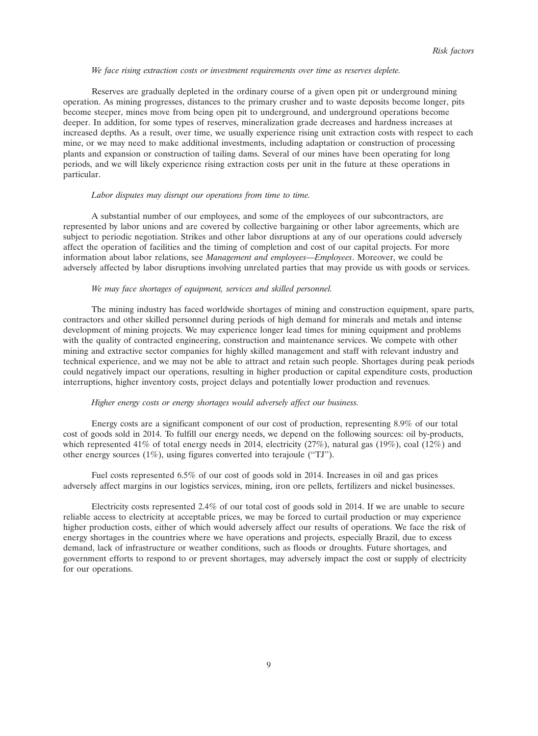*We face rising extraction costs or investment requirements over time as reserves deplete.*

Reserves are gradually depleted in the ordinary course of a given open pit or underground mining operation. As mining progresses, distances to the primary crusher and to waste deposits become longer, pits become steeper, mines move from being open pit to underground, and underground operations become deeper. In addition, for some types of reserves, mineralization grade decreases and hardness increases at increased depths. As a result, over time, we usually experience rising unit extraction costs with respect to each mine, or we may need to make additional investments, including adaptation or construction of processing plants and expansion or construction of tailing dams. Several of our mines have been operating for long periods, and we will likely experience rising extraction costs per unit in the future at these operations in particular.

*Labor disputes may disrupt our operations from time to time.*

A substantial number of our employees, and some of the employees of our subcontractors, are represented by labor unions and are covered by collective bargaining or other labor agreements, which are subject to periodic negotiation. Strikes and other labor disruptions at any of our operations could adversely affect the operation of facilities and the timing of completion and cost of our capital projects. For more information about labor relations, see *Management and employees—Employees*. Moreover, we could be adversely affected by labor disruptions involving unrelated parties that may provide us with goods or services.

*We may face shortages of equipment, services and skilled personnel.*

The mining industry has faced worldwide shortages of mining and construction equipment, spare parts, contractors and other skilled personnel during periods of high demand for minerals and metals and intense development of mining projects. We may experience longer lead times for mining equipment and problems with the quality of contracted engineering, construction and maintenance services. We compete with other mining and extractive sector companies for highly skilled management and staff with relevant industry and technical experience, and we may not be able to attract and retain such people. Shortages during peak periods could negatively impact our operations, resulting in higher production or capital expenditure costs, production interruptions, higher inventory costs, project delays and potentially lower production and revenues.

*Higher energy costs or energy shortages would adversely affect our business.*

Energy costs are a significant component of our cost of production, representing 8.9% of our total cost of goods sold in 2014. To fulfill our energy needs, we depend on the following sources: oil by-products, which represented 41% of total energy needs in 2014, electricity (27%), natural gas (19%), coal (12%) and other energy sources (1%), using figures converted into terajoule ("TJ").

Fuel costs represented 6.5% of our cost of goods sold in 2014. Increases in oil and gas prices adversely affect margins in our logistics services, mining, iron ore pellets, fertilizers and nickel businesses.

Electricity costs represented 2.4% of our total cost of goods sold in 2014. If we are unable to secure reliable access to electricity at acceptable prices, we may be forced to curtail production or may experience higher production costs, either of which would adversely affect our results of operations. We face the risk of energy shortages in the countries where we have operations and projects, especially Brazil, due to excess demand, lack of infrastructure or weather conditions, such as floods or droughts. Future shortages, and government efforts to respond to or prevent shortages, may adversely impact the cost or supply of electricity for our operations.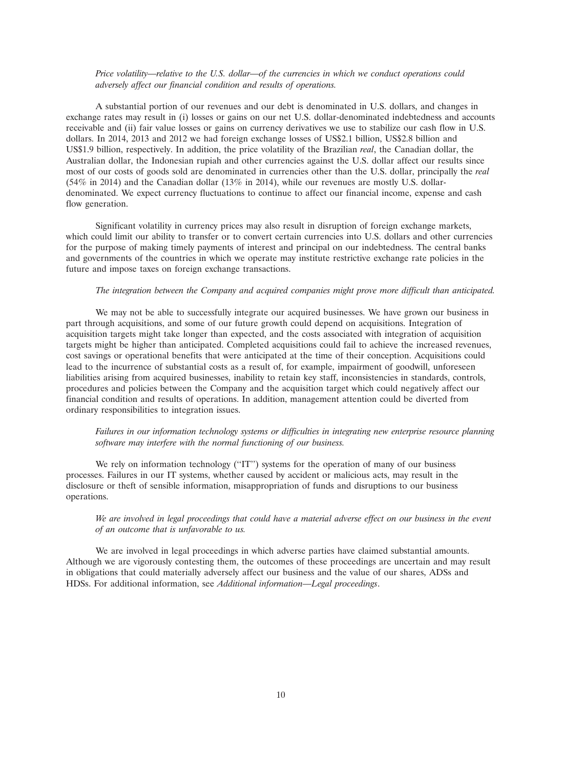*Price volatility—relative to the U.S. dollar—of the currencies in which we conduct operations could adversely affect our financial condition and results of operations.*

A substantial portion of our revenues and our debt is denominated in U.S. dollars, and changes in exchange rates may result in (i) losses or gains on our net U.S. dollar-denominated indebtedness and accounts receivable and (ii) fair value losses or gains on currency derivatives we use to stabilize our cash flow in U.S. dollars. In 2014, 2013 and 2012 we had foreign exchange losses of US$2.1 billion, US$2.8 billion and US$1.9 billion, respectively. In addition, the price volatility of the Brazilian *real*, the Canadian dollar, the Australian dollar, the Indonesian rupiah and other currencies against the U.S. dollar affect our results since most of our costs of goods sold are denominated in currencies other than the U.S. dollar, principally the *real* (54% in 2014) and the Canadian dollar (13% in 2014), while our revenues are mostly U.S. dollar-denominated. We expect currency fluctuations to continue to affect our financial income, expense and cash flow generation.

Significant volatility in currency prices may also result in disruption of foreign exchange markets, which could limit our ability to transfer or to convert certain currencies into U.S. dollars and other currencies for the purpose of making timely payments of interest and principal on our indebtedness. The central banks and governments of the countries in which we operate may institute restrictive exchange rate policies in the future and impose taxes on foreign exchange transactions.

*The integration between the Company and acquired companies might prove more difficult than anticipated.*

We may not be able to successfully integrate our acquired businesses. We have grown our business in part through acquisitions, and some of our future growth could depend on acquisitions. Integration of acquisition targets might take longer than expected, and the costs associated with integration of acquisition targets might be higher than anticipated. Completed acquisitions could fail to achieve the increased revenues, cost savings or operational benefits that were anticipated at the time of their conception. Acquisitions could lead to the incurrence of substantial costs as a result of, for example, impairment of goodwill, unforeseen liabilities arising from acquired businesses, inability to retain key staff, inconsistencies in standards, controls, procedures and policies between the Company and the acquisition target which could negatively affect our financial condition and results of operations. In addition, management attention could be diverted from ordinary responsibilities to integration issues.

*Failures in our information technology systems or difficulties in integrating new enterprise resource planning software may interfere with the normal functioning of our business.*

We rely on information technology (''IT'') systems for the operation of many of our business processes. Failures in our IT systems, whether caused by accident or malicious acts, may result in the disclosure or theft of sensible information, misappropriation of funds and disruptions to our business operations.

*We are involved in legal proceedings that could have a material adverse effect on our business in the event of an outcome that is unfavorable to us.*

We are involved in legal proceedings in which adverse parties have claimed substantial amounts. Although we are vigorously contesting them, the outcomes of these proceedings are uncertain and may result in obligations that could materially adversely affect our business and the value of our shares, ADSs and HDSs. For additional information, see *Additional information—Legal proceedings*.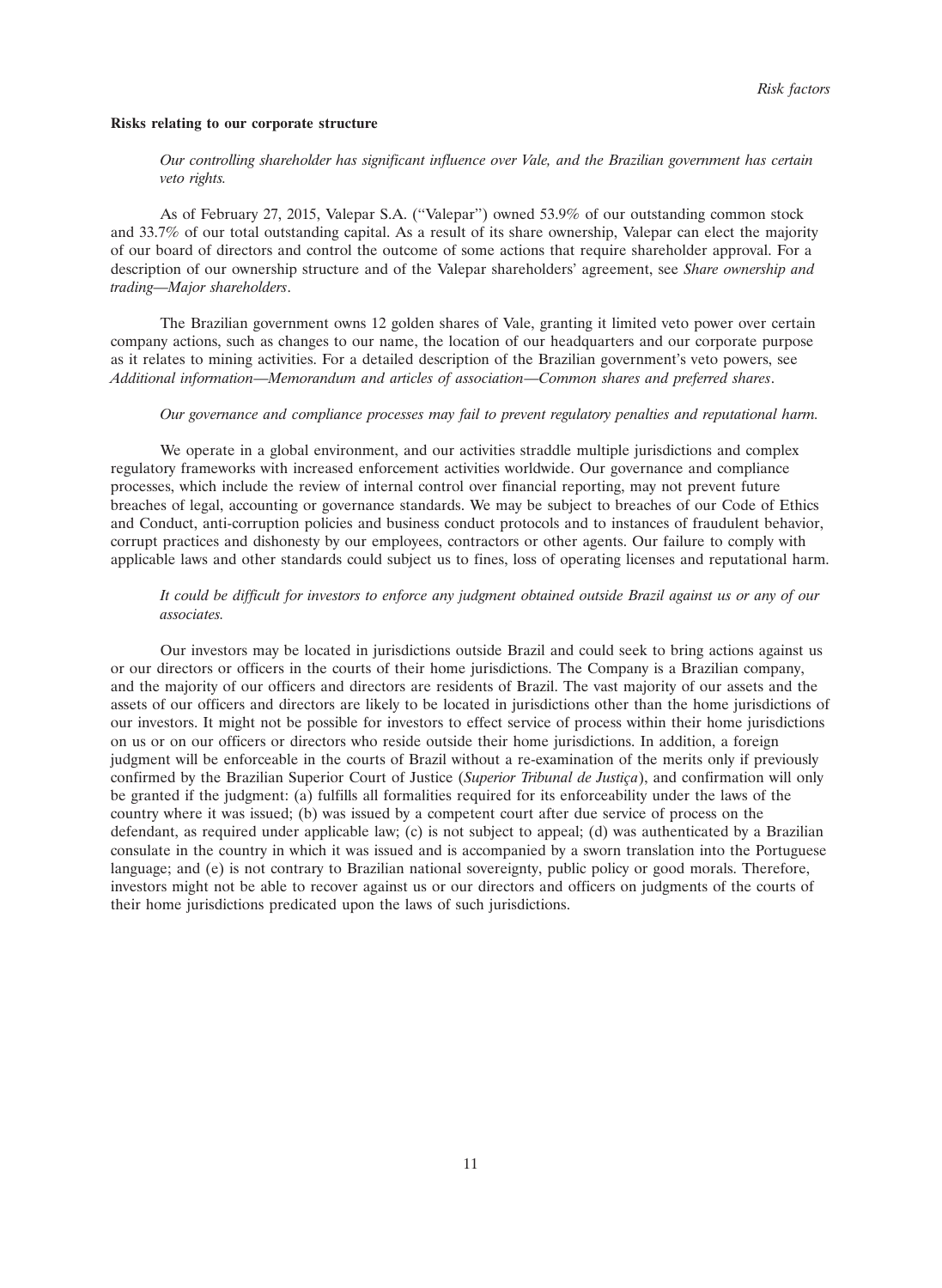**Risks relating to our corporate structure**

*Our controlling shareholder has significant influence over Vale, and the Brazilian government has certain veto rights.*

As of February 27, 2015, Valepar S.A. (''Valepar'') owned 53.9% of our outstanding common stock and 33.7% of our total outstanding capital. As a result of its share ownership, Valepar can elect the majority of our board of directors and control the outcome of some actions that require shareholder approval. For a description of our ownership structure and of the Valepar shareholders' agreement, see *Share ownership and trading—Major shareholders*.

The Brazilian government owns 12 golden shares of Vale, granting it limited veto power over certain company actions, such as changes to our name, the location of our headquarters and our corporate purpose as it relates to mining activities. For a detailed description of the Brazilian government's veto powers, see *Additional information—Memorandum and articles of association—Common shares and preferred shares*.

*Our governance and compliance processes may fail to prevent regulatory penalties and reputational harm.*

We operate in a global environment, and our activities straddle multiple jurisdictions and complex regulatory frameworks with increased enforcement activities worldwide. Our governance and compliance processes, which include the review of internal control over financial reporting, may not prevent future breaches of legal, accounting or governance standards. We may be subject to breaches of our Code of Ethics and Conduct, anti-corruption policies and business conduct protocols and to instances of fraudulent behavior, corrupt practices and dishonesty by our employees, contractors or other agents. Our failure to comply with applicable laws and other standards could subject us to fines, loss of operating licenses and reputational harm.

*It could be difficult for investors to enforce any judgment obtained outside Brazil against us or any of our associates.*

Our investors may be located in jurisdictions outside Brazil and could seek to bring actions against us or our directors or officers in the courts of their home jurisdictions. The Company is a Brazilian company, and the majority of our officers and directors are residents of Brazil. The vast majority of our assets and the assets of our officers and directors are likely to be located in jurisdictions other than the home jurisdictions of our investors. It might not be possible for investors to effect service of process within their home jurisdictions on us or on our officers or directors who reside outside their home jurisdictions. In addition, a foreign judgment will be enforceable in the courts of Brazil without a re-examination of the merits only if previously confirmed by the Brazilian Superior Court of Justice (*Superior Tribunal de Justiça*), and confirmation will only be granted if the judgment: (a) fulfills all formalities required for its enforceability under the laws of the country where it was issued; (b) was issued by a competent court after due service of process on the defendant, as required under applicable law; (c) is not subject to appeal; (d) was authenticated by a Brazilian consulate in the country in which it was issued and is accompanied by a sworn translation into the Portuguese language; and (e) is not contrary to Brazilian national sovereignty, public policy or good morals. Therefore, investors might not be able to recover against us or our directors and officers on judgments of the courts of their home jurisdictions predicated upon the laws of such jurisdictions.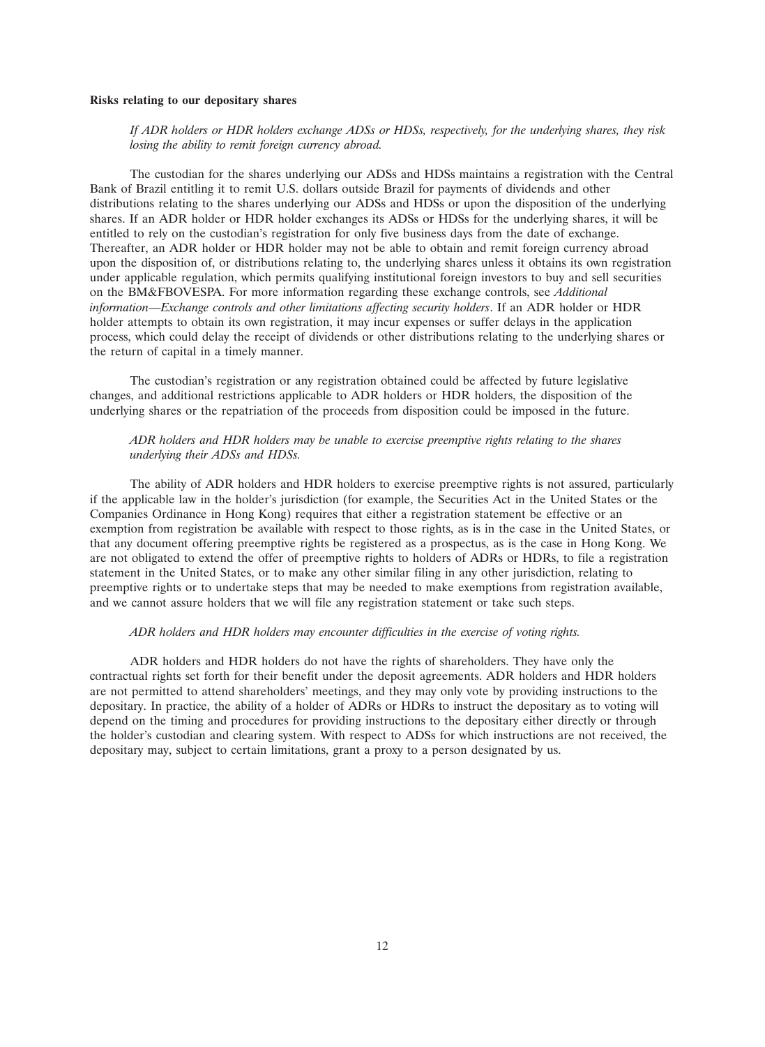**Risks relating to our depositary shares**

*If ADR holders or HDR holders exchange ADSs or HDSs, respectively, for the underlying shares, they risk losing the ability to remit foreign currency abroad.*

The custodian for the shares underlying our ADSs and HDSs maintains a registration with the Central Bank of Brazil entitling it to remit U.S. dollars outside Brazil for payments of dividends and other distributions relating to the shares underlying our ADSs and HDSs or upon the disposition of the underlying shares. If an ADR holder or HDR holder exchanges its ADSs or HDSs for the underlying shares, it will be entitled to rely on the custodian's registration for only five business days from the date of exchange. Thereafter, an ADR holder or HDR holder may not be able to obtain and remit foreign currency abroad upon the disposition of, or distributions relating to, the underlying shares unless it obtains its own registration under applicable regulation, which permits qualifying institutional foreign investors to buy and sell securities on the BM&FBOVESPA. For more information regarding these exchange controls, see *Additional information—Exchange controls and other limitations affecting security holders*. If an ADR holder or HDR holder attempts to obtain its own registration, it may incur expenses or suffer delays in the application process, which could delay the receipt of dividends or other distributions relating to the underlying shares or the return of capital in a timely manner.

The custodian's registration or any registration obtained could be affected by future legislative changes, and additional restrictions applicable to ADR holders or HDR holders, the disposition of the underlying shares or the repatriation of the proceeds from disposition could be imposed in the future.

*ADR holders and HDR holders may be unable to exercise preemptive rights relating to the shares underlying their ADSs and HDSs.*

The ability of ADR holders and HDR holders to exercise preemptive rights is not assured, particularly if the applicable law in the holder's jurisdiction (for example, the Securities Act in the United States or the Companies Ordinance in Hong Kong) requires that either a registration statement be effective or an exemption from registration be available with respect to those rights, as is in the case in the United States, or that any document offering preemptive rights be registered as a prospectus, as is the case in Hong Kong. We are not obligated to extend the offer of preemptive rights to holders of ADRs or HDRs, to file a registration statement in the United States, or to make any other similar filing in any other jurisdiction, relating to preemptive rights or to undertake steps that may be needed to make exemptions from registration available, and we cannot assure holders that we will file any registration statement or take such steps.

*ADR holders and HDR holders may encounter difficulties in the exercise of voting rights.*

ADR holders and HDR holders do not have the rights of shareholders. They have only the contractual rights set forth for their benefit under the deposit agreements. ADR holders and HDR holders are not permitted to attend shareholders' meetings, and they may only vote by providing instructions to the depositary. In practice, the ability of a holder of ADRs or HDRs to instruct the depositary as to voting will depend on the timing and procedures for providing instructions to the depositary either directly or through the holder's custodian and clearing system. With respect to ADSs for which instructions are not received, the depositary may, subject to certain limitations, grant a proxy to a person designated by us.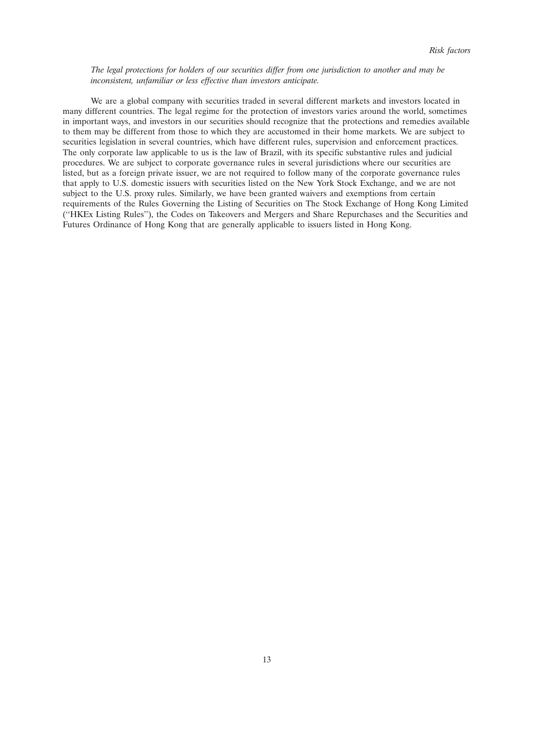*The legal protections for holders of our securities differ from one jurisdiction to another and may be inconsistent, unfamiliar or less effective than investors anticipate.*

We are a global company with securities traded in several different markets and investors located in many different countries. The legal regime for the protection of investors varies around the world, sometimes in important ways, and investors in our securities should recognize that the protections and remedies available to them may be different from those to which they are accustomed in their home markets. We are subject to securities legislation in several countries, which have different rules, supervision and enforcement practices. The only corporate law applicable to us is the law of Brazil, with its specific substantive rules and judicial procedures. We are subject to corporate governance rules in several jurisdictions where our securities are listed, but as a foreign private issuer, we are not required to follow many of the corporate governance rules that apply to U.S. domestic issuers with securities listed on the New York Stock Exchange, and we are not subject to the U.S. proxy rules. Similarly, we have been granted waivers and exemptions from certain requirements of the Rules Governing the Listing of Securities on The Stock Exchange of Hong Kong Limited (''HKEx Listing Rules''), the Codes on Takeovers and Mergers and Share Repurchases and the Securities and Futures Ordinance of Hong Kong that are generally applicable to issuers listed in Hong Kong.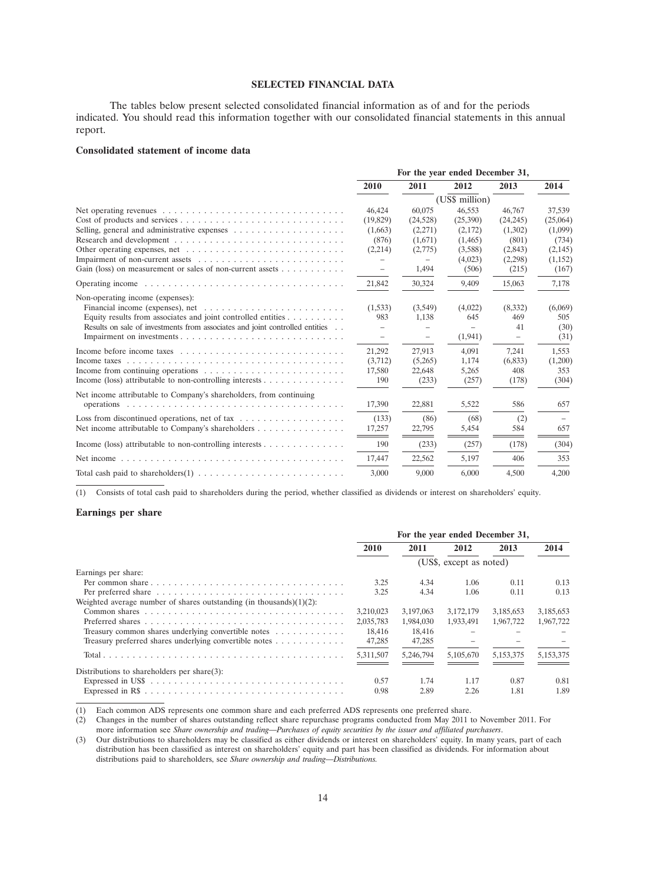## SELECTED FINANCIAL DATA

The tables below present selected consolidated financial information as of and for the periods indicated. You should read this information together with our consolidated financial statements in this annual report.

### Consolidated statement of income data

| | For the year ended December 31, | | | | |
|---|---|---|---|---|---|
| | 2010 | 2011 | 2012 | 2013 | 2014 |
| | (US$ million) | | | | |
| Net operating revenues | 46,424 | 60,075 | 46,553 | 46,767 | 37,539 |
| Cost of products and services | (19,829) | (24,528) | (25,390) | (24,245) | (25,064) |
| Selling, general and administrative expenses | (1,663) | (2,271) | (2,172) | (1,302) | (1,099) |
| Research and development | (876) | (1,671) | (1,465) | (801) | (734) |
| Other operating expenses, net | (2,214) | (2,775) | (3,588) | (2,843) | (2,145) |
| Impairment of non-current assets | – | – | (4,023) | (2,298) | (1,152) |
| Gain (loss) on measurement or sales of non-current assets | – | 1,494 | (506) | (215) | (167) |
| Operating income | 21,842 | 30,324 | 9,409 | 15,063 | 7,178 |
| Non-operating income (expenses): | | | | | |
| Financial income (expenses), net | (1,533) | (3,549) | (4,022) | (8,332) | (6,069) |
| Equity results from associates and joint controlled entities | 983 | 1,138 | 645 | 469 | 505 |
| Results on sale of investments from associates and joint controlled entities | – | – | – | 41 | (30) |
| Impairment on investments | – | – | (1,941) | – | (31) |
| Income before income taxes | 21,292 | 27,913 | 4,091 | 7,241 | 1,553 |
| Income taxes | (3,712) | (5,265) | 1,174 | (6,833) | (1,200) |
| Income from continuing operations | 17,580 | 22,648 | 5,265 | 408 | 353 |
| Income (loss) attributable to non-controlling interests | 190 | (233) | (257) | (178) | (304) |
| Net income attributable to Company's shareholders, from continuing operations | 17,390 | 22,881 | 5,522 | 586 | 657 |
| Loss from discontinued operations, net of tax | (133) | (86) | (68) | (2) | – |
| Net income attributable to Company's shareholders | 17,257 | 22,795 | 5,454 | 584 | 657 |
| Income (loss) attributable to non-controlling interests | 190 | (233) | (257) | (178) | (304) |
| Net income | 17,447 | 22,562 | 5,197 | 406 | 353 |
| Total cash paid to shareholders(1) | 3,000 | 9,000 | 6,000 | 4,500 | 4,200 |

(1) Consists of total cash paid to shareholders during the period, whether classified as dividends or interest on shareholders' equity.

### Earnings per share

| | For the year ended December 31, | | | | |
|---|---|---|---|---|---|
| | 2010 | 2011 | 2012 | 2013 | 2014 |
| | (US$, except as noted) | | | | |
| Earnings per share: | | | | | |
| Per common share | 3.25 | 4.34 | 1.06 | 0.11 | 0.13 |
| Per preferred share | 3.25 | 4.34 | 1.06 | 0.11 | 0.13 |
| Weighted average number of shares outstanding (in thousands)(1)(2): | | | | | |
| Common shares | 3,210,023 | 3,197,063 | 3,172,179 | 3,185,653 | 3,185,653 |
| Preferred shares | 2,035,783 | 1,984,030 | 1,933,491 | 1,967,722 | 1,967,722 |
| Treasury common shares underlying convertible notes | 18,416 | 18,416 | – | – | – |
| Treasury preferred shares underlying convertible notes | 47,285 | 47,285 | – | – | – |
| Total | 5,311,507 | 5,246,794 | 5,105,670 | 5,153,375 | 5,153,375 |
| Distributions to shareholders per share(3): | | | | | |
| Expressed in US$ | 0.57 | 1.74 | 1.17 | 0.87 | 0.81 |
| Expressed in R$ | 0.98 | 2.89 | 2.26 | 1.81 | 1.89 |

(1) Each common ADS represents one common share and each preferred ADS represents one preferred share.

(2) Changes in the number of shares outstanding reflect share repurchase programs conducted from May 2011 to November 2011. For more information see *Share ownership and trading—Purchases of equity securities by the issuer and affiliated purchasers*.

(3) Our distributions to shareholders may be classified as either dividends or interest on shareholders' equity. In many years, part of each distribution has been classified as interest on shareholders' equity and part has been classified as dividends. For information about distributions paid to shareholders, see *Share ownership and trading—Distributions.*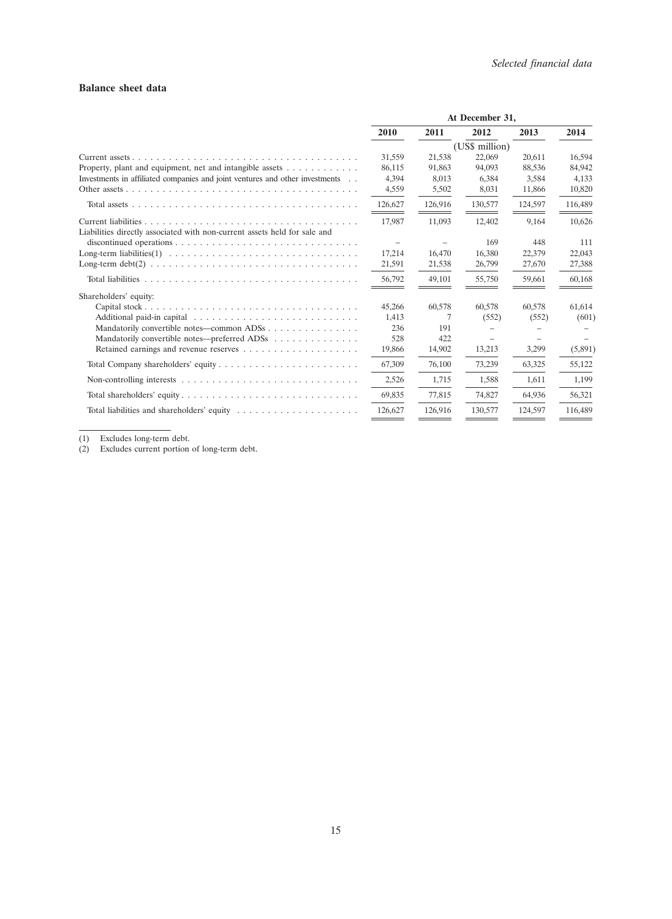### Balance sheet data

| | At December 31, | | | | |
|---|---|---|---|---|---|
| | 2010 | 2011 | 2012 | 2013 | 2014 |
| | (US$ million) | | | | |
| Current assets | 31,559 | 21,538 | 22,069 | 20,611 | 16,594 |
| Property, plant and equipment, net and intangible assets | 86,115 | 91,863 | 94,093 | 88,536 | 84,942 |
| Investments in affiliated companies and joint ventures and other investments | 4,394 | 8,013 | 6,384 | 3,584 | 4,133 |
| Other assets | 4,559 | 5,502 | 8,031 | 11,866 | 10,820 |
| Total assets | 126,627 | 126,916 | 130,577 | 124,597 | 116,489 |
| Current liabilities | 17,987 | 11,093 | 12,402 | 9,164 | 10,626 |
| Liabilities directly associated with non-current assets held for sale and discontinued operations | – | – | 169 | 448 | 111 |
| Long-term liabilities(1) | 17,214 | 16,470 | 16,380 | 22,379 | 22,043 |
| Long-term debt(2) | 21,591 | 21,538 | 26,799 | 27,670 | 27,388 |
| Total liabilities | 56,792 | 49,101 | 55,750 | 59,661 | 60,168 |
| Shareholders' equity: | | | | | |
| Capital stock | 45,266 | 60,578 | 60,578 | 60,578 | 61,614 |
| Additional paid-in capital | 1,413 | 7 | (552) | (552) | (601) |
| Mandatorily convertible notes—common ADSs | 236 | 191 | – | – | – |
| Mandatorily convertible notes—preferred ADSs | 528 | 422 | – | – | – |
| Retained earnings and revenue reserves | 19,866 | 14,902 | 13,213 | 3,299 | (5,891) |
| Total Company shareholders' equity | 67,309 | 76,100 | 73,239 | 63,325 | 55,122 |
| Non-controlling interests | 2,526 | 1,715 | 1,588 | 1,611 | 1,199 |
| Total shareholders' equity | 69,835 | 77,815 | 74,827 | 64,936 | 56,321 |
| Total liabilities and shareholders' equity | 126,627 | 126,916 | 130,577 | 124,597 | 116,489 |

(1) Excludes long-term debt.

(2) Excludes current portion of long-term debt.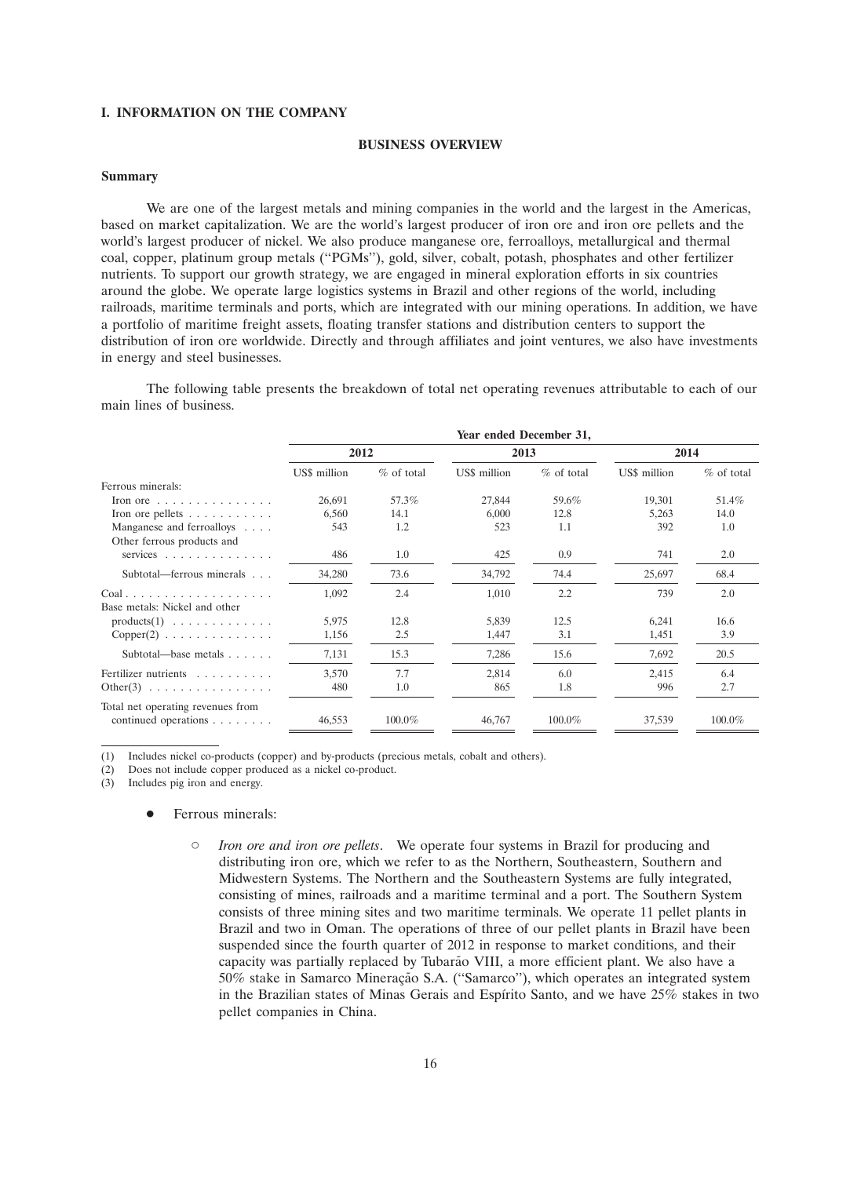## I. INFORMATION ON THE COMPANY

### BUSINESS OVERVIEW

**Summary**

We are one of the largest metals and mining companies in the world and the largest in the Americas, based on market capitalization. We are the world's largest producer of iron ore and iron ore pellets and the world's largest producer of nickel. We also produce manganese ore, ferroalloys, metallurgical and thermal coal, copper, platinum group metals ("PGMs"), gold, silver, cobalt, potash, phosphates and other fertilizer nutrients. To support our growth strategy, we are engaged in mineral exploration efforts in six countries around the globe. We operate large logistics systems in Brazil and other regions of the world, including railroads, maritime terminals and ports, which are integrated with our mining operations. In addition, we have a portfolio of maritime freight assets, floating transfer stations and distribution centers to support the distribution of iron ore worldwide. Directly and through affiliates and joint ventures, we also have investments in energy and steel businesses.

The following table presents the breakdown of total net operating revenues attributable to each of our main lines of business.

| | Year ended December 31, | | | | | |
|---|---|---|---|---|---|---|
| | 2012 | | 2013 | | 2014 | |
| | US$ million | % of total | US$ million | % of total | US$ million | % of total |
| Ferrous minerals: | | | | | | |
| Iron ore | 26,691 | 57.3% | 27,844 | 59.6% | 19,301 | 51.4% |
| Iron ore pellets | 6,560 | 14.1 | 6,000 | 12.8 | 5,263 | 14.0 |
| Manganese and ferroalloys | 543 | 1.2 | 523 | 1.1 | 392 | 1.0 |
| Other ferrous products and services | 486 | 1.0 | 425 | 0.9 | 741 | 2.0 |
| Subtotal—ferrous minerals | 34,280 | 73.6 | 34,792 | 74.4 | 25,697 | 68.4 |
| Coal | 1,092 | 2.4 | 1,010 | 2.2 | 739 | 2.0 |
| Base metals: Nickel and other products(1) | 5,975 | 12.8 | 5,839 | 12.5 | 6,241 | 16.6 |
| Copper(2) | 1,156 | 2.5 | 1,447 | 3.1 | 1,451 | 3.9 |
| Subtotal—base metals | 7,131 | 15.3 | 7,286 | 15.6 | 7,692 | 20.5 |
| Fertilizer nutrients | 3,570 | 7.7 | 2,814 | 6.0 | 2,415 | 6.4 |
| Other(3) | 480 | 1.0 | 865 | 1.8 | 996 | 2.7 |
| Total net operating revenues from continued operations | 46,553 | 100.0% | 46,767 | 100.0% | 37,539 | 100.0% |

(1) Includes nickel co-products (copper) and by-products (precious metals, cobalt and others).

(2) Does not include copper produced as a nickel co-product.

(3) Includes pig iron and energy.

- Ferrous minerals:
  - *Iron ore and iron ore pellets*. We operate four systems in Brazil for producing and distributing iron ore, which we refer to as the Northern, Southeastern, Southern and Midwestern Systems. The Northern and the Southeastern Systems are fully integrated, consisting of mines, railroads and a maritime terminal and a port. The Southern System consists of three mining sites and two maritime terminals. We operate 11 pellet plants in Brazil and two in Oman. The operations of three of our pellet plants in Brazil have been suspended since the fourth quarter of 2012 in response to market conditions, and their capacity was partially replaced by Tubarão VIII, a more efficient plant. We also have a 50% stake in Samarco Mineração S.A. ("Samarco"), which operates an integrated system in the Brazilian states of Minas Gerais and Espírito Santo, and we have 25% stakes in two pellet companies in China.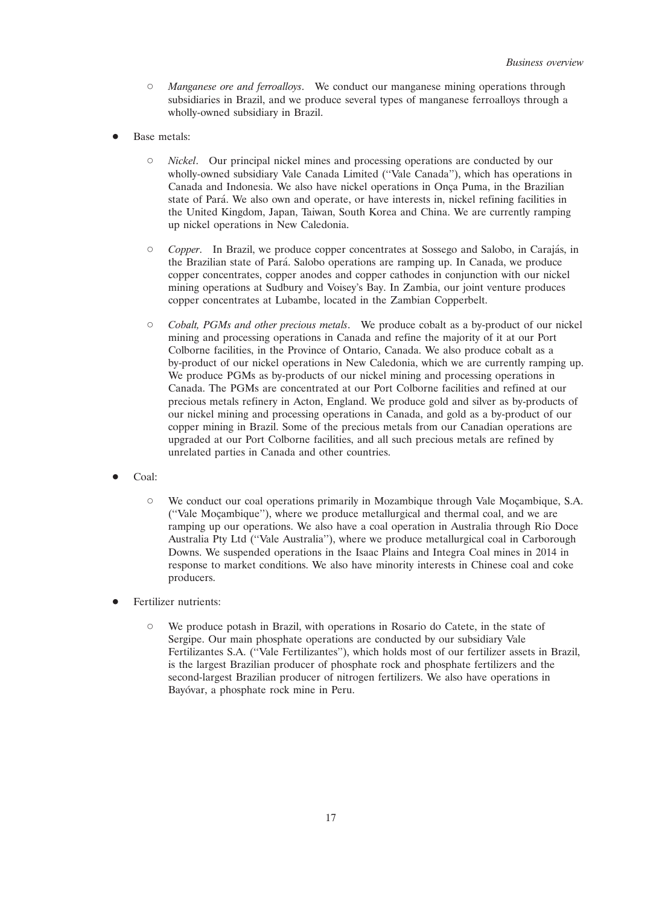- *Manganese ore and ferroalloys*. We conduct our manganese mining operations through subsidiaries in Brazil, and we produce several types of manganese ferroalloys through a wholly-owned subsidiary in Brazil.

- Base metals:

  - *Nickel*. Our principal nickel mines and processing operations are conducted by our wholly-owned subsidiary Vale Canada Limited (''Vale Canada''), which has operations in Canada and Indonesia. We also have nickel operations in Onça Puma, in the Brazilian state of Pará. We also own and operate, or have interests in, nickel refining facilities in the United Kingdom, Japan, Taiwan, South Korea and China. We are currently ramping up nickel operations in New Caledonia.

  - *Copper*. In Brazil, we produce copper concentrates at Sossego and Salobo, in Carajás, in the Brazilian state of Pará. Salobo operations are ramping up. In Canada, we produce copper concentrates, copper anodes and copper cathodes in conjunction with our nickel mining operations at Sudbury and Voisey's Bay. In Zambia, our joint venture produces copper concentrates at Lubambe, located in the Zambian Copperbelt.

  - *Cobalt, PGMs and other precious metals*. We produce cobalt as a by-product of our nickel mining and processing operations in Canada and refine the majority of it at our Port Colborne facilities, in the Province of Ontario, Canada. We also produce cobalt as a by-product of our nickel operations in New Caledonia, which we are currently ramping up. We produce PGMs as by-products of our nickel mining and processing operations in Canada. The PGMs are concentrated at our Port Colborne facilities and refined at our precious metals refinery in Acton, England. We produce gold and silver as by-products of our nickel mining and processing operations in Canada, and gold as a by-product of our copper mining in Brazil. Some of the precious metals from our Canadian operations are upgraded at our Port Colborne facilities, and all such precious metals are refined by unrelated parties in Canada and other countries.

- Coal:

  - We conduct our coal operations primarily in Mozambique through Vale Moçambique, S.A. (''Vale Moçambique''), where we produce metallurgical and thermal coal, and we are ramping up our operations. We also have a coal operation in Australia through Rio Doce Australia Pty Ltd (''Vale Australia''), where we produce metallurgical coal in Carborough Downs. We suspended operations in the Isaac Plains and Integra Coal mines in 2014 in response to market conditions. We also have minority interests in Chinese coal and coke producers.

- Fertilizer nutrients:

  - We produce potash in Brazil, with operations in Rosario do Catete, in the state of Sergipe. Our main phosphate operations are conducted by our subsidiary Vale Fertilizantes S.A. (''Vale Fertilizantes''), which holds most of our fertilizer assets in Brazil, is the largest Brazilian producer of phosphate rock and phosphate fertilizers and the second-largest Brazilian producer of nitrogen fertilizers. We also have operations in Bayóvar, a phosphate rock mine in Peru.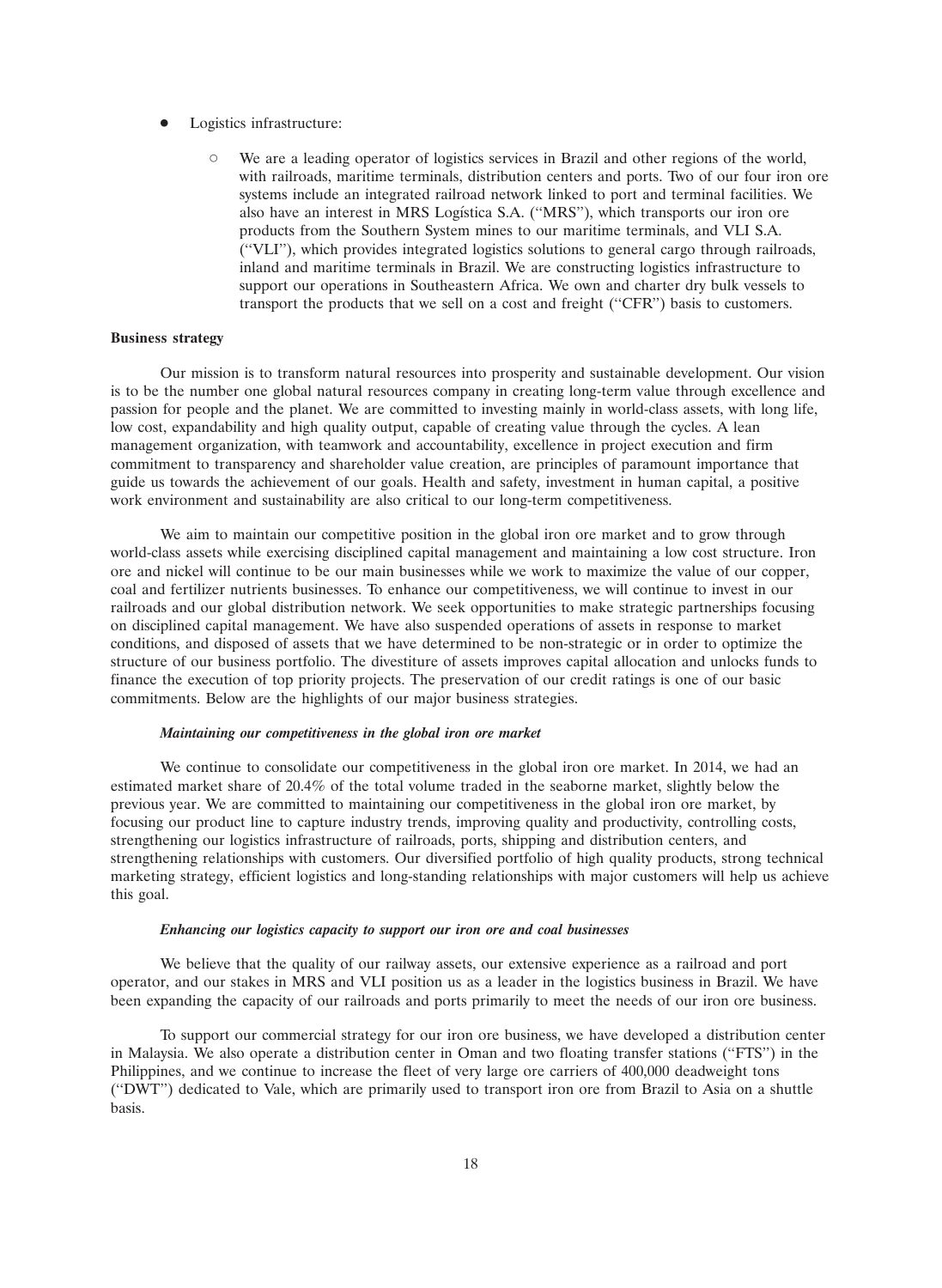- Logistics infrastructure:
  - We are a leading operator of logistics services in Brazil and other regions of the world, with railroads, maritime terminals, distribution centers and ports. Two of our four iron ore systems include an integrated railroad network linked to port and terminal facilities. We also have an interest in MRS Logística S.A. (''MRS''), which transports our iron ore products from the Southern System mines to our maritime terminals, and VLI S.A. (''VLI''), which provides integrated logistics solutions to general cargo through railroads, inland and maritime terminals in Brazil. We are constructing logistics infrastructure to support our operations in Southeastern Africa. We own and charter dry bulk vessels to transport the products that we sell on a cost and freight (''CFR'') basis to customers.

**Business strategy**

Our mission is to transform natural resources into prosperity and sustainable development. Our vision is to be the number one global natural resources company in creating long-term value through excellence and passion for people and the planet. We are committed to investing mainly in world-class assets, with long life, low cost, expandability and high quality output, capable of creating value through the cycles. A lean management organization, with teamwork and accountability, excellence in project execution and firm commitment to transparency and shareholder value creation, are principles of paramount importance that guide us towards the achievement of our goals. Health and safety, investment in human capital, a positive work environment and sustainability are also critical to our long-term competitiveness.

We aim to maintain our competitive position in the global iron ore market and to grow through world-class assets while exercising disciplined capital management and maintaining a low cost structure. Iron ore and nickel will continue to be our main businesses while we work to maximize the value of our copper, coal and fertilizer nutrients businesses. To enhance our competitiveness, we will continue to invest in our railroads and our global distribution network. We seek opportunities to make strategic partnerships focusing on disciplined capital management. We have also suspended operations of assets in response to market conditions, and disposed of assets that we have determined to be non-strategic or in order to optimize the structure of our business portfolio. The divestiture of assets improves capital allocation and unlocks funds to finance the execution of top priority projects. The preservation of our credit ratings is one of our basic commitments. Below are the highlights of our major business strategies.

***Maintaining our competitiveness in the global iron ore market***

We continue to consolidate our competitiveness in the global iron ore market. In 2014, we had an estimated market share of 20.4% of the total volume traded in the seaborne market, slightly below the previous year. We are committed to maintaining our competitiveness in the global iron ore market, by focusing our product line to capture industry trends, improving quality and productivity, controlling costs, strengthening our logistics infrastructure of railroads, ports, shipping and distribution centers, and strengthening relationships with customers. Our diversified portfolio of high quality products, strong technical marketing strategy, efficient logistics and long-standing relationships with major customers will help us achieve this goal.

***Enhancing our logistics capacity to support our iron ore and coal businesses***

We believe that the quality of our railway assets, our extensive experience as a railroad and port operator, and our stakes in MRS and VLI position us as a leader in the logistics business in Brazil. We have been expanding the capacity of our railroads and ports primarily to meet the needs of our iron ore business.

To support our commercial strategy for our iron ore business, we have developed a distribution center in Malaysia. We also operate a distribution center in Oman and two floating transfer stations (''FTS'') in the Philippines, and we continue to increase the fleet of very large ore carriers of 400,000 deadweight tons (''DWT'') dedicated to Vale, which are primarily used to transport iron ore from Brazil to Asia on a shuttle basis.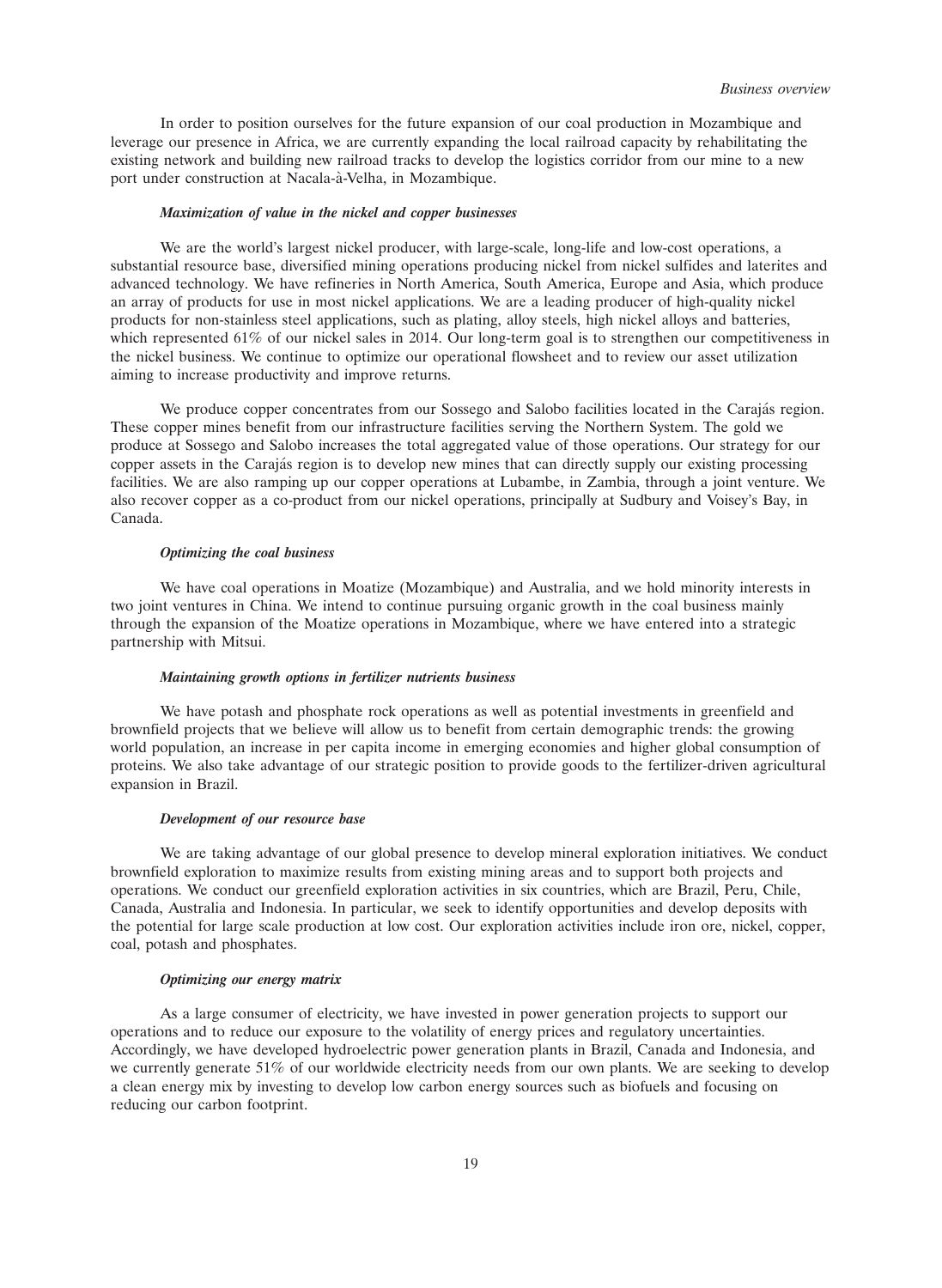In order to position ourselves for the future expansion of our coal production in Mozambique and leverage our presence in Africa, we are currently expanding the local railroad capacity by rehabilitating the existing network and building new railroad tracks to develop the logistics corridor from our mine to a new port under construction at Nacala-à-Velha, in Mozambique.

***Maximization of value in the nickel and copper businesses***

We are the world's largest nickel producer, with large-scale, long-life and low-cost operations, a substantial resource base, diversified mining operations producing nickel from nickel sulfides and laterites and advanced technology. We have refineries in North America, South America, Europe and Asia, which produce an array of products for use in most nickel applications. We are a leading producer of high-quality nickel products for non-stainless steel applications, such as plating, alloy steels, high nickel alloys and batteries, which represented 61% of our nickel sales in 2014. Our long-term goal is to strengthen our competitiveness in the nickel business. We continue to optimize our operational flowsheet and to review our asset utilization aiming to increase productivity and improve returns.

We produce copper concentrates from our Sossego and Salobo facilities located in the Carajás region. These copper mines benefit from our infrastructure facilities serving the Northern System. The gold we produce at Sossego and Salobo increases the total aggregated value of those operations. Our strategy for our copper assets in the Carajás region is to develop new mines that can directly supply our existing processing facilities. We are also ramping up our copper operations at Lubambe, in Zambia, through a joint venture. We also recover copper as a co-product from our nickel operations, principally at Sudbury and Voisey's Bay, in Canada.

***Optimizing the coal business***

We have coal operations in Moatize (Mozambique) and Australia, and we hold minority interests in two joint ventures in China. We intend to continue pursuing organic growth in the coal business mainly through the expansion of the Moatize operations in Mozambique, where we have entered into a strategic partnership with Mitsui.

***Maintaining growth options in fertilizer nutrients business***

We have potash and phosphate rock operations as well as potential investments in greenfield and brownfield projects that we believe will allow us to benefit from certain demographic trends: the growing world population, an increase in per capita income in emerging economies and higher global consumption of proteins. We also take advantage of our strategic position to provide goods to the fertilizer-driven agricultural expansion in Brazil.

***Development of our resource base***

We are taking advantage of our global presence to develop mineral exploration initiatives. We conduct brownfield exploration to maximize results from existing mining areas and to support both projects and operations. We conduct our greenfield exploration activities in six countries, which are Brazil, Peru, Chile, Canada, Australia and Indonesia. In particular, we seek to identify opportunities and develop deposits with the potential for large scale production at low cost. Our exploration activities include iron ore, nickel, copper, coal, potash and phosphates.

***Optimizing our energy matrix***

As a large consumer of electricity, we have invested in power generation projects to support our operations and to reduce our exposure to the volatility of energy prices and regulatory uncertainties. Accordingly, we have developed hydroelectric power generation plants in Brazil, Canada and Indonesia, and we currently generate 51% of our worldwide electricity needs from our own plants. We are seeking to develop a clean energy mix by investing to develop low carbon energy sources such as biofuels and focusing on reducing our carbon footprint.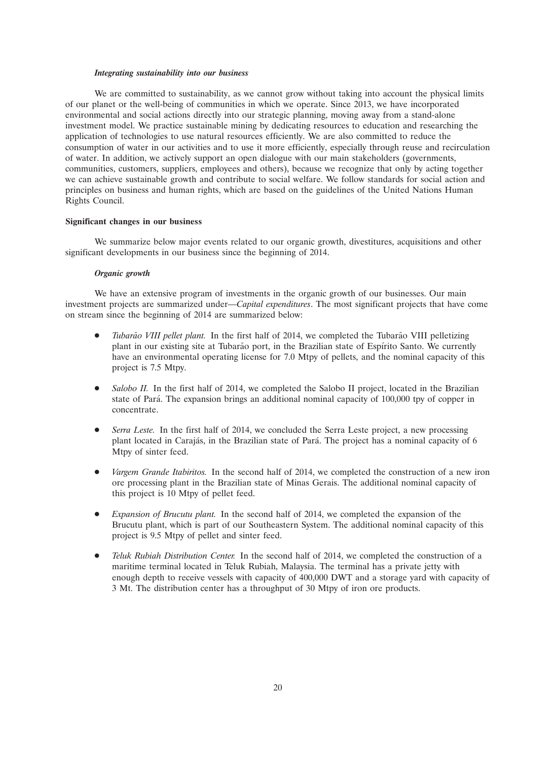***Integrating sustainability into our business***

We are committed to sustainability, as we cannot grow without taking into account the physical limits of our planet or the well-being of communities in which we operate. Since 2013, we have incorporated environmental and social actions directly into our strategic planning, moving away from a stand-alone investment model. We practice sustainable mining by dedicating resources to education and researching the application of technologies to use natural resources efficiently. We are also committed to reduce the consumption of water in our activities and to use it more efficiently, especially through reuse and recirculation of water. In addition, we actively support an open dialogue with our main stakeholders (governments, communities, customers, suppliers, employees and others), because we recognize that only by acting together we can achieve sustainable growth and contribute to social welfare. We follow standards for social action and principles on business and human rights, which are based on the guidelines of the United Nations Human Rights Council.

**Significant changes in our business**

We summarize below major events related to our organic growth, divestitures, acquisitions and other significant developments in our business since the beginning of 2014.

***Organic growth***

We have an extensive program of investments in the organic growth of our businesses. Our main investment projects are summarized under—*Capital expenditures*. The most significant projects that have come on stream since the beginning of 2014 are summarized below:

- *Tubarão VIII pellet plant.* In the first half of 2014, we completed the Tubarão VIII pelletizing plant in our existing site at Tubarão port, in the Brazilian state of Espírito Santo. We currently have an environmental operating license for 7.0 Mtpy of pellets, and the nominal capacity of this project is 7.5 Mtpy.

- *Salobo II.* In the first half of 2014, we completed the Salobo II project, located in the Brazilian state of Pará. The expansion brings an additional nominal capacity of 100,000 tpy of copper in concentrate.

- *Serra Leste.* In the first half of 2014, we concluded the Serra Leste project, a new processing plant located in Carajás, in the Brazilian state of Pará. The project has a nominal capacity of 6 Mtpy of sinter feed.

- *Vargem Grande Itabiritos.* In the second half of 2014, we completed the construction of a new iron ore processing plant in the Brazilian state of Minas Gerais. The additional nominal capacity of this project is 10 Mtpy of pellet feed.

- *Expansion of Brucutu plant.* In the second half of 2014, we completed the expansion of the Brucutu plant, which is part of our Southeastern System. The additional nominal capacity of this project is 9.5 Mtpy of pellet and sinter feed.

- *Teluk Rubiah Distribution Center.* In the second half of 2014, we completed the construction of a maritime terminal located in Teluk Rubiah, Malaysia. The terminal has a private jetty with enough depth to receive vessels with capacity of 400,000 DWT and a storage yard with capacity of 3 Mt. The distribution center has a throughput of 30 Mtpy of iron ore products.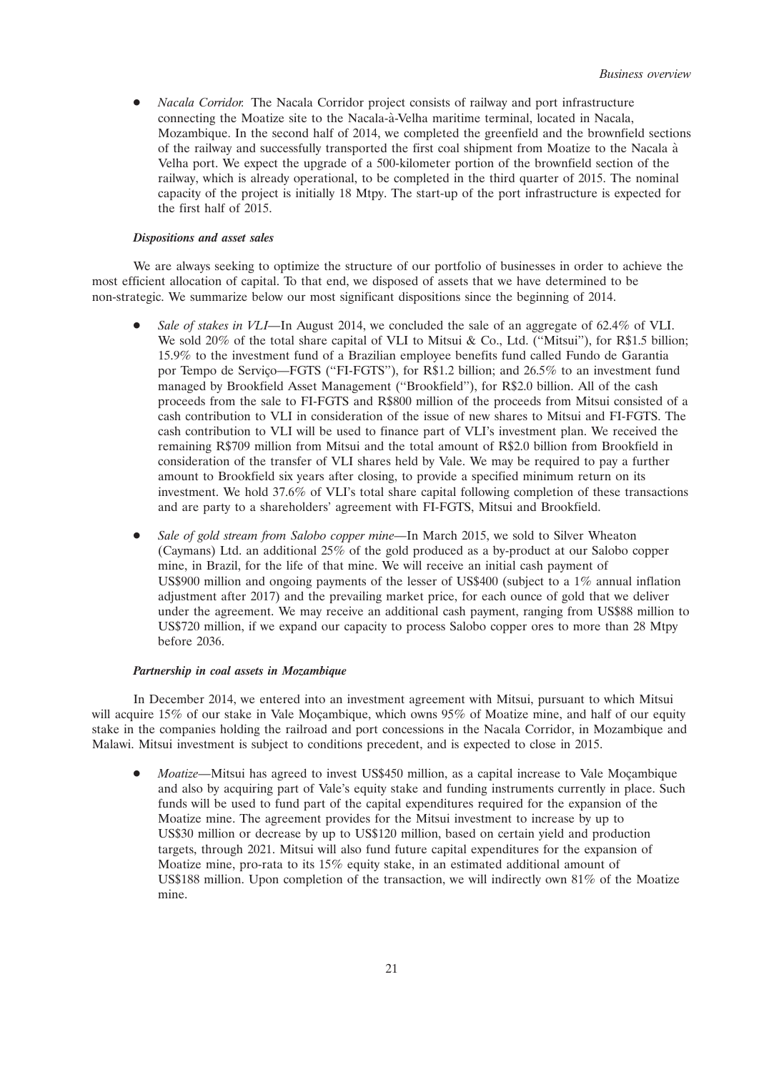- *Nacala Corridor.* The Nacala Corridor project consists of railway and port infrastructure connecting the Moatize site to the Nacala-à-Velha maritime terminal, located in Nacala, Mozambique. In the second half of 2014, we completed the greenfield and the brownfield sections of the railway and successfully transported the first coal shipment from Moatize to the Nacala à Velha port. We expect the upgrade of a 500-kilometer portion of the brownfield section of the railway, which is already operational, to be completed in the third quarter of 2015. The nominal capacity of the project is initially 18 Mtpy. The start-up of the port infrastructure is expected for the first half of 2015.

***Dispositions and asset sales***

We are always seeking to optimize the structure of our portfolio of businesses in order to achieve the most efficient allocation of capital. To that end, we disposed of assets that we have determined to be non-strategic. We summarize below our most significant dispositions since the beginning of 2014.

- *Sale of stakes in VLI*—In August 2014, we concluded the sale of an aggregate of 62.4% of VLI. We sold 20% of the total share capital of VLI to Mitsui & Co., Ltd. ("Mitsui"), for R$1.5 billion; 15.9% to the investment fund of a Brazilian employee benefits fund called Fundo de Garantia por Tempo de Serviço—FGTS ("FI-FGTS"), for R$1.2 billion; and 26.5% to an investment fund managed by Brookfield Asset Management ("Brookfield"), for R$2.0 billion. All of the cash proceeds from the sale to FI-FGTS and R$800 million of the proceeds from Mitsui consisted of a cash contribution to VLI in consideration of the issue of new shares to Mitsui and FI-FGTS. The cash contribution to VLI will be used to finance part of VLI's investment plan. We received the remaining R$709 million from Mitsui and the total amount of R$2.0 billion from Brookfield in consideration of the transfer of VLI shares held by Vale. We may be required to pay a further amount to Brookfield six years after closing, to provide a specified minimum return on its investment. We hold 37.6% of VLI's total share capital following completion of these transactions and are party to a shareholders' agreement with FI-FGTS, Mitsui and Brookfield.

- *Sale of gold stream from Salobo copper mine*—In March 2015, we sold to Silver Wheaton (Caymans) Ltd. an additional 25% of the gold produced as a by-product at our Salobo copper mine, in Brazil, for the life of that mine. We will receive an initial cash payment of US$900 million and ongoing payments of the lesser of US$400 (subject to a 1% annual inflation adjustment after 2017) and the prevailing market price, for each ounce of gold that we deliver under the agreement. We may receive an additional cash payment, ranging from US$88 million to US$720 million, if we expand our capacity to process Salobo copper ores to more than 28 Mtpy before 2036.

***Partnership in coal assets in Mozambique***

In December 2014, we entered into an investment agreement with Mitsui, pursuant to which Mitsui will acquire 15% of our stake in Vale Moçambique, which owns 95% of Moatize mine, and half of our equity stake in the companies holding the railroad and port concessions in the Nacala Corridor, in Mozambique and Malawi. Mitsui investment is subject to conditions precedent, and is expected to close in 2015.

- *Moatize*—Mitsui has agreed to invest US$450 million, as a capital increase to Vale Moçambique and also by acquiring part of Vale's equity stake and funding instruments currently in place. Such funds will be used to fund part of the capital expenditures required for the expansion of the Moatize mine. The agreement provides for the Mitsui investment to increase by up to US$30 million or decrease by up to US$120 million, based on certain yield and production targets, through 2021. Mitsui will also fund future capital expenditures for the expansion of Moatize mine, pro-rata to its 15% equity stake, in an estimated additional amount of US$188 million. Upon completion of the transaction, we will indirectly own 81% of the Moatize mine.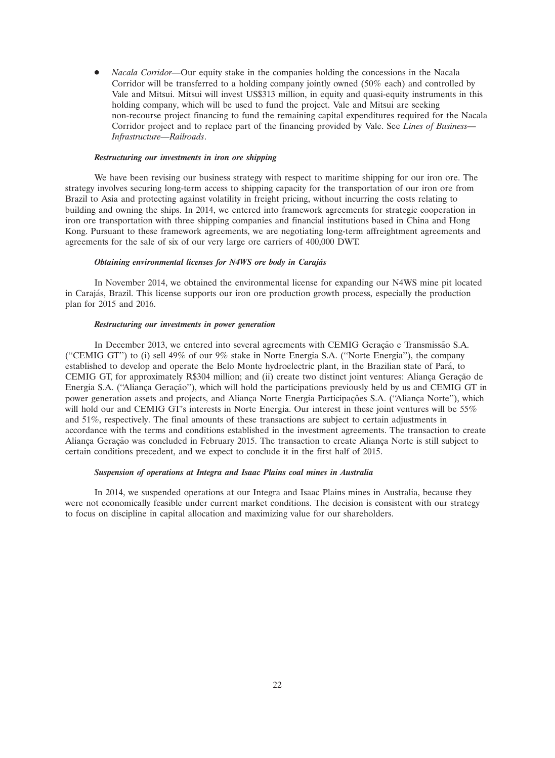- *Nacala Corridor*—Our equity stake in the companies holding the concessions in the Nacala Corridor will be transferred to a holding company jointly owned (50% each) and controlled by Vale and Mitsui. Mitsui will invest US$313 million, in equity and quasi-equity instruments in this holding company, which will be used to fund the project. Vale and Mitsui are seeking non-recourse project financing to fund the remaining capital expenditures required for the Nacala Corridor project and to replace part of the financing provided by Vale. See *Lines of Business—Infrastructure—Railroads*.

***Restructuring our investments in iron ore shipping***

We have been revising our business strategy with respect to maritime shipping for our iron ore. The strategy involves securing long-term access to shipping capacity for the transportation of our iron ore from Brazil to Asia and protecting against volatility in freight pricing, without incurring the costs relating to building and owning the ships. In 2014, we entered into framework agreements for strategic cooperation in iron ore transportation with three shipping companies and financial institutions based in China and Hong Kong. Pursuant to these framework agreements, we are negotiating long-term affreightment agreements and agreements for the sale of six of our very large ore carriers of 400,000 DWT.

***Obtaining environmental licenses for N4WS ore body in Carajás***

In November 2014, we obtained the environmental license for expanding our N4WS mine pit located in Carajás, Brazil. This license supports our iron ore production growth process, especially the production plan for 2015 and 2016.

***Restructuring our investments in power generation***

In December 2013, we entered into several agreements with CEMIG Geração e Transmissão S.A. (''CEMIG GT'') to (i) sell 49% of our 9% stake in Norte Energia S.A. (''Norte Energia''), the company established to develop and operate the Belo Monte hydroelectric plant, in the Brazilian state of Pará, to CEMIG GT, for approximately R$304 million; and (ii) create two distinct joint ventures: Aliança Geração de Energia S.A. (''Aliança Geração''), which will hold the participations previously held by us and CEMIG GT in power generation assets and projects, and Aliança Norte Energia Participações S.A. (''Aliança Norte''), which will hold our and CEMIG GT's interests in Norte Energia. Our interest in these joint ventures will be 55% and 51%, respectively. The final amounts of these transactions are subject to certain adjustments in accordance with the terms and conditions established in the investment agreements. The transaction to create Aliança Geração was concluded in February 2015. The transaction to create Aliança Norte is still subject to certain conditions precedent, and we expect to conclude it in the first half of 2015.

***Suspension of operations at Integra and Isaac Plains coal mines in Australia***

In 2014, we suspended operations at our Integra and Isaac Plains mines in Australia, because they were not economically feasible under current market conditions. The decision is consistent with our strategy to focus on discipline in capital allocation and maximizing value for our shareholders.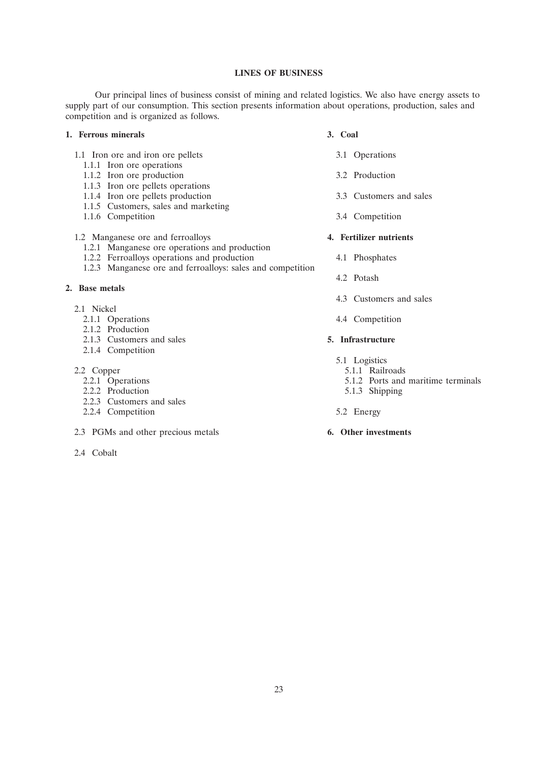## LINES OF BUSINESS

Our principal lines of business consist of mining and related logistics. We also have energy assets to supply part of our consumption. This section presents information about operations, production, sales and competition and is organized as follows.

**1. Ferrous minerals**

- 1.1 Iron ore and iron ore pellets
  - 1.1.1 Iron ore operations
  - 1.1.2 Iron ore production
  - 1.1.3 Iron ore pellets operations
  - 1.1.4 Iron ore pellets production
  - 1.1.5 Customers, sales and marketing
  - 1.1.6 Competition
- 1.2 Manganese ore and ferroalloys
  - 1.2.1 Manganese ore operations and production
  - 1.2.2 Ferroalloys operations and production
  - 1.2.3 Manganese ore and ferroalloys: sales and competition

**2. Base metals**

- 2.1 Nickel
  - 2.1.1 Operations
  - 2.1.2 Production
  - 2.1.3 Customers and sales
  - 2.1.4 Competition
- 2.2 Copper
  - 2.2.1 Operations
  - 2.2.2 Production
  - 2.2.3 Customers and sales
  - 2.2.4 Competition
- 2.3 PGMs and other precious metals
- 2.4 Cobalt

**3. Coal**

- 3.1 Operations
- 3.2 Production
- 3.3 Customers and sales
- 3.4 Competition

**4. Fertilizer nutrients**

- 4.1 Phosphates
- 4.2 Potash
- 4.3 Customers and sales
- 4.4 Competition

**5. Infrastructure**

- 5.1 Logistics
  - 5.1.1 Railroads
  - 5.1.2 Ports and maritime terminals
  - 5.1.3 Shipping
- 5.2 Energy

**6. Other investments**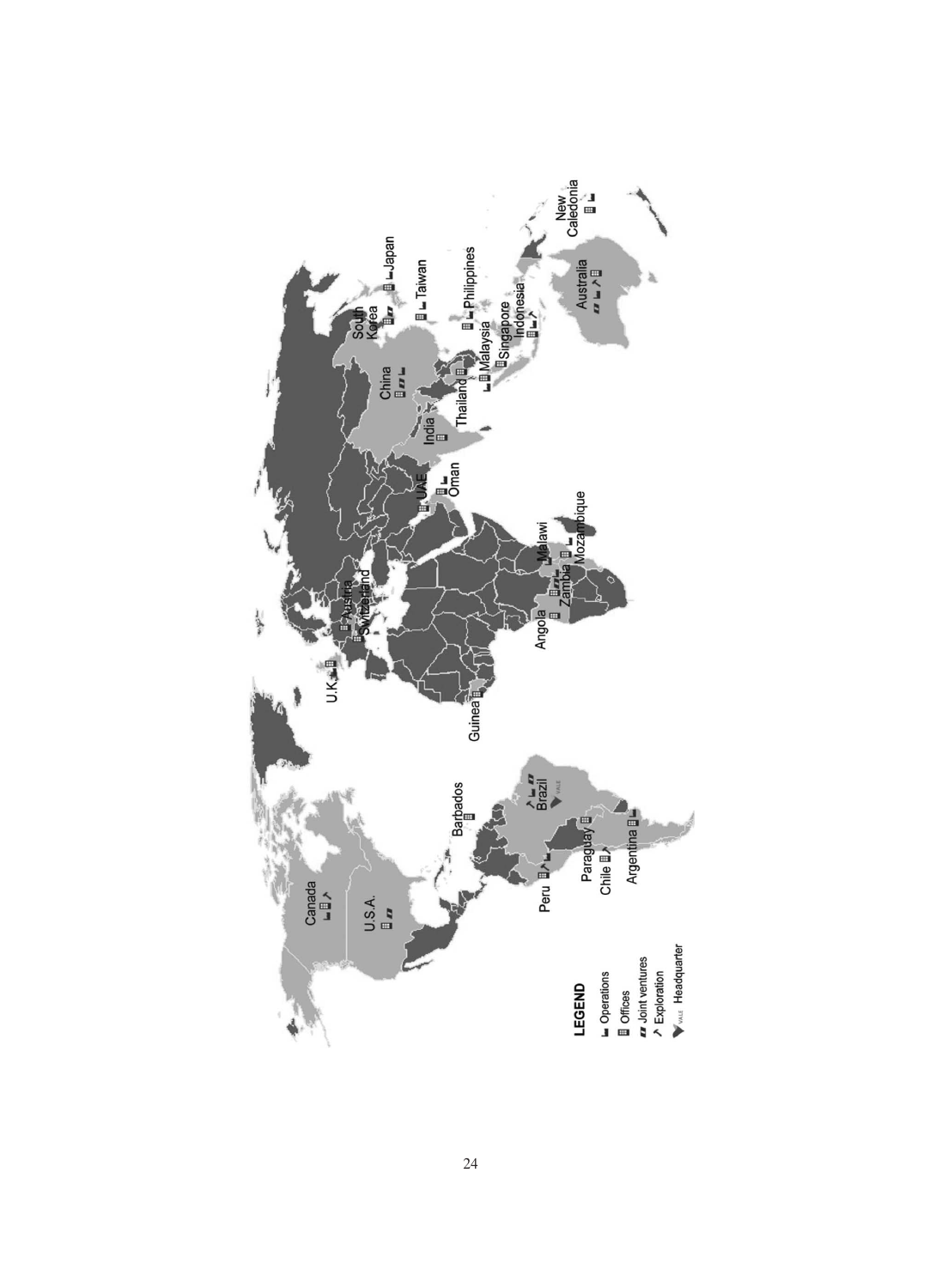**LEGEND**

- Operations
- Offices
- Joint ventures
- Exploration
- VALE Headquarter

Canada, U.S.A., Barbados, Peru, Paraguay, Chile, Argentina, Brazil, Guinea, U.K., Austria, Switzerland, Angola, Zambia, Malawi, Mozambique, UAE, Oman, India, China, Thailand, Malaysia, Singapore, Indonesia, South Korea, Japan, Taiwan, Philippines, Australia, New Caledonia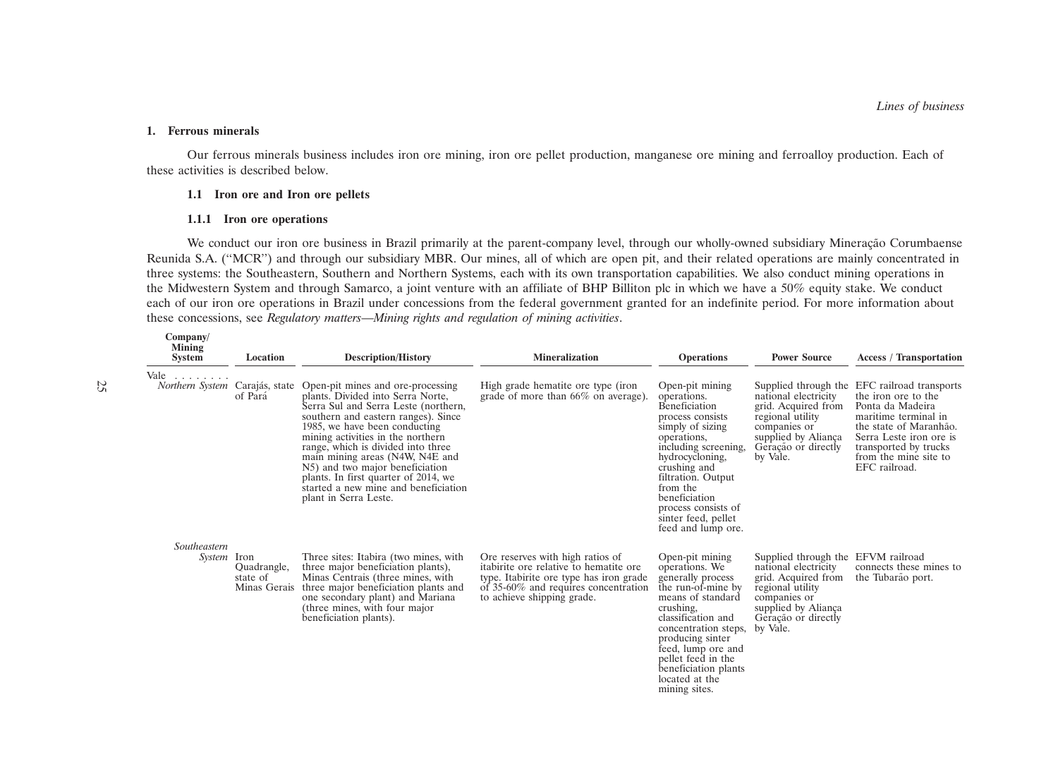## 1. Ferrous minerals

Our ferrous minerals business includes iron ore mining, iron ore pellet production, manganese ore mining and ferroalloy production. Each of these activities is described below.

### 1.1 Iron ore and Iron ore pellets

#### 1.1.1 Iron ore operations

We conduct our iron ore business in Brazil primarily at the parent-company level, through our wholly-owned subsidiary Mineração Corumbaense Reunida S.A. ("MCR") and through our subsidiary MBR. Our mines, all of which are open pit, and their related operations are mainly concentrated in three systems: the Southeastern, Southern and Northern Systems, each with its own transportation capabilities. We also conduct mining operations in the Midwestern System and through Samarco, a joint venture with an affiliate of BHP Billiton plc in which we have a 50% equity stake. We conduct each of our iron ore operations in Brazil under concessions from the federal government granted for an indefinite period. For more information about these concessions, see *Regulatory matters—Mining rights and regulation of mining activities*.

| Company/ Mining System | Location | Description/History | Mineralization | Operations | Power Source | Access / Transportation |
|---|---|---|---|---|---|---|
| Vale . . . . . . . . | | | | | | |
| *Northern System* | Carajás, state of Pará | Open-pit mines and ore-processing plants. Divided into Serra Norte, Serra Sul and Serra Leste (northern, southern and eastern ranges). Since 1985, we have been conducting mining activities in the northern range, which is divided into three main mining areas (N4W, N4E and N5) and two major beneficiation plants. In first quarter of 2014, we started a new mine and beneficiation plant in Serra Leste. | High grade hematite ore type (iron grade of more than 66% on average). | Open-pit mining operations. Beneficiation process consists simply of sizing operations, including screening, hydrocycloning, crushing and filtration. Output from the beneficiation process consists of sinter feed, pellet feed and lump ore. | Supplied through the national electricity grid. Acquired from regional utility companies or supplied by Aliança Geração or directly by Vale. | EFC railroad transports the iron ore to the Ponta da Madeira maritime terminal in the state of Maranhão. Serra Leste iron ore is transported by trucks from the mine site to EFC railroad. |
| *Southeastern System* | Iron Quadrangle, state of Minas Gerais | Three sites: Itabira (two mines, with three major beneficiation plants), Minas Centrais (three mines, with three major beneficiation plants and one secondary plant) and Mariana (three mines, with four major beneficiation plants). | Ore reserves with high ratios of itabirite ore relative to hematite ore type. Itabirite ore type has iron grade of 35-60% and requires concentration to achieve shipping grade. | Open-pit mining operations. We generally process the run-of-mine by means of standard crushing, classification and concentration steps, producing sinter feed, lump ore and pellet feed in the beneficiation plants located at the mining sites. | Supplied through the national electricity grid. Acquired from regional utility companies or supplied by Aliança Geração or directly by Vale. | EFVM railroad connects these mines to the Tubarão port. |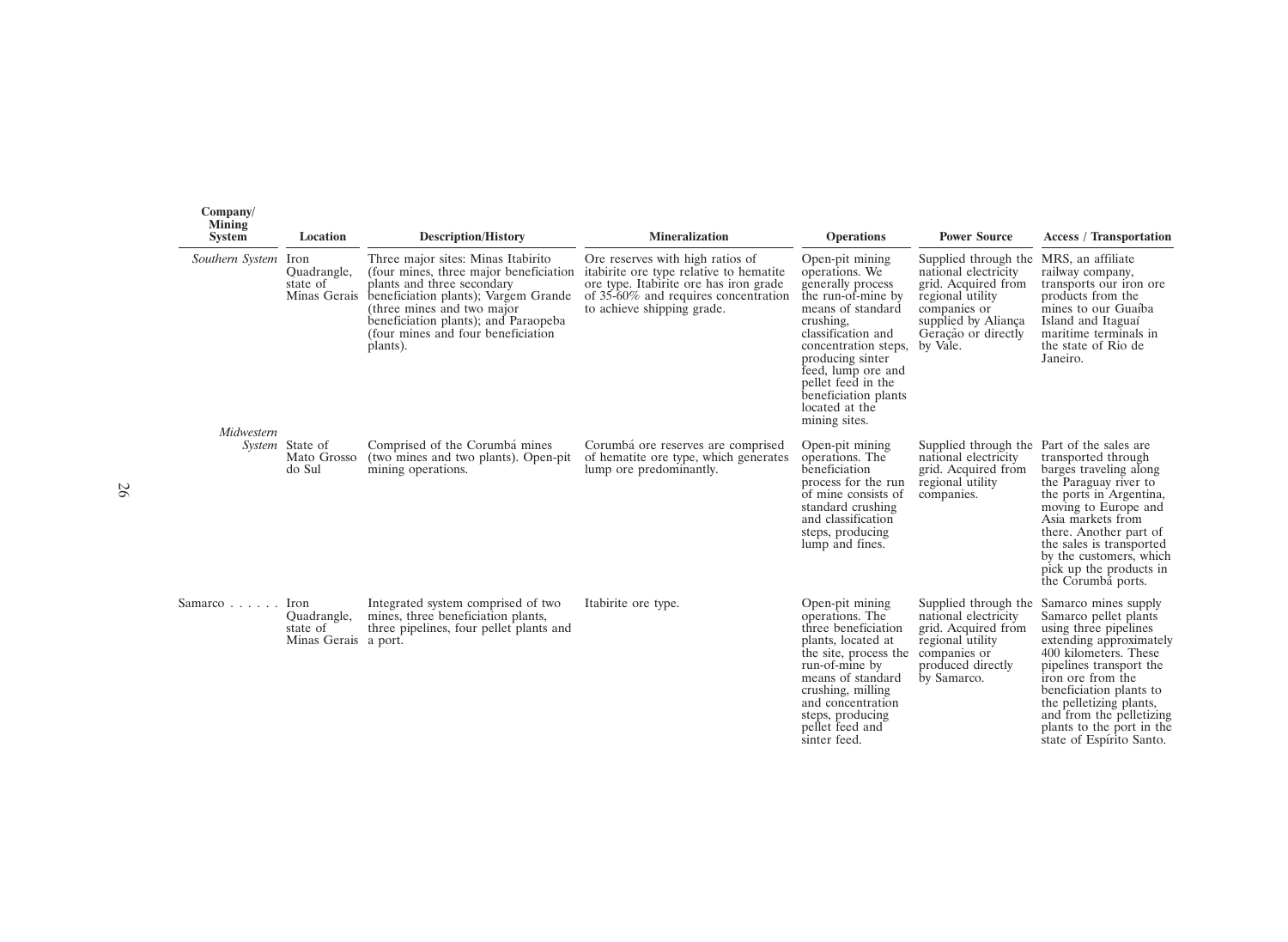| Company/ Mining System | Location | Description/History | Mineralization | Operations | Power Source | Access / Transportation |
|---|---|---|---|---|---|---|
| *Southern System* | Iron Quadrangle, state of Minas Gerais | Three major sites: Minas Itabirito (four mines, three major beneficiation plants and three secondary beneficiation plants); Vargem Grande (three mines and two major beneficiation plants); and Paraopeba (four mines and four beneficiation plants). | Ore reserves with high ratios of itabirite ore type relative to hematite ore type. Itabirite ore has iron grade of 35-60% and requires concentration to achieve shipping grade. | Open-pit mining operations. We generally process the run-of-mine by means of standard crushing, classification and concentration steps, producing sinter feed, lump ore and pellet feed in the beneficiation plants located at the mining sites. | Supplied through the national electricity grid. Acquired from regional utility companies or supplied by Aliança Geração or directly by Vale. | MRS, an affiliate railway company, transports our iron ore products from the mines to our Guaíba Island and Itaguaí maritime terminals in the state of Rio de Janeiro. |
| *Midwestern System* | State of Mato Grosso do Sul | Comprised of the Corumbá mines (two mines and two plants). Open-pit mining operations. | Corumbá ore reserves are comprised of hematite ore type, which generates lump ore predominantly. | Open-pit mining operations. The beneficiation process for the run of mine consists of standard crushing and classification steps, producing lump and fines. | Supplied through the national electricity grid. Acquired from regional utility companies. | Part of the sales are transported through barges traveling along the Paraguay river to the ports in Argentina, moving to Europe and Asia markets from there. Another part of the sales is transported by the customers, which pick up the products in the Corumbá ports. |
| Samarco | Iron Quadrangle, state of Minas Gerais | Integrated system comprised of two mines, three beneficiation plants, three pipelines, four pellet plants and a port. | Itabirite ore type. | Open-pit mining operations. The three beneficiation plants, located at the site, process the run-of-mine by means of standard crushing, milling and concentration steps, producing pellet feed and sinter feed. | Supplied through the national electricity grid. Acquired from regional utility companies or produced directly by Samarco. | Samarco mines supply Samarco pellet plants using three pipelines extending approximately 400 kilometers. These pipelines transport the iron ore from the beneficiation plants to the pelletizing plants, and from the pelletizing plants to the port in the state of Espírito Santo. |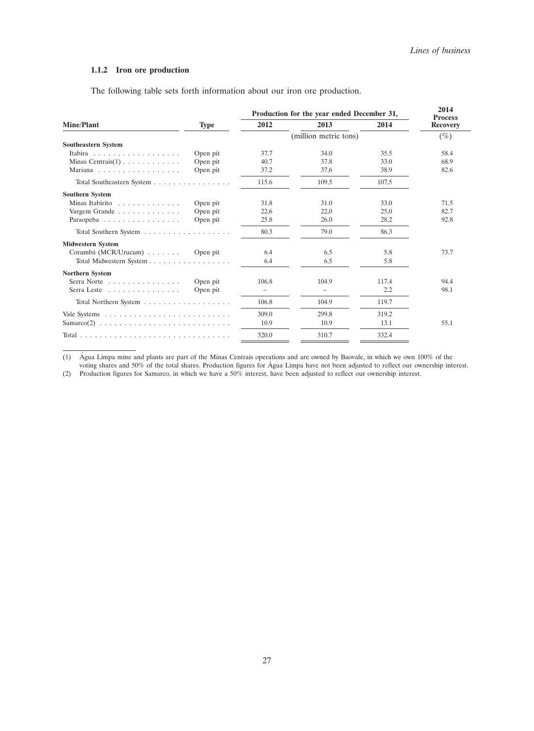### 1.1.2 Iron ore production

The following table sets forth information about our iron ore production.

| Mine/Plant | Type | Production for the year ended December 31, | | | 2014 Process Recovery |
|---|---|---|---|---|---|
| | | 2012 | 2013 | 2014 | |
| | | (million metric tons) | | | (%) |
| **Southeastern System** | | | | | |
| Itabira | Open pit | 37.7 | 34.0 | 35.5 | 58.4 |
| Minas Centrais(1) | Open pit | 40.7 | 37.8 | 33.0 | 68.9 |
| Mariana | Open pit | 37.2 | 37.6 | 38.9 | 82.6 |
| Total Southeastern System | | 115.6 | 109.5 | 107.5 | |
| **Southern System** | | | | | |
| Minas Itabirito | Open pit | 31.8 | 31.0 | 33.0 | 71.5 |
| Vargem Grande | Open pit | 22,6 | 22,0 | 25,0 | 82.7 |
| Paraopeba | Open pit | 25.8 | 26.0 | 28.2 | 92.8 |
| Total Southern System | | 80.3 | 79.0 | 86.3 | |
| **Midwestern System** | | | | | |
| Corumbá (MCR/Urucum) | Open pit | 6.4 | 6.5 | 5.8 | 73.7 |
| Total Midwestern System | | 6.4 | 6.5 | 5.8 | |
| **Northern System** | | | | | |
| Serra Norte | Open pit | 106.8 | 104.9 | 117.4 | 94.4 |
| Serra Leste | Open pit | – | – | 2.2 | 98.1 |
| Total Northern System | | 106.8 | 104.9 | 119.7 | |
| Vale Systems | | 309.0 | 299.8 | 319.2 | |
| Samarco(2) | | 10.9 | 10.9 | 13.1 | 55.1 |
| Total | | 320.0 | 310.7 | 332.4 | |

(1) Água Limpa mine and plants are part of the Minas Centrais operations and are owned by Baovale, in which we own 100% of the voting shares and 50% of the total shares. Production figures for Água Limpa have not been adjusted to reflect our ownership interest.

(2) Production figures for Samarco, in which we have a 50% interest, have been adjusted to reflect our ownership interest.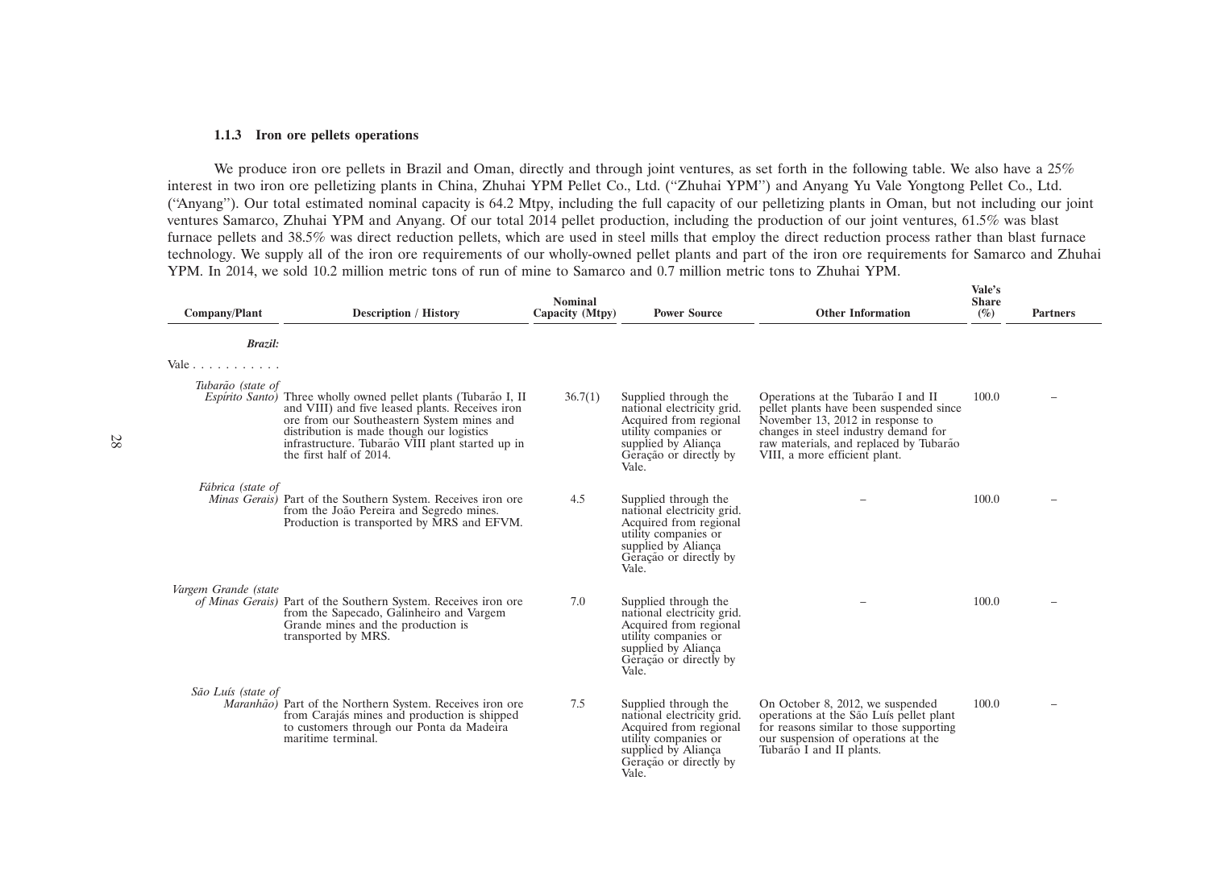### 1.1.3 Iron ore pellets operations

We produce iron ore pellets in Brazil and Oman, directly and through joint ventures, as set forth in the following table. We also have a 25% interest in two iron ore pelletizing plants in China, Zhuhai YPM Pellet Co., Ltd. ("Zhuhai YPM") and Anyang Yu Vale Yongtong Pellet Co., Ltd. ("Anyang"). Our total estimated nominal capacity is 64.2 Mtpy, including the full capacity of our pelletizing plants in Oman, but not including our joint ventures Samarco, Zhuhai YPM and Anyang. Of our total 2014 pellet production, including the production of our joint ventures, 61.5% was blast furnace pellets and 38.5% was direct reduction pellets, which are used in steel mills that employ the direct reduction process rather than blast furnace technology. We supply all of the iron ore requirements of our wholly-owned pellet plants and part of the iron ore requirements for Samarco and Zhuhai YPM. In 2014, we sold 10.2 million metric tons of run of mine to Samarco and 0.7 million metric tons to Zhuhai YPM.

| Company/Plant | Description / History | Nominal Capacity (Mtpy) | Power Source | Other Information | Vale's Share (%) | Partners |
|---|---|---|---|---|---|---|
| ***Brazil:*** | | | | | | |
| Vale | | | | | | |
| *Tubarão (state of Espírito Santo)* | Three wholly owned pellet plants (Tubarão I, II and VIII) and five leased plants. Receives iron ore from our Southeastern System mines and distribution is made though our logistics infrastructure. Tubarão VIII plant started up in the first half of 2014. | 36.7(1) | Supplied through the national electricity grid. Acquired from regional utility companies or supplied by Aliança Geração or directly by Vale. | Operations at the Tubarão I and II pellet plants have been suspended since November 13, 2012 in response to changes in steel industry demand for raw materials, and replaced by Tubarão VIII, a more efficient plant. | 100.0 | – |
| *Fábrica (state of Minas Gerais)* | Part of the Southern System. Receives iron ore from the João Pereira and Segredo mines. Production is transported by MRS and EFVM. | 4.5 | Supplied through the national electricity grid. Acquired from regional utility companies or supplied by Aliança Geração or directly by Vale. | – | 100.0 | – |
| *Vargem Grande (state of Minas Gerais)* | Part of the Southern System. Receives iron ore from the Sapecado, Galinheiro and Vargem Grande mines and the production is transported by MRS. | 7.0 | Supplied through the national electricity grid. Acquired from regional utility companies or supplied by Aliança Geração or directly by Vale. | – | 100.0 | – |
| *São Luís (state of Maranhão)* | Part of the Northern System. Receives iron ore from Carajás mines and production is shipped to customers through our Ponta da Madeira maritime terminal. | 7.5 | Supplied through the national electricity grid. Acquired from regional utility companies or supplied by Aliança Geração or directly by Vale. | On October 8, 2012, we suspended operations at the São Luís pellet plant for reasons similar to those supporting our suspension of operations at the Tubarão I and II plants. | 100.0 | – |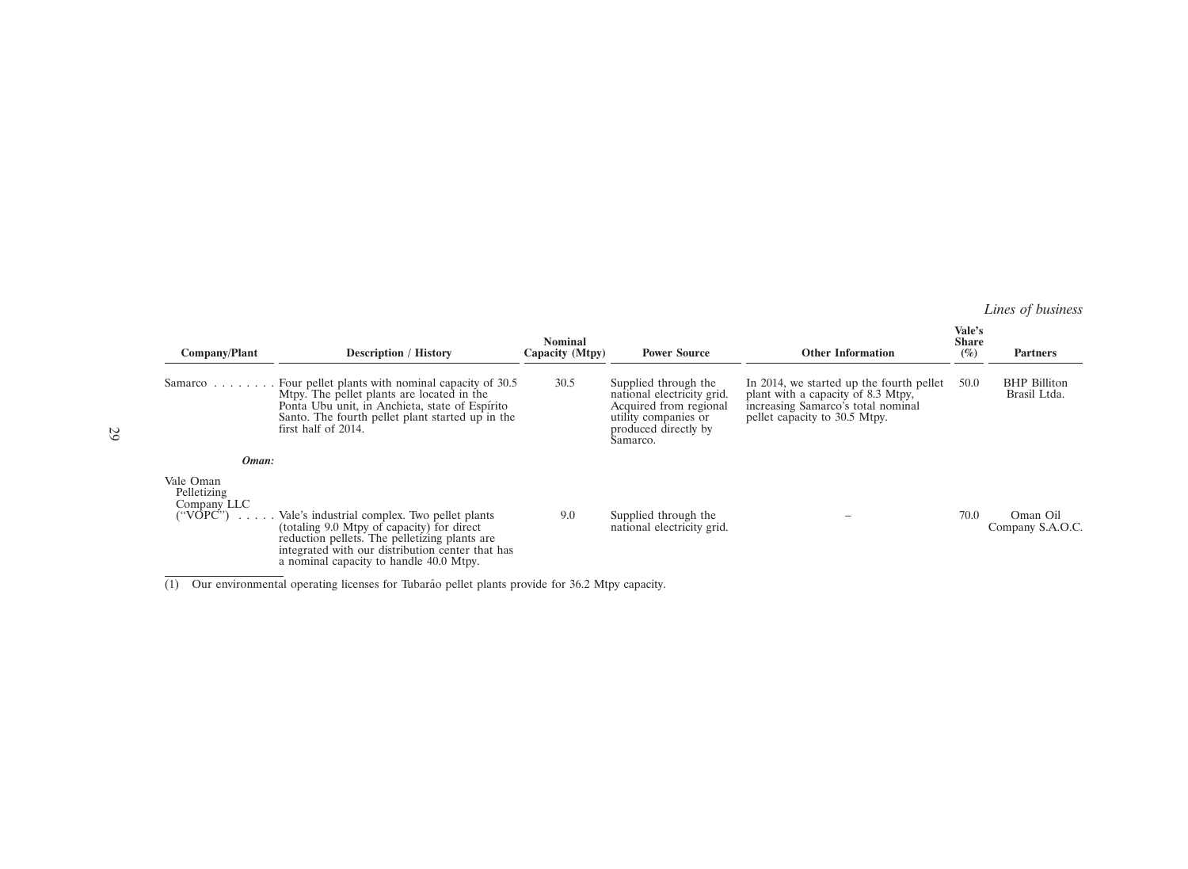| Company/Plant | Description / History | Nominal Capacity (Mtpy) | Power Source | Other Information | Vale's Share (%) | Partners |
|---|---|---|---|---|---|---|
| Samarco | Four pellet plants with nominal capacity of 30.5 Mtpy. The pellet plants are located in the Ponta Ubu unit, in Anchieta, state of Espírito Santo. The fourth pellet plant started up in the first half of 2014. | 30.5 | Supplied through the national electricity grid. Acquired from regional utility companies or produced directly by Samarco. | In 2014, we started up the fourth pellet plant with a capacity of 8.3 Mtpy, increasing Samarco's total nominal pellet capacity to 30.5 Mtpy. | 50.0 | BHP Billiton Brasil Ltda. |
| ***Oman:*** | | | | | | |
| Vale Oman Pelletizing Company LLC ("VOPC") | Vale's industrial complex. Two pellet plants (totaling 9.0 Mtpy of capacity) for direct reduction pellets. The pelletizing plants are integrated with our distribution center that has a nominal capacity to handle 40.0 Mtpy. | 9.0 | Supplied through the national electricity grid. | – | 70.0 | Oman Oil Company S.A.O.C. |

(1) Our environmental operating licenses for Tubarão pellet plants provide for 36.2 Mtpy capacity.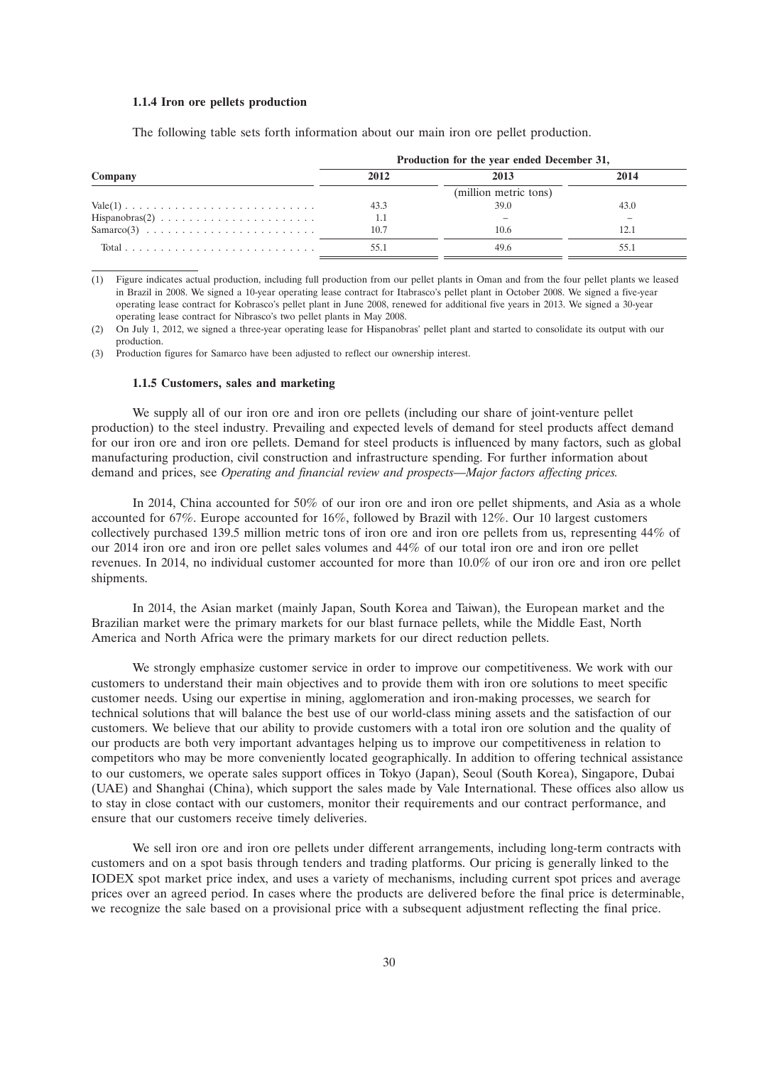#### 1.1.4 Iron ore pellets production

The following table sets forth information about our main iron ore pellet production.

| Company | Production for the year ended December 31, | | |
|---|---|---|---|
| | 2012 | 2013 | 2014 |
| | (million metric tons) | | |
| Vale(1) | 43.3 | 39.0 | 43.0 |
| Hispanobras(2) | 1.1 | – | – |
| Samarco(3) | 10.7 | 10.6 | 12.1 |
| Total | 55.1 | 49.6 | 55.1 |

(1) Figure indicates actual production, including full production from our pellet plants in Oman and from the four pellet plants we leased in Brazil in 2008. We signed a 10-year operating lease contract for Itabrasco's pellet plant in October 2008. We signed a five-year operating lease contract for Kobrasco's pellet plant in June 2008, renewed for additional five years in 2013. We signed a 30-year operating lease contract for Nibrasco's two pellet plants in May 2008.

(2) On July 1, 2012, we signed a three-year operating lease for Hispanobras' pellet plant and started to consolidate its output with our production.

(3) Production figures for Samarco have been adjusted to reflect our ownership interest.

#### 1.1.5 Customers, sales and marketing

We supply all of our iron ore and iron ore pellets (including our share of joint-venture pellet production) to the steel industry. Prevailing and expected levels of demand for steel products affect demand for our iron ore and iron ore pellets. Demand for steel products is influenced by many factors, such as global manufacturing production, civil construction and infrastructure spending. For further information about demand and prices, see *Operating and financial review and prospects—Major factors affecting prices*.

In 2014, China accounted for 50% of our iron ore and iron ore pellet shipments, and Asia as a whole accounted for 67%. Europe accounted for 16%, followed by Brazil with 12%. Our 10 largest customers collectively purchased 139.5 million metric tons of iron ore and iron ore pellets from us, representing 44% of our 2014 iron ore and iron ore pellet sales volumes and 44% of our total iron ore and iron ore pellet revenues. In 2014, no individual customer accounted for more than 10.0% of our iron ore and iron ore pellet shipments.

In 2014, the Asian market (mainly Japan, South Korea and Taiwan), the European market and the Brazilian market were the primary markets for our blast furnace pellets, while the Middle East, North America and North Africa were the primary markets for our direct reduction pellets.

We strongly emphasize customer service in order to improve our competitiveness. We work with our customers to understand their main objectives and to provide them with iron ore solutions to meet specific customer needs. Using our expertise in mining, agglomeration and iron-making processes, we search for technical solutions that will balance the best use of our world-class mining assets and the satisfaction of our customers. We believe that our ability to provide customers with a total iron ore solution and the quality of our products are both very important advantages helping us to improve our competitiveness in relation to competitors who may be more conveniently located geographically. In addition to offering technical assistance to our customers, we operate sales support offices in Tokyo (Japan), Seoul (South Korea), Singapore, Dubai (UAE) and Shanghai (China), which support the sales made by Vale International. These offices also allow us to stay in close contact with our customers, monitor their requirements and our contract performance, and ensure that our customers receive timely deliveries.

We sell iron ore and iron ore pellets under different arrangements, including long-term contracts with customers and on a spot basis through tenders and trading platforms. Our pricing is generally linked to the IODEX spot market price index, and uses a variety of mechanisms, including current spot prices and average prices over an agreed period. In cases where the products are delivered before the final price is determinable, we recognize the sale based on a provisional price with a subsequent adjustment reflecting the final price.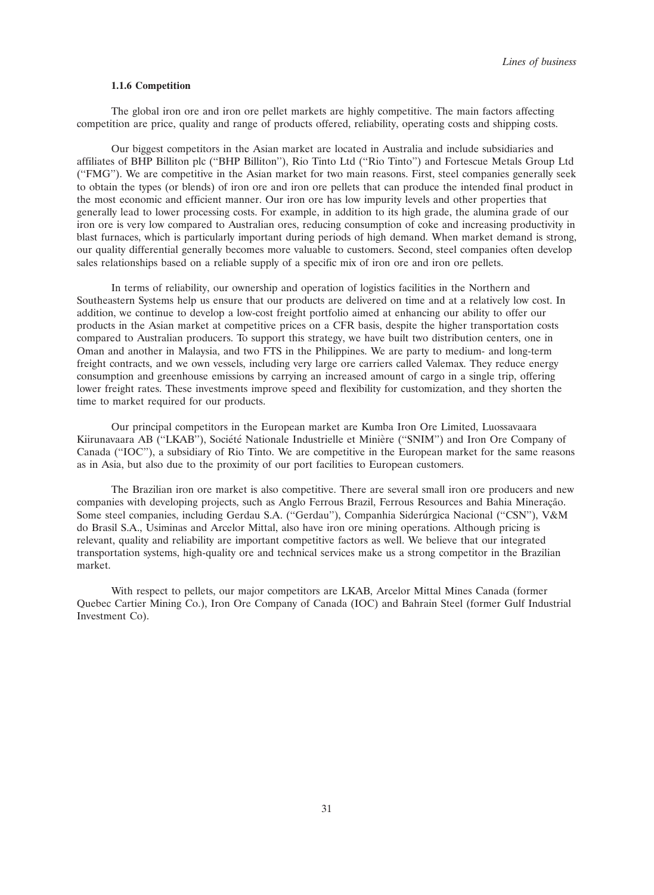#### 1.1.6 Competition

The global iron ore and iron ore pellet markets are highly competitive. The main factors affecting competition are price, quality and range of products offered, reliability, operating costs and shipping costs.

Our biggest competitors in the Asian market are located in Australia and include subsidiaries and affiliates of BHP Billiton plc (''BHP Billiton''), Rio Tinto Ltd (''Rio Tinto'') and Fortescue Metals Group Ltd (''FMG''). We are competitive in the Asian market for two main reasons. First, steel companies generally seek to obtain the types (or blends) of iron ore and iron ore pellets that can produce the intended final product in the most economic and efficient manner. Our iron ore has low impurity levels and other properties that generally lead to lower processing costs. For example, in addition to its high grade, the alumina grade of our iron ore is very low compared to Australian ores, reducing consumption of coke and increasing productivity in blast furnaces, which is particularly important during periods of high demand. When market demand is strong, our quality differential generally becomes more valuable to customers. Second, steel companies often develop sales relationships based on a reliable supply of a specific mix of iron ore and iron ore pellets.

In terms of reliability, our ownership and operation of logistics facilities in the Northern and Southeastern Systems help us ensure that our products are delivered on time and at a relatively low cost. In addition, we continue to develop a low-cost freight portfolio aimed at enhancing our ability to offer our products in the Asian market at competitive prices on a CFR basis, despite the higher transportation costs compared to Australian producers. To support this strategy, we have built two distribution centers, one in Oman and another in Malaysia, and two FTS in the Philippines. We are party to medium- and long-term freight contracts, and we own vessels, including very large ore carriers called Valemax. They reduce energy consumption and greenhouse emissions by carrying an increased amount of cargo in a single trip, offering lower freight rates. These investments improve speed and flexibility for customization, and they shorten the time to market required for our products.

Our principal competitors in the European market are Kumba Iron Ore Limited, Luossavaara Kiirunavaara AB (''LKAB''), Société Nationale Industrielle et Minière (''SNIM'') and Iron Ore Company of Canada (''IOC''), a subsidiary of Rio Tinto. We are competitive in the European market for the same reasons as in Asia, but also due to the proximity of our port facilities to European customers.

The Brazilian iron ore market is also competitive. There are several small iron ore producers and new companies with developing projects, such as Anglo Ferrous Brazil, Ferrous Resources and Bahia Mineração. Some steel companies, including Gerdau S.A. (''Gerdau''), Companhia Siderúrgica Nacional (''CSN''), V&M do Brasil S.A., Usiminas and Arcelor Mittal, also have iron ore mining operations. Although pricing is relevant, quality and reliability are important competitive factors as well. We believe that our integrated transportation systems, high-quality ore and technical services make us a strong competitor in the Brazilian market.

With respect to pellets, our major competitors are LKAB, Arcelor Mittal Mines Canada (former Quebec Cartier Mining Co.), Iron Ore Company of Canada (IOC) and Bahrain Steel (former Gulf Industrial Investment Co).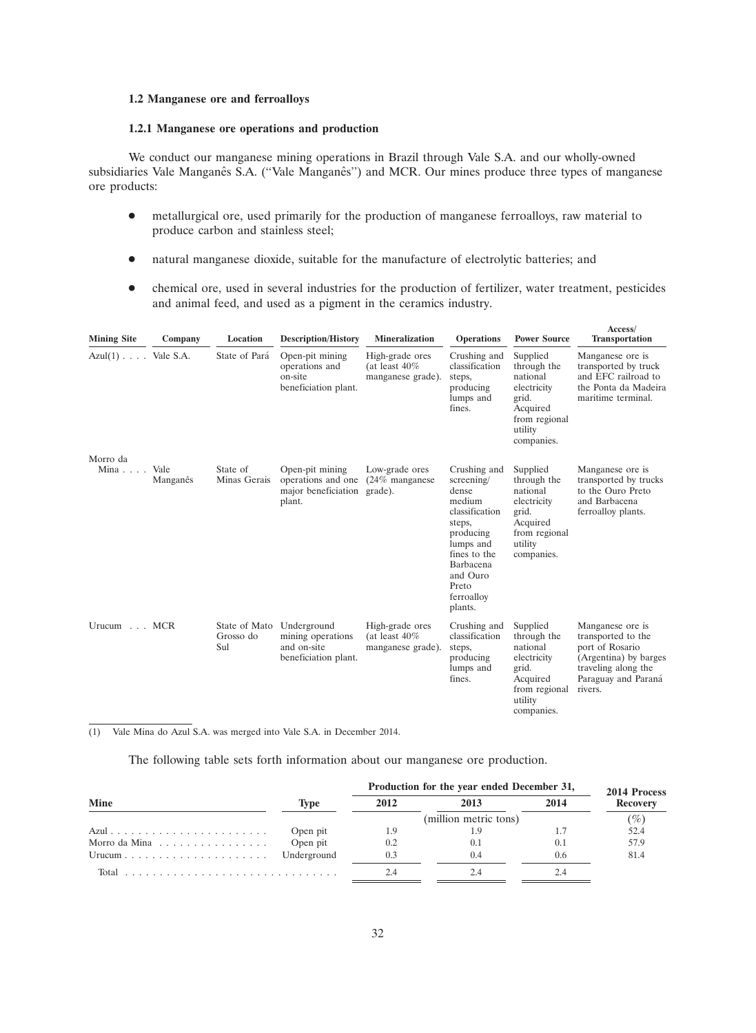### 1.2 Manganese ore and ferroalloys

#### 1.2.1 Manganese ore operations and production

We conduct our manganese mining operations in Brazil through Vale S.A. and our wholly-owned subsidiaries Vale Manganês S.A. ("Vale Manganês") and MCR. Our mines produce three types of manganese ore products:

- metallurgical ore, used primarily for the production of manganese ferroalloys, raw material to produce carbon and stainless steel;
- natural manganese dioxide, suitable for the manufacture of electrolytic batteries; and
- chemical ore, used in several industries for the production of fertilizer, water treatment, pesticides and animal feed, and used as a pigment in the ceramics industry.

| Mining Site | Company | Location | Description/History | Mineralization | Operations | Power Source | Access/ Transportation |
|---|---|---|---|---|---|---|---|
| Azul(1) | Vale S.A. | State of Pará | Open-pit mining operations and on-site beneficiation plant. | High-grade ores (at least 40% manganese grade). | Crushing and classification steps, producing lumps and fines. | Supplied through the national electricity grid. Acquired from regional utility companies. | Manganese ore is transported by truck and EFC railroad to the Ponta da Madeira maritime terminal. |
| Morro da Mina | Vale Manganês | State of Minas Gerais | Open-pit mining operations and one major beneficiation plant. | Low-grade ores (24% manganese grade). | Crushing and screening/ dense medium classification steps, producing lumps and fines to the Barbacena and Ouro Preto ferroalloy plants. | Supplied through the national electricity grid. Acquired from regional utility companies. | Manganese ore is transported by trucks to the Ouro Preto and Barbacena ferroalloy plants. |
| Urucum | MCR | State of Mato Grosso do Sul | Underground mining operations and on-site beneficiation plant. | High-grade ores (at least 40% manganese grade). | Crushing and classification steps, producing lumps and fines. | Supplied through the national electricity grid. Acquired from regional utility companies. | Manganese ore is transported to the port of Rosario (Argentina) by barges traveling along the Paraguay and Paraná rivers. |

(1) Vale Mina do Azul S.A. was merged into Vale S.A. in December 2014.

The following table sets forth information about our manganese ore production.

| Mine | Type | Production for the year ended December 31, | | | 2014 Process Recovery |
|---|---|---|---|---|---|
| | | 2012 | 2013 | 2014 | |
| | | (million metric tons) | | | (%) |
| Azul | Open pit | 1.9 | 1.9 | 1.7 | 52.4 |
| Morro da Mina | Open pit | 0.2 | 0.1 | 0.1 | 57.9 |
| Urucum | Underground | 0.3 | 0.4 | 0.6 | 81.4 |
| Total | | 2.4 | 2.4 | 2.4 | |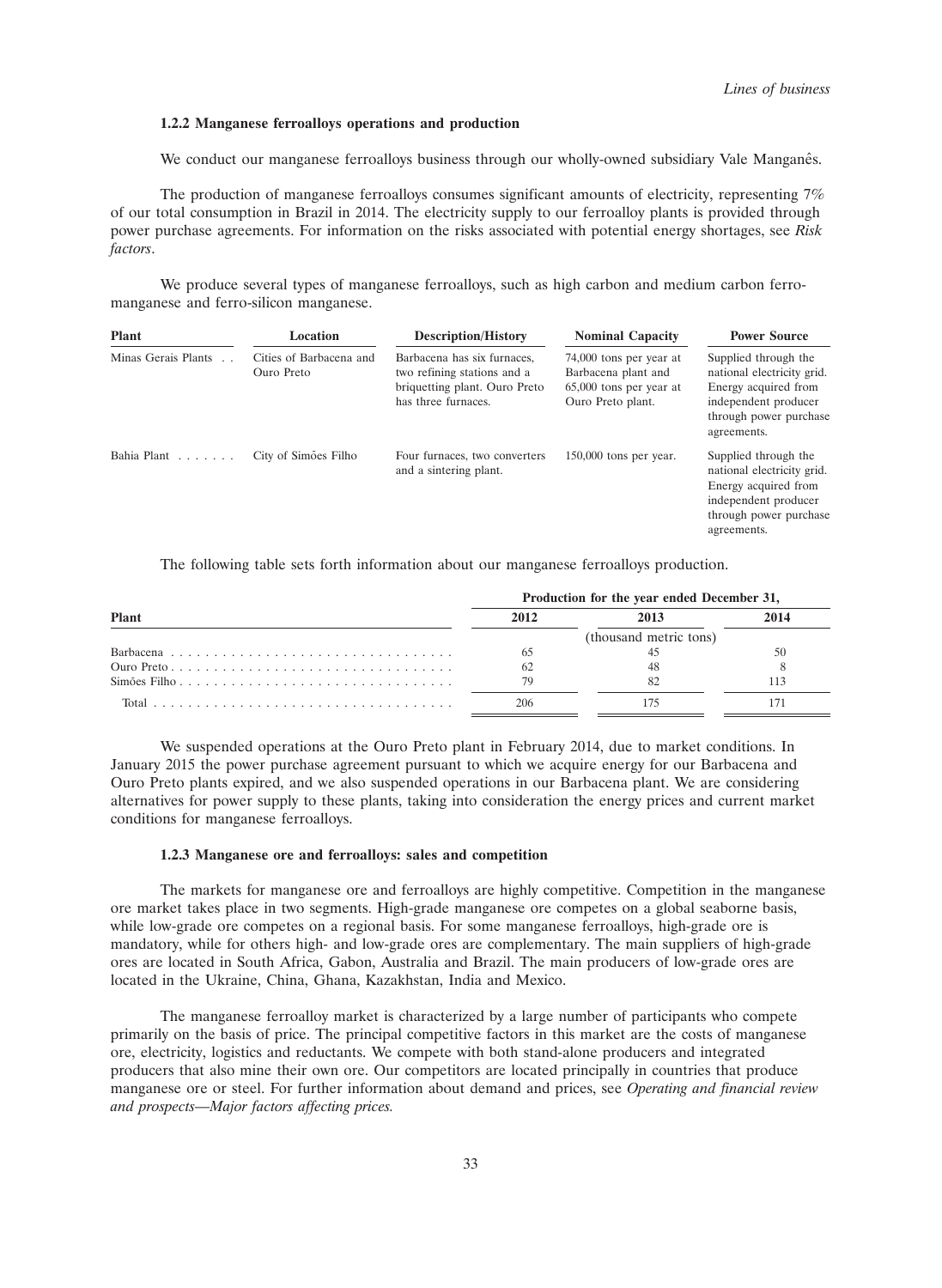### 1.2.2 Manganese ferroalloys operations and production

We conduct our manganese ferroalloys business through our wholly-owned subsidiary Vale Manganês.

The production of manganese ferroalloys consumes significant amounts of electricity, representing 7% of our total consumption in Brazil in 2014. The electricity supply to our ferroalloy plants is provided through power purchase agreements. For information on the risks associated with potential energy shortages, see *Risk factors*.

We produce several types of manganese ferroalloys, such as high carbon and medium carbon ferro-manganese and ferro-silicon manganese.

| Plant | Location | Description/History | Nominal Capacity | Power Source |
|---|---|---|---|---|
| Minas Gerais Plants | Cities of Barbacena and Ouro Preto | Barbacena has six furnaces, two refining stations and a briquetting plant. Ouro Preto has three furnaces. | 74,000 tons per year at Barbacena plant and 65,000 tons per year at Ouro Preto plant. | Supplied through the national electricity grid. Energy acquired from independent producer through power purchase agreements. |
| Bahia Plant | City of Simões Filho | Four furnaces, two converters and a sintering plant. | 150,000 tons per year. | Supplied through the national electricity grid. Energy acquired from independent producer through power purchase agreements. |

The following table sets forth information about our manganese ferroalloys production.

| Plant | Production for the year ended December 31, | | |
|---|---|---|---|
| | 2012 | 2013 | 2014 |
| | | (thousand metric tons) | |
| Barbacena | 65 | 45 | 50 |
| Ouro Preto | 62 | 48 | 8 |
| Simões Filho | 79 | 82 | 113 |
| Total | 206 | 175 | 171 |

We suspended operations at the Ouro Preto plant in February 2014, due to market conditions. In January 2015 the power purchase agreement pursuant to which we acquire energy for our Barbacena and Ouro Preto plants expired, and we also suspended operations in our Barbacena plant. We are considering alternatives for power supply to these plants, taking into consideration the energy prices and current market conditions for manganese ferroalloys.

### 1.2.3 Manganese ore and ferroalloys: sales and competition

The markets for manganese ore and ferroalloys are highly competitive. Competition in the manganese ore market takes place in two segments. High-grade manganese ore competes on a global seaborne basis, while low-grade ore competes on a regional basis. For some manganese ferroalloys, high-grade ore is mandatory, while for others high- and low-grade ores are complementary. The main suppliers of high-grade ores are located in South Africa, Gabon, Australia and Brazil. The main producers of low-grade ores are located in the Ukraine, China, Ghana, Kazakhstan, India and Mexico.

The manganese ferroalloy market is characterized by a large number of participants who compete primarily on the basis of price. The principal competitive factors in this market are the costs of manganese ore, electricity, logistics and reductants. We compete with both stand-alone producers and integrated producers that also mine their own ore. Our competitors are located principally in countries that produce manganese ore or steel. For further information about demand and prices, see *Operating and financial review and prospects—Major factors affecting prices.*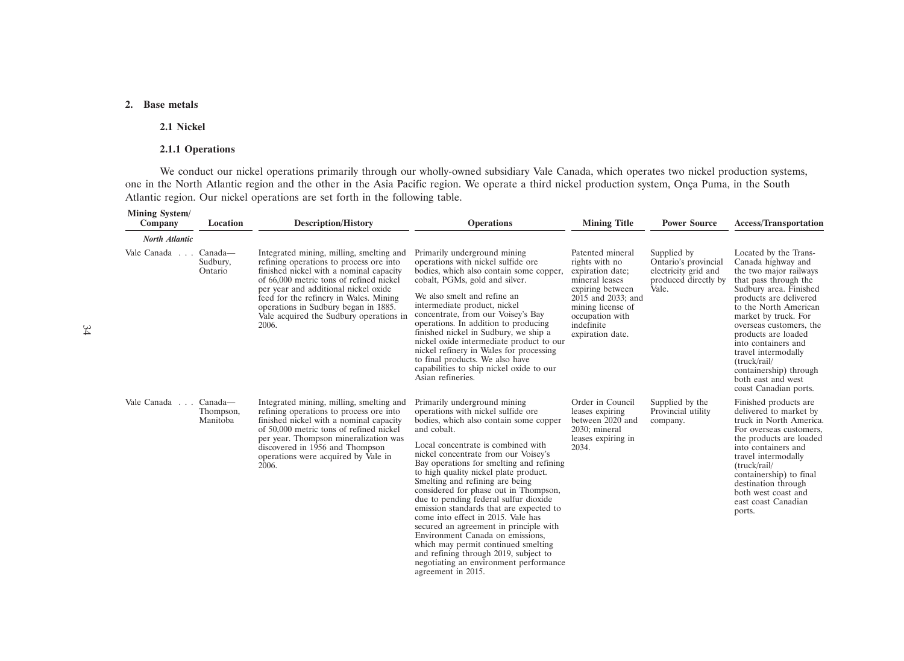## 2. Base metals

### 2.1 Nickel

#### 2.1.1 Operations

We conduct our nickel operations primarily through our wholly-owned subsidiary Vale Canada, which operates two nickel production systems, one in the North Atlantic region and the other in the Asia Pacific region. We operate a third nickel production system, Onça Puma, in the South Atlantic region. Our nickel operations are set forth in the following table.

| Mining System/ Company | Location | Description/History | Operations | Mining Title | Power Source | Access/Transportation |
|---|---|---|---|---|---|---|
| ***North Atlantic*** | | | | | | |
| Vale Canada . . . | Canada— Sudbury, Ontario | Integrated mining, milling, smelting and refining operations to process ore into finished nickel with a nominal capacity of 66,000 metric tons of refined nickel per year and additional nickel oxide feed for the refinery in Wales. Mining operations in Sudbury began in 1885. Vale acquired the Sudbury operations in 2006. | Primarily underground mining operations with nickel sulfide ore bodies, which also contain some copper, cobalt, PGMs, gold and silver. We also smelt and refine an intermediate product, nickel concentrate, from our Voisey's Bay operations. In addition to producing finished nickel in Sudbury, we ship a nickel oxide intermediate product to our nickel refinery in Wales for processing to final products. We also have capabilities to ship nickel oxide to our Asian refineries. | Patented mineral rights with no expiration date; mineral leases expiring between 2015 and 2033; and mining license of occupation with indefinite expiration date. | Supplied by Ontario's provincial electricity grid and produced directly by Vale. | Located by the Trans-Canada highway and the two major railways that pass through the Sudbury area. Finished products are delivered to the North American market by truck. For overseas customers, the products are loaded into containers and travel intermodally (truck/rail/containership) through both east and west coast Canadian ports. |
| Vale Canada . . . | Canada— Thompson, Manitoba | Integrated mining, milling, smelting and refining operations to process ore into finished nickel with a nominal capacity of 50,000 metric tons of refined nickel per year. Thompson mineralization was discovered in 1956 and Thompson operations were acquired by Vale in 2006. | Primarily underground mining operations with nickel sulfide ore bodies, which also contain some copper and cobalt. Local concentrate is combined with nickel concentrate from our Voisey's Bay operations for smelting and refining to high quality nickel plate product. Smelting and refining are being considered for phase out in Thompson, due to pending federal sulfur dioxide emission standards that are expected to come into effect in 2015. Vale has secured an agreement in principle with Environment Canada on emissions, which may permit continued smelting and refining through 2019, subject to negotiating an environment performance agreement in 2015. | Order in Council leases expiring between 2020 and 2030; mineral leases expiring in 2034. | Supplied by the Provincial utility company. | Finished products are delivered to market by truck in North America. For overseas customers, the products are loaded into containers and travel intermodally (truck/rail/containership) to final destination through both west coast and east coast Canadian ports. |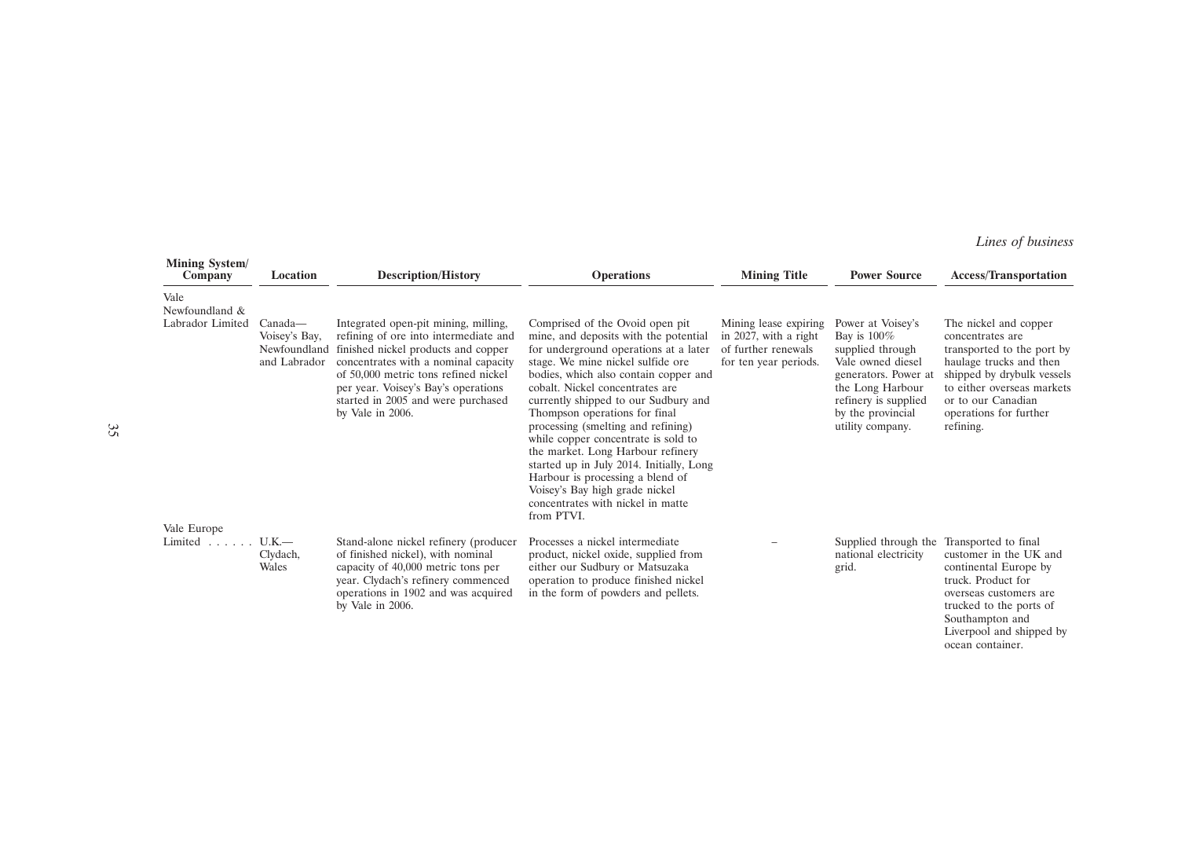| Mining System/ Company | Location | Description/History | Operations | Mining Title | Power Source | Access/Transportation |
|---|---|---|---|---|---|---|
| Vale Newfoundland & Labrador Limited | Canada— Voisey's Bay, Newfoundland and Labrador | Integrated open-pit mining, milling, refining of ore into intermediate and finished nickel products and copper concentrates with a nominal capacity of 50,000 metric tons refined nickel per year. Voisey's Bay's operations started in 2005 and were purchased by Vale in 2006. | Comprised of the Ovoid open pit mine, and deposits with the potential for underground operations at a later stage. We mine nickel sulfide ore bodies, which also contain copper and cobalt. Nickel concentrates are currently shipped to our Sudbury and Thompson operations for final processing (smelting and refining) while copper concentrate is sold to the market. Long Harbour refinery started up in July 2014. Initially, Long Harbour is processing a blend of Voisey's Bay high grade nickel concentrates with nickel in matte from PTVI. | Mining lease expiring in 2027, with a right of further renewals for ten year periods. | Power at Voisey's Bay is 100% supplied through Vale owned diesel generators. Power at the Long Harbour refinery is supplied by the provincial utility company. | The nickel and copper concentrates are transported to the port by haulage trucks and then shipped by drybulk vessels to either overseas markets or to our Canadian operations for further refining. |
| Vale Europe Limited | U.K.— Clydach, Wales | Stand-alone nickel refinery (producer of finished nickel), with nominal capacity of 40,000 metric tons per year. Clydach's refinery commenced operations in 1902 and was acquired by Vale in 2006. | Processes a nickel intermediate product, nickel oxide, supplied from either our Sudbury or Matsuzaka operation to produce finished nickel in the form of powders and pellets. | – | Supplied through the national electricity grid. | Transported to final customer in the UK and continental Europe by truck. Product for overseas customers are trucked to the ports of Southampton and Liverpool and shipped by ocean container. |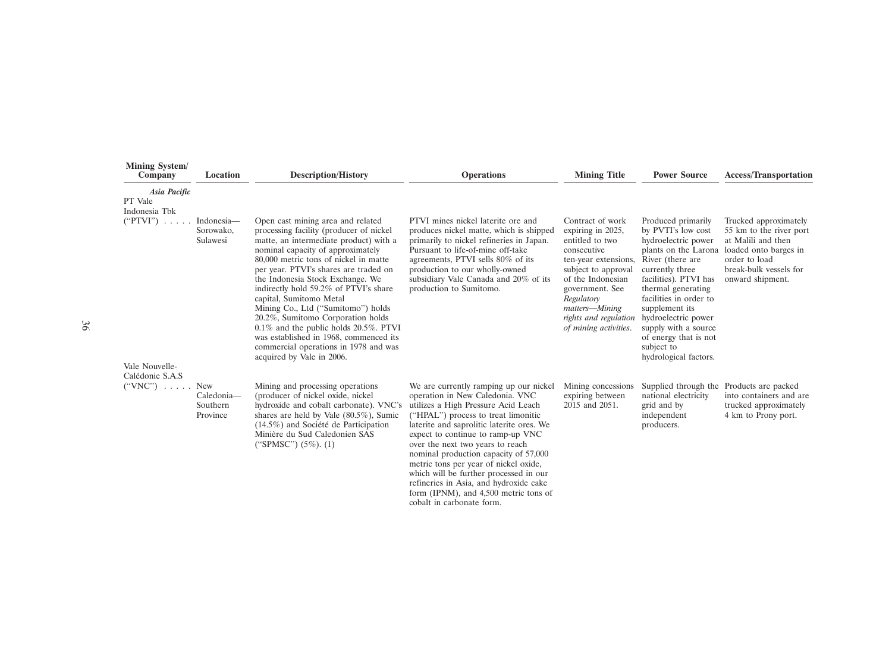| Mining System/ Company | Location | Description/History | Operations | Mining Title | Power Source | Access/Transportation |
|---|---|---|---|---|---|---|
| ***Asia Pacific*** | | | | | | |
| PT Vale Indonesia Tbk ("PTVI") | Indonesia—Sorowako, Sulawesi | Open cast mining area and related processing facility (producer of nickel matte, an intermediate product) with a nominal capacity of approximately 80,000 metric tons of nickel in matte per year. PTVI's shares are traded on the Indonesia Stock Exchange. We indirectly hold 59.2% of PTVI's share capital, Sumitomo Metal Mining Co., Ltd ("Sumitomo") holds 20.2%, Sumitomo Corporation holds 0.1% and the public holds 20.5%. PTVI was established in 1968, commenced its commercial operations in 1978 and was acquired by Vale in 2006. | PTVI mines nickel laterite ore and produces nickel matte, which is shipped primarily to nickel refineries in Japan. Pursuant to life-of-mine off-take agreements, PTVI sells 80% of its production to our wholly-owned subsidiary Vale Canada and 20% of its production to Sumitomo. | Contract of work expiring in 2025, entitled to two consecutive ten-year extensions, subject to approval of the Indonesian government. See *Regulatory matters—Mining rights and regulation of mining activities*. | Produced primarily by PVTI's low cost hydroelectric power plants on the Larona River (there are currently three facilities). PTVI has thermal generating facilities in order to supplement its hydroelectric power supply with a source of energy that is not subject to hydrological factors. | Trucked approximately 55 km to the river port at Malili and then loaded onto barges in order to load break-bulk vessels for onward shipment. |
| Vale Nouvelle-Calédonie S.A.S ("VNC") | New Caledonia—Southern Province | Mining and processing operations (producer of nickel oxide, nickel hydroxide and cobalt carbonate). VNC's shares are held by Vale (80.5%), Sumic (14.5%) and Société de Participation Minière du Sud Caledonien SAS ("SPMSC") (5%). (1) | We are currently ramping up our nickel operation in New Caledonia. VNC utilizes a High Pressure Acid Leach ("HPAL") process to treat limonitic laterite and saprolitic laterite ores. We expect to continue to ramp-up VNC over the next two years to reach nominal production capacity of 57,000 metric tons per year of nickel oxide, which will be further processed in our refineries in Asia, and hydroxide cake form (IPNM), and 4,500 metric tons of cobalt in carbonate form. | Mining concessions expiring between 2015 and 2051. | Supplied through the national electricity grid and by independent producers. | Products are packed into containers and are trucked approximately 4 km to Prony port. |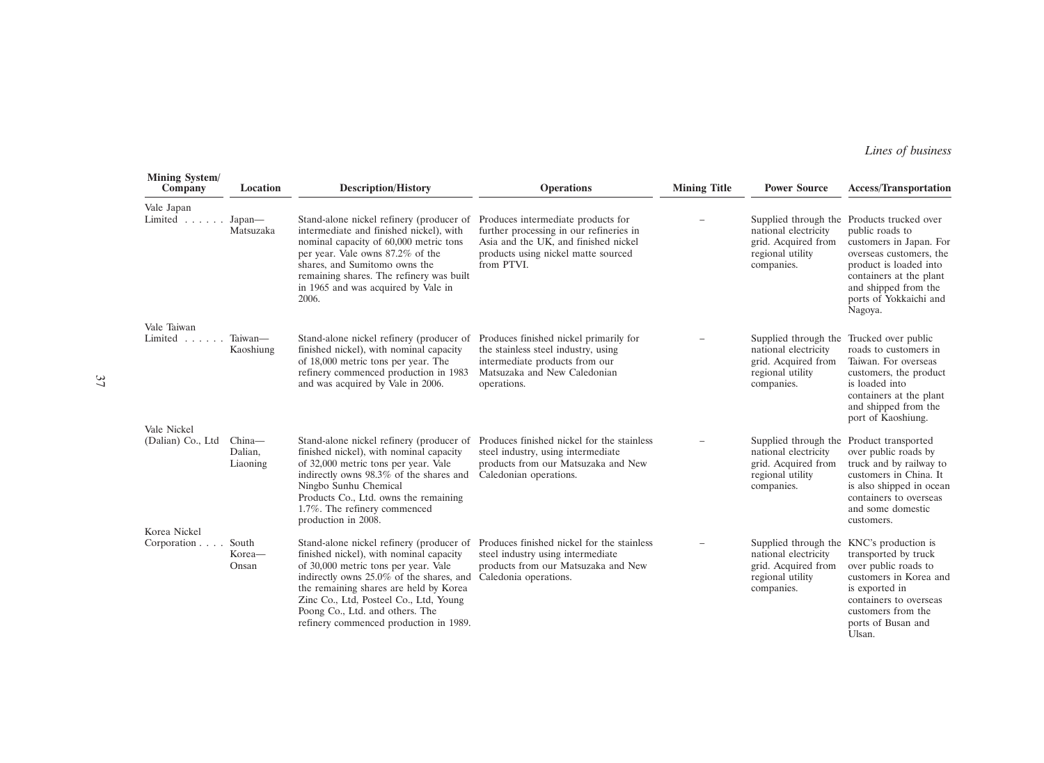| Mining System/ Company | Location | Description/History | Operations | Mining Title | Power Source | Access/Transportation |
|---|---|---|---|---|---|---|
| Vale Japan Limited | Japan—Matsuzaka | Stand-alone nickel refinery (producer of intermediate and finished nickel), with nominal capacity of 60,000 metric tons per year. Vale owns 87.2% of the shares, and Sumitomo owns the remaining shares. The refinery was built in 1965 and was acquired by Vale in 2006. | Produces intermediate products for further processing in our refineries in Asia and the UK, and finished nickel products using nickel matte sourced from PTVI. | – | Supplied through the national electricity grid. Acquired from regional utility companies. | Products trucked over public roads to customers in Japan. For overseas customers, the product is loaded into containers at the plant and shipped from the ports of Yokkaichi and Nagoya. |
| Vale Taiwan Limited | Taiwan—Kaoshiung | Stand-alone nickel refinery (producer of finished nickel), with nominal capacity of 18,000 metric tons per year. The refinery commenced production in 1983 and was acquired by Vale in 2006. | Produces finished nickel primarily for the stainless steel industry, using intermediate products from our Matsuzaka and New Caledonian operations. | – | Supplied through the national electricity grid. Acquired from regional utility companies. | Trucked over public roads to customers in Taiwan. For overseas customers, the product is loaded into containers at the plant and shipped from the port of Kaoshiung. |
| Vale Nickel (Dalian) Co., Ltd | China—Dalian, Liaoning | Stand-alone nickel refinery (producer of finished nickel), with nominal capacity of 32,000 metric tons per year. Vale indirectly owns 98.3% of the shares and Ningbo Sunhu Chemical Products Co., Ltd. owns the remaining 1.7%. The refinery commenced production in 2008. | Produces finished nickel for the stainless steel industry, using intermediate products from our Matsuzaka and New Caledonian operations. | – | Supplied through the national electricity grid. Acquired from regional utility companies. | Product transported over public roads by truck and by railway to customers in China. It is also shipped in ocean containers to overseas and some domestic customers. |
| Korea Nickel Corporation | South Korea—Onsan | Stand-alone nickel refinery (producer of finished nickel), with nominal capacity of 30,000 metric tons per year. Vale indirectly owns 25.0% of the shares, and the remaining shares are held by Korea Zinc Co., Ltd, Posteel Co., Ltd, Young Poong Co., Ltd. and others. The refinery commenced production in 1989. | Produces finished nickel for the stainless steel industry using intermediate products from our Matsuzaka and New Caledonia operations. | – | Supplied through the national electricity grid. Acquired from regional utility companies. | KNC's production is transported by truck over public roads to customers in Korea and is exported in containers to overseas customers from the ports of Busan and Ulsan. |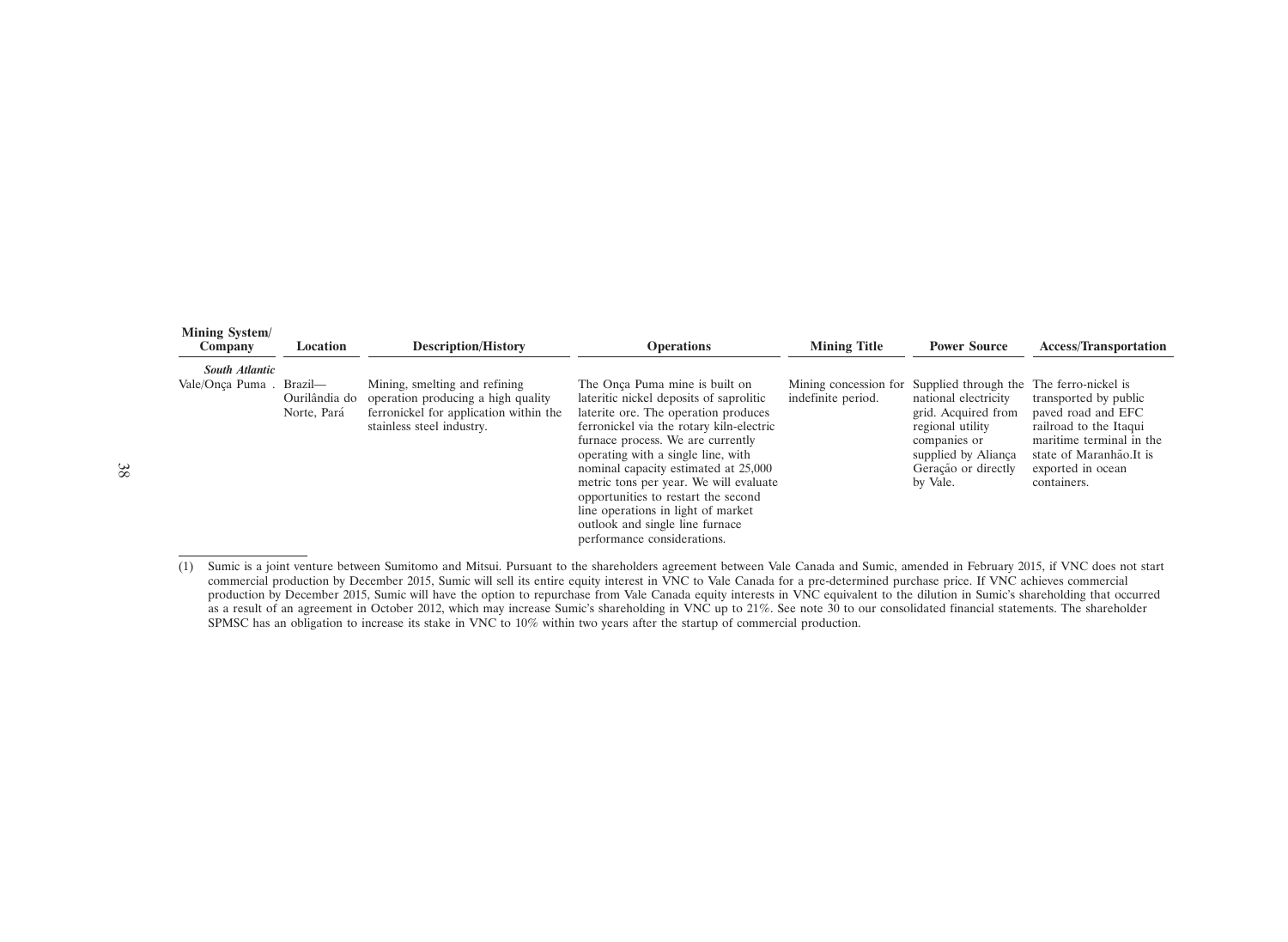| Mining System/ Company | Location | Description/History | Operations | Mining Title | Power Source | Access/Transportation |
|---|---|---|---|---|---|---|
| ***South Atlantic*** | | | | | | |
| Vale/Onça Puma . | Brazil— Ourilândia do Norte, Pará | Mining, smelting and refining operation producing a high quality ferronickel for application within the stainless steel industry. | The Onça Puma mine is built on lateritic nickel deposits of saprolitic laterite ore. The operation produces ferronickel via the rotary kiln-electric furnace process. We are currently operating with a single line, with nominal capacity estimated at 25,000 metric tons per year. We will evaluate opportunities to restart the second line operations in light of market outlook and single line furnace performance considerations. | Mining concession for indefinite period. | Supplied through the national electricity grid. Acquired from regional utility companies or supplied by Aliança Geração or directly by Vale. | The ferro-nickel is transported by public paved road and EFC railroad to the Itaqui maritime terminal in the state of Maranhão.It is exported in ocean containers. |

(1) Sumic is a joint venture between Sumitomo and Mitsui. Pursuant to the shareholders agreement between Vale Canada and Sumic, amended in February 2015, if VNC does not start commercial production by December 2015, Sumic will sell its entire equity interest in VNC to Vale Canada for a pre-determined purchase price. If VNC achieves commercial production by December 2015, Sumic will have the option to repurchase from Vale Canada equity interests in VNC equivalent to the dilution in Sumic's shareholding that occurred as a result of an agreement in October 2012, which may increase Sumic's shareholding in VNC up to 21%. See note 30 to our consolidated financial statements. The shareholder SPMSC has an obligation to increase its stake in VNC to 10% within two years after the startup of commercial production.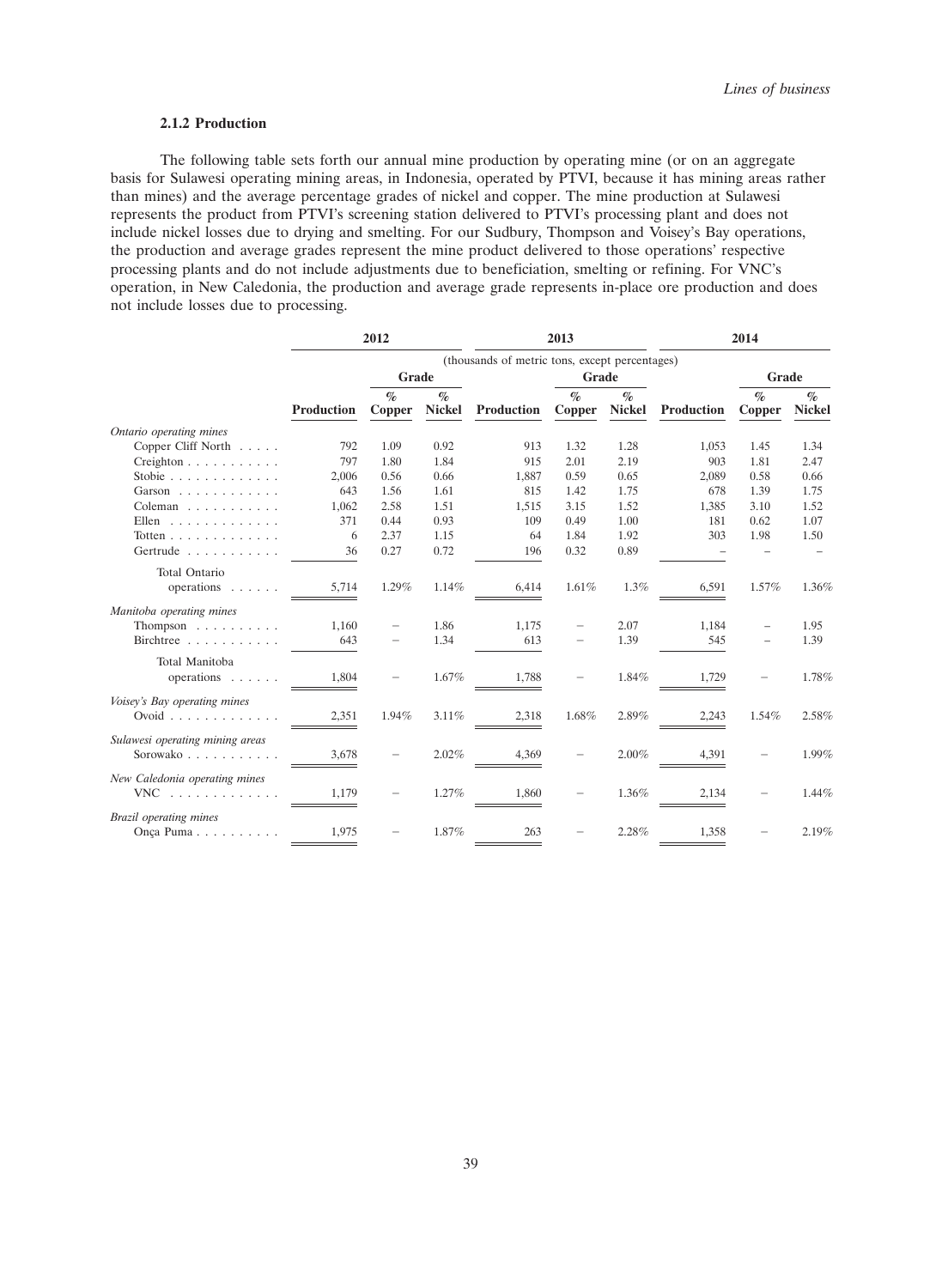### 2.1.2 Production

The following table sets forth our annual mine production by operating mine (or on an aggregate basis for Sulawesi operating mining areas, in Indonesia, operated by PTVI, because it has mining areas rather than mines) and the average percentage grades of nickel and copper. The mine production at Sulawesi represents the product from PTVI's screening station delivered to PTVI's processing plant and does not include nickel losses due to drying and smelting. For our Sudbury, Thompson and Voisey's Bay operations, the production and average grades represent the mine product delivered to those operations' respective processing plants and do not include adjustments due to beneficiation, smelting or refining. For VNC's operation, in New Caledonia, the production and average grade represents in-place ore production and does not include losses due to processing.

| | 2012 | | | 2013 | | | 2014 | | |
|---|---|---|---|---|---|---|---|---|---|
| | (thousands of metric tons, except percentages) | | | | | | | | |
| | | Grade | | | Grade | | | Grade | |
| | Production | % Copper | % Nickel | Production | % Copper | % Nickel | Production | % Copper | % Nickel |
| *Ontario operating mines* | | | | | | | | | |
| Copper Cliff North | 792 | 1.09 | 0.92 | 913 | 1.32 | 1.28 | 1,053 | 1.45 | 1.34 |
| Creighton | 797 | 1.80 | 1.84 | 915 | 2.01 | 2.19 | 903 | 1.81 | 2.47 |
| Stobie | 2,006 | 0.56 | 0.66 | 1,887 | 0.59 | 0.65 | 2,089 | 0.58 | 0.66 |
| Garson | 643 | 1.56 | 1.61 | 815 | 1.42 | 1.75 | 678 | 1.39 | 1.75 |
| Coleman | 1,062 | 2.58 | 1.51 | 1,515 | 3.15 | 1.52 | 1,385 | 3.10 | 1.52 |
| Ellen | 371 | 0.44 | 0.93 | 109 | 0.49 | 1.00 | 181 | 0.62 | 1.07 |
| Totten | 6 | 2.37 | 1.15 | 64 | 1.84 | 1.92 | 303 | 1.98 | 1.50 |
| Gertrude | 36 | 0.27 | 0.72 | 196 | 0.32 | 0.89 | – | – | – |
| Total Ontario operations | 5,714 | 1.29% | 1.14% | 6,414 | 1.61% | 1.3% | 6,591 | 1.57% | 1.36% |
| *Manitoba operating mines* | | | | | | | | | |
| Thompson | 1,160 | – | 1.86 | 1,175 | – | 2.07 | 1,184 | – | 1.95 |
| Birchtree | 643 | – | 1.34 | 613 | – | 1.39 | 545 | – | 1.39 |
| Total Manitoba operations | 1,804 | – | 1.67% | 1,788 | – | 1.84% | 1,729 | – | 1.78% |
| *Voisey's Bay operating mines* | | | | | | | | | |
| Ovoid | 2,351 | 1.94% | 3.11% | 2,318 | 1.68% | 2.89% | 2,243 | 1.54% | 2.58% |
| *Sulawesi operating mining areas* | | | | | | | | | |
| Sorowako | 3,678 | – | 2.02% | 4,369 | – | 2.00% | 4,391 | – | 1.99% |
| *New Caledonia operating mines* | | | | | | | | | |
| VNC | 1,179 | – | 1.27% | 1,860 | – | 1.36% | 2,134 | – | 1.44% |
| *Brazil operating mines* | | | | | | | | | |
| Onça Puma | 1,975 | – | 1.87% | 263 | – | 2.28% | 1,358 | – | 2.19% |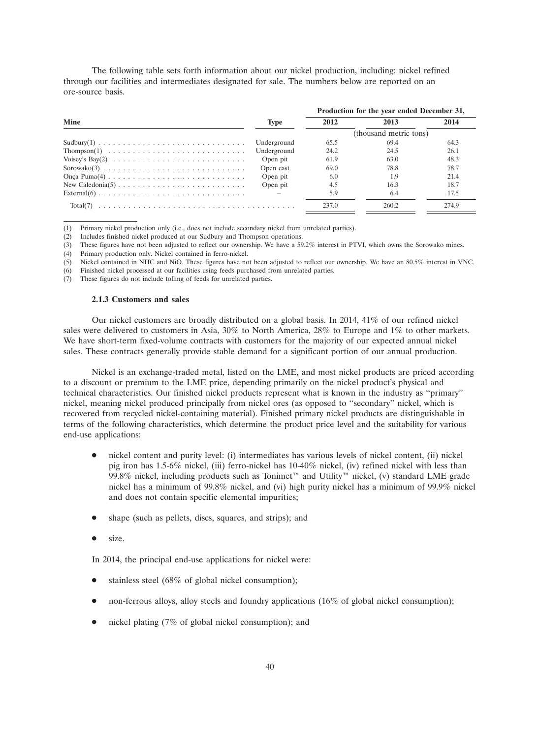The following table sets forth information about our nickel production, including: nickel refined through our facilities and intermediates designated for sale. The numbers below are reported on an ore-source basis.

| Mine | Type | Production for the year ended December 31, | | |
|---|---|---|---|---|
| | | 2012 | 2013 | 2014 |
| | | (thousand metric tons) | | |
| Sudbury(1) | Underground | 65.5 | 69.4 | 64.3 |
| Thompson(1) | Underground | 24.2 | 24.5 | 26.1 |
| Voisey's Bay(2) | Open pit | 61.9 | 63.0 | 48.3 |
| Sorowako(3) | Open cast | 69.0 | 78.8 | 78.7 |
| Onça Puma(4) | Open pit | 6.0 | 1.9 | 21.4 |
| New Caledonia(5) | Open pit | 4.5 | 16.3 | 18.7 |
| External(6) | – | 5.9 | 6.4 | 17.5 |
| Total(7) | | 237.0 | 260.2 | 274.9 |

(1) Primary nickel production only (i.e., does not include secondary nickel from unrelated parties).

(2) Includes finished nickel produced at our Sudbury and Thompson operations.

(3) These figures have not been adjusted to reflect our ownership. We have a 59.2% interest in PTVI, which owns the Sorowako mines.

(4) Primary production only. Nickel contained in ferro-nickel.

(5) Nickel contained in NHC and NiO. These figures have not been adjusted to reflect our ownership. We have an 80.5% interest in VNC.

(6) Finished nickel processed at our facilities using feeds purchased from unrelated parties.

(7) These figures do not include tolling of feeds for unrelated parties.

### 2.1.3 Customers and sales

Our nickel customers are broadly distributed on a global basis. In 2014, 41% of our refined nickel sales were delivered to customers in Asia, 30% to North America, 28% to Europe and 1% to other markets. We have short-term fixed-volume contracts with customers for the majority of our expected annual nickel sales. These contracts generally provide stable demand for a significant portion of our annual production.

Nickel is an exchange-traded metal, listed on the LME, and most nickel products are priced according to a discount or premium to the LME price, depending primarily on the nickel product's physical and technical characteristics. Our finished nickel products represent what is known in the industry as "primary" nickel, meaning nickel produced principally from nickel ores (as opposed to "secondary" nickel, which is recovered from recycled nickel-containing material). Finished primary nickel products are distinguishable in terms of the following characteristics, which determine the product price level and the suitability for various end-use applications:

- nickel content and purity level: (i) intermediates has various levels of nickel content, (ii) nickel pig iron has 1.5-6% nickel, (iii) ferro-nickel has 10-40% nickel, (iv) refined nickel with less than 99.8% nickel, including products such as Tonimet™ and Utility™ nickel, (v) standard LME grade nickel has a minimum of 99.8% nickel, and (vi) high purity nickel has a minimum of 99.9% nickel and does not contain specific elemental impurities;
- shape (such as pellets, discs, squares, and strips); and
- size.

In 2014, the principal end-use applications for nickel were:

- stainless steel (68% of global nickel consumption);
- non-ferrous alloys, alloy steels and foundry applications (16% of global nickel consumption);
- nickel plating (7% of global nickel consumption); and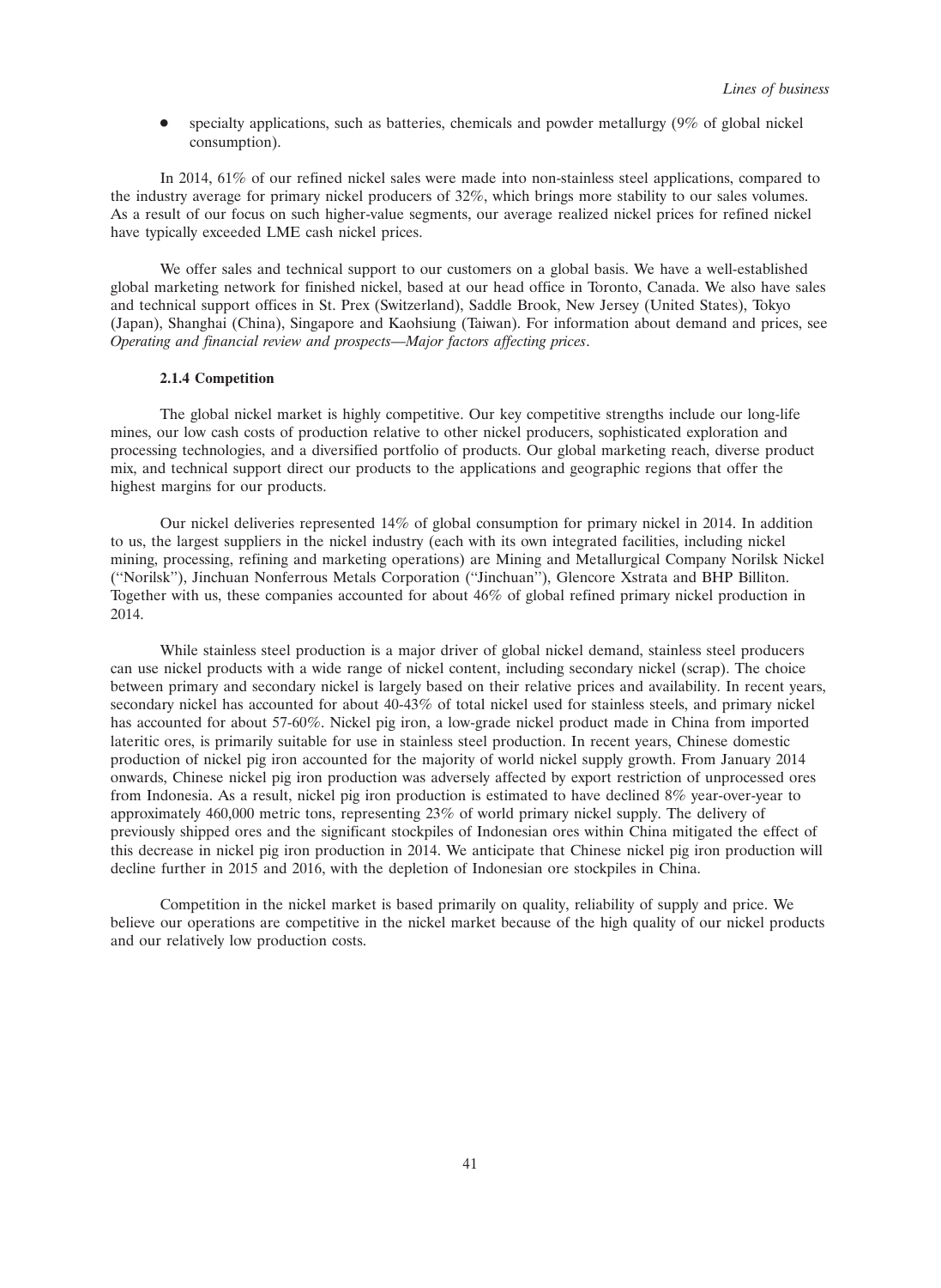- specialty applications, such as batteries, chemicals and powder metallurgy (9% of global nickel consumption).

In 2014, 61% of our refined nickel sales were made into non-stainless steel applications, compared to the industry average for primary nickel producers of 32%, which brings more stability to our sales volumes. As a result of our focus on such higher-value segments, our average realized nickel prices for refined nickel have typically exceeded LME cash nickel prices.

We offer sales and technical support to our customers on a global basis. We have a well-established global marketing network for finished nickel, based at our head office in Toronto, Canada. We also have sales and technical support offices in St. Prex (Switzerland), Saddle Brook, New Jersey (United States), Tokyo (Japan), Shanghai (China), Singapore and Kaohsiung (Taiwan). For information about demand and prices, see *Operating and financial review and prospects—Major factors affecting prices*.

#### 2.1.4 Competition

The global nickel market is highly competitive. Our key competitive strengths include our long-life mines, our low cash costs of production relative to other nickel producers, sophisticated exploration and processing technologies, and a diversified portfolio of products. Our global marketing reach, diverse product mix, and technical support direct our products to the applications and geographic regions that offer the highest margins for our products.

Our nickel deliveries represented 14% of global consumption for primary nickel in 2014. In addition to us, the largest suppliers in the nickel industry (each with its own integrated facilities, including nickel mining, processing, refining and marketing operations) are Mining and Metallurgical Company Norilsk Nickel (''Norilsk''), Jinchuan Nonferrous Metals Corporation (''Jinchuan''), Glencore Xstrata and BHP Billiton. Together with us, these companies accounted for about 46% of global refined primary nickel production in 2014.

While stainless steel production is a major driver of global nickel demand, stainless steel producers can use nickel products with a wide range of nickel content, including secondary nickel (scrap). The choice between primary and secondary nickel is largely based on their relative prices and availability. In recent years, secondary nickel has accounted for about 40-43% of total nickel used for stainless steels, and primary nickel has accounted for about 57-60%. Nickel pig iron, a low-grade nickel product made in China from imported lateritic ores, is primarily suitable for use in stainless steel production. In recent years, Chinese domestic production of nickel pig iron accounted for the majority of world nickel supply growth. From January 2014 onwards, Chinese nickel pig iron production was adversely affected by export restriction of unprocessed ores from Indonesia. As a result, nickel pig iron production is estimated to have declined 8% year-over-year to approximately 460,000 metric tons, representing 23% of world primary nickel supply. The delivery of previously shipped ores and the significant stockpiles of Indonesian ores within China mitigated the effect of this decrease in nickel pig iron production in 2014. We anticipate that Chinese nickel pig iron production will decline further in 2015 and 2016, with the depletion of Indonesian ore stockpiles in China.

Competition in the nickel market is based primarily on quality, reliability of supply and price. We believe our operations are competitive in the nickel market because of the high quality of our nickel products and our relatively low production costs.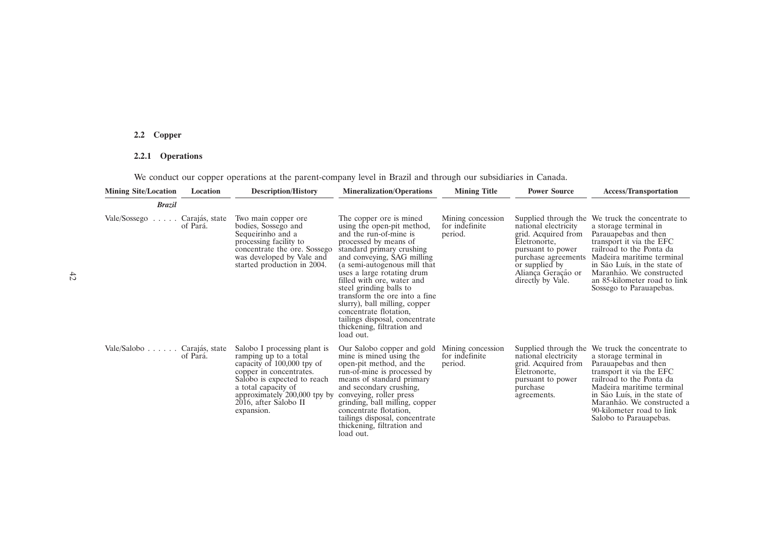### 2.2 Copper

#### 2.2.1 Operations

We conduct our copper operations at the parent-company level in Brazil and through our subsidiaries in Canada.

| Mining Site/Location | Location | Description/History | Mineralization/Operations | Mining Title | Power Source | Access/Transportation |
|---|---|---|---|---|---|---|
| ***Brazil*** | | | | | | |
| Vale/Sossego | Carajás, state of Pará. | Two main copper ore bodies, Sossego and Sequeirinho and a processing facility to concentrate the ore. Sossego was developed by Vale and started production in 2004. | The copper ore is mined using the open-pit method, and the run-of-mine is processed by means of standard primary crushing and conveying, SAG milling (a semi-autogenous mill that uses a large rotating drum filled with ore, water and steel grinding balls to transform the ore into a fine slurry), ball milling, copper concentrate flotation, tailings disposal, concentrate thickening, filtration and load out. | Mining concession for indefinite period. | Supplied through the national electricity grid. Acquired from Eletronorte, pursuant to power purchase agreements or supplied by Aliança Geração or directly by Vale. | We truck the concentrate to a storage terminal in Parauapebas and then transport it via the EFC railroad to the Ponta da Madeira maritime terminal in São Luís, in the state of Maranhão. We constructed an 85-kilometer road to link Sossego to Parauapebas. |
| Vale/Salobo | Carajás, state of Pará. | Salobo I processing plant is ramping up to a total capacity of 100,000 tpy of copper in concentrates. Salobo is expected to reach a total capacity of approximately 200,000 tpy by 2016, after Salobo II expansion. | Our Salobo copper and gold mine is mined using the open-pit method, and the run-of-mine is processed by means of standard primary and secondary crushing, conveying, roller press grinding, ball milling, copper concentrate flotation, tailings disposal, concentrate thickening, filtration and load out. | Mining concession for indefinite period. | Supplied through the national electricity grid. Acquired from Eletronorte, pursuant to power purchase agreements. | We truck the concentrate to a storage terminal in Parauapebas and then transport it via the EFC railroad to the Ponta da Madeira maritime terminal in São Luís, in the state of Maranhão. We constructed a 90-kilometer road to link Salobo to Parauapebas. |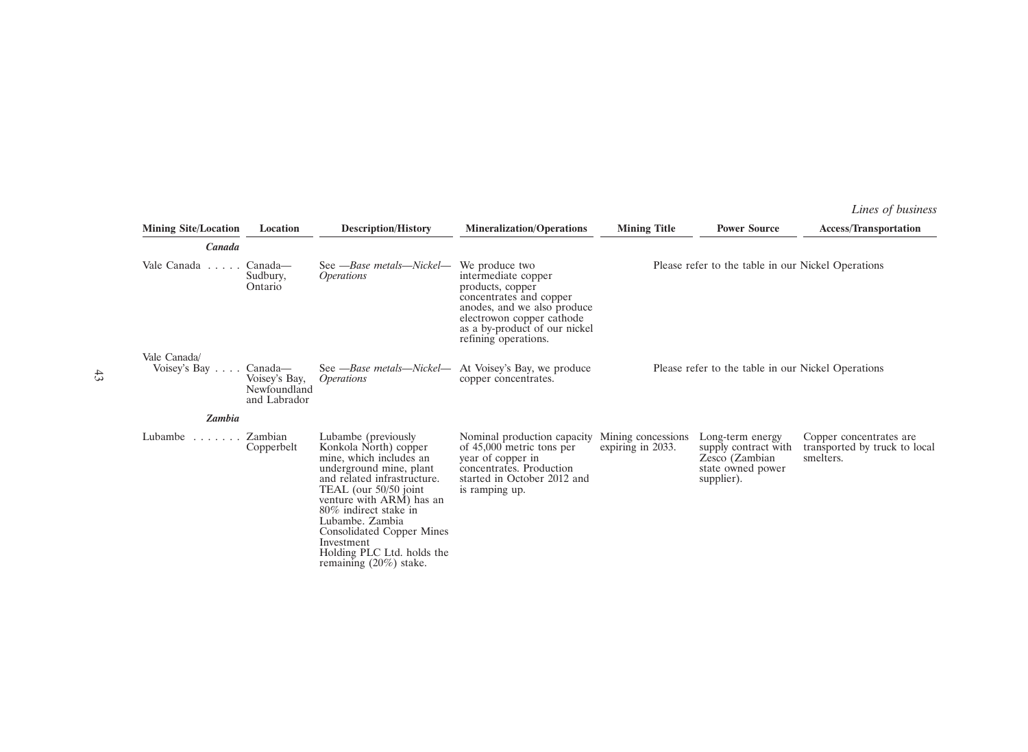| Mining Site/Location | Location | Description/History | Mineralization/Operations | Mining Title | Power Source | Access/Transportation |
|---|---|---|---|---|---|---|
| ***Canada*** | | | | | | |
| Vale Canada | Canada—Sudbury, Ontario | See —*Base metals—Nickel—Operations* | We produce two intermediate copper products, copper concentrates and copper anodes, and we also produce electrowon copper cathode as a by-product of our nickel refining operations. | Please refer to the table in our Nickel Operations | | |
| Vale Canada/ Voisey's Bay | Canada—Voisey's Bay, Newfoundland and Labrador | See —*Base metals—Nickel—Operations* | At Voisey's Bay, we produce copper concentrates. | Please refer to the table in our Nickel Operations | | |
| ***Zambia*** | | | | | | |
| Lubambe | Zambian Copperbelt | Lubambe (previously Konkola North) copper mine, which includes an underground mine, plant and related infrastructure. TEAL (our 50/50 joint venture with ARM) has an 80% indirect stake in Lubambe. Zambia Consolidated Copper Mines Investment Holding PLC Ltd. holds the remaining (20%) stake. | Nominal production capacity of 45,000 metric tons per year of copper in concentrates. Production started in October 2012 and is ramping up. | Mining concessions expiring in 2033. | Long-term energy supply contract with Zesco (Zambian state owned power supplier). | Copper concentrates are transported by truck to local smelters. |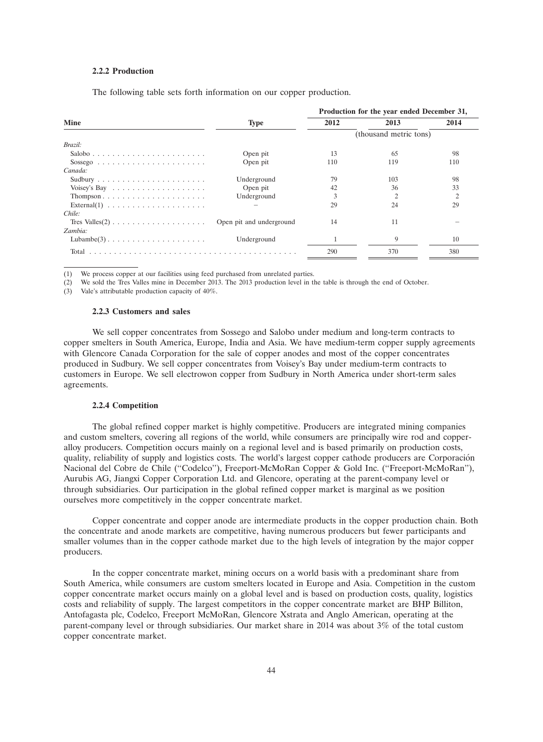### 2.2.2 Production

The following table sets forth information on our copper production.

| Mine | Type | Production for the year ended December 31, | | |
|---|---|---|---|---|
| | | 2012 | 2013 | 2014 |
| | | (thousand metric tons) | | |
| *Brazil:* | | | | |
| Salobo | Open pit | 13 | 65 | 98 |
| Sossego | Open pit | 110 | 119 | 110 |
| *Canada:* | | | | |
| Sudbury | Underground | 79 | 103 | 98 |
| Voisey's Bay | Open pit | 42 | 36 | 33 |
| Thompson | Underground | 3 | 2 | 2 |
| External(1) | – | 29 | 24 | 29 |
| *Chile:* | | | | |
| Tres Valles(2) | Open pit and underground | 14 | 11 | – |
| *Zambia:* | | | | |
| Lubambe(3) | Underground | 1 | 9 | 10 |
| Total | | 290 | 370 | 380 |

(1) We process copper at our facilities using feed purchased from unrelated parties.
(2) We sold the Tres Valles mine in December 2013. The 2013 production level in the table is through the end of October.
(3) Vale's attributable production capacity of 40%.

### 2.2.3 Customers and sales

We sell copper concentrates from Sossego and Salobo under medium and long-term contracts to copper smelters in South America, Europe, India and Asia. We have medium-term copper supply agreements with Glencore Canada Corporation for the sale of copper anodes and most of the copper concentrates produced in Sudbury. We sell copper concentrates from Voisey's Bay under medium-term contracts to customers in Europe. We sell electrowon copper from Sudbury in North America under short-term sales agreements.

### 2.2.4 Competition

The global refined copper market is highly competitive. Producers are integrated mining companies and custom smelters, covering all regions of the world, while consumers are principally wire rod and copper-alloy producers. Competition occurs mainly on a regional level and is based primarily on production costs, quality, reliability of supply and logistics costs. The world's largest copper cathode producers are Corporación Nacional del Cobre de Chile ("Codelco"), Freeport-McMoRan Copper & Gold Inc. ("Freeport-McMoRan"), Aurubis AG, Jiangxi Copper Corporation Ltd. and Glencore, operating at the parent-company level or through subsidiaries. Our participation in the global refined copper market is marginal as we position ourselves more competitively in the copper concentrate market.

Copper concentrate and copper anode are intermediate products in the copper production chain. Both the concentrate and anode markets are competitive, having numerous producers but fewer participants and smaller volumes than in the copper cathode market due to the high levels of integration by the major copper producers.

In the copper concentrate market, mining occurs on a world basis with a predominant share from South America, while consumers are custom smelters located in Europe and Asia. Competition in the custom copper concentrate market occurs mainly on a global level and is based on production costs, quality, logistics costs and reliability of supply. The largest competitors in the copper concentrate market are BHP Billiton, Antofagasta plc, Codelco, Freeport McMoRan, Glencore Xstrata and Anglo American, operating at the parent-company level or through subsidiaries. Our market share in 2014 was about 3% of the total custom copper concentrate market.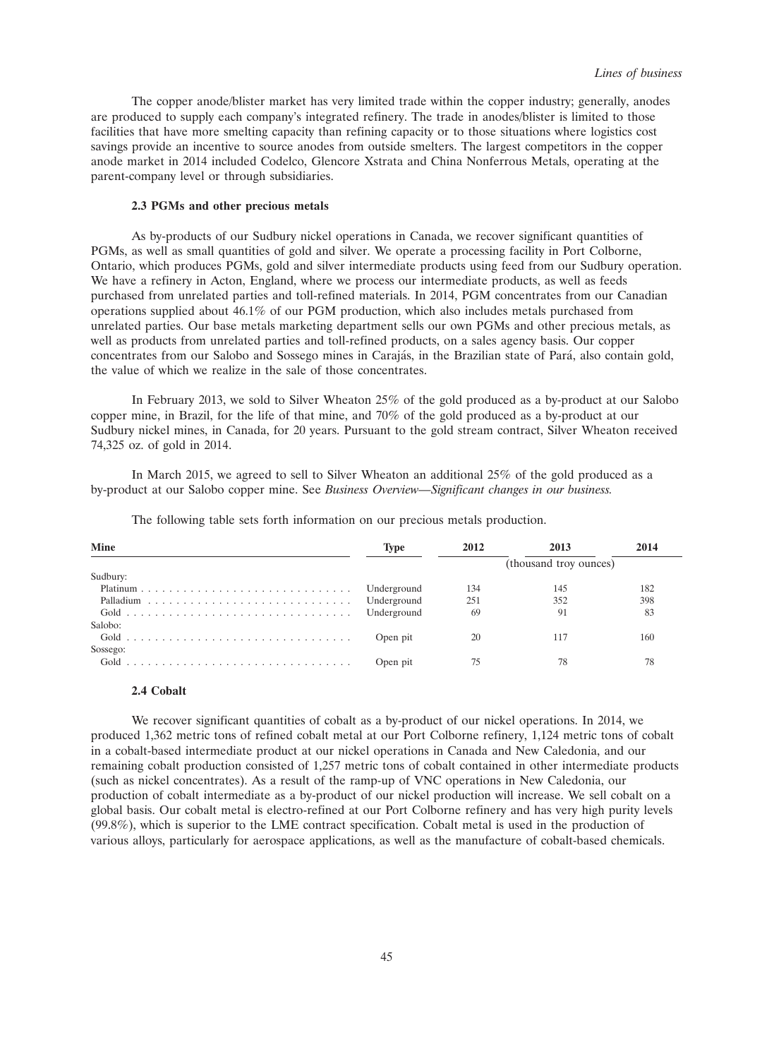The copper anode/blister market has very limited trade within the copper industry; generally, anodes are produced to supply each company's integrated refinery. The trade in anodes/blister is limited to those facilities that have more smelting capacity than refining capacity or to those situations where logistics cost savings provide an incentive to source anodes from outside smelters. The largest competitors in the copper anode market in 2014 included Codelco, Glencore Xstrata and China Nonferrous Metals, operating at the parent-company level or through subsidiaries.

### 2.3 PGMs and other precious metals

As by-products of our Sudbury nickel operations in Canada, we recover significant quantities of PGMs, as well as small quantities of gold and silver. We operate a processing facility in Port Colborne, Ontario, which produces PGMs, gold and silver intermediate products using feed from our Sudbury operation. We have a refinery in Acton, England, where we process our intermediate products, as well as feeds purchased from unrelated parties and toll-refined materials. In 2014, PGM concentrates from our Canadian operations supplied about 46.1% of our PGM production, which also includes metals purchased from unrelated parties. Our base metals marketing department sells our own PGMs and other precious metals, as well as products from unrelated parties and toll-refined products, on a sales agency basis. Our copper concentrates from our Salobo and Sossego mines in Carajás, in the Brazilian state of Pará, also contain gold, the value of which we realize in the sale of those concentrates.

In February 2013, we sold to Silver Wheaton 25% of the gold produced as a by-product at our Salobo copper mine, in Brazil, for the life of that mine, and 70% of the gold produced as a by-product at our Sudbury nickel mines, in Canada, for 20 years. Pursuant to the gold stream contract, Silver Wheaton received 74,325 oz. of gold in 2014.

In March 2015, we agreed to sell to Silver Wheaton an additional 25% of the gold produced as a by-product at our Salobo copper mine. See *Business Overview—Significant changes in our business.*

The following table sets forth information on our precious metals production.

| Mine | Type | 2012 | 2013 | 2014 |
|---|---|---|---|---|
| | | (thousand troy ounces) | | |
| Sudbury: | | | | |
| Platinum | Underground | 134 | 145 | 182 |
| Palladium | Underground | 251 | 352 | 398 |
| Gold | Underground | 69 | 91 | 83 |
| Salobo: | | | | |
| Gold | Open pit | 20 | 117 | 160 |
| Sossego: | | | | |
| Gold | Open pit | 75 | 78 | 78 |

### 2.4 Cobalt

We recover significant quantities of cobalt as a by-product of our nickel operations. In 2014, we produced 1,362 metric tons of refined cobalt metal at our Port Colborne refinery, 1,124 metric tons of cobalt in a cobalt-based intermediate product at our nickel operations in Canada and New Caledonia, and our remaining cobalt production consisted of 1,257 metric tons of cobalt contained in other intermediate products (such as nickel concentrates). As a result of the ramp-up of VNC operations in New Caledonia, our production of cobalt intermediate as a by-product of our nickel production will increase. We sell cobalt on a global basis. Our cobalt metal is electro-refined at our Port Colborne refinery and has very high purity levels (99.8%), which is superior to the LME contract specification. Cobalt metal is used in the production of various alloys, particularly for aerospace applications, as well as the manufacture of cobalt-based chemicals.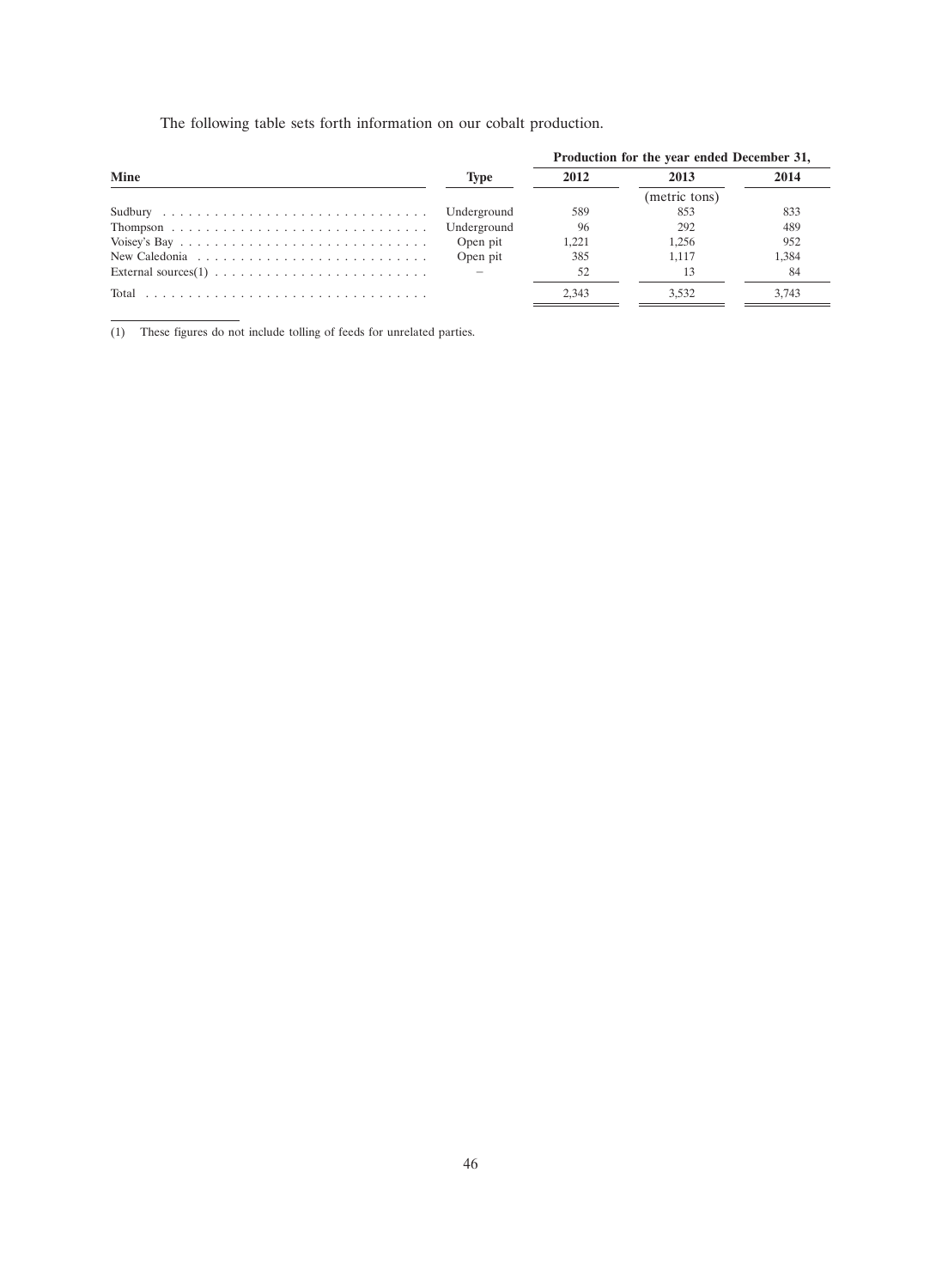The following table sets forth information on our cobalt production.

| Mine | Type | Production for the year ended December 31, | | |
|---|---|---|---|---|
| | | 2012 | 2013 | 2014 |
| | | | (metric tons) | |
| Sudbury | Underground | 589 | 853 | 833 |
| Thompson | Underground | 96 | 292 | 489 |
| Voisey's Bay | Open pit | 1,221 | 1,256 | 952 |
| New Caledonia | Open pit | 385 | 1,117 | 1,384 |
| External sources(1) | – | 52 | 13 | 84 |
| Total | | 2,343 | 3,532 | 3,743 |

(1) These figures do not include tolling of feeds for unrelated parties.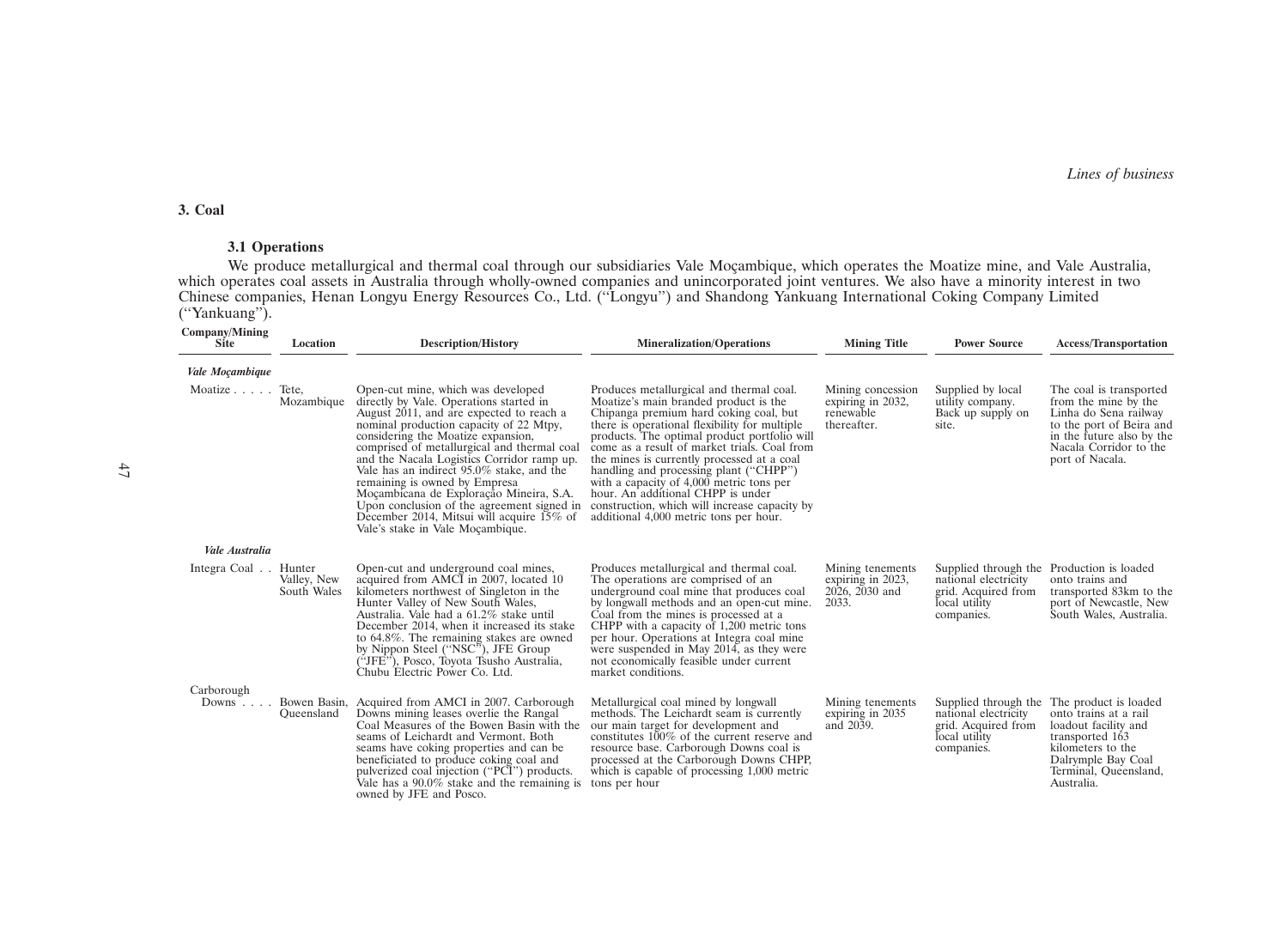## 3. Coal

### 3.1 Operations

We produce metallurgical and thermal coal through our subsidiaries Vale Moçambique, which operates the Moatize mine, and Vale Australia, which operates coal assets in Australia through wholly-owned companies and unincorporated joint ventures. We also have a minority interest in two Chinese companies, Henan Longyu Energy Resources Co., Ltd. (''Longyu'') and Shandong Yankuang International Coking Company Limited (''Yankuang'').

| Company/Mining Site | Location | Description/History | Mineralization/Operations | Mining Title | Power Source | Access/Transportation |
|---|---|---|---|---|---|---|
| *Vale Moçambique* | | | | | | |
| Moatize | Tete, Mozambique | Open-cut mine, which was developed directly by Vale. Operations started in August 2011, and are expected to reach a nominal production capacity of 22 Mtpy, considering the Moatize expansion, comprised of metallurgical and thermal coal and the Nacala Logistics Corridor ramp up. Vale has an indirect 95.0% stake, and the remaining is owned by Empresa Moçambicana de Exploração Mineira, S.A. Upon conclusion of the agreement signed in December 2014, Mitsui will acquire 15% of Vale's stake in Vale Moçambique. | Produces metallurgical and thermal coal. Moatize's main branded product is the Chipanga premium hard coking coal, but there is operational flexibility for multiple products. The optimal product portfolio will come as a result of market trials. Coal from the mines is currently processed at a coal handling and processing plant (''CHPP'') with a capacity of 4,000 metric tons per hour. An additional CHPP is under construction, which will increase capacity by additional 4,000 metric tons per hour. | Mining concession expiring in 2032, renewable thereafter. | Supplied by local utility company. Back up supply on site. | The coal is transported from the mine by the Linha do Sena railway to the port of Beira and in the future also by the Nacala Corridor to the port of Nacala. |
| *Vale Australia* | | | | | | |
| Integra Coal | Hunter Valley, New South Wales | Open-cut and underground coal mines, acquired from AMCI in 2007, located 10 kilometers northwest of Singleton in the Hunter Valley of New South Wales, Australia. Vale had a 61.2% stake until December 2014, when it increased its stake to 64.8%. The remaining stakes are owned by Nippon Steel (''NSC''), JFE Group (''JFE''), Posco, Toyota Tsusho Australia, Chubu Electric Power Co. Ltd. | Produces metallurgical and thermal coal. The operations are comprised of an underground coal mine that produces coal by longwall methods and an open-cut mine. Coal from the mines is processed at a CHPP with a capacity of 1,200 metric tons per hour. Operations at Integra coal mine were suspended in May 2014, as they were not economically feasible under current market conditions. | Mining tenements expiring in 2023, 2026, 2030 and 2033. | Supplied through the national electricity grid. Acquired from local utility companies. | Production is loaded onto trains and transported 83km to the port of Newcastle, New South Wales, Australia. |
| Carborough Downs | Bowen Basin, Queensland | Acquired from AMCI in 2007. Carborough Downs mining leases overlie the Rangal Coal Measures of the Bowen Basin with the seams of Leichardt and Vermont. Both seams have coking properties and can be beneficiated to produce coking coal and pulverized coal injection (''PCI'') products. Vale has a 90.0% stake and the remaining is owned by JFE and Posco. | Metallurgical coal mined by longwall methods. The Leichardt seam is currently our main target for development and constitutes 100% of the current reserve and resource base. Carborough Downs coal is processed at the Carborough Downs CHPP, which is capable of processing 1,000 metric tons per hour | Mining tenements expiring in 2035 and 2039. | Supplied through the national electricity grid. Acquired from local utility companies. | The product is loaded onto trains at a rail loadout facility and transported 163 kilometers to the Dalrymple Bay Coal Terminal, Queensland, Australia. |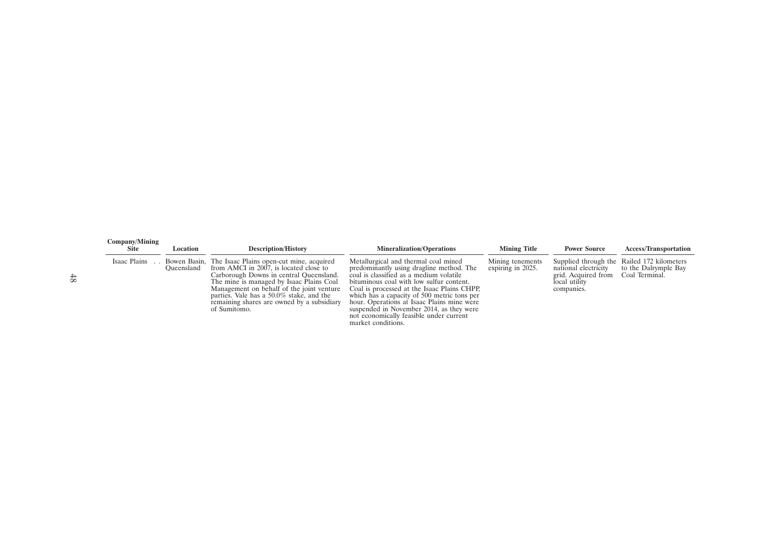| Company/Mining Site | Location | Description/History | Mineralization/Operations | Mining Title | Power Source | Access/Transportation |
|---|---|---|---|---|---|---|
| Isaac Plains | Bowen Basin, Queensland | The Isaac Plains open-cut mine, acquired from AMCI in 2007, is located close to Carborough Downs in central Queensland. The mine is managed by Isaac Plains Coal Management on behalf of the joint venture parties. Vale has a 50.0% stake, and the remaining shares are owned by a subsidiary of Sumitomo. | Metallurgical and thermal coal mined predominantly using dragline method. The coal is classified as a medium volatile bituminous coal with low sulfur content. Coal is processed at the Isaac Plains CHPP, which has a capacity of 500 metric tons per hour. Operations at Isaac Plains mine were suspended in November 2014, as they were not economically feasible under current market conditions. | Mining tenements expiring in 2025. | Supplied through the national electricity grid. Acquired from local utility companies. | Railed 172 kilometers to the Dalrymple Bay Coal Terminal. |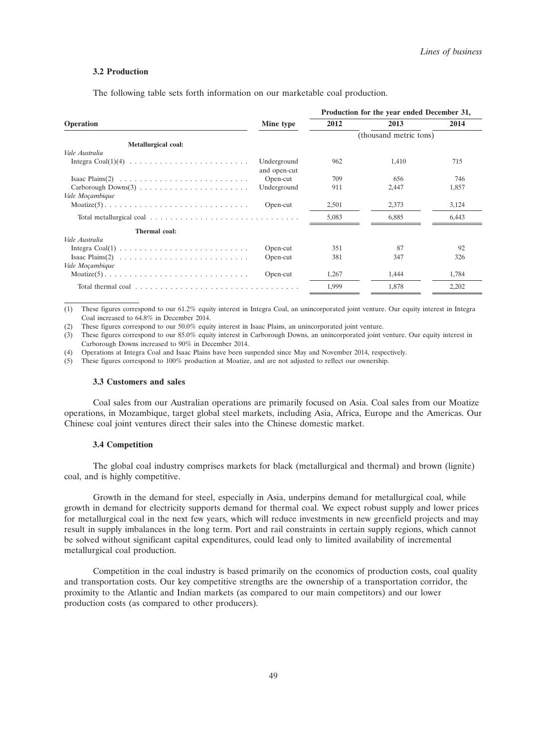### 3.2 Production

The following table sets forth information on our marketable coal production.

| Operation | Mine type | Production for the year ended December 31, | | |
|---|---|---|---|---|
| | | 2012 | 2013 | 2014 |
| | | (thousand metric tons) | | |
| **Metallurgical coal:** | | | | |
| *Vale Australia* | | | | |
| Integra Coal(1)(4) | Underground and open-cut | 962 | 1,410 | 715 |
| Isaac Plains(2) | Open-cut | 709 | 656 | 746 |
| Carborough Downs(3) | Underground | 911 | 2,447 | 1,857 |
| *Vale Moçambique* | | | | |
| Moatize(5) | Open-cut | 2,501 | 2,373 | 3,124 |
| Total metallurgical coal | | 5,083 | 6,885 | 6,443 |
| **Thermal coal:** | | | | |
| *Vale Australia* | | | | |
| Integra Coal(1) | Open-cut | 351 | 87 | 92 |
| Isaac Plains(2) | Open-cut | 381 | 347 | 326 |
| *Vale Moçambique* | | | | |
| Moatize(5) | Open-cut | 1,267 | 1,444 | 1,784 |
| Total thermal coal | | 1,999 | 1,878 | 2,202 |

(1) These figures correspond to our 61.2% equity interest in Integra Coal, an unincorporated joint venture. Our equity interest in Integra Coal increased to 64.8% in December 2014.

(2) These figures correspond to our 50.0% equity interest in Isaac Plains, an unincorporated joint venture.

(3) These figures correspond to our 85.0% equity interest in Carborough Downs, an unincorporated joint venture. Our equity interest in Carborough Downs increased to 90% in December 2014.

(4) Operations at Integra Coal and Isaac Plains have been suspended since May and November 2014, respectively.

(5) These figures correspond to 100% production at Moatize, and are not adjusted to reflect our ownership.

### 3.3 Customers and sales

Coal sales from our Australian operations are primarily focused on Asia. Coal sales from our Moatize operations, in Mozambique, target global steel markets, including Asia, Africa, Europe and the Americas. Our Chinese coal joint ventures direct their sales into the Chinese domestic market.

### 3.4 Competition

The global coal industry comprises markets for black (metallurgical and thermal) and brown (lignite) coal, and is highly competitive.

Growth in the demand for steel, especially in Asia, underpins demand for metallurgical coal, while growth in demand for electricity supports demand for thermal coal. We expect robust supply and lower prices for metallurgical coal in the next few years, which will reduce investments in new greenfield projects and may result in supply imbalances in the long term. Port and rail constraints in certain supply regions, which cannot be solved without significant capital expenditures, could lead only to limited availability of incremental metallurgical coal production.

Competition in the coal industry is based primarily on the economics of production costs, coal quality and transportation costs. Our key competitive strengths are the ownership of a transportation corridor, the proximity to the Atlantic and Indian markets (as compared to our main competitors) and our lower production costs (as compared to other producers).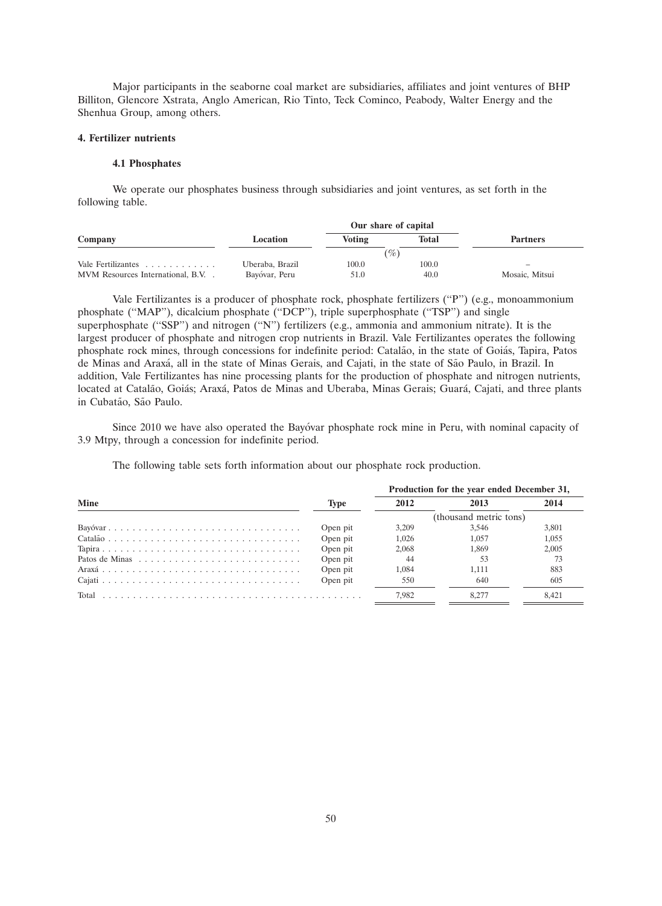Major participants in the seaborne coal market are subsidiaries, affiliates and joint ventures of BHP Billiton, Glencore Xstrata, Anglo American, Rio Tinto, Teck Cominco, Peabody, Walter Energy and the Shenhua Group, among others.

### 4. Fertilizer nutrients

#### 4.1 Phosphates

We operate our phosphates business through subsidiaries and joint ventures, as set forth in the following table.

| Company | Location | Our share of capital | | Partners |
|---|---|---|---|---|
| | | Voting | Total | |
| | | (%) | | |
| Vale Fertilizantes | Uberaba, Brazil | 100.0 | 100.0 | – |
| MVM Resources International, B.V. | Bayóvar, Peru | 51.0 | 40.0 | Mosaic, Mitsui |

Vale Fertilizantes is a producer of phosphate rock, phosphate fertilizers (''P'') (e.g., monoammonium phosphate (''MAP''), dicalcium phosphate (''DCP''), triple superphosphate (''TSP'') and single superphosphate (''SSP'') and nitrogen (''N'') fertilizers (e.g., ammonia and ammonium nitrate). It is the largest producer of phosphate and nitrogen crop nutrients in Brazil. Vale Fertilizantes operates the following phosphate rock mines, through concessions for indefinite period: Catalão, in the state of Goiás, Tapira, Patos de Minas and Araxá, all in the state of Minas Gerais, and Cajati, in the state of São Paulo, in Brazil. In addition, Vale Fertilizantes has nine processing plants for the production of phosphate and nitrogen nutrients, located at Catalão, Goiás; Araxá, Patos de Minas and Uberaba, Minas Gerais; Guará, Cajati, and three plants in Cubatão, São Paulo.

Since 2010 we have also operated the Bayóvar phosphate rock mine in Peru, with nominal capacity of 3.9 Mtpy, through a concession for indefinite period.

The following table sets forth information about our phosphate rock production.

| Mine | Type | Production for the year ended December 31, | | |
|---|---|---|---|---|
| | | 2012 | 2013 | 2014 |
| | | (thousand metric tons) | | |
| Bayóvar | Open pit | 3,209 | 3,546 | 3,801 |
| Catalão | Open pit | 1,026 | 1,057 | 1,055 |
| Tapira | Open pit | 2,068 | 1,869 | 2,005 |
| Patos de Minas | Open pit | 44 | 53 | 73 |
| Araxá | Open pit | 1,084 | 1,111 | 883 |
| Cajati | Open pit | 550 | 640 | 605 |
| Total | | 7,982 | 8,277 | 8,421 |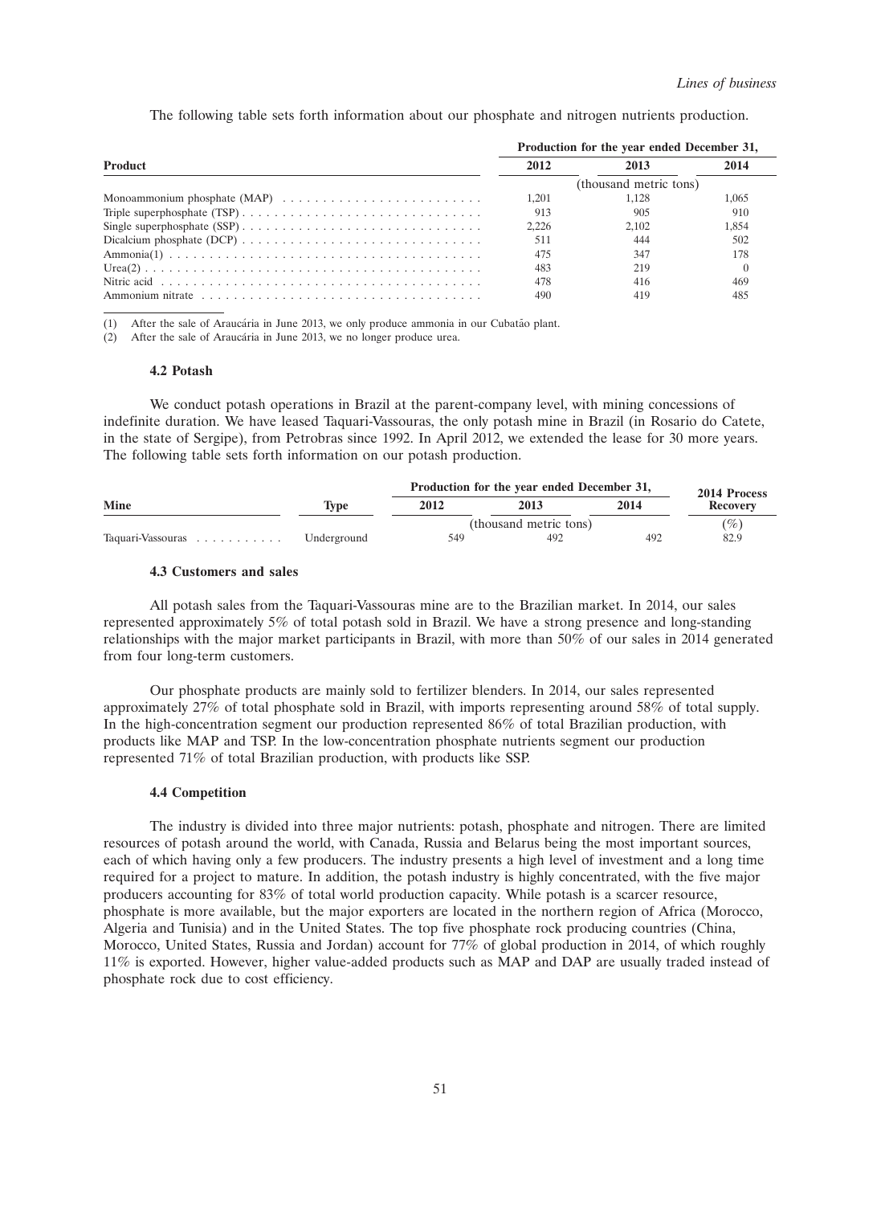The following table sets forth information about our phosphate and nitrogen nutrients production.

| Product | Production for the year ended December 31, | | |
|---|---|---|---|
| | 2012 | 2013 | 2014 |
| | (thousand metric tons) | | |
| Monoammonium phosphate (MAP) | 1,201 | 1,128 | 1,065 |
| Triple superphosphate (TSP) | 913 | 905 | 910 |
| Single superphosphate (SSP) | 2,226 | 2,102 | 1,854 |
| Dicalcium phosphate (DCP) | 511 | 444 | 502 |
| Ammonia(1) | 475 | 347 | 178 |
| Urea(2) | 483 | 219 | 0 |
| Nitric acid | 478 | 416 | 469 |
| Ammonium nitrate | 490 | 419 | 485 |

(1) After the sale of Araucária in June 2013, we only produce ammonia in our Cubatão plant.

(2) After the sale of Araucária in June 2013, we no longer produce urea.

### 4.2 Potash

We conduct potash operations in Brazil at the parent-company level, with mining concessions of indefinite duration. We have leased Taquari-Vassouras, the only potash mine in Brazil (in Rosario do Catete, in the state of Sergipe), from Petrobras since 1992. In April 2012, we extended the lease for 30 more years. The following table sets forth information on our potash production.

| Mine | Type | Production for the year ended December 31, | | | 2014 Process Recovery |
|---|---|---|---|---|---|
| | | 2012 | 2013 | 2014 | |
| | | (thousand metric tons) | | | (%) |
| Taquari-Vassouras | Underground | 549 | 492 | 492 | 82.9 |

### 4.3 Customers and sales

All potash sales from the Taquari-Vassouras mine are to the Brazilian market. In 2014, our sales represented approximately 5% of total potash sold in Brazil. We have a strong presence and long-standing relationships with the major market participants in Brazil, with more than 50% of our sales in 2014 generated from four long-term customers.

Our phosphate products are mainly sold to fertilizer blenders. In 2014, our sales represented approximately 27% of total phosphate sold in Brazil, with imports representing around 58% of total supply. In the high-concentration segment our production represented 86% of total Brazilian production, with products like MAP and TSP. In the low-concentration phosphate nutrients segment our production represented 71% of total Brazilian production, with products like SSP.

### 4.4 Competition

The industry is divided into three major nutrients: potash, phosphate and nitrogen. There are limited resources of potash around the world, with Canada, Russia and Belarus being the most important sources, each of which having only a few producers. The industry presents a high level of investment and a long time required for a project to mature. In addition, the potash industry is highly concentrated, with the five major producers accounting for 83% of total world production capacity. While potash is a scarcer resource, phosphate is more available, but the major exporters are located in the northern region of Africa (Morocco, Algeria and Tunisia) and in the United States. The top five phosphate rock producing countries (China, Morocco, United States, Russia and Jordan) account for 77% of global production in 2014, of which roughly 11% is exported. However, higher value-added products such as MAP and DAP are usually traded instead of phosphate rock due to cost efficiency.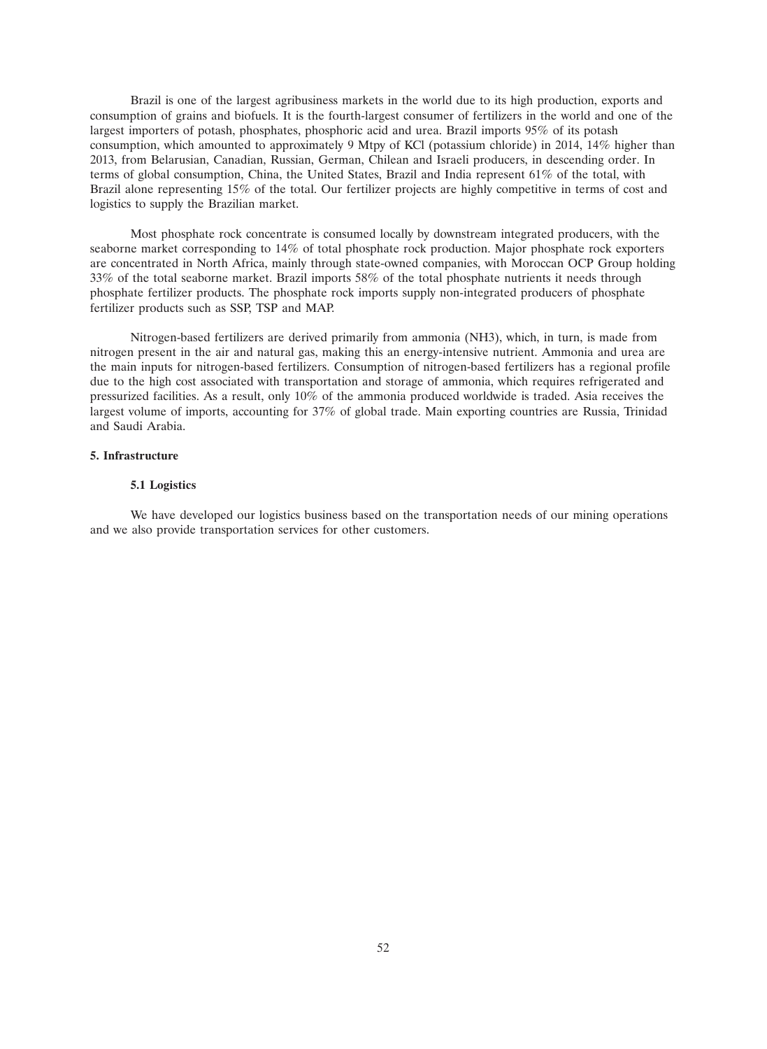Brazil is one of the largest agribusiness markets in the world due to its high production, exports and consumption of grains and biofuels. It is the fourth-largest consumer of fertilizers in the world and one of the largest importers of potash, phosphates, phosphoric acid and urea. Brazil imports 95% of its potash consumption, which amounted to approximately 9 Mtpy of KCl (potassium chloride) in 2014, 14% higher than 2013, from Belarusian, Canadian, Russian, German, Chilean and Israeli producers, in descending order. In terms of global consumption, China, the United States, Brazil and India represent 61% of the total, with Brazil alone representing 15% of the total. Our fertilizer projects are highly competitive in terms of cost and logistics to supply the Brazilian market.

Most phosphate rock concentrate is consumed locally by downstream integrated producers, with the seaborne market corresponding to 14% of total phosphate rock production. Major phosphate rock exporters are concentrated in North Africa, mainly through state-owned companies, with Moroccan OCP Group holding 33% of the total seaborne market. Brazil imports 58% of the total phosphate nutrients it needs through phosphate fertilizer products. The phosphate rock imports supply non-integrated producers of phosphate fertilizer products such as SSP, TSP and MAP.

Nitrogen-based fertilizers are derived primarily from ammonia ($NH_3$), which, in turn, is made from nitrogen present in the air and natural gas, making this an energy-intensive nutrient. Ammonia and urea are the main inputs for nitrogen-based fertilizers. Consumption of nitrogen-based fertilizers has a regional profile due to the high cost associated with transportation and storage of ammonia, which requires refrigerated and pressurized facilities. As a result, only 10% of the ammonia produced worldwide is traded. Asia receives the largest volume of imports, accounting for 37% of global trade. Main exporting countries are Russia, Trinidad and Saudi Arabia.

## 5. Infrastructure

### 5.1 Logistics

We have developed our logistics business based on the transportation needs of our mining operations and we also provide transportation services for other customers.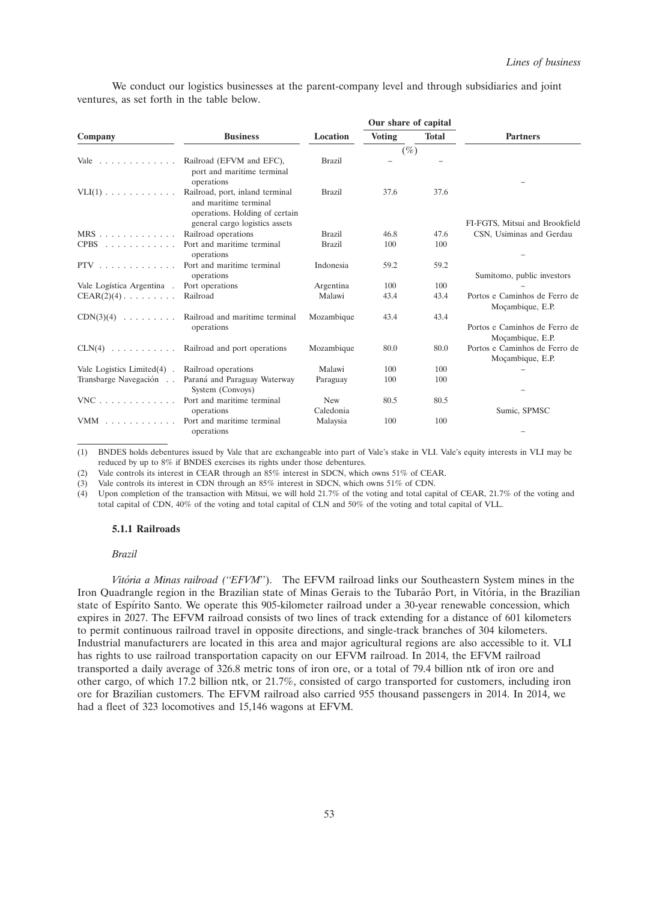We conduct our logistics businesses at the parent-company level and through subsidiaries and joint ventures, as set forth in the table below.

| Company | Business | Location | Our share of capital | | Partners |
|---|---|---|---|---|---|
| | | | Voting | Total | |
| | | | (%) | | |
| Vale | Railroad (EFVM and EFC), port and maritime terminal operations | Brazil | – | – | – |
| VLI(1) | Railroad, port, inland terminal and maritime terminal operations. Holding of certain general cargo logistics assets | Brazil | 37.6 | 37.6 | FI-FGTS, Mitsui and Brookfield |
| MRS | Railroad operations | Brazil | 46.8 | 47.6 | CSN, Usiminas and Gerdau |
| CPBS | Port and maritime terminal operations | Brazil | 100 | 100 | – |
| PTV | Port and maritime terminal operations | Indonesia | 59.2 | 59.2 | Sumitomo, public investors |
| Vale Logística Argentina | Port operations | Argentina | 100 | 100 | – |
| CEAR(2)(4) | Railroad | Malawi | 43.4 | 43.4 | Portos e Caminhos de Ferro de Moçambique, E.P. |
| CDN(3)(4) | Railroad and maritime terminal operations | Mozambique | 43.4 | 43.4 | Portos e Caminhos de Ferro de Moçambique, E.P. |
| CLN(4) | Railroad and port operations | Mozambique | 80.0 | 80.0 | Portos e Caminhos de Ferro de Moçambique, E.P. |
| Vale Logistics Limited(4) | Railroad operations | Malawi | 100 | 100 | – |
| Transbarge Navegación | Paraná and Paraguay Waterway System (Convoys) | Paraguay | 100 | 100 | – |
| VNC | Port and maritime terminal operations | New Caledonia | 80.5 | 80.5 | Sumic, SPMSC |
| VMM | Port and maritime terminal operations | Malaysia | 100 | 100 | – |

(1) BNDES holds debentures issued by Vale that are exchangeable into part of Vale's stake in VLI. Vale's equity interests in VLI may be reduced by up to 8% if BNDES exercises its rights under those debentures.

(2) Vale controls its interest in CEAR through an 85% interest in SDCN, which owns 51% of CEAR.

(3) Vale controls its interest in CDN through an 85% interest in SDCN, which owns 51% of CDN.

(4) Upon completion of the transaction with Mitsui, we will hold 21.7% of the voting and total capital of CEAR, 21.7% of the voting and total capital of CDN, 40% of the voting and total capital of CLN and 50% of the voting and total capital of VLL.

### 5.1.1 Railroads

*Brazil*

*Vitória a Minas railroad ("EFVM")*. The EFVM railroad links our Southeastern System mines in the Iron Quadrangle region in the Brazilian state of Minas Gerais to the Tubarão Port, in Vitória, in the Brazilian state of Espírito Santo. We operate this 905-kilometer railroad under a 30-year renewable concession, which expires in 2027. The EFVM railroad consists of two lines of track extending for a distance of 601 kilometers to permit continuous railroad travel in opposite directions, and single-track branches of 304 kilometers. Industrial manufacturers are located in this area and major agricultural regions are also accessible to it. VLI has rights to use railroad transportation capacity on our EFVM railroad. In 2014, the EFVM railroad transported a daily average of 326.8 metric tons of iron ore, or a total of 79.4 billion ntk of iron ore and other cargo, of which 17.2 billion ntk, or 21.7%, consisted of cargo transported for customers, including iron ore for Brazilian customers. The EFVM railroad also carried 955 thousand passengers in 2014. In 2014, we had a fleet of 323 locomotives and 15,146 wagons at EFVM.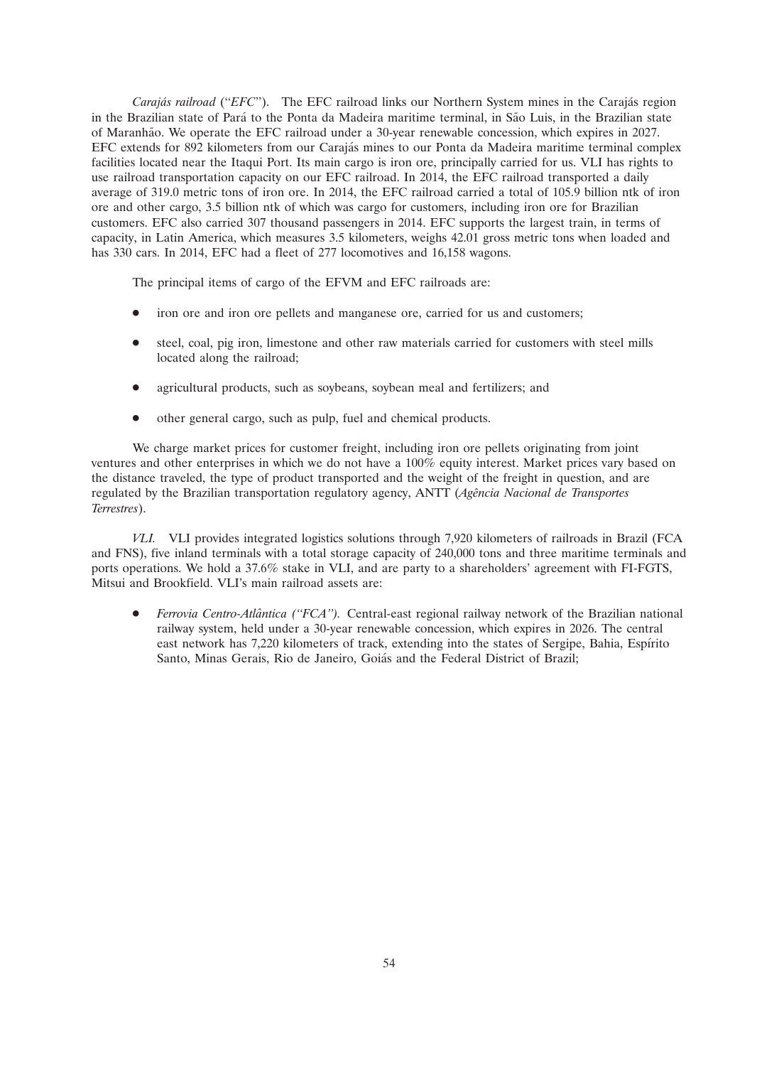*Carajás railroad* ("*EFC*"). The EFC railroad links our Northern System mines in the Carajás region in the Brazilian state of Pará to the Ponta da Madeira maritime terminal, in São Luis, in the Brazilian state of Maranhão. We operate the EFC railroad under a 30-year renewable concession, which expires in 2027. EFC extends for 892 kilometers from our Carajás mines to our Ponta da Madeira maritime terminal complex facilities located near the Itaqui Port. Its main cargo is iron ore, principally carried for us. VLI has rights to use railroad transportation capacity on our EFC railroad. In 2014, the EFC railroad transported a daily average of 319.0 metric tons of iron ore. In 2014, the EFC railroad carried a total of 105.9 billion ntk of iron ore and other cargo, 3.5 billion ntk of which was cargo for customers, including iron ore for Brazilian customers. EFC also carried 307 thousand passengers in 2014. EFC supports the largest train, in terms of capacity, in Latin America, which measures 3.5 kilometers, weighs 42.01 gross metric tons when loaded and has 330 cars. In 2014, EFC had a fleet of 277 locomotives and 16,158 wagons.

The principal items of cargo of the EFVM and EFC railroads are:

- iron ore and iron ore pellets and manganese ore, carried for us and customers;
- steel, coal, pig iron, limestone and other raw materials carried for customers with steel mills located along the railroad;
- agricultural products, such as soybeans, soybean meal and fertilizers; and
- other general cargo, such as pulp, fuel and chemical products.

We charge market prices for customer freight, including iron ore pellets originating from joint ventures and other enterprises in which we do not have a 100% equity interest. Market prices vary based on the distance traveled, the type of product transported and the weight of the freight in question, and are regulated by the Brazilian transportation regulatory agency, ANTT (*Agência Nacional de Transportes Terrestres*).

*VLI.* VLI provides integrated logistics solutions through 7,920 kilometers of railroads in Brazil (FCA and FNS), five inland terminals with a total storage capacity of 240,000 tons and three maritime terminals and ports operations. We hold a 37.6% stake in VLI, and are party to a shareholders' agreement with FI-FGTS, Mitsui and Brookfield. VLI's main railroad assets are:

- *Ferrovia Centro-Atlântica ("FCA").* Central-east regional railway network of the Brazilian national railway system, held under a 30-year renewable concession, which expires in 2026. The central east network has 7,220 kilometers of track, extending into the states of Sergipe, Bahia, Espírito Santo, Minas Gerais, Rio de Janeiro, Goiás and the Federal District of Brazil;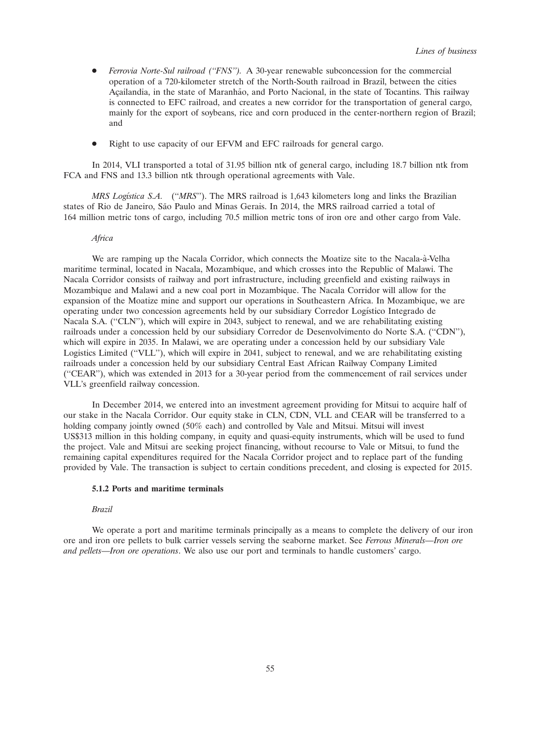- *Ferrovia Norte-Sul railroad ("FNS").* A 30-year renewable subconcession for the commercial operation of a 720-kilometer stretch of the North-South railroad in Brazil, between the cities Açailandia, in the state of Maranhão, and Porto Nacional, in the state of Tocantins. This railway is connected to EFC railroad, and creates a new corridor for the transportation of general cargo, mainly for the export of soybeans, rice and corn produced in the center-northern region of Brazil; and

- Right to use capacity of our EFVM and EFC railroads for general cargo.

In 2014, VLI transported a total of 31.95 billion ntk of general cargo, including 18.7 billion ntk from FCA and FNS and 13.3 billion ntk through operational agreements with Vale.

*MRS Logística S.A.* ("*MRS*"). The MRS railroad is 1,643 kilometers long and links the Brazilian states of Rio de Janeiro, São Paulo and Minas Gerais. In 2014, the MRS railroad carried a total of 164 million metric tons of cargo, including 70.5 million metric tons of iron ore and other cargo from Vale.

*Africa*

We are ramping up the Nacala Corridor, which connects the Moatize site to the Nacala-à-Velha maritime terminal, located in Nacala, Mozambique, and which crosses into the Republic of Malawi. The Nacala Corridor consists of railway and port infrastructure, including greenfield and existing railways in Mozambique and Malawi and a new coal port in Mozambique. The Nacala Corridor will allow for the expansion of the Moatize mine and support our operations in Southeastern Africa. In Mozambique, we are operating under two concession agreements held by our subsidiary Corredor Logístico Integrado de Nacala S.A. ("CLN"), which will expire in 2043, subject to renewal, and we are rehabilitating existing railroads under a concession held by our subsidiary Corredor de Desenvolvimento do Norte S.A. ("CDN"), which will expire in 2035. In Malawi, we are operating under a concession held by our subsidiary Vale Logistics Limited ("VLL"), which will expire in 2041, subject to renewal, and we are rehabilitating existing railroads under a concession held by our subsidiary Central East African Railway Company Limited ("CEAR"), which was extended in 2013 for a 30-year period from the commencement of rail services under VLL's greenfield railway concession.

In December 2014, we entered into an investment agreement providing for Mitsui to acquire half of our stake in the Nacala Corridor. Our equity stake in CLN, CDN, VLL and CEAR will be transferred to a holding company jointly owned (50% each) and controlled by Vale and Mitsui. Mitsui will invest US$313 million in this holding company, in equity and quasi-equity instruments, which will be used to fund the project. Vale and Mitsui are seeking project financing, without recourse to Vale or Mitsui, to fund the remaining capital expenditures required for the Nacala Corridor project and to replace part of the funding provided by Vale. The transaction is subject to certain conditions precedent, and closing is expected for 2015.

#### 5.1.2 Ports and maritime terminals

*Brazil*

We operate a port and maritime terminals principally as a means to complete the delivery of our iron ore and iron ore pellets to bulk carrier vessels serving the seaborne market. See *Ferrous Minerals—Iron ore and pellets—Iron ore operations*. We also use our port and terminals to handle customers' cargo.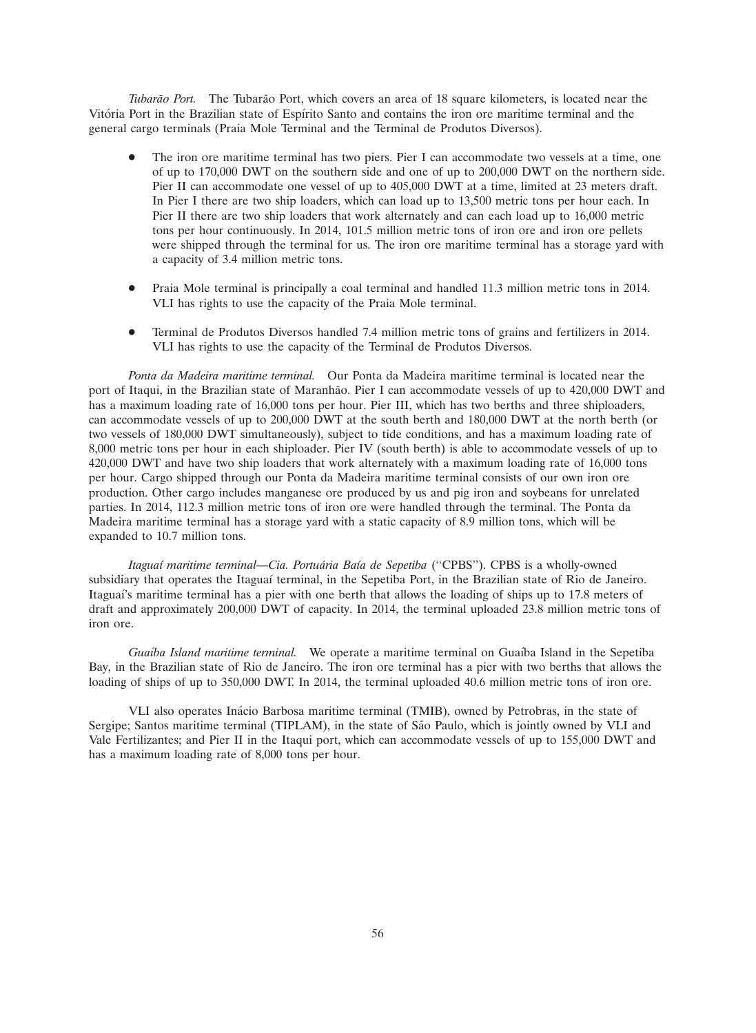*Tubarão Port.* The Tubarão Port, which covers an area of 18 square kilometers, is located near the Vitória Port in the Brazilian state of Espírito Santo and contains the iron ore maritime terminal and the general cargo terminals (Praia Mole Terminal and the Terminal de Produtos Diversos).

- The iron ore maritime terminal has two piers. Pier I can accommodate two vessels at a time, one of up to 170,000 DWT on the southern side and one of up to 200,000 DWT on the northern side. Pier II can accommodate one vessel of up to 405,000 DWT at a time, limited at 23 meters draft. In Pier I there are two ship loaders, which can load up to 13,500 metric tons per hour each. In Pier II there are two ship loaders that work alternately and can each load up to 16,000 metric tons per hour continuously. In 2014, 101.5 million metric tons of iron ore and iron ore pellets were shipped through the terminal for us. The iron ore maritime terminal has a storage yard with a capacity of 3.4 million metric tons.

- Praia Mole terminal is principally a coal terminal and handled 11.3 million metric tons in 2014. VLI has rights to use the capacity of the Praia Mole terminal.

- Terminal de Produtos Diversos handled 7.4 million metric tons of grains and fertilizers in 2014. VLI has rights to use the capacity of the Terminal de Produtos Diversos.

*Ponta da Madeira maritime terminal.* Our Ponta da Madeira maritime terminal is located near the port of Itaqui, in the Brazilian state of Maranhão. Pier I can accommodate vessels of up to 420,000 DWT and has a maximum loading rate of 16,000 tons per hour. Pier III, which has two berths and three shiploaders, can accommodate vessels of up to 200,000 DWT at the south berth and 180,000 DWT at the north berth (or two vessels of 180,000 DWT simultaneously), subject to tide conditions, and has a maximum loading rate of 8,000 metric tons per hour in each shiploader. Pier IV (south berth) is able to accommodate vessels of up to 420,000 DWT and have two ship loaders that work alternately with a maximum loading rate of 16,000 tons per hour. Cargo shipped through our Ponta da Madeira maritime terminal consists of our own iron ore production. Other cargo includes manganese ore produced by us and pig iron and soybeans for unrelated parties. In 2014, 112.3 million metric tons of iron ore were handled through the terminal. The Ponta da Madeira maritime terminal has a storage yard with a static capacity of 8.9 million tons, which will be expanded to 10.7 million tons.

*Itaguaí maritime terminal—Cia. Portuária Baía de Sepetiba* (''CPBS''). CPBS is a wholly-owned subsidiary that operates the Itaguaí terminal, in the Sepetiba Port, in the Brazilian state of Rio de Janeiro. Itaguaí's maritime terminal has a pier with one berth that allows the loading of ships up to 17.8 meters of draft and approximately 200,000 DWT of capacity. In 2014, the terminal uploaded 23.8 million metric tons of iron ore.

*Guaíba Island maritime terminal.* We operate a maritime terminal on Guaíba Island in the Sepetiba Bay, in the Brazilian state of Rio de Janeiro. The iron ore terminal has a pier with two berths that allows the loading of ships of up to 350,000 DWT. In 2014, the terminal uploaded 40.6 million metric tons of iron ore.

VLI also operates Inácio Barbosa maritime terminal (TMIB), owned by Petrobras, in the state of Sergipe; Santos maritime terminal (TIPLAM), in the state of São Paulo, which is jointly owned by VLI and Vale Fertilizantes; and Pier II in the Itaqui port, which can accommodate vessels of up to 155,000 DWT and has a maximum loading rate of 8,000 tons per hour.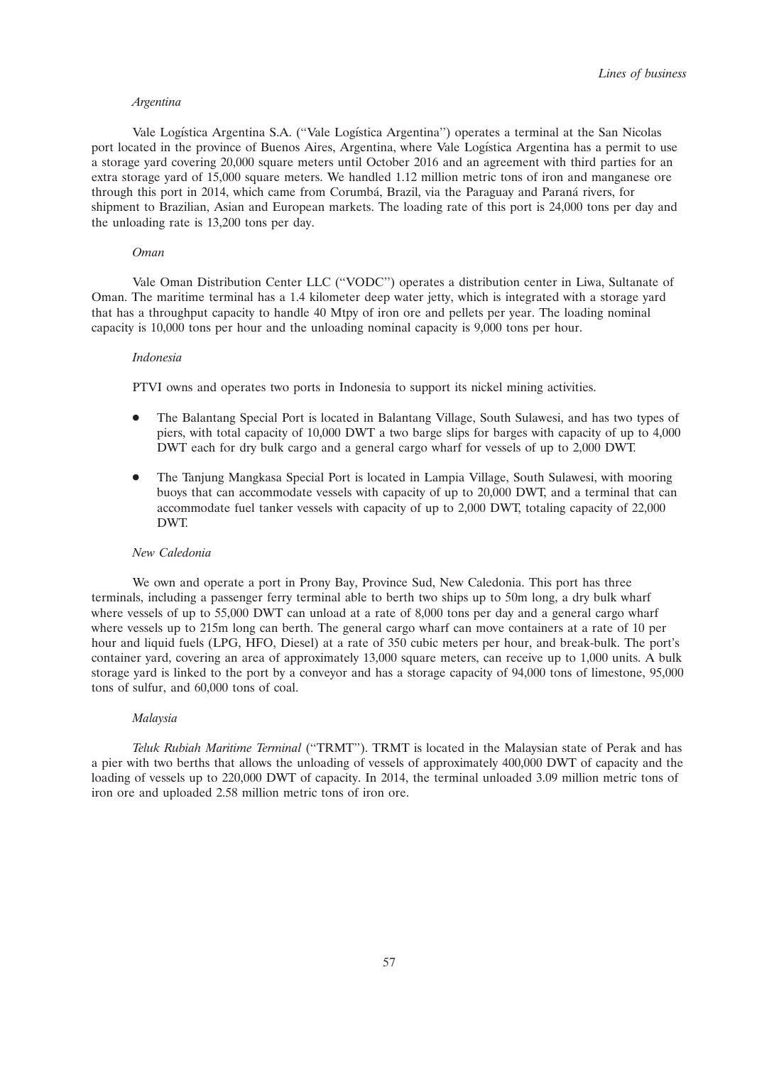*Argentina*

Vale Logística Argentina S.A. (''Vale Logística Argentina'') operates a terminal at the San Nicolas port located in the province of Buenos Aires, Argentina, where Vale Logística Argentina has a permit to use a storage yard covering 20,000 square meters until October 2016 and an agreement with third parties for an extra storage yard of 15,000 square meters. We handled 1.12 million metric tons of iron and manganese ore through this port in 2014, which came from Corumbá, Brazil, via the Paraguay and Paraná rivers, for shipment to Brazilian, Asian and European markets. The loading rate of this port is 24,000 tons per day and the unloading rate is 13,200 tons per day.

*Oman*

Vale Oman Distribution Center LLC (''VODC'') operates a distribution center in Liwa, Sultanate of Oman. The maritime terminal has a 1.4 kilometer deep water jetty, which is integrated with a storage yard that has a throughput capacity to handle 40 Mtpy of iron ore and pellets per year. The loading nominal capacity is 10,000 tons per hour and the unloading nominal capacity is 9,000 tons per hour.

*Indonesia*

PTVI owns and operates two ports in Indonesia to support its nickel mining activities.

- The Balantang Special Port is located in Balantang Village, South Sulawesi, and has two types of piers, with total capacity of 10,000 DWT a two barge slips for barges with capacity of up to 4,000 DWT each for dry bulk cargo and a general cargo wharf for vessels of up to 2,000 DWT.
- The Tanjung Mangkasa Special Port is located in Lampia Village, South Sulawesi, with mooring buoys that can accommodate vessels with capacity of up to 20,000 DWT, and a terminal that can accommodate fuel tanker vessels with capacity of up to 2,000 DWT, totaling capacity of 22,000 DWT.

*New Caledonia*

We own and operate a port in Prony Bay, Province Sud, New Caledonia. This port has three terminals, including a passenger ferry terminal able to berth two ships up to 50m long, a dry bulk wharf where vessels of up to 55,000 DWT can unload at a rate of 8,000 tons per day and a general cargo wharf where vessels up to 215m long can berth. The general cargo wharf can move containers at a rate of 10 per hour and liquid fuels (LPG, HFO, Diesel) at a rate of 350 cubic meters per hour, and break-bulk. The port's container yard, covering an area of approximately 13,000 square meters, can receive up to 1,000 units. A bulk storage yard is linked to the port by a conveyor and has a storage capacity of 94,000 tons of limestone, 95,000 tons of sulfur, and 60,000 tons of coal.

*Malaysia*

*Teluk Rubiah Maritime Terminal* (''TRMT''). TRMT is located in the Malaysian state of Perak and has a pier with two berths that allows the unloading of vessels of approximately 400,000 DWT of capacity and the loading of vessels up to 220,000 DWT of capacity. In 2014, the terminal unloaded 3.09 million metric tons of iron ore and uploaded 2.58 million metric tons of iron ore.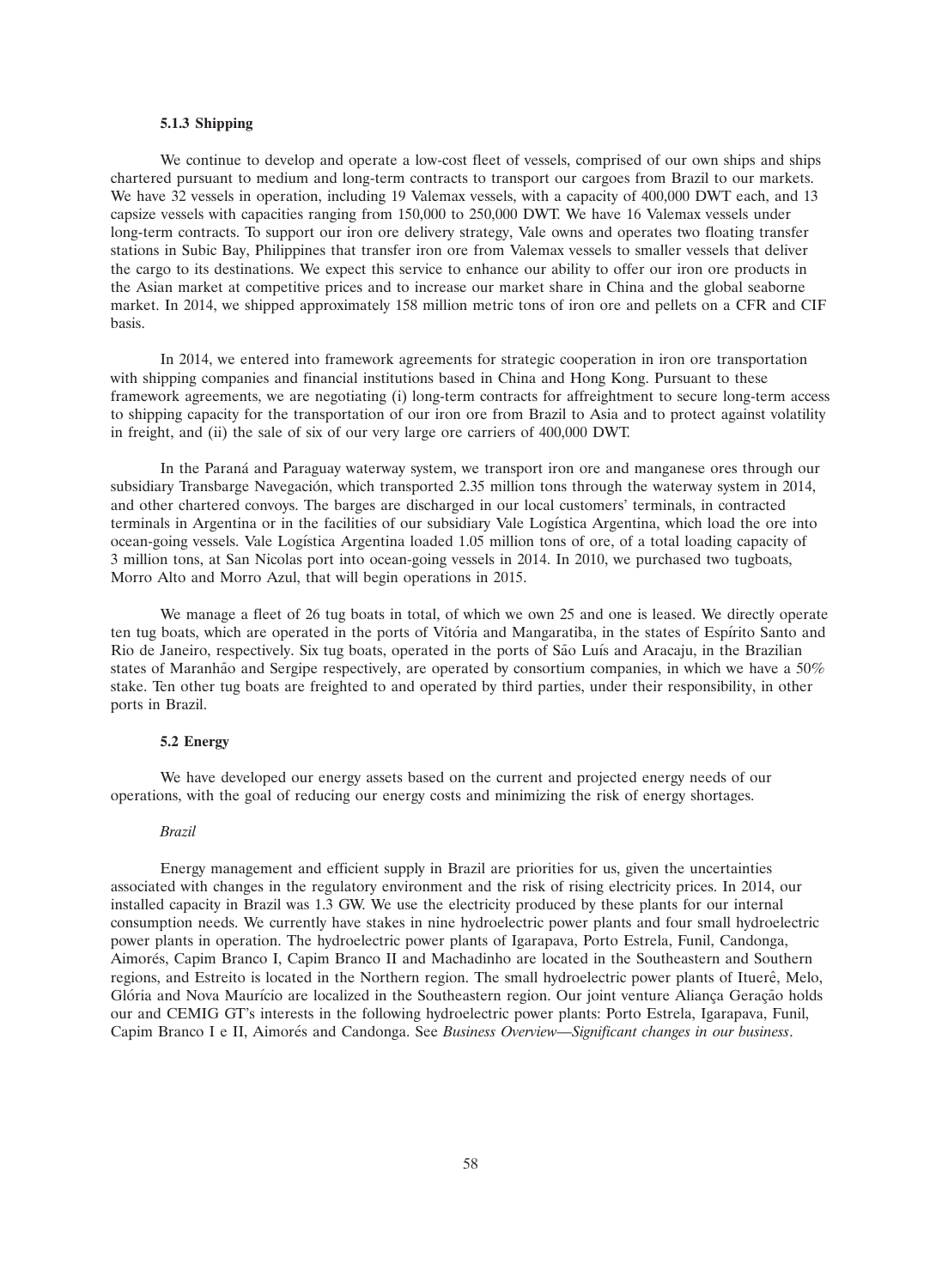#### 5.1.3 Shipping

We continue to develop and operate a low-cost fleet of vessels, comprised of our own ships and ships chartered pursuant to medium and long-term contracts to transport our cargoes from Brazil to our markets. We have 32 vessels in operation, including 19 Valemax vessels, with a capacity of 400,000 DWT each, and 13 capsize vessels with capacities ranging from 150,000 to 250,000 DWT. We have 16 Valemax vessels under long-term contracts. To support our iron ore delivery strategy, Vale owns and operates two floating transfer stations in Subic Bay, Philippines that transfer iron ore from Valemax vessels to smaller vessels that deliver the cargo to its destinations. We expect this service to enhance our ability to offer our iron ore products in the Asian market at competitive prices and to increase our market share in China and the global seaborne market. In 2014, we shipped approximately 158 million metric tons of iron ore and pellets on a CFR and CIF basis.

In 2014, we entered into framework agreements for strategic cooperation in iron ore transportation with shipping companies and financial institutions based in China and Hong Kong. Pursuant to these framework agreements, we are negotiating (i) long-term contracts for affreightment to secure long-term access to shipping capacity for the transportation of our iron ore from Brazil to Asia and to protect against volatility in freight, and (ii) the sale of six of our very large ore carriers of 400,000 DWT.

In the Paraná and Paraguay waterway system, we transport iron ore and manganese ores through our subsidiary Transbarge Navegación, which transported 2.35 million tons through the waterway system in 2014, and other chartered convoys. The barges are discharged in our local customers' terminals, in contracted terminals in Argentina or in the facilities of our subsidiary Vale Logística Argentina, which load the ore into ocean-going vessels. Vale Logística Argentina loaded 1.05 million tons of ore, of a total loading capacity of 3 million tons, at San Nicolas port into ocean-going vessels in 2014. In 2010, we purchased two tugboats, Morro Alto and Morro Azul, that will begin operations in 2015.

We manage a fleet of 26 tug boats in total, of which we own 25 and one is leased. We directly operate ten tug boats, which are operated in the ports of Vitória and Mangaratiba, in the states of Espírito Santo and Rio de Janeiro, respectively. Six tug boats, operated in the ports of São Luís and Aracaju, in the Brazilian states of Maranhão and Sergipe respectively, are operated by consortium companies, in which we have a 50% stake. Ten other tug boats are freighted to and operated by third parties, under their responsibility, in other ports in Brazil.

### 5.2 Energy

We have developed our energy assets based on the current and projected energy needs of our operations, with the goal of reducing our energy costs and minimizing the risk of energy shortages.

*Brazil*

Energy management and efficient supply in Brazil are priorities for us, given the uncertainties associated with changes in the regulatory environment and the risk of rising electricity prices. In 2014, our installed capacity in Brazil was 1.3 GW. We use the electricity produced by these plants for our internal consumption needs. We currently have stakes in nine hydroelectric power plants and four small hydroelectric power plants in operation. The hydroelectric power plants of Igarapava, Porto Estrela, Funil, Candonga, Aimorés, Capim Branco I, Capim Branco II and Machadinho are located in the Southeastern and Southern regions, and Estreito is located in the Northern region. The small hydroelectric power plants of Ituerê, Melo, Glória and Nova Maurício are localized in the Southeastern region. Our joint venture Aliança Geração holds our and CEMIG GT's interests in the following hydroelectric power plants: Porto Estrela, Igarapava, Funil, Capim Branco I e II, Aimorés and Candonga. See *Business Overview—Significant changes in our business*.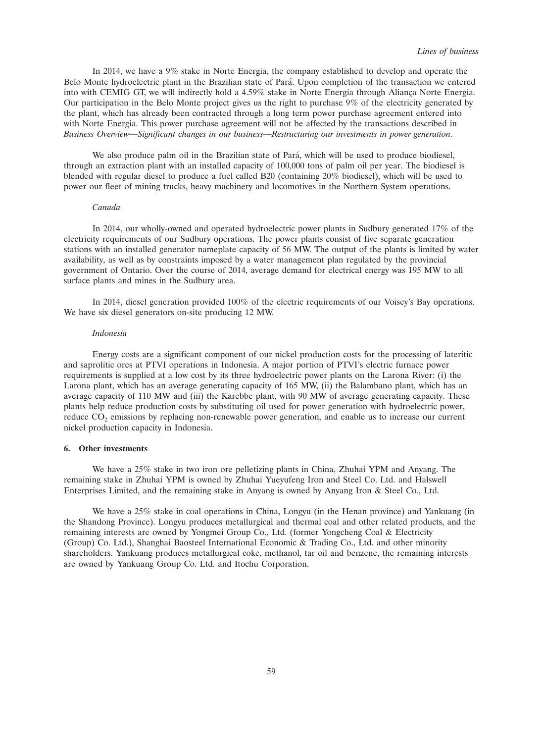In 2014, we have a 9% stake in Norte Energia, the company established to develop and operate the Belo Monte hydroelectric plant in the Brazilian state of Pará. Upon completion of the transaction we entered into with CEMIG GT, we will indirectly hold a 4.59% stake in Norte Energia through Aliança Norte Energia. Our participation in the Belo Monte project gives us the right to purchase 9% of the electricity generated by the plant, which has already been contracted through a long term power purchase agreement entered into with Norte Energia. This power purchase agreement will not be affected by the transactions described in *Business Overview—Significant changes in our business—Restructuring our investments in power generation*.

We also produce palm oil in the Brazilian state of Pará, which will be used to produce biodiesel, through an extraction plant with an installed capacity of 100,000 tons of palm oil per year. The biodiesel is blended with regular diesel to produce a fuel called B20 (containing 20% biodiesel), which will be used to power our fleet of mining trucks, heavy machinery and locomotives in the Northern System operations.

*Canada*

In 2014, our wholly-owned and operated hydroelectric power plants in Sudbury generated 17% of the electricity requirements of our Sudbury operations. The power plants consist of five separate generation stations with an installed generator nameplate capacity of 56 MW. The output of the plants is limited by water availability, as well as by constraints imposed by a water management plan regulated by the provincial government of Ontario. Over the course of 2014, average demand for electrical energy was 195 MW to all surface plants and mines in the Sudbury area.

In 2014, diesel generation provided 100% of the electric requirements of our Voisey's Bay operations. We have six diesel generators on-site producing 12 MW.

*Indonesia*

Energy costs are a significant component of our nickel production costs for the processing of lateritic and saprolitic ores at PTVI operations in Indonesia. A major portion of PTVI's electric furnace power requirements is supplied at a low cost by its three hydroelectric power plants on the Larona River: (i) the Larona plant, which has an average generating capacity of 165 MW, (ii) the Balambano plant, which has an average capacity of 110 MW and (iii) the Karebbe plant, with 90 MW of average generating capacity. These plants help reduce production costs by substituting oil used for power generation with hydroelectric power, reduce $CO_2$ emissions by replacing non-renewable power generation, and enable us to increase our current nickel production capacity in Indonesia.

**6. Other investments**

We have a 25% stake in two iron ore pelletizing plants in China, Zhuhai YPM and Anyang. The remaining stake in Zhuhai YPM is owned by Zhuhai Yueyufeng Iron and Steel Co. Ltd. and Halswell Enterprises Limited, and the remaining stake in Anyang is owned by Anyang Iron & Steel Co., Ltd.

We have a 25% stake in coal operations in China, Longyu (in the Henan province) and Yankuang (in the Shandong Province). Longyu produces metallurgical and thermal coal and other related products, and the remaining interests are owned by Yongmei Group Co., Ltd. (former Yongcheng Coal & Electricity (Group) Co. Ltd.), Shanghai Baosteel International Economic & Trading Co., Ltd. and other minority shareholders. Yankuang produces metallurgical coke, methanol, tar oil and benzene, the remaining interests are owned by Yankuang Group Co. Ltd. and Itochu Corporation.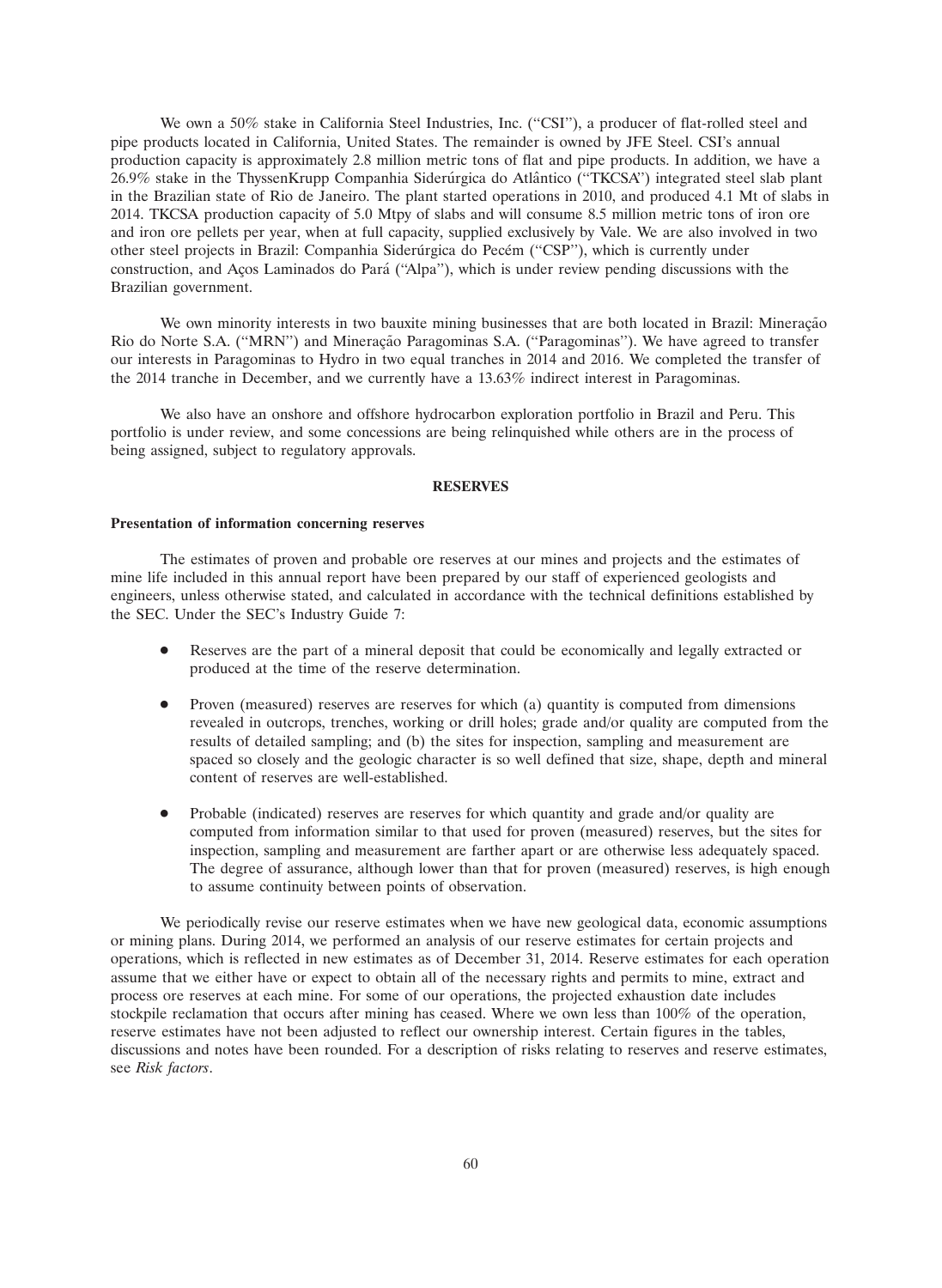We own a 50% stake in California Steel Industries, Inc. ("CSI"), a producer of flat-rolled steel and pipe products located in California, United States. The remainder is owned by JFE Steel. CSI's annual production capacity is approximately 2.8 million metric tons of flat and pipe products. In addition, we have a 26.9% stake in the ThyssenKrupp Companhia Siderúrgica do Atlântico ("TKCSA") integrated steel slab plant in the Brazilian state of Rio de Janeiro. The plant started operations in 2010, and produced 4.1 Mt of slabs in 2014. TKCSA production capacity of 5.0 Mtpy of slabs and will consume 8.5 million metric tons of iron ore and iron ore pellets per year, when at full capacity, supplied exclusively by Vale. We are also involved in two other steel projects in Brazil: Companhia Siderúrgica do Pecém ("CSP"), which is currently under construction, and Aços Laminados do Pará ("Alpa"), which is under review pending discussions with the Brazilian government.

We own minority interests in two bauxite mining businesses that are both located in Brazil: Mineração Rio do Norte S.A. ("MRN") and Mineração Paragominas S.A. ("Paragominas"). We have agreed to transfer our interests in Paragominas to Hydro in two equal tranches in 2014 and 2016. We completed the transfer of the 2014 tranche in December, and we currently have a 13.63% indirect interest in Paragominas.

We also have an onshore and offshore hydrocarbon exploration portfolio in Brazil and Peru. This portfolio is under review, and some concessions are being relinquished while others are in the process of being assigned, subject to regulatory approvals.

## RESERVES

### Presentation of information concerning reserves

The estimates of proven and probable ore reserves at our mines and projects and the estimates of mine life included in this annual report have been prepared by our staff of experienced geologists and engineers, unless otherwise stated, and calculated in accordance with the technical definitions established by the SEC. Under the SEC's Industry Guide 7:

- Reserves are the part of a mineral deposit that could be economically and legally extracted or produced at the time of the reserve determination.
- Proven (measured) reserves are reserves for which (a) quantity is computed from dimensions revealed in outcrops, trenches, working or drill holes; grade and/or quality are computed from the results of detailed sampling; and (b) the sites for inspection, sampling and measurement are spaced so closely and the geologic character is so well defined that size, shape, depth and mineral content of reserves are well-established.
- Probable (indicated) reserves are reserves for which quantity and grade and/or quality are computed from information similar to that used for proven (measured) reserves, but the sites for inspection, sampling and measurement are farther apart or are otherwise less adequately spaced. The degree of assurance, although lower than that for proven (measured) reserves, is high enough to assume continuity between points of observation.

We periodically revise our reserve estimates when we have new geological data, economic assumptions or mining plans. During 2014, we performed an analysis of our reserve estimates for certain projects and operations, which is reflected in new estimates as of December 31, 2014. Reserve estimates for each operation assume that we either have or expect to obtain all of the necessary rights and permits to mine, extract and process ore reserves at each mine. For some of our operations, the projected exhaustion date includes stockpile reclamation that occurs after mining has ceased. Where we own less than 100% of the operation, reserve estimates have not been adjusted to reflect our ownership interest. Certain figures in the tables, discussions and notes have been rounded. For a description of risks relating to reserves and reserve estimates, see *Risk factors*.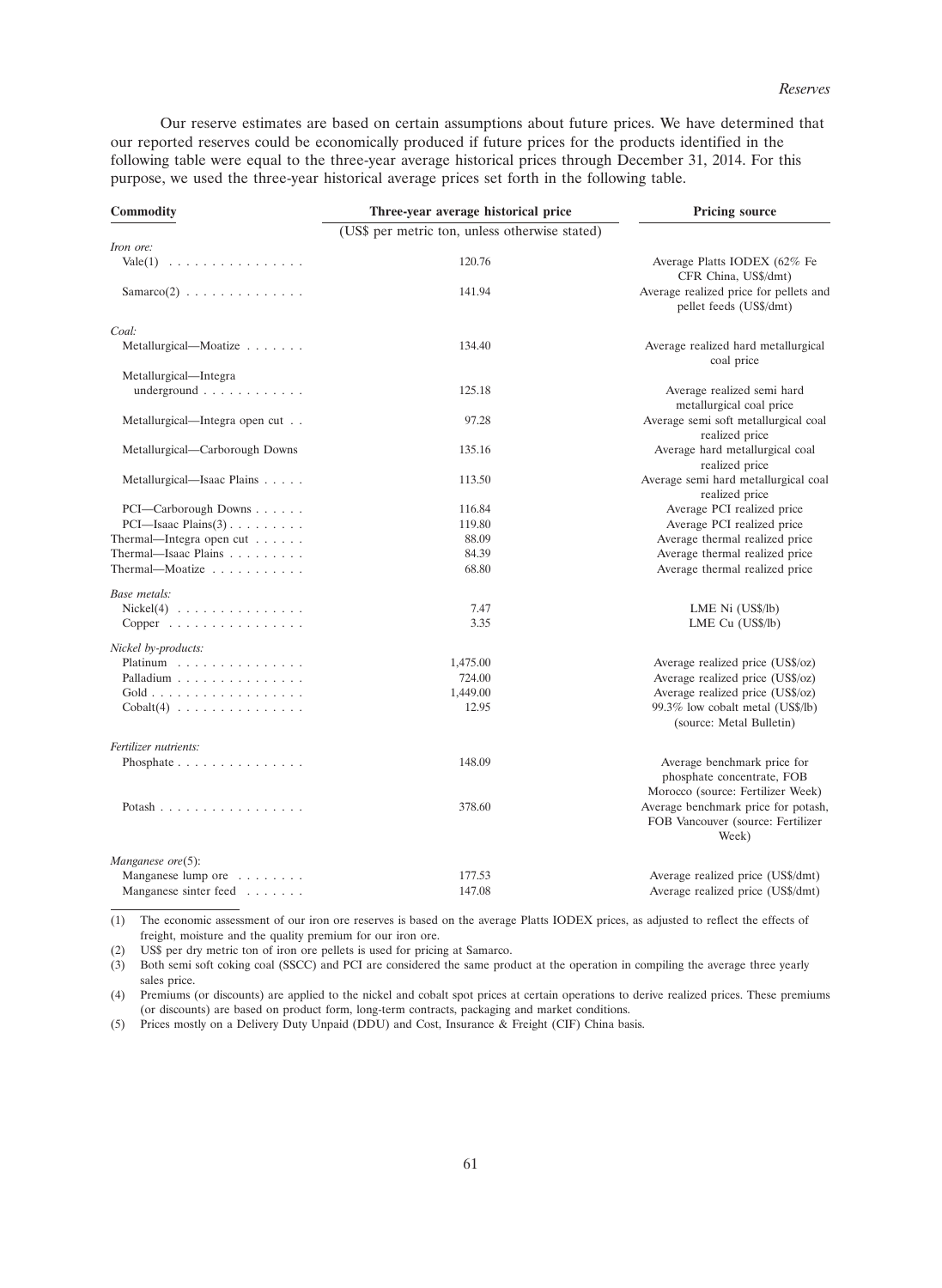Our reserve estimates are based on certain assumptions about future prices. We have determined that our reported reserves could be economically produced if future prices for the products identified in the following table were equal to the three-year average historical prices through December 31, 2014. For this purpose, we used the three-year historical average prices set forth in the following table.

| Commodity | Three-year average historical price | Pricing source |
|---|---|---|
| | (US$ per metric ton, unless otherwise stated) | |
| *Iron ore:* | | |
| Vale(1) | 120.76 | Average Platts IODEX (62% Fe CFR China, US$/dmt) |
| Samarco(2) | 141.94 | Average realized price for pellets and pellet feeds (US$/dmt) |
| *Coal:* | | |
| Metallurgical—Moatize | 134.40 | Average realized hard metallurgical coal price |
| Metallurgical—Integra underground | 125.18 | Average realized semi hard metallurgical coal price |
| Metallurgical—Integra open cut | 97.28 | Average semi soft metallurgical coal realized price |
| Metallurgical—Carborough Downs | 135.16 | Average hard metallurgical coal realized price |
| Metallurgical—Isaac Plains | 113.50 | Average semi hard metallurgical coal realized price |
| PCI—Carborough Downs | 116.84 | Average PCI realized price |
| PCI—Isaac Plains(3) | 119.80 | Average PCI realized price |
| Thermal—Integra open cut | 88.09 | Average thermal realized price |
| Thermal—Isaac Plains | 84.39 | Average thermal realized price |
| Thermal—Moatize | 68.80 | Average thermal realized price |
| *Base metals:* | | |
| Nickel(4) | 7.47 | LME Ni (US$/lb) |
| Copper | 3.35 | LME Cu (US$/lb) |
| *Nickel by-products:* | | |
| Platinum | 1,475.00 | Average realized price (US$/oz) |
| Palladium | 724.00 | Average realized price (US$/oz) |
| Gold | 1,449.00 | Average realized price (US$/oz) |
| Cobalt(4) | 12.95 | 99.3% low cobalt metal (US$/lb) (source: Metal Bulletin) |
| *Fertilizer nutrients:* | | |
| Phosphate | 148.09 | Average benchmark price for phosphate concentrate, FOB Morocco (source: Fertilizer Week) |
| Potash | 378.60 | Average benchmark price for potash, FOB Vancouver (source: Fertilizer Week) |
| *Manganese ore*(5): | | |
| Manganese lump ore | 177.53 | Average realized price (US$/dmt) |
| Manganese sinter feed | 147.08 | Average realized price (US$/dmt) |

(1) The economic assessment of our iron ore reserves is based on the average Platts IODEX prices, as adjusted to reflect the effects of freight, moisture and the quality premium for our iron ore.

(2) US$ per dry metric ton of iron ore pellets is used for pricing at Samarco.

(3) Both semi soft coking coal (SSCC) and PCI are considered the same product at the operation in compiling the average three yearly sales price.

(4) Premiums (or discounts) are applied to the nickel and cobalt spot prices at certain operations to derive realized prices. These premiums (or discounts) are based on product form, long-term contracts, packaging and market conditions.

(5) Prices mostly on a Delivery Duty Unpaid (DDU) and Cost, Insurance & Freight (CIF) China basis.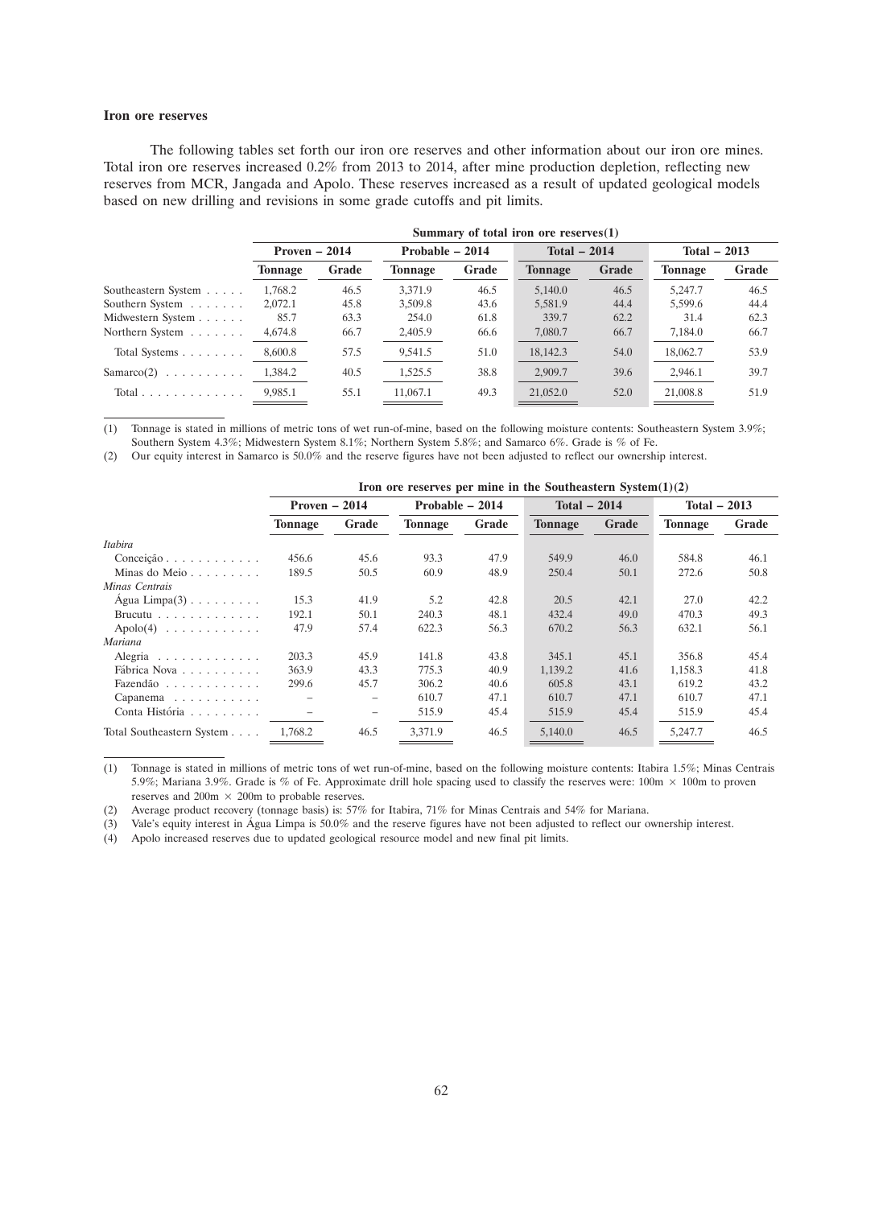#### Iron ore reserves

The following tables set forth our iron ore reserves and other information about our iron ore mines. Total iron ore reserves increased 0.2% from 2013 to 2014, after mine production depletion, reflecting new reserves from MCR, Jangada and Apolo. These reserves increased as a result of updated geological models based on new drilling and revisions in some grade cutoffs and pit limits.

| | Summary of total iron ore reserves(1) | | | | | | | |
|---|---|---|---|---|---|---|---|---|
| | Proven – 2014 | | Probable – 2014 | | Total – 2014 | | Total – 2013 | |
| | Tonnage | Grade | Tonnage | Grade | Tonnage | Grade | Tonnage | Grade |
| Southeastern System | 1,768.2 | 46.5 | 3,371.9 | 46.5 | 5,140.0 | 46.5 | 5,247.7 | 46.5 |
| Southern System | 2,072.1 | 45.8 | 3,509.8 | 43.6 | 5,581.9 | 44.4 | 5,599.6 | 44.4 |
| Midwestern System | 85.7 | 63.3 | 254.0 | 61.8 | 339.7 | 62.2 | 31.4 | 62.3 |
| Northern System | 4,674.8 | 66.7 | 2,405.9 | 66.6 | 7,080.7 | 66.7 | 7,184.0 | 66.7 |
| Total Systems | 8,600.8 | 57.5 | 9,541.5 | 51.0 | 18,142.3 | 54.0 | 18,062.7 | 53.9 |
| Samarco(2) | 1,384.2 | 40.5 | 1,525.5 | 38.8 | 2,909.7 | 39.6 | 2,946.1 | 39.7 |
| Total | 9,985.1 | 55.1 | 11,067.1 | 49.3 | 21,052.0 | 52.0 | 21,008.8 | 51.9 |

(1) Tonnage is stated in millions of metric tons of wet run-of-mine, based on the following moisture contents: Southeastern System 3.9%; Southern System 4.3%; Midwestern System 8.1%; Northern System 5.8%; and Samarco 6%. Grade is % of Fe.

(2) Our equity interest in Samarco is 50.0% and the reserve figures have not been adjusted to reflect our ownership interest.

| | Iron ore reserves per mine in the Southeastern System(1)(2) | | | | | | | |
|---|---|---|---|---|---|---|---|---|
| | Proven – 2014 | | Probable – 2014 | | Total – 2014 | | Total – 2013 | |
| | Tonnage | Grade | Tonnage | Grade | Tonnage | Grade | Tonnage | Grade |
| *Itabira* | | | | | | | | |
| Conceição | 456.6 | 45.6 | 93.3 | 47.9 | 549.9 | 46.0 | 584.8 | 46.1 |
| Minas do Meio | 189.5 | 50.5 | 60.9 | 48.9 | 250.4 | 50.1 | 272.6 | 50.8 |
| *Minas Centrais* | | | | | | | | |
| Água Limpa(3) | 15.3 | 41.9 | 5.2 | 42.8 | 20.5 | 42.1 | 27.0 | 42.2 |
| Brucutu | 192.1 | 50.1 | 240.3 | 48.1 | 432.4 | 49.0 | 470.3 | 49.3 |
| Apolo(4) | 47.9 | 57.4 | 622.3 | 56.3 | 670.2 | 56.3 | 632.1 | 56.1 |
| *Mariana* | | | | | | | | |
| Alegria | 203.3 | 45.9 | 141.8 | 43.8 | 345.1 | 45.1 | 356.8 | 45.4 |
| Fábrica Nova | 363.9 | 43.3 | 775.3 | 40.9 | 1,139.2 | 41.6 | 1,158.3 | 41.8 |
| Fazendão | 299.6 | 45.7 | 306.2 | 40.6 | 605.8 | 43.1 | 619.2 | 43.2 |
| Capanema | – | – | 610.7 | 47.1 | 610.7 | 47.1 | 610.7 | 47.1 |
| Conta História | – | – | 515.9 | 45.4 | 515.9 | 45.4 | 515.9 | 45.4 |
| Total Southeastern System | 1,768.2 | 46.5 | 3,371.9 | 46.5 | 5,140.0 | 46.5 | 5,247.7 | 46.5 |

(1) Tonnage is stated in millions of metric tons of wet run-of-mine, based on the following moisture contents: Itabira 1.5%; Minas Centrais 5.9%; Mariana 3.9%. Grade is % of Fe. Approximate drill hole spacing used to classify the reserves were: 100m × 100m to proven reserves and 200m × 200m to probable reserves.

(2) Average product recovery (tonnage basis) is: 57% for Itabira, 71% for Minas Centrais and 54% for Mariana.

(3) Vale's equity interest in Água Limpa is 50.0% and the reserve figures have not been adjusted to reflect our ownership interest.

(4) Apolo increased reserves due to updated geological resource model and new final pit limits.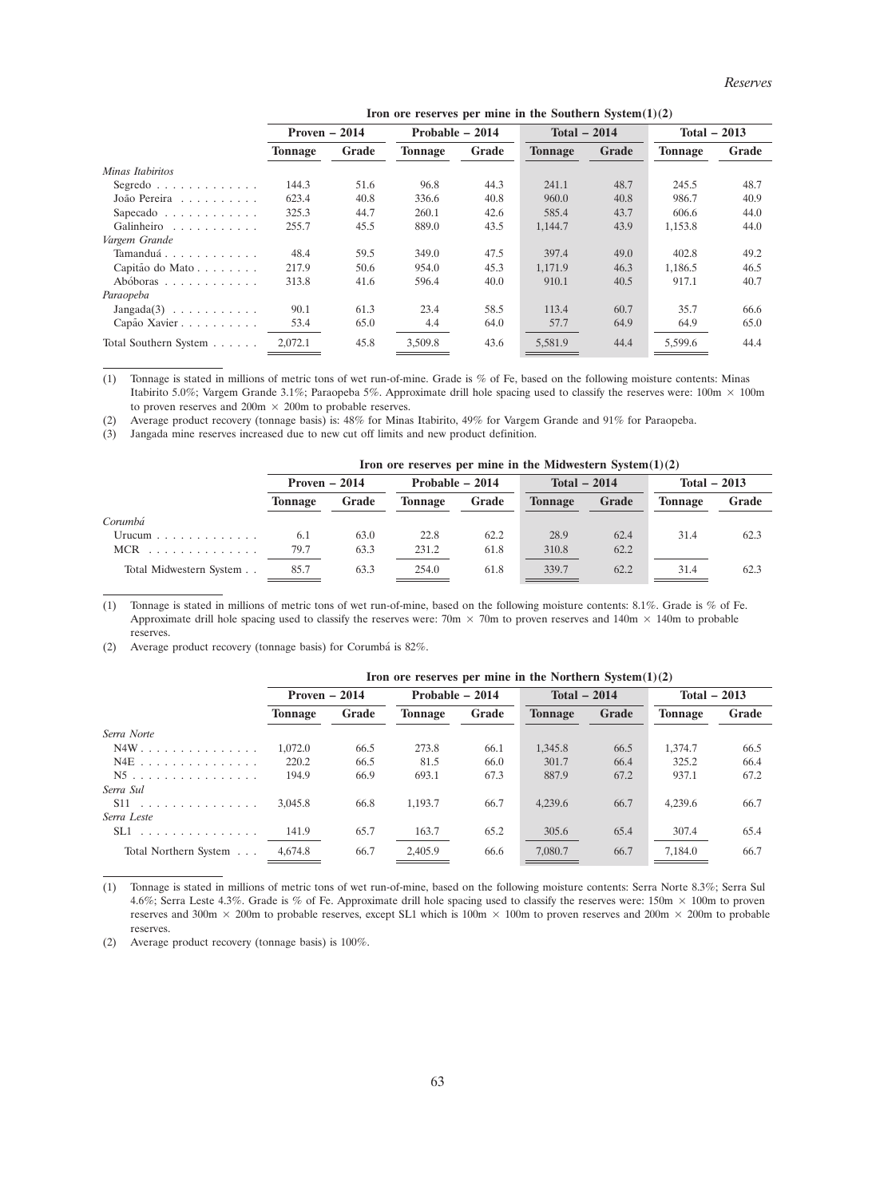**Iron ore reserves per mine in the Southern System(1)(2)**

| | Proven – 2014 | | Probable – 2014 | | Total – 2014 | | Total – 2013 | |
|---|---|---|---|---|---|---|---|---|
| | Tonnage | Grade | Tonnage | Grade | Tonnage | Grade | Tonnage | Grade |
| *Minas Itabiritos* | | | | | | | | |
| Segredo | 144.3 | 51.6 | 96.8 | 44.3 | 241.1 | 48.7 | 245.5 | 48.7 |
| João Pereira | 623.4 | 40.8 | 336.6 | 40.8 | 960.0 | 40.8 | 986.7 | 40.9 |
| Sapecado | 325.3 | 44.7 | 260.1 | 42.6 | 585.4 | 43.7 | 606.6 | 44.0 |
| Galinheiro | 255.7 | 45.5 | 889.0 | 43.5 | 1,144.7 | 43.9 | 1,153.8 | 44.0 |
| *Vargem Grande* | | | | | | | | |
| Tamanduá | 48.4 | 59.5 | 349.0 | 47.5 | 397.4 | 49.0 | 402.8 | 49.2 |
| Capitão do Mato | 217.9 | 50.6 | 954.0 | 45.3 | 1,171.9 | 46.3 | 1,186.5 | 46.5 |
| Abóboras | 313.8 | 41.6 | 596.4 | 40.0 | 910.1 | 40.5 | 917.1 | 40.7 |
| *Paraopeba* | | | | | | | | |
| Jangada(3) | 90.1 | 61.3 | 23.4 | 58.5 | 113.4 | 60.7 | 35.7 | 66.6 |
| Capão Xavier | 53.4 | 65.0 | 4.4 | 64.0 | 57.7 | 64.9 | 64.9 | 65.0 |
| Total Southern System | 2,072.1 | 45.8 | 3,509.8 | 43.6 | 5,581.9 | 44.4 | 5,599.6 | 44.4 |

(1) Tonnage is stated in millions of metric tons of wet run-of-mine. Grade is % of Fe, based on the following moisture contents: Minas Itabirito 5.0%; Vargem Grande 3.1%; Paraopeba 5%. Approximate drill hole spacing used to classify the reserves were: 100m × 100m to proven reserves and 200m × 200m to probable reserves.

(2) Average product recovery (tonnage basis) is: 48% for Minas Itabirito, 49% for Vargem Grande and 91% for Paraopeba.

(3) Jangada mine reserves increased due to new cut off limits and new product definition.

**Iron ore reserves per mine in the Midwestern System(1)(2)**

| | Proven – 2014 | | Probable – 2014 | | Total – 2014 | | Total – 2013 | |
|---|---|---|---|---|---|---|---|---|
| | Tonnage | Grade | Tonnage | Grade | Tonnage | Grade | Tonnage | Grade |
| *Corumbá* | | | | | | | | |
| Urucum | 6.1 | 63.0 | 22.8 | 62.2 | 28.9 | 62.4 | 31.4 | 62.3 |
| MCR | 79.7 | 63.3 | 231.2 | 61.8 | 310.8 | 62.2 | | |
| Total Midwestern System | 85.7 | 63.3 | 254.0 | 61.8 | 339.7 | 62.2 | 31.4 | 62.3 |

(1) Tonnage is stated in millions of metric tons of wet run-of-mine, based on the following moisture contents: 8.1%. Grade is % of Fe. Approximate drill hole spacing used to classify the reserves were: 70m × 70m to proven reserves and 140m × 140m to probable reserves.

(2) Average product recovery (tonnage basis) for Corumbá is 82%.

**Iron ore reserves per mine in the Northern System(1)(2)**

| | Proven – 2014 | | Probable – 2014 | | Total – 2014 | | Total – 2013 | |
|---|---|---|---|---|---|---|---|---|
| | Tonnage | Grade | Tonnage | Grade | Tonnage | Grade | Tonnage | Grade |
| *Serra Norte* | | | | | | | | |
| N4W | 1,072.0 | 66.5 | 273.8 | 66.1 | 1,345.8 | 66.5 | 1,374.7 | 66.5 |
| N4E | 220.2 | 66.5 | 81.5 | 66.0 | 301.7 | 66.4 | 325.2 | 66.4 |
| N5 | 194.9 | 66.9 | 693.1 | 67.3 | 887.9 | 67.2 | 937.1 | 67.2 |
| *Serra Sul* | | | | | | | | |
| S11 | 3,045.8 | 66.8 | 1,193.7 | 66.7 | 4,239.6 | 66.7 | 4,239.6 | 66.7 |
| *Serra Leste* | | | | | | | | |
| SL1 | 141.9 | 65.7 | 163.7 | 65.2 | 305.6 | 65.4 | 307.4 | 65.4 |
| Total Northern System | 4,674.8 | 66.7 | 2,405.9 | 66.6 | 7,080.7 | 66.7 | 7,184.0 | 66.7 |

(1) Tonnage is stated in millions of metric tons of wet run-of-mine, based on the following moisture contents: Serra Norte 8.3%; Serra Sul 4.6%; Serra Leste 4.3%. Grade is % of Fe. Approximate drill hole spacing used to classify the reserves were: 150m × 100m to proven reserves and 300m × 200m to probable reserves, except SL1 which is 100m × 100m to proven reserves and 200m × 200m to probable reserves.

(2) Average product recovery (tonnage basis) is 100%.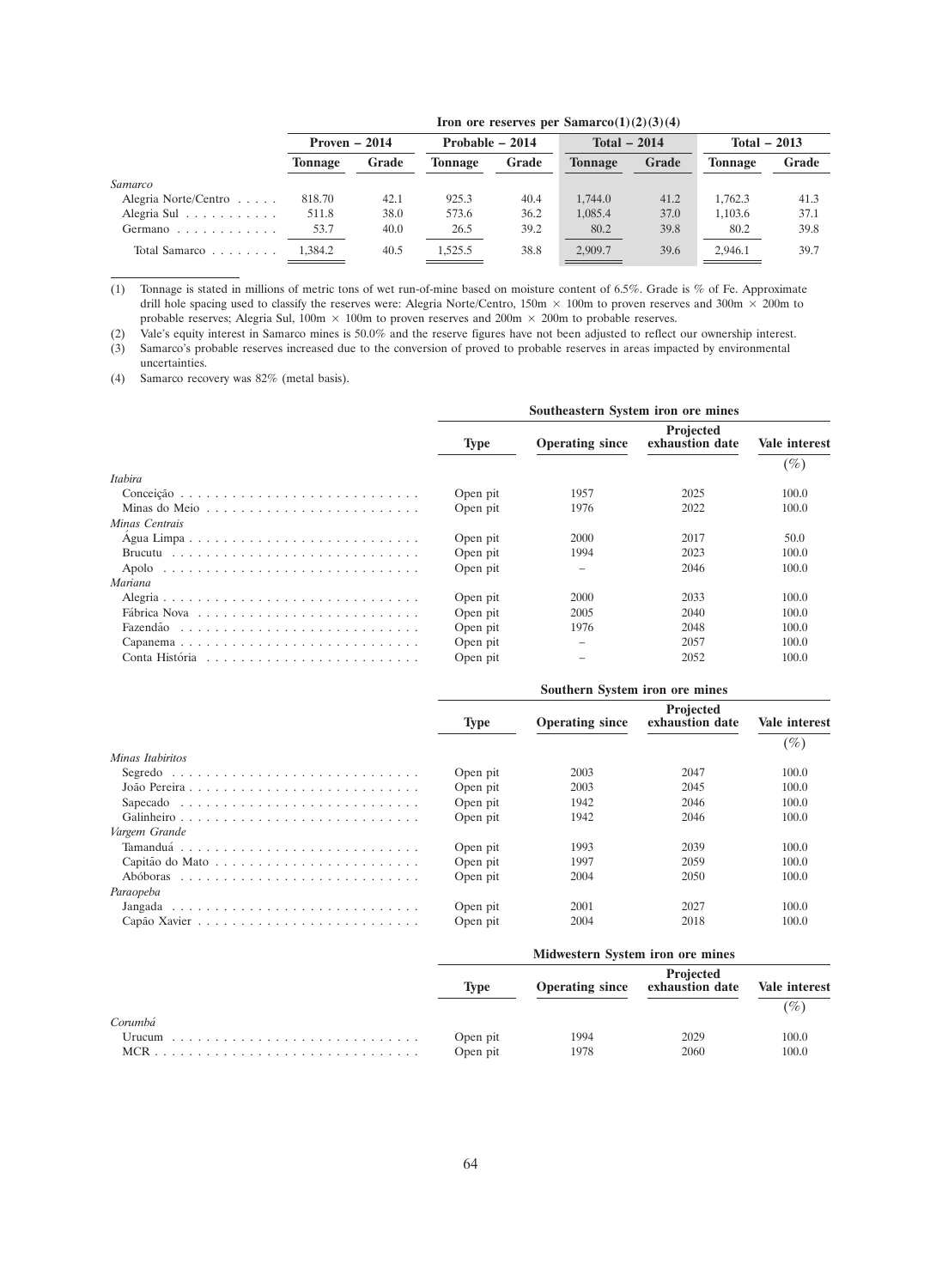**Iron ore reserves per Samarco(1)(2)(3)(4)**

| | Proven – 2014 | | Probable – 2014 | | Total – 2014 | | Total – 2013 | |
|---|---|---|---|---|---|---|---|---|
| | Tonnage | Grade | Tonnage | Grade | Tonnage | Grade | Tonnage | Grade |
| *Samarco* | | | | | | | | |
| Alegria Norte/Centro | 818.70 | 42.1 | 925.3 | 40.4 | 1,744.0 | 41.2 | 1,762.3 | 41.3 |
| Alegria Sul | 511.8 | 38.0 | 573.6 | 36.2 | 1,085.4 | 37.0 | 1,103.6 | 37.1 |
| Germano | 53.7 | 40.0 | 26.5 | 39.2 | 80.2 | 39.8 | 80.2 | 39.8 |
| Total Samarco | 1,384.2 | 40.5 | 1,525.5 | 38.8 | 2,909.7 | 39.6 | 2,946.1 | 39.7 |

(1) Tonnage is stated in millions of metric tons of wet run-of-mine based on moisture content of 6.5%. Grade is % of Fe. Approximate drill hole spacing used to classify the reserves were: Alegria Norte/Centro, 150m × 100m to proven reserves and 300m × 200m to probable reserves; Alegria Sul, 100m × 100m to proven reserves and 200m × 200m to probable reserves.

(2) Vale's equity interest in Samarco mines is 50.0% and the reserve figures have not been adjusted to reflect our ownership interest.

(3) Samarco's probable reserves increased due to the conversion of proved to probable reserves in areas impacted by environmental uncertainties.

(4) Samarco recovery was 82% (metal basis).

**Southeastern System iron ore mines**

| | Type | Operating since | Projected exhaustion date | Vale interest |
|---|---|---|---|---|
| | | | | (%) |
| *Itabira* | | | | |
| Conceição | Open pit | 1957 | 2025 | 100.0 |
| Minas do Meio | Open pit | 1976 | 2022 | 100.0 |
| *Minas Centrais* | | | | |
| Água Limpa | Open pit | 2000 | 2017 | 50.0 |
| Brucutu | Open pit | 1994 | 2023 | 100.0 |
| Apolo | Open pit | – | 2046 | 100.0 |
| *Mariana* | | | | |
| Alegria | Open pit | 2000 | 2033 | 100.0 |
| Fábrica Nova | Open pit | 2005 | 2040 | 100.0 |
| Fazendão | Open pit | 1976 | 2048 | 100.0 |
| Capanema | Open pit | – | 2057 | 100.0 |
| Conta História | Open pit | – | 2052 | 100.0 |

**Southern System iron ore mines**

| | Type | Operating since | Projected exhaustion date | Vale interest |
|---|---|---|---|---|
| | | | | (%) |
| *Minas Itabiritos* | | | | |
| Segredo | Open pit | 2003 | 2047 | 100.0 |
| João Pereira | Open pit | 2003 | 2045 | 100.0 |
| Sapecado | Open pit | 1942 | 2046 | 100.0 |
| Galinheiro | Open pit | 1942 | 2046 | 100.0 |
| *Vargem Grande* | | | | |
| Tamanduá | Open pit | 1993 | 2039 | 100.0 |
| Capitão do Mato | Open pit | 1997 | 2059 | 100.0 |
| Abóboras | Open pit | 2004 | 2050 | 100.0 |
| *Paraopeba* | | | | |
| Jangada | Open pit | 2001 | 2027 | 100.0 |
| Capão Xavier | Open pit | 2004 | 2018 | 100.0 |

**Midwestern System iron ore mines**

| | Type | Operating since | Projected exhaustion date | Vale interest |
|---|---|---|---|---|
| | | | | (%) |
| *Corumbá* | | | | |
| Urucum | Open pit | 1994 | 2029 | 100.0 |
| MCR | Open pit | 1978 | 2060 | 100.0 |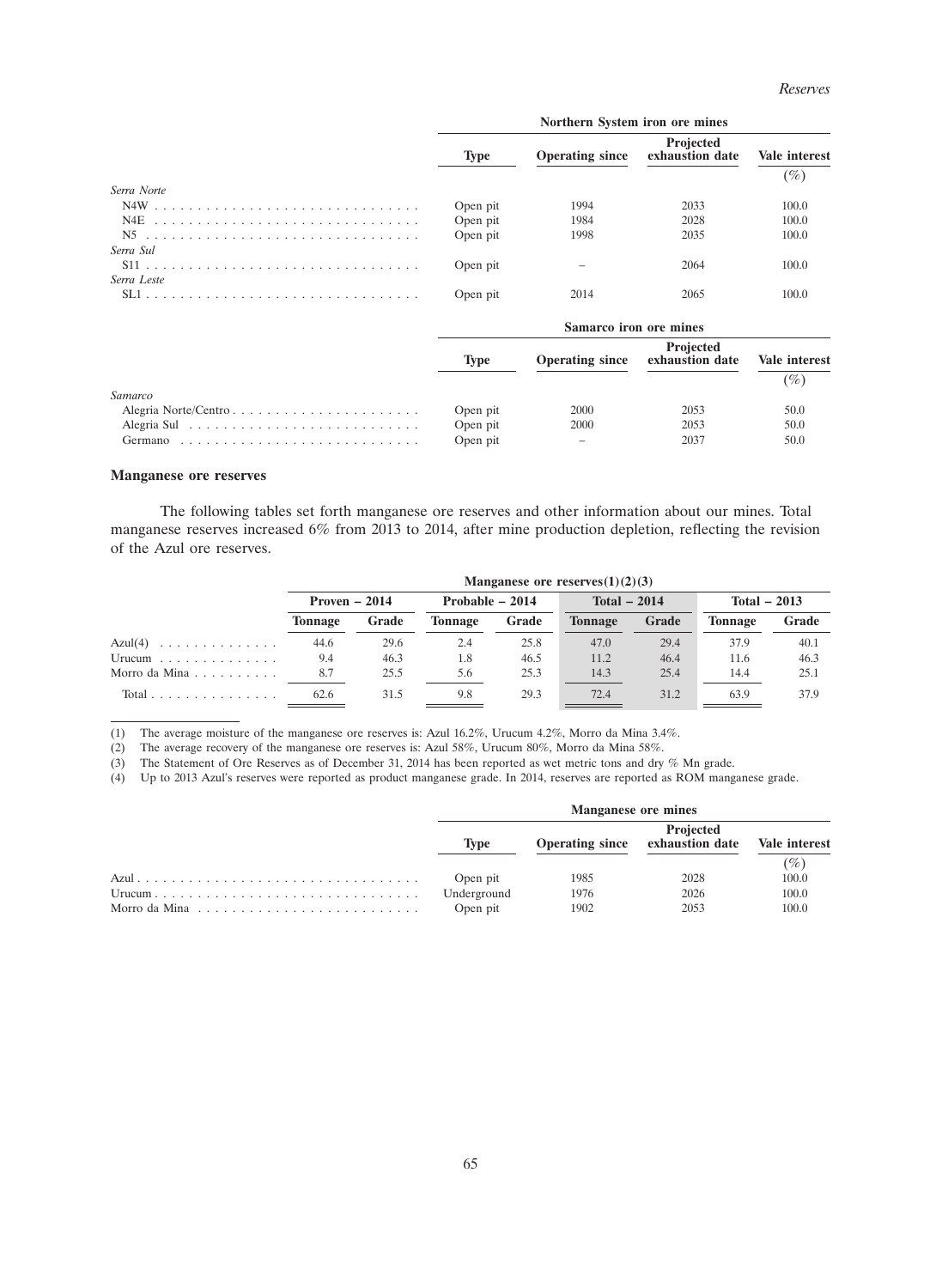| | Northern System iron ore mines | | | |
|---|---|---|---|---|
| | Type | Operating since | Projected exhaustion date | Vale interest |
| | | | | (%) |
| *Serra Norte* | | | | |
| N4W | Open pit | 1994 | 2033 | 100.0 |
| N4E | Open pit | 1984 | 2028 | 100.0 |
| N5 | Open pit | 1998 | 2035 | 100.0 |
| *Serra Sul* | | | | |
| S11 | Open pit | – | 2064 | 100.0 |
| *Serra Leste* | | | | |
| SL1 | Open pit | 2014 | 2065 | 100.0 |

| | Samarco iron ore mines | | | |
|---|---|---|---|---|
| | Type | Operating since | Projected exhaustion date | Vale interest |
| | | | | (%) |
| *Samarco* | | | | |
| Alegria Norte/Centro | Open pit | 2000 | 2053 | 50.0 |
| Alegria Sul | Open pit | 2000 | 2053 | 50.0 |
| Germano | Open pit | – | 2037 | 50.0 |

**Manganese ore reserves**

The following tables set forth manganese ore reserves and other information about our mines. Total manganese reserves increased 6% from 2013 to 2014, after mine production depletion, reflecting the revision of the Azul ore reserves.

| | Manganese ore reserves(1)(2)(3) | | | | | | | |
|---|---|---|---|---|---|---|---|---|
| | Proven – 2014 | | Probable – 2014 | | Total – 2014 | | Total – 2013 | |
| | Tonnage | Grade | Tonnage | Grade | Tonnage | Grade | Tonnage | Grade |
| Azul(4) | 44.6 | 29.6 | 2.4 | 25.8 | 47.0 | 29.4 | 37.9 | 40.1 |
| Urucum | 9.4 | 46.3 | 1.8 | 46.5 | 11.2 | 46.4 | 11.6 | 46.3 |
| Morro da Mina | 8.7 | 25.5 | 5.6 | 25.3 | 14.3 | 25.4 | 14.4 | 25.1 |
| Total | 62.6 | 31.5 | 9.8 | 29.3 | 72.4 | 31.2 | 63.9 | 37.9 |

(1) The average moisture of the manganese ore reserves is: Azul 16.2%, Urucum 4.2%, Morro da Mina 3.4%.

(2) The average recovery of the manganese ore reserves is: Azul 58%, Urucum 80%, Morro da Mina 58%.

(3) The Statement of Ore Reserves as of December 31, 2014 has been reported as wet metric tons and dry % Mn grade.

(4) Up to 2013 Azul's reserves were reported as product manganese grade. In 2014, reserves are reported as ROM manganese grade.

| | Manganese ore mines | | | |
|---|---|---|---|---|
| | Type | Operating since | Projected exhaustion date | Vale interest |
| | | | | (%) |
| Azul | Open pit | 1985 | 2028 | 100.0 |
| Urucum | Underground | 1976 | 2026 | 100.0 |
| Morro da Mina | Open pit | 1902 | 2053 | 100.0 |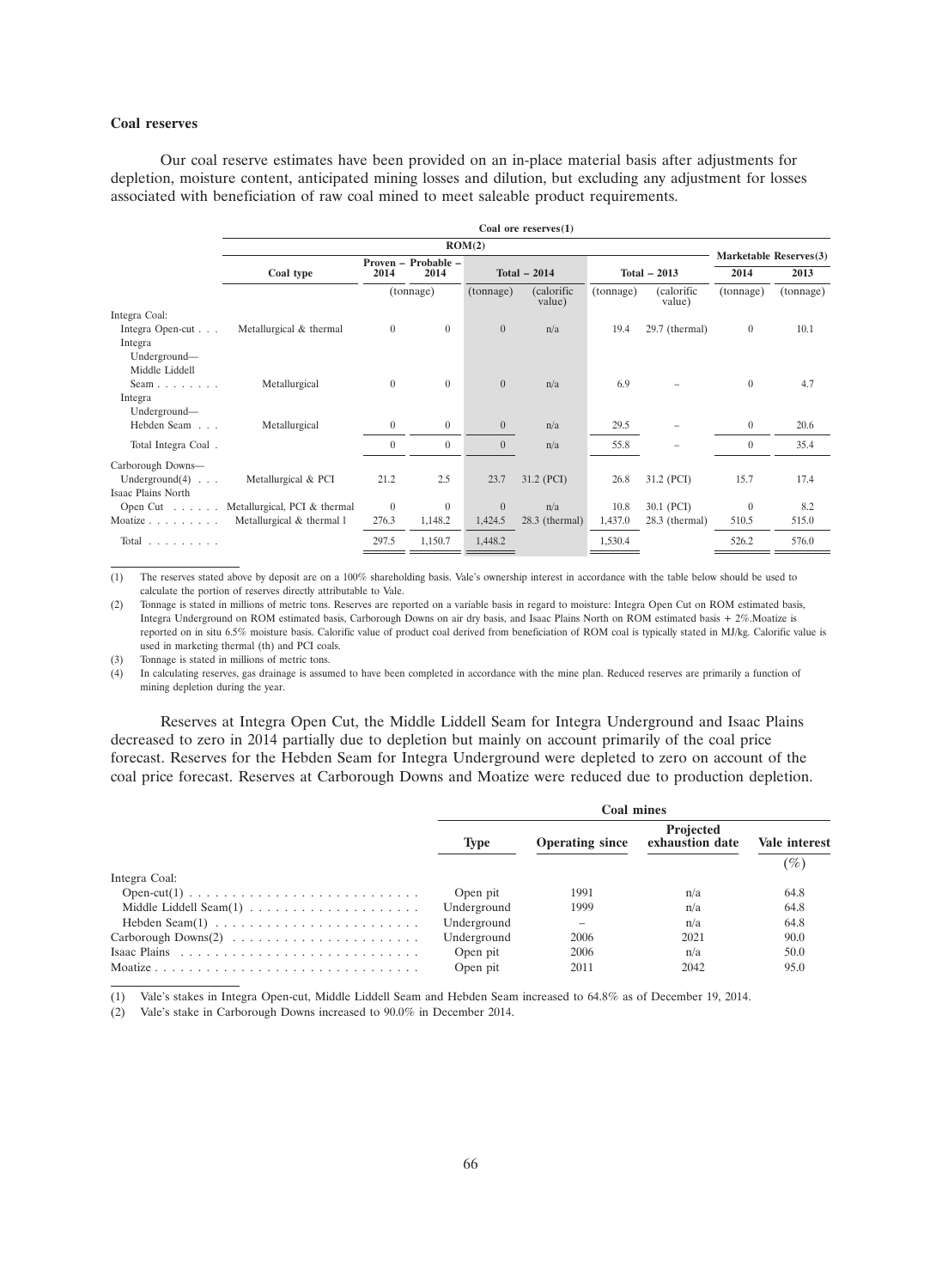**Coal reserves**

Our coal reserve estimates have been provided on an in-place material basis after adjustments for depletion, moisture content, anticipated mining losses and dilution, but excluding any adjustment for losses associated with beneficiation of raw coal mined to meet saleable product requirements.

| | Coal ore reserves(1) | | | | | | | | |
|---|---|---|---|---|---|---|---|---|---|
| | ROM(2) | | | | | | | Marketable Reserves(3) | |
| | Coal type | Proven – 2014 | Probable – 2014 | Total – 2014 | | Total – 2013 | | 2014 | 2013 |
| | | (tonnage) | | (tonnage) | (calorific value) | (tonnage) | (calorific value) | (tonnage) | (tonnage) |
| Integra Coal: | | | | | | | | | |
| Integra Open-cut . . . | Metallurgical & thermal | 0 | 0 | 0 | n/a | 19.4 | 29.7 (thermal) | 0 | 10.1 |
| Integra Underground—Middle Liddell Seam . . . . . . . . | Metallurgical | 0 | 0 | 0 | n/a | 6.9 | – | 0 | 4.7 |
| Integra Underground—Hebden Seam . . . | Metallurgical | 0 | 0 | 0 | n/a | 29.5 | – | 0 | 20.6 |
| Total Integra Coal . | | 0 | 0 | 0 | n/a | 55.8 | – | 0 | 35.4 |
| Carborough Downs—Underground(4) . . . | Metallurgical & PCI | 21.2 | 2.5 | 23.7 | 31.2 (PCI) | 26.8 | 31.2 (PCI) | 15.7 | 17.4 |
| Isaac Plains North Open Cut . . . . . . | Metallurgical, PCI & thermal | 0 | 0 | 0 | n/a | 10.8 | 30.1 (PCI) | 0 | 8.2 |
| Moatize . . . . . . . . . | Metallurgical & thermal l | 276.3 | 1,148.2 | 1,424.5 | 28.3 (thermal) | 1,437.0 | 28.3 (thermal) | 510.5 | 515.0 |
| Total . . . . . . . . . | | 297.5 | 1,150.7 | 1,448.2 | | 1,530.4 | | 526.2 | 576.0 |

(1) The reserves stated above by deposit are on a 100% shareholding basis. Vale's ownership interest in accordance with the table below should be used to calculate the portion of reserves directly attributable to Vale.

(2) Tonnage is stated in millions of metric tons. Reserves are reported on a variable basis in regard to moisture: Integra Open Cut on ROM estimated basis, Integra Underground on ROM estimated basis, Carborough Downs on air dry basis, and Isaac Plains North on ROM estimated basis + 2%.Moatize is reported on in situ 6.5% moisture basis. Calorific value of product coal derived from beneficiation of ROM coal is typically stated in MJ/kg. Calorific value is used in marketing thermal (th) and PCI coals.

(3) Tonnage is stated in millions of metric tons.

(4) In calculating reserves, gas drainage is assumed to have been completed in accordance with the mine plan. Reduced reserves are primarily a function of mining depletion during the year.

Reserves at Integra Open Cut, the Middle Liddell Seam for Integra Underground and Isaac Plains decreased to zero in 2014 partially due to depletion but mainly on account primarily of the coal price forecast. Reserves for the Hebden Seam for Integra Underground were depleted to zero on account of the coal price forecast. Reserves at Carborough Downs and Moatize were reduced due to production depletion.

| | Coal mines | | | |
|---|---|---|---|---|
| | Type | Operating since | Projected exhaustion date | Vale interest |
| | | | | (%) |
| Integra Coal: | | | | |
| Open-cut(1) . . . . . . . . . . . . . . . . . . . . . . . . . . . | Open pit | 1991 | n/a | 64.8 |
| Middle Liddell Seam(1) . . . . . . . . . . . . . . . . . . . . | Underground | 1999 | n/a | 64.8 |
| Hebden Seam(1) . . . . . . . . . . . . . . . . . . . . . . . . | Underground | – | n/a | 64.8 |
| Carborough Downs(2) . . . . . . . . . . . . . . . . . . . . . . | Underground | 2006 | 2021 | 90.0 |
| Isaac Plains . . . . . . . . . . . . . . . . . . . . . . . . . . . . | Open pit | 2006 | n/a | 50.0 |
| Moatize . . . . . . . . . . . . . . . . . . . . . . . . . . . . . . . | Open pit | 2011 | 2042 | 95.0 |

(1) Vale's stakes in Integra Open-cut, Middle Liddell Seam and Hebden Seam increased to 64.8% as of December 19, 2014.

(2) Vale's stake in Carborough Downs increased to 90.0% in December 2014.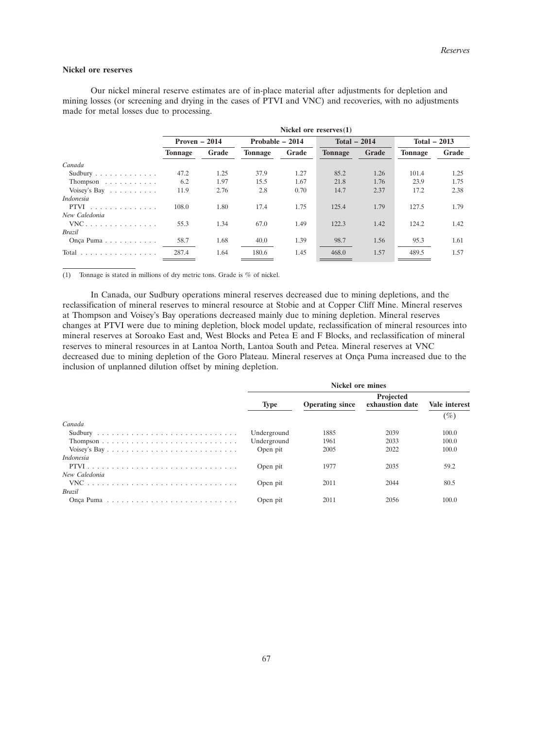### Nickel ore reserves

Our nickel mineral reserve estimates are of in-place material after adjustments for depletion and mining losses (or screening and drying in the cases of PTVI and VNC) and recoveries, with no adjustments made for metal losses due to processing.

| | Nickel ore reserves(1) | | | | | | | |
|---|---|---|---|---|---|---|---|---|
| | Proven – 2014 | | Probable – 2014 | | Total – 2014 | | Total – 2013 | |
| | Tonnage | Grade | Tonnage | Grade | Tonnage | Grade | Tonnage | Grade |
| *Canada* | | | | | | | | |
| Sudbury | 47.2 | 1.25 | 37.9 | 1.27 | 85.2 | 1.26 | 101.4 | 1.25 |
| Thompson | 6.2 | 1.97 | 15.5 | 1.67 | 21.8 | 1.76 | 23.9 | 1.75 |
| Voisey's Bay | 11.9 | 2.76 | 2.8 | 0.70 | 14.7 | 2.37 | 17.2 | 2.38 |
| *Indonesia* | | | | | | | | |
| PTVI | 108.0 | 1.80 | 17.4 | 1.75 | 125.4 | 1.79 | 127.5 | 1.79 |
| *New Caledonia* | | | | | | | | |
| VNC | 55.3 | 1.34 | 67.0 | 1.49 | 122.3 | 1.42 | 124.2 | 1.42 |
| *Brazil* | | | | | | | | |
| Onça Puma | 58.7 | 1.68 | 40.0 | 1.39 | 98.7 | 1.56 | 95.3 | 1.61 |
| Total | 287.4 | 1.64 | 180.6 | 1.45 | 468.0 | 1.57 | 489.5 | 1.57 |

(1) Tonnage is stated in millions of dry metric tons. Grade is % of nickel.

In Canada, our Sudbury operations mineral reserves decreased due to mining depletions, and the reclassification of mineral reserves to mineral resource at Stobie and at Copper Cliff Mine. Mineral reserves at Thompson and Voisey's Bay operations decreased mainly due to mining depletion. Mineral reserves changes at PTVI were due to mining depletion, block model update, reclassification of mineral resources into mineral reserves at Soroako East and, West Blocks and Petea E and F Blocks, and reclassification of mineral reserves to mineral resources in at Lantoa North, Lantoa South and Petea. Mineral reserves at VNC decreased due to mining depletion of the Goro Plateau. Mineral reserves at Onça Puma increased due to the inclusion of unplanned dilution offset by mining depletion.

| | Nickel ore mines | | | |
|---|---|---|---|---|
| | Type | Operating since | Projected exhaustion date | Vale interest |
| | | | | (%) |
| *Canada* | | | | |
| Sudbury | Underground | 1885 | 2039 | 100.0 |
| Thompson | Underground | 1961 | 2033 | 100.0 |
| Voisey's Bay | Open pit | 2005 | 2022 | 100.0 |
| *Indonesia* | | | | |
| PTVI | Open pit | 1977 | 2035 | 59.2 |
| *New Caledonia* | | | | |
| VNC | Open pit | 2011 | 2044 | 80.5 |
| *Brazil* | | | | |
| Onça Puma | Open pit | 2011 | 2056 | 100.0 |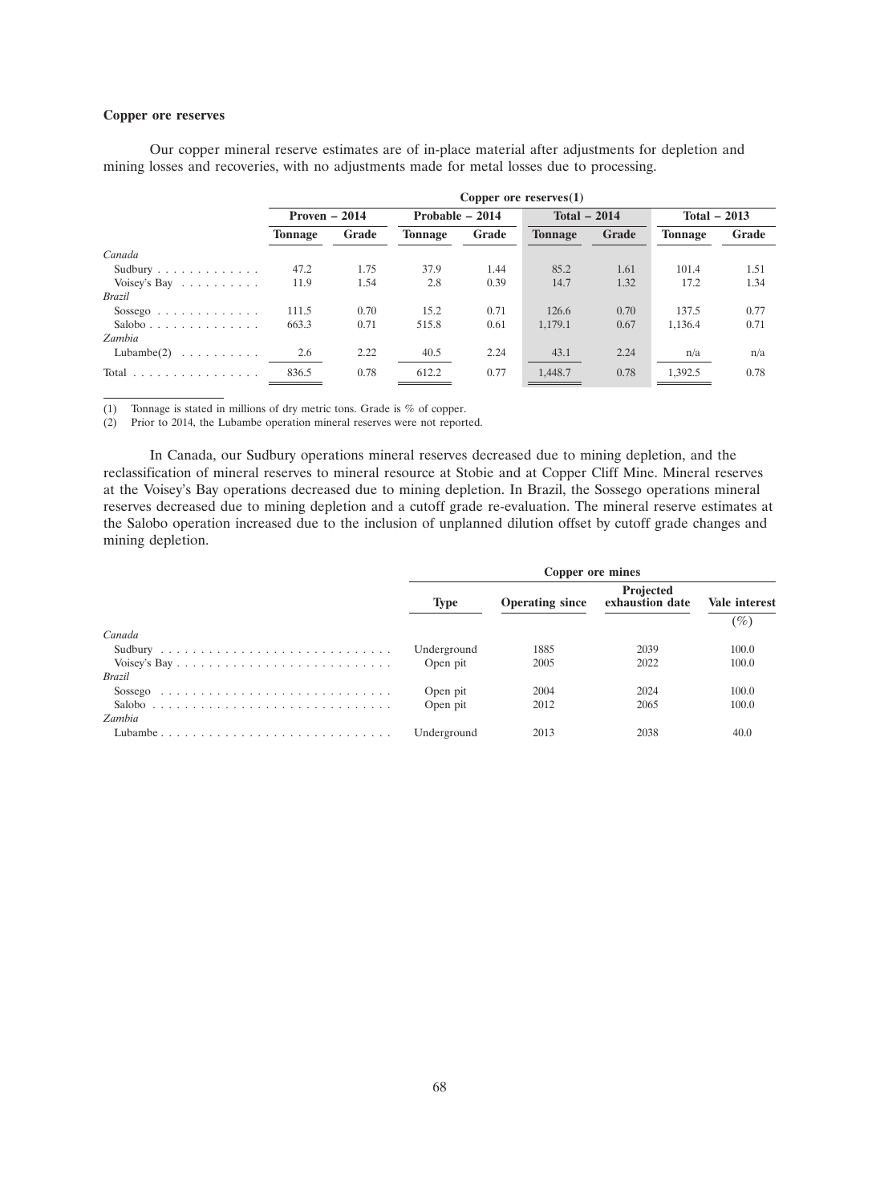**Copper ore reserves**

Our copper mineral reserve estimates are of in-place material after adjustments for depletion and mining losses and recoveries, with no adjustments made for metal losses due to processing.

| | Copper ore reserves(1) | | | | | | | |
|---|---|---|---|---|---|---|---|---|
| | Proven – 2014 | | Probable – 2014 | | Total – 2014 | | Total – 2013 | |
| | Tonnage | Grade | Tonnage | Grade | Tonnage | Grade | Tonnage | Grade |
| *Canada* | | | | | | | | |
| Sudbury | 47.2 | 1.75 | 37.9 | 1.44 | 85.2 | 1.61 | 101.4 | 1.51 |
| Voisey's Bay | 11.9 | 1.54 | 2.8 | 0.39 | 14.7 | 1.32 | 17.2 | 1.34 |
| *Brazil* | | | | | | | | |
| Sossego | 111.5 | 0.70 | 15.2 | 0.71 | 126.6 | 0.70 | 137.5 | 0.77 |
| Salobo | 663.3 | 0.71 | 515.8 | 0.61 | 1,179.1 | 0.67 | 1,136.4 | 0.71 |
| *Zambia* | | | | | | | | |
| Lubambe(2) | 2.6 | 2.22 | 40.5 | 2.24 | 43.1 | 2.24 | n/a | n/a |
| Total | 836.5 | 0.78 | 612.2 | 0.77 | 1,448.7 | 0.78 | 1,392.5 | 0.78 |

(1) Tonnage is stated in millions of dry metric tons. Grade is % of copper.
(2) Prior to 2014, the Lubambe operation mineral reserves were not reported.

In Canada, our Sudbury operations mineral reserves decreased due to mining depletion, and the reclassification of mineral reserves to mineral resource at Stobie and at Copper Cliff Mine. Mineral reserves at the Voisey's Bay operations decreased due to mining depletion. In Brazil, the Sossego operations mineral reserves decreased due to mining depletion and a cutoff grade re-evaluation. The mineral reserve estimates at the Salobo operation increased due to the inclusion of unplanned dilution offset by cutoff grade changes and mining depletion.

| | Copper ore mines | | | |
|---|---|---|---|---|
| | Type | Operating since | Projected exhaustion date | Vale interest |
| | | | | (%) |
| *Canada* | | | | |
| Sudbury | Underground | 1885 | 2039 | 100.0 |
| Voisey's Bay | Open pit | 2005 | 2022 | 100.0 |
| *Brazil* | | | | |
| Sossego | Open pit | 2004 | 2024 | 100.0 |
| Salobo | Open pit | 2012 | 2065 | 100.0 |
| *Zambia* | | | | |
| Lubambe | Underground | 2013 | 2038 | 40.0 |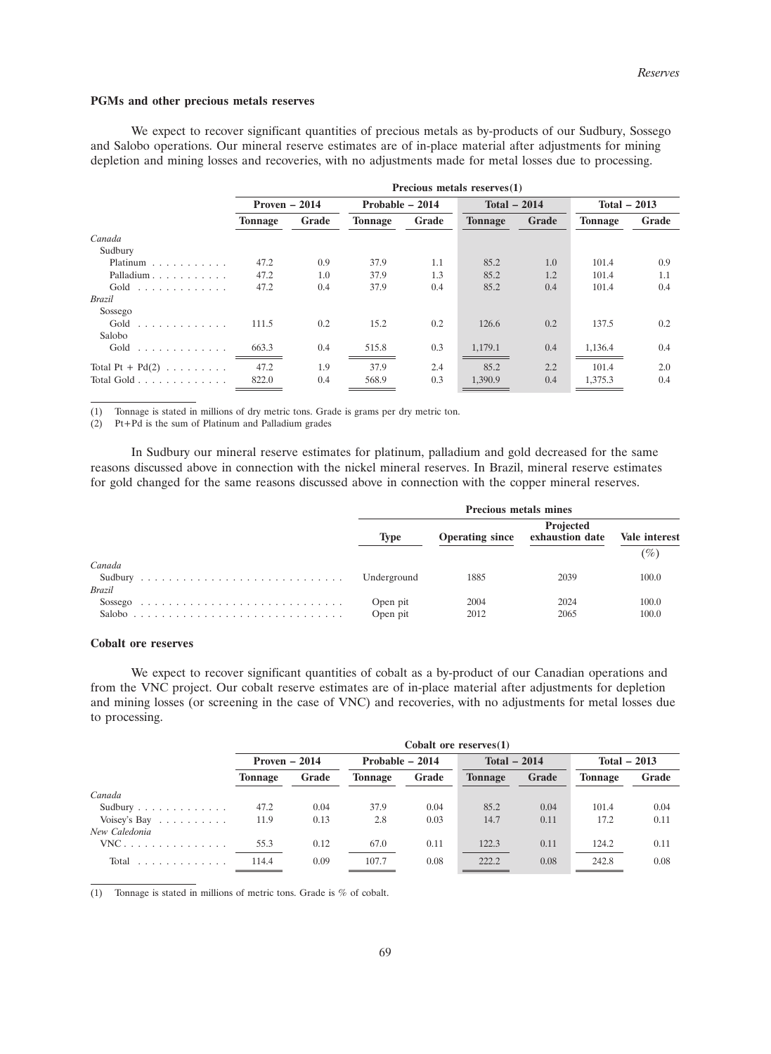**PGMs and other precious metals reserves**

We expect to recover significant quantities of precious metals as by-products of our Sudbury, Sossego and Salobo operations. Our mineral reserve estimates are of in-place material after adjustments for mining depletion and mining losses and recoveries, with no adjustments made for metal losses due to processing.

| | Precious metals reserves(1) | | | | | | | |
|---|---|---|---|---|---|---|---|---|
| | Proven – 2014 | | Probable – 2014 | | Total – 2014 | | Total – 2013 | |
| | Tonnage | Grade | Tonnage | Grade | Tonnage | Grade | Tonnage | Grade |
| *Canada* | | | | | | | | |
| Sudbury | | | | | | | | |
| Platinum | 47.2 | 0.9 | 37.9 | 1.1 | 85.2 | 1.0 | 101.4 | 0.9 |
| Palladium | 47.2 | 1.0 | 37.9 | 1.3 | 85.2 | 1.2 | 101.4 | 1.1 |
| Gold | 47.2 | 0.4 | 37.9 | 0.4 | 85.2 | 0.4 | 101.4 | 0.4 |
| *Brazil* | | | | | | | | |
| Sossego | | | | | | | | |
| Gold | 111.5 | 0.2 | 15.2 | 0.2 | 126.6 | 0.2 | 137.5 | 0.2 |
| Salobo | | | | | | | | |
| Gold | 663.3 | 0.4 | 515.8 | 0.3 | 1,179.1 | 0.4 | 1,136.4 | 0.4 |
| Total Pt + Pd(2) | 47.2 | 1.9 | 37.9 | 2.4 | 85.2 | 2.2 | 101.4 | 2.0 |
| Total Gold | 822.0 | 0.4 | 568.9 | 0.3 | 1,390.9 | 0.4 | 1,375.3 | 0.4 |

(1) Tonnage is stated in millions of dry metric tons. Grade is grams per dry metric ton.

(2) Pt+Pd is the sum of Platinum and Palladium grades

In Sudbury our mineral reserve estimates for platinum, palladium and gold decreased for the same reasons discussed above in connection with the nickel mineral reserves. In Brazil, mineral reserve estimates for gold changed for the same reasons discussed above in connection with the copper mineral reserves.

| | Precious metals mines | | | |
|---|---|---|---|---|
| | Type | Operating since | Projected exhaustion date | Vale interest |
| | | | | (%) |
| *Canada* | | | | |
| Sudbury | Underground | 1885 | 2039 | 100.0 |
| *Brazil* | | | | |
| Sossego | Open pit | 2004 | 2024 | 100.0 |
| Salobo | Open pit | 2012 | 2065 | 100.0 |

**Cobalt ore reserves**

We expect to recover significant quantities of cobalt as a by-product of our Canadian operations and from the VNC project. Our cobalt reserve estimates are of in-place material after adjustments for depletion and mining losses (or screening in the case of VNC) and recoveries, with no adjustments for metal losses due to processing.

| | Cobalt ore reserves(1) | | | | | | | |
|---|---|---|---|---|---|---|---|---|
| | Proven – 2014 | | Probable – 2014 | | Total – 2014 | | Total – 2013 | |
| | Tonnage | Grade | Tonnage | Grade | Tonnage | Grade | Tonnage | Grade |
| *Canada* | | | | | | | | |
| Sudbury | 47.2 | 0.04 | 37.9 | 0.04 | 85.2 | 0.04 | 101.4 | 0.04 |
| Voisey's Bay | 11.9 | 0.13 | 2.8 | 0.03 | 14.7 | 0.11 | 17.2 | 0.11 |
| *New Caledonia* | | | | | | | | |
| VNC | 55.3 | 0.12 | 67.0 | 0.11 | 122.3 | 0.11 | 124.2 | 0.11 |
| Total | 114.4 | 0.09 | 107.7 | 0.08 | 222.2 | 0.08 | 242.8 | 0.08 |

(1) Tonnage is stated in millions of metric tons. Grade is % of cobalt.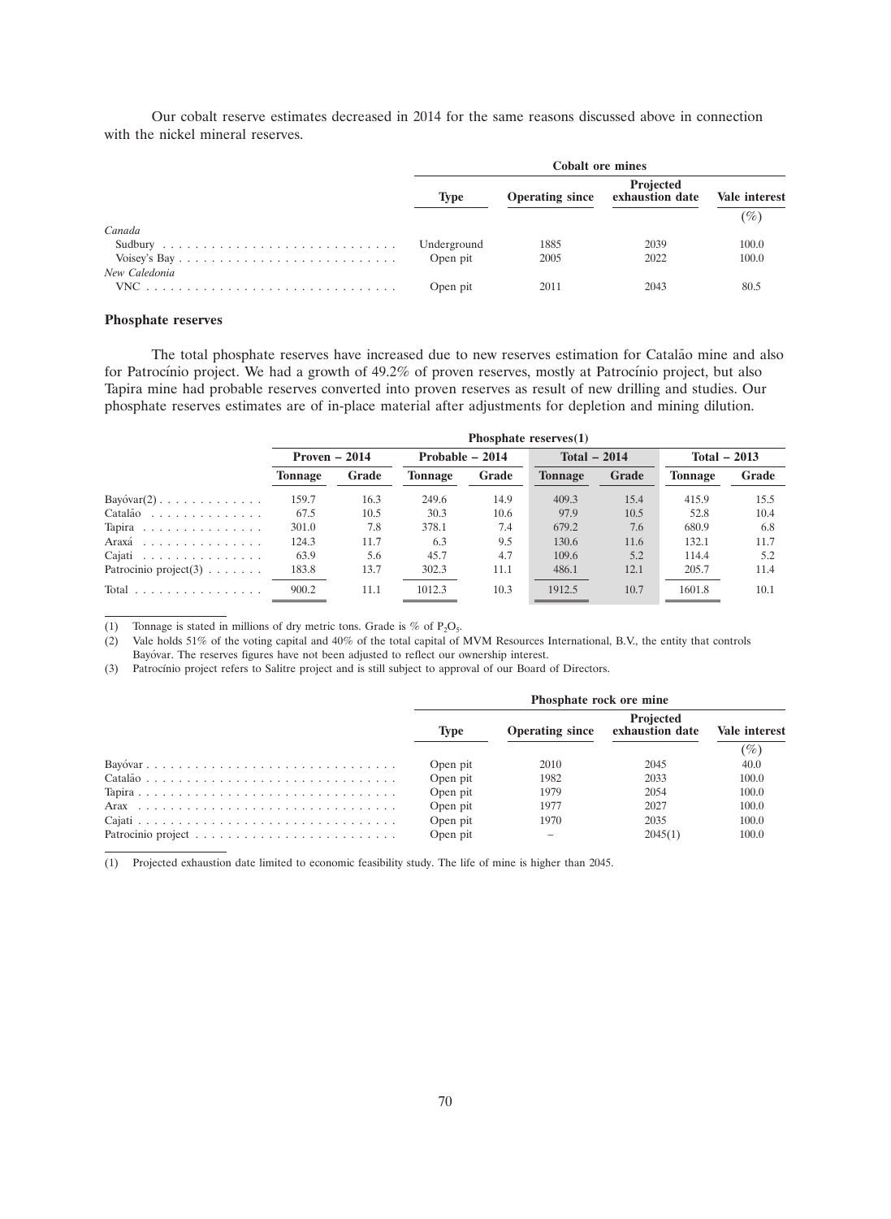Our cobalt reserve estimates decreased in 2014 for the same reasons discussed above in connection with the nickel mineral reserves.

| | Cobalt ore mines | | | |
|---|---|---|---|---|
| | Type | Operating since | Projected exhaustion date | Vale interest |
| | | | | (%) |
| *Canada* | | | | |
| Sudbury | Underground | 1885 | 2039 | 100.0 |
| Voisey's Bay | Open pit | 2005 | 2022 | 100.0 |
| *New Caledonia* | | | | |
| VNC | Open pit | 2011 | 2043 | 80.5 |

**Phosphate reserves**

The total phosphate reserves have increased due to new reserves estimation for Catalão mine and also for Patrocínio project. We had a growth of 49.2% of proven reserves, mostly at Patrocínio project, but also Tapira mine had probable reserves converted into proven reserves as result of new drilling and studies. Our phosphate reserves estimates are of in-place material after adjustments for depletion and mining dilution.

| | Phosphate reserves(1) | | | | | | | |
|---|---|---|---|---|---|---|---|---|
| | Proven – 2014 | | Probable – 2014 | | Total – 2014 | | Total – 2013 | |
| | Tonnage | Grade | Tonnage | Grade | Tonnage | Grade | Tonnage | Grade |
| Bayóvar(2) | 159.7 | 16.3 | 249.6 | 14.9 | 409.3 | 15.4 | 415.9 | 15.5 |
| Catalão | 67.5 | 10.5 | 30.3 | 10.6 | 97.9 | 10.5 | 52.8 | 10.4 |
| Tapira | 301.0 | 7.8 | 378.1 | 7.4 | 679.2 | 7.6 | 680.9 | 6.8 |
| Araxá | 124.3 | 11.7 | 6.3 | 9.5 | 130.6 | 11.6 | 132.1 | 11.7 |
| Cajati | 63.9 | 5.6 | 45.7 | 4.7 | 109.6 | 5.2 | 114.4 | 5.2 |
| Patrocinio project(3) | 183.8 | 13.7 | 302.3 | 11.1 | 486.1 | 12.1 | 205.7 | 11.4 |
| Total | 900.2 | 11.1 | 1012.3 | 10.3 | 1912.5 | 10.7 | 1601.8 | 10.1 |

(1) Tonnage is stated in millions of dry metric tons. Grade is % of $P_2O_5$.

(2) Vale holds 51% of the voting capital and 40% of the total capital of MVM Resources International, B.V., the entity that controls Bayóvar. The reserves figures have not been adjusted to reflect our ownership interest.

(3) Patrocínio project refers to Salitre project and is still subject to approval of our Board of Directors.

| | Phosphate rock ore mine | | | |
|---|---|---|---|---|
| | Type | Operating since | Projected exhaustion date | Vale interest |
| | | | | (%) |
| Bayóvar | Open pit | 2010 | 2045 | 40.0 |
| Catalão | Open pit | 1982 | 2033 | 100.0 |
| Tapira | Open pit | 1979 | 2054 | 100.0 |
| Arax | Open pit | 1977 | 2027 | 100.0 |
| Cajati | Open pit | 1970 | 2035 | 100.0 |
| Patrocinio project | Open pit | – | 2045(1) | 100.0 |

(1) Projected exhaustion date limited to economic feasibility study. The life of mine is higher than 2045.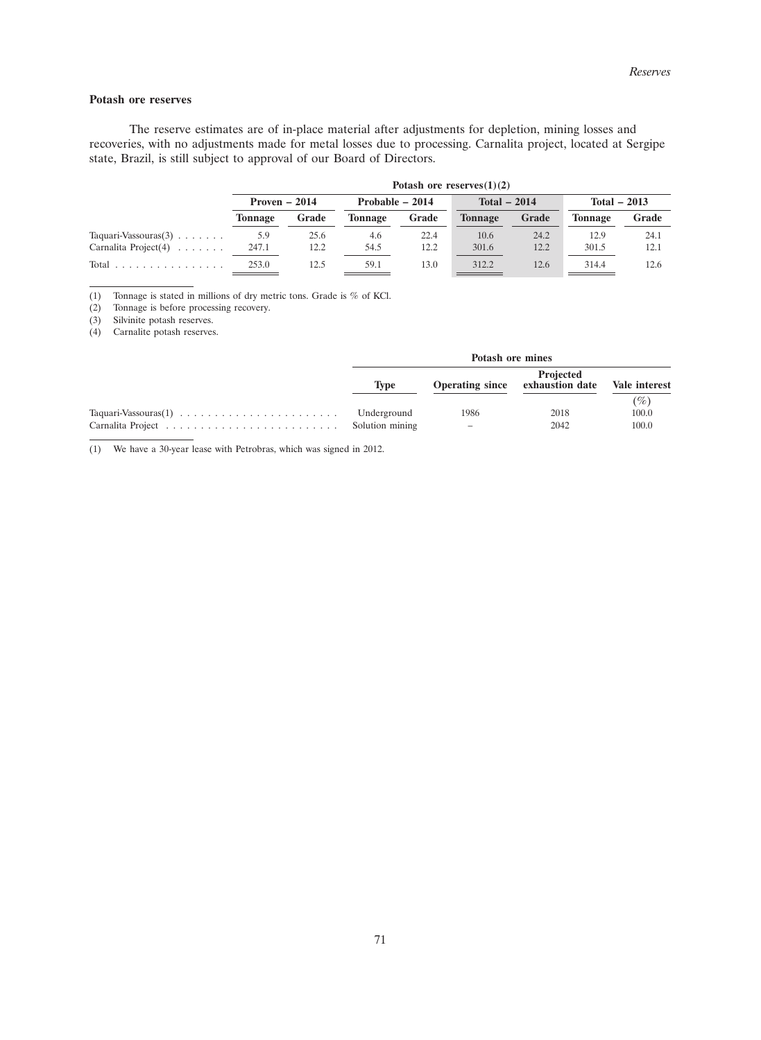## Potash ore reserves

The reserve estimates are of in-place material after adjustments for depletion, mining losses and recoveries, with no adjustments made for metal losses due to processing. Carnalita project, located at Sergipe state, Brazil, is still subject to approval of our Board of Directors.

| | Potash ore reserves(1)(2) | | | | | | | |
|---|---|---|---|---|---|---|---|---|
| | Proven – 2014 | | Probable – 2014 | | Total – 2014 | | Total – 2013 | |
| | Tonnage | Grade | Tonnage | Grade | Tonnage | Grade | Tonnage | Grade |
| Taquari-Vassouras(3) | 5.9 | 25.6 | 4.6 | 22.4 | 10.6 | 24.2 | 12.9 | 24.1 |
| Carnalita Project(4) | 247.1 | 12.2 | 54.5 | 12.2 | 301.6 | 12.2 | 301.5 | 12.1 |
| Total | 253.0 | 12.5 | 59.1 | 13.0 | 312.2 | 12.6 | 314.4 | 12.6 |

(1) Tonnage is stated in millions of dry metric tons. Grade is % of KCl.
(2) Tonnage is before processing recovery.
(3) Silvinite potash reserves.
(4) Carnalite potash reserves.

| | Potash ore mines | | | |
|---|---|---|---|---|
| | Type | Operating since | Projected exhaustion date | Vale interest |
| | | | | (%) |
| Taquari-Vassouras(1) | Underground | 1986 | 2018 | 100.0 |
| Carnalita Project | Solution mining | – | 2042 | 100.0 |

(1) We have a 30-year lease with Petrobras, which was signed in 2012.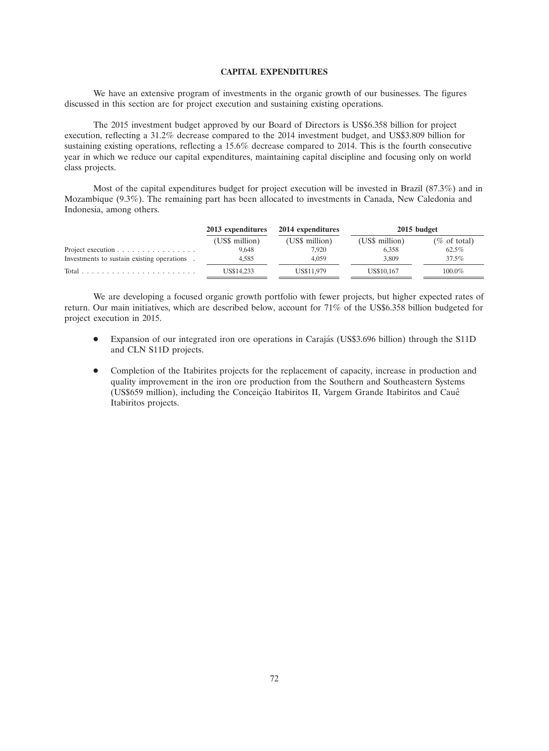## CAPITAL EXPENDITURES

We have an extensive program of investments in the organic growth of our businesses. The figures discussed in this section are for project execution and sustaining existing operations.

The 2015 investment budget approved by our Board of Directors is US$6.358 billion for project execution, reflecting a 31.2% decrease compared to the 2014 investment budget, and US$3.809 billion for sustaining existing operations, reflecting a 15.6% decrease compared to 2014. This is the fourth consecutive year in which we reduce our capital expenditures, maintaining capital discipline and focusing only on world class projects.

Most of the capital expenditures budget for project execution will be invested in Brazil (87.3%) and in Mozambique (9.3%). The remaining part has been allocated to investments in Canada, New Caledonia and Indonesia, among others.

| | 2013 expenditures | 2014 expenditures | 2015 budget | |
|---|---|---|---|---|
| | (US$ million) | (US$ million) | (US$ million) | (% of total) |
| Project execution | 9,648 | 7,920 | 6,358 | 62.5% |
| Investments to sustain existing operations | 4,585 | 4,059 | 3,809 | 37.5% |
| Total | US$14,233 | US$11,979 | US$10,167 | 100.0% |

We are developing a focused organic growth portfolio with fewer projects, but higher expected rates of return. Our main initiatives, which are described below, account for 71% of the US$6.358 billion budgeted for project execution in 2015.

- Expansion of our integrated iron ore operations in Carajás (US$3.696 billion) through the S11D and CLN S11D projects.
- Completion of the Itabirites projects for the replacement of capacity, increase in production and quality improvement in the iron ore production from the Southern and Southeastern Systems (US$659 million), including the Conceição Itabiritos II, Vargem Grande Itabiritos and Cauê Itabiritos projects.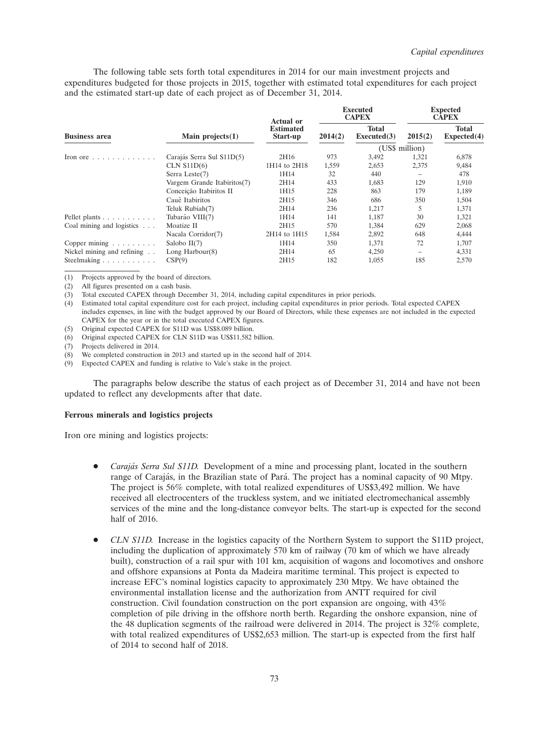The following table sets forth total expenditures in 2014 for our main investment projects and expenditures budgeted for those projects in 2015, together with estimated total expenditures for each project and the estimated start-up date of each project as of December 31, 2014.

| Business area | Main projects(1) | Actual or Estimated Start-up | Executed CAPEX | | Expected CAPEX | |
|---|---|---|---|---|---|---|
| | | | 2014(2) | Total Executed(3) | 2015(2) | Total Expected(4) |
| | | | (US$ million) | | | |
| Iron ore | Carajás Serra Sul S11D(5) | 2H16 | 973 | 3,492 | 1,321 | 6,878 |
| | CLN S11D(6) | 1H14 to 2H18 | 1,559 | 2,653 | 2,375 | 9,484 |
| | Serra Leste(7) | 1H14 | 32 | 440 | – | 478 |
| | Vargem Grande Itabiritos(7) | 2H14 | 433 | 1,683 | 129 | 1,910 |
| | Conceição Itabiritos II | 1H15 | 228 | 863 | 179 | 1,189 |
| | Cauê Itabiritos | 2H15 | 346 | 686 | 350 | 1,504 |
| | Teluk Rubiah(7) | 2H14 | 236 | 1,217 | 5 | 1,371 |
| Pellet plants | Tubarão VIII(7) | 1H14 | 141 | 1,187 | 30 | 1,321 |
| Coal mining and logistics | Moatize II | 2H15 | 570 | 1,384 | 629 | 2,068 |
| | Nacala Corridor(7) | 2H14 to 1H15 | 1,584 | 2,892 | 648 | 4,444 |
| Copper mining | Salobo II(7) | 1H14 | 350 | 1,371 | 72 | 1,707 |
| Nickel mining and refining | Long Harbour(8) | 2H14 | 65 | 4,250 | – | 4,331 |
| Steelmaking | CSP(9) | 2H15 | 182 | 1,055 | 185 | 2,570 |

(1) Projects approved by the board of directors.

(2) All figures presented on a cash basis.

(3) Total executed CAPEX through December 31, 2014, including capital expenditures in prior periods.

(4) Estimated total capital expenditure cost for each project, including capital expenditures in prior periods. Total expected CAPEX includes expenses, in line with the budget approved by our Board of Directors, while these expenses are not included in the expected CAPEX for the year or in the total executed CAPEX figures.

(5) Original expected CAPEX for S11D was US$8.089 billion.

(6) Original expected CAPEX for CLN S11D was US$11.582 billion.

(7) Projects delivered in 2014.

(8) We completed construction in 2013 and started up in the second half of 2014.

(9) Expected CAPEX and funding is relative to Vale's stake in the project.

The paragraphs below describe the status of each project as of December 31, 2014 and have not been updated to reflect any developments after that date.

**Ferrous minerals and logistics projects**

Iron ore mining and logistics projects:

- *Carajás Serra Sul S11D.* Development of a mine and processing plant, located in the southern range of Carajás, in the Brazilian state of Pará. The project has a nominal capacity of 90 Mtpy. The project is 56% complete, with total realized expenditures of US$3,492 million. We have received all electrocenters of the truckless system, and we initiated electromechanical assembly services of the mine and the long-distance conveyor belts. The start-up is expected for the second half of 2016.

- *CLN S11D.* Increase in the logistics capacity of the Northern System to support the S11D project, including the duplication of approximately 570 km of railway (70 km of which we have already built), construction of a rail spur with 101 km, acquisition of wagons and locomotives and onshore and offshore expansions at Ponta da Madeira maritime terminal. This project is expected to increase EFC's nominal logistics capacity to approximately 230 Mtpy. We have obtained the environmental installation license and the authorization from ANTT required for civil construction. Civil foundation construction on the port expansion are ongoing, with 43% completion of pile driving in the offshore north berth. Regarding the onshore expansion, nine of the 48 duplication segments of the railroad were delivered in 2014. The project is 32% complete, with total realized expenditures of US$2,653 million. The start-up is expected from the first half of 2014 to second half of 2018.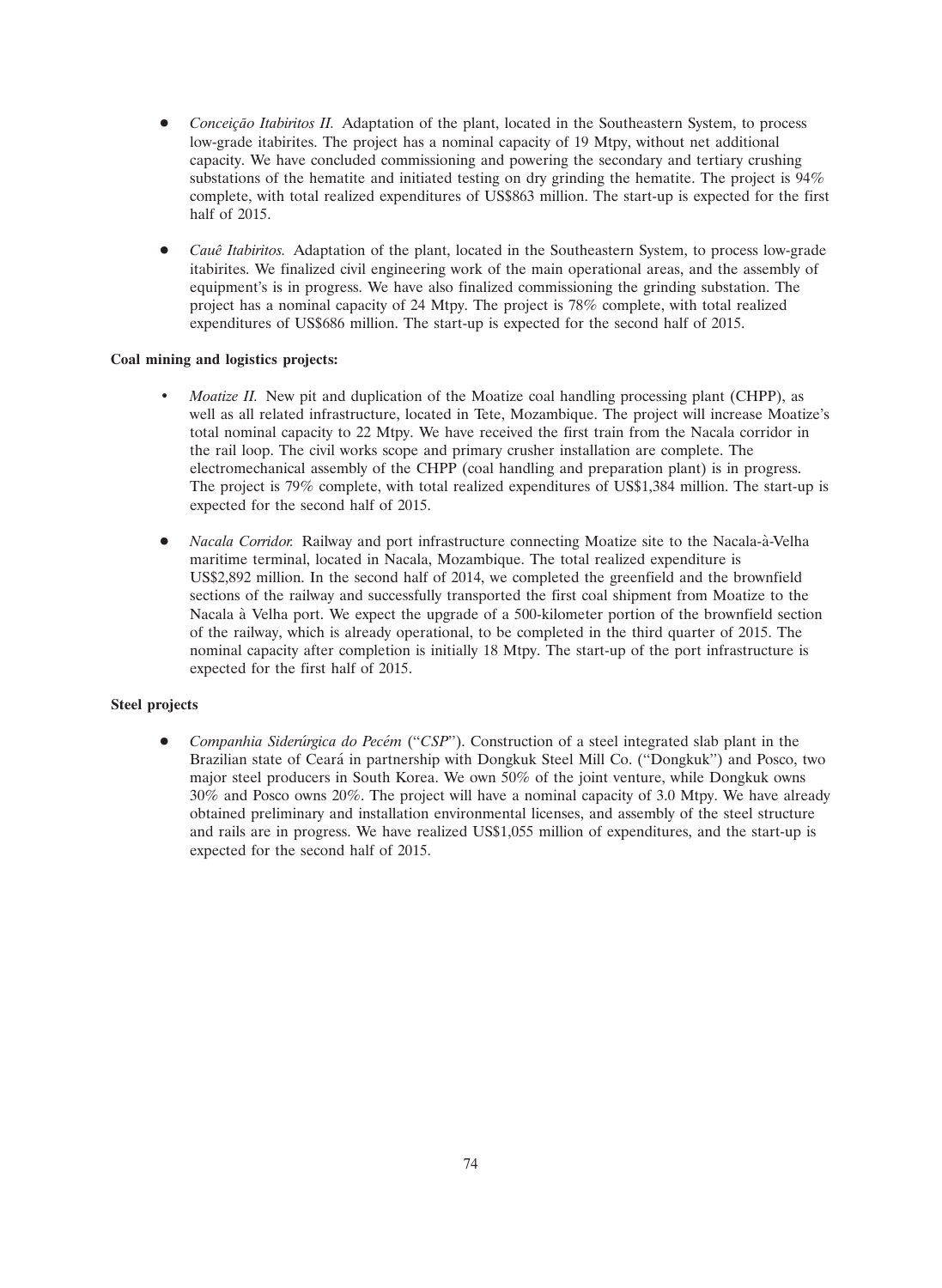- *Conceição Itabiritos II.* Adaptation of the plant, located in the Southeastern System, to process low-grade itabirites. The project has a nominal capacity of 19 Mtpy, without net additional capacity. We have concluded commissioning and powering the secondary and tertiary crushing substations of the hematite and initiated testing on dry grinding the hematite. The project is 94% complete, with total realized expenditures of US$863 million. The start-up is expected for the first half of 2015.

- *Cauê Itabiritos.* Adaptation of the plant, located in the Southeastern System, to process low-grade itabirites. We finalized civil engineering work of the main operational areas, and the assembly of equipment's is in progress. We have also finalized commissioning the grinding substation. The project has a nominal capacity of 24 Mtpy. The project is 78% complete, with total realized expenditures of US$686 million. The start-up is expected for the second half of 2015.

**Coal mining and logistics projects:**

- *Moatize II.* New pit and duplication of the Moatize coal handling processing plant (CHPP), as well as all related infrastructure, located in Tete, Mozambique. The project will increase Moatize's total nominal capacity to 22 Mtpy. We have received the first train from the Nacala corridor in the rail loop. The civil works scope and primary crusher installation are complete. The electromechanical assembly of the CHPP (coal handling and preparation plant) is in progress. The project is 79% complete, with total realized expenditures of US$1,384 million. The start-up is expected for the second half of 2015.

- *Nacala Corridor.* Railway and port infrastructure connecting Moatize site to the Nacala-à-Velha maritime terminal, located in Nacala, Mozambique. The total realized expenditure is US$2,892 million. In the second half of 2014, we completed the greenfield and the brownfield sections of the railway and successfully transported the first coal shipment from Moatize to the Nacala à Velha port. We expect the upgrade of a 500-kilometer portion of the brownfield section of the railway, which is already operational, to be completed in the third quarter of 2015. The nominal capacity after completion is initially 18 Mtpy. The start-up of the port infrastructure is expected for the first half of 2015.

**Steel projects**

- *Companhia Siderúrgica do Pecém* ("*CSP*"). Construction of a steel integrated slab plant in the Brazilian state of Ceará in partnership with Dongkuk Steel Mill Co. ("Dongkuk") and Posco, two major steel producers in South Korea. We own 50% of the joint venture, while Dongkuk owns 30% and Posco owns 20%. The project will have a nominal capacity of 3.0 Mtpy. We have already obtained preliminary and installation environmental licenses, and assembly of the steel structure and rails are in progress. We have realized US$1,055 million of expenditures, and the start-up is expected for the second half of 2015.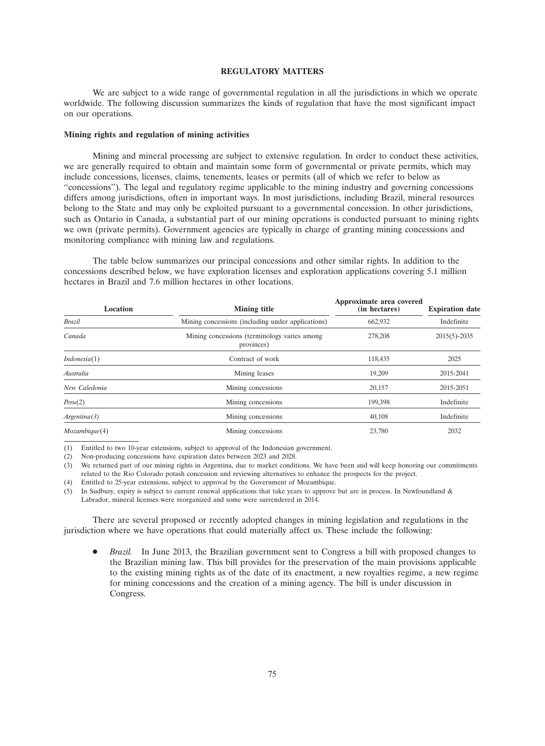## REGULATORY MATTERS

We are subject to a wide range of governmental regulation in all the jurisdictions in which we operate worldwide. The following discussion summarizes the kinds of regulation that have the most significant impact on our operations.

### Mining rights and regulation of mining activities

Mining and mineral processing are subject to extensive regulation. In order to conduct these activities, we are generally required to obtain and maintain some form of governmental or private permits, which may include concessions, licenses, claims, tenements, leases or permits (all of which we refer to below as "concessions"). The legal and regulatory regime applicable to the mining industry and governing concessions differs among jurisdictions, often in important ways. In most jurisdictions, including Brazil, mineral resources belong to the State and may only be exploited pursuant to a governmental concession. In other jurisdictions, such as Ontario in Canada, a substantial part of our mining operations is conducted pursuant to mining rights we own (private permits). Government agencies are typically in charge of granting mining concessions and monitoring compliance with mining law and regulations.

The table below summarizes our principal concessions and other similar rights. In addition to the concessions described below, we have exploration licenses and exploration applications covering 5.1 million hectares in Brazil and 7.6 million hectares in other locations.

| Location | Mining title | Approximate area covered (in hectares) | Expiration date |
|---|---|---|---|
| *Brazil* | Mining concessions (including under applications) | 662,932 | Indefinite |
| *Canada* | Mining concessions (terminology varies among provinces) | 278,208 | 2015(5)-2035 |
| *Indonesia*(1) | Contract of work | 118,435 | 2025 |
| *Australia* | Mining leases | 19,209 | 2015-2041 |
| *New Caledonia* | Mining concessions | 20,157 | 2015-2051 |
| *Peru*(2) | Mining concessions | 199,398 | Indefinite |
| *Argentina(3)* | Mining concessions | 40,108 | Indefinite |
| *Mozambique*(4) | Mining concessions | 23,780 | 2032 |

(1) Entitled to two 10-year extensions, subject to approval of the Indonesian government.

(2) Non-producing concessions have expiration dates between 2023 and 2028.

(3) We returned part of our mining rights in Argentina, due to market conditions. We have been and will keep honoring our commitments related to the Rio Colorado potash concession and reviewing alternatives to enhance the prospects for the project.

(4) Entitled to 25-year extensions, subject to approval by the Government of Mozambique.

(5) In Sudbury, expiry is subject to current renewal applications that take years to approve but are in process. In Newfoundland & Labrador, mineral licenses were reorganized and some were surrendered in 2014.

There are several proposed or recently adopted changes in mining legislation and regulations in the jurisdiction where we have operations that could materially affect us. These include the following:

- *Brazil.* In June 2013, the Brazilian government sent to Congress a bill with proposed changes to the Brazilian mining law. This bill provides for the preservation of the main provisions applicable to the existing mining rights as of the date of its enactment, a new royalties regime, a new regime for mining concessions and the creation of a mining agency. The bill is under discussion in Congress.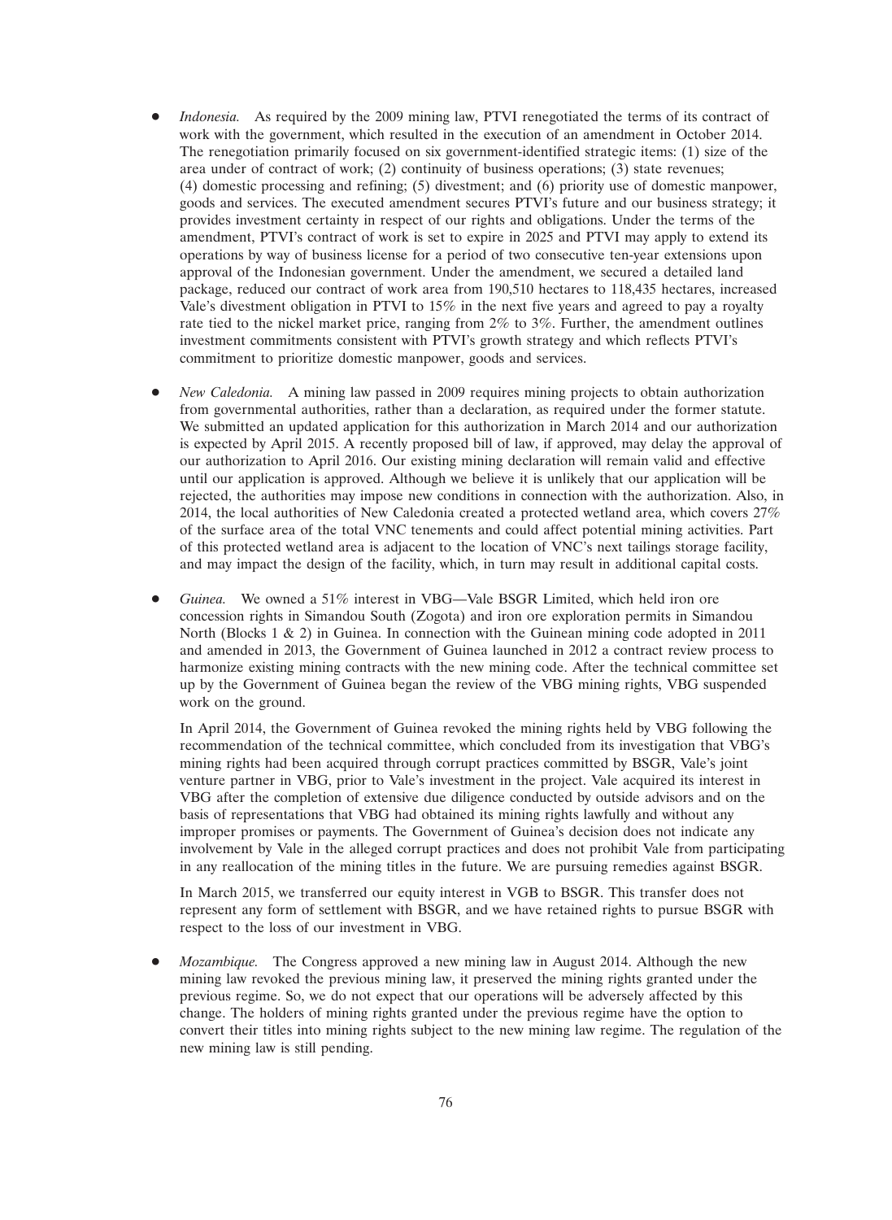- *Indonesia.* As required by the 2009 mining law, PTVI renegotiated the terms of its contract of work with the government, which resulted in the execution of an amendment in October 2014. The renegotiation primarily focused on six government-identified strategic items: (1) size of the area under of contract of work; (2) continuity of business operations; (3) state revenues; (4) domestic processing and refining; (5) divestment; and (6) priority use of domestic manpower, goods and services. The executed amendment secures PTVI's future and our business strategy; it provides investment certainty in respect of our rights and obligations. Under the terms of the amendment, PTVI's contract of work is set to expire in 2025 and PTVI may apply to extend its operations by way of business license for a period of two consecutive ten-year extensions upon approval of the Indonesian government. Under the amendment, we secured a detailed land package, reduced our contract of work area from 190,510 hectares to 118,435 hectares, increased Vale's divestment obligation in PTVI to 15% in the next five years and agreed to pay a royalty rate tied to the nickel market price, ranging from 2% to 3%. Further, the amendment outlines investment commitments consistent with PTVI's growth strategy and which reflects PTVI's commitment to prioritize domestic manpower, goods and services.

- *New Caledonia.* A mining law passed in 2009 requires mining projects to obtain authorization from governmental authorities, rather than a declaration, as required under the former statute. We submitted an updated application for this authorization in March 2014 and our authorization is expected by April 2015. A recently proposed bill of law, if approved, may delay the approval of our authorization to April 2016. Our existing mining declaration will remain valid and effective until our application is approved. Although we believe it is unlikely that our application will be rejected, the authorities may impose new conditions in connection with the authorization. Also, in 2014, the local authorities of New Caledonia created a protected wetland area, which covers 27% of the surface area of the total VNC tenements and could affect potential mining activities. Part of this protected wetland area is adjacent to the location of VNC's next tailings storage facility, and may impact the design of the facility, which, in turn may result in additional capital costs.

- *Guinea.* We owned a 51% interest in VBG—Vale BSGR Limited, which held iron ore concession rights in Simandou South (Zogota) and iron ore exploration permits in Simandou North (Blocks 1 & 2) in Guinea. In connection with the Guinean mining code adopted in 2011 and amended in 2013, the Government of Guinea launched in 2012 a contract review process to harmonize existing mining contracts with the new mining code. After the technical committee set up by the Government of Guinea began the review of the VBG mining rights, VBG suspended work on the ground.

  In April 2014, the Government of Guinea revoked the mining rights held by VBG following the recommendation of the technical committee, which concluded from its investigation that VBG's mining rights had been acquired through corrupt practices committed by BSGR, Vale's joint venture partner in VBG, prior to Vale's investment in the project. Vale acquired its interest in VBG after the completion of extensive due diligence conducted by outside advisors and on the basis of representations that VBG had obtained its mining rights lawfully and without any improper promises or payments. The Government of Guinea's decision does not indicate any involvement by Vale in the alleged corrupt practices and does not prohibit Vale from participating in any reallocation of the mining titles in the future. We are pursuing remedies against BSGR.

  In March 2015, we transferred our equity interest in VGB to BSGR. This transfer does not represent any form of settlement with BSGR, and we have retained rights to pursue BSGR with respect to the loss of our investment in VBG.

- *Mozambique.* The Congress approved a new mining law in August 2014. Although the new mining law revoked the previous mining law, it preserved the mining rights granted under the previous regime. So, we do not expect that our operations will be adversely affected by this change. The holders of mining rights granted under the previous regime have the option to convert their titles into mining rights subject to the new mining law regime. The regulation of the new mining law is still pending.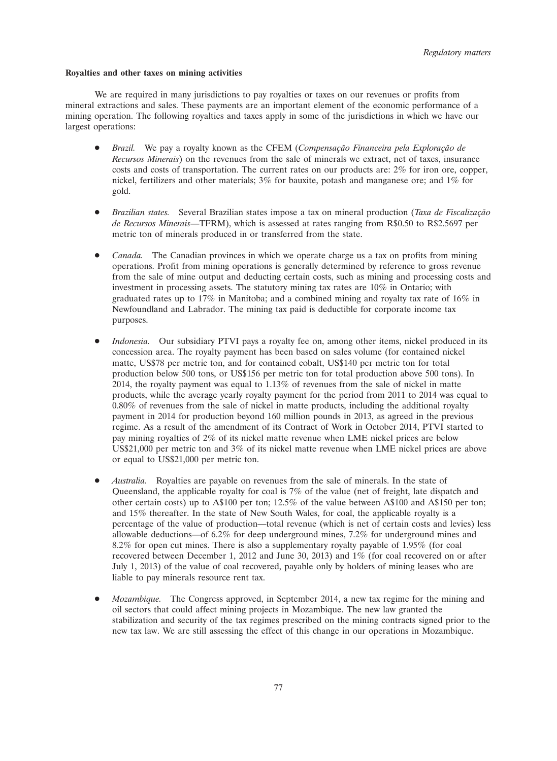**Royalties and other taxes on mining activities**

We are required in many jurisdictions to pay royalties or taxes on our revenues or profits from mineral extractions and sales. These payments are an important element of the economic performance of a mining operation. The following royalties and taxes apply in some of the jurisdictions in which we have our largest operations:

- *Brazil.* We pay a royalty known as the CFEM (*Compensação Financeira pela Exploração de Recursos Minerais*) on the revenues from the sale of minerals we extract, net of taxes, insurance costs and costs of transportation. The current rates on our products are: 2% for iron ore, copper, nickel, fertilizers and other materials; 3% for bauxite, potash and manganese ore; and 1% for gold.

- *Brazilian states.* Several Brazilian states impose a tax on mineral production (*Taxa de Fiscalização de Recursos Minerais*—TFRM), which is assessed at rates ranging from R$0.50 to R$2.5697 per metric ton of minerals produced in or transferred from the state.

- *Canada.* The Canadian provinces in which we operate charge us a tax on profits from mining operations. Profit from mining operations is generally determined by reference to gross revenue from the sale of mine output and deducting certain costs, such as mining and processing costs and investment in processing assets. The statutory mining tax rates are 10% in Ontario; with graduated rates up to 17% in Manitoba; and a combined mining and royalty tax rate of 16% in Newfoundland and Labrador. The mining tax paid is deductible for corporate income tax purposes.

- *Indonesia.* Our subsidiary PTVI pays a royalty fee on, among other items, nickel produced in its concession area. The royalty payment has been based on sales volume (for contained nickel matte, US$78 per metric ton, and for contained cobalt, US$140 per metric ton for total production below 500 tons, or US$156 per metric ton for total production above 500 tons). In 2014, the royalty payment was equal to 1.13% of revenues from the sale of nickel in matte products, while the average yearly royalty payment for the period from 2011 to 2014 was equal to 0.80% of revenues from the sale of nickel in matte products, including the additional royalty payment in 2014 for production beyond 160 million pounds in 2013, as agreed in the previous regime. As a result of the amendment of its Contract of Work in October 2014, PTVI started to pay mining royalties of 2% of its nickel matte revenue when LME nickel prices are below US$21,000 per metric ton and 3% of its nickel matte revenue when LME nickel prices are above or equal to US$21,000 per metric ton.

- *Australia.* Royalties are payable on revenues from the sale of minerals. In the state of Queensland, the applicable royalty for coal is 7% of the value (net of freight, late dispatch and other certain costs) up to A$100 per ton; 12.5% of the value between A$100 and A$150 per ton; and 15% thereafter. In the state of New South Wales, for coal, the applicable royalty is a percentage of the value of production—total revenue (which is net of certain costs and levies) less allowable deductions—of 6.2% for deep underground mines, 7.2% for underground mines and 8.2% for open cut mines. There is also a supplementary royalty payable of 1.95% (for coal recovered between December 1, 2012 and June 30, 2013) and 1% (for coal recovered on or after July 1, 2013) of the value of coal recovered, payable only by holders of mining leases who are liable to pay minerals resource rent tax.

- *Mozambique.* The Congress approved, in September 2014, a new tax regime for the mining and oil sectors that could affect mining projects in Mozambique. The new law granted the stabilization and security of the tax regimes prescribed on the mining contracts signed prior to the new tax law. We are still assessing the effect of this change in our operations in Mozambique.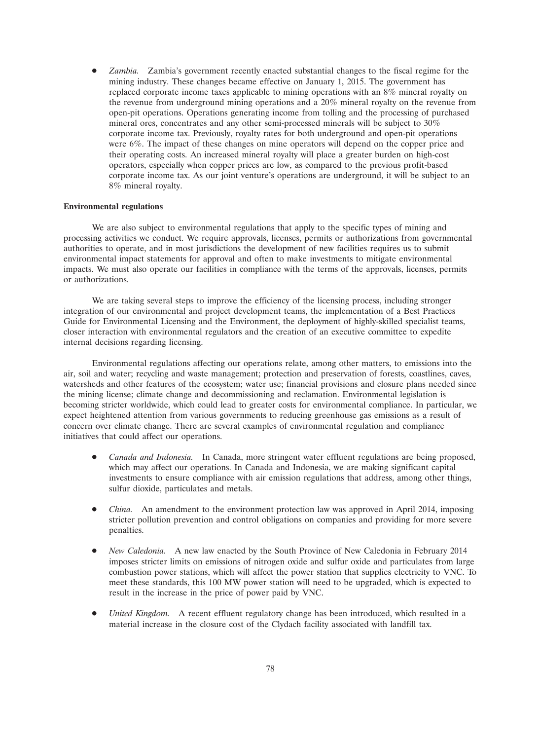- *Zambia.* Zambia's government recently enacted substantial changes to the fiscal regime for the mining industry. These changes became effective on January 1, 2015. The government has replaced corporate income taxes applicable to mining operations with an 8% mineral royalty on the revenue from underground mining operations and a 20% mineral royalty on the revenue from open-pit operations. Operations generating income from tolling and the processing of purchased mineral ores, concentrates and any other semi-processed minerals will be subject to 30% corporate income tax. Previously, royalty rates for both underground and open-pit operations were 6%. The impact of these changes on mine operators will depend on the copper price and their operating costs. An increased mineral royalty will place a greater burden on high-cost operators, especially when copper prices are low, as compared to the previous profit-based corporate income tax. As our joint venture's operations are underground, it will be subject to an 8% mineral royalty.

**Environmental regulations**

We are also subject to environmental regulations that apply to the specific types of mining and processing activities we conduct. We require approvals, licenses, permits or authorizations from governmental authorities to operate, and in most jurisdictions the development of new facilities requires us to submit environmental impact statements for approval and often to make investments to mitigate environmental impacts. We must also operate our facilities in compliance with the terms of the approvals, licenses, permits or authorizations.

We are taking several steps to improve the efficiency of the licensing process, including stronger integration of our environmental and project development teams, the implementation of a Best Practices Guide for Environmental Licensing and the Environment, the deployment of highly-skilled specialist teams, closer interaction with environmental regulators and the creation of an executive committee to expedite internal decisions regarding licensing.

Environmental regulations affecting our operations relate, among other matters, to emissions into the air, soil and water; recycling and waste management; protection and preservation of forests, coastlines, caves, watersheds and other features of the ecosystem; water use; financial provisions and closure plans needed since the mining license; climate change and decommissioning and reclamation. Environmental legislation is becoming stricter worldwide, which could lead to greater costs for environmental compliance. In particular, we expect heightened attention from various governments to reducing greenhouse gas emissions as a result of concern over climate change. There are several examples of environmental regulation and compliance initiatives that could affect our operations.

- *Canada and Indonesia.* In Canada, more stringent water effluent regulations are being proposed, which may affect our operations. In Canada and Indonesia, we are making significant capital investments to ensure compliance with air emission regulations that address, among other things, sulfur dioxide, particulates and metals.

- *China.* An amendment to the environment protection law was approved in April 2014, imposing stricter pollution prevention and control obligations on companies and providing for more severe penalties.

- *New Caledonia.* A new law enacted by the South Province of New Caledonia in February 2014 imposes stricter limits on emissions of nitrogen oxide and sulfur oxide and particulates from large combustion power stations, which will affect the power station that supplies electricity to VNC. To meet these standards, this 100 MW power station will need to be upgraded, which is expected to result in the increase in the price of power paid by VNC.

- *United Kingdom.* A recent effluent regulatory change has been introduced, which resulted in a material increase in the closure cost of the Clydach facility associated with landfill tax.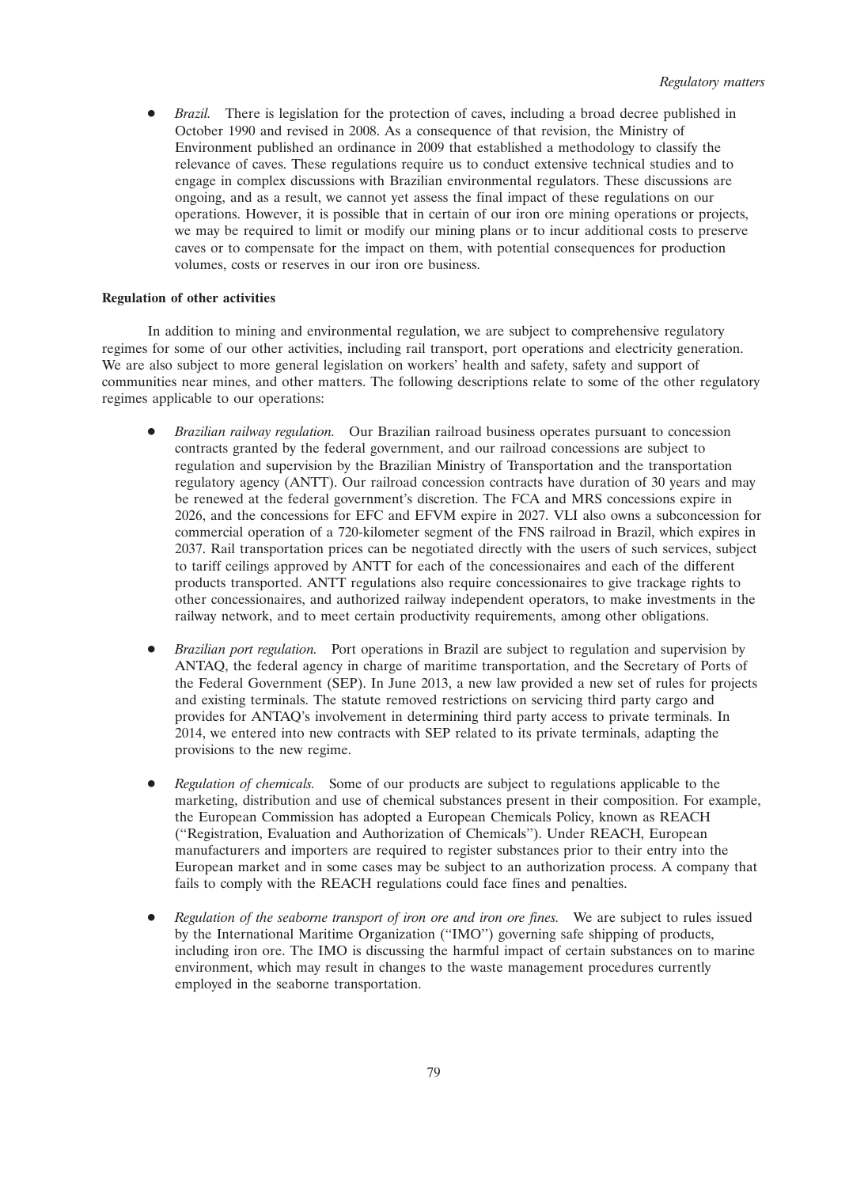- *Brazil.* There is legislation for the protection of caves, including a broad decree published in October 1990 and revised in 2008. As a consequence of that revision, the Ministry of Environment published an ordinance in 2009 that established a methodology to classify the relevance of caves. These regulations require us to conduct extensive technical studies and to engage in complex discussions with Brazilian environmental regulators. These discussions are ongoing, and as a result, we cannot yet assess the final impact of these regulations on our operations. However, it is possible that in certain of our iron ore mining operations or projects, we may be required to limit or modify our mining plans or to incur additional costs to preserve caves or to compensate for the impact on them, with potential consequences for production volumes, costs or reserves in our iron ore business.

**Regulation of other activities**

In addition to mining and environmental regulation, we are subject to comprehensive regulatory regimes for some of our other activities, including rail transport, port operations and electricity generation. We are also subject to more general legislation on workers' health and safety, safety and support of communities near mines, and other matters. The following descriptions relate to some of the other regulatory regimes applicable to our operations:

- *Brazilian railway regulation.* Our Brazilian railroad business operates pursuant to concession contracts granted by the federal government, and our railroad concessions are subject to regulation and supervision by the Brazilian Ministry of Transportation and the transportation regulatory agency (ANTT). Our railroad concession contracts have duration of 30 years and may be renewed at the federal government's discretion. The FCA and MRS concessions expire in 2026, and the concessions for EFC and EFVM expire in 2027. VLI also owns a subconcession for commercial operation of a 720-kilometer segment of the FNS railroad in Brazil, which expires in 2037. Rail transportation prices can be negotiated directly with the users of such services, subject to tariff ceilings approved by ANTT for each of the concessionaires and each of the different products transported. ANTT regulations also require concessionaires to give trackage rights to other concessionaires, and authorized railway independent operators, to make investments in the railway network, and to meet certain productivity requirements, among other obligations.

- *Brazilian port regulation.* Port operations in Brazil are subject to regulation and supervision by ANTAQ, the federal agency in charge of maritime transportation, and the Secretary of Ports of the Federal Government (SEP). In June 2013, a new law provided a new set of rules for projects and existing terminals. The statute removed restrictions on servicing third party cargo and provides for ANTAQ's involvement in determining third party access to private terminals. In 2014, we entered into new contracts with SEP related to its private terminals, adapting the provisions to the new regime.

- *Regulation of chemicals.* Some of our products are subject to regulations applicable to the marketing, distribution and use of chemical substances present in their composition. For example, the European Commission has adopted a European Chemicals Policy, known as REACH (''Registration, Evaluation and Authorization of Chemicals''). Under REACH, European manufacturers and importers are required to register substances prior to their entry into the European market and in some cases may be subject to an authorization process. A company that fails to comply with the REACH regulations could face fines and penalties.

- *Regulation of the seaborne transport of iron ore and iron ore fines.* We are subject to rules issued by the International Maritime Organization (''IMO'') governing safe shipping of products, including iron ore. The IMO is discussing the harmful impact of certain substances on to marine environment, which may result in changes to the waste management procedures currently employed in the seaborne transportation.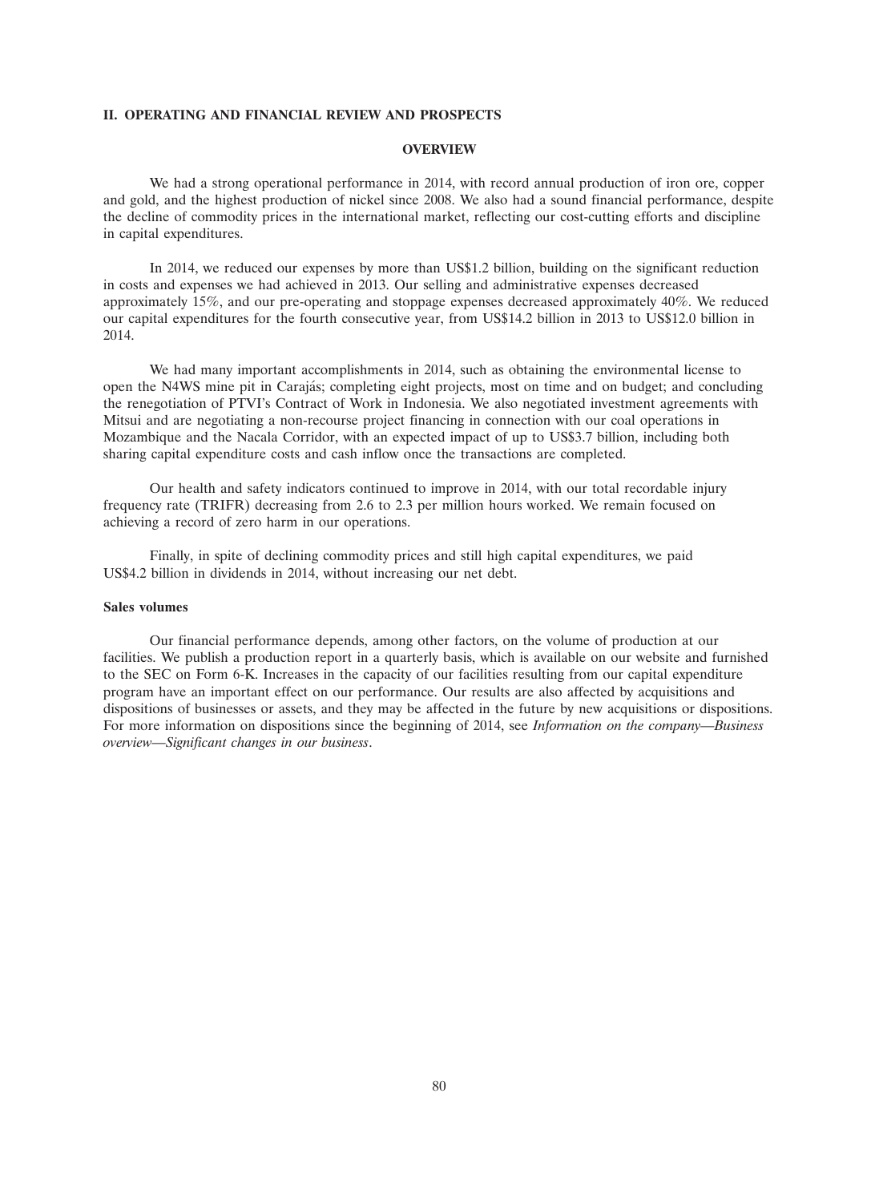## II. OPERATING AND FINANCIAL REVIEW AND PROSPECTS

### OVERVIEW

We had a strong operational performance in 2014, with record annual production of iron ore, copper and gold, and the highest production of nickel since 2008. We also had a sound financial performance, despite the decline of commodity prices in the international market, reflecting our cost-cutting efforts and discipline in capital expenditures.

In 2014, we reduced our expenses by more than US$1.2 billion, building on the significant reduction in costs and expenses we had achieved in 2013. Our selling and administrative expenses decreased approximately 15%, and our pre-operating and stoppage expenses decreased approximately 40%. We reduced our capital expenditures for the fourth consecutive year, from US$14.2 billion in 2013 to US$12.0 billion in 2014.

We had many important accomplishments in 2014, such as obtaining the environmental license to open the N4WS mine pit in Carajás; completing eight projects, most on time and on budget; and concluding the renegotiation of PTVI's Contract of Work in Indonesia. We also negotiated investment agreements with Mitsui and are negotiating a non-recourse project financing in connection with our coal operations in Mozambique and the Nacala Corridor, with an expected impact of up to US$3.7 billion, including both sharing capital expenditure costs and cash inflow once the transactions are completed.

Our health and safety indicators continued to improve in 2014, with our total recordable injury frequency rate (TRIFR) decreasing from 2.6 to 2.3 per million hours worked. We remain focused on achieving a record of zero harm in our operations.

Finally, in spite of declining commodity prices and still high capital expenditures, we paid US$4.2 billion in dividends in 2014, without increasing our net debt.

#### Sales volumes

Our financial performance depends, among other factors, on the volume of production at our facilities. We publish a production report in a quarterly basis, which is available on our website and furnished to the SEC on Form 6-K. Increases in the capacity of our facilities resulting from our capital expenditure program have an important effect on our performance. Our results are also affected by acquisitions and dispositions of businesses or assets, and they may be affected in the future by new acquisitions or dispositions. For more information on dispositions since the beginning of 2014, see *Information on the company—Business overview—Significant changes in our business*.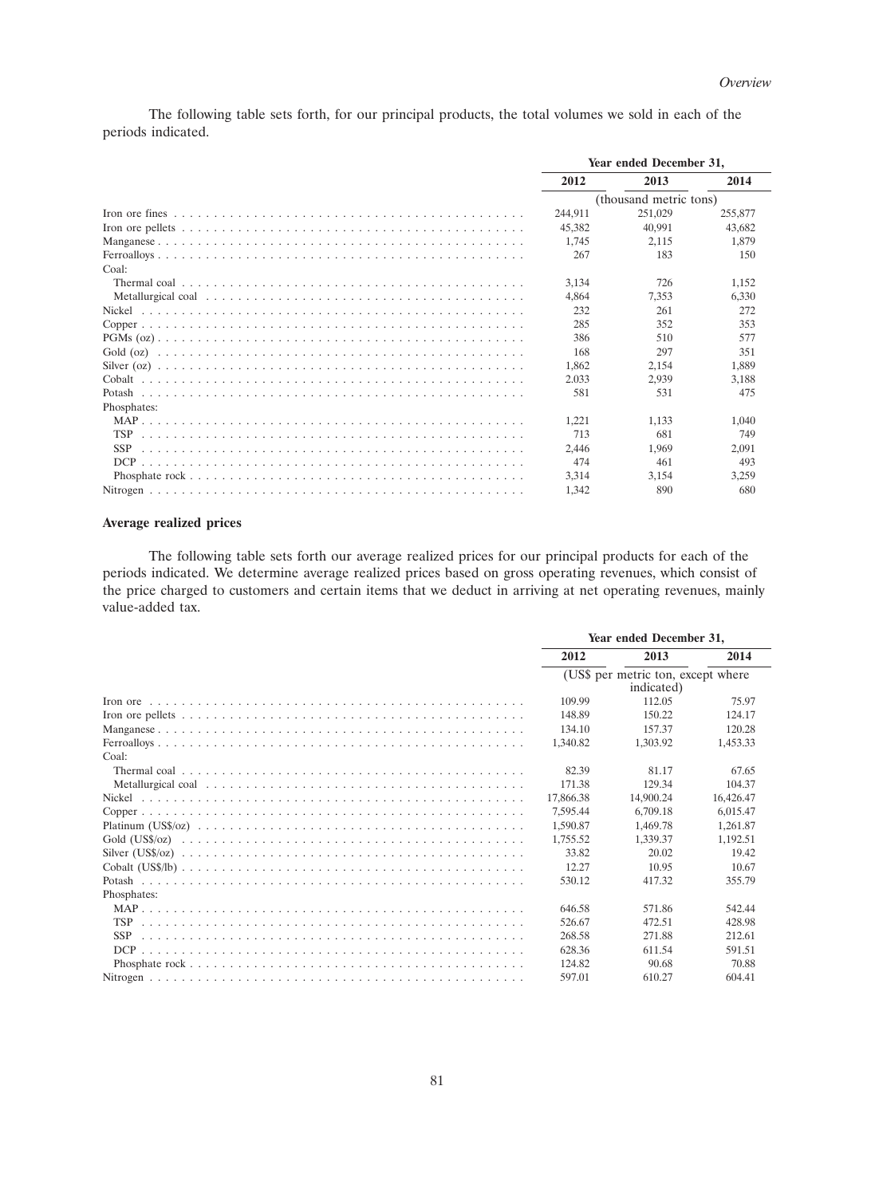The following table sets forth, for our principal products, the total volumes we sold in each of the periods indicated.

| | Year ended December 31, | | |
|---|---|---|---|
| | 2012 | 2013 | 2014 |
| | (thousand metric tons) | | |
| Iron ore fines | 244,911 | 251,029 | 255,877 |
| Iron ore pellets | 45,382 | 40,991 | 43,682 |
| Manganese | 1,745 | 2,115 | 1,879 |
| Ferroalloys | 267 | 183 | 150 |
| Coal: | | | |
| Thermal coal | 3,134 | 726 | 1,152 |
| Metallurgical coal | 4,864 | 7,353 | 6,330 |
| Nickel | 232 | 261 | 272 |
| Copper | 285 | 352 | 353 |
| PGMs (oz) | 386 | 510 | 577 |
| Gold (oz) | 168 | 297 | 351 |
| Silver (oz) | 1,862 | 2,154 | 1,889 |
| Cobalt | 2.033 | 2,939 | 3,188 |
| Potash | 581 | 531 | 475 |
| Phosphates: | | | |
| MAP | 1,221 | 1,133 | 1,040 |
| TSP | 713 | 681 | 749 |
| SSP | 2,446 | 1,969 | 2,091 |
| DCP | 474 | 461 | 493 |
| Phosphate rock | 3,314 | 3,154 | 3,259 |
| Nitrogen | 1,342 | 890 | 680 |

**Average realized prices**

The following table sets forth our average realized prices for our principal products for each of the periods indicated. We determine average realized prices based on gross operating revenues, which consist of the price charged to customers and certain items that we deduct in arriving at net operating revenues, mainly value-added tax.

| | Year ended December 31, | | |
|---|---|---|---|
| | 2012 | 2013 | 2014 |
| | (US$ per metric ton, except where indicated) | | |
| Iron ore | 109.99 | 112.05 | 75.97 |
| Iron ore pellets | 148.89 | 150.22 | 124.17 |
| Manganese | 134.10 | 157.37 | 120.28 |
| Ferroalloys | 1,340.82 | 1,303.92 | 1,453.33 |
| Coal: | | | |
| Thermal coal | 82.39 | 81.17 | 67.65 |
| Metallurgical coal | 171.38 | 129.34 | 104.37 |
| Nickel | 17,866.38 | 14,900.24 | 16,426.47 |
| Copper | 7,595.44 | 6,709.18 | 6,015.47 |
| Platinum (US$/oz) | 1,590.87 | 1,469.78 | 1,261.87 |
| Gold (US$/oz) | 1,755.52 | 1,339.37 | 1,192.51 |
| Silver (US$/oz) | 33.82 | 20.02 | 19.42 |
| Cobalt (US$/lb) | 12.27 | 10.95 | 10.67 |
| Potash | 530.12 | 417.32 | 355.79 |
| Phosphates: | | | |
| MAP | 646.58 | 571.86 | 542.44 |
| TSP | 526.67 | 472.51 | 428.98 |
| SSP | 268.58 | 271.88 | 212.61 |
| DCP | 628.36 | 611.54 | 591.51 |
| Phosphate rock | 124.82 | 90.68 | 70.88 |
| Nitrogen | 597.01 | 610.27 | 604.41 |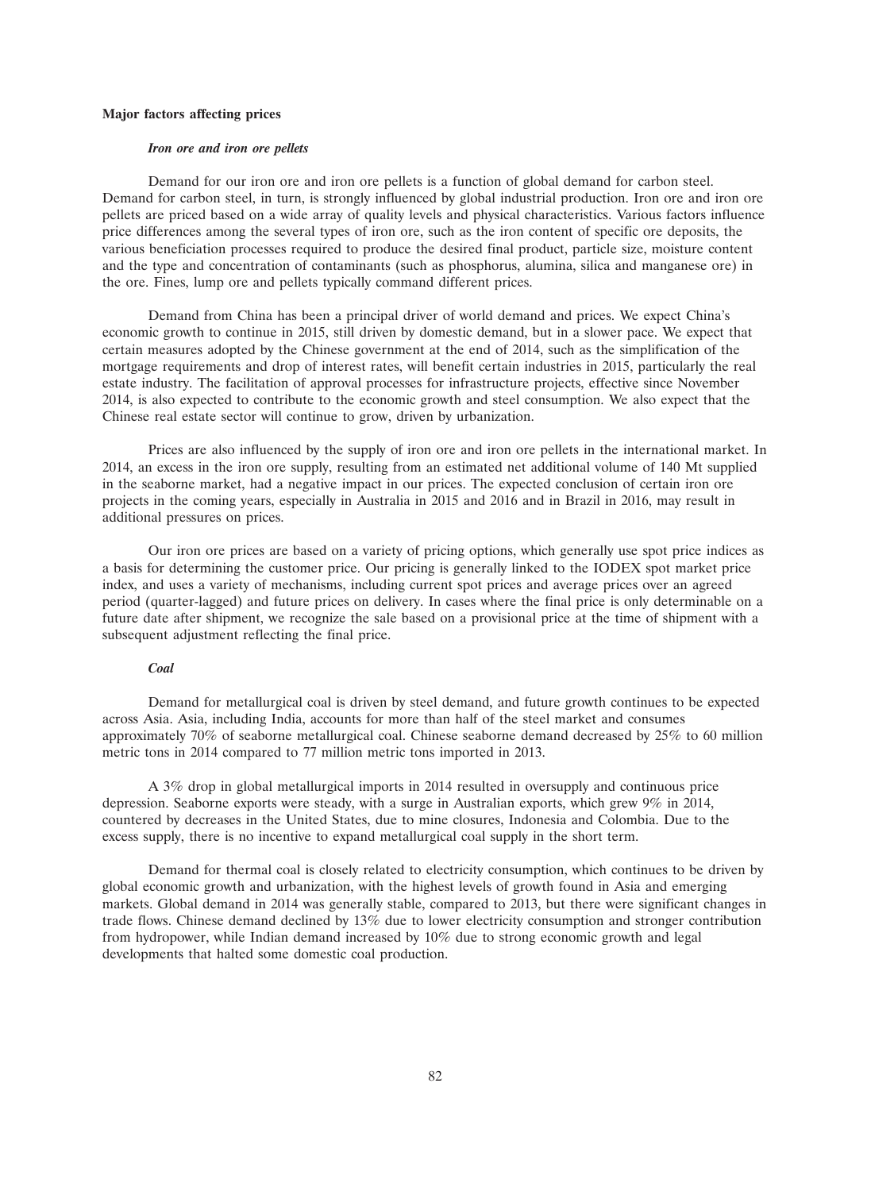**Major factors affecting prices**

***Iron ore and iron ore pellets***

Demand for our iron ore and iron ore pellets is a function of global demand for carbon steel. Demand for carbon steel, in turn, is strongly influenced by global industrial production. Iron ore and iron ore pellets are priced based on a wide array of quality levels and physical characteristics. Various factors influence price differences among the several types of iron ore, such as the iron content of specific ore deposits, the various beneficiation processes required to produce the desired final product, particle size, moisture content and the type and concentration of contaminants (such as phosphorus, alumina, silica and manganese ore) in the ore. Fines, lump ore and pellets typically command different prices.

Demand from China has been a principal driver of world demand and prices. We expect China's economic growth to continue in 2015, still driven by domestic demand, but in a slower pace. We expect that certain measures adopted by the Chinese government at the end of 2014, such as the simplification of the mortgage requirements and drop of interest rates, will benefit certain industries in 2015, particularly the real estate industry. The facilitation of approval processes for infrastructure projects, effective since November 2014, is also expected to contribute to the economic growth and steel consumption. We also expect that the Chinese real estate sector will continue to grow, driven by urbanization.

Prices are also influenced by the supply of iron ore and iron ore pellets in the international market. In 2014, an excess in the iron ore supply, resulting from an estimated net additional volume of 140 Mt supplied in the seaborne market, had a negative impact in our prices. The expected conclusion of certain iron ore projects in the coming years, especially in Australia in 2015 and 2016 and in Brazil in 2016, may result in additional pressures on prices.

Our iron ore prices are based on a variety of pricing options, which generally use spot price indices as a basis for determining the customer price. Our pricing is generally linked to the IODEX spot market price index, and uses a variety of mechanisms, including current spot prices and average prices over an agreed period (quarter-lagged) and future prices on delivery. In cases where the final price is only determinable on a future date after shipment, we recognize the sale based on a provisional price at the time of shipment with a subsequent adjustment reflecting the final price.

***Coal***

Demand for metallurgical coal is driven by steel demand, and future growth continues to be expected across Asia. Asia, including India, accounts for more than half of the steel market and consumes approximately 70% of seaborne metallurgical coal. Chinese seaborne demand decreased by 25% to 60 million metric tons in 2014 compared to 77 million metric tons imported in 2013.

A 3% drop in global metallurgical imports in 2014 resulted in oversupply and continuous price depression. Seaborne exports were steady, with a surge in Australian exports, which grew 9% in 2014, countered by decreases in the United States, due to mine closures, Indonesia and Colombia. Due to the excess supply, there is no incentive to expand metallurgical coal supply in the short term.

Demand for thermal coal is closely related to electricity consumption, which continues to be driven by global economic growth and urbanization, with the highest levels of growth found in Asia and emerging markets. Global demand in 2014 was generally stable, compared to 2013, but there were significant changes in trade flows. Chinese demand declined by 13% due to lower electricity consumption and stronger contribution from hydropower, while Indian demand increased by 10% due to strong economic growth and legal developments that halted some domestic coal production.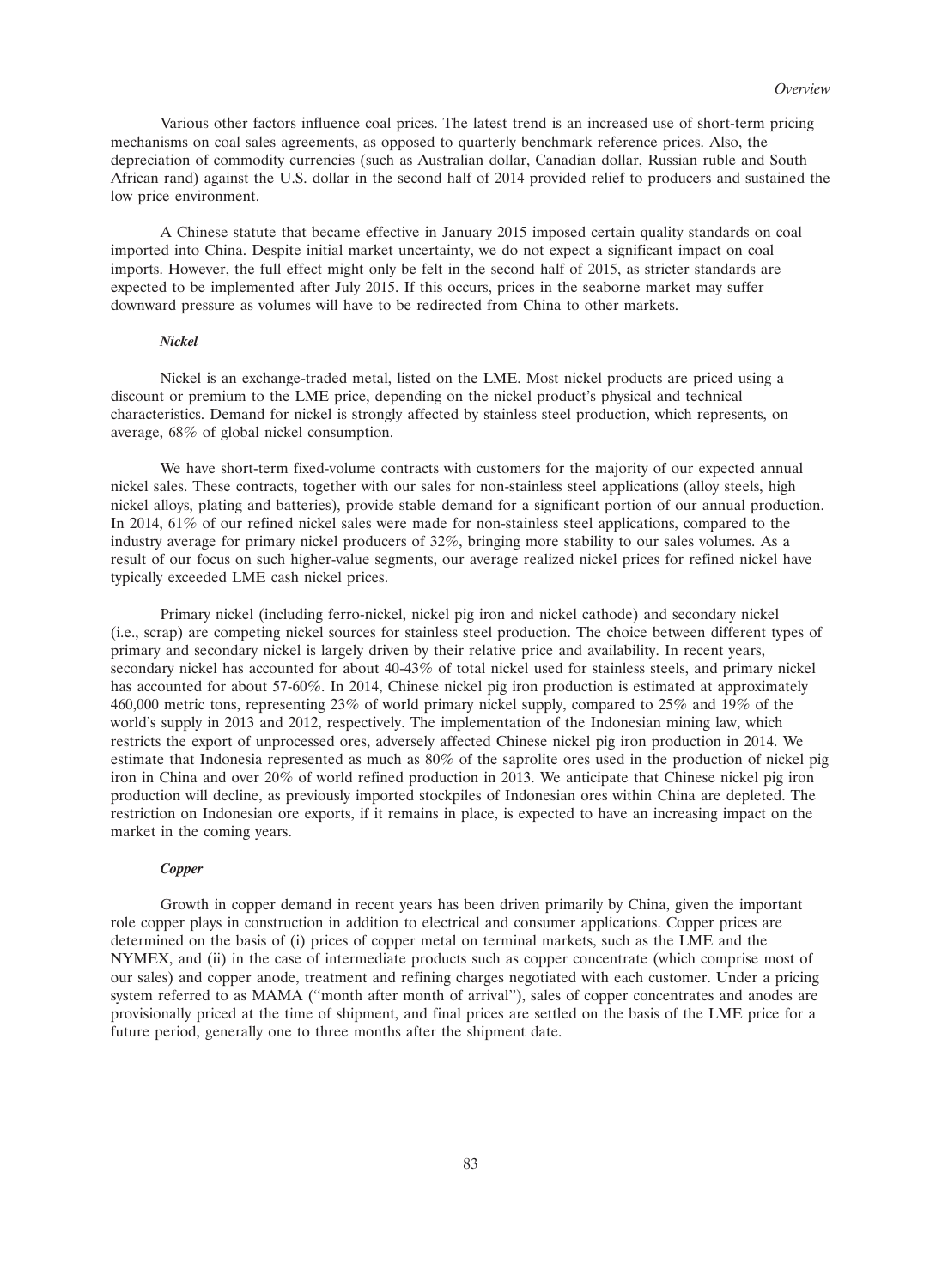Various other factors influence coal prices. The latest trend is an increased use of short-term pricing mechanisms on coal sales agreements, as opposed to quarterly benchmark reference prices. Also, the depreciation of commodity currencies (such as Australian dollar, Canadian dollar, Russian ruble and South African rand) against the U.S. dollar in the second half of 2014 provided relief to producers and sustained the low price environment.

A Chinese statute that became effective in January 2015 imposed certain quality standards on coal imported into China. Despite initial market uncertainty, we do not expect a significant impact on coal imports. However, the full effect might only be felt in the second half of 2015, as stricter standards are expected to be implemented after July 2015. If this occurs, prices in the seaborne market may suffer downward pressure as volumes will have to be redirected from China to other markets.

***Nickel***

Nickel is an exchange-traded metal, listed on the LME. Most nickel products are priced using a discount or premium to the LME price, depending on the nickel product's physical and technical characteristics. Demand for nickel is strongly affected by stainless steel production, which represents, on average, 68% of global nickel consumption.

We have short-term fixed-volume contracts with customers for the majority of our expected annual nickel sales. These contracts, together with our sales for non-stainless steel applications (alloy steels, high nickel alloys, plating and batteries), provide stable demand for a significant portion of our annual production. In 2014, 61% of our refined nickel sales were made for non-stainless steel applications, compared to the industry average for primary nickel producers of 32%, bringing more stability to our sales volumes. As a result of our focus on such higher-value segments, our average realized nickel prices for refined nickel have typically exceeded LME cash nickel prices.

Primary nickel (including ferro-nickel, nickel pig iron and nickel cathode) and secondary nickel (i.e., scrap) are competing nickel sources for stainless steel production. The choice between different types of primary and secondary nickel is largely driven by their relative price and availability. In recent years, secondary nickel has accounted for about 40-43% of total nickel used for stainless steels, and primary nickel has accounted for about 57-60%. In 2014, Chinese nickel pig iron production is estimated at approximately 460,000 metric tons, representing 23% of world primary nickel supply, compared to 25% and 19% of the world's supply in 2013 and 2012, respectively. The implementation of the Indonesian mining law, which restricts the export of unprocessed ores, adversely affected Chinese nickel pig iron production in 2014. We estimate that Indonesia represented as much as 80% of the saprolite ores used in the production of nickel pig iron in China and over 20% of world refined production in 2013. We anticipate that Chinese nickel pig iron production will decline, as previously imported stockpiles of Indonesian ores within China are depleted. The restriction on Indonesian ore exports, if it remains in place, is expected to have an increasing impact on the market in the coming years.

***Copper***

Growth in copper demand in recent years has been driven primarily by China, given the important role copper plays in construction in addition to electrical and consumer applications. Copper prices are determined on the basis of (i) prices of copper metal on terminal markets, such as the LME and the NYMEX, and (ii) in the case of intermediate products such as copper concentrate (which comprise most of our sales) and copper anode, treatment and refining charges negotiated with each customer. Under a pricing system referred to as MAMA ("month after month of arrival"), sales of copper concentrates and anodes are provisionally priced at the time of shipment, and final prices are settled on the basis of the LME price for a future period, generally one to three months after the shipment date.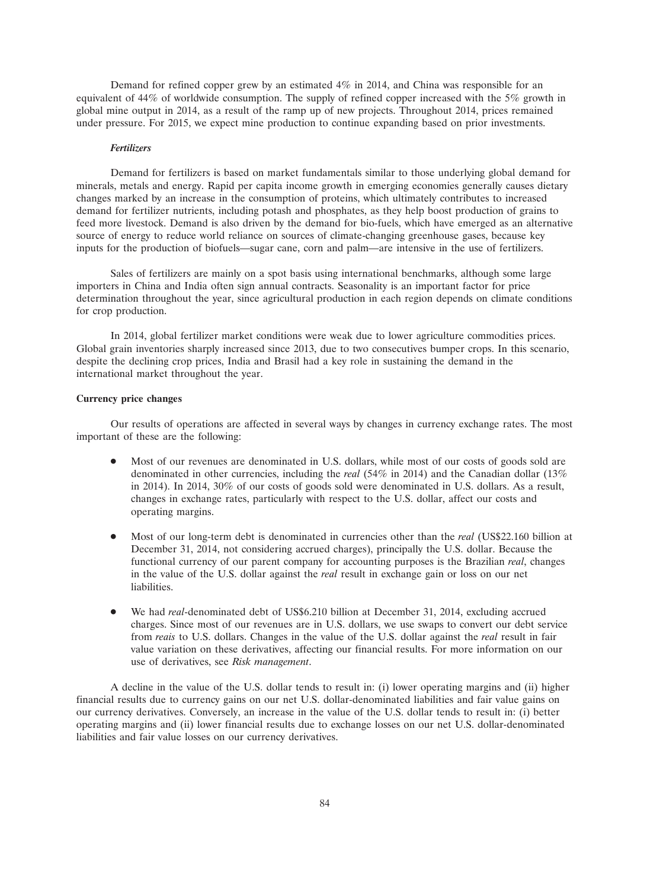Demand for refined copper grew by an estimated 4% in 2014, and China was responsible for an equivalent of 44% of worldwide consumption. The supply of refined copper increased with the 5% growth in global mine output in 2014, as a result of the ramp up of new projects. Throughout 2014, prices remained under pressure. For 2015, we expect mine production to continue expanding based on prior investments.

***Fertilizers***

Demand for fertilizers is based on market fundamentals similar to those underlying global demand for minerals, metals and energy. Rapid per capita income growth in emerging economies generally causes dietary changes marked by an increase in the consumption of proteins, which ultimately contributes to increased demand for fertilizer nutrients, including potash and phosphates, as they help boost production of grains to feed more livestock. Demand is also driven by the demand for bio-fuels, which have emerged as an alternative source of energy to reduce world reliance on sources of climate-changing greenhouse gases, because key inputs for the production of biofuels—sugar cane, corn and palm—are intensive in the use of fertilizers.

Sales of fertilizers are mainly on a spot basis using international benchmarks, although some large importers in China and India often sign annual contracts. Seasonality is an important factor for price determination throughout the year, since agricultural production in each region depends on climate conditions for crop production.

In 2014, global fertilizer market conditions were weak due to lower agriculture commodities prices. Global grain inventories sharply increased since 2013, due to two consecutives bumper crops. In this scenario, despite the declining crop prices, India and Brasil had a key role in sustaining the demand in the international market throughout the year.

**Currency price changes**

Our results of operations are affected in several ways by changes in currency exchange rates. The most important of these are the following:

- Most of our revenues are denominated in U.S. dollars, while most of our costs of goods sold are denominated in other currencies, including the *real* (54% in 2014) and the Canadian dollar (13% in 2014). In 2014, 30% of our costs of goods sold were denominated in U.S. dollars. As a result, changes in exchange rates, particularly with respect to the U.S. dollar, affect our costs and operating margins.

- Most of our long-term debt is denominated in currencies other than the *real* (US$22.160 billion at December 31, 2014, not considering accrued charges), principally the U.S. dollar. Because the functional currency of our parent company for accounting purposes is the Brazilian *real*, changes in the value of the U.S. dollar against the *real* result in exchange gain or loss on our net liabilities.

- We had *real*-denominated debt of US$6.210 billion at December 31, 2014, excluding accrued charges. Since most of our revenues are in U.S. dollars, we use swaps to convert our debt service from *reais* to U.S. dollars. Changes in the value of the U.S. dollar against the *real* result in fair value variation on these derivatives, affecting our financial results. For more information on our use of derivatives, see *Risk management*.

A decline in the value of the U.S. dollar tends to result in: (i) lower operating margins and (ii) higher financial results due to currency gains on our net U.S. dollar-denominated liabilities and fair value gains on our currency derivatives. Conversely, an increase in the value of the U.S. dollar tends to result in: (i) better operating margins and (ii) lower financial results due to exchange losses on our net U.S. dollar-denominated liabilities and fair value losses on our currency derivatives.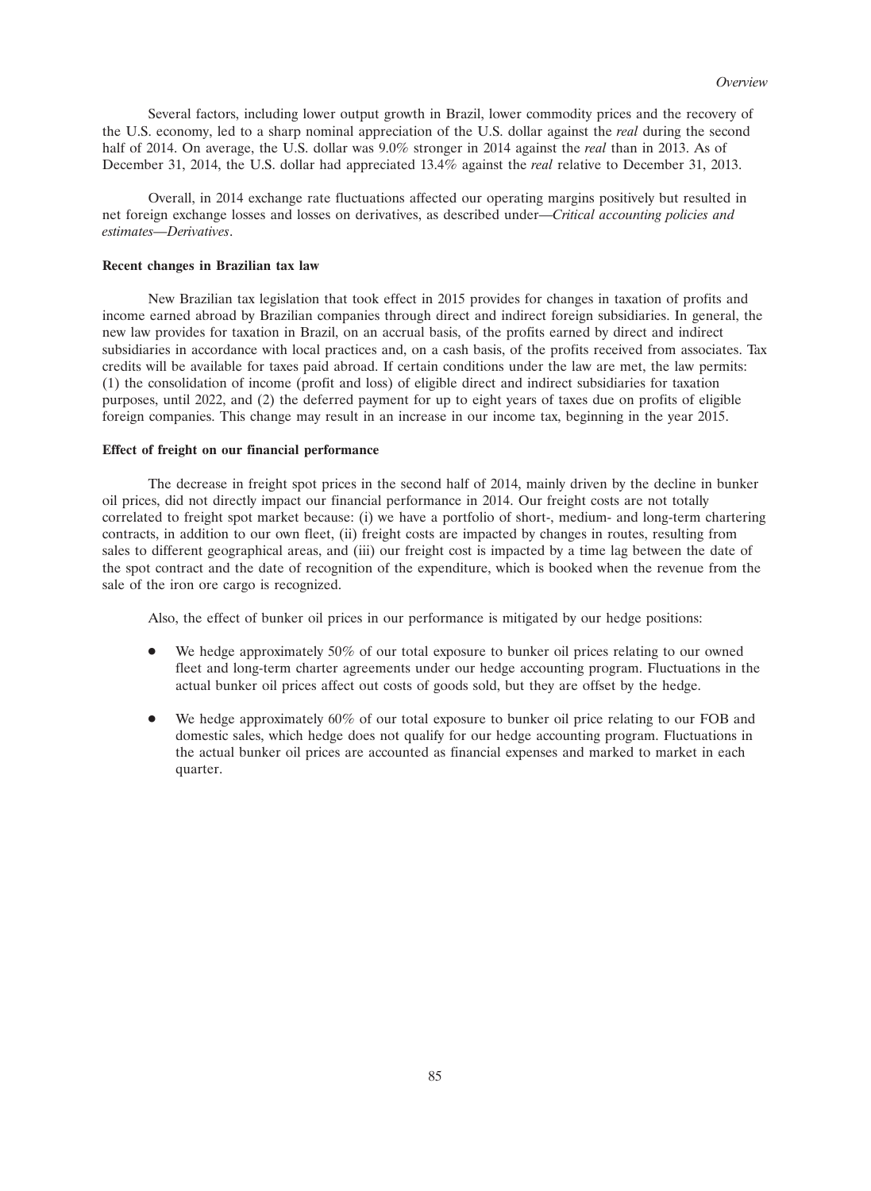Several factors, including lower output growth in Brazil, lower commodity prices and the recovery of the U.S. economy, led to a sharp nominal appreciation of the U.S. dollar against the *real* during the second half of 2014. On average, the U.S. dollar was 9.0% stronger in 2014 against the *real* than in 2013. As of December 31, 2014, the U.S. dollar had appreciated 13.4% against the *real* relative to December 31, 2013.

Overall, in 2014 exchange rate fluctuations affected our operating margins positively but resulted in net foreign exchange losses and losses on derivatives, as described under—*Critical accounting policies and estimates—Derivatives*.

**Recent changes in Brazilian tax law**

New Brazilian tax legislation that took effect in 2015 provides for changes in taxation of profits and income earned abroad by Brazilian companies through direct and indirect foreign subsidiaries. In general, the new law provides for taxation in Brazil, on an accrual basis, of the profits earned by direct and indirect subsidiaries in accordance with local practices and, on a cash basis, of the profits received from associates. Tax credits will be available for taxes paid abroad. If certain conditions under the law are met, the law permits: (1) the consolidation of income (profit and loss) of eligible direct and indirect subsidiaries for taxation purposes, until 2022, and (2) the deferred payment for up to eight years of taxes due on profits of eligible foreign companies. This change may result in an increase in our income tax, beginning in the year 2015.

**Effect of freight on our financial performance**

The decrease in freight spot prices in the second half of 2014, mainly driven by the decline in bunker oil prices, did not directly impact our financial performance in 2014. Our freight costs are not totally correlated to freight spot market because: (i) we have a portfolio of short-, medium- and long-term chartering contracts, in addition to our own fleet, (ii) freight costs are impacted by changes in routes, resulting from sales to different geographical areas, and (iii) our freight cost is impacted by a time lag between the date of the spot contract and the date of recognition of the expenditure, which is booked when the revenue from the sale of the iron ore cargo is recognized.

Also, the effect of bunker oil prices in our performance is mitigated by our hedge positions:

- We hedge approximately 50% of our total exposure to bunker oil prices relating to our owned fleet and long-term charter agreements under our hedge accounting program. Fluctuations in the actual bunker oil prices affect out costs of goods sold, but they are offset by the hedge.
- We hedge approximately 60% of our total exposure to bunker oil price relating to our FOB and domestic sales, which hedge does not qualify for our hedge accounting program. Fluctuations in the actual bunker oil prices are accounted as financial expenses and marked to market in each quarter.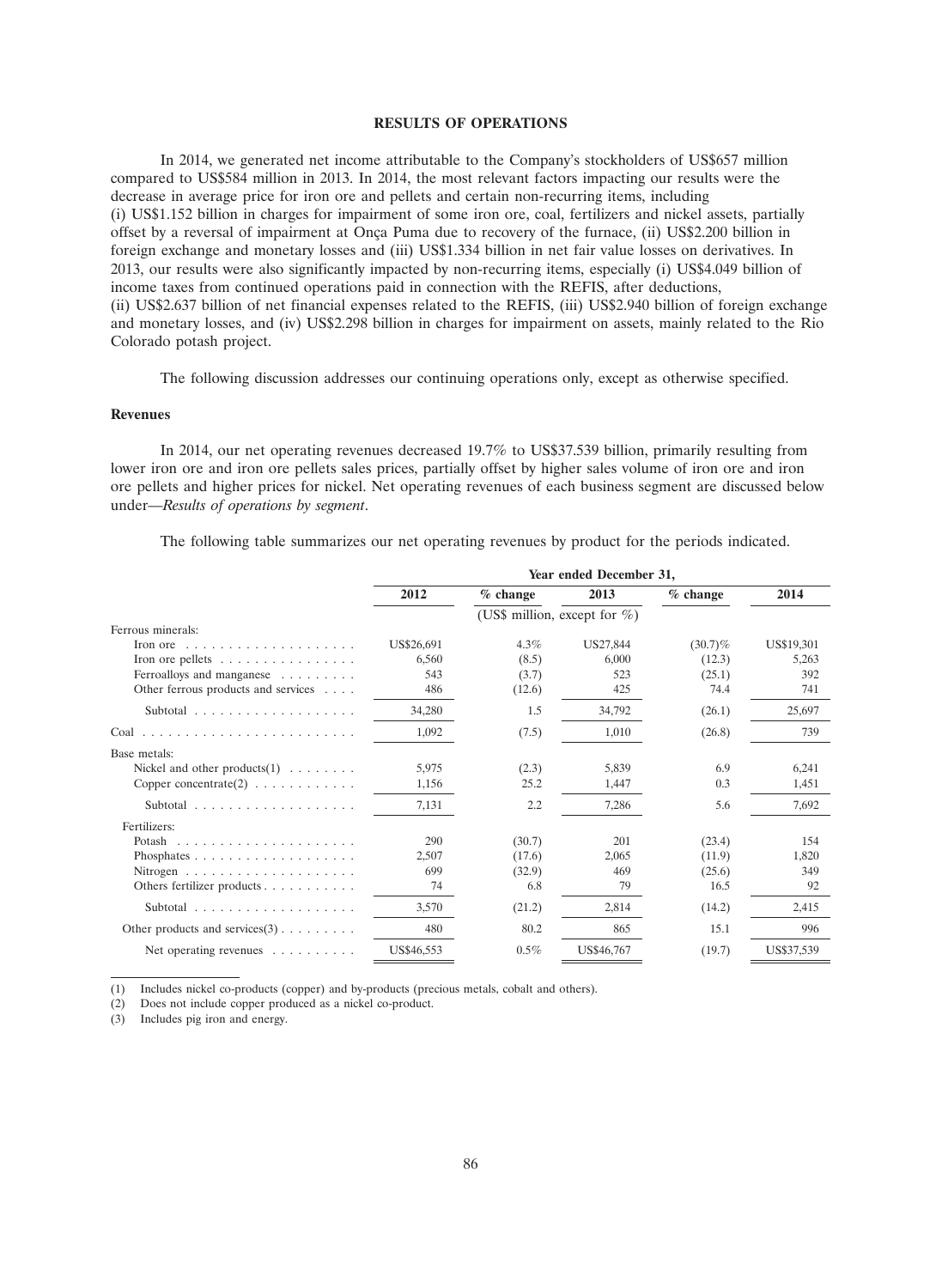## RESULTS OF OPERATIONS

In 2014, we generated net income attributable to the Company's stockholders of US$657 million compared to US$584 million in 2013. In 2014, the most relevant factors impacting our results were the decrease in average price for iron ore and pellets and certain non-recurring items, including (i) US$1.152 billion in charges for impairment of some iron ore, coal, fertilizers and nickel assets, partially offset by a reversal of impairment at Onça Puma due to recovery of the furnace, (ii) US$2.200 billion in foreign exchange and monetary losses and (iii) US$1.334 billion in net fair value losses on derivatives. In 2013, our results were also significantly impacted by non-recurring items, especially (i) US$4.049 billion of income taxes from continued operations paid in connection with the REFIS, after deductions, (ii) US$2.637 billion of net financial expenses related to the REFIS, (iii) US$2.940 billion of foreign exchange and monetary losses, and (iv) US$2.298 billion in charges for impairment on assets, mainly related to the Rio Colorado potash project.

The following discussion addresses our continuing operations only, except as otherwise specified.

### Revenues

In 2014, our net operating revenues decreased 19.7% to US$37.539 billion, primarily resulting from lower iron ore and iron ore pellets sales prices, partially offset by higher sales volume of iron ore and iron ore pellets and higher prices for nickel. Net operating revenues of each business segment are discussed below under—*Results of operations by segment*.

The following table summarizes our net operating revenues by product for the periods indicated.

| | Year ended December 31, | | | | |
|---|---|---|---|---|---|
| | 2012 | % change | 2013 | % change | 2014 |
| | (US$ million, except for %) | | | | |
| Ferrous minerals: | | | | | |
| Iron ore | US$26,691 | 4.3% | US$27,844 | (30.7)% | US$19,301 |
| Iron ore pellets | 6,560 | (8.5) | 6,000 | (12.3) | 5,263 |
| Ferroalloys and manganese | 543 | (3.7) | 523 | (25.1) | 392 |
| Other ferrous products and services | 486 | (12.6) | 425 | 74.4 | 741 |
| Subtotal | 34,280 | 1.5 | 34,792 | (26.1) | 25,697 |
| Coal | 1,092 | (7.5) | 1,010 | (26.8) | 739 |
| Base metals: | | | | | |
| Nickel and other products(1) | 5,975 | (2.3) | 5,839 | 6.9 | 6,241 |
| Copper concentrate(2) | 1,156 | 25.2 | 1,447 | 0.3 | 1,451 |
| Subtotal | 7,131 | 2.2 | 7,286 | 5.6 | 7,692 |
| Fertilizers: | | | | | |
| Potash | 290 | (30.7) | 201 | (23.4) | 154 |
| Phosphates | 2,507 | (17.6) | 2,065 | (11.9) | 1,820 |
| Nitrogen | 699 | (32.9) | 469 | (25.6) | 349 |
| Others fertilizer products | 74 | 6.8 | 79 | 16.5 | 92 |
| Subtotal | 3,570 | (21.2) | 2,814 | (14.2) | 2,415 |
| Other products and services(3) | 480 | 80.2 | 865 | 15.1 | 996 |
| Net operating revenues | US$46,553 | 0.5% | US$46,767 | (19.7) | US$37,539 |

(1) Includes nickel co-products (copper) and by-products (precious metals, cobalt and others).

(2) Does not include copper produced as a nickel co-product.

(3) Includes pig iron and energy.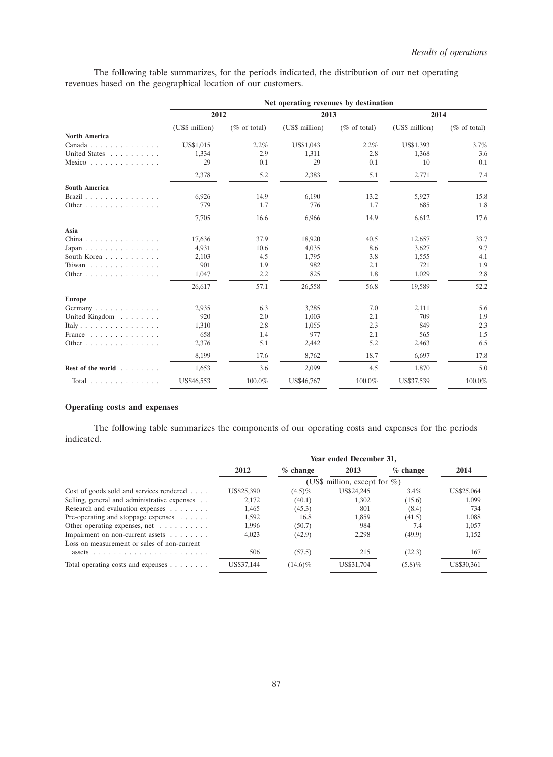The following table summarizes, for the periods indicated, the distribution of our net operating revenues based on the geographical location of our customers.

| | Net operating revenues by destination | | | | | |
|---|---|---|---|---|---|---|
| | 2012 | | 2013 | | 2014 | |
| | (US$ million) | (% of total) | (US$ million) | (% of total) | (US$ million) | (% of total) |
| **North America** | | | | | | |
| Canada | US$1,015 | 2.2% | US$1,043 | 2.2% | US$1,393 | 3.7% |
| United States | 1,334 | 2.9 | 1,311 | 2.8 | 1,368 | 3.6 |
| Mexico | 29 | 0.1 | 29 | 0.1 | 10 | 0.1 |
| | 2,378 | 5.2 | 2,383 | 5.1 | 2,771 | 7.4 |
| **South America** | | | | | | |
| Brazil | 6,926 | 14.9 | 6,190 | 13.2 | 5,927 | 15.8 |
| Other | 779 | 1.7 | 776 | 1.7 | 685 | 1.8 |
| | 7,705 | 16.6 | 6,966 | 14.9 | 6,612 | 17.6 |
| **Asia** | | | | | | |
| China | 17,636 | 37.9 | 18,920 | 40.5 | 12,657 | 33.7 |
| Japan | 4,931 | 10.6 | 4,035 | 8.6 | 3,627 | 9.7 |
| South Korea | 2,103 | 4.5 | 1,795 | 3.8 | 1,555 | 4.1 |
| Taiwan | 901 | 1.9 | 982 | 2.1 | 721 | 1.9 |
| Other | 1,047 | 2.2 | 825 | 1.8 | 1,029 | 2.8 |
| | 26,617 | 57.1 | 26,558 | 56.8 | 19,589 | 52.2 |
| **Europe** | | | | | | |
| Germany | 2,935 | 6.3 | 3,285 | 7.0 | 2,111 | 5.6 |
| United Kingdom | 920 | 2.0 | 1,003 | 2.1 | 709 | 1.9 |
| Italy | 1,310 | 2.8 | 1,055 | 2.3 | 849 | 2.3 |
| France | 658 | 1.4 | 977 | 2.1 | 565 | 1.5 |
| Other | 2,376 | 5.1 | 2,442 | 5.2 | 2,463 | 6.5 |
| | 8,199 | 17.6 | 8,762 | 18.7 | 6,697 | 17.8 |
| **Rest of the world** | 1,653 | 3.6 | 2,099 | 4.5 | 1,870 | 5.0 |
| Total | US$46,553 | 100.0% | US$46,767 | 100.0% | US$37,539 | 100.0% |

### Operating costs and expenses

The following table summarizes the components of our operating costs and expenses for the periods indicated.

| | Year ended December 31, | | | | |
|---|---|---|---|---|---|
| | 2012 | % change | 2013 | % change | 2014 |
| | (US$ million, except for %) | | | | |
| Cost of goods sold and services rendered | US$25,390 | (4.5)% | US$24,245 | 3.4% | US$25,064 |
| Selling, general and administrative expenses | 2,172 | (40.1) | 1,302 | (15.6) | 1,099 |
| Research and evaluation expenses | 1,465 | (45.3) | 801 | (8.4) | 734 |
| Pre-operating and stoppage expenses | 1,592 | 16.8 | 1,859 | (41.5) | 1,088 |
| Other operating expenses, net | 1,996 | (50.7) | 984 | 7.4 | 1,057 |
| Impairment on non-current assets | 4,023 | (42.9) | 2,298 | (49.9) | 1,152 |
| Loss on measurement or sales of non-current assets | 506 | (57.5) | 215 | (22.3) | 167 |
| Total operating costs and expenses | US$37,144 | (14.6)% | US$31,704 | (5.8)% | US$30,361 |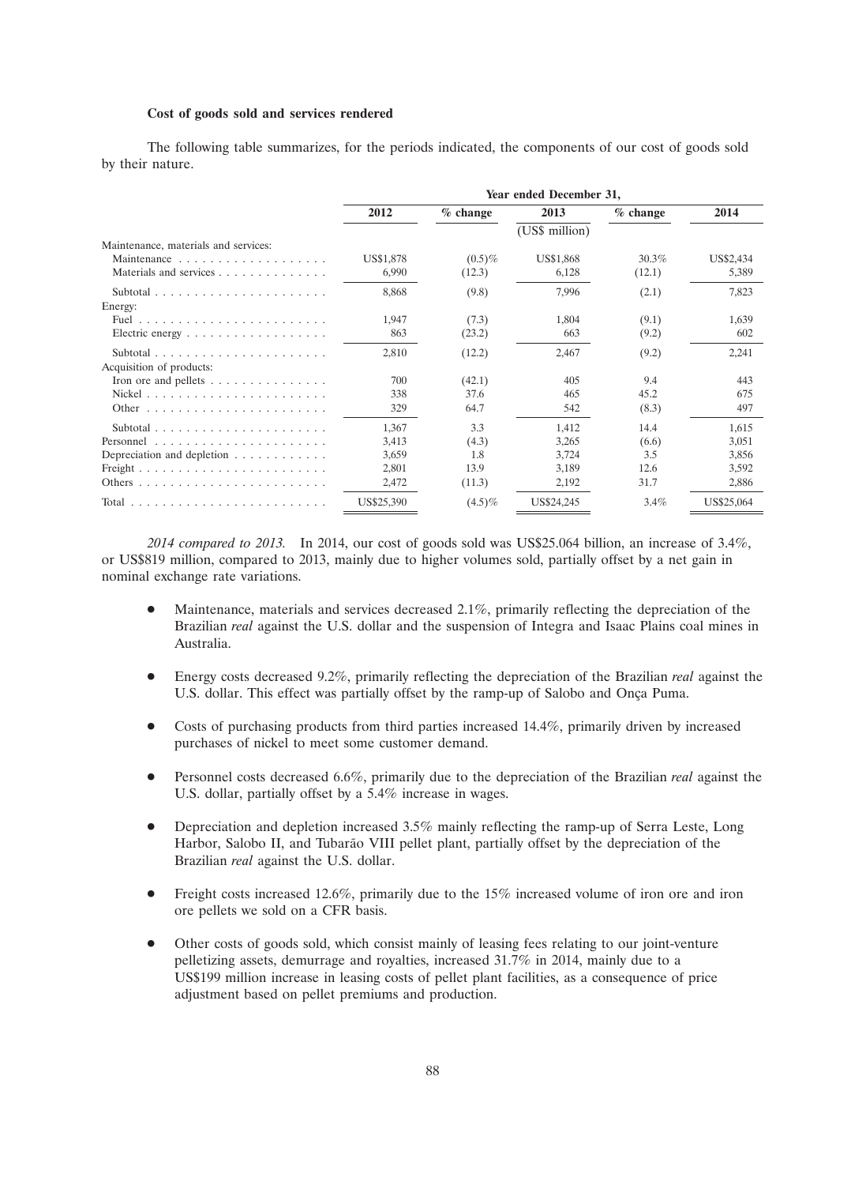**Cost of goods sold and services rendered**

The following table summarizes, for the periods indicated, the components of our cost of goods sold by their nature.

| | Year ended December 31, | | | | |
|---|---|---|---|---|---|
| | 2012 | % change | 2013 | % change | 2014 |
| | | | (US$ million) | | |
| Maintenance, materials and services: | | | | | |
| Maintenance | US$1,878 | (0.5)% | US$1,868 | 30.3% | US$2,434 |
| Materials and services | 6,990 | (12.3) | 6,128 | (12.1) | 5,389 |
| Subtotal | 8,868 | (9.8) | 7,996 | (2.1) | 7,823 |
| Energy: | | | | | |
| Fuel | 1,947 | (7.3) | 1,804 | (9.1) | 1,639 |
| Electric energy | 863 | (23.2) | 663 | (9.2) | 602 |
| Subtotal | 2,810 | (12.2) | 2,467 | (9.2) | 2,241 |
| Acquisition of products: | | | | | |
| Iron ore and pellets | 700 | (42.1) | 405 | 9.4 | 443 |
| Nickel | 338 | 37.6 | 465 | 45.2 | 675 |
| Other | 329 | 64.7 | 542 | (8.3) | 497 |
| Subtotal | 1,367 | 3.3 | 1,412 | 14.4 | 1,615 |
| Personnel | 3,413 | (4.3) | 3,265 | (6.6) | 3,051 |
| Depreciation and depletion | 3,659 | 1.8 | 3,724 | 3.5 | 3,856 |
| Freight | 2,801 | 13.9 | 3,189 | 12.6 | 3,592 |
| Others | 2,472 | (11.3) | 2,192 | 31.7 | 2,886 |
| Total | US$25,390 | (4.5)% | US$24,245 | 3.4% | US$25,064 |

*2014 compared to 2013.* In 2014, our cost of goods sold was US$25.064 billion, an increase of 3.4%, or US$819 million, compared to 2013, mainly due to higher volumes sold, partially offset by a net gain in nominal exchange rate variations.

- Maintenance, materials and services decreased 2.1%, primarily reflecting the depreciation of the Brazilian *real* against the U.S. dollar and the suspension of Integra and Isaac Plains coal mines in Australia.
- Energy costs decreased 9.2%, primarily reflecting the depreciation of the Brazilian *real* against the U.S. dollar. This effect was partially offset by the ramp-up of Salobo and Onça Puma.
- Costs of purchasing products from third parties increased 14.4%, primarily driven by increased purchases of nickel to meet some customer demand.
- Personnel costs decreased 6.6%, primarily due to the depreciation of the Brazilian *real* against the U.S. dollar, partially offset by a 5.4% increase in wages.
- Depreciation and depletion increased 3.5% mainly reflecting the ramp-up of Serra Leste, Long Harbor, Salobo II, and Tubarão VIII pellet plant, partially offset by the depreciation of the Brazilian *real* against the U.S. dollar.
- Freight costs increased 12.6%, primarily due to the 15% increased volume of iron ore and iron ore pellets we sold on a CFR basis.
- Other costs of goods sold, which consist mainly of leasing fees relating to our joint-venture pelletizing assets, demurrage and royalties, increased 31.7% in 2014, mainly due to a US$199 million increase in leasing costs of pellet plant facilities, as a consequence of price adjustment based on pellet premiums and production.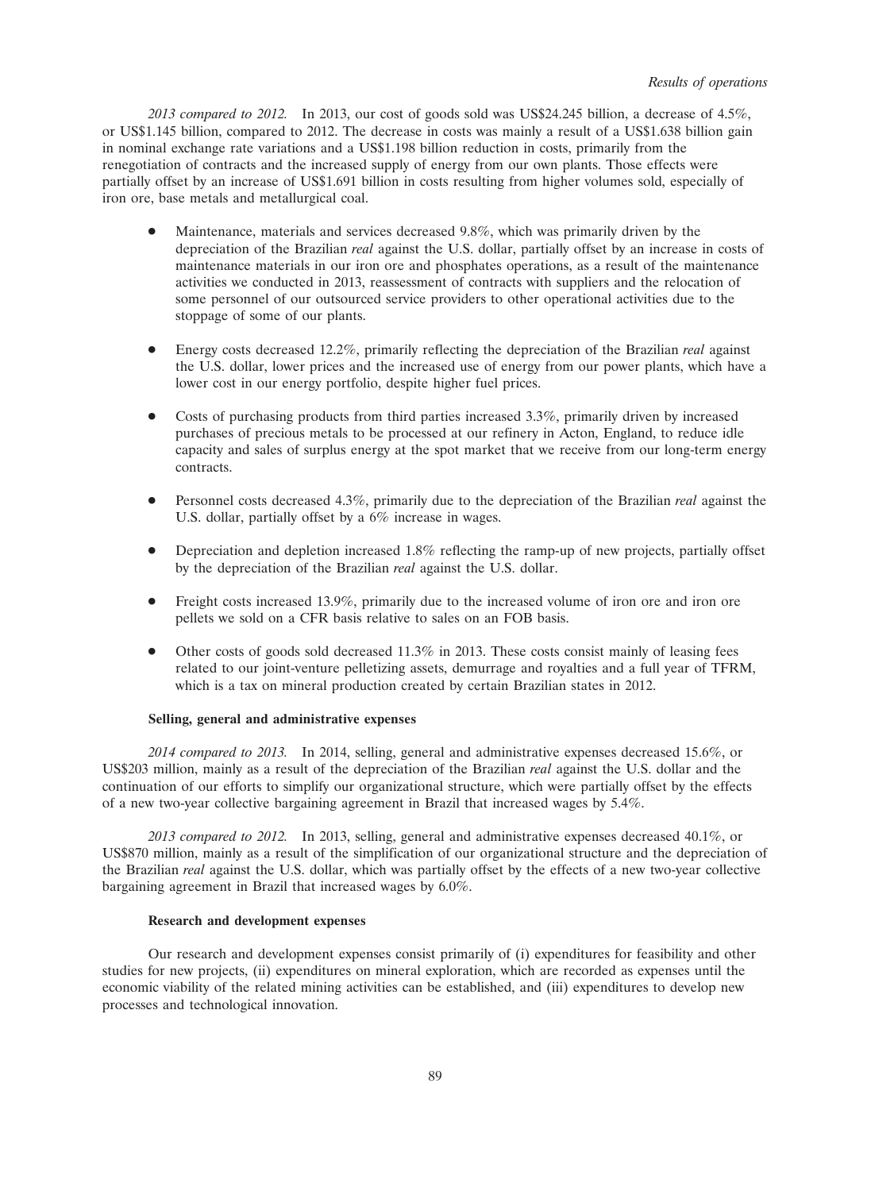*2013 compared to 2012.* In 2013, our cost of goods sold was US$24.245 billion, a decrease of 4.5%, or US$1.145 billion, compared to 2012. The decrease in costs was mainly a result of a US$1.638 billion gain in nominal exchange rate variations and a US$1.198 billion reduction in costs, primarily from the renegotiation of contracts and the increased supply of energy from our own plants. Those effects were partially offset by an increase of US$1.691 billion in costs resulting from higher volumes sold, especially of iron ore, base metals and metallurgical coal.

- Maintenance, materials and services decreased 9.8%, which was primarily driven by the depreciation of the Brazilian *real* against the U.S. dollar, partially offset by an increase in costs of maintenance materials in our iron ore and phosphates operations, as a result of the maintenance activities we conducted in 2013, reassessment of contracts with suppliers and the relocation of some personnel of our outsourced service providers to other operational activities due to the stoppage of some of our plants.

- Energy costs decreased 12.2%, primarily reflecting the depreciation of the Brazilian *real* against the U.S. dollar, lower prices and the increased use of energy from our power plants, which have a lower cost in our energy portfolio, despite higher fuel prices.

- Costs of purchasing products from third parties increased 3.3%, primarily driven by increased purchases of precious metals to be processed at our refinery in Acton, England, to reduce idle capacity and sales of surplus energy at the spot market that we receive from our long-term energy contracts.

- Personnel costs decreased 4.3%, primarily due to the depreciation of the Brazilian *real* against the U.S. dollar, partially offset by a 6% increase in wages.

- Depreciation and depletion increased 1.8% reflecting the ramp-up of new projects, partially offset by the depreciation of the Brazilian *real* against the U.S. dollar.

- Freight costs increased 13.9%, primarily due to the increased volume of iron ore and iron ore pellets we sold on a CFR basis relative to sales on an FOB basis.

- Other costs of goods sold decreased 11.3% in 2013. These costs consist mainly of leasing fees related to our joint-venture pelletizing assets, demurrage and royalties and a full year of TFRM, which is a tax on mineral production created by certain Brazilian states in 2012.

### Selling, general and administrative expenses

*2014 compared to 2013.* In 2014, selling, general and administrative expenses decreased 15.6%, or US$203 million, mainly as a result of the depreciation of the Brazilian *real* against the U.S. dollar and the continuation of our efforts to simplify our organizational structure, which were partially offset by the effects of a new two-year collective bargaining agreement in Brazil that increased wages by 5.4%.

*2013 compared to 2012.* In 2013, selling, general and administrative expenses decreased 40.1%, or US$870 million, mainly as a result of the simplification of our organizational structure and the depreciation of the Brazilian *real* against the U.S. dollar, which was partially offset by the effects of a new two-year collective bargaining agreement in Brazil that increased wages by 6.0%.

### Research and development expenses

Our research and development expenses consist primarily of (i) expenditures for feasibility and other studies for new projects, (ii) expenditures on mineral exploration, which are recorded as expenses until the economic viability of the related mining activities can be established, and (iii) expenditures to develop new processes and technological innovation.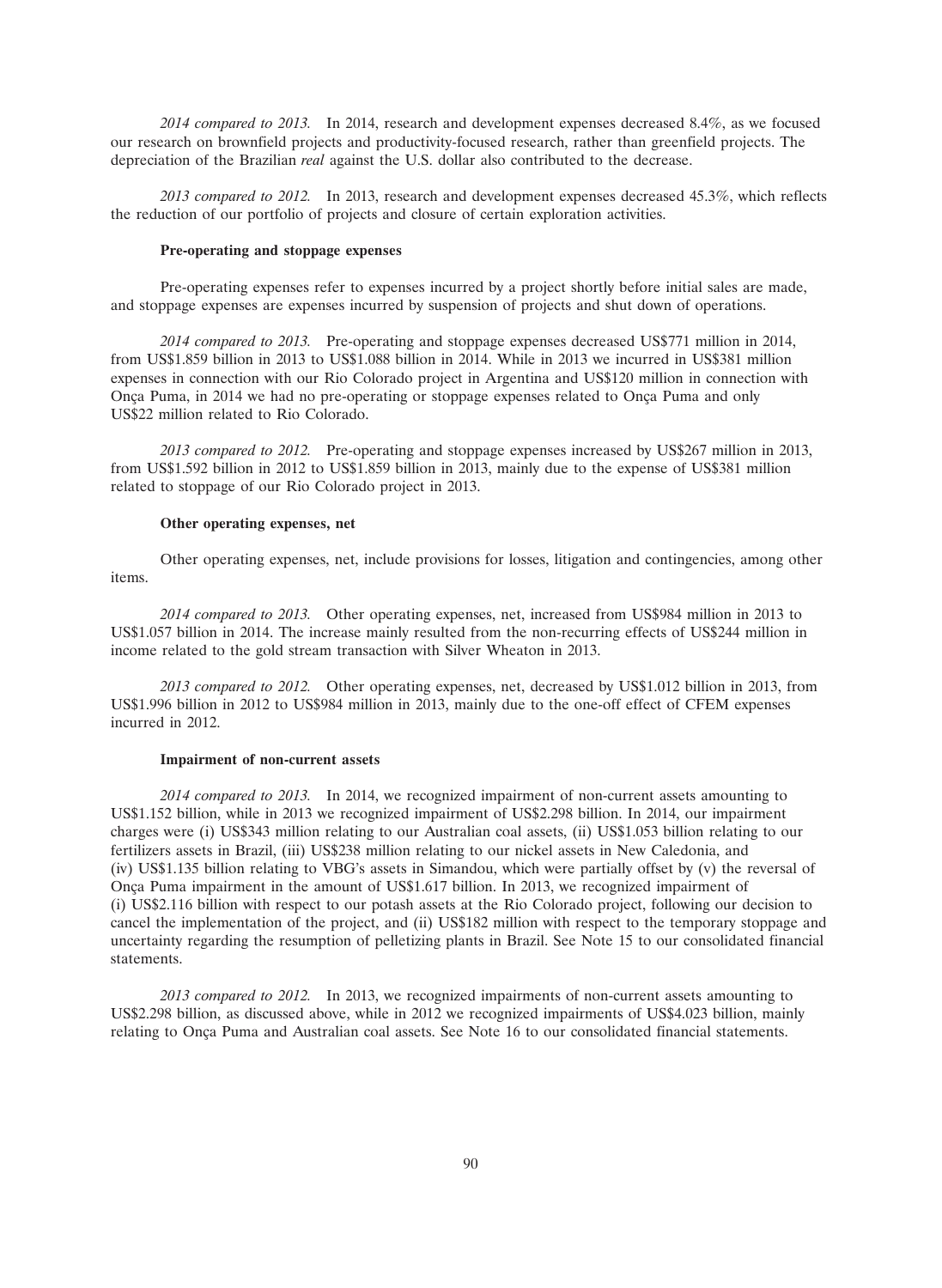*2014 compared to 2013.* In 2014, research and development expenses decreased 8.4%, as we focused our research on brownfield projects and productivity-focused research, rather than greenfield projects. The depreciation of the Brazilian *real* against the U.S. dollar also contributed to the decrease.

*2013 compared to 2012.* In 2013, research and development expenses decreased 45.3%, which reflects the reduction of our portfolio of projects and closure of certain exploration activities.

**Pre-operating and stoppage expenses**

Pre-operating expenses refer to expenses incurred by a project shortly before initial sales are made, and stoppage expenses are expenses incurred by suspension of projects and shut down of operations.

*2014 compared to 2013.* Pre-operating and stoppage expenses decreased US$771 million in 2014, from US$1.859 billion in 2013 to US$1.088 billion in 2014. While in 2013 we incurred in US$381 million expenses in connection with our Rio Colorado project in Argentina and US$120 million in connection with Onça Puma, in 2014 we had no pre-operating or stoppage expenses related to Onça Puma and only US$22 million related to Rio Colorado.

*2013 compared to 2012.* Pre-operating and stoppage expenses increased by US$267 million in 2013, from US$1.592 billion in 2012 to US$1.859 billion in 2013, mainly due to the expense of US$381 million related to stoppage of our Rio Colorado project in 2013.

**Other operating expenses, net**

Other operating expenses, net, include provisions for losses, litigation and contingencies, among other items.

*2014 compared to 2013.* Other operating expenses, net, increased from US$984 million in 2013 to US$1.057 billion in 2014. The increase mainly resulted from the non-recurring effects of US$244 million in income related to the gold stream transaction with Silver Wheaton in 2013.

*2013 compared to 2012.* Other operating expenses, net, decreased by US$1.012 billion in 2013, from US$1.996 billion in 2012 to US$984 million in 2013, mainly due to the one-off effect of CFEM expenses incurred in 2012.

**Impairment of non-current assets**

*2014 compared to 2013.* In 2014, we recognized impairment of non-current assets amounting to US$1.152 billion, while in 2013 we recognized impairment of US$2.298 billion. In 2014, our impairment charges were (i) US$343 million relating to our Australian coal assets, (ii) US$1.053 billion relating to our fertilizers assets in Brazil, (iii) US$238 million relating to our nickel assets in New Caledonia, and (iv) US$1.135 billion relating to VBG's assets in Simandou, which were partially offset by (v) the reversal of Onça Puma impairment in the amount of US$1.617 billion. In 2013, we recognized impairment of (i) US$2.116 billion with respect to our potash assets at the Rio Colorado project, following our decision to cancel the implementation of the project, and (ii) US$182 million with respect to the temporary stoppage and uncertainty regarding the resumption of pelletizing plants in Brazil. See Note 15 to our consolidated financial statements.

*2013 compared to 2012.* In 2013, we recognized impairments of non-current assets amounting to US$2.298 billion, as discussed above, while in 2012 we recognized impairments of US$4.023 billion, mainly relating to Onça Puma and Australian coal assets. See Note 16 to our consolidated financial statements.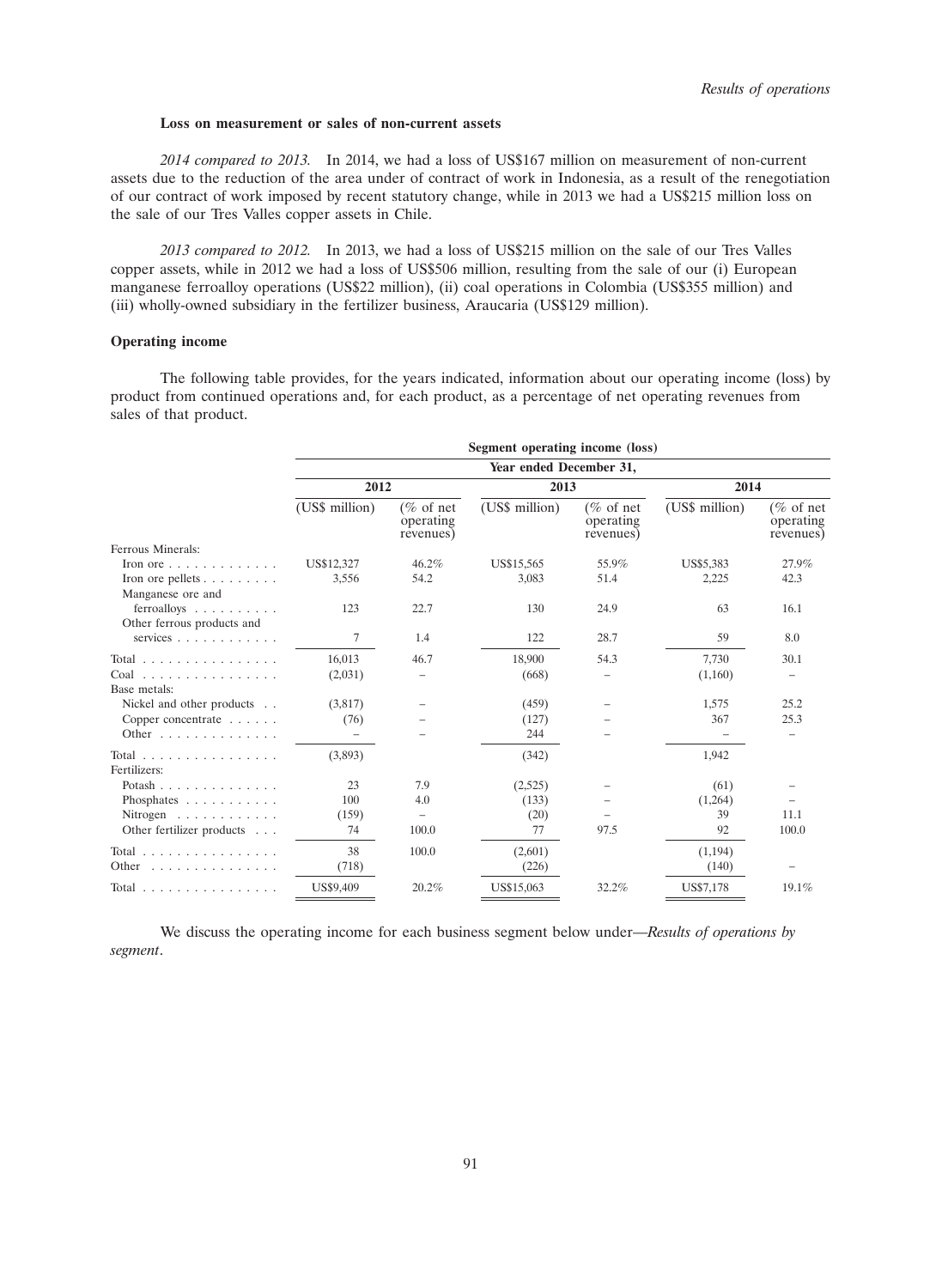### Loss on measurement or sales of non-current assets

*2014 compared to 2013.* In 2014, we had a loss of US$167 million on measurement of non-current assets due to the reduction of the area under of contract of work in Indonesia, as a result of the renegotiation of our contract of work imposed by recent statutory change, while in 2013 we had a US$215 million loss on the sale of our Tres Valles copper assets in Chile.

*2013 compared to 2012.* In 2013, we had a loss of US$215 million on the sale of our Tres Valles copper assets, while in 2012 we had a loss of US$506 million, resulting from the sale of our (i) European manganese ferroalloy operations (US$22 million), (ii) coal operations in Colombia (US$355 million) and (iii) wholly-owned subsidiary in the fertilizer business, Araucaria (US$129 million).

### Operating income

The following table provides, for the years indicated, information about our operating income (loss) by product from continued operations and, for each product, as a percentage of net operating revenues from sales of that product.

| | Segment operating income (loss) | | | | | |
|---|---|---|---|---|---|---|
| | Year ended December 31, | | | | | |
| | 2012 | | 2013 | | 2014 | |
| | (US$ million) | (% of net operating revenues) | (US$ million) | (% of net operating revenues) | (US$ million) | (% of net operating revenues) |
| Ferrous Minerals: | | | | | | |
| Iron ore | US$12,327 | 46.2% | US$15,565 | 55.9% | US$5,383 | 27.9% |
| Iron ore pellets | 3,556 | 54.2 | 3,083 | 51.4 | 2,225 | 42.3 |
| Manganese ore and ferroalloys | 123 | 22.7 | 130 | 24.9 | 63 | 16.1 |
| Other ferrous products and services | 7 | 1.4 | 122 | 28.7 | 59 | 8.0 |
| Total | 16,013 | 46.7 | 18,900 | 54.3 | 7,730 | 30.1 |
| Coal | (2,031) | – | (668) | – | (1,160) | – |
| Base metals: | | | | | | |
| Nickel and other products | (3,817) | – | (459) | – | 1,575 | 25.2 |
| Copper concentrate | (76) | – | (127) | – | 367 | 25.3 |
| Other | – | – | 244 | – | – | – |
| Total | (3,893) | | (342) | | 1,942 | |
| Fertilizers: | | | | | | |
| Potash | 23 | 7.9 | (2,525) | – | (61) | – |
| Phosphates | 100 | 4.0 | (133) | – | (1,264) | – |
| Nitrogen | (159) | – | (20) | – | 39 | 11.1 |
| Other fertilizer products | 74 | 100.0 | 77 | 97.5 | 92 | 100.0 |
| Total | 38 | 100.0 | (2,601) | | (1,194) | |
| Other | (718) | | (226) | | (140) | – |
| Total | US$9,409 | 20.2% | US$15,063 | 32.2% | US$7,178 | 19.1% |

We discuss the operating income for each business segment below under—*Results of operations by segment*.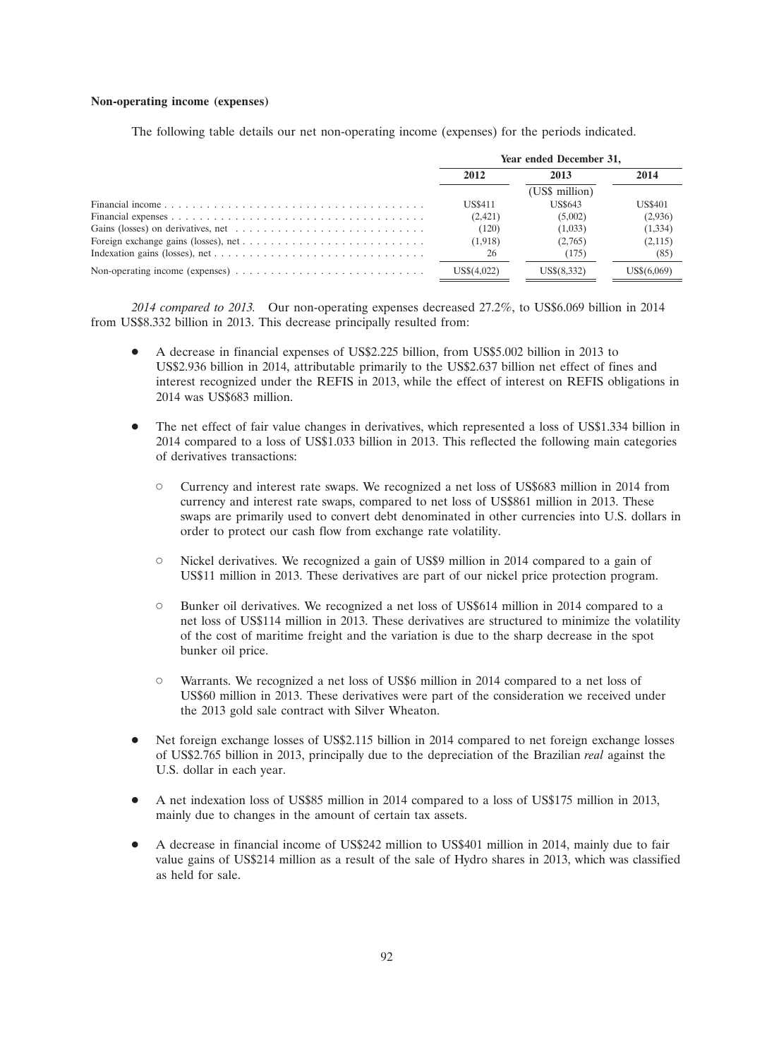**Non-operating income (expenses)**

The following table details our net non-operating income (expenses) for the periods indicated.

| | Year ended December 31, | | |
|---|---|---|---|
| | 2012 | 2013 | 2014 |
| | | (US$ million) | |
| Financial income | US$411 | US$643 | US$401 |
| Financial expenses | (2,421) | (5,002) | (2,936) |
| Gains (losses) on derivatives, net | (120) | (1,033) | (1,334) |
| Foreign exchange gains (losses), net | (1,918) | (2,765) | (2,115) |
| Indexation gains (losses), net | 26 | (175) | (85) |
| Non-operating income (expenses) | US$(4,022) | US$(8,332) | US$(6,069) |

*2014 compared to 2013.* Our non-operating expenses decreased 27.2%, to US$6.069 billion in 2014 from US$8.332 billion in 2013. This decrease principally resulted from:

- A decrease in financial expenses of US$2.225 billion, from US$5.002 billion in 2013 to US$2.936 billion in 2014, attributable primarily to the US$2.637 billion net effect of fines and interest recognized under the REFIS in 2013, while the effect of interest on REFIS obligations in 2014 was US$683 million.
- The net effect of fair value changes in derivatives, which represented a loss of US$1.334 billion in 2014 compared to a loss of US$1.033 billion in 2013. This reflected the following main categories of derivatives transactions:
  - Currency and interest rate swaps. We recognized a net loss of US$683 million in 2014 from currency and interest rate swaps, compared to net loss of US$861 million in 2013. These swaps are primarily used to convert debt denominated in other currencies into U.S. dollars in order to protect our cash flow from exchange rate volatility.
  - Nickel derivatives. We recognized a gain of US$9 million in 2014 compared to a gain of US$11 million in 2013. These derivatives are part of our nickel price protection program.
  - Bunker oil derivatives. We recognized a net loss of US$614 million in 2014 compared to a net loss of US$114 million in 2013. These derivatives are structured to minimize the volatility of the cost of maritime freight and the variation is due to the sharp decrease in the spot bunker oil price.
  - Warrants. We recognized a net loss of US$6 million in 2014 compared to a net loss of US$60 million in 2013. These derivatives were part of the consideration we received under the 2013 gold sale contract with Silver Wheaton.
- Net foreign exchange losses of US$2.115 billion in 2014 compared to net foreign exchange losses of US$2.765 billion in 2013, principally due to the depreciation of the Brazilian *real* against the U.S. dollar in each year.
- A net indexation loss of US$85 million in 2014 compared to a loss of US$175 million in 2013, mainly due to changes in the amount of certain tax assets.
- A decrease in financial income of US$242 million to US$401 million in 2014, mainly due to fair value gains of US$214 million as a result of the sale of Hydro shares in 2013, which was classified as held for sale.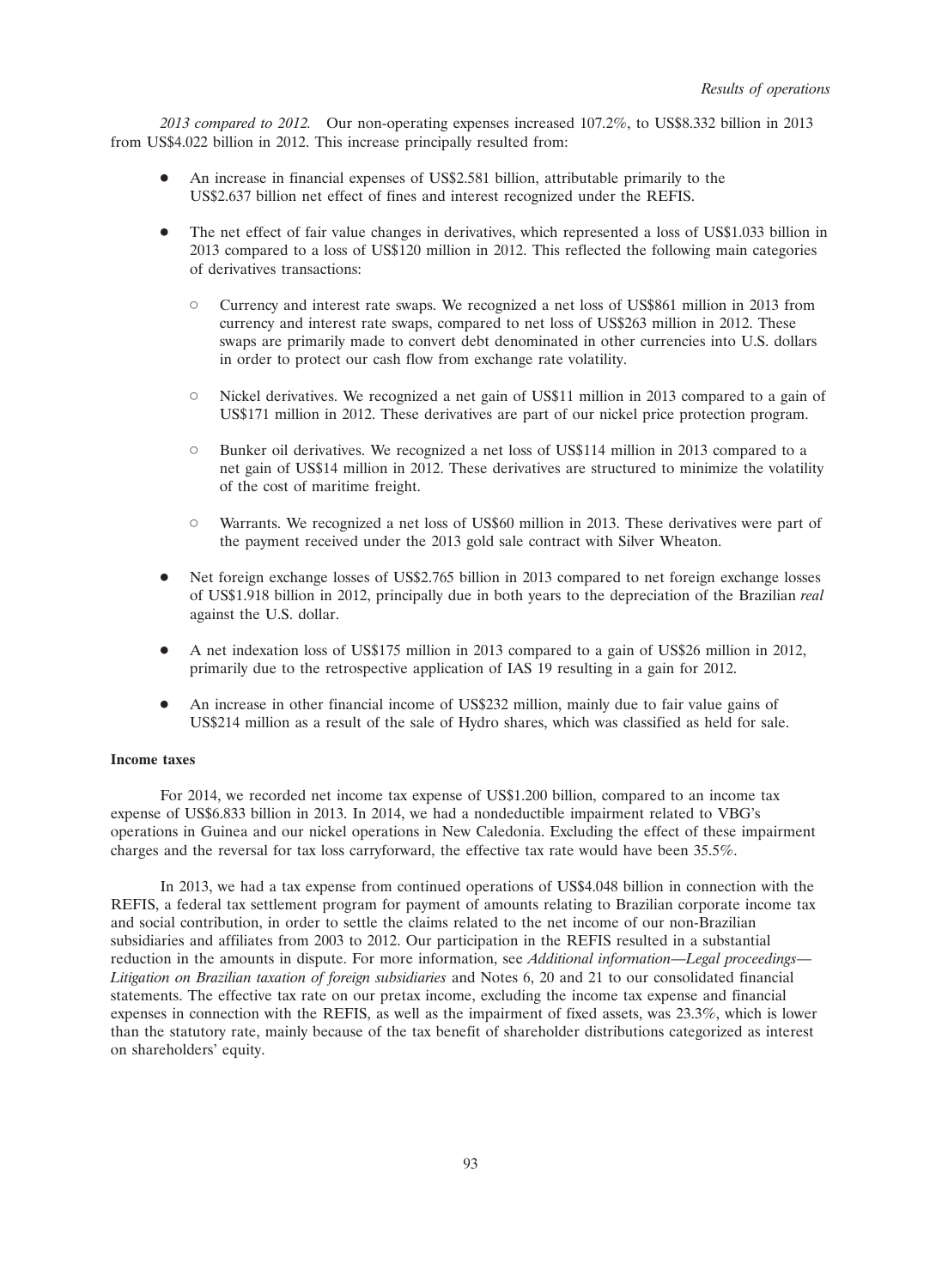*2013 compared to 2012.* Our non-operating expenses increased 107.2%, to US$8.332 billion in 2013 from US$4.022 billion in 2012. This increase principally resulted from:

- An increase in financial expenses of US$2.581 billion, attributable primarily to the US$2.637 billion net effect of fines and interest recognized under the REFIS.
- The net effect of fair value changes in derivatives, which represented a loss of US$1.033 billion in 2013 compared to a loss of US$120 million in 2012. This reflected the following main categories of derivatives transactions:
  - Currency and interest rate swaps. We recognized a net loss of US$861 million in 2013 from currency and interest rate swaps, compared to net loss of US$263 million in 2012. These swaps are primarily made to convert debt denominated in other currencies into U.S. dollars in order to protect our cash flow from exchange rate volatility.
  - Nickel derivatives. We recognized a net gain of US$11 million in 2013 compared to a gain of US$171 million in 2012. These derivatives are part of our nickel price protection program.
  - Bunker oil derivatives. We recognized a net loss of US$114 million in 2013 compared to a net gain of US$14 million in 2012. These derivatives are structured to minimize the volatility of the cost of maritime freight.
  - Warrants. We recognized a net loss of US$60 million in 2013. These derivatives were part of the payment received under the 2013 gold sale contract with Silver Wheaton.
- Net foreign exchange losses of US$2.765 billion in 2013 compared to net foreign exchange losses of US$1.918 billion in 2012, principally due in both years to the depreciation of the Brazilian *real* against the U.S. dollar.
- A net indexation loss of US$175 million in 2013 compared to a gain of US$26 million in 2012, primarily due to the retrospective application of IAS 19 resulting in a gain for 2012.
- An increase in other financial income of US$232 million, mainly due to fair value gains of US$214 million as a result of the sale of Hydro shares, which was classified as held for sale.

**Income taxes**

For 2014, we recorded net income tax expense of US$1.200 billion, compared to an income tax expense of US$6.833 billion in 2013. In 2014, we had a nondeductible impairment related to VBG's operations in Guinea and our nickel operations in New Caledonia. Excluding the effect of these impairment charges and the reversal for tax loss carryforward, the effective tax rate would have been 35.5%.

In 2013, we had a tax expense from continued operations of US$4.048 billion in connection with the REFIS, a federal tax settlement program for payment of amounts relating to Brazilian corporate income tax and social contribution, in order to settle the claims related to the net income of our non-Brazilian subsidiaries and affiliates from 2003 to 2012. Our participation in the REFIS resulted in a substantial reduction in the amounts in dispute. For more information, see *Additional information—Legal proceedings—Litigation on Brazilian taxation of foreign subsidiaries* and Notes 6, 20 and 21 to our consolidated financial statements. The effective tax rate on our pretax income, excluding the income tax expense and financial expenses in connection with the REFIS, as well as the impairment of fixed assets, was 23.3%, which is lower than the statutory rate, mainly because of the tax benefit of shareholder distributions categorized as interest on shareholders' equity.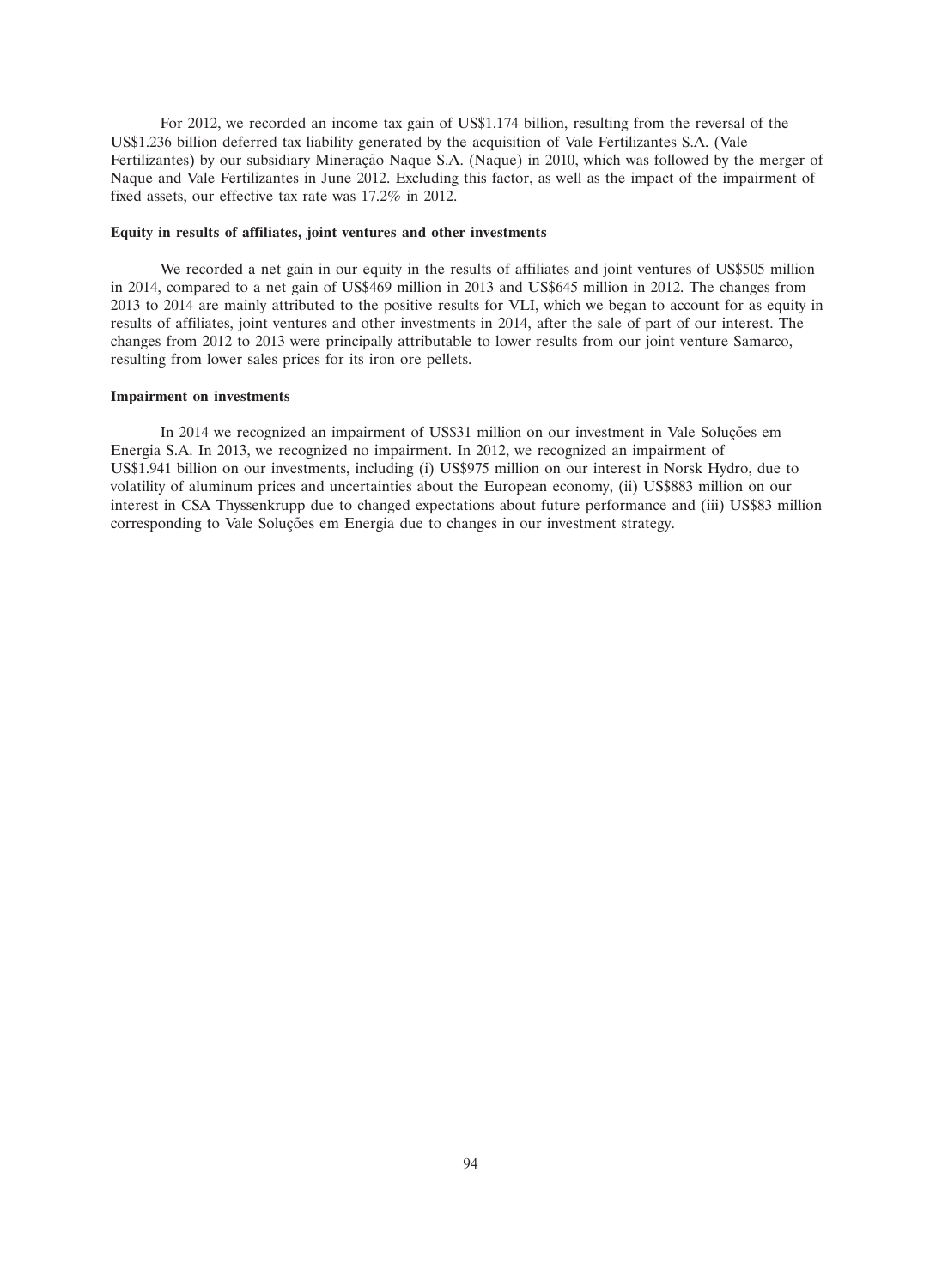For 2012, we recorded an income tax gain of US$1.174 billion, resulting from the reversal of the US$1.236 billion deferred tax liability generated by the acquisition of Vale Fertilizantes S.A. (Vale Fertilizantes) by our subsidiary Mineração Naque S.A. (Naque) in 2010, which was followed by the merger of Naque and Vale Fertilizantes in June 2012. Excluding this factor, as well as the impact of the impairment of fixed assets, our effective tax rate was 17.2% in 2012.

**Equity in results of affiliates, joint ventures and other investments**

We recorded a net gain in our equity in the results of affiliates and joint ventures of US$505 million in 2014, compared to a net gain of US$469 million in 2013 and US$645 million in 2012. The changes from 2013 to 2014 are mainly attributed to the positive results for VLI, which we began to account for as equity in results of affiliates, joint ventures and other investments in 2014, after the sale of part of our interest. The changes from 2012 to 2013 were principally attributable to lower results from our joint venture Samarco, resulting from lower sales prices for its iron ore pellets.

**Impairment on investments**

In 2014 we recognized an impairment of US$31 million on our investment in Vale Soluções em Energia S.A. In 2013, we recognized no impairment. In 2012, we recognized an impairment of US$1.941 billion on our investments, including (i) US$975 million on our interest in Norsk Hydro, due to volatility of aluminum prices and uncertainties about the European economy, (ii) US$883 million on our interest in CSA Thyssenkrupp due to changed expectations about future performance and (iii) US$83 million corresponding to Vale Soluções em Energia due to changes in our investment strategy.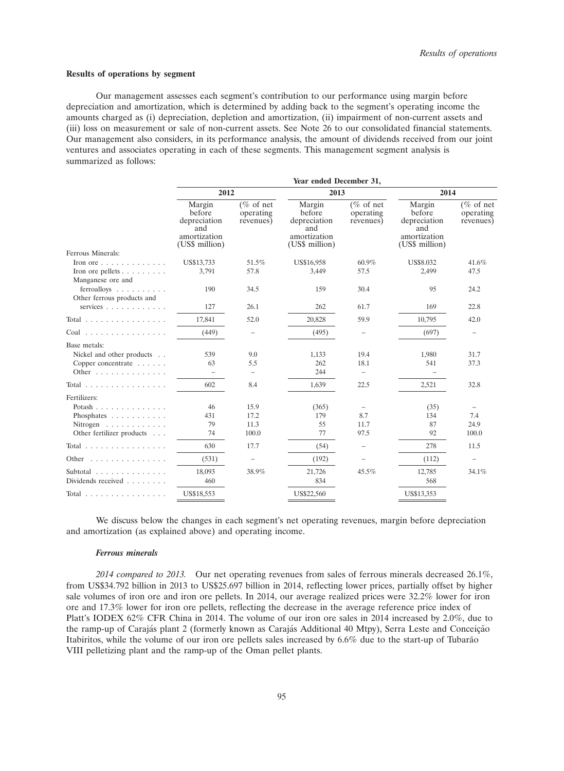### Results of operations by segment

Our management assesses each segment's contribution to our performance using margin before depreciation and amortization, which is determined by adding back to the segment's operating income the amounts charged as (i) depreciation, depletion and amortization, (ii) impairment of non-current assets and (iii) loss on measurement or sale of non-current assets. See Note 26 to our consolidated financial statements. Our management also considers, in its performance analysis, the amount of dividends received from our joint ventures and associates operating in each of these segments. This management segment analysis is summarized as follows:

| | Year ended December 31, | | | | | |
|---|---|---|---|---|---|---|
| | 2012 | | 2013 | | 2014 | |
| | Margin before depreciation and amortization (US$ million) | (% of net operating revenues) | Margin before depreciation and amortization (US$ million) | (% of net operating revenues) | Margin before depreciation and amortization (US$ million) | (% of net operating revenues) |
| Ferrous Minerals: | | | | | | |
| Iron ore | US$13,733 | 51.5% | US$16,958 | 60.9% | US$8.032 | 41.6% |
| Iron ore pellets | 3,791 | 57.8 | 3,449 | 57.5 | 2,499 | 47.5 |
| Manganese ore and ferroalloys | 190 | 34.5 | 159 | 30.4 | 95 | 24.2 |
| Other ferrous products and services | 127 | 26.1 | 262 | 61.7 | 169 | 22.8 |
| Total | 17,841 | 52.0 | 20,828 | 59.9 | 10,795 | 42.0 |
| Coal | (449) | – | (495) | – | (697) | – |
| Base metals: | | | | | | |
| Nickel and other products | 539 | 9.0 | 1,133 | 19.4 | 1,980 | 31.7 |
| Copper concentrate | 63 | 5.5 | 262 | 18.1 | 541 | 37.3 |
| Other | – | – | 244 | – | – | |
| Total | 602 | 8.4 | 1,639 | 22.5 | 2,521 | 32.8 |
| Fertilizers: | | | | | | |
| Potash | 46 | 15.9 | (365) | – | (35) | – |
| Phosphates | 431 | 17.2 | 179 | 8.7 | 134 | 7.4 |
| Nitrogen | 79 | 11.3 | 55 | 11.7 | 87 | 24.9 |
| Other fertilizer products | 74 | 100.0 | 77 | 97.5 | 92 | 100.0 |
| Total | 630 | 17.7 | (54) | – | 278 | 11.5 |
| Other | (531) | – | (192) | – | (112) | – |
| Subtotal | 18,093 | 38.9% | 21,726 | 45.5% | 12,785 | 34.1% |
| Dividends received | 460 | | 834 | | 568 | |
| Total | US$18,553 | | US$22,560 | | US$13,353 | |

We discuss below the changes in each segment's net operating revenues, margin before depreciation and amortization (as explained above) and operating income.

#### *Ferrous minerals*

*2014 compared to 2013.* Our net operating revenues from sales of ferrous minerals decreased 26.1%, from US$34.792 billion in 2013 to US$25.697 billion in 2014, reflecting lower prices, partially offset by higher sale volumes of iron ore and iron ore pellets. In 2014, our average realized prices were 32.2% lower for iron ore and 17.3% lower for iron ore pellets, reflecting the decrease in the average reference price index of Platt's IODEX 62% CFR China in 2014. The volume of our iron ore sales in 2014 increased by 2.0%, due to the ramp-up of Carajás plant 2 (formerly known as Carajás Additional 40 Mtpy), Serra Leste and Conceição Itabiritos, while the volume of our iron ore pellets sales increased by 6.6% due to the start-up of Tubarão VIII pelletizing plant and the ramp-up of the Oman pellet plants.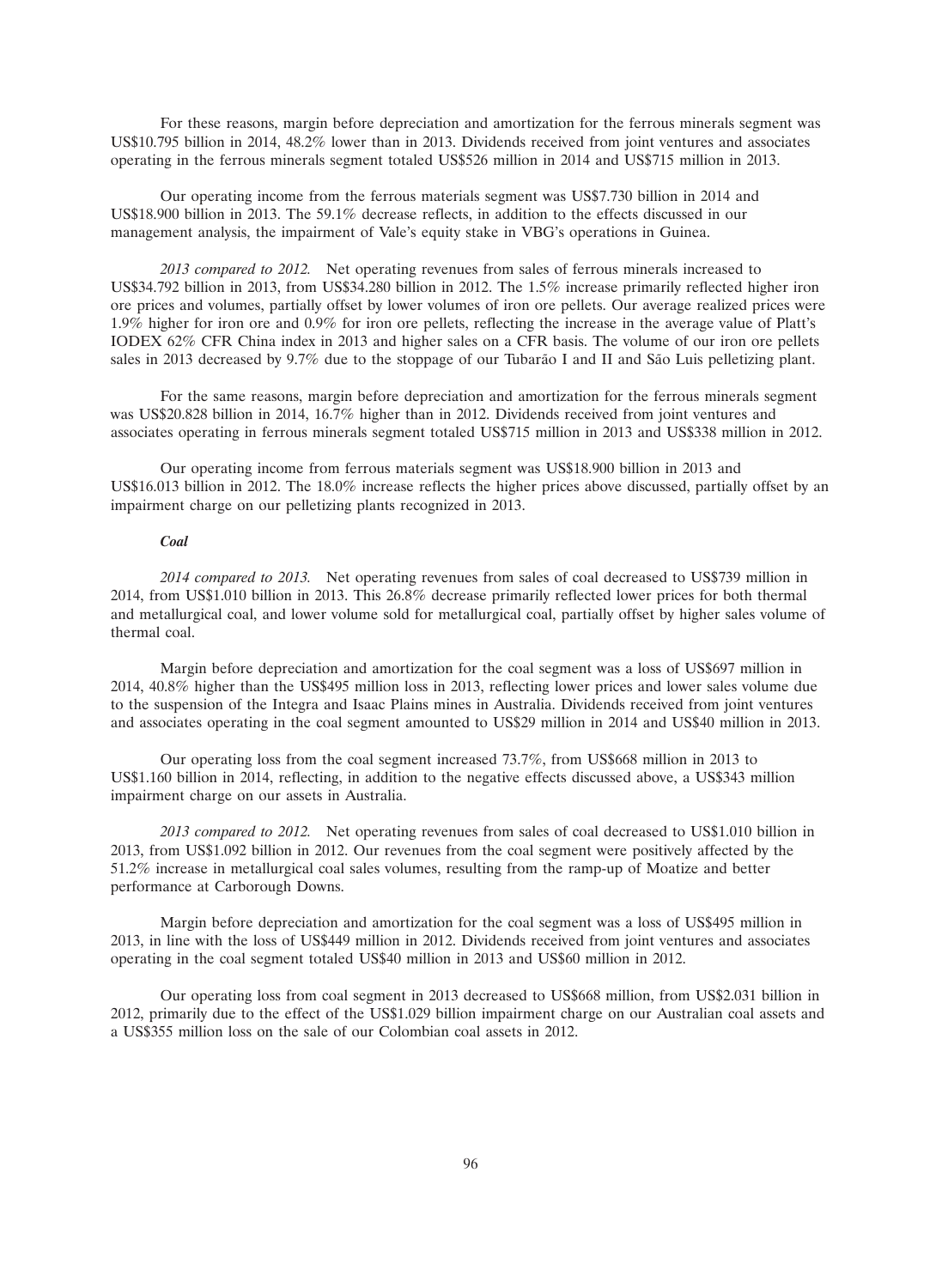For these reasons, margin before depreciation and amortization for the ferrous minerals segment was US$10.795 billion in 2014, 48.2% lower than in 2013. Dividends received from joint ventures and associates operating in the ferrous minerals segment totaled US$526 million in 2014 and US$715 million in 2013.

Our operating income from the ferrous materials segment was US$7.730 billion in 2014 and US$18.900 billion in 2013. The 59.1% decrease reflects, in addition to the effects discussed in our management analysis, the impairment of Vale's equity stake in VBG's operations in Guinea.

*2013 compared to 2012.* Net operating revenues from sales of ferrous minerals increased to US$34.792 billion in 2013, from US$34.280 billion in 2012. The 1.5% increase primarily reflected higher iron ore prices and volumes, partially offset by lower volumes of iron ore pellets. Our average realized prices were 1.9% higher for iron ore and 0.9% for iron ore pellets, reflecting the increase in the average value of Platt's IODEX 62% CFR China index in 2013 and higher sales on a CFR basis. The volume of our iron ore pellets sales in 2013 decreased by 9.7% due to the stoppage of our Tubarão I and II and São Luis pelletizing plant.

For the same reasons, margin before depreciation and amortization for the ferrous minerals segment was US$20.828 billion in 2014, 16.7% higher than in 2012. Dividends received from joint ventures and associates operating in ferrous minerals segment totaled US$715 million in 2013 and US$338 million in 2012.

Our operating income from ferrous materials segment was US$18.900 billion in 2013 and US$16.013 billion in 2012. The 18.0% increase reflects the higher prices above discussed, partially offset by an impairment charge on our pelletizing plants recognized in 2013.

***Coal***

*2014 compared to 2013.* Net operating revenues from sales of coal decreased to US$739 million in 2014, from US$1.010 billion in 2013. This 26.8% decrease primarily reflected lower prices for both thermal and metallurgical coal, and lower volume sold for metallurgical coal, partially offset by higher sales volume of thermal coal.

Margin before depreciation and amortization for the coal segment was a loss of US$697 million in 2014, 40.8% higher than the US$495 million loss in 2013, reflecting lower prices and lower sales volume due to the suspension of the Integra and Isaac Plains mines in Australia. Dividends received from joint ventures and associates operating in the coal segment amounted to US$29 million in 2014 and US$40 million in 2013.

Our operating loss from the coal segment increased 73.7%, from US$668 million in 2013 to US$1.160 billion in 2014, reflecting, in addition to the negative effects discussed above, a US$343 million impairment charge on our assets in Australia.

*2013 compared to 2012.* Net operating revenues from sales of coal decreased to US$1.010 billion in 2013, from US$1.092 billion in 2012. Our revenues from the coal segment were positively affected by the 51.2% increase in metallurgical coal sales volumes, resulting from the ramp-up of Moatize and better performance at Carborough Downs.

Margin before depreciation and amortization for the coal segment was a loss of US$495 million in 2013, in line with the loss of US$449 million in 2012. Dividends received from joint ventures and associates operating in the coal segment totaled US$40 million in 2013 and US$60 million in 2012.

Our operating loss from coal segment in 2013 decreased to US$668 million, from US$2.031 billion in 2012, primarily due to the effect of the US$1.029 billion impairment charge on our Australian coal assets and a US$355 million loss on the sale of our Colombian coal assets in 2012.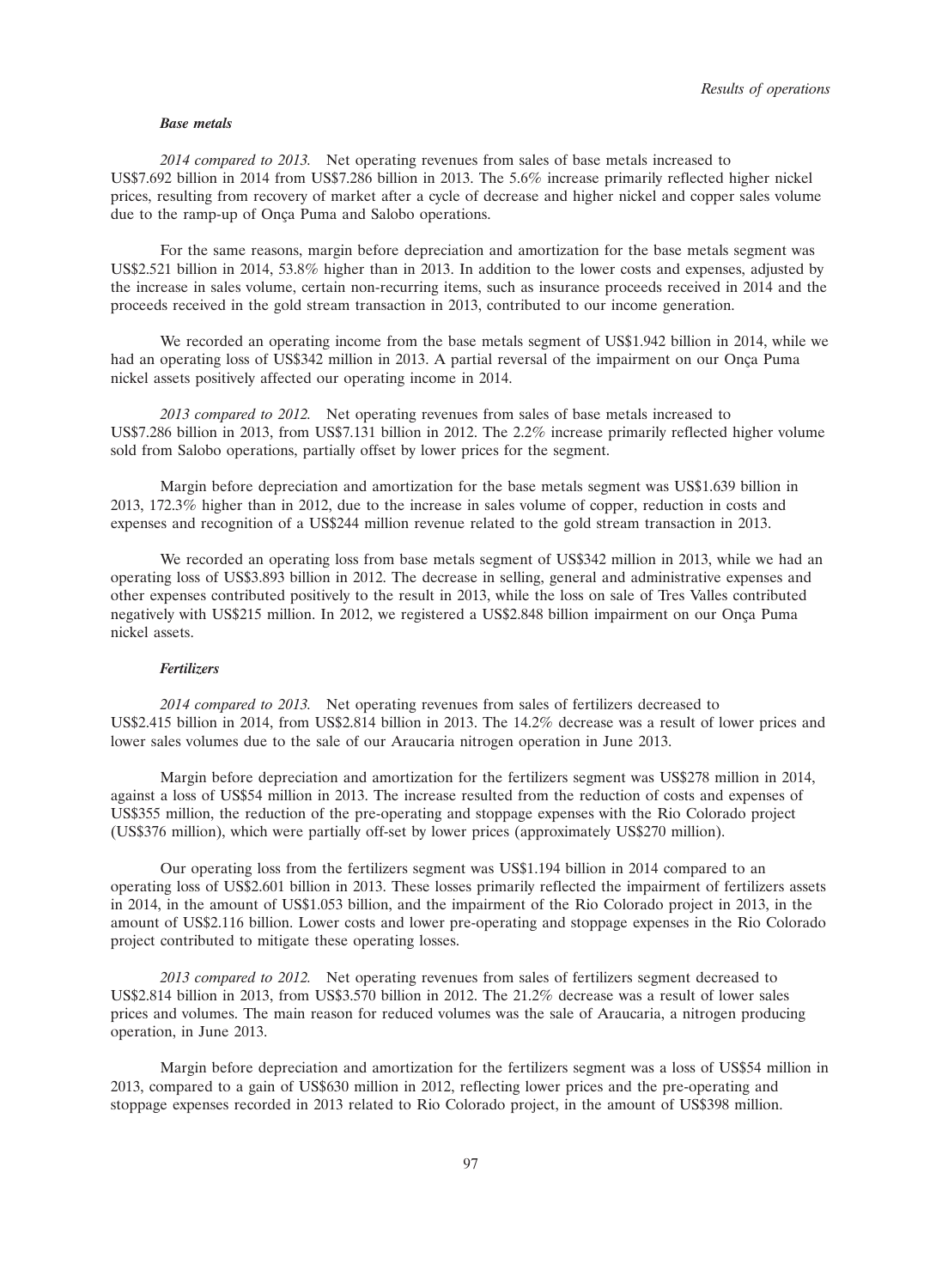### *Base metals*

*2014 compared to 2013.* Net operating revenues from sales of base metals increased to US$7.692 billion in 2014 from US$7.286 billion in 2013. The 5.6% increase primarily reflected higher nickel prices, resulting from recovery of market after a cycle of decrease and higher nickel and copper sales volume due to the ramp-up of Onça Puma and Salobo operations.

For the same reasons, margin before depreciation and amortization for the base metals segment was US$2.521 billion in 2014, 53.8% higher than in 2013. In addition to the lower costs and expenses, adjusted by the increase in sales volume, certain non-recurring items, such as insurance proceeds received in 2014 and the proceeds received in the gold stream transaction in 2013, contributed to our income generation.

We recorded an operating income from the base metals segment of US$1.942 billion in 2014, while we had an operating loss of US$342 million in 2013. A partial reversal of the impairment on our Onça Puma nickel assets positively affected our operating income in 2014.

*2013 compared to 2012.* Net operating revenues from sales of base metals increased to US$7.286 billion in 2013, from US$7.131 billion in 2012. The 2.2% increase primarily reflected higher volume sold from Salobo operations, partially offset by lower prices for the segment.

Margin before depreciation and amortization for the base metals segment was US$1.639 billion in 2013, 172.3% higher than in 2012, due to the increase in sales volume of copper, reduction in costs and expenses and recognition of a US$244 million revenue related to the gold stream transaction in 2013.

We recorded an operating loss from base metals segment of US$342 million in 2013, while we had an operating loss of US$3.893 billion in 2012. The decrease in selling, general and administrative expenses and other expenses contributed positively to the result in 2013, while the loss on sale of Tres Valles contributed negatively with US$215 million. In 2012, we registered a US$2.848 billion impairment on our Onça Puma nickel assets.

### *Fertilizers*

*2014 compared to 2013.* Net operating revenues from sales of fertilizers decreased to US$2.415 billion in 2014, from US$2.814 billion in 2013. The 14.2% decrease was a result of lower prices and lower sales volumes due to the sale of our Araucaria nitrogen operation in June 2013.

Margin before depreciation and amortization for the fertilizers segment was US$278 million in 2014, against a loss of US$54 million in 2013. The increase resulted from the reduction of costs and expenses of US$355 million, the reduction of the pre-operating and stoppage expenses with the Rio Colorado project (US$376 million), which were partially off-set by lower prices (approximately US$270 million).

Our operating loss from the fertilizers segment was US$1.194 billion in 2014 compared to an operating loss of US$2.601 billion in 2013. These losses primarily reflected the impairment of fertilizers assets in 2014, in the amount of US$1.053 billion, and the impairment of the Rio Colorado project in 2013, in the amount of US$2.116 billion. Lower costs and lower pre-operating and stoppage expenses in the Rio Colorado project contributed to mitigate these operating losses.

*2013 compared to 2012.* Net operating revenues from sales of fertilizers segment decreased to US$2.814 billion in 2013, from US$3.570 billion in 2012. The 21.2% decrease was a result of lower sales prices and volumes. The main reason for reduced volumes was the sale of Araucaria, a nitrogen producing operation, in June 2013.

Margin before depreciation and amortization for the fertilizers segment was a loss of US$54 million in 2013, compared to a gain of US$630 million in 2012, reflecting lower prices and the pre-operating and stoppage expenses recorded in 2013 related to Rio Colorado project, in the amount of US$398 million.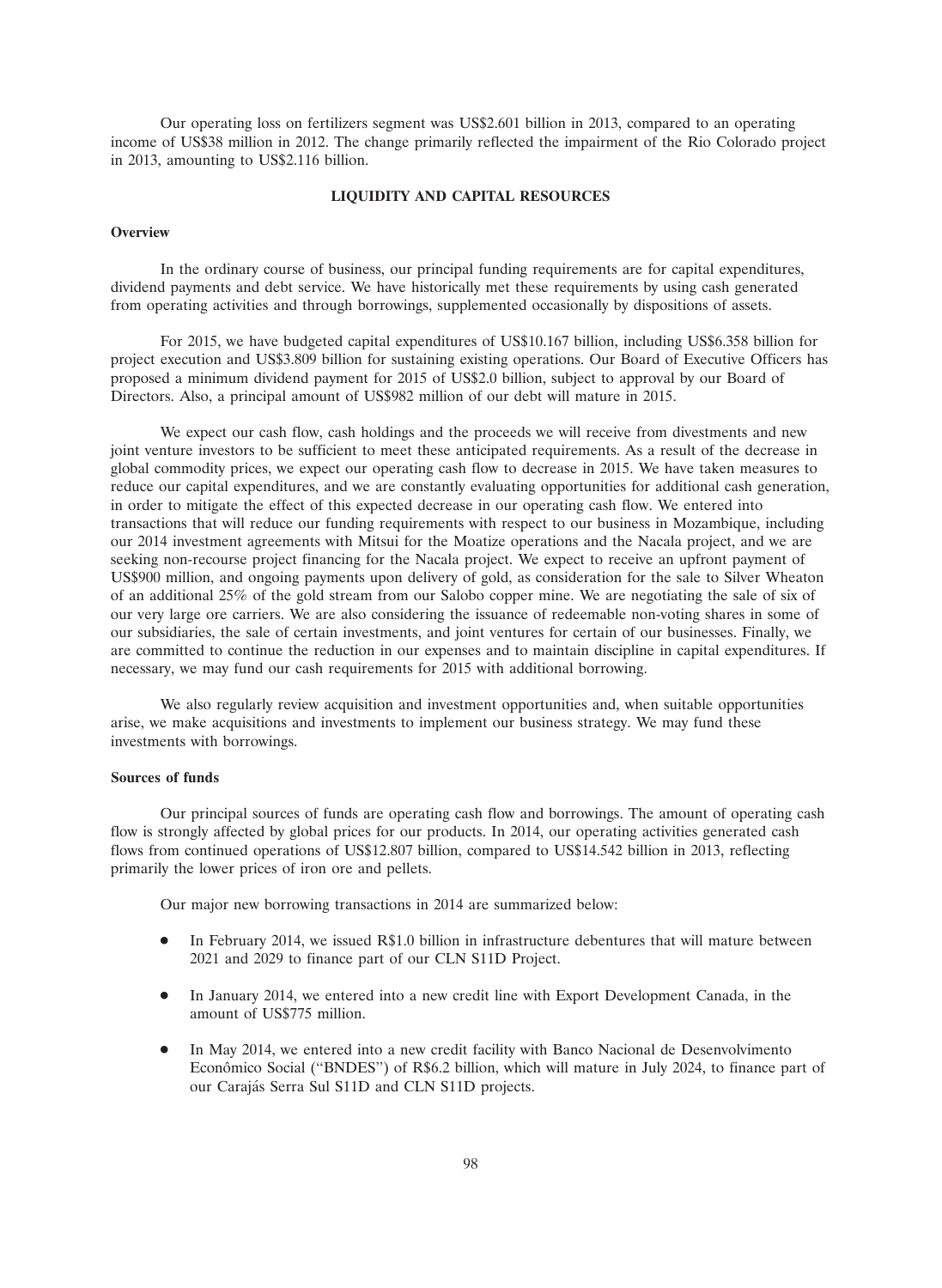Our operating loss on fertilizers segment was US$2.601 billion in 2013, compared to an operating income of US$38 million in 2012. The change primarily reflected the impairment of the Rio Colorado project in 2013, amounting to US$2.116 billion.

## LIQUIDITY AND CAPITAL RESOURCES

### Overview

In the ordinary course of business, our principal funding requirements are for capital expenditures, dividend payments and debt service. We have historically met these requirements by using cash generated from operating activities and through borrowings, supplemented occasionally by dispositions of assets.

For 2015, we have budgeted capital expenditures of US$10.167 billion, including US$6.358 billion for project execution and US$3.809 billion for sustaining existing operations. Our Board of Executive Officers has proposed a minimum dividend payment for 2015 of US$2.0 billion, subject to approval by our Board of Directors. Also, a principal amount of US$982 million of our debt will mature in 2015.

We expect our cash flow, cash holdings and the proceeds we will receive from divestments and new joint venture investors to be sufficient to meet these anticipated requirements. As a result of the decrease in global commodity prices, we expect our operating cash flow to decrease in 2015. We have taken measures to reduce our capital expenditures, and we are constantly evaluating opportunities for additional cash generation, in order to mitigate the effect of this expected decrease in our operating cash flow. We entered into transactions that will reduce our funding requirements with respect to our business in Mozambique, including our 2014 investment agreements with Mitsui for the Moatize operations and the Nacala project, and we are seeking non-recourse project financing for the Nacala project. We expect to receive an upfront payment of US$900 million, and ongoing payments upon delivery of gold, as consideration for the sale to Silver Wheaton of an additional 25% of the gold stream from our Salobo copper mine. We are negotiating the sale of six of our very large ore carriers. We are also considering the issuance of redeemable non-voting shares in some of our subsidiaries, the sale of certain investments, and joint ventures for certain of our businesses. Finally, we are committed to continue the reduction in our expenses and to maintain discipline in capital expenditures. If necessary, we may fund our cash requirements for 2015 with additional borrowing.

We also regularly review acquisition and investment opportunities and, when suitable opportunities arise, we make acquisitions and investments to implement our business strategy. We may fund these investments with borrowings.

### Sources of funds

Our principal sources of funds are operating cash flow and borrowings. The amount of operating cash flow is strongly affected by global prices for our products. In 2014, our operating activities generated cash flows from continued operations of US$12.807 billion, compared to US$14.542 billion in 2013, reflecting primarily the lower prices of iron ore and pellets.

Our major new borrowing transactions in 2014 are summarized below:

- In February 2014, we issued R$1.0 billion in infrastructure debentures that will mature between 2021 and 2029 to finance part of our CLN S11D Project.
- In January 2014, we entered into a new credit line with Export Development Canada, in the amount of US$775 million.
- In May 2014, we entered into a new credit facility with Banco Nacional de Desenvolvimento Econômico Social ("BNDES") of R$6.2 billion, which will mature in July 2024, to finance part of our Carajás Serra Sul S11D and CLN S11D projects.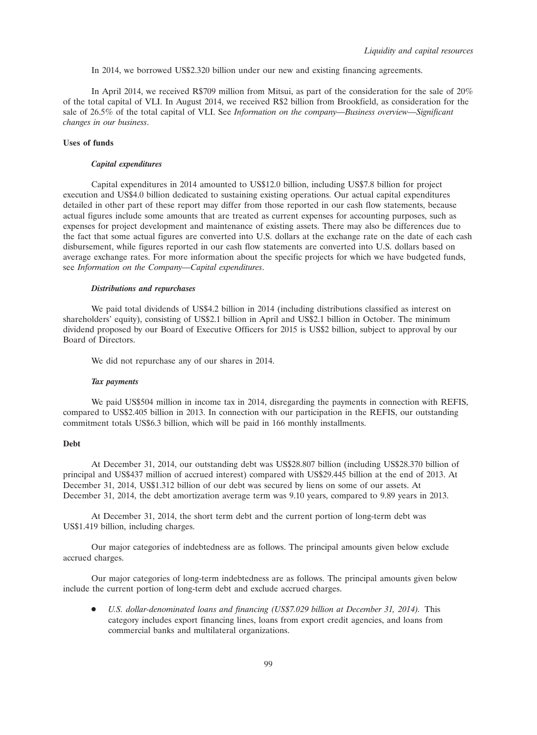In 2014, we borrowed US$2.320 billion under our new and existing financing agreements.

In April 2014, we received R$709 million from Mitsui, as part of the consideration for the sale of 20% of the total capital of VLI. In August 2014, we received R$2 billion from Brookfield, as consideration for the sale of 26.5% of the total capital of VLI. See *Information on the company—Business overview—Significant changes in our business*.

**Uses of funds**

***Capital expenditures***

Capital expenditures in 2014 amounted to US$12.0 billion, including US$7.8 billion for project execution and US$4.0 billion dedicated to sustaining existing operations. Our actual capital expenditures detailed in other part of these report may differ from those reported in our cash flow statements, because actual figures include some amounts that are treated as current expenses for accounting purposes, such as expenses for project development and maintenance of existing assets. There may also be differences due to the fact that some actual figures are converted into U.S. dollars at the exchange rate on the date of each cash disbursement, while figures reported in our cash flow statements are converted into U.S. dollars based on average exchange rates. For more information about the specific projects for which we have budgeted funds, see *Information on the Company—Capital expenditures*.

***Distributions and repurchases***

We paid total dividends of US$4.2 billion in 2014 (including distributions classified as interest on shareholders' equity), consisting of US$2.1 billion in April and US$2.1 billion in October. The minimum dividend proposed by our Board of Executive Officers for 2015 is US$2 billion, subject to approval by our Board of Directors.

We did not repurchase any of our shares in 2014.

***Tax payments***

We paid US$504 million in income tax in 2014, disregarding the payments in connection with REFIS, compared to US$2.405 billion in 2013. In connection with our participation in the REFIS, our outstanding commitment totals US$6.3 billion, which will be paid in 166 monthly installments.

**Debt**

At December 31, 2014, our outstanding debt was US$28.807 billion (including US$28.370 billion of principal and US$437 million of accrued interest) compared with US$29.445 billion at the end of 2013. At December 31, 2014, US$1.312 billion of our debt was secured by liens on some of our assets. At December 31, 2014, the debt amortization average term was 9.10 years, compared to 9.89 years in 2013.

At December 31, 2014, the short term debt and the current portion of long-term debt was US$1.419 billion, including charges.

Our major categories of indebtedness are as follows. The principal amounts given below exclude accrued charges.

Our major categories of long-term indebtedness are as follows. The principal amounts given below include the current portion of long-term debt and exclude accrued charges.

- *U.S. dollar-denominated loans and financing (US$7.029 billion at December 31, 2014).* This category includes export financing lines, loans from export credit agencies, and loans from commercial banks and multilateral organizations.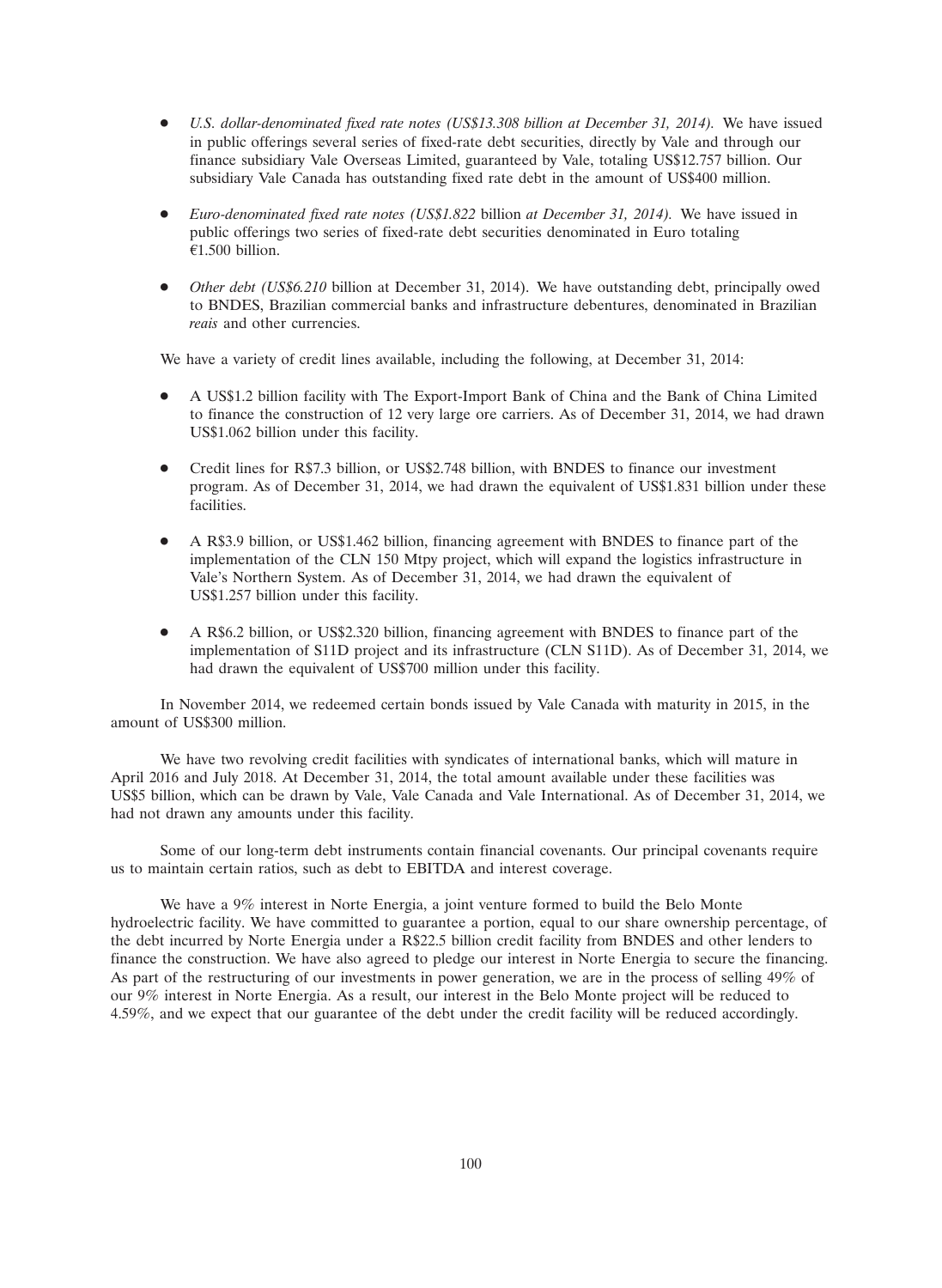- *U.S. dollar-denominated fixed rate notes (US$13.308 billion at December 31, 2014).* We have issued in public offerings several series of fixed-rate debt securities, directly by Vale and through our finance subsidiary Vale Overseas Limited, guaranteed by Vale, totaling US$12.757 billion. Our subsidiary Vale Canada has outstanding fixed rate debt in the amount of US$400 million.

- *Euro-denominated fixed rate notes (US$1.822* billion *at December 31, 2014).* We have issued in public offerings two series of fixed-rate debt securities denominated in Euro totaling €1.500 billion.

- *Other debt (US$6.210* billion at December 31, 2014). We have outstanding debt, principally owed to BNDES, Brazilian commercial banks and infrastructure debentures, denominated in Brazilian *reais* and other currencies.

We have a variety of credit lines available, including the following, at December 31, 2014:

- A US$1.2 billion facility with The Export-Import Bank of China and the Bank of China Limited to finance the construction of 12 very large ore carriers. As of December 31, 2014, we had drawn US$1.062 billion under this facility.

- Credit lines for R$7.3 billion, or US$2.748 billion, with BNDES to finance our investment program. As of December 31, 2014, we had drawn the equivalent of US$1.831 billion under these facilities.

- A R$3.9 billion, or US$1.462 billion, financing agreement with BNDES to finance part of the implementation of the CLN 150 Mtpy project, which will expand the logistics infrastructure in Vale's Northern System. As of December 31, 2014, we had drawn the equivalent of US$1.257 billion under this facility.

- A R$6.2 billion, or US$2.320 billion, financing agreement with BNDES to finance part of the implementation of S11D project and its infrastructure (CLN S11D). As of December 31, 2014, we had drawn the equivalent of US$700 million under this facility.

In November 2014, we redeemed certain bonds issued by Vale Canada with maturity in 2015, in the amount of US$300 million.

We have two revolving credit facilities with syndicates of international banks, which will mature in April 2016 and July 2018. At December 31, 2014, the total amount available under these facilities was US$5 billion, which can be drawn by Vale, Vale Canada and Vale International. As of December 31, 2014, we had not drawn any amounts under this facility.

Some of our long-term debt instruments contain financial covenants. Our principal covenants require us to maintain certain ratios, such as debt to EBITDA and interest coverage.

We have a 9% interest in Norte Energia, a joint venture formed to build the Belo Monte hydroelectric facility. We have committed to guarantee a portion, equal to our share ownership percentage, of the debt incurred by Norte Energia under a R$22.5 billion credit facility from BNDES and other lenders to finance the construction. We have also agreed to pledge our interest in Norte Energia to secure the financing. As part of the restructuring of our investments in power generation, we are in the process of selling 49% of our 9% interest in Norte Energia. As a result, our interest in the Belo Monte project will be reduced to 4.59%, and we expect that our guarantee of the debt under the credit facility will be reduced accordingly.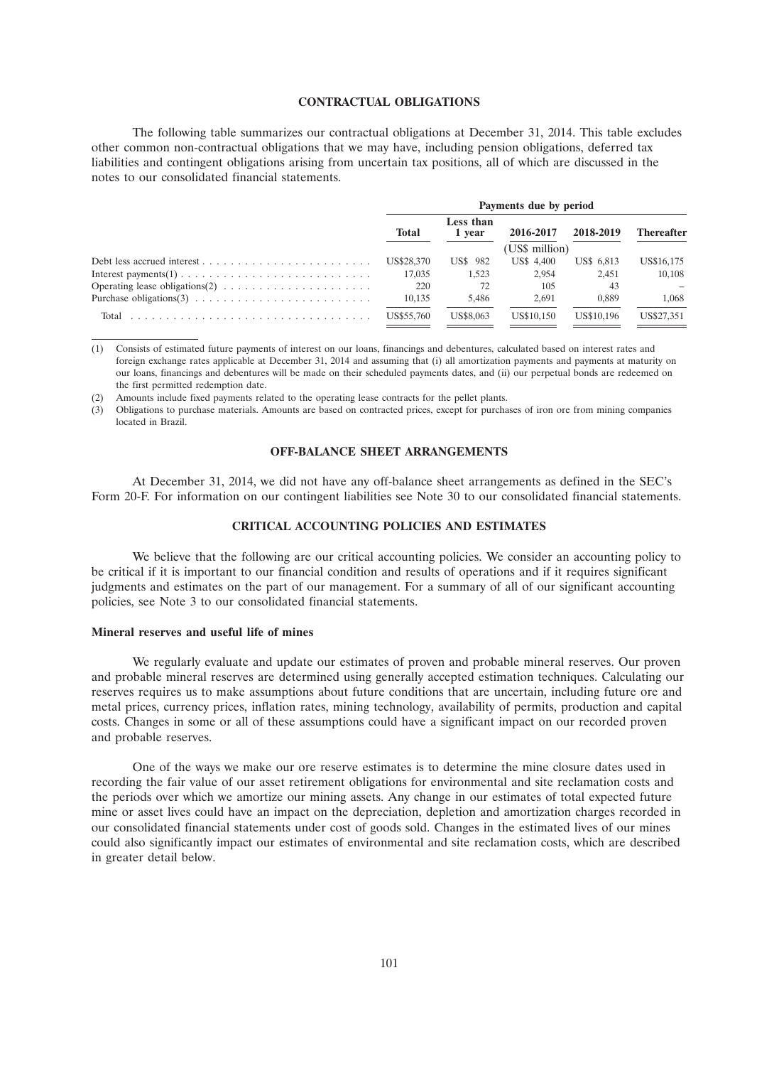## CONTRACTUAL OBLIGATIONS

The following table summarizes our contractual obligations at December 31, 2014. This table excludes other common non-contractual obligations that we may have, including pension obligations, deferred tax liabilities and contingent obligations arising from uncertain tax positions, all of which are discussed in the notes to our consolidated financial statements.

| | Payments due by period | | | | |
|---|---|---|---|---|---|
| | Total | Less than 1 year | 2016-2017 | 2018-2019 | Thereafter |
| | | | (US$ million) | | |
| Debt less accrued interest | US$28,370 | US$ 982 | US$ 4,400 | US$ 6,813 | US$16,175 |
| Interest payments(1) | 17,035 | 1,523 | 2,954 | 2,451 | 10,108 |
| Operating lease obligations(2) | 220 | 72 | 105 | 43 | – |
| Purchase obligations(3) | 10,135 | 5,486 | 2,691 | 0,889 | 1,068 |
| Total | US$55,760 | US$8,063 | US$10,150 | US$10,196 | US$27,351 |

(1) Consists of estimated future payments of interest on our loans, financings and debentures, calculated based on interest rates and foreign exchange rates applicable at December 31, 2014 and assuming that (i) all amortization payments and payments at maturity on our loans, financings and debentures will be made on their scheduled payments dates, and (ii) our perpetual bonds are redeemed on the first permitted redemption date.

(2) Amounts include fixed payments related to the operating lease contracts for the pellet plants.

(3) Obligations to purchase materials. Amounts are based on contracted prices, except for purchases of iron ore from mining companies located in Brazil.

## OFF-BALANCE SHEET ARRANGEMENTS

At December 31, 2014, we did not have any off-balance sheet arrangements as defined in the SEC's Form 20-F. For information on our contingent liabilities see Note 30 to our consolidated financial statements.

## CRITICAL ACCOUNTING POLICIES AND ESTIMATES

We believe that the following are our critical accounting policies. We consider an accounting policy to be critical if it is important to our financial condition and results of operations and if it requires significant judgments and estimates on the part of our management. For a summary of all of our significant accounting policies, see Note 3 to our consolidated financial statements.

### Mineral reserves and useful life of mines

We regularly evaluate and update our estimates of proven and probable mineral reserves. Our proven and probable mineral reserves are determined using generally accepted estimation techniques. Calculating our reserves requires us to make assumptions about future conditions that are uncertain, including future ore and metal prices, currency prices, inflation rates, mining technology, availability of permits, production and capital costs. Changes in some or all of these assumptions could have a significant impact on our recorded proven and probable reserves.

One of the ways we make our ore reserve estimates is to determine the mine closure dates used in recording the fair value of our asset retirement obligations for environmental and site reclamation costs and the periods over which we amortize our mining assets. Any change in our estimates of total expected future mine or asset lives could have an impact on the depreciation, depletion and amortization charges recorded in our consolidated financial statements under cost of goods sold. Changes in the estimated lives of our mines could also significantly impact our estimates of environmental and site reclamation costs, which are described in greater detail below.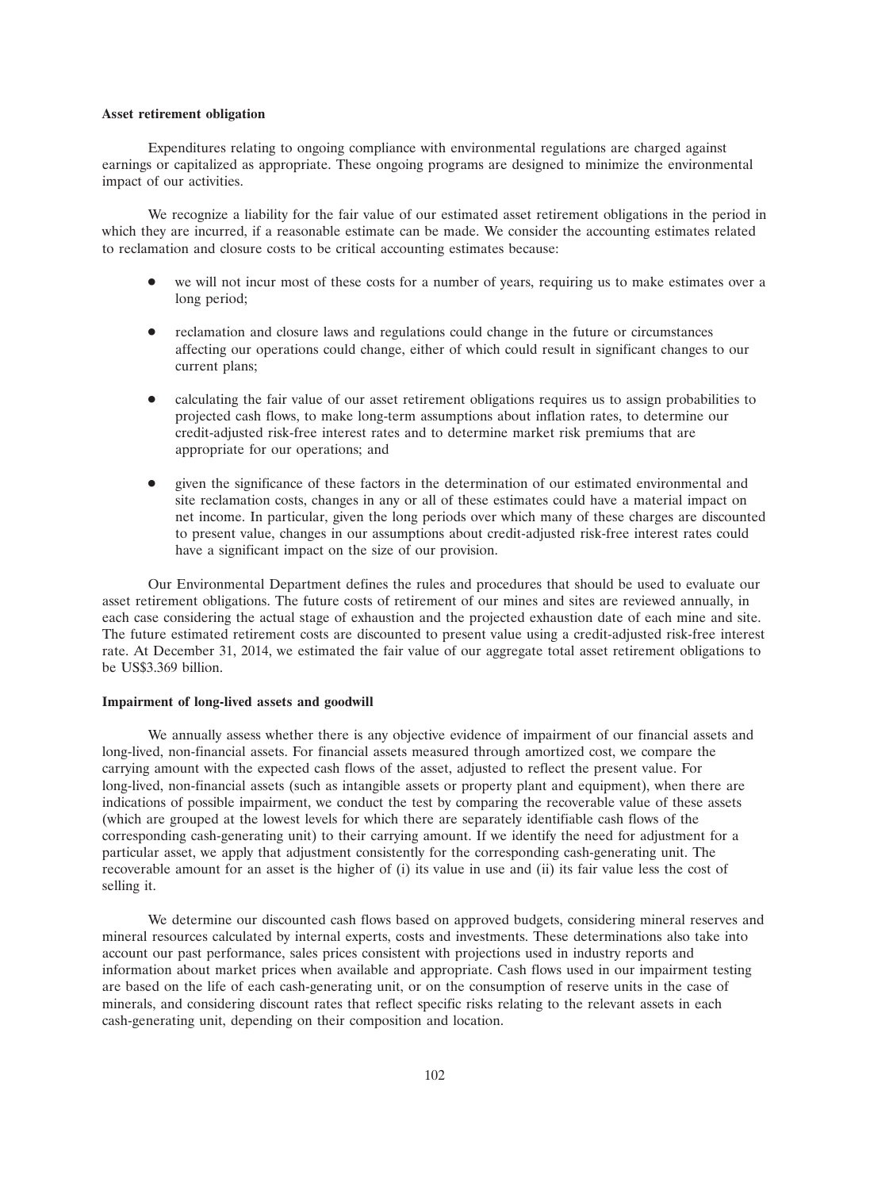**Asset retirement obligation**

Expenditures relating to ongoing compliance with environmental regulations are charged against earnings or capitalized as appropriate. These ongoing programs are designed to minimize the environmental impact of our activities.

We recognize a liability for the fair value of our estimated asset retirement obligations in the period in which they are incurred, if a reasonable estimate can be made. We consider the accounting estimates related to reclamation and closure costs to be critical accounting estimates because:

- we will not incur most of these costs for a number of years, requiring us to make estimates over a long period;
- reclamation and closure laws and regulations could change in the future or circumstances affecting our operations could change, either of which could result in significant changes to our current plans;
- calculating the fair value of our asset retirement obligations requires us to assign probabilities to projected cash flows, to make long-term assumptions about inflation rates, to determine our credit-adjusted risk-free interest rates and to determine market risk premiums that are appropriate for our operations; and
- given the significance of these factors in the determination of our estimated environmental and site reclamation costs, changes in any or all of these estimates could have a material impact on net income. In particular, given the long periods over which many of these charges are discounted to present value, changes in our assumptions about credit-adjusted risk-free interest rates could have a significant impact on the size of our provision.

Our Environmental Department defines the rules and procedures that should be used to evaluate our asset retirement obligations. The future costs of retirement of our mines and sites are reviewed annually, in each case considering the actual stage of exhaustion and the projected exhaustion date of each mine and site. The future estimated retirement costs are discounted to present value using a credit-adjusted risk-free interest rate. At December 31, 2014, we estimated the fair value of our aggregate total asset retirement obligations to be US$3.369 billion.

**Impairment of long-lived assets and goodwill**

We annually assess whether there is any objective evidence of impairment of our financial assets and long-lived, non-financial assets. For financial assets measured through amortized cost, we compare the carrying amount with the expected cash flows of the asset, adjusted to reflect the present value. For long-lived, non-financial assets (such as intangible assets or property plant and equipment), when there are indications of possible impairment, we conduct the test by comparing the recoverable value of these assets (which are grouped at the lowest levels for which there are separately identifiable cash flows of the corresponding cash-generating unit) to their carrying amount. If we identify the need for adjustment for a particular asset, we apply that adjustment consistently for the corresponding cash-generating unit. The recoverable amount for an asset is the higher of (i) its value in use and (ii) its fair value less the cost of selling it.

We determine our discounted cash flows based on approved budgets, considering mineral reserves and mineral resources calculated by internal experts, costs and investments. These determinations also take into account our past performance, sales prices consistent with projections used in industry reports and information about market prices when available and appropriate. Cash flows used in our impairment testing are based on the life of each cash-generating unit, or on the consumption of reserve units in the case of minerals, and considering discount rates that reflect specific risks relating to the relevant assets in each cash-generating unit, depending on their composition and location.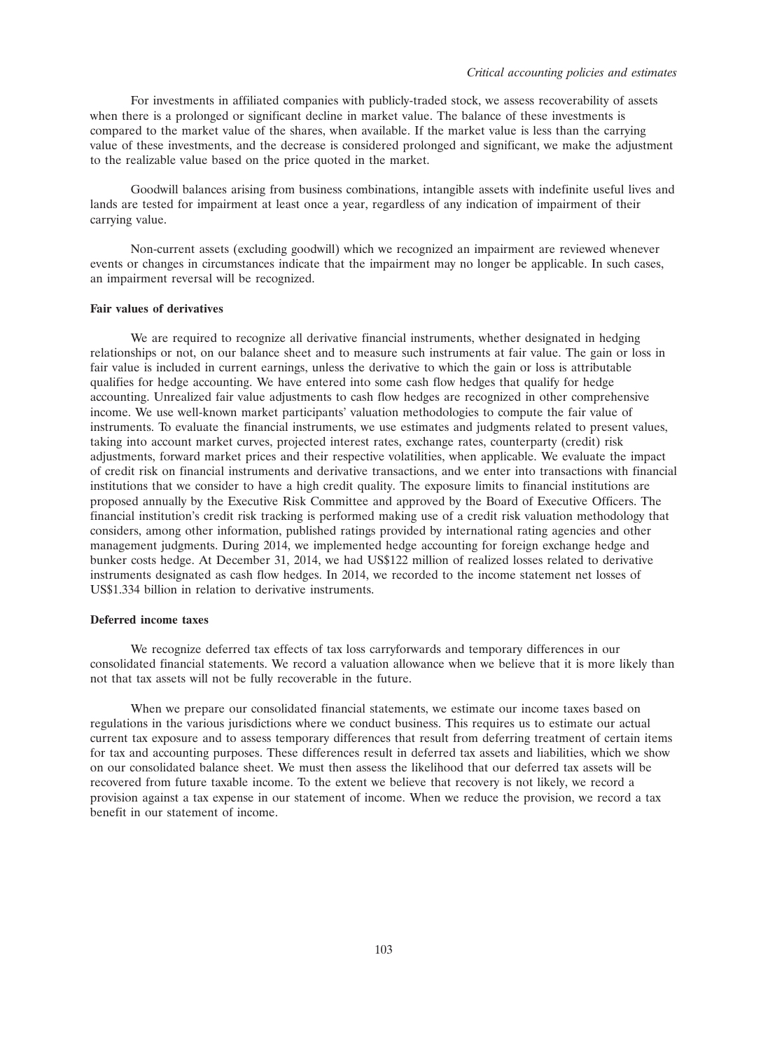For investments in affiliated companies with publicly-traded stock, we assess recoverability of assets when there is a prolonged or significant decline in market value. The balance of these investments is compared to the market value of the shares, when available. If the market value is less than the carrying value of these investments, and the decrease is considered prolonged and significant, we make the adjustment to the realizable value based on the price quoted in the market.

Goodwill balances arising from business combinations, intangible assets with indefinite useful lives and lands are tested for impairment at least once a year, regardless of any indication of impairment of their carrying value.

Non-current assets (excluding goodwill) which we recognized an impairment are reviewed whenever events or changes in circumstances indicate that the impairment may no longer be applicable. In such cases, an impairment reversal will be recognized.

**Fair values of derivatives**

We are required to recognize all derivative financial instruments, whether designated in hedging relationships or not, on our balance sheet and to measure such instruments at fair value. The gain or loss in fair value is included in current earnings, unless the derivative to which the gain or loss is attributable qualifies for hedge accounting. We have entered into some cash flow hedges that qualify for hedge accounting. Unrealized fair value adjustments to cash flow hedges are recognized in other comprehensive income. We use well-known market participants' valuation methodologies to compute the fair value of instruments. To evaluate the financial instruments, we use estimates and judgments related to present values, taking into account market curves, projected interest rates, exchange rates, counterparty (credit) risk adjustments, forward market prices and their respective volatilities, when applicable. We evaluate the impact of credit risk on financial instruments and derivative transactions, and we enter into transactions with financial institutions that we consider to have a high credit quality. The exposure limits to financial institutions are proposed annually by the Executive Risk Committee and approved by the Board of Executive Officers. The financial institution's credit risk tracking is performed making use of a credit risk valuation methodology that considers, among other information, published ratings provided by international rating agencies and other management judgments. During 2014, we implemented hedge accounting for foreign exchange hedge and bunker costs hedge. At December 31, 2014, we had US$122 million of realized losses related to derivative instruments designated as cash flow hedges. In 2014, we recorded to the income statement net losses of US$1.334 billion in relation to derivative instruments.

**Deferred income taxes**

We recognize deferred tax effects of tax loss carryforwards and temporary differences in our consolidated financial statements. We record a valuation allowance when we believe that it is more likely than not that tax assets will not be fully recoverable in the future.

When we prepare our consolidated financial statements, we estimate our income taxes based on regulations in the various jurisdictions where we conduct business. This requires us to estimate our actual current tax exposure and to assess temporary differences that result from deferring treatment of certain items for tax and accounting purposes. These differences result in deferred tax assets and liabilities, which we show on our consolidated balance sheet. We must then assess the likelihood that our deferred tax assets will be recovered from future taxable income. To the extent we believe that recovery is not likely, we record a provision against a tax expense in our statement of income. When we reduce the provision, we record a tax benefit in our statement of income.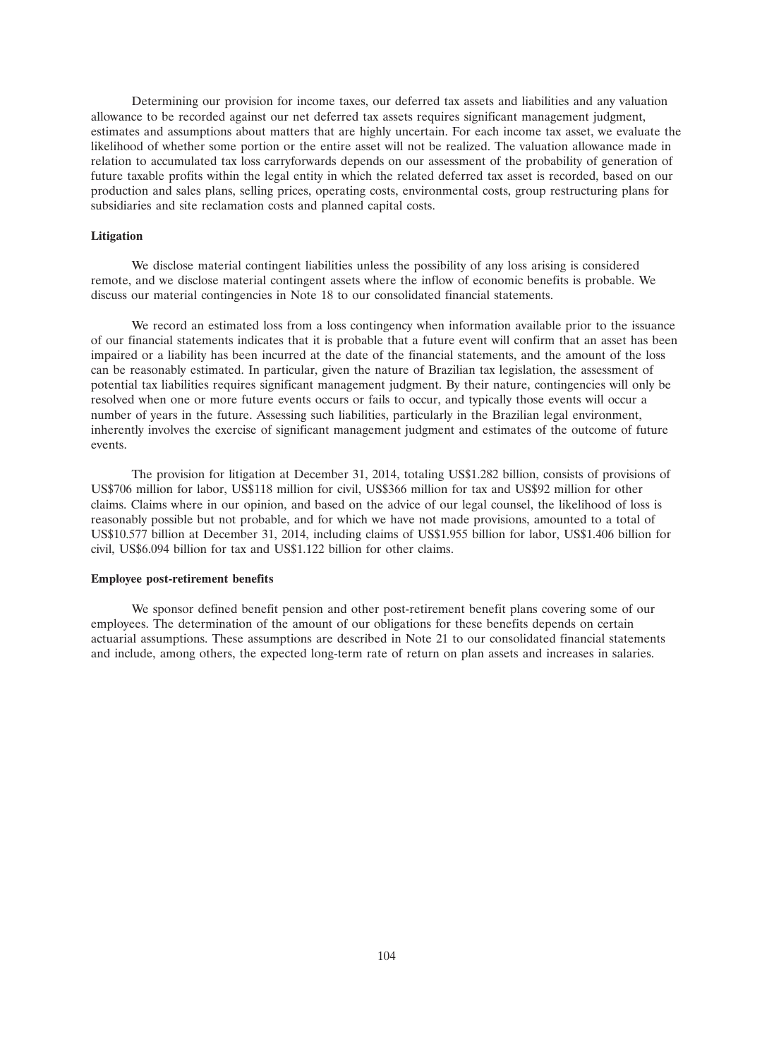Determining our provision for income taxes, our deferred tax assets and liabilities and any valuation allowance to be recorded against our net deferred tax assets requires significant management judgment, estimates and assumptions about matters that are highly uncertain. For each income tax asset, we evaluate the likelihood of whether some portion or the entire asset will not be realized. The valuation allowance made in relation to accumulated tax loss carryforwards depends on our assessment of the probability of generation of future taxable profits within the legal entity in which the related deferred tax asset is recorded, based on our production and sales plans, selling prices, operating costs, environmental costs, group restructuring plans for subsidiaries and site reclamation costs and planned capital costs.

**Litigation**

We disclose material contingent liabilities unless the possibility of any loss arising is considered remote, and we disclose material contingent assets where the inflow of economic benefits is probable. We discuss our material contingencies in Note 18 to our consolidated financial statements.

We record an estimated loss from a loss contingency when information available prior to the issuance of our financial statements indicates that it is probable that a future event will confirm that an asset has been impaired or a liability has been incurred at the date of the financial statements, and the amount of the loss can be reasonably estimated. In particular, given the nature of Brazilian tax legislation, the assessment of potential tax liabilities requires significant management judgment. By their nature, contingencies will only be resolved when one or more future events occurs or fails to occur, and typically those events will occur a number of years in the future. Assessing such liabilities, particularly in the Brazilian legal environment, inherently involves the exercise of significant management judgment and estimates of the outcome of future events.

The provision for litigation at December 31, 2014, totaling US$1.282 billion, consists of provisions of US$706 million for labor, US$118 million for civil, US$366 million for tax and US$92 million for other claims. Claims where in our opinion, and based on the advice of our legal counsel, the likelihood of loss is reasonably possible but not probable, and for which we have not made provisions, amounted to a total of US$10.577 billion at December 31, 2014, including claims of US$1.955 billion for labor, US$1.406 billion for civil, US$6.094 billion for tax and US$1.122 billion for other claims.

**Employee post-retirement benefits**

We sponsor defined benefit pension and other post-retirement benefit plans covering some of our employees. The determination of the amount of our obligations for these benefits depends on certain actuarial assumptions. These assumptions are described in Note 21 to our consolidated financial statements and include, among others, the expected long-term rate of return on plan assets and increases in salaries.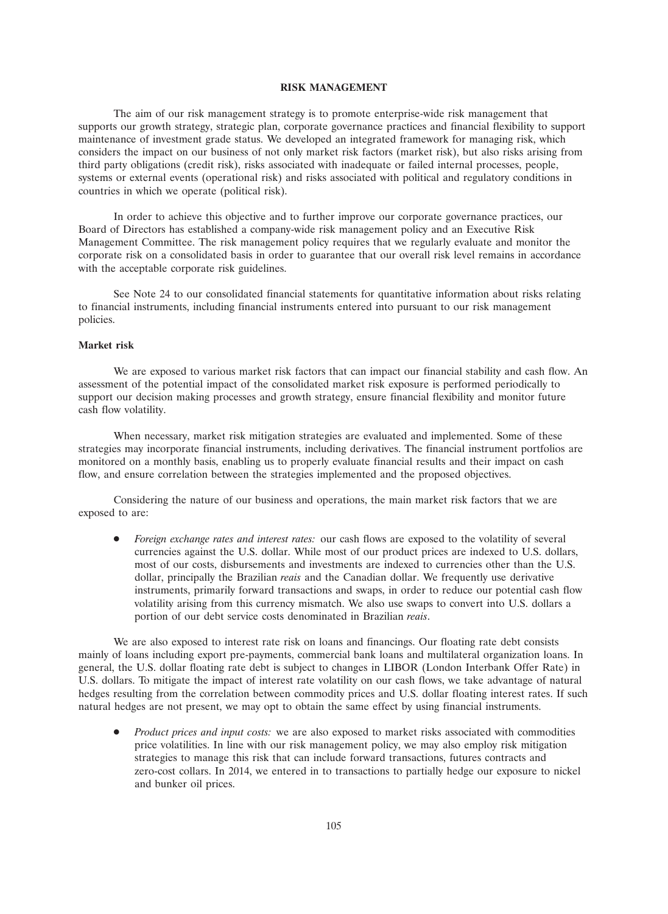## RISK MANAGEMENT

The aim of our risk management strategy is to promote enterprise-wide risk management that supports our growth strategy, strategic plan, corporate governance practices and financial flexibility to support maintenance of investment grade status. We developed an integrated framework for managing risk, which considers the impact on our business of not only market risk factors (market risk), but also risks arising from third party obligations (credit risk), risks associated with inadequate or failed internal processes, people, systems or external events (operational risk) and risks associated with political and regulatory conditions in countries in which we operate (political risk).

In order to achieve this objective and to further improve our corporate governance practices, our Board of Directors has established a company-wide risk management policy and an Executive Risk Management Committee. The risk management policy requires that we regularly evaluate and monitor the corporate risk on a consolidated basis in order to guarantee that our overall risk level remains in accordance with the acceptable corporate risk guidelines.

See Note 24 to our consolidated financial statements for quantitative information about risks relating to financial instruments, including financial instruments entered into pursuant to our risk management policies.

### Market risk

We are exposed to various market risk factors that can impact our financial stability and cash flow. An assessment of the potential impact of the consolidated market risk exposure is performed periodically to support our decision making processes and growth strategy, ensure financial flexibility and monitor future cash flow volatility.

When necessary, market risk mitigation strategies are evaluated and implemented. Some of these strategies may incorporate financial instruments, including derivatives. The financial instrument portfolios are monitored on a monthly basis, enabling us to properly evaluate financial results and their impact on cash flow, and ensure correlation between the strategies implemented and the proposed objectives.

Considering the nature of our business and operations, the main market risk factors that we are exposed to are:

- *Foreign exchange rates and interest rates:* our cash flows are exposed to the volatility of several currencies against the U.S. dollar. While most of our product prices are indexed to U.S. dollars, most of our costs, disbursements and investments are indexed to currencies other than the U.S. dollar, principally the Brazilian *reais* and the Canadian dollar. We frequently use derivative instruments, primarily forward transactions and swaps, in order to reduce our potential cash flow volatility arising from this currency mismatch. We also use swaps to convert into U.S. dollars a portion of our debt service costs denominated in Brazilian *reais*.

We are also exposed to interest rate risk on loans and financings. Our floating rate debt consists mainly of loans including export pre-payments, commercial bank loans and multilateral organization loans. In general, the U.S. dollar floating rate debt is subject to changes in LIBOR (London Interbank Offer Rate) in U.S. dollars. To mitigate the impact of interest rate volatility on our cash flows, we take advantage of natural hedges resulting from the correlation between commodity prices and U.S. dollar floating interest rates. If such natural hedges are not present, we may opt to obtain the same effect by using financial instruments.

- *Product prices and input costs:* we are also exposed to market risks associated with commodities price volatilities. In line with our risk management policy, we may also employ risk mitigation strategies to manage this risk that can include forward transactions, futures contracts and zero-cost collars. In 2014, we entered in to transactions to partially hedge our exposure to nickel and bunker oil prices.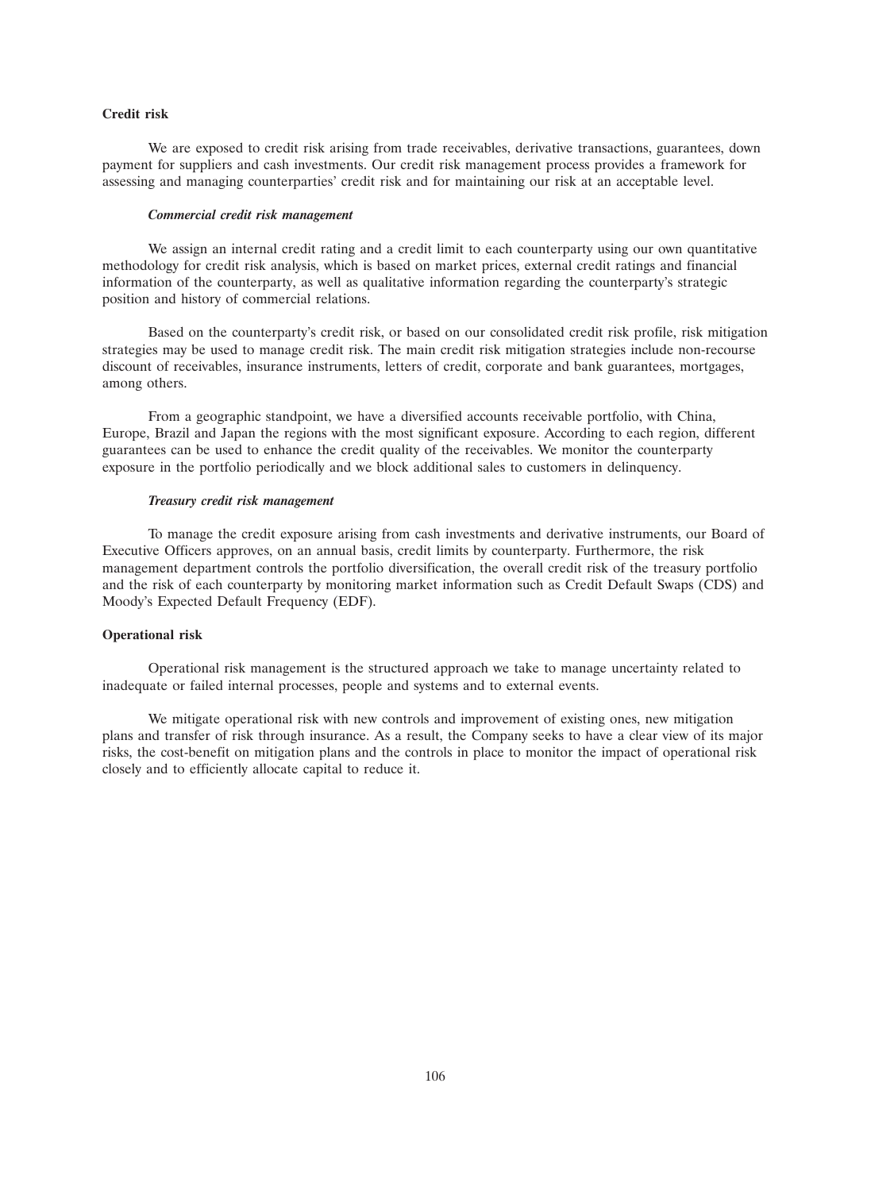**Credit risk**

We are exposed to credit risk arising from trade receivables, derivative transactions, guarantees, down payment for suppliers and cash investments. Our credit risk management process provides a framework for assessing and managing counterparties' credit risk and for maintaining our risk at an acceptable level.

***Commercial credit risk management***

We assign an internal credit rating and a credit limit to each counterparty using our own quantitative methodology for credit risk analysis, which is based on market prices, external credit ratings and financial information of the counterparty, as well as qualitative information regarding the counterparty's strategic position and history of commercial relations.

Based on the counterparty's credit risk, or based on our consolidated credit risk profile, risk mitigation strategies may be used to manage credit risk. The main credit risk mitigation strategies include non-recourse discount of receivables, insurance instruments, letters of credit, corporate and bank guarantees, mortgages, among others.

From a geographic standpoint, we have a diversified accounts receivable portfolio, with China, Europe, Brazil and Japan the regions with the most significant exposure. According to each region, different guarantees can be used to enhance the credit quality of the receivables. We monitor the counterparty exposure in the portfolio periodically and we block additional sales to customers in delinquency.

***Treasury credit risk management***

To manage the credit exposure arising from cash investments and derivative instruments, our Board of Executive Officers approves, on an annual basis, credit limits by counterparty. Furthermore, the risk management department controls the portfolio diversification, the overall credit risk of the treasury portfolio and the risk of each counterparty by monitoring market information such as Credit Default Swaps (CDS) and Moody's Expected Default Frequency (EDF).

**Operational risk**

Operational risk management is the structured approach we take to manage uncertainty related to inadequate or failed internal processes, people and systems and to external events.

We mitigate operational risk with new controls and improvement of existing ones, new mitigation plans and transfer of risk through insurance. As a result, the Company seeks to have a clear view of its major risks, the cost-benefit on mitigation plans and the controls in place to monitor the impact of operational risk closely and to efficiently allocate capital to reduce it.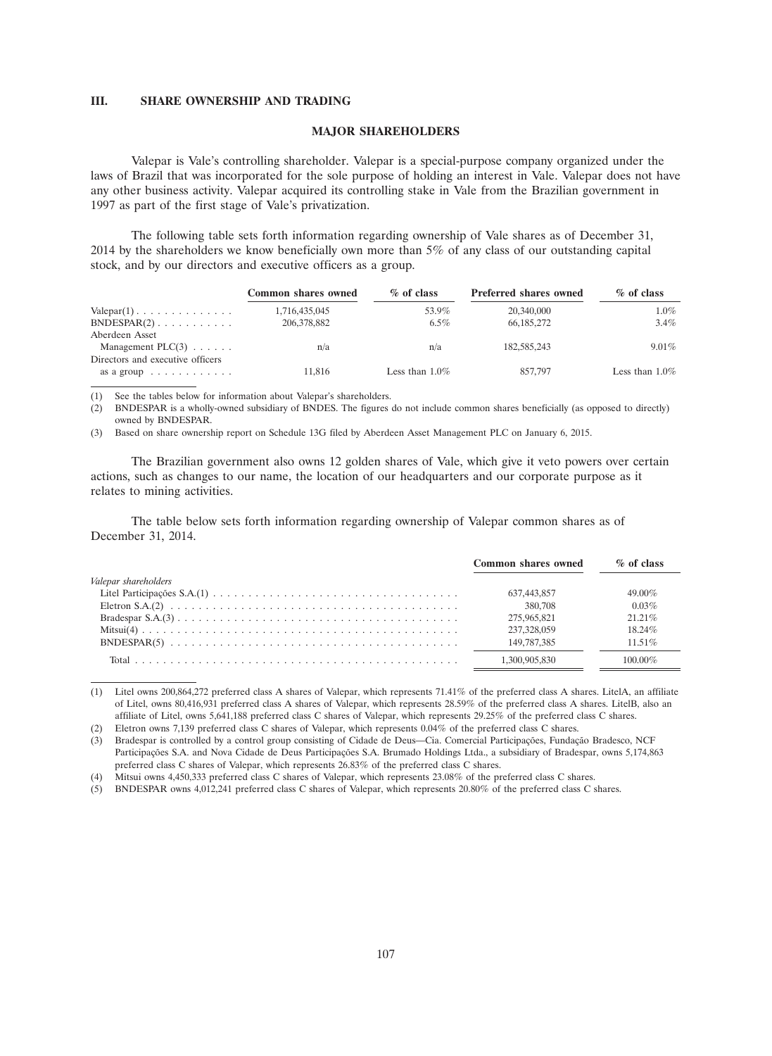## III. SHARE OWNERSHIP AND TRADING

### MAJOR SHAREHOLDERS

Valepar is Vale's controlling shareholder. Valepar is a special-purpose company organized under the laws of Brazil that was incorporated for the sole purpose of holding an interest in Vale. Valepar does not have any other business activity. Valepar acquired its controlling stake in Vale from the Brazilian government in 1997 as part of the first stage of Vale's privatization.

The following table sets forth information regarding ownership of Vale shares as of December 31, 2014 by the shareholders we know beneficially own more than 5% of any class of our outstanding capital stock, and by our directors and executive officers as a group.

| | Common shares owned | % of class | Preferred shares owned | % of class |
|---|---|---|---|---|
| Valepar(1) | 1,716,435,045 | 53.9% | 20,340,000 | 1.0% |
| BNDESPAR(2) | 206,378,882 | 6.5% | 66,185,272 | 3.4% |
| Aberdeen Asset Management PLC(3) | n/a | n/a | 182,585,243 | 9.01% |
| Directors and executive officers as a group | 11,816 | Less than 1.0% | 857,797 | Less than 1.0% |

(1) See the tables below for information about Valepar's shareholders.

(2) BNDESPAR is a wholly-owned subsidiary of BNDES. The figures do not include common shares beneficially (as opposed to directly) owned by BNDESPAR.

(3) Based on share ownership report on Schedule 13G filed by Aberdeen Asset Management PLC on January 6, 2015.

The Brazilian government also owns 12 golden shares of Vale, which give it veto powers over certain actions, such as changes to our name, the location of our headquarters and our corporate purpose as it relates to mining activities.

The table below sets forth information regarding ownership of Valepar common shares as of December 31, 2014.

| | Common shares owned | % of class |
|---|---|---|
| *Valepar shareholders* | | |
| Litel Participações S.A.(1) | 637,443,857 | 49.00% |
| Eletron S.A.(2) | 380,708 | 0.03% |
| Bradespar S.A.(3) | 275,965,821 | 21.21% |
| Mitsui(4) | 237,328,059 | 18.24% |
| BNDESPAR(5) | 149,787,385 | 11.51% |
| Total | 1,300,905,830 | 100.00% |

(1) Litel owns 200,864,272 preferred class A shares of Valepar, which represents 71.41% of the preferred class A shares. LitelA, an affiliate of Litel, owns 80,416,931 preferred class A shares of Valepar, which represents 28.59% of the preferred class A shares. LitelB, also an affiliate of Litel, owns 5,641,188 preferred class C shares of Valepar, which represents 29.25% of the preferred class C shares.

(2) Eletron owns 7,139 preferred class C shares of Valepar, which represents 0.04% of the preferred class C shares.

(3) Bradespar is controlled by a control group consisting of Cidade de Deus—Cia. Comercial Participações, Fundação Bradesco, NCF Participações S.A. and Nova Cidade de Deus Participações S.A. Brumado Holdings Ltda., a subsidiary of Bradespar, owns 5,174,863 preferred class C shares of Valepar, which represents 26.83% of the preferred class C shares.

(4) Mitsui owns 4,450,333 preferred class C shares of Valepar, which represents 23.08% of the preferred class C shares.

(5) BNDESPAR owns 4,012,241 preferred class C shares of Valepar, which represents 20.80% of the preferred class C shares.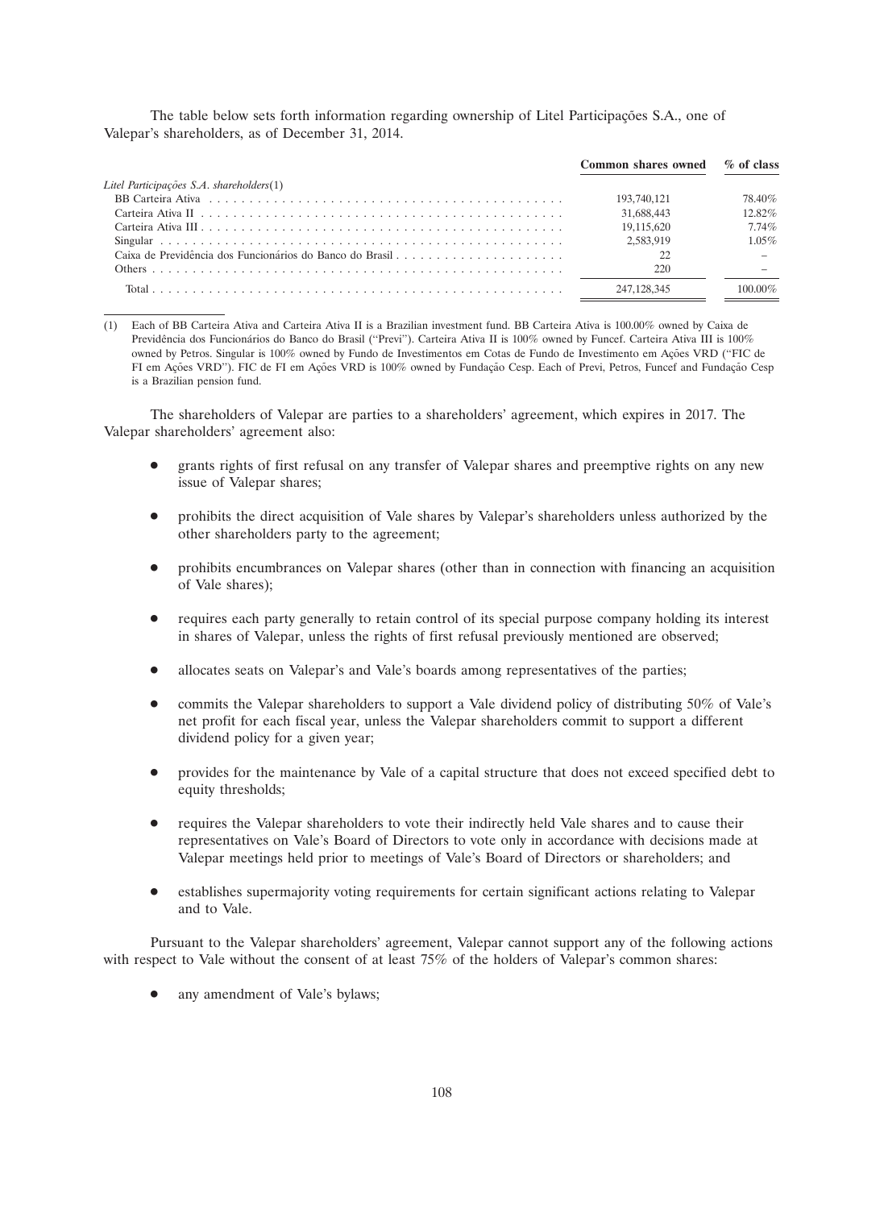The table below sets forth information regarding ownership of Litel Participações S.A., one of Valepar's shareholders, as of December 31, 2014.

| | Common shares owned | % of class |
|---|---|---|
| *Litel Participações S.A. shareholders*(1) | | |
| BB Carteira Ativa | 193,740,121 | 78.40% |
| Carteira Ativa II | 31,688,443 | 12.82% |
| Carteira Ativa III | 19,115,620 | 7.74% |
| Singular | 2,583,919 | 1.05% |
| Caixa de Previdência dos Funcionários do Banco do Brasil | 22 | – |
| Others | 220 | – |
| Total | 247,128,345 | 100.00% |

(1) Each of BB Carteira Ativa and Carteira Ativa II is a Brazilian investment fund. BB Carteira Ativa is 100.00% owned by Caixa de Previdência dos Funcionários do Banco do Brasil (''Previ''). Carteira Ativa II is 100% owned by Funcef. Carteira Ativa III is 100% owned by Petros. Singular is 100% owned by Fundo de Investimentos em Cotas de Fundo de Investimento em Ações VRD (''FIC de FI em Ações VRD''). FIC de FI em Ações VRD is 100% owned by Fundação Cesp. Each of Previ, Petros, Funcef and Fundação Cesp is a Brazilian pension fund.

The shareholders of Valepar are parties to a shareholders' agreement, which expires in 2017. The Valepar shareholders' agreement also:

- grants rights of first refusal on any transfer of Valepar shares and preemptive rights on any new issue of Valepar shares;
- prohibits the direct acquisition of Vale shares by Valepar's shareholders unless authorized by the other shareholders party to the agreement;
- prohibits encumbrances on Valepar shares (other than in connection with financing an acquisition of Vale shares);
- requires each party generally to retain control of its special purpose company holding its interest in shares of Valepar, unless the rights of first refusal previously mentioned are observed;
- allocates seats on Valepar's and Vale's boards among representatives of the parties;
- commits the Valepar shareholders to support a Vale dividend policy of distributing 50% of Vale's net profit for each fiscal year, unless the Valepar shareholders commit to support a different dividend policy for a given year;
- provides for the maintenance by Vale of a capital structure that does not exceed specified debt to equity thresholds;
- requires the Valepar shareholders to vote their indirectly held Vale shares and to cause their representatives on Vale's Board of Directors to vote only in accordance with decisions made at Valepar meetings held prior to meetings of Vale's Board of Directors or shareholders; and
- establishes supermajority voting requirements for certain significant actions relating to Valepar and to Vale.

Pursuant to the Valepar shareholders' agreement, Valepar cannot support any of the following actions with respect to Vale without the consent of at least 75% of the holders of Valepar's common shares:

- any amendment of Vale's bylaws;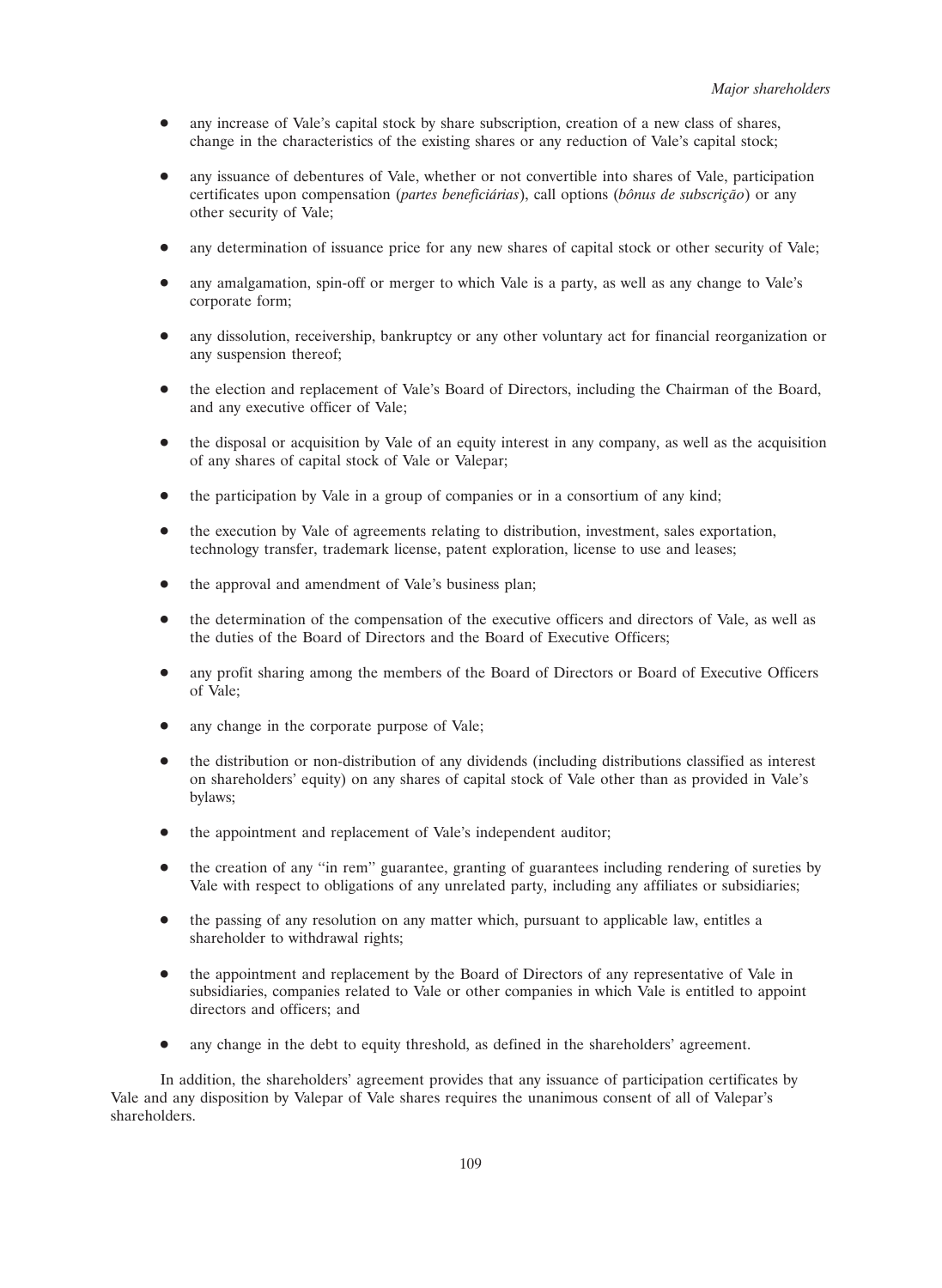- any increase of Vale's capital stock by share subscription, creation of a new class of shares, change in the characteristics of the existing shares or any reduction of Vale's capital stock;
- any issuance of debentures of Vale, whether or not convertible into shares of Vale, participation certificates upon compensation (*partes beneficiárias*), call options (*bônus de subscrição*) or any other security of Vale;
- any determination of issuance price for any new shares of capital stock or other security of Vale;
- any amalgamation, spin-off or merger to which Vale is a party, as well as any change to Vale's corporate form;
- any dissolution, receivership, bankruptcy or any other voluntary act for financial reorganization or any suspension thereof;
- the election and replacement of Vale's Board of Directors, including the Chairman of the Board, and any executive officer of Vale;
- the disposal or acquisition by Vale of an equity interest in any company, as well as the acquisition of any shares of capital stock of Vale or Valepar;
- the participation by Vale in a group of companies or in a consortium of any kind;
- the execution by Vale of agreements relating to distribution, investment, sales exportation, technology transfer, trademark license, patent exploration, license to use and leases;
- the approval and amendment of Vale's business plan;
- the determination of the compensation of the executive officers and directors of Vale, as well as the duties of the Board of Directors and the Board of Executive Officers;
- any profit sharing among the members of the Board of Directors or Board of Executive Officers of Vale;
- any change in the corporate purpose of Vale;
- the distribution or non-distribution of any dividends (including distributions classified as interest on shareholders' equity) on any shares of capital stock of Vale other than as provided in Vale's bylaws;
- the appointment and replacement of Vale's independent auditor;
- the creation of any "in rem" guarantee, granting of guarantees including rendering of sureties by Vale with respect to obligations of any unrelated party, including any affiliates or subsidiaries;
- the passing of any resolution on any matter which, pursuant to applicable law, entitles a shareholder to withdrawal rights;
- the appointment and replacement by the Board of Directors of any representative of Vale in subsidiaries, companies related to Vale or other companies in which Vale is entitled to appoint directors and officers; and
- any change in the debt to equity threshold, as defined in the shareholders' agreement.

In addition, the shareholders' agreement provides that any issuance of participation certificates by Vale and any disposition by Valepar of Vale shares requires the unanimous consent of all of Valepar's shareholders.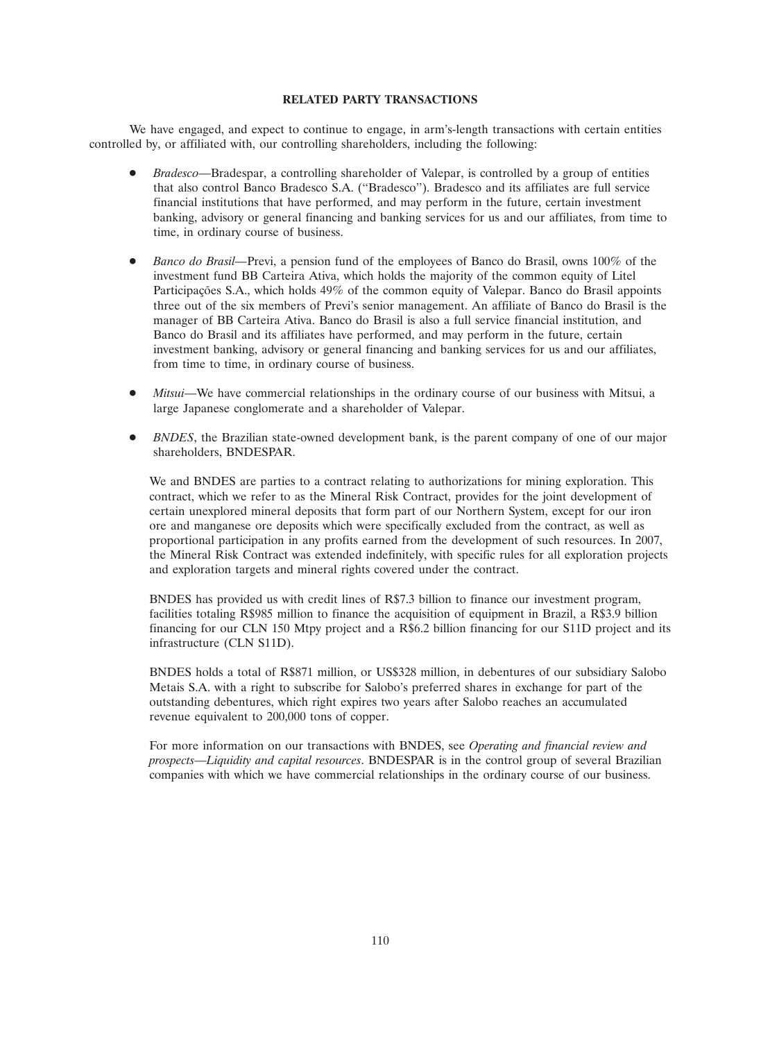## RELATED PARTY TRANSACTIONS

We have engaged, and expect to continue to engage, in arm's-length transactions with certain entities controlled by, or affiliated with, our controlling shareholders, including the following:

- *Bradesco*—Bradespar, a controlling shareholder of Valepar, is controlled by a group of entities that also control Banco Bradesco S.A. (''Bradesco''). Bradesco and its affiliates are full service financial institutions that have performed, and may perform in the future, certain investment banking, advisory or general financing and banking services for us and our affiliates, from time to time, in ordinary course of business.

- *Banco do Brasil*—Previ, a pension fund of the employees of Banco do Brasil, owns 100% of the investment fund BB Carteira Ativa, which holds the majority of the common equity of Litel Participações S.A., which holds 49% of the common equity of Valepar. Banco do Brasil appoints three out of the six members of Previ's senior management. An affiliate of Banco do Brasil is the manager of BB Carteira Ativa. Banco do Brasil is also a full service financial institution, and Banco do Brasil and its affiliates have performed, and may perform in the future, certain investment banking, advisory or general financing and banking services for us and our affiliates, from time to time, in ordinary course of business.

- *Mitsui*—We have commercial relationships in the ordinary course of our business with Mitsui, a large Japanese conglomerate and a shareholder of Valepar.

- *BNDES*, the Brazilian state-owned development bank, is the parent company of one of our major shareholders, BNDESPAR.

  We and BNDES are parties to a contract relating to authorizations for mining exploration. This contract, which we refer to as the Mineral Risk Contract, provides for the joint development of certain unexplored mineral deposits that form part of our Northern System, except for our iron ore and manganese ore deposits which were specifically excluded from the contract, as well as proportional participation in any profits earned from the development of such resources. In 2007, the Mineral Risk Contract was extended indefinitely, with specific rules for all exploration projects and exploration targets and mineral rights covered under the contract.

  BNDES has provided us with credit lines of R$7.3 billion to finance our investment program, facilities totaling R$985 million to finance the acquisition of equipment in Brazil, a R$3.9 billion financing for our CLN 150 Mtpy project and a R$6.2 billion financing for our S11D project and its infrastructure (CLN S11D).

  BNDES holds a total of R$871 million, or US$328 million, in debentures of our subsidiary Salobo Metais S.A. with a right to subscribe for Salobo's preferred shares in exchange for part of the outstanding debentures, which right expires two years after Salobo reaches an accumulated revenue equivalent to 200,000 tons of copper.

  For more information on our transactions with BNDES, see *Operating and financial review and prospects—Liquidity and capital resources*. BNDESPAR is in the control group of several Brazilian companies with which we have commercial relationships in the ordinary course of our business.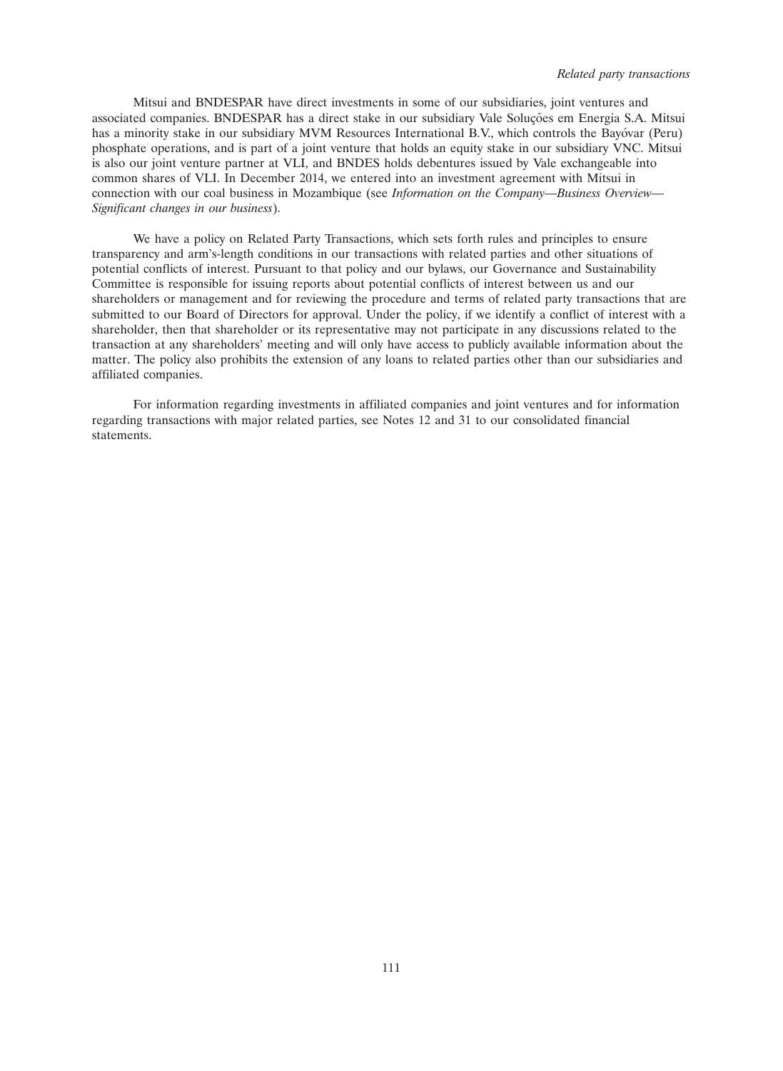Mitsui and BNDESPAR have direct investments in some of our subsidiaries, joint ventures and associated companies. BNDESPAR has a direct stake in our subsidiary Vale Soluções em Energia S.A. Mitsui has a minority stake in our subsidiary MVM Resources International B.V., which controls the Bayóvar (Peru) phosphate operations, and is part of a joint venture that holds an equity stake in our subsidiary VNC. Mitsui is also our joint venture partner at VLI, and BNDES holds debentures issued by Vale exchangeable into common shares of VLI. In December 2014, we entered into an investment agreement with Mitsui in connection with our coal business in Mozambique (see *Information on the Company—Business Overview—Significant changes in our business*).

We have a policy on Related Party Transactions, which sets forth rules and principles to ensure transparency and arm's-length conditions in our transactions with related parties and other situations of potential conflicts of interest. Pursuant to that policy and our bylaws, our Governance and Sustainability Committee is responsible for issuing reports about potential conflicts of interest between us and our shareholders or management and for reviewing the procedure and terms of related party transactions that are submitted to our Board of Directors for approval. Under the policy, if we identify a conflict of interest with a shareholder, then that shareholder or its representative may not participate in any discussions related to the transaction at any shareholders' meeting and will only have access to publicly available information about the matter. The policy also prohibits the extension of any loans to related parties other than our subsidiaries and affiliated companies.

For information regarding investments in affiliated companies and joint ventures and for information regarding transactions with major related parties, see Notes 12 and 31 to our consolidated financial statements.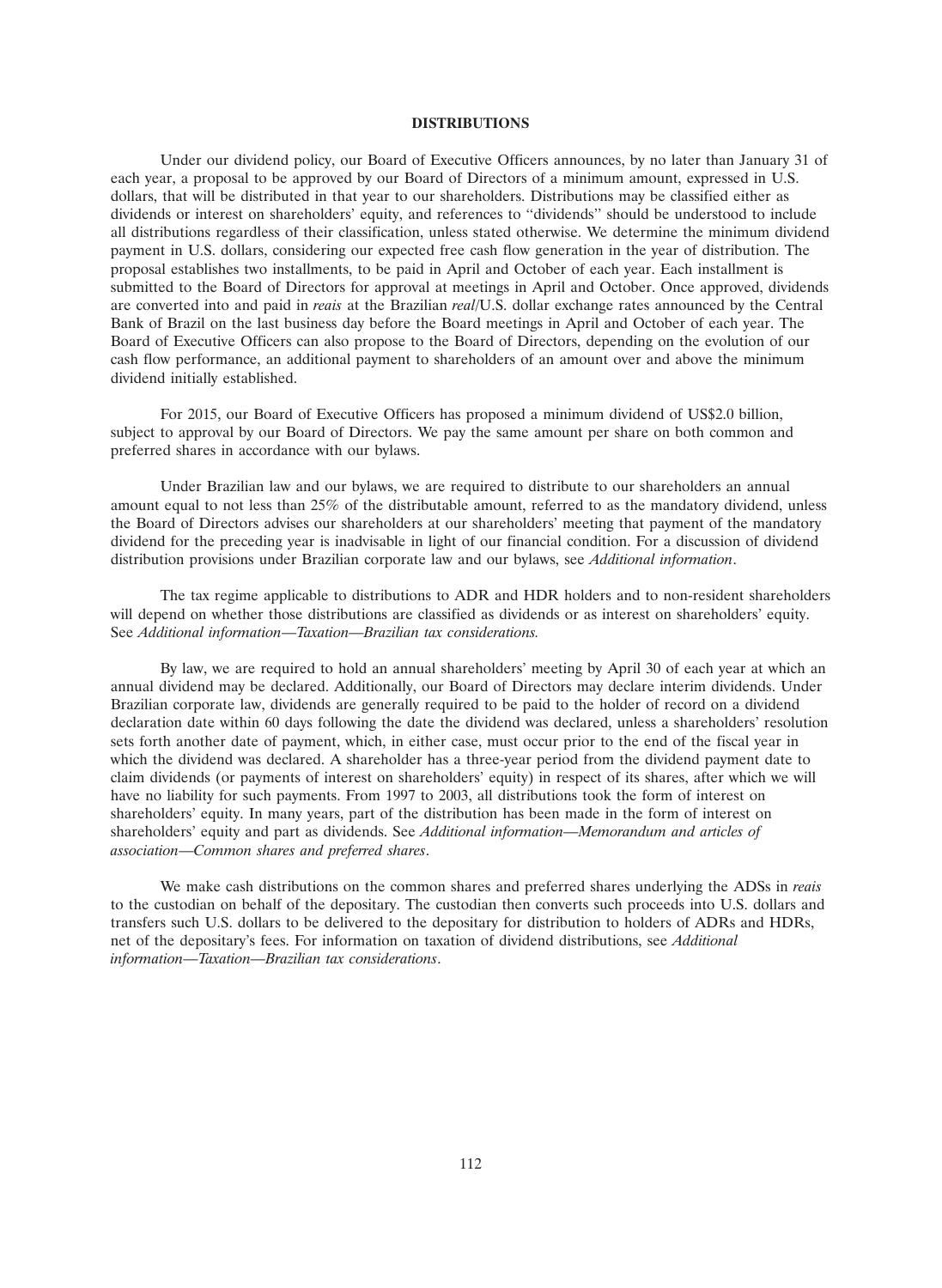# DISTRIBUTIONS

Under our dividend policy, our Board of Executive Officers announces, by no later than January 31 of each year, a proposal to be approved by our Board of Directors of a minimum amount, expressed in U.S. dollars, that will be distributed in that year to our shareholders. Distributions may be classified either as dividends or interest on shareholders' equity, and references to ''dividends'' should be understood to include all distributions regardless of their classification, unless stated otherwise. We determine the minimum dividend payment in U.S. dollars, considering our expected free cash flow generation in the year of distribution. The proposal establishes two installments, to be paid in April and October of each year. Each installment is submitted to the Board of Directors for approval at meetings in April and October. Once approved, dividends are converted into and paid in *reais* at the Brazilian *real*/U.S. dollar exchange rates announced by the Central Bank of Brazil on the last business day before the Board meetings in April and October of each year. The Board of Executive Officers can also propose to the Board of Directors, depending on the evolution of our cash flow performance, an additional payment to shareholders of an amount over and above the minimum dividend initially established.

For 2015, our Board of Executive Officers has proposed a minimum dividend of US$2.0 billion, subject to approval by our Board of Directors. We pay the same amount per share on both common and preferred shares in accordance with our bylaws.

Under Brazilian law and our bylaws, we are required to distribute to our shareholders an annual amount equal to not less than 25% of the distributable amount, referred to as the mandatory dividend, unless the Board of Directors advises our shareholders at our shareholders' meeting that payment of the mandatory dividend for the preceding year is inadvisable in light of our financial condition. For a discussion of dividend distribution provisions under Brazilian corporate law and our bylaws, see *Additional information*.

The tax regime applicable to distributions to ADR and HDR holders and to non-resident shareholders will depend on whether those distributions are classified as dividends or as interest on shareholders' equity. See *Additional information—Taxation—Brazilian tax considerations.*

By law, we are required to hold an annual shareholders' meeting by April 30 of each year at which an annual dividend may be declared. Additionally, our Board of Directors may declare interim dividends. Under Brazilian corporate law, dividends are generally required to be paid to the holder of record on a dividend declaration date within 60 days following the date the dividend was declared, unless a shareholders' resolution sets forth another date of payment, which, in either case, must occur prior to the end of the fiscal year in which the dividend was declared. A shareholder has a three-year period from the dividend payment date to claim dividends (or payments of interest on shareholders' equity) in respect of its shares, after which we will have no liability for such payments. From 1997 to 2003, all distributions took the form of interest on shareholders' equity. In many years, part of the distribution has been made in the form of interest on shareholders' equity and part as dividends. See *Additional information—Memorandum and articles of association—Common shares and preferred shares*.

We make cash distributions on the common shares and preferred shares underlying the ADSs in *reais* to the custodian on behalf of the depositary. The custodian then converts such proceeds into U.S. dollars and transfers such U.S. dollars to be delivered to the depositary for distribution to holders of ADRs and HDRs, net of the depositary's fees. For information on taxation of dividend distributions, see *Additional information—Taxation—Brazilian tax considerations*.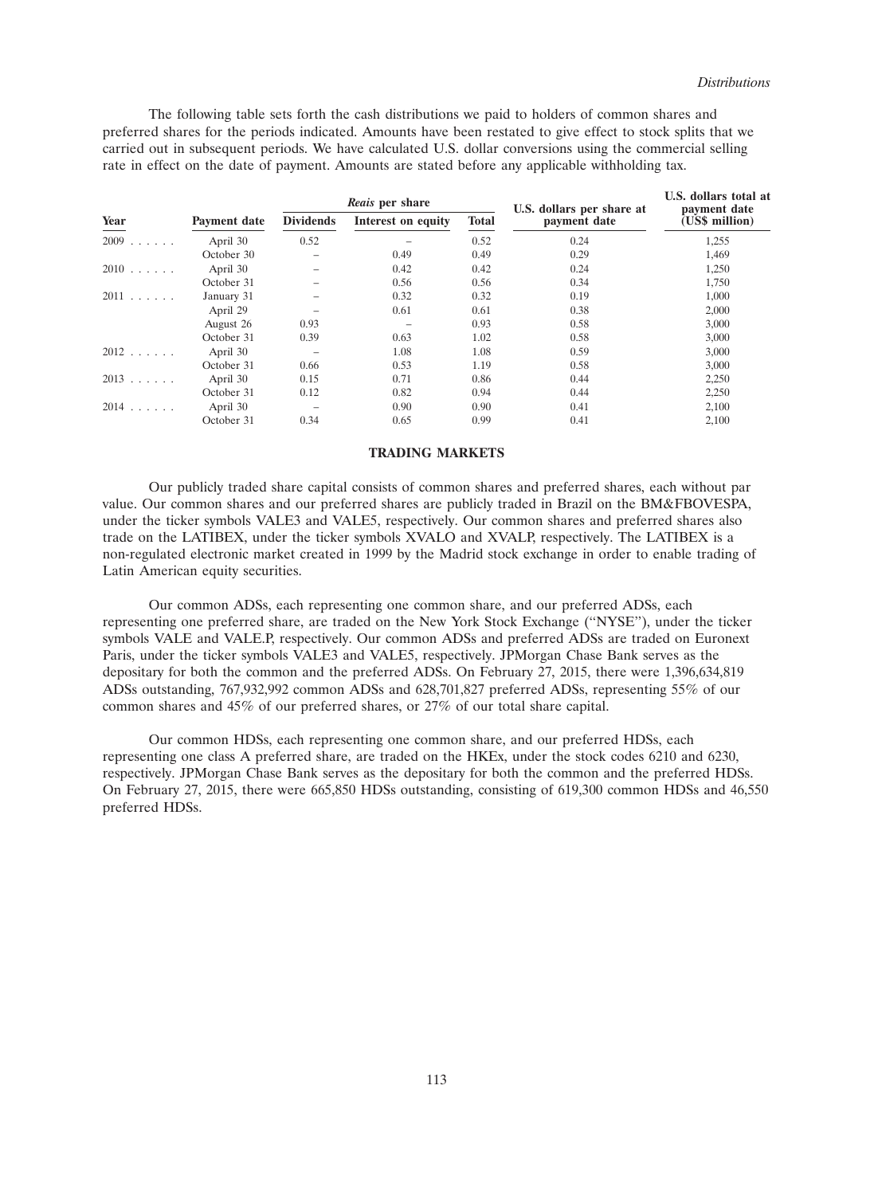The following table sets forth the cash distributions we paid to holders of common shares and preferred shares for the periods indicated. Amounts have been restated to give effect to stock splits that we carried out in subsequent periods. We have calculated U.S. dollar conversions using the commercial selling rate in effect on the date of payment. Amounts are stated before any applicable withholding tax.

| Year | Payment date | *Reais* per share | | | U.S. dollars per share at payment date | U.S. dollars total at payment date (US$ million) |
|---|---|---|---|---|---|---|
| | | Dividends | Interest on equity | Total | | |
| 2009 | April 30 | 0.52 | – | 0.52 | 0.24 | 1,255 |
| | October 30 | – | 0.49 | 0.49 | 0.29 | 1,469 |
| 2010 | April 30 | – | 0.42 | 0.42 | 0.24 | 1,250 |
| | October 31 | – | 0.56 | 0.56 | 0.34 | 1,750 |
| 2011 | January 31 | – | 0.32 | 0.32 | 0.19 | 1,000 |
| | April 29 | – | 0.61 | 0.61 | 0.38 | 2,000 |
| | August 26 | 0.93 | – | 0.93 | 0.58 | 3,000 |
| | October 31 | 0.39 | 0.63 | 1.02 | 0.58 | 3,000 |
| 2012 | April 30 | – | 1.08 | 1.08 | 0.59 | 3,000 |
| | October 31 | 0.66 | 0.53 | 1.19 | 0.58 | 3,000 |
| 2013 | April 30 | 0.15 | 0.71 | 0.86 | 0.44 | 2,250 |
| | October 31 | 0.12 | 0.82 | 0.94 | 0.44 | 2,250 |
| 2014 | April 30 | – | 0.90 | 0.90 | 0.41 | 2,100 |
| | October 31 | 0.34 | 0.65 | 0.99 | 0.41 | 2,100 |

## TRADING MARKETS

Our publicly traded share capital consists of common shares and preferred shares, each without par value. Our common shares and our preferred shares are publicly traded in Brazil on the BM&FBOVESPA, under the ticker symbols VALE3 and VALE5, respectively. Our common shares and preferred shares also trade on the LATIBEX, under the ticker symbols XVALO and XVALP, respectively. The LATIBEX is a non-regulated electronic market created in 1999 by the Madrid stock exchange in order to enable trading of Latin American equity securities.

Our common ADSs, each representing one common share, and our preferred ADSs, each representing one preferred share, are traded on the New York Stock Exchange ("NYSE"), under the ticker symbols VALE and VALE.P, respectively. Our common ADSs and preferred ADSs are traded on Euronext Paris, under the ticker symbols VALE3 and VALE5, respectively. JPMorgan Chase Bank serves as the depositary for both the common and the preferred ADSs. On February 27, 2015, there were 1,396,634,819 ADSs outstanding, 767,932,992 common ADSs and 628,701,827 preferred ADSs, representing 55% of our common shares and 45% of our preferred shares, or 27% of our total share capital.

Our common HDSs, each representing one common share, and our preferred HDSs, each representing one class A preferred share, are traded on the HKEx, under the stock codes 6210 and 6230, respectively. JPMorgan Chase Bank serves as the depositary for both the common and the preferred HDSs. On February 27, 2015, there were 665,850 HDSs outstanding, consisting of 619,300 common HDSs and 46,550 preferred HDSs.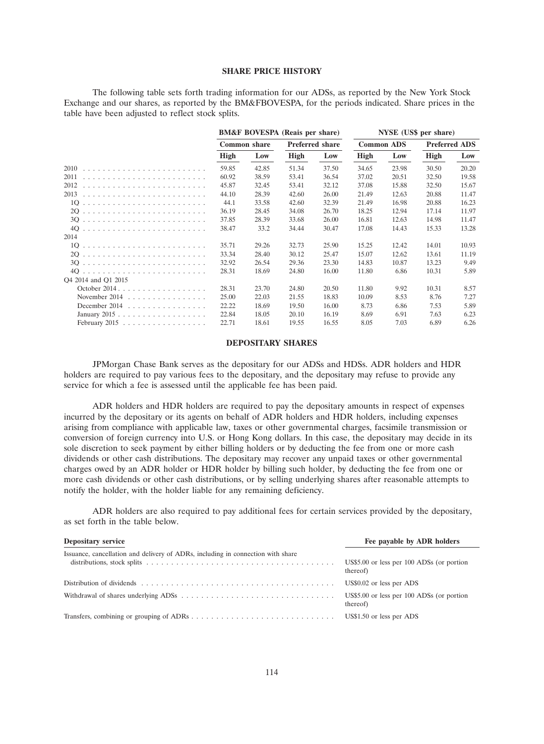## SHARE PRICE HISTORY

The following table sets forth trading information for our ADSs, as reported by the New York Stock Exchange and our shares, as reported by the BM&FBOVESPA, for the periods indicated. Share prices in the table have been adjusted to reflect stock splits.

| | BM&F BOVESPA (Reais per share) | | | | NYSE (US$ per share) | | | |
|---|---|---|---|---|---|---|---|---|
| | Common share | | Preferred share | | Common ADS | | Preferred ADS | |
| | High | Low | High | Low | High | Low | High | Low |
| 2010 | 59.85 | 42.85 | 51.34 | 37.50 | 34.65 | 23.98 | 30.50 | 20.20 |
| 2011 | 60.92 | 38.59 | 53.41 | 36.54 | 37.02 | 20.51 | 32.50 | 19.58 |
| 2012 | 45.87 | 32.45 | 53.41 | 32.12 | 37.08 | 15.88 | 32.50 | 15.67 |
| 2013 | 44.10 | 28.39 | 42.60 | 26.00 | 21.49 | 12.63 | 20.88 | 11.47 |
| 1Q | 44.1 | 33.58 | 42.60 | 32.39 | 21.49 | 16.98 | 20.88 | 16.23 |
| 2Q | 36.19 | 28.45 | 34.08 | 26.70 | 18.25 | 12.94 | 17.14 | 11.97 |
| 3Q | 37.85 | 28.39 | 33.68 | 26.00 | 16.81 | 12.63 | 14.98 | 11.47 |
| 4Q | 38.47 | 33.2 | 34.44 | 30.47 | 17.08 | 14.43 | 15.33 | 13.28 |
| 2014 | | | | | | | | |
| 1Q | 35.71 | 29.26 | 32.73 | 25.90 | 15.25 | 12.42 | 14.01 | 10.93 |
| 2Q | 33.34 | 28.40 | 30.12 | 25.47 | 15.07 | 12.62 | 13.61 | 11.19 |
| 3Q | 32.92 | 26.54 | 29.36 | 23.30 | 14.83 | 10.87 | 13.23 | 9.49 |
| 4Q | 28.31 | 18.69 | 24.80 | 16.00 | 11.80 | 6.86 | 10.31 | 5.89 |
| Q4 2014 and Q1 2015 | | | | | | | | |
| October 2014 | 28.31 | 23.70 | 24.80 | 20.50 | 11.80 | 9.92 | 10.31 | 8.57 |
| November 2014 | 25.00 | 22.03 | 21.55 | 18.83 | 10.09 | 8.53 | 8.76 | 7.27 |
| December 2014 | 22.22 | 18.69 | 19.50 | 16.00 | 8.73 | 6.86 | 7.53 | 5.89 |
| January 2015 | 22.84 | 18.05 | 20.10 | 16.19 | 8.69 | 6.91 | 7.63 | 6.23 |
| February 2015 | 22.71 | 18.61 | 19.55 | 16.55 | 8.05 | 7.03 | 6.89 | 6.26 |

## DEPOSITARY SHARES

JPMorgan Chase Bank serves as the depositary for our ADSs and HDSs. ADR holders and HDR holders are required to pay various fees to the depositary, and the depositary may refuse to provide any service for which a fee is assessed until the applicable fee has been paid.

ADR holders and HDR holders are required to pay the depositary amounts in respect of expenses incurred by the depositary or its agents on behalf of ADR holders and HDR holders, including expenses arising from compliance with applicable law, taxes or other governmental charges, facsimile transmission or conversion of foreign currency into U.S. or Hong Kong dollars. In this case, the depositary may decide in its sole discretion to seek payment by either billing holders or by deducting the fee from one or more cash dividends or other cash distributions. The depositary may recover any unpaid taxes or other governmental charges owed by an ADR holder or HDR holder by billing such holder, by deducting the fee from one or more cash dividends or other cash distributions, or by selling underlying shares after reasonable attempts to notify the holder, with the holder liable for any remaining deficiency.

ADR holders are also required to pay additional fees for certain services provided by the depositary, as set forth in the table below.

| Depositary service | Fee payable by ADR holders |
|---|---|
| Issuance, cancellation and delivery of ADRs, including in connection with share distributions, stock splits | US$5.00 or less per 100 ADSs (or portion thereof) |
| Distribution of dividends | US$0.02 or less per ADS |
| Withdrawal of shares underlying ADSs | US$5.00 or less per 100 ADSs (or portion thereof) |
| Transfers, combining or grouping of ADRs | US$1.50 or less per ADS |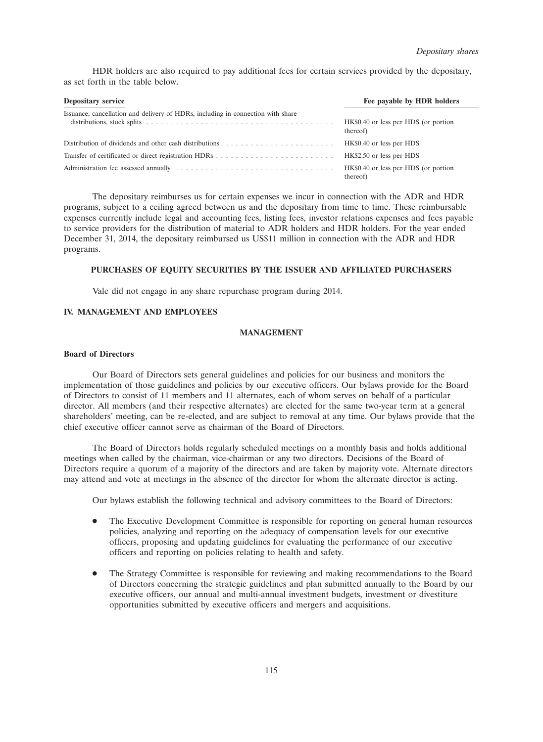HDR holders are also required to pay additional fees for certain services provided by the depositary, as set forth in the table below.

| Depositary service | Fee payable by HDR holders |
| --- | --- |
| Issuance, cancellation and delivery of HDRs, including in connection with share distributions, stock splits | HK$0.40 or less per HDS (or portion thereof) |
| Distribution of dividends and other cash distributions | HK$0.40 or less per HDS |
| Transfer of certificated or direct registration HDRs | HK$2.50 or less per HDS |
| Administration fee assessed annually | HK$0.40 or less per HDS (or portion thereof) |

The depositary reimburses us for certain expenses we incur in connection with the ADR and HDR programs, subject to a ceiling agreed between us and the depositary from time to time. These reimbursable expenses currently include legal and accounting fees, listing fees, investor relations expenses and fees payable to service providers for the distribution of material to ADR holders and HDR holders. For the year ended December 31, 2014, the depositary reimbursed us US$11 million in connection with the ADR and HDR programs.

### PURCHASES OF EQUITY SECURITIES BY THE ISSUER AND AFFILIATED PURCHASERS

Vale did not engage in any share repurchase program during 2014.

## IV. MANAGEMENT AND EMPLOYEES

### MANAGEMENT

#### Board of Directors

Our Board of Directors sets general guidelines and policies for our business and monitors the implementation of those guidelines and policies by our executive officers. Our bylaws provide for the Board of Directors to consist of 11 members and 11 alternates, each of whom serves on behalf of a particular director. All members (and their respective alternates) are elected for the same two-year term at a general shareholders' meeting, can be re-elected, and are subject to removal at any time. Our bylaws provide that the chief executive officer cannot serve as chairman of the Board of Directors.

The Board of Directors holds regularly scheduled meetings on a monthly basis and holds additional meetings when called by the chairman, vice-chairman or any two directors. Decisions of the Board of Directors require a quorum of a majority of the directors and are taken by majority vote. Alternate directors may attend and vote at meetings in the absence of the director for whom the alternate director is acting.

Our bylaws establish the following technical and advisory committees to the Board of Directors:

- The Executive Development Committee is responsible for reporting on general human resources policies, analyzing and reporting on the adequacy of compensation levels for our executive officers, proposing and updating guidelines for evaluating the performance of our executive officers and reporting on policies relating to health and safety.
- The Strategy Committee is responsible for reviewing and making recommendations to the Board of Directors concerning the strategic guidelines and plan submitted annually to the Board by our executive officers, our annual and multi-annual investment budgets, investment or divestiture opportunities submitted by executive officers and mergers and acquisitions.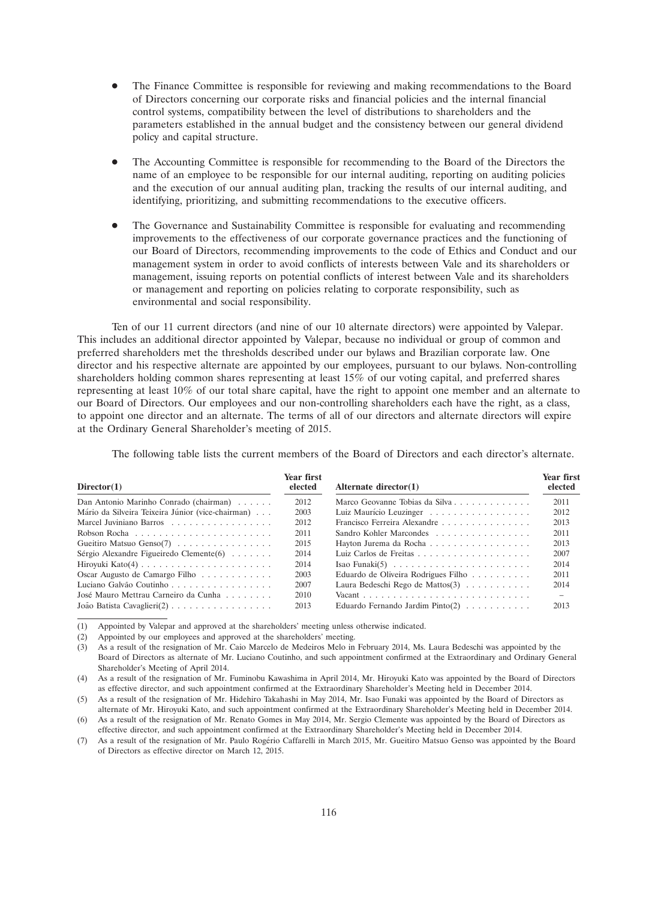- The Finance Committee is responsible for reviewing and making recommendations to the Board of Directors concerning our corporate risks and financial policies and the internal financial control systems, compatibility between the level of distributions to shareholders and the parameters established in the annual budget and the consistency between our general dividend policy and capital structure.

- The Accounting Committee is responsible for recommending to the Board of the Directors the name of an employee to be responsible for our internal auditing, reporting on auditing policies and the execution of our annual auditing plan, tracking the results of our internal auditing, and identifying, prioritizing, and submitting recommendations to the executive officers.

- The Governance and Sustainability Committee is responsible for evaluating and recommending improvements to the effectiveness of our corporate governance practices and the functioning of our Board of Directors, recommending improvements to the code of Ethics and Conduct and our management system in order to avoid conflicts of interests between Vale and its shareholders or management, issuing reports on potential conflicts of interest between Vale and its shareholders or management and reporting on policies relating to corporate responsibility, such as environmental and social responsibility.

Ten of our 11 current directors (and nine of our 10 alternate directors) were appointed by Valepar. This includes an additional director appointed by Valepar, because no individual or group of common and preferred shareholders met the thresholds described under our bylaws and Brazilian corporate law. One director and his respective alternate are appointed by our employees, pursuant to our bylaws. Non-controlling shareholders holding common shares representing at least 15% of our voting capital, and preferred shares representing at least 10% of our total share capital, have the right to appoint one member and an alternate to our Board of Directors. Our employees and our non-controlling shareholders each have the right, as a class, to appoint one director and an alternate. The terms of all of our directors and alternate directors will expire at the Ordinary General Shareholder's meeting of 2015.

The following table lists the current members of the Board of Directors and each director's alternate.

| Director(1) | Year first elected | Alternate director(1) | Year first elected |
|---|---|---|---|
| Dan Antonio Marinho Conrado (chairman) | 2012 | Marco Geovanne Tobias da Silva | 2011 |
| Mário da Silveira Teixeira Júnior (vice-chairman) | 2003 | Luiz Maurício Leuzinger | 2012 |
| Marcel Juviniano Barros | 2012 | Francisco Ferreira Alexandre | 2013 |
| Robson Rocha | 2011 | Sandro Kohler Marcondes | 2011 |
| Gueitiro Matsuo Genso(7) | 2015 | Hayton Jurema da Rocha | 2013 |
| Sérgio Alexandre Figueiredo Clemente(6) | 2014 | Luiz Carlos de Freitas | 2007 |
| Hiroyuki Kato(4) | 2014 | Isao Funaki(5) | 2014 |
| Oscar Augusto de Camargo Filho | 2003 | Eduardo de Oliveira Rodrigues Filho | 2011 |
| Luciano Galvão Coutinho | 2007 | Laura Bedeschi Rego de Mattos(3) | 2014 |
| José Mauro Mettrau Carneiro da Cunha | 2010 | Vacant | – |
| João Batista Cavaglieri(2) | 2013 | Eduardo Fernando Jardim Pinto(2) | 2013 |

(1) Appointed by Valepar and approved at the shareholders' meeting unless otherwise indicated.

(2) Appointed by our employees and approved at the shareholders' meeting.

(3) As a result of the resignation of Mr. Caio Marcelo de Medeiros Melo in February 2014, Ms. Laura Bedeschi was appointed by the Board of Directors as alternate of Mr. Luciano Coutinho, and such appointment confirmed at the Extraordinary and Ordinary General Shareholder's Meeting of April 2014.

(4) As a result of the resignation of Mr. Fuminobu Kawashima in April 2014, Mr. Hiroyuki Kato was appointed by the Board of Directors as effective director, and such appointment confirmed at the Extraordinary Shareholder's Meeting held in December 2014.

(5) As a result of the resignation of Mr. Hidehiro Takahashi in May 2014, Mr. Isao Funaki was appointed by the Board of Directors as alternate of Mr. Hiroyuki Kato, and such appointment confirmed at the Extraordinary Shareholder's Meeting held in December 2014.

(6) As a result of the resignation of Mr. Renato Gomes in May 2014, Mr. Sergio Clemente was appointed by the Board of Directors as effective director, and such appointment confirmed at the Extraordinary Shareholder's Meeting held in December 2014.

(7) As a result of the resignation of Mr. Paulo Rogério Caffarelli in March 2015, Mr. Gueitiro Matsuo Genso was appointed by the Board of Directors as effective director on March 12, 2015.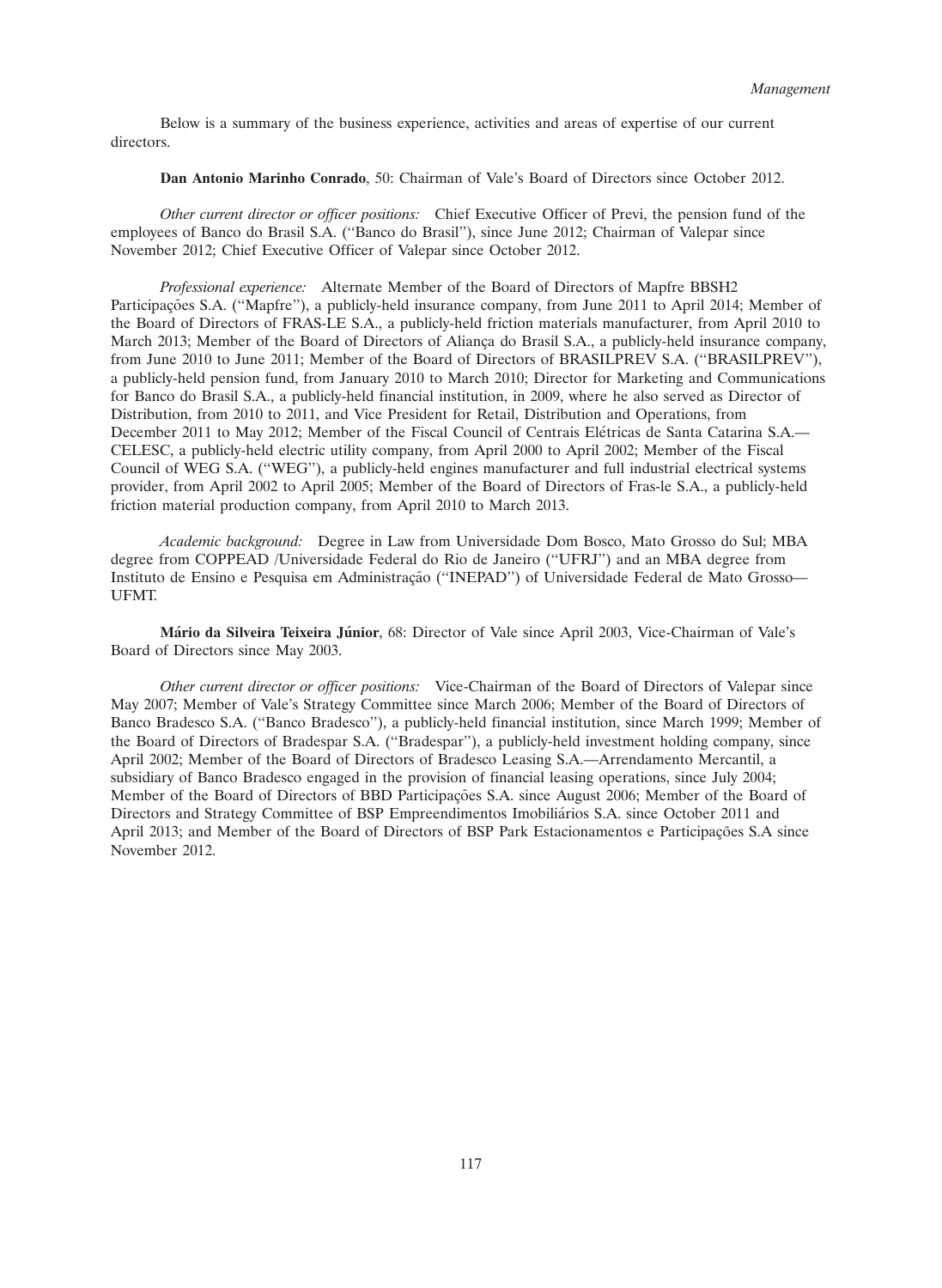Below is a summary of the business experience, activities and areas of expertise of our current directors.

**Dan Antonio Marinho Conrado**, 50: Chairman of Vale's Board of Directors since October 2012.

*Other current director or officer positions:* Chief Executive Officer of Previ, the pension fund of the employees of Banco do Brasil S.A. (''Banco do Brasil''), since June 2012; Chairman of Valepar since November 2012; Chief Executive Officer of Valepar since October 2012.

*Professional experience:* Alternate Member of the Board of Directors of Mapfre BBSH2 Participações S.A. (''Mapfre''), a publicly-held insurance company, from June 2011 to April 2014; Member of the Board of Directors of FRAS-LE S.A., a publicly-held friction materials manufacturer, from April 2010 to March 2013; Member of the Board of Directors of Aliança do Brasil S.A., a publicly-held insurance company, from June 2010 to June 2011; Member of the Board of Directors of BRASILPREV S.A. (''BRASILPREV''), a publicly-held pension fund, from January 2010 to March 2010; Director for Marketing and Communications for Banco do Brasil S.A., a publicly-held financial institution, in 2009, where he also served as Director of Distribution, from 2010 to 2011, and Vice President for Retail, Distribution and Operations, from December 2011 to May 2012; Member of the Fiscal Council of Centrais Elétricas de Santa Catarina S.A.—CELESC, a publicly-held electric utility company, from April 2000 to April 2002; Member of the Fiscal Council of WEG S.A. (''WEG''), a publicly-held engines manufacturer and full industrial electrical systems provider, from April 2002 to April 2005; Member of the Board of Directors of Fras-le S.A., a publicly-held friction material production company, from April 2010 to March 2013.

*Academic background:* Degree in Law from Universidade Dom Bosco, Mato Grosso do Sul; MBA degree from COPPEAD /Universidade Federal do Rio de Janeiro (''UFRJ'') and an MBA degree from Instituto de Ensino e Pesquisa em Administração (''INEPAD'') of Universidade Federal de Mato Grosso—UFMT.

**Mário da Silveira Teixeira Júnior**, 68: Director of Vale since April 2003, Vice-Chairman of Vale's Board of Directors since May 2003.

*Other current director or officer positions:* Vice-Chairman of the Board of Directors of Valepar since May 2007; Member of Vale's Strategy Committee since March 2006; Member of the Board of Directors of Banco Bradesco S.A. (''Banco Bradesco''), a publicly-held financial institution, since March 1999; Member of the Board of Directors of Bradespar S.A. (''Bradespar''), a publicly-held investment holding company, since April 2002; Member of the Board of Directors of Bradesco Leasing S.A.—Arrendamento Mercantil, a subsidiary of Banco Bradesco engaged in the provision of financial leasing operations, since July 2004; Member of the Board of Directors of BBD Participações S.A. since August 2006; Member of the Board of Directors and Strategy Committee of BSP Empreendimentos Imobiliários S.A. since October 2011 and April 2013; and Member of the Board of Directors of BSP Park Estacionamentos e Participações S.A since November 2012.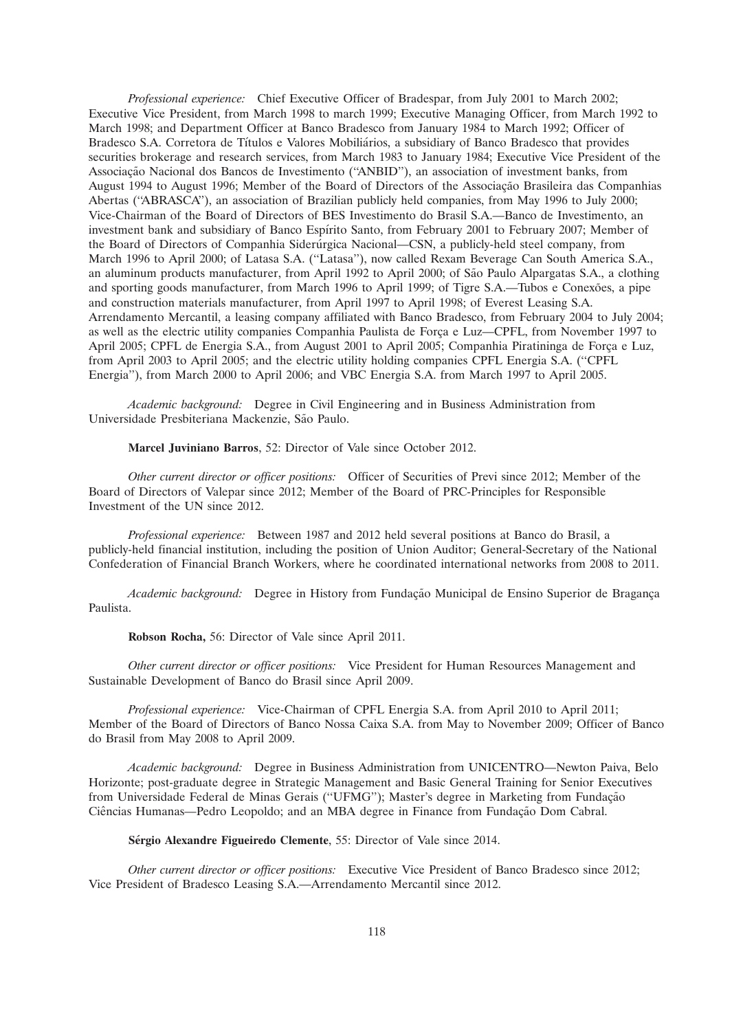*Professional experience:* Chief Executive Officer of Bradespar, from July 2001 to March 2002; Executive Vice President, from March 1998 to march 1999; Executive Managing Officer, from March 1992 to March 1998; and Department Officer at Banco Bradesco from January 1984 to March 1992; Officer of Bradesco S.A. Corretora de Títulos e Valores Mobiliários, a subsidiary of Banco Bradesco that provides securities brokerage and research services, from March 1983 to January 1984; Executive Vice President of the Associação Nacional dos Bancos de Investimento ("ANBID"), an association of investment banks, from August 1994 to August 1996; Member of the Board of Directors of the Associação Brasileira das Companhias Abertas ("ABRASCA"), an association of Brazilian publicly held companies, from May 1996 to July 2000; Vice-Chairman of the Board of Directors of BES Investimento do Brasil S.A.—Banco de Investimento, an investment bank and subsidiary of Banco Espírito Santo, from February 2001 to February 2007; Member of the Board of Directors of Companhia Siderúrgica Nacional—CSN, a publicly-held steel company, from March 1996 to April 2000; of Latasa S.A. ("Latasa"), now called Rexam Beverage Can South America S.A., an aluminum products manufacturer, from April 1992 to April 2000; of São Paulo Alpargatas S.A., a clothing and sporting goods manufacturer, from March 1996 to April 1999; of Tigre S.A.—Tubos e Conexões, a pipe and construction materials manufacturer, from April 1997 to April 1998; of Everest Leasing S.A. Arrendamento Mercantil, a leasing company affiliated with Banco Bradesco, from February 2004 to July 2004; as well as the electric utility companies Companhia Paulista de Força e Luz—CPFL, from November 1997 to April 2005; CPFL de Energia S.A., from August 2001 to April 2005; Companhia Piratininga de Força e Luz, from April 2003 to April 2005; and the electric utility holding companies CPFL Energia S.A. ("CPFL Energia"), from March 2000 to April 2006; and VBC Energia S.A. from March 1997 to April 2005.

*Academic background:* Degree in Civil Engineering and in Business Administration from Universidade Presbiteriana Mackenzie, São Paulo.

**Marcel Juviniano Barros**, 52: Director of Vale since October 2012.

*Other current director or officer positions:* Officer of Securities of Previ since 2012; Member of the Board of Directors of Valepar since 2012; Member of the Board of PRC-Principles for Responsible Investment of the UN since 2012.

*Professional experience:* Between 1987 and 2012 held several positions at Banco do Brasil, a publicly-held financial institution, including the position of Union Auditor; General-Secretary of the National Confederation of Financial Branch Workers, where he coordinated international networks from 2008 to 2011.

*Academic background:* Degree in History from Fundação Municipal de Ensino Superior de Bragança Paulista.

**Robson Rocha,** 56: Director of Vale since April 2011.

*Other current director or officer positions:* Vice President for Human Resources Management and Sustainable Development of Banco do Brasil since April 2009.

*Professional experience:* Vice-Chairman of CPFL Energia S.A. from April 2010 to April 2011; Member of the Board of Directors of Banco Nossa Caixa S.A. from May to November 2009; Officer of Banco do Brasil from May 2008 to April 2009.

*Academic background:* Degree in Business Administration from UNICENTRO—Newton Paiva, Belo Horizonte; post-graduate degree in Strategic Management and Basic General Training for Senior Executives from Universidade Federal de Minas Gerais ("UFMG"); Master's degree in Marketing from Fundação Ciências Humanas—Pedro Leopoldo; and an MBA degree in Finance from Fundação Dom Cabral.

**Sérgio Alexandre Figueiredo Clemente**, 55: Director of Vale since 2014.

*Other current director or officer positions:* Executive Vice President of Banco Bradesco since 2012; Vice President of Bradesco Leasing S.A.—Arrendamento Mercantil since 2012.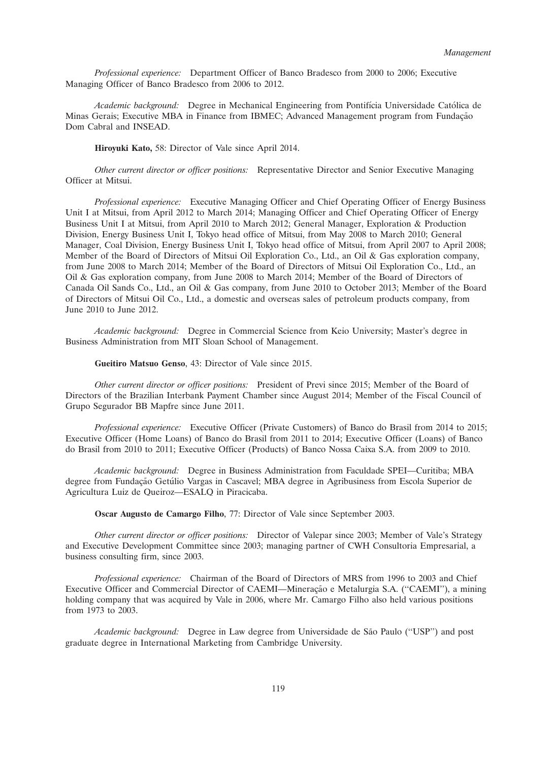*Professional experience:* Department Officer of Banco Bradesco from 2000 to 2006; Executive Managing Officer of Banco Bradesco from 2006 to 2012.

*Academic background:* Degree in Mechanical Engineering from Pontifícia Universidade Católica de Minas Gerais; Executive MBA in Finance from IBMEC; Advanced Management program from Fundação Dom Cabral and INSEAD.

**Hiroyuki Kato,** 58: Director of Vale since April 2014.

*Other current director or officer positions:* Representative Director and Senior Executive Managing Officer at Mitsui.

*Professional experience:* Executive Managing Officer and Chief Operating Officer of Energy Business Unit I at Mitsui, from April 2012 to March 2014; Managing Officer and Chief Operating Officer of Energy Business Unit I at Mitsui, from April 2010 to March 2012; General Manager, Exploration & Production Division, Energy Business Unit I, Tokyo head office of Mitsui, from May 2008 to March 2010; General Manager, Coal Division, Energy Business Unit I, Tokyo head office of Mitsui, from April 2007 to April 2008; Member of the Board of Directors of Mitsui Oil Exploration Co., Ltd., an Oil & Gas exploration company, from June 2008 to March 2014; Member of the Board of Directors of Mitsui Oil Exploration Co., Ltd., an Oil & Gas exploration company, from June 2008 to March 2014; Member of the Board of Directors of Canada Oil Sands Co., Ltd., an Oil & Gas company, from June 2010 to October 2013; Member of the Board of Directors of Mitsui Oil Co., Ltd., a domestic and overseas sales of petroleum products company, from June 2010 to June 2012.

*Academic background:* Degree in Commercial Science from Keio University; Master's degree in Business Administration from MIT Sloan School of Management.

**Gueitiro Matsuo Genso**, 43: Director of Vale since 2015.

*Other current director or officer positions:* President of Previ since 2015; Member of the Board of Directors of the Brazilian Interbank Payment Chamber since August 2014; Member of the Fiscal Council of Grupo Segurador BB Mapfre since June 2011.

*Professional experience:* Executive Officer (Private Customers) of Banco do Brasil from 2014 to 2015; Executive Officer (Home Loans) of Banco do Brasil from 2011 to 2014; Executive Officer (Loans) of Banco do Brasil from 2010 to 2011; Executive Officer (Products) of Banco Nossa Caixa S.A. from 2009 to 2010.

*Academic background:* Degree in Business Administration from Faculdade SPEI—Curitiba; MBA degree from Fundação Getúlio Vargas in Cascavel; MBA degree in Agribusiness from Escola Superior de Agricultura Luiz de Queiroz—ESALQ in Piracicaba.

**Oscar Augusto de Camargo Filho**, 77: Director of Vale since September 2003.

*Other current director or officer positions:* Director of Valepar since 2003; Member of Vale's Strategy and Executive Development Committee since 2003; managing partner of CWH Consultoria Empresarial, a business consulting firm, since 2003.

*Professional experience:* Chairman of the Board of Directors of MRS from 1996 to 2003 and Chief Executive Officer and Commercial Director of CAEMI—Mineração e Metalurgia S.A. ("CAEMI"), a mining holding company that was acquired by Vale in 2006, where Mr. Camargo Filho also held various positions from 1973 to 2003.

*Academic background:* Degree in Law degree from Universidade de São Paulo ("USP") and post graduate degree in International Marketing from Cambridge University.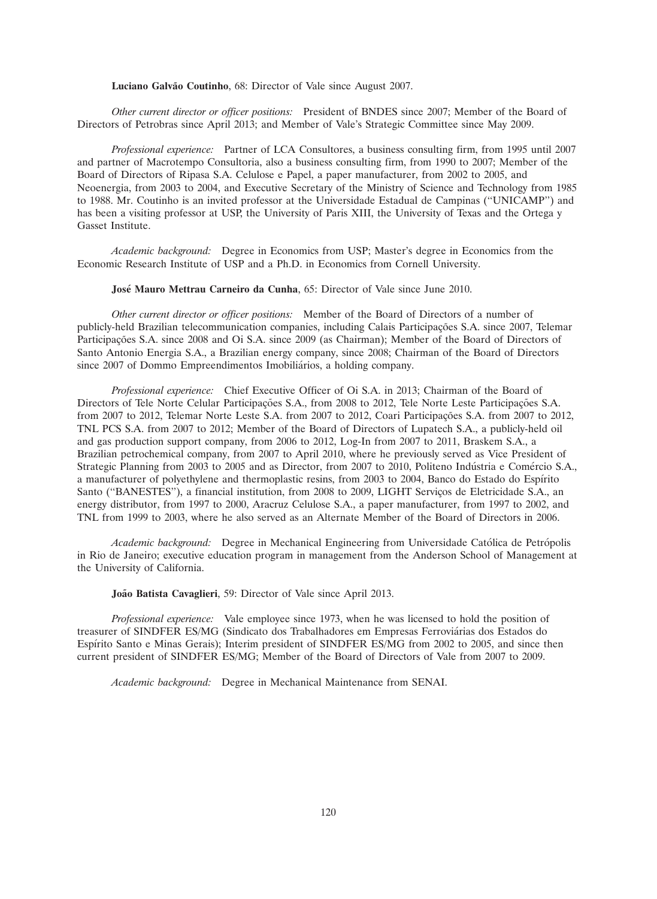**Luciano Galvão Coutinho**, 68: Director of Vale since August 2007.

*Other current director or officer positions:* President of BNDES since 2007; Member of the Board of Directors of Petrobras since April 2013; and Member of Vale's Strategic Committee since May 2009.

*Professional experience:* Partner of LCA Consultores, a business consulting firm, from 1995 until 2007 and partner of Macrotempo Consultoria, also a business consulting firm, from 1990 to 2007; Member of the Board of Directors of Ripasa S.A. Celulose e Papel, a paper manufacturer, from 2002 to 2005, and Neoenergia, from 2003 to 2004, and Executive Secretary of the Ministry of Science and Technology from 1985 to 1988. Mr. Coutinho is an invited professor at the Universidade Estadual de Campinas (''UNICAMP'') and has been a visiting professor at USP, the University of Paris XIII, the University of Texas and the Ortega y Gasset Institute.

*Academic background:* Degree in Economics from USP; Master's degree in Economics from the Economic Research Institute of USP and a Ph.D. in Economics from Cornell University.

**José Mauro Mettrau Carneiro da Cunha**, 65: Director of Vale since June 2010.

*Other current director or officer positions:* Member of the Board of Directors of a number of publicly-held Brazilian telecommunication companies, including Calais Participações S.A. since 2007, Telemar Participações S.A. since 2008 and Oi S.A. since 2009 (as Chairman); Member of the Board of Directors of Santo Antonio Energia S.A., a Brazilian energy company, since 2008; Chairman of the Board of Directors since 2007 of Dommo Empreendimentos Imobiliários, a holding company.

*Professional experience:* Chief Executive Officer of Oi S.A. in 2013; Chairman of the Board of Directors of Tele Norte Celular Participações S.A., from 2008 to 2012, Tele Norte Leste Participações S.A. from 2007 to 2012, Telemar Norte Leste S.A. from 2007 to 2012, Coari Participações S.A. from 2007 to 2012, TNL PCS S.A. from 2007 to 2012; Member of the Board of Directors of Lupatech S.A., a publicly-held oil and gas production support company, from 2006 to 2012, Log-In from 2007 to 2011, Braskem S.A., a Brazilian petrochemical company, from 2007 to April 2010, where he previously served as Vice President of Strategic Planning from 2003 to 2005 and as Director, from 2007 to 2010, Politeno Indústria e Comércio S.A., a manufacturer of polyethylene and thermoplastic resins, from 2003 to 2004, Banco do Estado do Espírito Santo (''BANESTES''), a financial institution, from 2008 to 2009, LIGHT Serviços de Eletricidade S.A., an energy distributor, from 1997 to 2000, Aracruz Celulose S.A., a paper manufacturer, from 1997 to 2002, and TNL from 1999 to 2003, where he also served as an Alternate Member of the Board of Directors in 2006.

*Academic background:* Degree in Mechanical Engineering from Universidade Católica de Petrópolis in Rio de Janeiro; executive education program in management from the Anderson School of Management at the University of California.

**João Batista Cavaglieri**, 59: Director of Vale since April 2013.

*Professional experience:* Vale employee since 1973, when he was licensed to hold the position of treasurer of SINDFER ES/MG (Sindicato dos Trabalhadores em Empresas Ferroviárias dos Estados do Espírito Santo e Minas Gerais); Interim president of SINDFER ES/MG from 2002 to 2005, and since then current president of SINDFER ES/MG; Member of the Board of Directors of Vale from 2007 to 2009.

*Academic background:* Degree in Mechanical Maintenance from SENAI.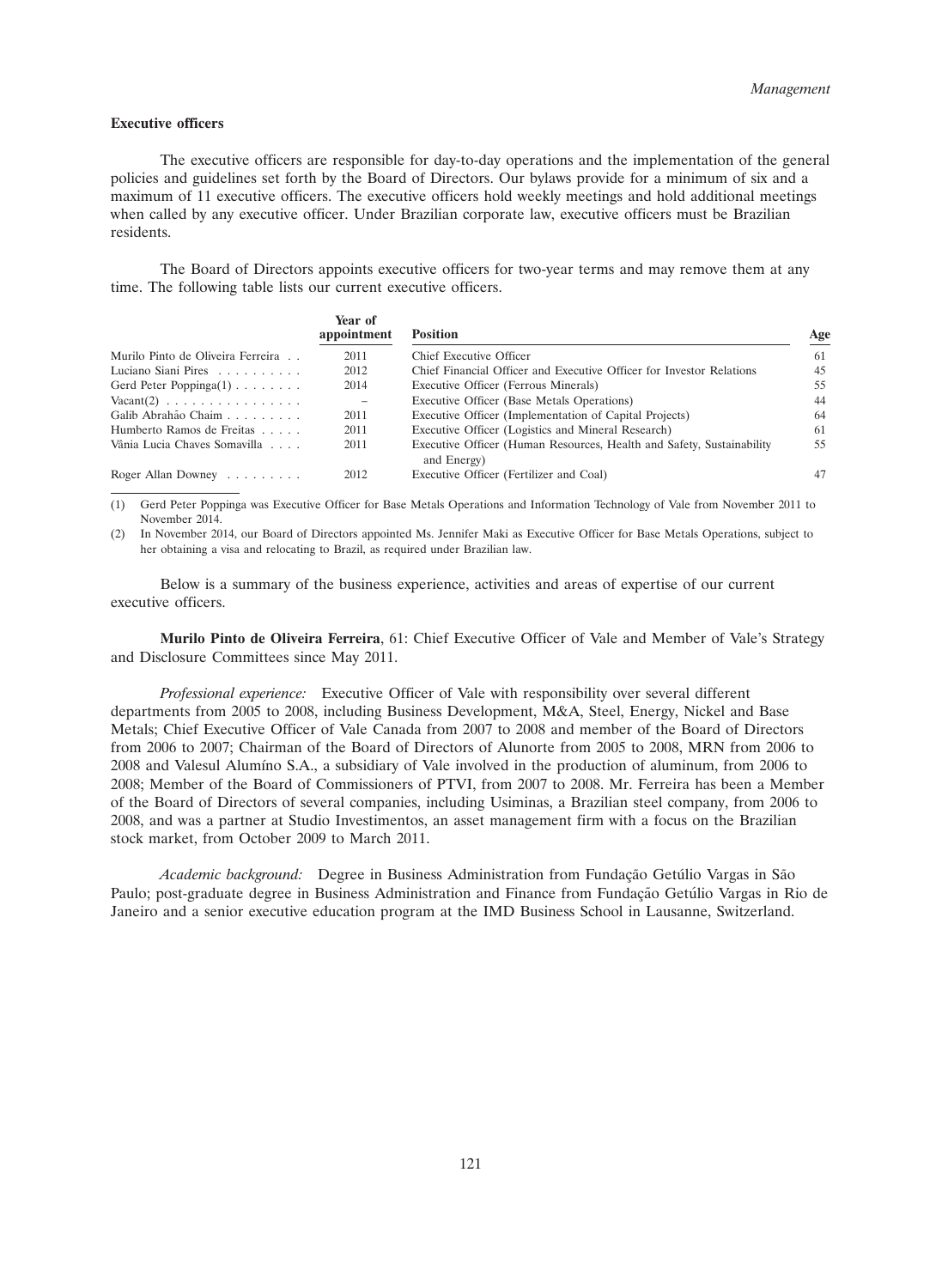**Executive officers**

The executive officers are responsible for day-to-day operations and the implementation of the general policies and guidelines set forth by the Board of Directors. Our bylaws provide for a minimum of six and a maximum of 11 executive officers. The executive officers hold weekly meetings and hold additional meetings when called by any executive officer. Under Brazilian corporate law, executive officers must be Brazilian residents.

The Board of Directors appoints executive officers for two-year terms and may remove them at any time. The following table lists our current executive officers.

| | Year of appointment | Position | Age |
|---|---|---|---|
| Murilo Pinto de Oliveira Ferreira | 2011 | Chief Executive Officer | 61 |
| Luciano Siani Pires | 2012 | Chief Financial Officer and Executive Officer for Investor Relations | 45 |
| Gerd Peter Poppinga(1) | 2014 | Executive Officer (Ferrous Minerals) | 55 |
| Vacant(2) | – | Executive Officer (Base Metals Operations) | 44 |
| Galib Abrahão Chaim | 2011 | Executive Officer (Implementation of Capital Projects) | 64 |
| Humberto Ramos de Freitas | 2011 | Executive Officer (Logistics and Mineral Research) | 61 |
| Vânia Lucia Chaves Somavilla | 2011 | Executive Officer (Human Resources, Health and Safety, Sustainability and Energy) | 55 |
| Roger Allan Downey | 2012 | Executive Officer (Fertilizer and Coal) | 47 |

(1) Gerd Peter Poppinga was Executive Officer for Base Metals Operations and Information Technology of Vale from November 2011 to November 2014.

(2) In November 2014, our Board of Directors appointed Ms. Jennifer Maki as Executive Officer for Base Metals Operations, subject to her obtaining a visa and relocating to Brazil, as required under Brazilian law.

Below is a summary of the business experience, activities and areas of expertise of our current executive officers.

**Murilo Pinto de Oliveira Ferreira**, 61: Chief Executive Officer of Vale and Member of Vale's Strategy and Disclosure Committees since May 2011.

*Professional experience:* Executive Officer of Vale with responsibility over several different departments from 2005 to 2008, including Business Development, M&A, Steel, Energy, Nickel and Base Metals; Chief Executive Officer of Vale Canada from 2007 to 2008 and member of the Board of Directors from 2006 to 2007; Chairman of the Board of Directors of Alunorte from 2005 to 2008, MRN from 2006 to 2008 and Valesul Alumíno S.A., a subsidiary of Vale involved in the production of aluminum, from 2006 to 2008; Member of the Board of Commissioners of PTVI, from 2007 to 2008. Mr. Ferreira has been a Member of the Board of Directors of several companies, including Usiminas, a Brazilian steel company, from 2006 to 2008, and was a partner at Studio Investimentos, an asset management firm with a focus on the Brazilian stock market, from October 2009 to March 2011.

*Academic background:* Degree in Business Administration from Fundação Getúlio Vargas in São Paulo; post-graduate degree in Business Administration and Finance from Fundação Getúlio Vargas in Rio de Janeiro and a senior executive education program at the IMD Business School in Lausanne, Switzerland.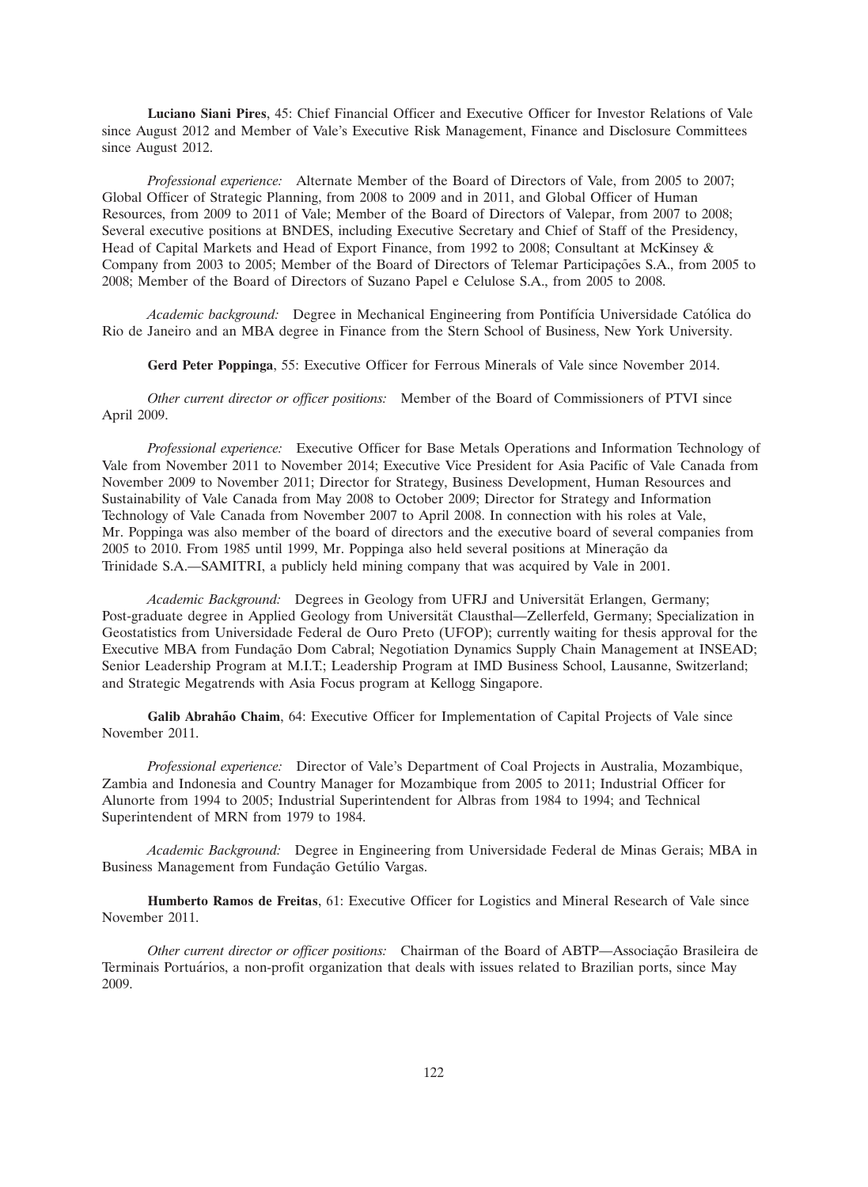**Luciano Siani Pires**, 45: Chief Financial Officer and Executive Officer for Investor Relations of Vale since August 2012 and Member of Vale's Executive Risk Management, Finance and Disclosure Committees since August 2012.

*Professional experience:* Alternate Member of the Board of Directors of Vale, from 2005 to 2007; Global Officer of Strategic Planning, from 2008 to 2009 and in 2011, and Global Officer of Human Resources, from 2009 to 2011 of Vale; Member of the Board of Directors of Valepar, from 2007 to 2008; Several executive positions at BNDES, including Executive Secretary and Chief of Staff of the Presidency, Head of Capital Markets and Head of Export Finance, from 1992 to 2008; Consultant at McKinsey & Company from 2003 to 2005; Member of the Board of Directors of Telemar Participações S.A., from 2005 to 2008; Member of the Board of Directors of Suzano Papel e Celulose S.A., from 2005 to 2008.

*Academic background:* Degree in Mechanical Engineering from Pontifícia Universidade Católica do Rio de Janeiro and an MBA degree in Finance from the Stern School of Business, New York University.

**Gerd Peter Poppinga**, 55: Executive Officer for Ferrous Minerals of Vale since November 2014.

*Other current director or officer positions:* Member of the Board of Commissioners of PTVI since April 2009.

*Professional experience:* Executive Officer for Base Metals Operations and Information Technology of Vale from November 2011 to November 2014; Executive Vice President for Asia Pacific of Vale Canada from November 2009 to November 2011; Director for Strategy, Business Development, Human Resources and Sustainability of Vale Canada from May 2008 to October 2009; Director for Strategy and Information Technology of Vale Canada from November 2007 to April 2008. In connection with his roles at Vale, Mr. Poppinga was also member of the board of directors and the executive board of several companies from 2005 to 2010. From 1985 until 1999, Mr. Poppinga also held several positions at Mineração da Trinidade S.A.—SAMITRI, a publicly held mining company that was acquired by Vale in 2001.

*Academic Background:* Degrees in Geology from UFRJ and Universität Erlangen, Germany; Post-graduate degree in Applied Geology from Universität Clausthal—Zellerfeld, Germany; Specialization in Geostatistics from Universidade Federal de Ouro Preto (UFOP); currently waiting for thesis approval for the Executive MBA from Fundação Dom Cabral; Negotiation Dynamics Supply Chain Management at INSEAD; Senior Leadership Program at M.I.T.; Leadership Program at IMD Business School, Lausanne, Switzerland; and Strategic Megatrends with Asia Focus program at Kellogg Singapore.

**Galib Abrahão Chaim**, 64: Executive Officer for Implementation of Capital Projects of Vale since November 2011.

*Professional experience:* Director of Vale's Department of Coal Projects in Australia, Mozambique, Zambia and Indonesia and Country Manager for Mozambique from 2005 to 2011; Industrial Officer for Alunorte from 1994 to 2005; Industrial Superintendent for Albras from 1984 to 1994; and Technical Superintendent of MRN from 1979 to 1984.

*Academic Background:* Degree in Engineering from Universidade Federal de Minas Gerais; MBA in Business Management from Fundação Getúlio Vargas.

**Humberto Ramos de Freitas**, 61: Executive Officer for Logistics and Mineral Research of Vale since November 2011.

*Other current director or officer positions:* Chairman of the Board of ABTP—Associação Brasileira de Terminais Portuários, a non-profit organization that deals with issues related to Brazilian ports, since May 2009.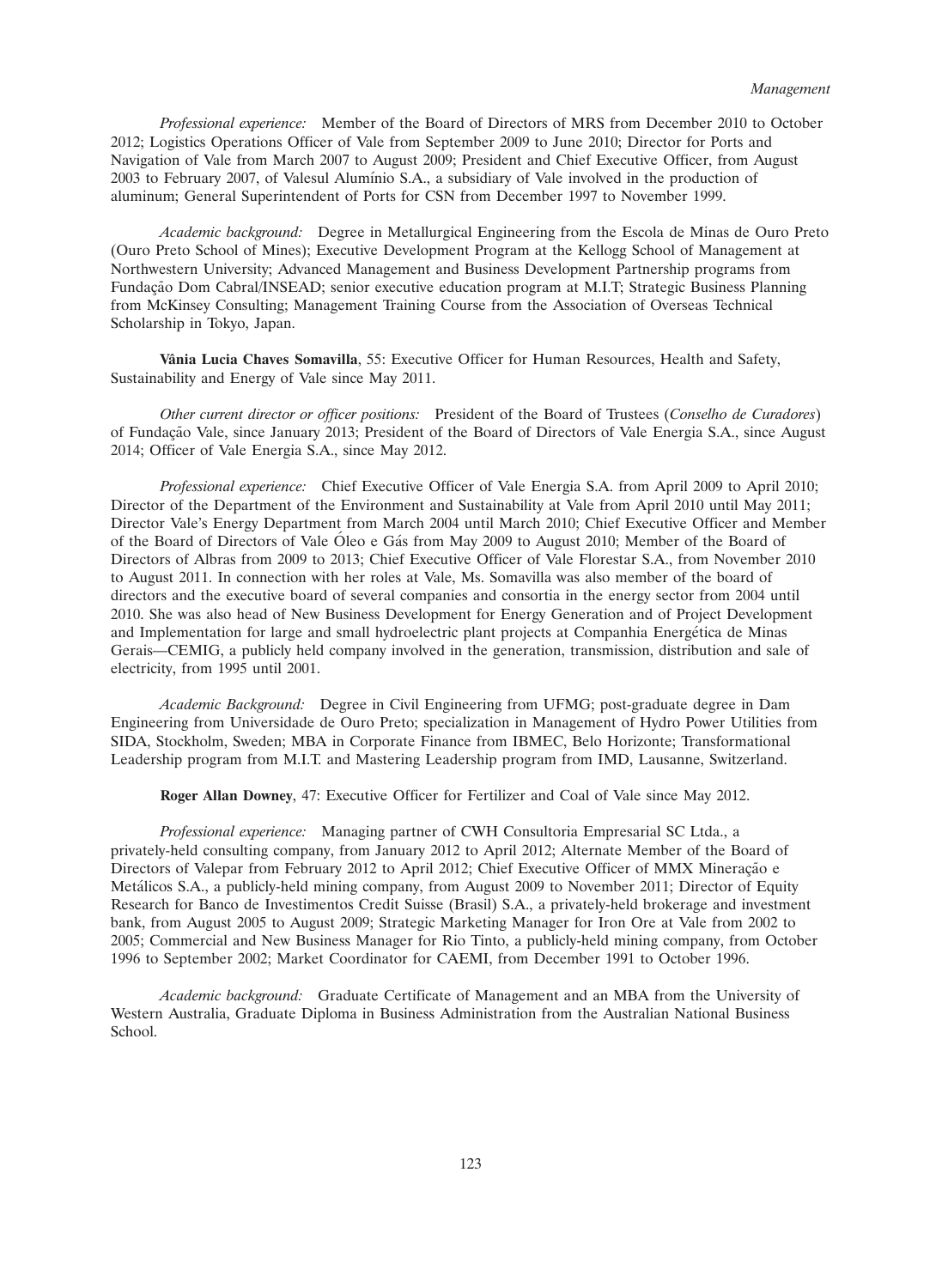*Professional experience:* Member of the Board of Directors of MRS from December 2010 to October 2012; Logistics Operations Officer of Vale from September 2009 to June 2010; Director for Ports and Navigation of Vale from March 2007 to August 2009; President and Chief Executive Officer, from August 2003 to February 2007, of Valesul Alumínio S.A., a subsidiary of Vale involved in the production of aluminum; General Superintendent of Ports for CSN from December 1997 to November 1999.

*Academic background:* Degree in Metallurgical Engineering from the Escola de Minas de Ouro Preto (Ouro Preto School of Mines); Executive Development Program at the Kellogg School of Management at Northwestern University; Advanced Management and Business Development Partnership programs from Fundação Dom Cabral/INSEAD; senior executive education program at M.I.T; Strategic Business Planning from McKinsey Consulting; Management Training Course from the Association of Overseas Technical Scholarship in Tokyo, Japan.

**Vânia Lucia Chaves Somavilla**, 55: Executive Officer for Human Resources, Health and Safety, Sustainability and Energy of Vale since May 2011.

*Other current director or officer positions:* President of the Board of Trustees (*Conselho de Curadores*) of Fundação Vale, since January 2013; President of the Board of Directors of Vale Energia S.A., since August 2014; Officer of Vale Energia S.A., since May 2012.

*Professional experience:* Chief Executive Officer of Vale Energia S.A. from April 2009 to April 2010; Director of the Department of the Environment and Sustainability at Vale from April 2010 until May 2011; Director Vale's Energy Department from March 2004 until March 2010; Chief Executive Officer and Member of the Board of Directors of Vale Óleo e Gás from May 2009 to August 2010; Member of the Board of Directors of Albras from 2009 to 2013; Chief Executive Officer of Vale Florestar S.A., from November 2010 to August 2011. In connection with her roles at Vale, Ms. Somavilla was also member of the board of directors and the executive board of several companies and consortia in the energy sector from 2004 until 2010. She was also head of New Business Development for Energy Generation and of Project Development and Implementation for large and small hydroelectric plant projects at Companhia Energética de Minas Gerais—CEMIG, a publicly held company involved in the generation, transmission, distribution and sale of electricity, from 1995 until 2001.

*Academic Background:* Degree in Civil Engineering from UFMG; post-graduate degree in Dam Engineering from Universidade de Ouro Preto; specialization in Management of Hydro Power Utilities from SIDA, Stockholm, Sweden; MBA in Corporate Finance from IBMEC, Belo Horizonte; Transformational Leadership program from M.I.T. and Mastering Leadership program from IMD, Lausanne, Switzerland.

**Roger Allan Downey**, 47: Executive Officer for Fertilizer and Coal of Vale since May 2012.

*Professional experience:* Managing partner of CWH Consultoria Empresarial SC Ltda., a privately-held consulting company, from January 2012 to April 2012; Alternate Member of the Board of Directors of Valepar from February 2012 to April 2012; Chief Executive Officer of MMX Mineração e Metálicos S.A., a publicly-held mining company, from August 2009 to November 2011; Director of Equity Research for Banco de Investimentos Credit Suisse (Brasil) S.A., a privately-held brokerage and investment bank, from August 2005 to August 2009; Strategic Marketing Manager for Iron Ore at Vale from 2002 to 2005; Commercial and New Business Manager for Rio Tinto, a publicly-held mining company, from October 1996 to September 2002; Market Coordinator for CAEMI, from December 1991 to October 1996.

*Academic background:* Graduate Certificate of Management and an MBA from the University of Western Australia, Graduate Diploma in Business Administration from the Australian National Business School.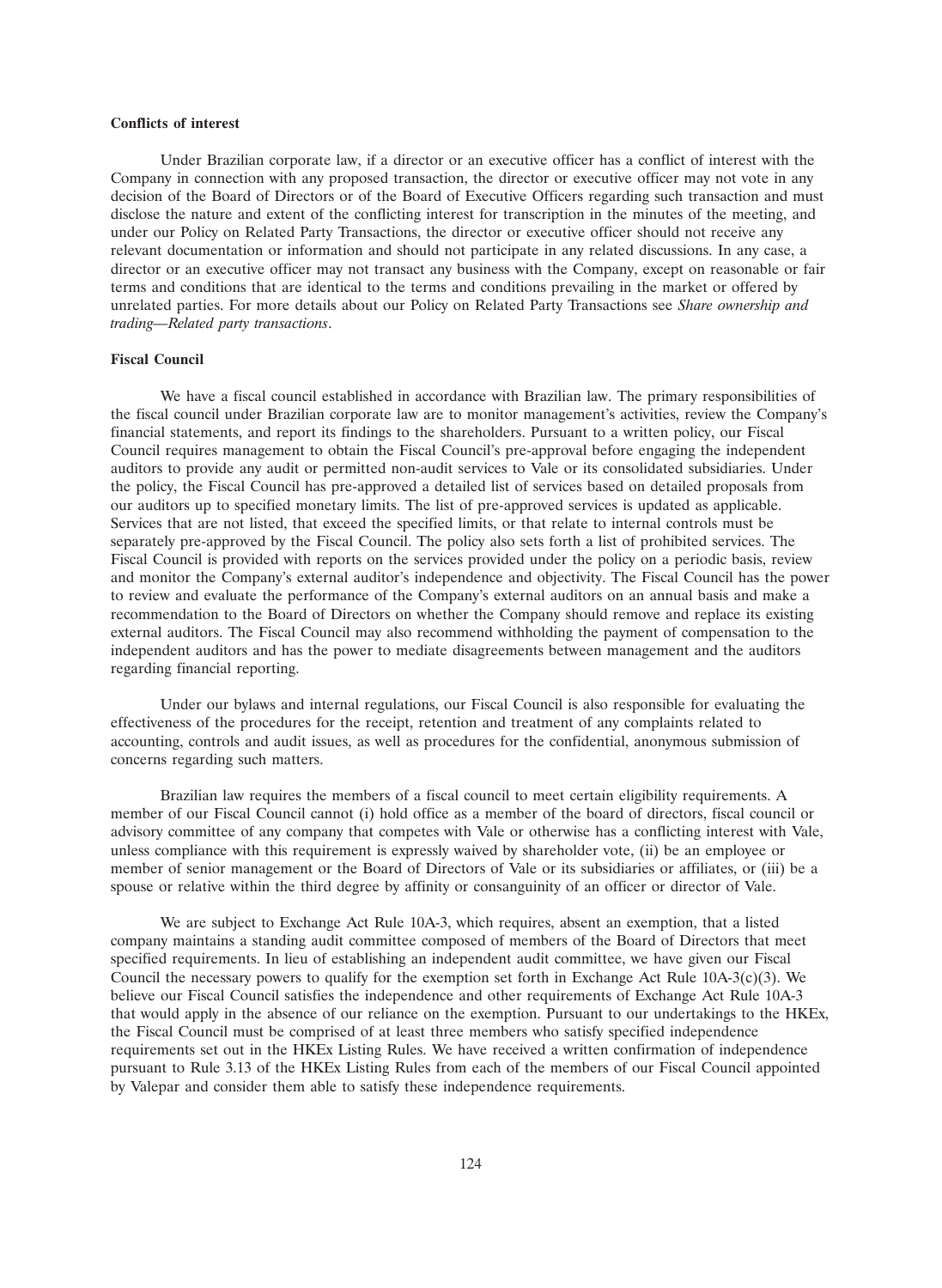**Conflicts of interest**

Under Brazilian corporate law, if a director or an executive officer has a conflict of interest with the Company in connection with any proposed transaction, the director or executive officer may not vote in any decision of the Board of Directors or of the Board of Executive Officers regarding such transaction and must disclose the nature and extent of the conflicting interest for transcription in the minutes of the meeting, and under our Policy on Related Party Transactions, the director or executive officer should not receive any relevant documentation or information and should not participate in any related discussions. In any case, a director or an executive officer may not transact any business with the Company, except on reasonable or fair terms and conditions that are identical to the terms and conditions prevailing in the market or offered by unrelated parties. For more details about our Policy on Related Party Transactions see *Share ownership and trading—Related party transactions*.

**Fiscal Council**

We have a fiscal council established in accordance with Brazilian law. The primary responsibilities of the fiscal council under Brazilian corporate law are to monitor management's activities, review the Company's financial statements, and report its findings to the shareholders. Pursuant to a written policy, our Fiscal Council requires management to obtain the Fiscal Council's pre-approval before engaging the independent auditors to provide any audit or permitted non-audit services to Vale or its consolidated subsidiaries. Under the policy, the Fiscal Council has pre-approved a detailed list of services based on detailed proposals from our auditors up to specified monetary limits. The list of pre-approved services is updated as applicable. Services that are not listed, that exceed the specified limits, or that relate to internal controls must be separately pre-approved by the Fiscal Council. The policy also sets forth a list of prohibited services. The Fiscal Council is provided with reports on the services provided under the policy on a periodic basis, review and monitor the Company's external auditor's independence and objectivity. The Fiscal Council has the power to review and evaluate the performance of the Company's external auditors on an annual basis and make a recommendation to the Board of Directors on whether the Company should remove and replace its existing external auditors. The Fiscal Council may also recommend withholding the payment of compensation to the independent auditors and has the power to mediate disagreements between management and the auditors regarding financial reporting.

Under our bylaws and internal regulations, our Fiscal Council is also responsible for evaluating the effectiveness of the procedures for the receipt, retention and treatment of any complaints related to accounting, controls and audit issues, as well as procedures for the confidential, anonymous submission of concerns regarding such matters.

Brazilian law requires the members of a fiscal council to meet certain eligibility requirements. A member of our Fiscal Council cannot (i) hold office as a member of the board of directors, fiscal council or advisory committee of any company that competes with Vale or otherwise has a conflicting interest with Vale, unless compliance with this requirement is expressly waived by shareholder vote, (ii) be an employee or member of senior management or the Board of Directors of Vale or its subsidiaries or affiliates, or (iii) be a spouse or relative within the third degree by affinity or consanguinity of an officer or director of Vale.

We are subject to Exchange Act Rule 10A-3, which requires, absent an exemption, that a listed company maintains a standing audit committee composed of members of the Board of Directors that meet specified requirements. In lieu of establishing an independent audit committee, we have given our Fiscal Council the necessary powers to qualify for the exemption set forth in Exchange Act Rule 10A-3(c)(3). We believe our Fiscal Council satisfies the independence and other requirements of Exchange Act Rule 10A-3 that would apply in the absence of our reliance on the exemption. Pursuant to our undertakings to the HKEx, the Fiscal Council must be comprised of at least three members who satisfy specified independence requirements set out in the HKEx Listing Rules. We have received a written confirmation of independence pursuant to Rule 3.13 of the HKEx Listing Rules from each of the members of our Fiscal Council appointed by Valepar and consider them able to satisfy these independence requirements.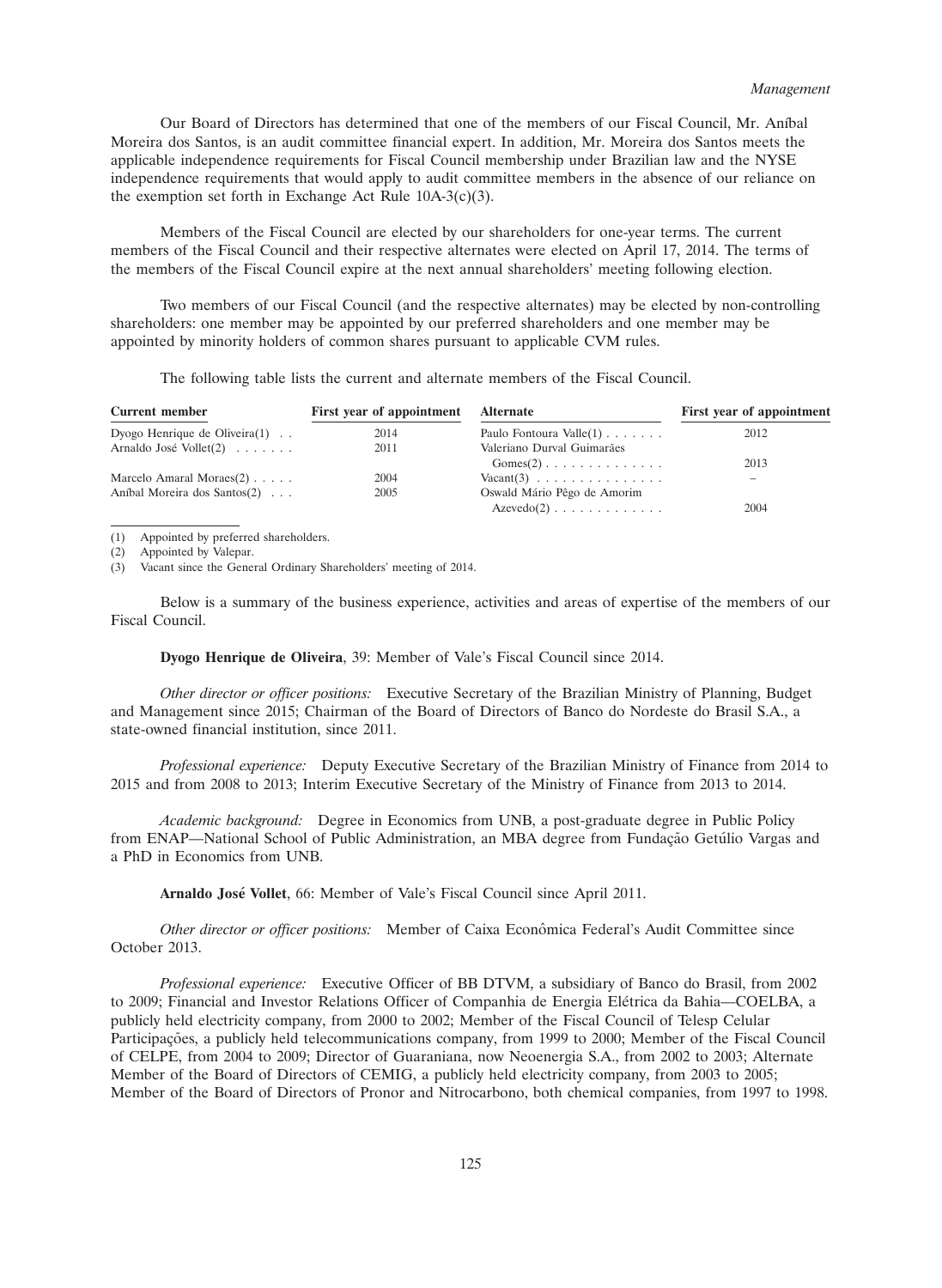Our Board of Directors has determined that one of the members of our Fiscal Council, Mr. Aníbal Moreira dos Santos, is an audit committee financial expert. In addition, Mr. Moreira dos Santos meets the applicable independence requirements for Fiscal Council membership under Brazilian law and the NYSE independence requirements that would apply to audit committee members in the absence of our reliance on the exemption set forth in Exchange Act Rule 10A-3(c)(3).

Members of the Fiscal Council are elected by our shareholders for one-year terms. The current members of the Fiscal Council and their respective alternates were elected on April 17, 2014. The terms of the members of the Fiscal Council expire at the next annual shareholders' meeting following election.

Two members of our Fiscal Council (and the respective alternates) may be elected by non-controlling shareholders: one member may be appointed by our preferred shareholders and one member may be appointed by minority holders of common shares pursuant to applicable CVM rules.

The following table lists the current and alternate members of the Fiscal Council.

| Current member | First year of appointment | Alternate | First year of appointment |
|---|---|---|---|
| Dyogo Henrique de Oliveira(1) | 2014 | Paulo Fontoura Valle(1) | 2012 |
| Arnaldo José Vollet(2) | 2011 | Valeriano Durval Guimarães Gomes(2) | 2013 |
| Marcelo Amaral Moraes(2) | 2004 | Vacant(3) | – |
| Aníbal Moreira dos Santos(2) | 2005 | Oswald Mário Pêgo de Amorim Azevedo(2) | 2004 |

(1) Appointed by preferred shareholders.

(2) Appointed by Valepar.

(3) Vacant since the General Ordinary Shareholders' meeting of 2014.

Below is a summary of the business experience, activities and areas of expertise of the members of our Fiscal Council.

**Dyogo Henrique de Oliveira**, 39: Member of Vale's Fiscal Council since 2014.

*Other director or officer positions:* Executive Secretary of the Brazilian Ministry of Planning, Budget and Management since 2015; Chairman of the Board of Directors of Banco do Nordeste do Brasil S.A., a state-owned financial institution, since 2011.

*Professional experience:* Deputy Executive Secretary of the Brazilian Ministry of Finance from 2014 to 2015 and from 2008 to 2013; Interim Executive Secretary of the Ministry of Finance from 2013 to 2014.

*Academic background:* Degree in Economics from UNB, a post-graduate degree in Public Policy from ENAP—National School of Public Administration, an MBA degree from Fundação Getúlio Vargas and a PhD in Economics from UNB.

**Arnaldo José Vollet**, 66: Member of Vale's Fiscal Council since April 2011.

*Other director or officer positions:* Member of Caixa Econômica Federal's Audit Committee since October 2013.

*Professional experience:* Executive Officer of BB DTVM, a subsidiary of Banco do Brasil, from 2002 to 2009; Financial and Investor Relations Officer of Companhia de Energia Elétrica da Bahia—COELBA, a publicly held electricity company, from 2000 to 2002; Member of the Fiscal Council of Telesp Celular Participações, a publicly held telecommunications company, from 1999 to 2000; Member of the Fiscal Council of CELPE, from 2004 to 2009; Director of Guaraniana, now Neoenergia S.A., from 2002 to 2003; Alternate Member of the Board of Directors of CEMIG, a publicly held electricity company, from 2003 to 2005; Member of the Board of Directors of Pronor and Nitrocarbono, both chemical companies, from 1997 to 1998.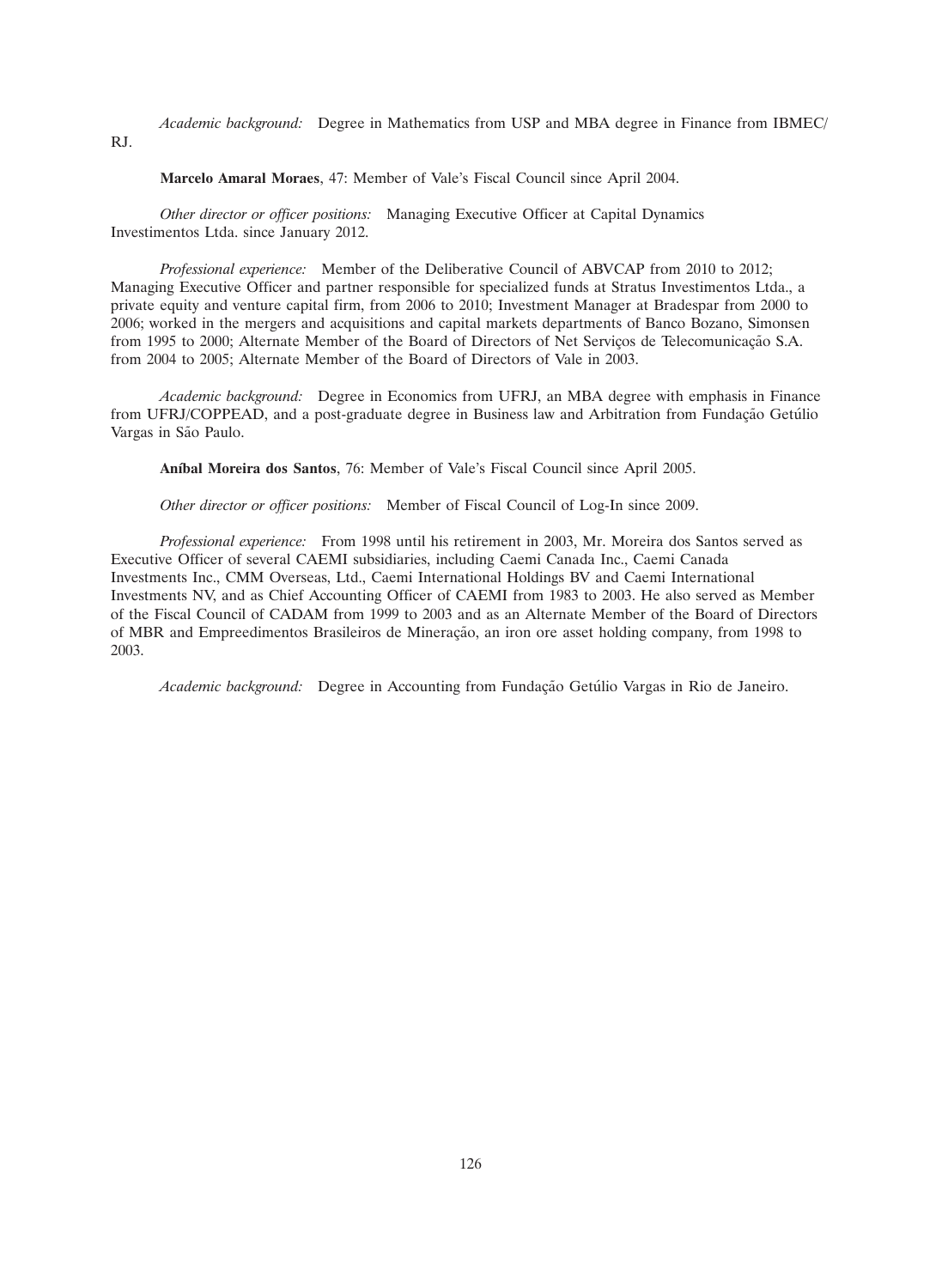*Academic background:* Degree in Mathematics from USP and MBA degree in Finance from IBMEC/RJ.

**Marcelo Amaral Moraes**, 47: Member of Vale's Fiscal Council since April 2004.

*Other director or officer positions:* Managing Executive Officer at Capital Dynamics Investimentos Ltda. since January 2012.

*Professional experience:* Member of the Deliberative Council of ABVCAP from 2010 to 2012; Managing Executive Officer and partner responsible for specialized funds at Stratus Investimentos Ltda., a private equity and venture capital firm, from 2006 to 2010; Investment Manager at Bradespar from 2000 to 2006; worked in the mergers and acquisitions and capital markets departments of Banco Bozano, Simonsen from 1995 to 2000; Alternate Member of the Board of Directors of Net Serviços de Telecomunicação S.A. from 2004 to 2005; Alternate Member of the Board of Directors of Vale in 2003.

*Academic background:* Degree in Economics from UFRJ, an MBA degree with emphasis in Finance from UFRJ/COPPEAD, and a post-graduate degree in Business law and Arbitration from Fundação Getúlio Vargas in São Paulo.

**Aníbal Moreira dos Santos**, 76: Member of Vale's Fiscal Council since April 2005.

*Other director or officer positions:* Member of Fiscal Council of Log-In since 2009.

*Professional experience:* From 1998 until his retirement in 2003, Mr. Moreira dos Santos served as Executive Officer of several CAEMI subsidiaries, including Caemi Canada Inc., Caemi Canada Investments Inc., CMM Overseas, Ltd., Caemi International Holdings BV and Caemi International Investments NV, and as Chief Accounting Officer of CAEMI from 1983 to 2003. He also served as Member of the Fiscal Council of CADAM from 1999 to 2003 and as an Alternate Member of the Board of Directors of MBR and Empreedimentos Brasileiros de Mineração, an iron ore asset holding company, from 1998 to 2003.

*Academic background:* Degree in Accounting from Fundação Getúlio Vargas in Rio de Janeiro.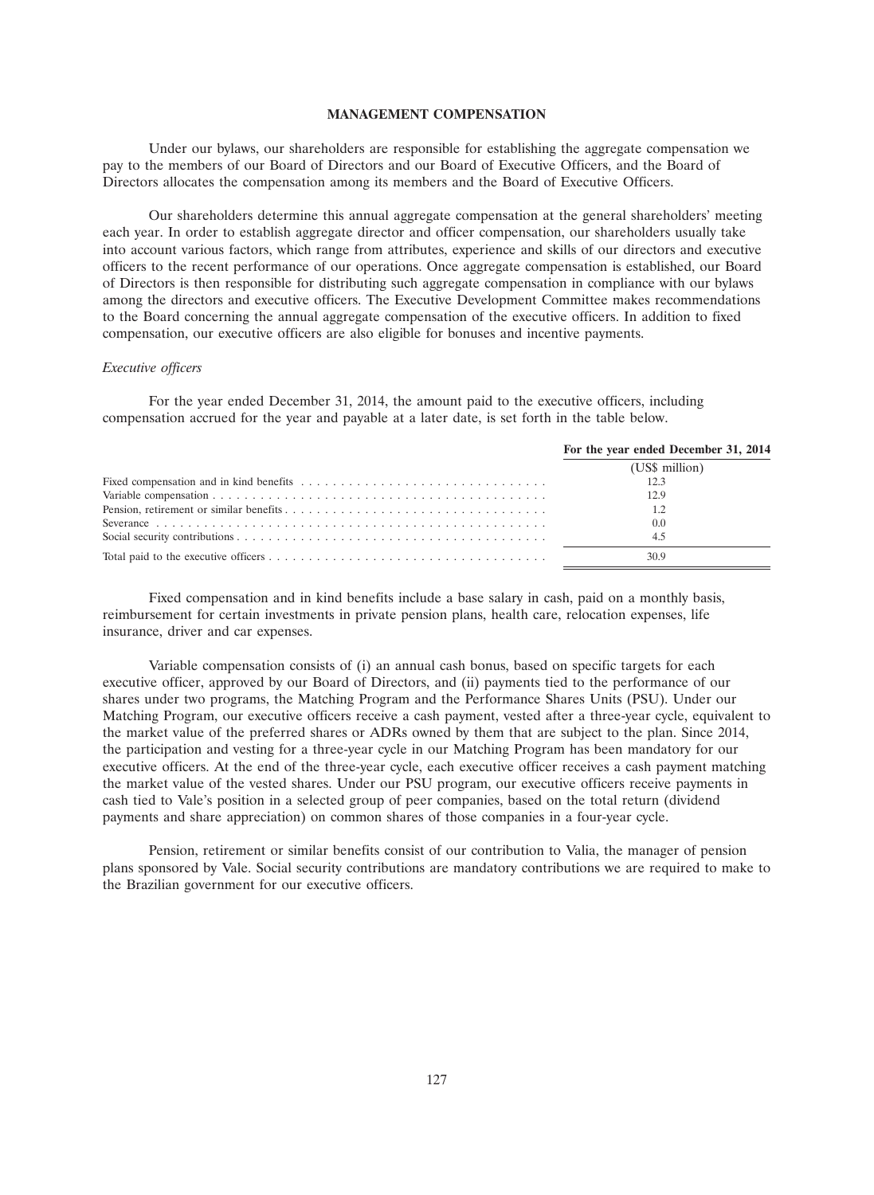# MANAGEMENT COMPENSATION

Under our bylaws, our shareholders are responsible for establishing the aggregate compensation we pay to the members of our Board of Directors and our Board of Executive Officers, and the Board of Directors allocates the compensation among its members and the Board of Executive Officers.

Our shareholders determine this annual aggregate compensation at the general shareholders' meeting each year. In order to establish aggregate director and officer compensation, our shareholders usually take into account various factors, which range from attributes, experience and skills of our directors and executive officers to the recent performance of our operations. Once aggregate compensation is established, our Board of Directors is then responsible for distributing such aggregate compensation in compliance with our bylaws among the directors and executive officers. The Executive Development Committee makes recommendations to the Board concerning the annual aggregate compensation of the executive officers. In addition to fixed compensation, our executive officers are also eligible for bonuses and incentive payments.

*Executive officers*

For the year ended December 31, 2014, the amount paid to the executive officers, including compensation accrued for the year and payable at a later date, is set forth in the table below.

| | For the year ended December 31, 2014 |
|---|---|
| | (US$ million) |
| Fixed compensation and in kind benefits | 12.3 |
| Variable compensation | 12.9 |
| Pension, retirement or similar benefits | 1.2 |
| Severance | 0.0 |
| Social security contributions | 4.5 |
| Total paid to the executive officers | 30.9 |

Fixed compensation and in kind benefits include a base salary in cash, paid on a monthly basis, reimbursement for certain investments in private pension plans, health care, relocation expenses, life insurance, driver and car expenses.

Variable compensation consists of (i) an annual cash bonus, based on specific targets for each executive officer, approved by our Board of Directors, and (ii) payments tied to the performance of our shares under two programs, the Matching Program and the Performance Shares Units (PSU). Under our Matching Program, our executive officers receive a cash payment, vested after a three-year cycle, equivalent to the market value of the preferred shares or ADRs owned by them that are subject to the plan. Since 2014, the participation and vesting for a three-year cycle in our Matching Program has been mandatory for our executive officers. At the end of the three-year cycle, each executive officer receives a cash payment matching the market value of the vested shares. Under our PSU program, our executive officers receive payments in cash tied to Vale's position in a selected group of peer companies, based on the total return (dividend payments and share appreciation) on common shares of those companies in a four-year cycle.

Pension, retirement or similar benefits consist of our contribution to Valia, the manager of pension plans sponsored by Vale. Social security contributions are mandatory contributions we are required to make to the Brazilian government for our executive officers.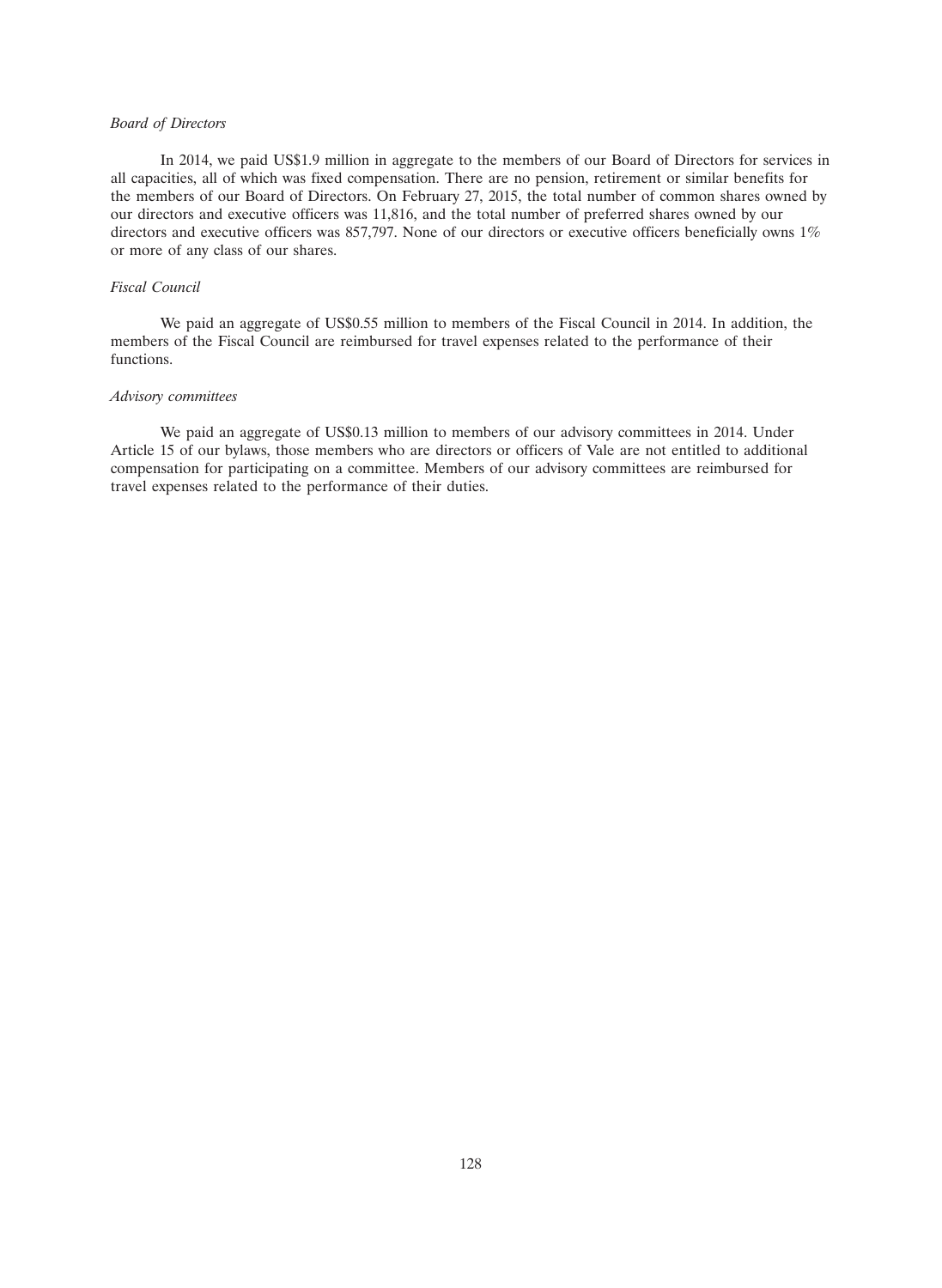*Board of Directors*

In 2014, we paid US$1.9 million in aggregate to the members of our Board of Directors for services in all capacities, all of which was fixed compensation. There are no pension, retirement or similar benefits for the members of our Board of Directors. On February 27, 2015, the total number of common shares owned by our directors and executive officers was 11,816, and the total number of preferred shares owned by our directors and executive officers was 857,797. None of our directors or executive officers beneficially owns 1% or more of any class of our shares.

*Fiscal Council*

We paid an aggregate of US$0.55 million to members of the Fiscal Council in 2014. In addition, the members of the Fiscal Council are reimbursed for travel expenses related to the performance of their functions.

*Advisory committees*

We paid an aggregate of US$0.13 million to members of our advisory committees in 2014. Under Article 15 of our bylaws, those members who are directors or officers of Vale are not entitled to additional compensation for participating on a committee. Members of our advisory committees are reimbursed for travel expenses related to the performance of their duties.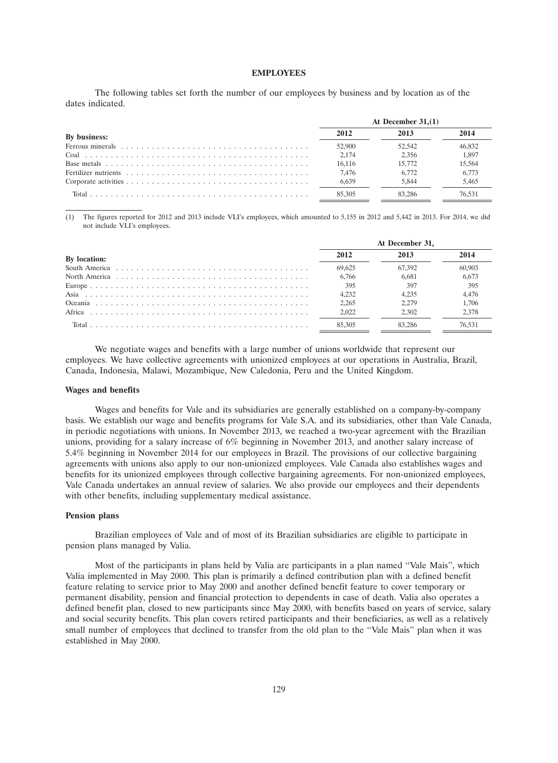## EMPLOYEES

The following tables set forth the number of our employees by business and by location as of the dates indicated.

| By business: | At December 31,(1) | | |
|---|---|---|---|
| | 2012 | 2013 | 2014 |
| Ferrous minerals | 52,900 | 52,542 | 46,832 |
| Coal | 2,174 | 2,356 | 1,897 |
| Base metals | 16,116 | 15,772 | 15,564 |
| Fertilizer nutrients | 7,476 | 6,772 | 6,773 |
| Corporate activities | 6,639 | 5,844 | 5,465 |
| Total | 85,305 | 83,286 | 76,531 |

(1) The figures reported for 2012 and 2013 include VLI's employees, which amounted to 5,155 in 2012 and 5,442 in 2013. For 2014, we did not include VLI's employees.

| By location: | At December 31, | | |
|---|---|---|---|
| | 2012 | 2013 | 2014 |
| South America | 69,625 | 67,392 | 60,903 |
| North America | 6,766 | 6,681 | 6,673 |
| Europe | 395 | 397 | 395 |
| Asia | 4,232 | 4,235 | 4,476 |
| Oceania | 2,265 | 2,279 | 1,706 |
| Africa | 2,022 | 2,302 | 2,378 |
| Total | 85,305 | 83,286 | 76,531 |

We negotiate wages and benefits with a large number of unions worldwide that represent our employees. We have collective agreements with unionized employees at our operations in Australia, Brazil, Canada, Indonesia, Malawi, Mozambique, New Caledonia, Peru and the United Kingdom.

### Wages and benefits

Wages and benefits for Vale and its subsidiaries are generally established on a company-by-company basis. We establish our wage and benefits programs for Vale S.A. and its subsidiaries, other than Vale Canada, in periodic negotiations with unions. In November 2013, we reached a two-year agreement with the Brazilian unions, providing for a salary increase of 6% beginning in November 2013, and another salary increase of 5.4% beginning in November 2014 for our employees in Brazil. The provisions of our collective bargaining agreements with unions also apply to our non-unionized employees. Vale Canada also establishes wages and benefits for its unionized employees through collective bargaining agreements. For non-unionized employees, Vale Canada undertakes an annual review of salaries. We also provide our employees and their dependents with other benefits, including supplementary medical assistance.

### Pension plans

Brazilian employees of Vale and of most of its Brazilian subsidiaries are eligible to participate in pension plans managed by Valia.

Most of the participants in plans held by Valia are participants in a plan named "Vale Mais", which Valia implemented in May 2000. This plan is primarily a defined contribution plan with a defined benefit feature relating to service prior to May 2000 and another defined benefit feature to cover temporary or permanent disability, pension and financial protection to dependents in case of death. Valia also operates a defined benefit plan, closed to new participants since May 2000, with benefits based on years of service, salary and social security benefits. This plan covers retired participants and their beneficiaries, as well as a relatively small number of employees that declined to transfer from the old plan to the "Vale Mais" plan when it was established in May 2000.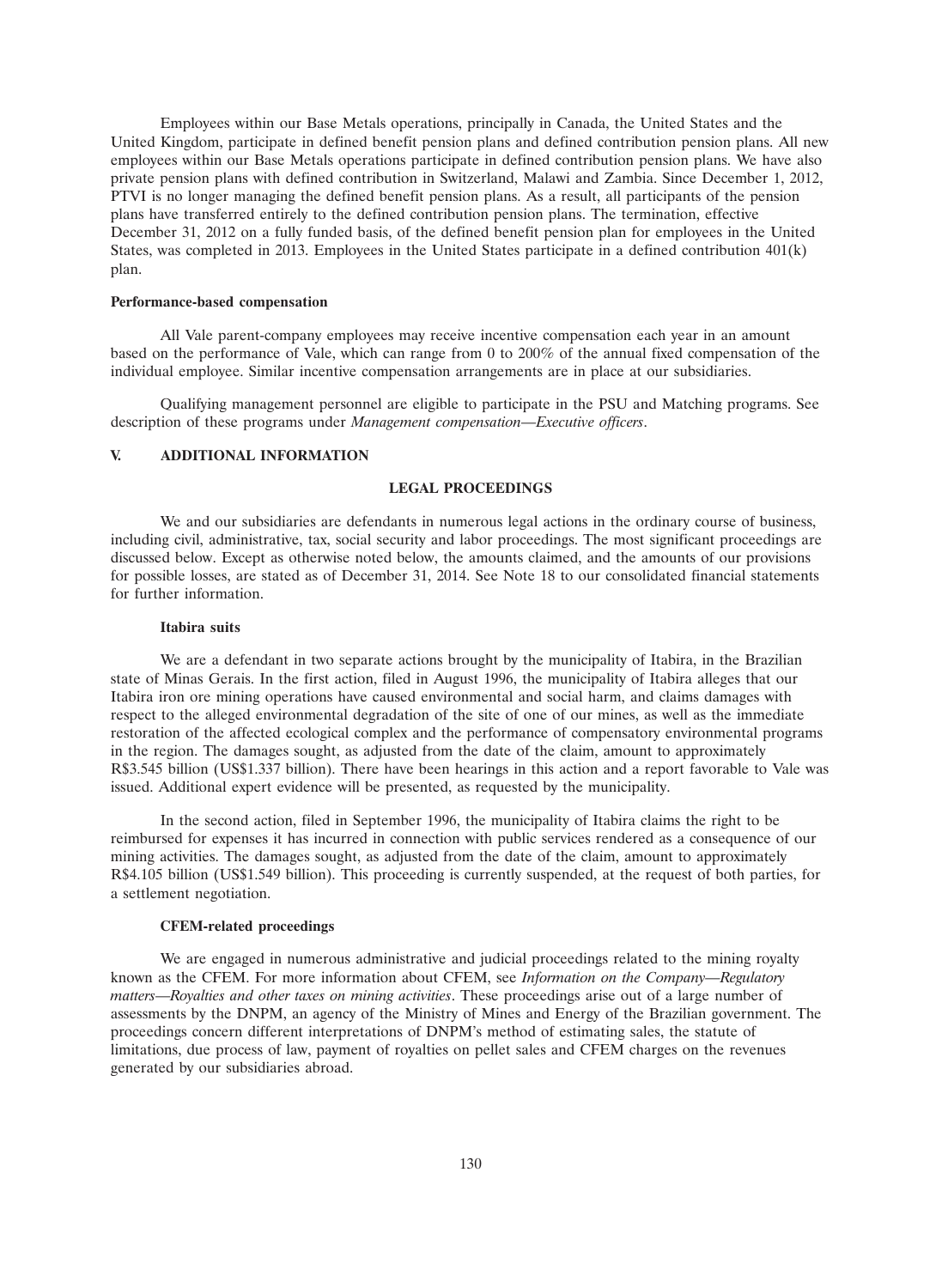Employees within our Base Metals operations, principally in Canada, the United States and the United Kingdom, participate in defined benefit pension plans and defined contribution pension plans. All new employees within our Base Metals operations participate in defined contribution pension plans. We have also private pension plans with defined contribution in Switzerland, Malawi and Zambia. Since December 1, 2012, PTVI is no longer managing the defined benefit pension plans. As a result, all participants of the pension plans have transferred entirely to the defined contribution pension plans. The termination, effective December 31, 2012 on a fully funded basis, of the defined benefit pension plan for employees in the United States, was completed in 2013. Employees in the United States participate in a defined contribution 401(k) plan.

**Performance-based compensation**

All Vale parent-company employees may receive incentive compensation each year in an amount based on the performance of Vale, which can range from 0 to 200% of the annual fixed compensation of the individual employee. Similar incentive compensation arrangements are in place at our subsidiaries.

Qualifying management personnel are eligible to participate in the PSU and Matching programs. See description of these programs under *Management compensation—Executive officers*.

## V. ADDITIONAL INFORMATION

### LEGAL PROCEEDINGS

We and our subsidiaries are defendants in numerous legal actions in the ordinary course of business, including civil, administrative, tax, social security and labor proceedings. The most significant proceedings are discussed below. Except as otherwise noted below, the amounts claimed, and the amounts of our provisions for possible losses, are stated as of December 31, 2014. See Note 18 to our consolidated financial statements for further information.

**Itabira suits**

We are a defendant in two separate actions brought by the municipality of Itabira, in the Brazilian state of Minas Gerais. In the first action, filed in August 1996, the municipality of Itabira alleges that our Itabira iron ore mining operations have caused environmental and social harm, and claims damages with respect to the alleged environmental degradation of the site of one of our mines, as well as the immediate restoration of the affected ecological complex and the performance of compensatory environmental programs in the region. The damages sought, as adjusted from the date of the claim, amount to approximately R$3.545 billion (US$1.337 billion). There have been hearings in this action and a report favorable to Vale was issued. Additional expert evidence will be presented, as requested by the municipality.

In the second action, filed in September 1996, the municipality of Itabira claims the right to be reimbursed for expenses it has incurred in connection with public services rendered as a consequence of our mining activities. The damages sought, as adjusted from the date of the claim, amount to approximately R$4.105 billion (US$1.549 billion). This proceeding is currently suspended, at the request of both parties, for a settlement negotiation.

**CFEM-related proceedings**

We are engaged in numerous administrative and judicial proceedings related to the mining royalty known as the CFEM. For more information about CFEM, see *Information on the Company—Regulatory matters—Royalties and other taxes on mining activities*. These proceedings arise out of a large number of assessments by the DNPM, an agency of the Ministry of Mines and Energy of the Brazilian government. The proceedings concern different interpretations of DNPM's method of estimating sales, the statute of limitations, due process of law, payment of royalties on pellet sales and CFEM charges on the revenues generated by our subsidiaries abroad.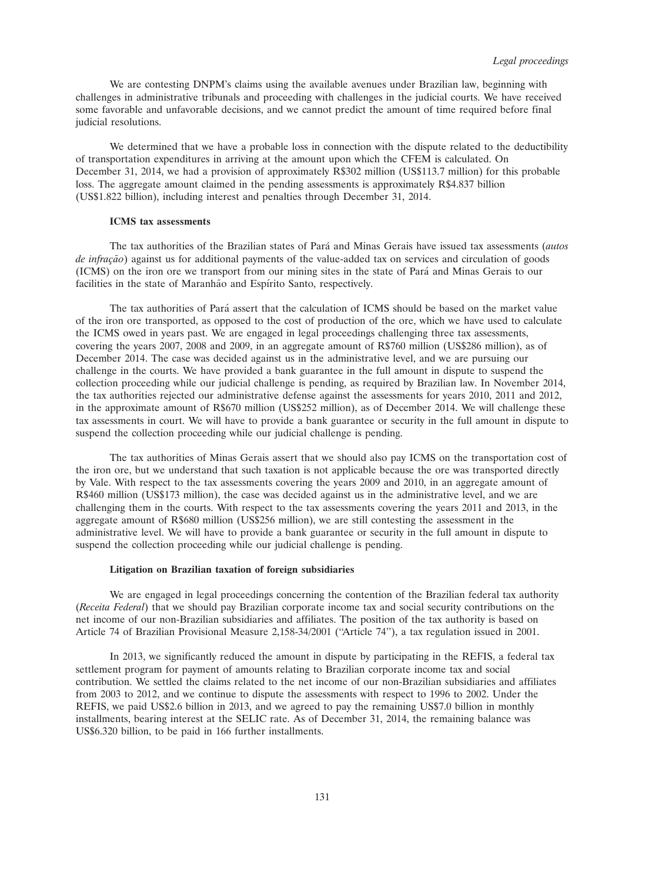We are contesting DNPM's claims using the available avenues under Brazilian law, beginning with challenges in administrative tribunals and proceeding with challenges in the judicial courts. We have received some favorable and unfavorable decisions, and we cannot predict the amount of time required before final judicial resolutions.

We determined that we have a probable loss in connection with the dispute related to the deductibility of transportation expenditures in arriving at the amount upon which the CFEM is calculated. On December 31, 2014, we had a provision of approximately R$302 million (US$113.7 million) for this probable loss. The aggregate amount claimed in the pending assessments is approximately R$4.837 billion (US$1.822 billion), including interest and penalties through December 31, 2014.

### ICMS tax assessments

The tax authorities of the Brazilian states of Pará and Minas Gerais have issued tax assessments (*autos de infração*) against us for additional payments of the value-added tax on services and circulation of goods (ICMS) on the iron ore we transport from our mining sites in the state of Pará and Minas Gerais to our facilities in the state of Maranhão and Espírito Santo, respectively.

The tax authorities of Pará assert that the calculation of ICMS should be based on the market value of the iron ore transported, as opposed to the cost of production of the ore, which we have used to calculate the ICMS owed in years past. We are engaged in legal proceedings challenging three tax assessments, covering the years 2007, 2008 and 2009, in an aggregate amount of R$760 million (US$286 million), as of December 2014. The case was decided against us in the administrative level, and we are pursuing our challenge in the courts. We have provided a bank guarantee in the full amount in dispute to suspend the collection proceeding while our judicial challenge is pending, as required by Brazilian law. In November 2014, the tax authorities rejected our administrative defense against the assessments for years 2010, 2011 and 2012, in the approximate amount of R$670 million (US$252 million), as of December 2014. We will challenge these tax assessments in court. We will have to provide a bank guarantee or security in the full amount in dispute to suspend the collection proceeding while our judicial challenge is pending.

The tax authorities of Minas Gerais assert that we should also pay ICMS on the transportation cost of the iron ore, but we understand that such taxation is not applicable because the ore was transported directly by Vale. With respect to the tax assessments covering the years 2009 and 2010, in an aggregate amount of R$460 million (US$173 million), the case was decided against us in the administrative level, and we are challenging them in the courts. With respect to the tax assessments covering the years 2011 and 2013, in the aggregate amount of R$680 million (US$256 million), we are still contesting the assessment in the administrative level. We will have to provide a bank guarantee or security in the full amount in dispute to suspend the collection proceeding while our judicial challenge is pending.

### Litigation on Brazilian taxation of foreign subsidiaries

We are engaged in legal proceedings concerning the contention of the Brazilian federal tax authority (*Receita Federal*) that we should pay Brazilian corporate income tax and social security contributions on the net income of our non-Brazilian subsidiaries and affiliates. The position of the tax authority is based on Article 74 of Brazilian Provisional Measure 2,158-34/2001 ("Article 74"), a tax regulation issued in 2001.

In 2013, we significantly reduced the amount in dispute by participating in the REFIS, a federal tax settlement program for payment of amounts relating to Brazilian corporate income tax and social contribution. We settled the claims related to the net income of our non-Brazilian subsidiaries and affiliates from 2003 to 2012, and we continue to dispute the assessments with respect to 1996 to 2002. Under the REFIS, we paid US$2.6 billion in 2013, and we agreed to pay the remaining US$7.0 billion in monthly installments, bearing interest at the SELIC rate. As of December 31, 2014, the remaining balance was US$6.320 billion, to be paid in 166 further installments.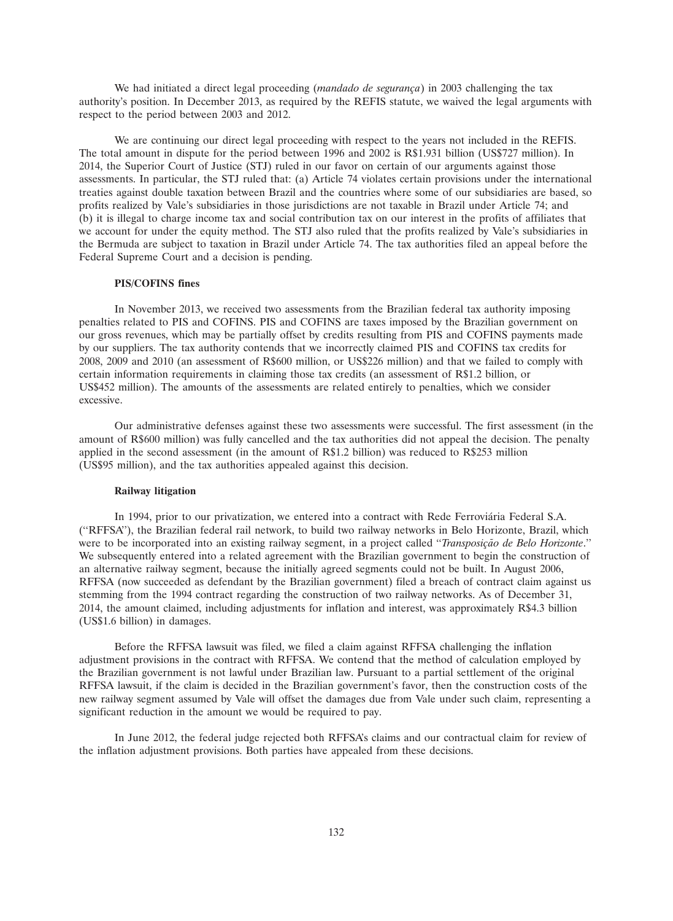We had initiated a direct legal proceeding (*mandado de segurança*) in 2003 challenging the tax authority's position. In December 2013, as required by the REFIS statute, we waived the legal arguments with respect to the period between 2003 and 2012.

We are continuing our direct legal proceeding with respect to the years not included in the REFIS. The total amount in dispute for the period between 1996 and 2002 is R$1.931 billion (US$727 million). In 2014, the Superior Court of Justice (STJ) ruled in our favor on certain of our arguments against those assessments. In particular, the STJ ruled that: (a) Article 74 violates certain provisions under the international treaties against double taxation between Brazil and the countries where some of our subsidiaries are based, so profits realized by Vale's subsidiaries in those jurisdictions are not taxable in Brazil under Article 74; and (b) it is illegal to charge income tax and social contribution tax on our interest in the profits of affiliates that we account for under the equity method. The STJ also ruled that the profits realized by Vale's subsidiaries in the Bermuda are subject to taxation in Brazil under Article 74. The tax authorities filed an appeal before the Federal Supreme Court and a decision is pending.

**PIS/COFINS fines**

In November 2013, we received two assessments from the Brazilian federal tax authority imposing penalties related to PIS and COFINS. PIS and COFINS are taxes imposed by the Brazilian government on our gross revenues, which may be partially offset by credits resulting from PIS and COFINS payments made by our suppliers. The tax authority contends that we incorrectly claimed PIS and COFINS tax credits for 2008, 2009 and 2010 (an assessment of R$600 million, or US$226 million) and that we failed to comply with certain information requirements in claiming those tax credits (an assessment of R$1.2 billion, or US$452 million). The amounts of the assessments are related entirely to penalties, which we consider excessive.

Our administrative defenses against these two assessments were successful. The first assessment (in the amount of R$600 million) was fully cancelled and the tax authorities did not appeal the decision. The penalty applied in the second assessment (in the amount of R$1.2 billion) was reduced to R$253 million (US$95 million), and the tax authorities appealed against this decision.

**Railway litigation**

In 1994, prior to our privatization, we entered into a contract with Rede Ferroviária Federal S.A. (''RFFSA''), the Brazilian federal rail network, to build two railway networks in Belo Horizonte, Brazil, which were to be incorporated into an existing railway segment, in a project called ''*Transposição de Belo Horizonte*.'' We subsequently entered into a related agreement with the Brazilian government to begin the construction of an alternative railway segment, because the initially agreed segments could not be built. In August 2006, RFFSA (now succeeded as defendant by the Brazilian government) filed a breach of contract claim against us stemming from the 1994 contract regarding the construction of two railway networks. As of December 31, 2014, the amount claimed, including adjustments for inflation and interest, was approximately R$4.3 billion (US$1.6 billion) in damages.

Before the RFFSA lawsuit was filed, we filed a claim against RFFSA challenging the inflation adjustment provisions in the contract with RFFSA. We contend that the method of calculation employed by the Brazilian government is not lawful under Brazilian law. Pursuant to a partial settlement of the original RFFSA lawsuit, if the claim is decided in the Brazilian government's favor, then the construction costs of the new railway segment assumed by Vale will offset the damages due from Vale under such claim, representing a significant reduction in the amount we would be required to pay.

In June 2012, the federal judge rejected both RFFSA's claims and our contractual claim for review of the inflation adjustment provisions. Both parties have appealed from these decisions.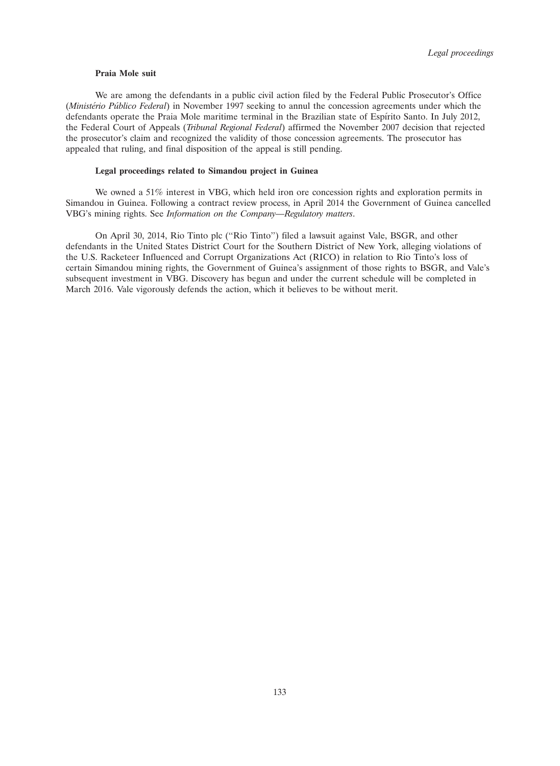#### Praia Mole suit

We are among the defendants in a public civil action filed by the Federal Public Prosecutor's Office (*Ministério Público Federal*) in November 1997 seeking to annul the concession agreements under which the defendants operate the Praia Mole maritime terminal in the Brazilian state of Espírito Santo. In July 2012, the Federal Court of Appeals (*Tribunal Regional Federal*) affirmed the November 2007 decision that rejected the prosecutor's claim and recognized the validity of those concession agreements. The prosecutor has appealed that ruling, and final disposition of the appeal is still pending.

#### Legal proceedings related to Simandou project in Guinea

We owned a 51% interest in VBG, which held iron ore concession rights and exploration permits in Simandou in Guinea. Following a contract review process, in April 2014 the Government of Guinea cancelled VBG's mining rights. See *Information on the Company—Regulatory matters*.

On April 30, 2014, Rio Tinto plc (''Rio Tinto'') filed a lawsuit against Vale, BSGR, and other defendants in the United States District Court for the Southern District of New York, alleging violations of the U.S. Racketeer Influenced and Corrupt Organizations Act (RICO) in relation to Rio Tinto's loss of certain Simandou mining rights, the Government of Guinea's assignment of those rights to BSGR, and Vale's subsequent investment in VBG. Discovery has begun and under the current schedule will be completed in March 2016. Vale vigorously defends the action, which it believes to be without merit.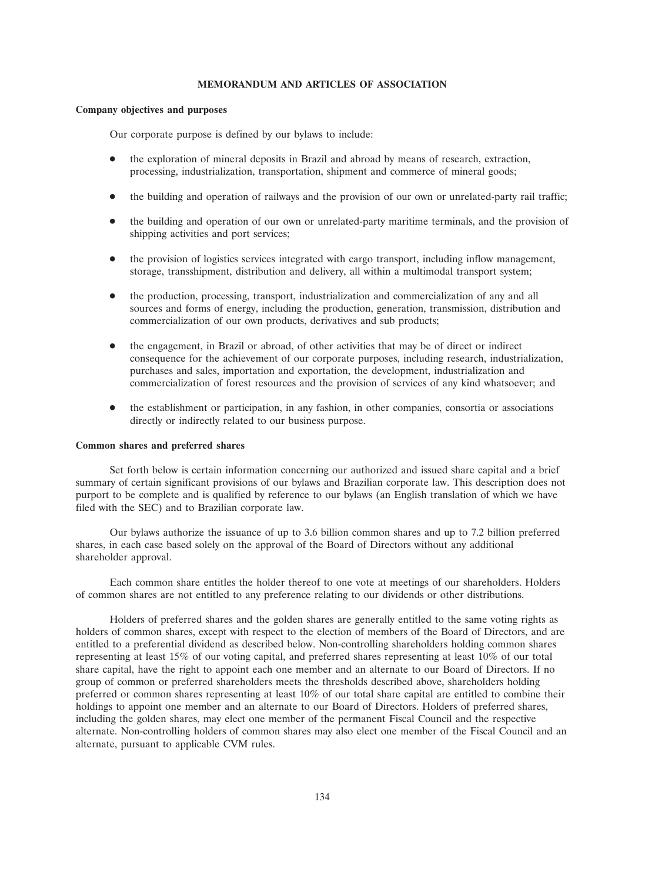## MEMORANDUM AND ARTICLES OF ASSOCIATION

### Company objectives and purposes

Our corporate purpose is defined by our bylaws to include:

- the exploration of mineral deposits in Brazil and abroad by means of research, extraction, processing, industrialization, transportation, shipment and commerce of mineral goods;
- the building and operation of railways and the provision of our own or unrelated-party rail traffic;
- the building and operation of our own or unrelated-party maritime terminals, and the provision of shipping activities and port services;
- the provision of logistics services integrated with cargo transport, including inflow management, storage, transshipment, distribution and delivery, all within a multimodal transport system;
- the production, processing, transport, industrialization and commercialization of any and all sources and forms of energy, including the production, generation, transmission, distribution and commercialization of our own products, derivatives and sub products;
- the engagement, in Brazil or abroad, of other activities that may be of direct or indirect consequence for the achievement of our corporate purposes, including research, industrialization, purchases and sales, importation and exportation, the development, industrialization and commercialization of forest resources and the provision of services of any kind whatsoever; and
- the establishment or participation, in any fashion, in other companies, consortia or associations directly or indirectly related to our business purpose.

### Common shares and preferred shares

Set forth below is certain information concerning our authorized and issued share capital and a brief summary of certain significant provisions of our bylaws and Brazilian corporate law. This description does not purport to be complete and is qualified by reference to our bylaws (an English translation of which we have filed with the SEC) and to Brazilian corporate law.

Our bylaws authorize the issuance of up to 3.6 billion common shares and up to 7.2 billion preferred shares, in each case based solely on the approval of the Board of Directors without any additional shareholder approval.

Each common share entitles the holder thereof to one vote at meetings of our shareholders. Holders of common shares are not entitled to any preference relating to our dividends or other distributions.

Holders of preferred shares and the golden shares are generally entitled to the same voting rights as holders of common shares, except with respect to the election of members of the Board of Directors, and are entitled to a preferential dividend as described below. Non-controlling shareholders holding common shares representing at least 15% of our voting capital, and preferred shares representing at least 10% of our total share capital, have the right to appoint each one member and an alternate to our Board of Directors. If no group of common or preferred shareholders meets the thresholds described above, shareholders holding preferred or common shares representing at least 10% of our total share capital are entitled to combine their holdings to appoint one member and an alternate to our Board of Directors. Holders of preferred shares, including the golden shares, may elect one member of the permanent Fiscal Council and the respective alternate. Non-controlling holders of common shares may also elect one member of the Fiscal Council and an alternate, pursuant to applicable CVM rules.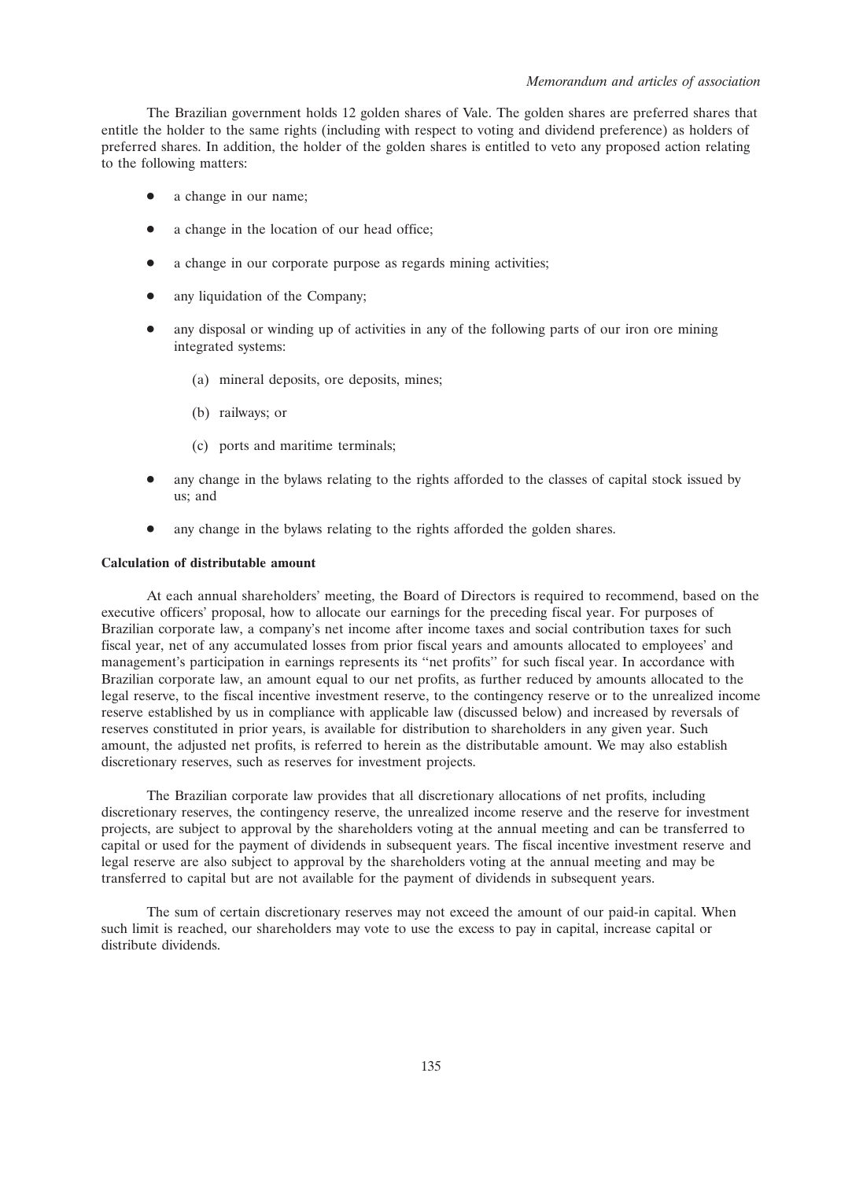The Brazilian government holds 12 golden shares of Vale. The golden shares are preferred shares that entitle the holder to the same rights (including with respect to voting and dividend preference) as holders of preferred shares. In addition, the holder of the golden shares is entitled to veto any proposed action relating to the following matters:

- a change in our name;
- a change in the location of our head office;
- a change in our corporate purpose as regards mining activities;
- any liquidation of the Company;
- any disposal or winding up of activities in any of the following parts of our iron ore mining integrated systems:
  - (a) mineral deposits, ore deposits, mines;
  - (b) railways; or
  - (c) ports and maritime terminals;
- any change in the bylaws relating to the rights afforded to the classes of capital stock issued by us; and
- any change in the bylaws relating to the rights afforded the golden shares.

**Calculation of distributable amount**

At each annual shareholders' meeting, the Board of Directors is required to recommend, based on the executive officers' proposal, how to allocate our earnings for the preceding fiscal year. For purposes of Brazilian corporate law, a company's net income after income taxes and social contribution taxes for such fiscal year, net of any accumulated losses from prior fiscal years and amounts allocated to employees' and management's participation in earnings represents its ''net profits'' for such fiscal year. In accordance with Brazilian corporate law, an amount equal to our net profits, as further reduced by amounts allocated to the legal reserve, to the fiscal incentive investment reserve, to the contingency reserve or to the unrealized income reserve established by us in compliance with applicable law (discussed below) and increased by reversals of reserves constituted in prior years, is available for distribution to shareholders in any given year. Such amount, the adjusted net profits, is referred to herein as the distributable amount. We may also establish discretionary reserves, such as reserves for investment projects.

The Brazilian corporate law provides that all discretionary allocations of net profits, including discretionary reserves, the contingency reserve, the unrealized income reserve and the reserve for investment projects, are subject to approval by the shareholders voting at the annual meeting and can be transferred to capital or used for the payment of dividends in subsequent years. The fiscal incentive investment reserve and legal reserve are also subject to approval by the shareholders voting at the annual meeting and may be transferred to capital but are not available for the payment of dividends in subsequent years.

The sum of certain discretionary reserves may not exceed the amount of our paid-in capital. When such limit is reached, our shareholders may vote to use the excess to pay in capital, increase capital or distribute dividends.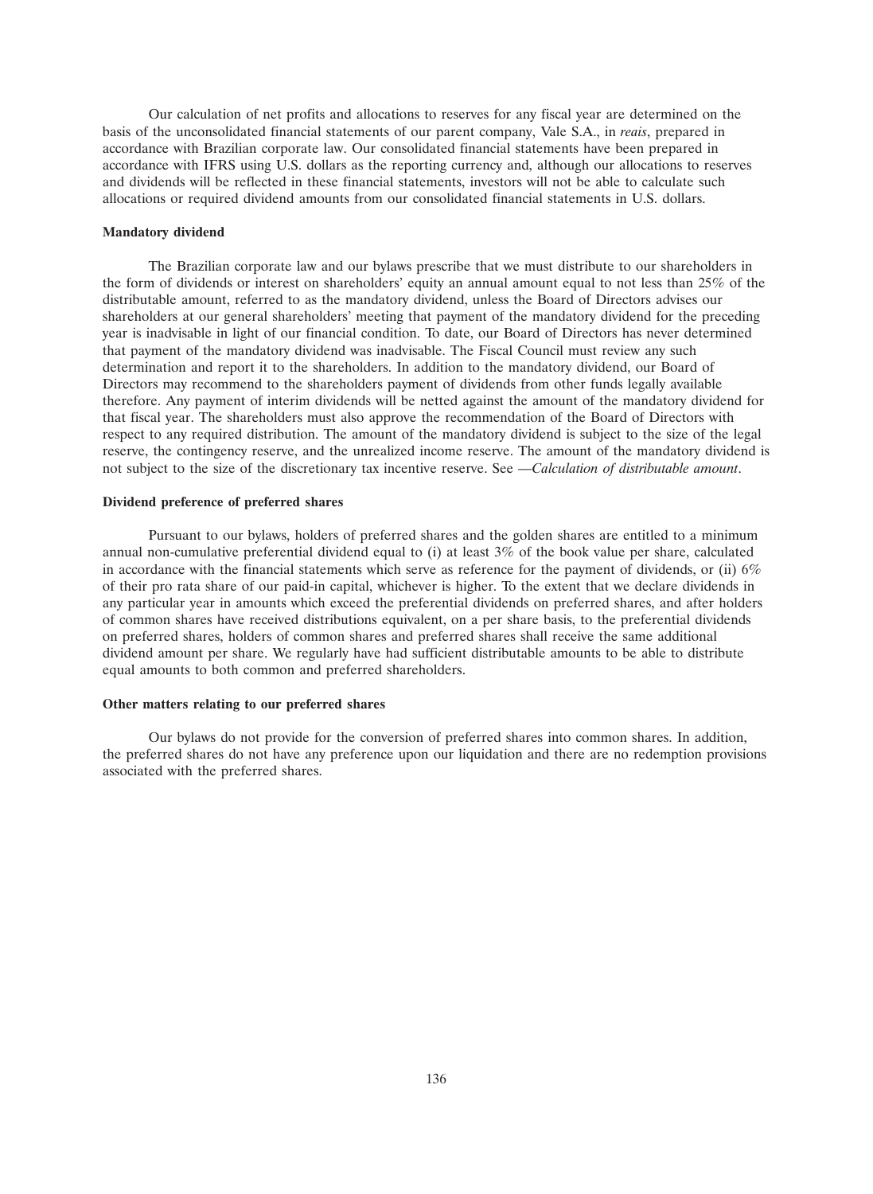Our calculation of net profits and allocations to reserves for any fiscal year are determined on the basis of the unconsolidated financial statements of our parent company, Vale S.A., in *reais*, prepared in accordance with Brazilian corporate law. Our consolidated financial statements have been prepared in accordance with IFRS using U.S. dollars as the reporting currency and, although our allocations to reserves and dividends will be reflected in these financial statements, investors will not be able to calculate such allocations or required dividend amounts from our consolidated financial statements in U.S. dollars.

**Mandatory dividend**

The Brazilian corporate law and our bylaws prescribe that we must distribute to our shareholders in the form of dividends or interest on shareholders' equity an annual amount equal to not less than 25% of the distributable amount, referred to as the mandatory dividend, unless the Board of Directors advises our shareholders at our general shareholders' meeting that payment of the mandatory dividend for the preceding year is inadvisable in light of our financial condition. To date, our Board of Directors has never determined that payment of the mandatory dividend was inadvisable. The Fiscal Council must review any such determination and report it to the shareholders. In addition to the mandatory dividend, our Board of Directors may recommend to the shareholders payment of dividends from other funds legally available therefore. Any payment of interim dividends will be netted against the amount of the mandatory dividend for that fiscal year. The shareholders must also approve the recommendation of the Board of Directors with respect to any required distribution. The amount of the mandatory dividend is subject to the size of the legal reserve, the contingency reserve, and the unrealized income reserve. The amount of the mandatory dividend is not subject to the size of the discretionary tax incentive reserve. See *—Calculation of distributable amount*.

**Dividend preference of preferred shares**

Pursuant to our bylaws, holders of preferred shares and the golden shares are entitled to a minimum annual non-cumulative preferential dividend equal to (i) at least 3% of the book value per share, calculated in accordance with the financial statements which serve as reference for the payment of dividends, or (ii) 6% of their pro rata share of our paid-in capital, whichever is higher. To the extent that we declare dividends in any particular year in amounts which exceed the preferential dividends on preferred shares, and after holders of common shares have received distributions equivalent, on a per share basis, to the preferential dividends on preferred shares, holders of common shares and preferred shares shall receive the same additional dividend amount per share. We regularly have had sufficient distributable amounts to be able to distribute equal amounts to both common and preferred shareholders.

**Other matters relating to our preferred shares**

Our bylaws do not provide for the conversion of preferred shares into common shares. In addition, the preferred shares do not have any preference upon our liquidation and there are no redemption provisions associated with the preferred shares.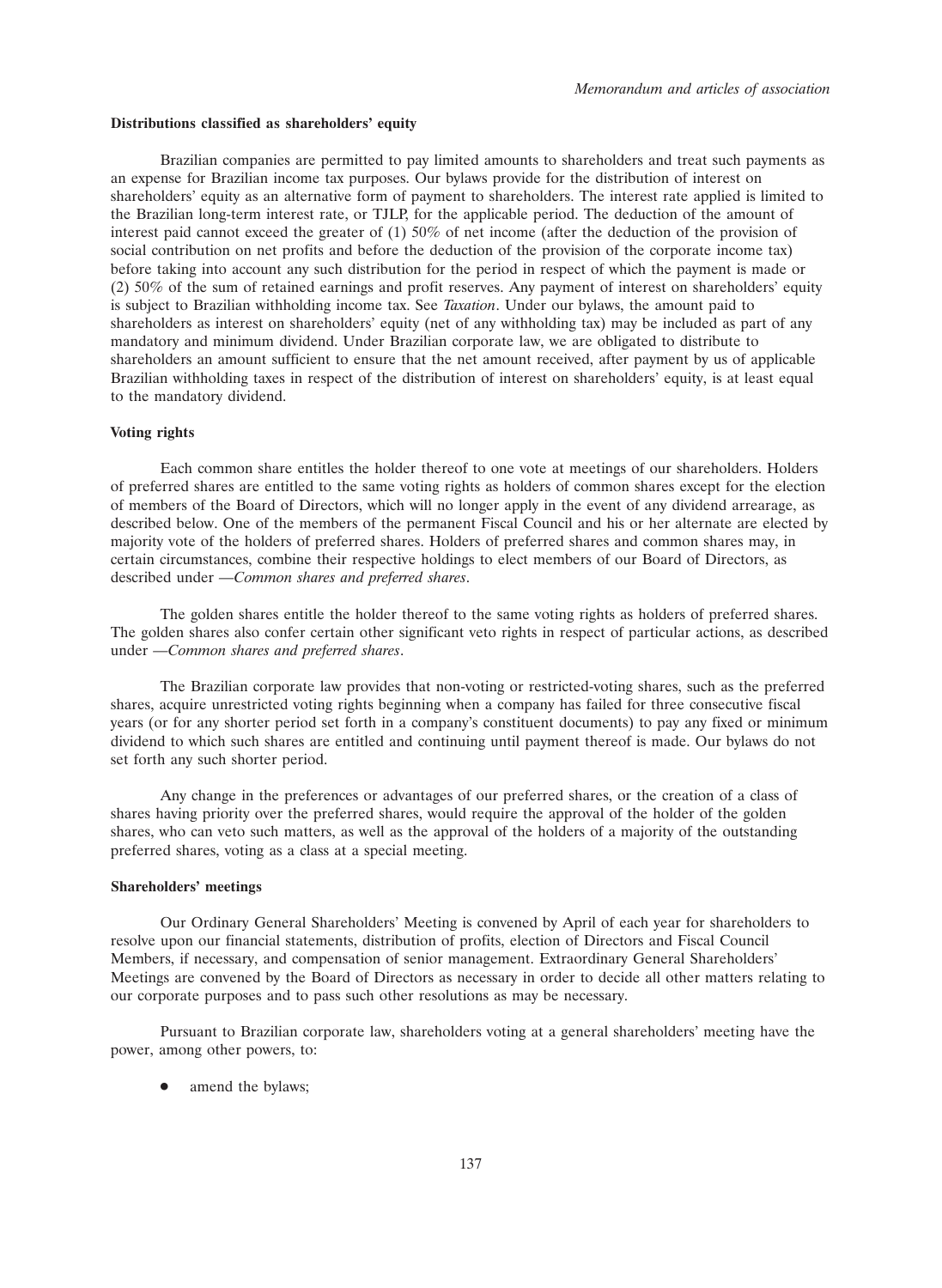### Distributions classified as shareholders' equity

Brazilian companies are permitted to pay limited amounts to shareholders and treat such payments as an expense for Brazilian income tax purposes. Our bylaws provide for the distribution of interest on shareholders' equity as an alternative form of payment to shareholders. The interest rate applied is limited to the Brazilian long-term interest rate, or TJLP, for the applicable period. The deduction of the amount of interest paid cannot exceed the greater of (1) 50% of net income (after the deduction of the provision of social contribution on net profits and before the deduction of the provision of the corporate income tax) before taking into account any such distribution for the period in respect of which the payment is made or (2) 50% of the sum of retained earnings and profit reserves. Any payment of interest on shareholders' equity is subject to Brazilian withholding income tax. See *Taxation*. Under our bylaws, the amount paid to shareholders as interest on shareholders' equity (net of any withholding tax) may be included as part of any mandatory and minimum dividend. Under Brazilian corporate law, we are obligated to distribute to shareholders an amount sufficient to ensure that the net amount received, after payment by us of applicable Brazilian withholding taxes in respect of the distribution of interest on shareholders' equity, is at least equal to the mandatory dividend.

### Voting rights

Each common share entitles the holder thereof to one vote at meetings of our shareholders. Holders of preferred shares are entitled to the same voting rights as holders of common shares except for the election of members of the Board of Directors, which will no longer apply in the event of any dividend arrearage, as described below. One of the members of the permanent Fiscal Council and his or her alternate are elected by majority vote of the holders of preferred shares. Holders of preferred shares and common shares may, in certain circumstances, combine their respective holdings to elect members of our Board of Directors, as described under —*Common shares and preferred shares*.

The golden shares entitle the holder thereof to the same voting rights as holders of preferred shares. The golden shares also confer certain other significant veto rights in respect of particular actions, as described under —*Common shares and preferred shares*.

The Brazilian corporate law provides that non-voting or restricted-voting shares, such as the preferred shares, acquire unrestricted voting rights beginning when a company has failed for three consecutive fiscal years (or for any shorter period set forth in a company's constituent documents) to pay any fixed or minimum dividend to which such shares are entitled and continuing until payment thereof is made. Our bylaws do not set forth any such shorter period.

Any change in the preferences or advantages of our preferred shares, or the creation of a class of shares having priority over the preferred shares, would require the approval of the holder of the golden shares, who can veto such matters, as well as the approval of the holders of a majority of the outstanding preferred shares, voting as a class at a special meeting.

### Shareholders' meetings

Our Ordinary General Shareholders' Meeting is convened by April of each year for shareholders to resolve upon our financial statements, distribution of profits, election of Directors and Fiscal Council Members, if necessary, and compensation of senior management. Extraordinary General Shareholders' Meetings are convened by the Board of Directors as necessary in order to decide all other matters relating to our corporate purposes and to pass such other resolutions as may be necessary.

Pursuant to Brazilian corporate law, shareholders voting at a general shareholders' meeting have the power, among other powers, to:

- amend the bylaws;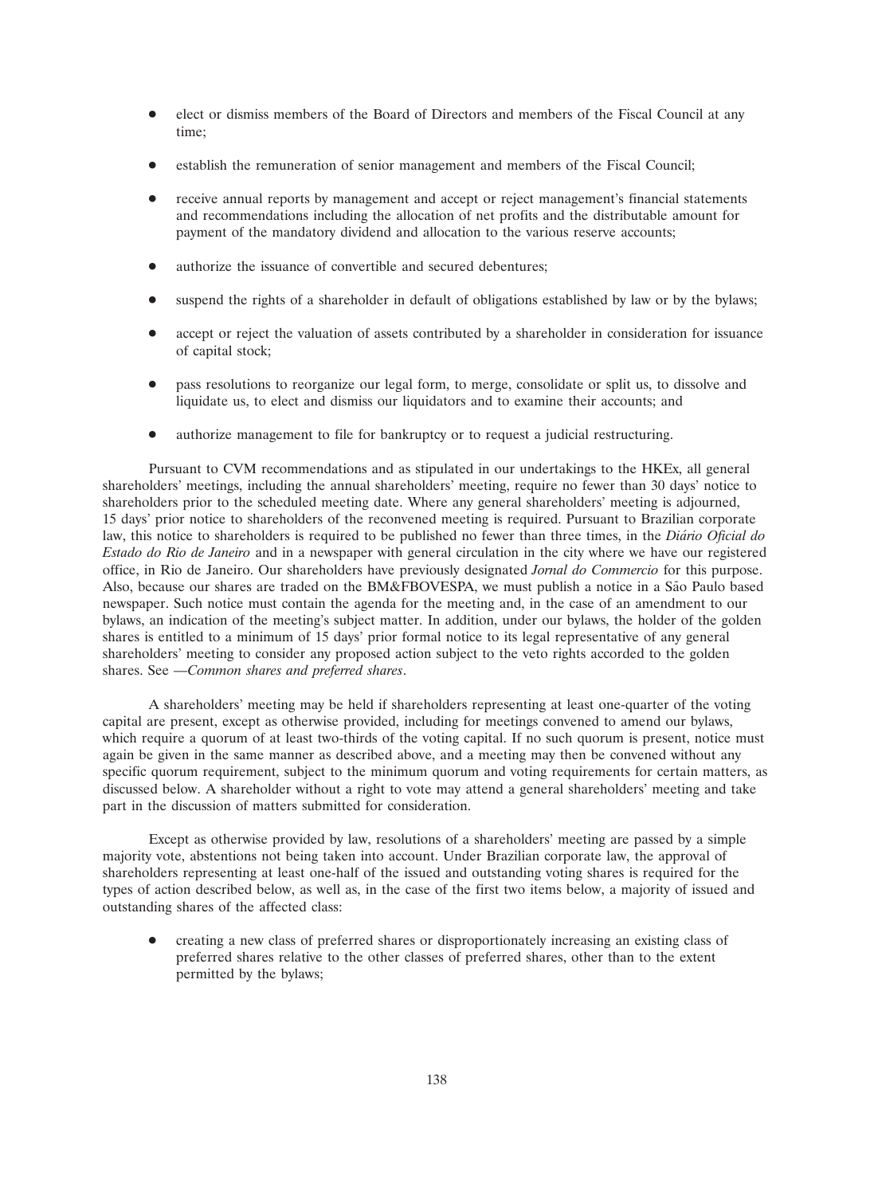- elect or dismiss members of the Board of Directors and members of the Fiscal Council at any time;
- establish the remuneration of senior management and members of the Fiscal Council;
- receive annual reports by management and accept or reject management's financial statements and recommendations including the allocation of net profits and the distributable amount for payment of the mandatory dividend and allocation to the various reserve accounts;
- authorize the issuance of convertible and secured debentures;
- suspend the rights of a shareholder in default of obligations established by law or by the bylaws;
- accept or reject the valuation of assets contributed by a shareholder in consideration for issuance of capital stock;
- pass resolutions to reorganize our legal form, to merge, consolidate or split us, to dissolve and liquidate us, to elect and dismiss our liquidators and to examine their accounts; and
- authorize management to file for bankruptcy or to request a judicial restructuring.

Pursuant to CVM recommendations and as stipulated in our undertakings to the HKEx, all general shareholders' meetings, including the annual shareholders' meeting, require no fewer than 30 days' notice to shareholders prior to the scheduled meeting date. Where any general shareholders' meeting is adjourned, 15 days' prior notice to shareholders of the reconvened meeting is required. Pursuant to Brazilian corporate law, this notice to shareholders is required to be published no fewer than three times, in the *Diário Oficial do Estado do Rio de Janeiro* and in a newspaper with general circulation in the city where we have our registered office, in Rio de Janeiro. Our shareholders have previously designated *Jornal do Commercio* for this purpose. Also, because our shares are traded on the BM&FBOVESPA, we must publish a notice in a São Paulo based newspaper. Such notice must contain the agenda for the meeting and, in the case of an amendment to our bylaws, an indication of the meeting's subject matter. In addition, under our bylaws, the holder of the golden shares is entitled to a minimum of 15 days' prior formal notice to its legal representative of any general shareholders' meeting to consider any proposed action subject to the veto rights accorded to the golden shares. See —*Common shares and preferred shares*.

A shareholders' meeting may be held if shareholders representing at least one-quarter of the voting capital are present, except as otherwise provided, including for meetings convened to amend our bylaws, which require a quorum of at least two-thirds of the voting capital. If no such quorum is present, notice must again be given in the same manner as described above, and a meeting may then be convened without any specific quorum requirement, subject to the minimum quorum and voting requirements for certain matters, as discussed below. A shareholder without a right to vote may attend a general shareholders' meeting and take part in the discussion of matters submitted for consideration.

Except as otherwise provided by law, resolutions of a shareholders' meeting are passed by a simple majority vote, abstentions not being taken into account. Under Brazilian corporate law, the approval of shareholders representing at least one-half of the issued and outstanding voting shares is required for the types of action described below, as well as, in the case of the first two items below, a majority of issued and outstanding shares of the affected class:

- creating a new class of preferred shares or disproportionately increasing an existing class of preferred shares relative to the other classes of preferred shares, other than to the extent permitted by the bylaws;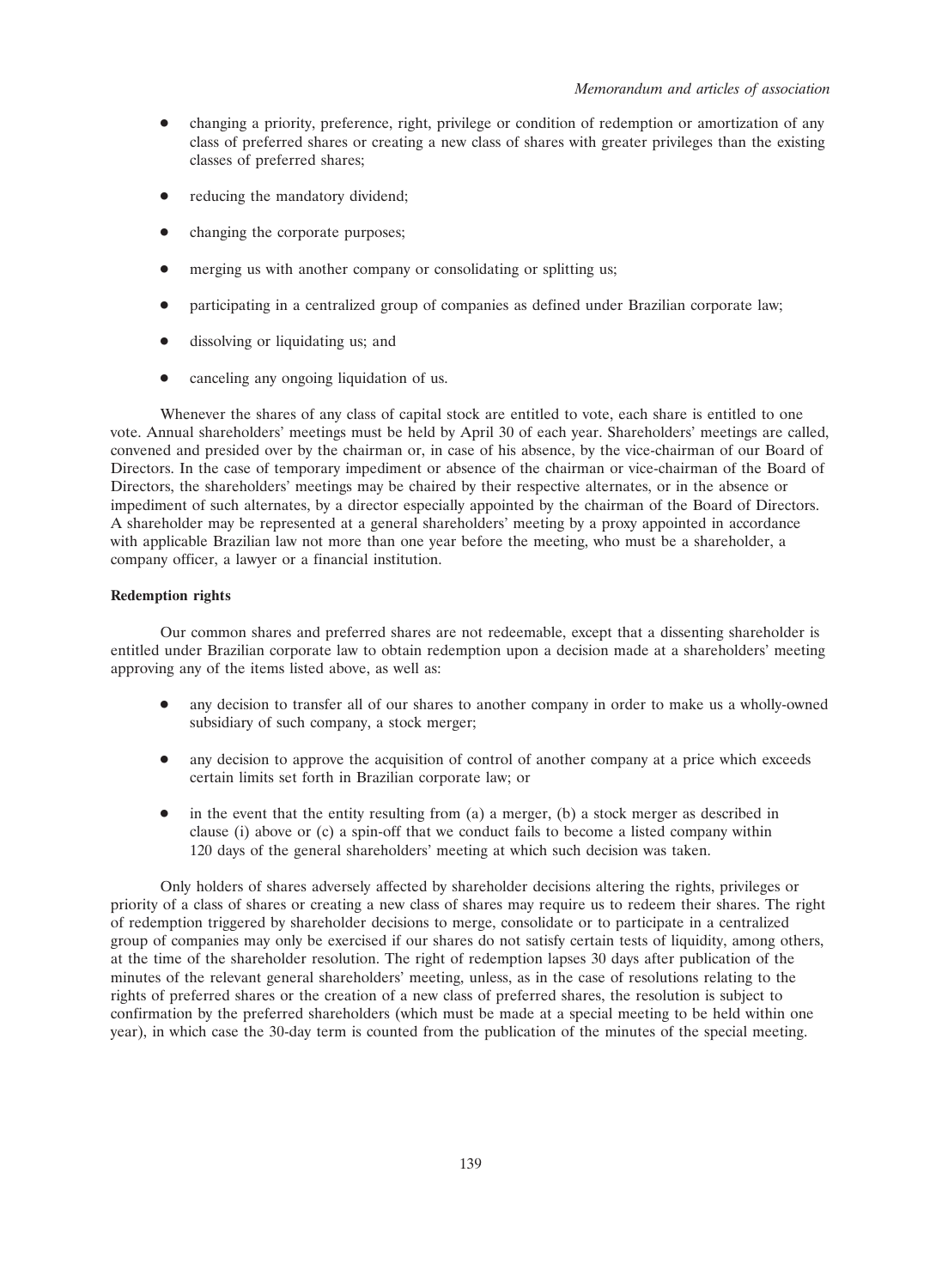- changing a priority, preference, right, privilege or condition of redemption or amortization of any class of preferred shares or creating a new class of shares with greater privileges than the existing classes of preferred shares;
- reducing the mandatory dividend;
- changing the corporate purposes;
- merging us with another company or consolidating or splitting us;
- participating in a centralized group of companies as defined under Brazilian corporate law;
- dissolving or liquidating us; and
- canceling any ongoing liquidation of us.

Whenever the shares of any class of capital stock are entitled to vote, each share is entitled to one vote. Annual shareholders' meetings must be held by April 30 of each year. Shareholders' meetings are called, convened and presided over by the chairman or, in case of his absence, by the vice-chairman of our Board of Directors. In the case of temporary impediment or absence of the chairman or vice-chairman of the Board of Directors, the shareholders' meetings may be chaired by their respective alternates, or in the absence or impediment of such alternates, by a director especially appointed by the chairman of the Board of Directors. A shareholder may be represented at a general shareholders' meeting by a proxy appointed in accordance with applicable Brazilian law not more than one year before the meeting, who must be a shareholder, a company officer, a lawyer or a financial institution.

**Redemption rights**

Our common shares and preferred shares are not redeemable, except that a dissenting shareholder is entitled under Brazilian corporate law to obtain redemption upon a decision made at a shareholders' meeting approving any of the items listed above, as well as:

- any decision to transfer all of our shares to another company in order to make us a wholly-owned subsidiary of such company, a stock merger;
- any decision to approve the acquisition of control of another company at a price which exceeds certain limits set forth in Brazilian corporate law; or
- in the event that the entity resulting from (a) a merger, (b) a stock merger as described in clause (i) above or (c) a spin-off that we conduct fails to become a listed company within 120 days of the general shareholders' meeting at which such decision was taken.

Only holders of shares adversely affected by shareholder decisions altering the rights, privileges or priority of a class of shares or creating a new class of shares may require us to redeem their shares. The right of redemption triggered by shareholder decisions to merge, consolidate or to participate in a centralized group of companies may only be exercised if our shares do not satisfy certain tests of liquidity, among others, at the time of the shareholder resolution. The right of redemption lapses 30 days after publication of the minutes of the relevant general shareholders' meeting, unless, as in the case of resolutions relating to the rights of preferred shares or the creation of a new class of preferred shares, the resolution is subject to confirmation by the preferred shareholders (which must be made at a special meeting to be held within one year), in which case the 30-day term is counted from the publication of the minutes of the special meeting.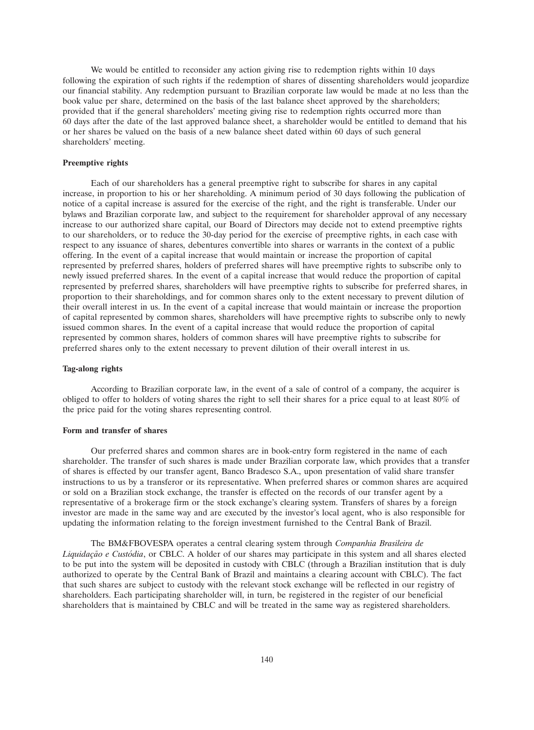We would be entitled to reconsider any action giving rise to redemption rights within 10 days following the expiration of such rights if the redemption of shares of dissenting shareholders would jeopardize our financial stability. Any redemption pursuant to Brazilian corporate law would be made at no less than the book value per share, determined on the basis of the last balance sheet approved by the shareholders; provided that if the general shareholders' meeting giving rise to redemption rights occurred more than 60 days after the date of the last approved balance sheet, a shareholder would be entitled to demand that his or her shares be valued on the basis of a new balance sheet dated within 60 days of such general shareholders' meeting.

**Preemptive rights**

Each of our shareholders has a general preemptive right to subscribe for shares in any capital increase, in proportion to his or her shareholding. A minimum period of 30 days following the publication of notice of a capital increase is assured for the exercise of the right, and the right is transferable. Under our bylaws and Brazilian corporate law, and subject to the requirement for shareholder approval of any necessary increase to our authorized share capital, our Board of Directors may decide not to extend preemptive rights to our shareholders, or to reduce the 30-day period for the exercise of preemptive rights, in each case with respect to any issuance of shares, debentures convertible into shares or warrants in the context of a public offering. In the event of a capital increase that would maintain or increase the proportion of capital represented by preferred shares, holders of preferred shares will have preemptive rights to subscribe only to newly issued preferred shares. In the event of a capital increase that would reduce the proportion of capital represented by preferred shares, shareholders will have preemptive rights to subscribe for preferred shares, in proportion to their shareholdings, and for common shares only to the extent necessary to prevent dilution of their overall interest in us. In the event of a capital increase that would maintain or increase the proportion of capital represented by common shares, shareholders will have preemptive rights to subscribe only to newly issued common shares. In the event of a capital increase that would reduce the proportion of capital represented by common shares, holders of common shares will have preemptive rights to subscribe for preferred shares only to the extent necessary to prevent dilution of their overall interest in us.

**Tag-along rights**

According to Brazilian corporate law, in the event of a sale of control of a company, the acquirer is obliged to offer to holders of voting shares the right to sell their shares for a price equal to at least 80% of the price paid for the voting shares representing control.

**Form and transfer of shares**

Our preferred shares and common shares are in book-entry form registered in the name of each shareholder. The transfer of such shares is made under Brazilian corporate law, which provides that a transfer of shares is effected by our transfer agent, Banco Bradesco S.A., upon presentation of valid share transfer instructions to us by a transferor or its representative. When preferred shares or common shares are acquired or sold on a Brazilian stock exchange, the transfer is effected on the records of our transfer agent by a representative of a brokerage firm or the stock exchange's clearing system. Transfers of shares by a foreign investor are made in the same way and are executed by the investor's local agent, who is also responsible for updating the information relating to the foreign investment furnished to the Central Bank of Brazil.

The BM&FBOVESPA operates a central clearing system through *Companhia Brasileira de Liquidação e Custódia*, or CBLC. A holder of our shares may participate in this system and all shares elected to be put into the system will be deposited in custody with CBLC (through a Brazilian institution that is duly authorized to operate by the Central Bank of Brazil and maintains a clearing account with CBLC). The fact that such shares are subject to custody with the relevant stock exchange will be reflected in our registry of shareholders. Each participating shareholder will, in turn, be registered in the register of our beneficial shareholders that is maintained by CBLC and will be treated in the same way as registered shareholders.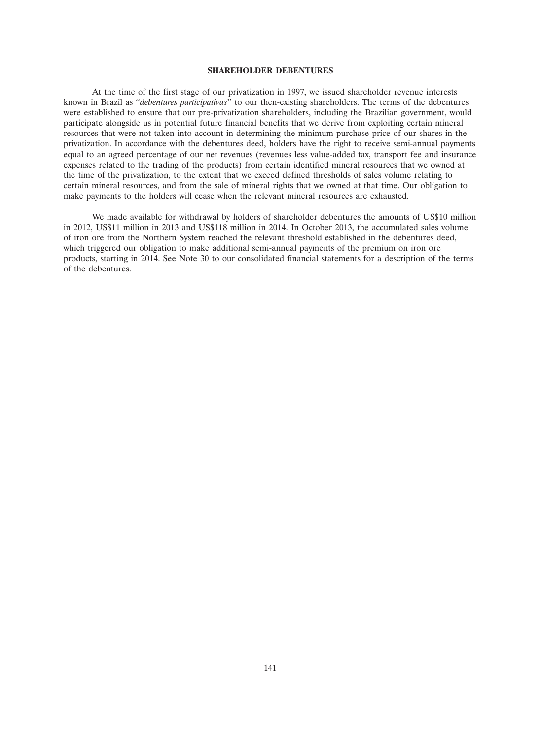## SHAREHOLDER DEBENTURES

At the time of the first stage of our privatization in 1997, we issued shareholder revenue interests known in Brazil as "*debentures participativas*" to our then-existing shareholders. The terms of the debentures were established to ensure that our pre-privatization shareholders, including the Brazilian government, would participate alongside us in potential future financial benefits that we derive from exploiting certain mineral resources that were not taken into account in determining the minimum purchase price of our shares in the privatization. In accordance with the debentures deed, holders have the right to receive semi-annual payments equal to an agreed percentage of our net revenues (revenues less value-added tax, transport fee and insurance expenses related to the trading of the products) from certain identified mineral resources that we owned at the time of the privatization, to the extent that we exceed defined thresholds of sales volume relating to certain mineral resources, and from the sale of mineral rights that we owned at that time. Our obligation to make payments to the holders will cease when the relevant mineral resources are exhausted.

We made available for withdrawal by holders of shareholder debentures the amounts of US$10 million in 2012, US$11 million in 2013 and US$118 million in 2014. In October 2013, the accumulated sales volume of iron ore from the Northern System reached the relevant threshold established in the debentures deed, which triggered our obligation to make additional semi-annual payments of the premium on iron ore products, starting in 2014. See Note 30 to our consolidated financial statements for a description of the terms of the debentures.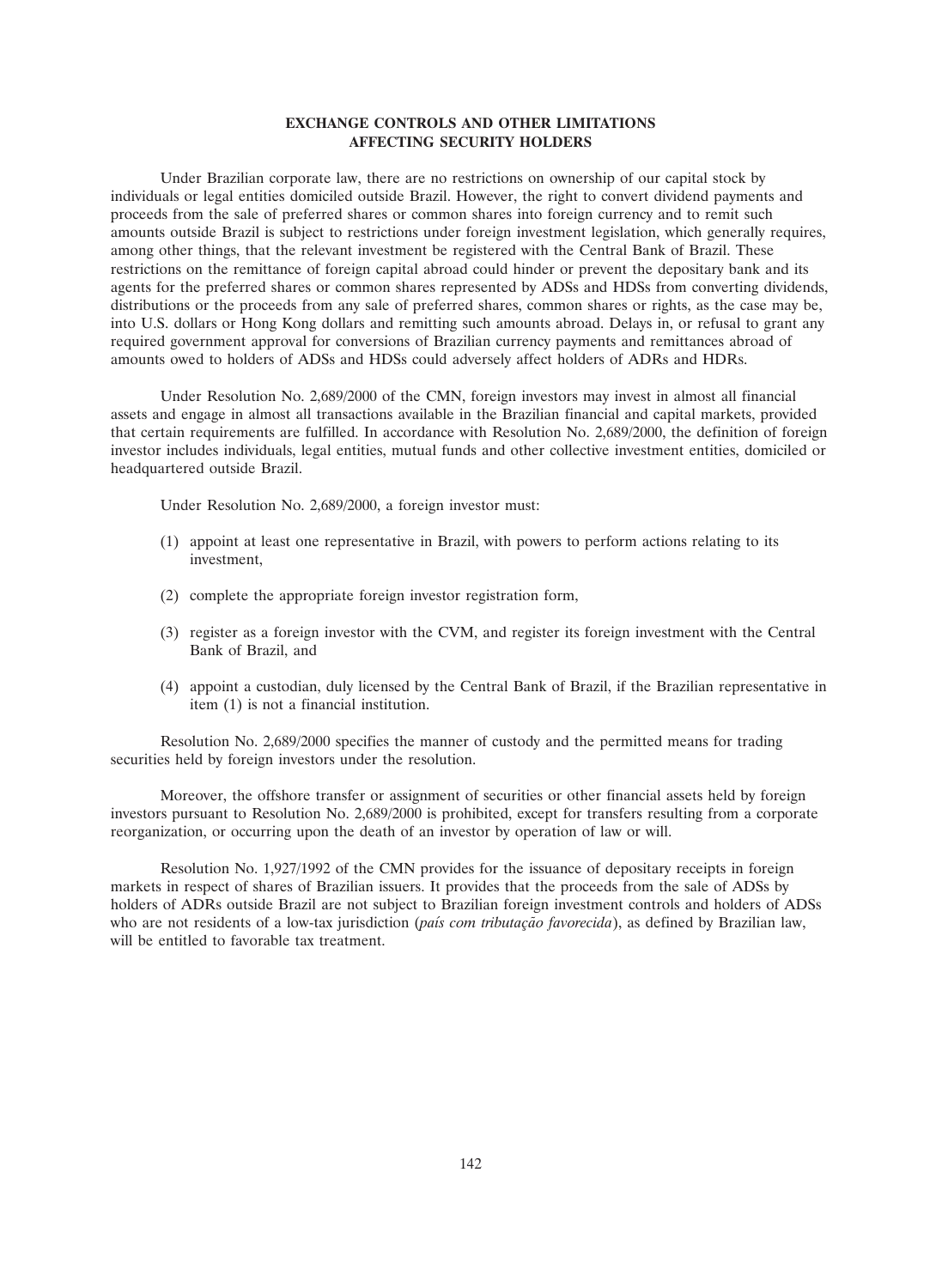## EXCHANGE CONTROLS AND OTHER LIMITATIONS AFFECTING SECURITY HOLDERS

Under Brazilian corporate law, there are no restrictions on ownership of our capital stock by individuals or legal entities domiciled outside Brazil. However, the right to convert dividend payments and proceeds from the sale of preferred shares or common shares into foreign currency and to remit such amounts outside Brazil is subject to restrictions under foreign investment legislation, which generally requires, among other things, that the relevant investment be registered with the Central Bank of Brazil. These restrictions on the remittance of foreign capital abroad could hinder or prevent the depositary bank and its agents for the preferred shares or common shares represented by ADSs and HDSs from converting dividends, distributions or the proceeds from any sale of preferred shares, common shares or rights, as the case may be, into U.S. dollars or Hong Kong dollars and remitting such amounts abroad. Delays in, or refusal to grant any required government approval for conversions of Brazilian currency payments and remittances abroad of amounts owed to holders of ADSs and HDSs could adversely affect holders of ADRs and HDRs.

Under Resolution No. 2,689/2000 of the CMN, foreign investors may invest in almost all financial assets and engage in almost all transactions available in the Brazilian financial and capital markets, provided that certain requirements are fulfilled. In accordance with Resolution No. 2,689/2000, the definition of foreign investor includes individuals, legal entities, mutual funds and other collective investment entities, domiciled or headquartered outside Brazil.

Under Resolution No. 2,689/2000, a foreign investor must:

(1) appoint at least one representative in Brazil, with powers to perform actions relating to its investment,

(2) complete the appropriate foreign investor registration form,

(3) register as a foreign investor with the CVM, and register its foreign investment with the Central Bank of Brazil, and

(4) appoint a custodian, duly licensed by the Central Bank of Brazil, if the Brazilian representative in item (1) is not a financial institution.

Resolution No. 2,689/2000 specifies the manner of custody and the permitted means for trading securities held by foreign investors under the resolution.

Moreover, the offshore transfer or assignment of securities or other financial assets held by foreign investors pursuant to Resolution No. 2,689/2000 is prohibited, except for transfers resulting from a corporate reorganization, or occurring upon the death of an investor by operation of law or will.

Resolution No. 1,927/1992 of the CMN provides for the issuance of depositary receipts in foreign markets in respect of shares of Brazilian issuers. It provides that the proceeds from the sale of ADSs by holders of ADRs outside Brazil are not subject to Brazilian foreign investment controls and holders of ADSs who are not residents of a low-tax jurisdiction (*país com tributação favorecida*), as defined by Brazilian law, will be entitled to favorable tax treatment.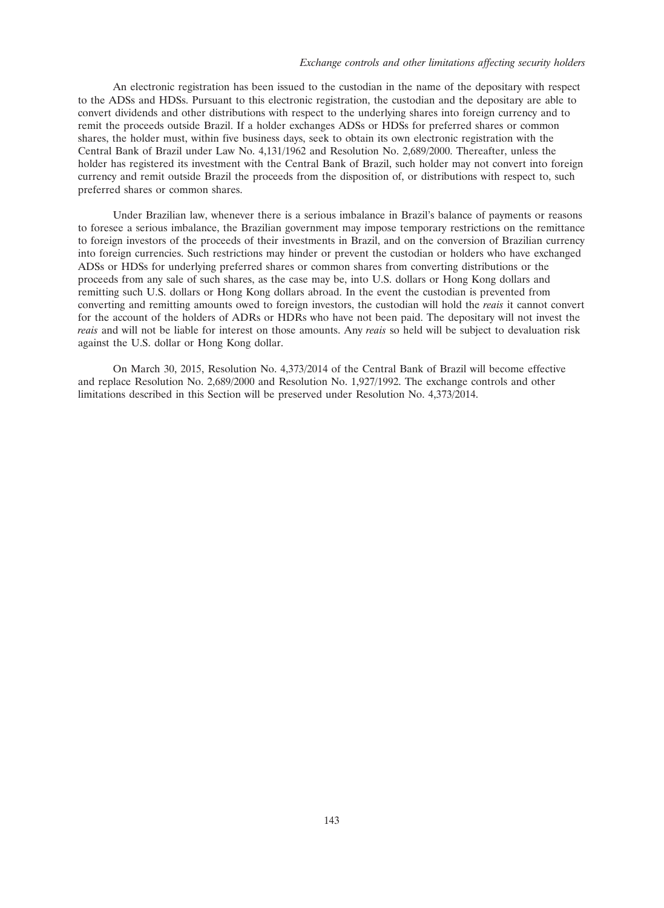An electronic registration has been issued to the custodian in the name of the depositary with respect to the ADSs and HDSs. Pursuant to this electronic registration, the custodian and the depositary are able to convert dividends and other distributions with respect to the underlying shares into foreign currency and to remit the proceeds outside Brazil. If a holder exchanges ADSs or HDSs for preferred shares or common shares, the holder must, within five business days, seek to obtain its own electronic registration with the Central Bank of Brazil under Law No. 4,131/1962 and Resolution No. 2,689/2000. Thereafter, unless the holder has registered its investment with the Central Bank of Brazil, such holder may not convert into foreign currency and remit outside Brazil the proceeds from the disposition of, or distributions with respect to, such preferred shares or common shares.

Under Brazilian law, whenever there is a serious imbalance in Brazil's balance of payments or reasons to foresee a serious imbalance, the Brazilian government may impose temporary restrictions on the remittance to foreign investors of the proceeds of their investments in Brazil, and on the conversion of Brazilian currency into foreign currencies. Such restrictions may hinder or prevent the custodian or holders who have exchanged ADSs or HDSs for underlying preferred shares or common shares from converting distributions or the proceeds from any sale of such shares, as the case may be, into U.S. dollars or Hong Kong dollars and remitting such U.S. dollars or Hong Kong dollars abroad. In the event the custodian is prevented from converting and remitting amounts owed to foreign investors, the custodian will hold the *reais* it cannot convert for the account of the holders of ADRs or HDRs who have not been paid. The depositary will not invest the *reais* and will not be liable for interest on those amounts. Any *reais* so held will be subject to devaluation risk against the U.S. dollar or Hong Kong dollar.

On March 30, 2015, Resolution No. 4,373/2014 of the Central Bank of Brazil will become effective and replace Resolution No. 2,689/2000 and Resolution No. 1,927/1992. The exchange controls and other limitations described in this Section will be preserved under Resolution No. 4,373/2014.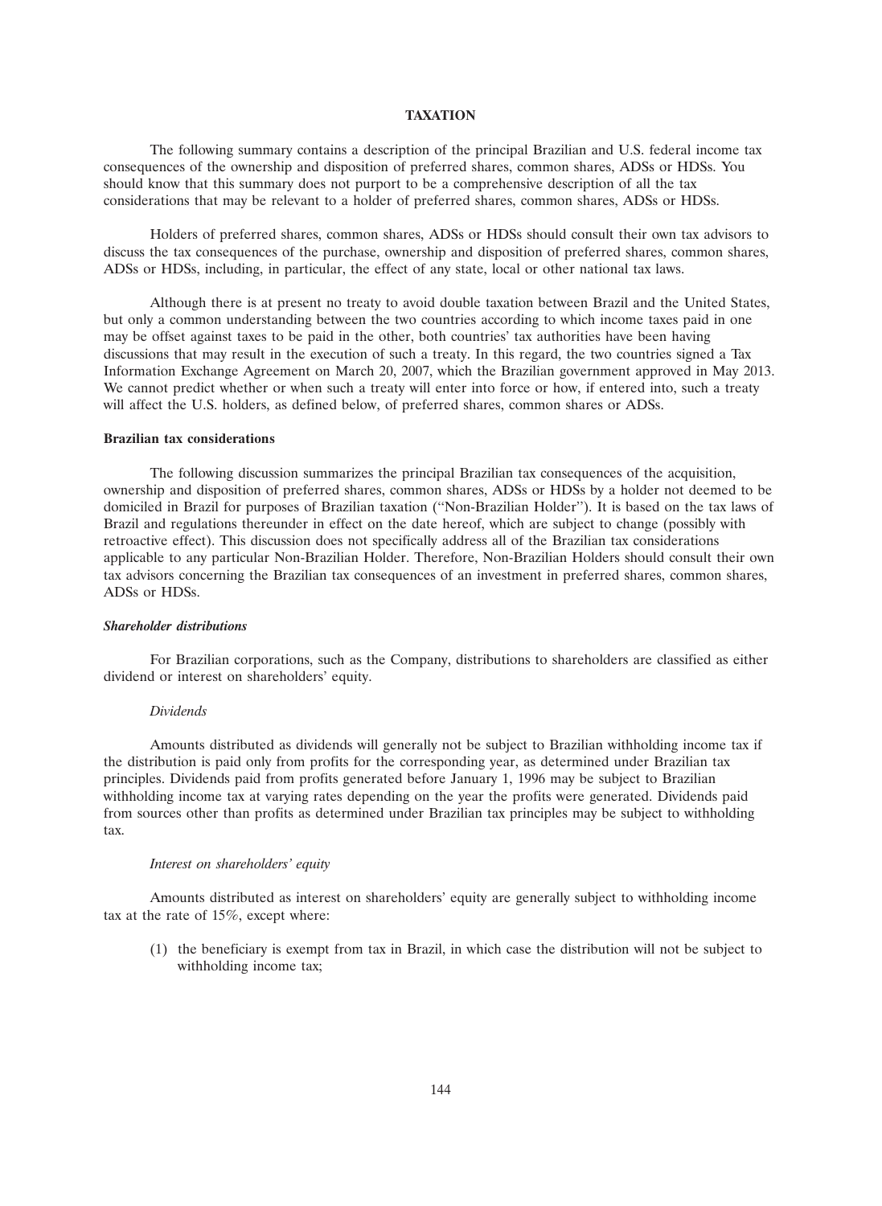# TAXATION

The following summary contains a description of the principal Brazilian and U.S. federal income tax consequences of the ownership and disposition of preferred shares, common shares, ADSs or HDSs. You should know that this summary does not purport to be a comprehensive description of all the tax considerations that may be relevant to a holder of preferred shares, common shares, ADSs or HDSs.

Holders of preferred shares, common shares, ADSs or HDSs should consult their own tax advisors to discuss the tax consequences of the purchase, ownership and disposition of preferred shares, common shares, ADSs or HDSs, including, in particular, the effect of any state, local or other national tax laws.

Although there is at present no treaty to avoid double taxation between Brazil and the United States, but only a common understanding between the two countries according to which income taxes paid in one may be offset against taxes to be paid in the other, both countries' tax authorities have been having discussions that may result in the execution of such a treaty. In this regard, the two countries signed a Tax Information Exchange Agreement on March 20, 2007, which the Brazilian government approved in May 2013. We cannot predict whether or when such a treaty will enter into force or how, if entered into, such a treaty will affect the U.S. holders, as defined below, of preferred shares, common shares or ADSs.

## Brazilian tax considerations

The following discussion summarizes the principal Brazilian tax consequences of the acquisition, ownership and disposition of preferred shares, common shares, ADSs or HDSs by a holder not deemed to be domiciled in Brazil for purposes of Brazilian taxation (''Non-Brazilian Holder''). It is based on the tax laws of Brazil and regulations thereunder in effect on the date hereof, which are subject to change (possibly with retroactive effect). This discussion does not specifically address all of the Brazilian tax considerations applicable to any particular Non-Brazilian Holder. Therefore, Non-Brazilian Holders should consult their own tax advisors concerning the Brazilian tax consequences of an investment in preferred shares, common shares, ADSs or HDSs.

### *Shareholder distributions*

For Brazilian corporations, such as the Company, distributions to shareholders are classified as either dividend or interest on shareholders' equity.

#### *Dividends*

Amounts distributed as dividends will generally not be subject to Brazilian withholding income tax if the distribution is paid only from profits for the corresponding year, as determined under Brazilian tax principles. Dividends paid from profits generated before January 1, 1996 may be subject to Brazilian withholding income tax at varying rates depending on the year the profits were generated. Dividends paid from sources other than profits as determined under Brazilian tax principles may be subject to withholding tax.

#### *Interest on shareholders' equity*

Amounts distributed as interest on shareholders' equity are generally subject to withholding income tax at the rate of 15%, except where:

(1) the beneficiary is exempt from tax in Brazil, in which case the distribution will not be subject to withholding income tax;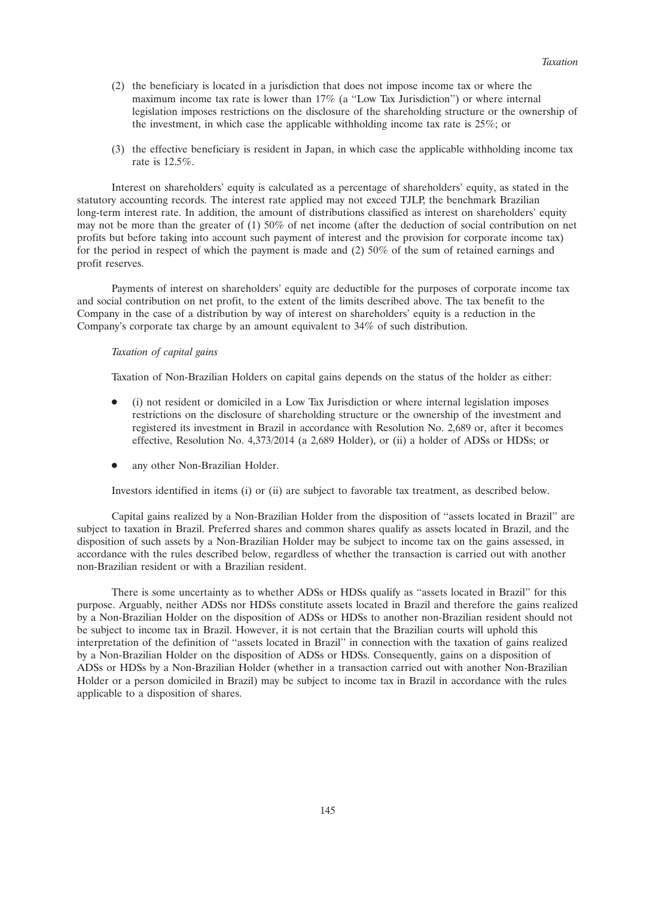(2) the beneficiary is located in a jurisdiction that does not impose income tax or where the maximum income tax rate is lower than 17% (a ''Low Tax Jurisdiction'') or where internal legislation imposes restrictions on the disclosure of the shareholding structure or the ownership of the investment, in which case the applicable withholding income tax rate is 25%; or

(3) the effective beneficiary is resident in Japan, in which case the applicable withholding income tax rate is 12.5%.

Interest on shareholders' equity is calculated as a percentage of shareholders' equity, as stated in the statutory accounting records. The interest rate applied may not exceed TJLP, the benchmark Brazilian long-term interest rate. In addition, the amount of distributions classified as interest on shareholders' equity may not be more than the greater of (1) 50% of net income (after the deduction of social contribution on net profits but before taking into account such payment of interest and the provision for corporate income tax) for the period in respect of which the payment is made and (2) 50% of the sum of retained earnings and profit reserves.

Payments of interest on shareholders' equity are deductible for the purposes of corporate income tax and social contribution on net profit, to the extent of the limits described above. The tax benefit to the Company in the case of a distribution by way of interest on shareholders' equity is a reduction in the Company's corporate tax charge by an amount equivalent to 34% of such distribution.

*Taxation of capital gains*

Taxation of Non-Brazilian Holders on capital gains depends on the status of the holder as either:

- (i) not resident or domiciled in a Low Tax Jurisdiction or where internal legislation imposes restrictions on the disclosure of shareholding structure or the ownership of the investment and registered its investment in Brazil in accordance with Resolution No. 2,689 or, after it becomes effective, Resolution No. 4,373/2014 (a 2,689 Holder), or (ii) a holder of ADSs or HDSs; or
- any other Non-Brazilian Holder.

Investors identified in items (i) or (ii) are subject to favorable tax treatment, as described below.

Capital gains realized by a Non-Brazilian Holder from the disposition of ''assets located in Brazil'' are subject to taxation in Brazil. Preferred shares and common shares qualify as assets located in Brazil, and the disposition of such assets by a Non-Brazilian Holder may be subject to income tax on the gains assessed, in accordance with the rules described below, regardless of whether the transaction is carried out with another non-Brazilian resident or with a Brazilian resident.

There is some uncertainty as to whether ADSs or HDSs qualify as ''assets located in Brazil'' for this purpose. Arguably, neither ADSs nor HDSs constitute assets located in Brazil and therefore the gains realized by a Non-Brazilian Holder on the disposition of ADSs or HDSs to another non-Brazilian resident should not be subject to income tax in Brazil. However, it is not certain that the Brazilian courts will uphold this interpretation of the definition of ''assets located in Brazil'' in connection with the taxation of gains realized by a Non-Brazilian Holder on the disposition of ADSs or HDSs. Consequently, gains on a disposition of ADSs or HDSs by a Non-Brazilian Holder (whether in a transaction carried out with another Non-Brazilian Holder or a person domiciled in Brazil) may be subject to income tax in Brazil in accordance with the rules applicable to a disposition of shares.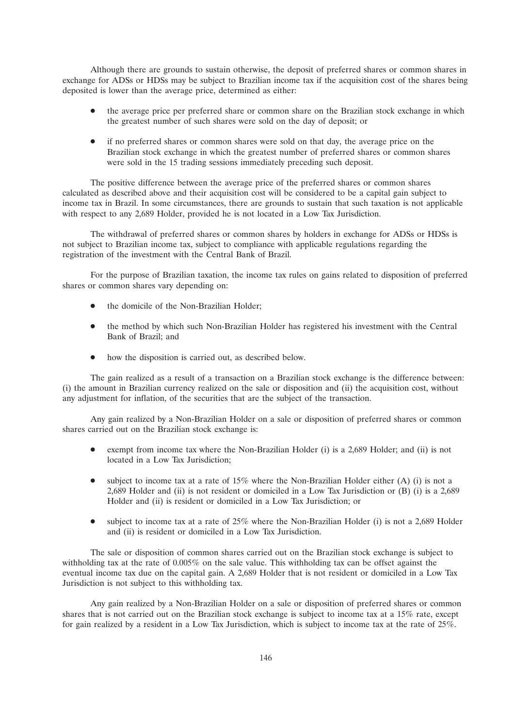Although there are grounds to sustain otherwise, the deposit of preferred shares or common shares in exchange for ADSs or HDSs may be subject to Brazilian income tax if the acquisition cost of the shares being deposited is lower than the average price, determined as either:

- the average price per preferred share or common share on the Brazilian stock exchange in which the greatest number of such shares were sold on the day of deposit; or
- if no preferred shares or common shares were sold on that day, the average price on the Brazilian stock exchange in which the greatest number of preferred shares or common shares were sold in the 15 trading sessions immediately preceding such deposit.

The positive difference between the average price of the preferred shares or common shares calculated as described above and their acquisition cost will be considered to be a capital gain subject to income tax in Brazil. In some circumstances, there are grounds to sustain that such taxation is not applicable with respect to any 2,689 Holder, provided he is not located in a Low Tax Jurisdiction.

The withdrawal of preferred shares or common shares by holders in exchange for ADSs or HDSs is not subject to Brazilian income tax, subject to compliance with applicable regulations regarding the registration of the investment with the Central Bank of Brazil.

For the purpose of Brazilian taxation, the income tax rules on gains related to disposition of preferred shares or common shares vary depending on:

- the domicile of the Non-Brazilian Holder;
- the method by which such Non-Brazilian Holder has registered his investment with the Central Bank of Brazil; and
- how the disposition is carried out, as described below.

The gain realized as a result of a transaction on a Brazilian stock exchange is the difference between: (i) the amount in Brazilian currency realized on the sale or disposition and (ii) the acquisition cost, without any adjustment for inflation, of the securities that are the subject of the transaction.

Any gain realized by a Non-Brazilian Holder on a sale or disposition of preferred shares or common shares carried out on the Brazilian stock exchange is:

- exempt from income tax where the Non-Brazilian Holder (i) is a 2,689 Holder; and (ii) is not located in a Low Tax Jurisdiction;
- subject to income tax at a rate of 15% where the Non-Brazilian Holder either (A) (i) is not a 2,689 Holder and (ii) is not resident or domiciled in a Low Tax Jurisdiction or (B) (i) is a 2,689 Holder and (ii) is resident or domiciled in a Low Tax Jurisdiction; or
- subject to income tax at a rate of 25% where the Non-Brazilian Holder (i) is not a 2,689 Holder and (ii) is resident or domiciled in a Low Tax Jurisdiction.

The sale or disposition of common shares carried out on the Brazilian stock exchange is subject to withholding tax at the rate of 0.005% on the sale value. This withholding tax can be offset against the eventual income tax due on the capital gain. A 2,689 Holder that is not resident or domiciled in a Low Tax Jurisdiction is not subject to this withholding tax.

Any gain realized by a Non-Brazilian Holder on a sale or disposition of preferred shares or common shares that is not carried out on the Brazilian stock exchange is subject to income tax at a 15% rate, except for gain realized by a resident in a Low Tax Jurisdiction, which is subject to income tax at the rate of 25%.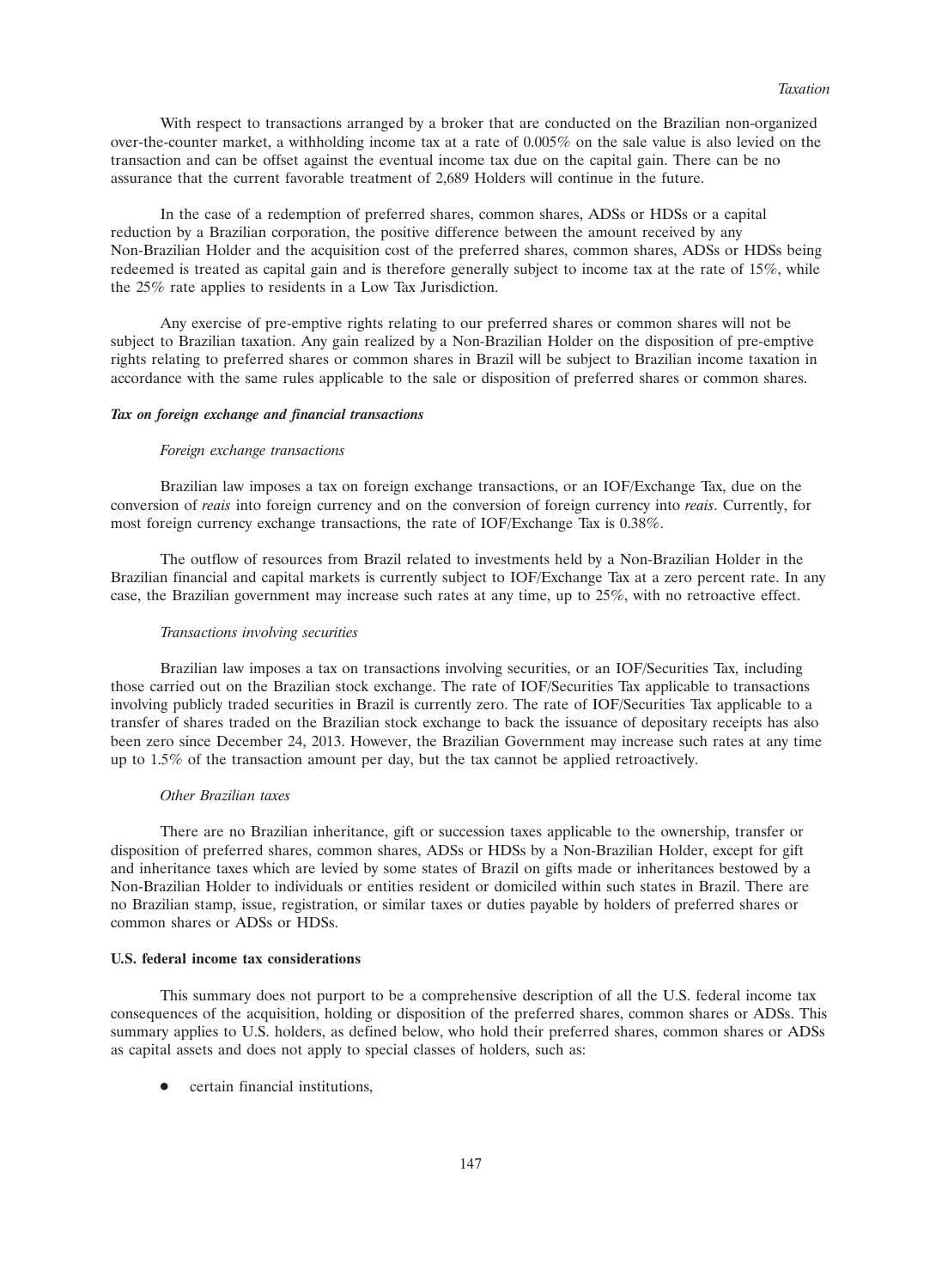With respect to transactions arranged by a broker that are conducted on the Brazilian non-organized over-the-counter market, a withholding income tax at a rate of 0.005% on the sale value is also levied on the transaction and can be offset against the eventual income tax due on the capital gain. There can be no assurance that the current favorable treatment of 2,689 Holders will continue in the future.

In the case of a redemption of preferred shares, common shares, ADSs or HDSs or a capital reduction by a Brazilian corporation, the positive difference between the amount received by any Non-Brazilian Holder and the acquisition cost of the preferred shares, common shares, ADSs or HDSs being redeemed is treated as capital gain and is therefore generally subject to income tax at the rate of 15%, while the 25% rate applies to residents in a Low Tax Jurisdiction.

Any exercise of pre-emptive rights relating to our preferred shares or common shares will not be subject to Brazilian taxation. Any gain realized by a Non-Brazilian Holder on the disposition of pre-emptive rights relating to preferred shares or common shares in Brazil will be subject to Brazilian income taxation in accordance with the same rules applicable to the sale or disposition of preferred shares or common shares.

***Tax on foreign exchange and financial transactions***

*Foreign exchange transactions*

Brazilian law imposes a tax on foreign exchange transactions, or an IOF/Exchange Tax, due on the conversion of *reais* into foreign currency and on the conversion of foreign currency into *reais*. Currently, for most foreign currency exchange transactions, the rate of IOF/Exchange Tax is 0.38%.

The outflow of resources from Brazil related to investments held by a Non-Brazilian Holder in the Brazilian financial and capital markets is currently subject to IOF/Exchange Tax at a zero percent rate. In any case, the Brazilian government may increase such rates at any time, up to 25%, with no retroactive effect.

*Transactions involving securities*

Brazilian law imposes a tax on transactions involving securities, or an IOF/Securities Tax, including those carried out on the Brazilian stock exchange. The rate of IOF/Securities Tax applicable to transactions involving publicly traded securities in Brazil is currently zero. The rate of IOF/Securities Tax applicable to a transfer of shares traded on the Brazilian stock exchange to back the issuance of depositary receipts has also been zero since December 24, 2013. However, the Brazilian Government may increase such rates at any time up to 1.5% of the transaction amount per day, but the tax cannot be applied retroactively.

*Other Brazilian taxes*

There are no Brazilian inheritance, gift or succession taxes applicable to the ownership, transfer or disposition of preferred shares, common shares, ADSs or HDSs by a Non-Brazilian Holder, except for gift and inheritance taxes which are levied by some states of Brazil on gifts made or inheritances bestowed by a Non-Brazilian Holder to individuals or entities resident or domiciled within such states in Brazil. There are no Brazilian stamp, issue, registration, or similar taxes or duties payable by holders of preferred shares or common shares or ADSs or HDSs.

**U.S. federal income tax considerations**

This summary does not purport to be a comprehensive description of all the U.S. federal income tax consequences of the acquisition, holding or disposition of the preferred shares, common shares or ADSs. This summary applies to U.S. holders, as defined below, who hold their preferred shares, common shares or ADSs as capital assets and does not apply to special classes of holders, such as:

- certain financial institutions,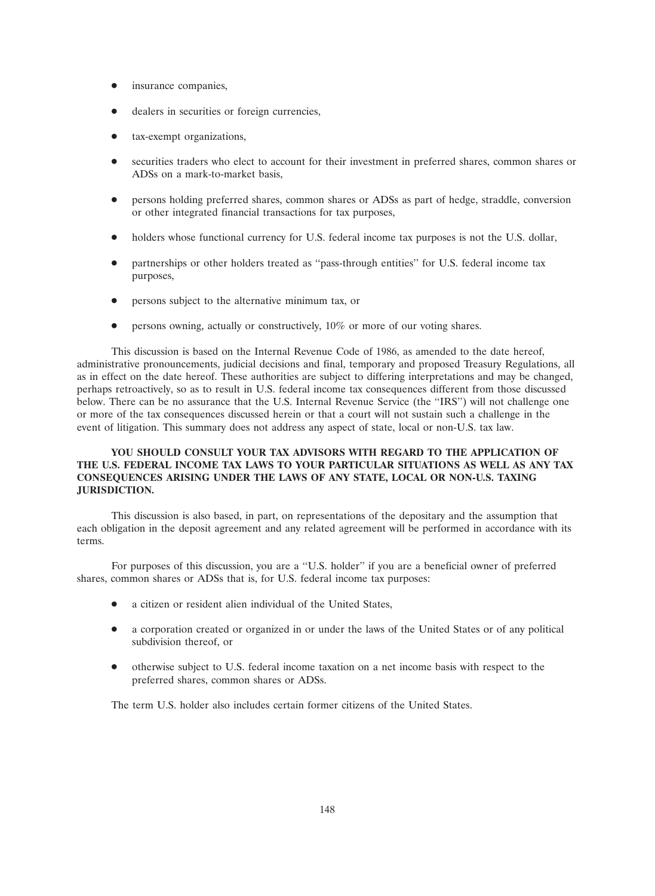- insurance companies,
- dealers in securities or foreign currencies,
- tax-exempt organizations,
- securities traders who elect to account for their investment in preferred shares, common shares or ADSs on a mark-to-market basis,
- persons holding preferred shares, common shares or ADSs as part of hedge, straddle, conversion or other integrated financial transactions for tax purposes,
- holders whose functional currency for U.S. federal income tax purposes is not the U.S. dollar,
- partnerships or other holders treated as ''pass-through entities'' for U.S. federal income tax purposes,
- persons subject to the alternative minimum tax, or
- persons owning, actually or constructively, 10% or more of our voting shares.

This discussion is based on the Internal Revenue Code of 1986, as amended to the date hereof, administrative pronouncements, judicial decisions and final, temporary and proposed Treasury Regulations, all as in effect on the date hereof. These authorities are subject to differing interpretations and may be changed, perhaps retroactively, so as to result in U.S. federal income tax consequences different from those discussed below. There can be no assurance that the U.S. Internal Revenue Service (the ''IRS'') will not challenge one or more of the tax consequences discussed herein or that a court will not sustain such a challenge in the event of litigation. This summary does not address any aspect of state, local or non-U.S. tax law.

**YOU SHOULD CONSULT YOUR TAX ADVISORS WITH REGARD TO THE APPLICATION OF THE U.S. FEDERAL INCOME TAX LAWS TO YOUR PARTICULAR SITUATIONS AS WELL AS ANY TAX CONSEQUENCES ARISING UNDER THE LAWS OF ANY STATE, LOCAL OR NON-U.S. TAXING JURISDICTION.**

This discussion is also based, in part, on representations of the depositary and the assumption that each obligation in the deposit agreement and any related agreement will be performed in accordance with its terms.

For purposes of this discussion, you are a ''U.S. holder'' if you are a beneficial owner of preferred shares, common shares or ADSs that is, for U.S. federal income tax purposes:

- a citizen or resident alien individual of the United States,
- a corporation created or organized in or under the laws of the United States or of any political subdivision thereof, or
- otherwise subject to U.S. federal income taxation on a net income basis with respect to the preferred shares, common shares or ADSs.

The term U.S. holder also includes certain former citizens of the United States.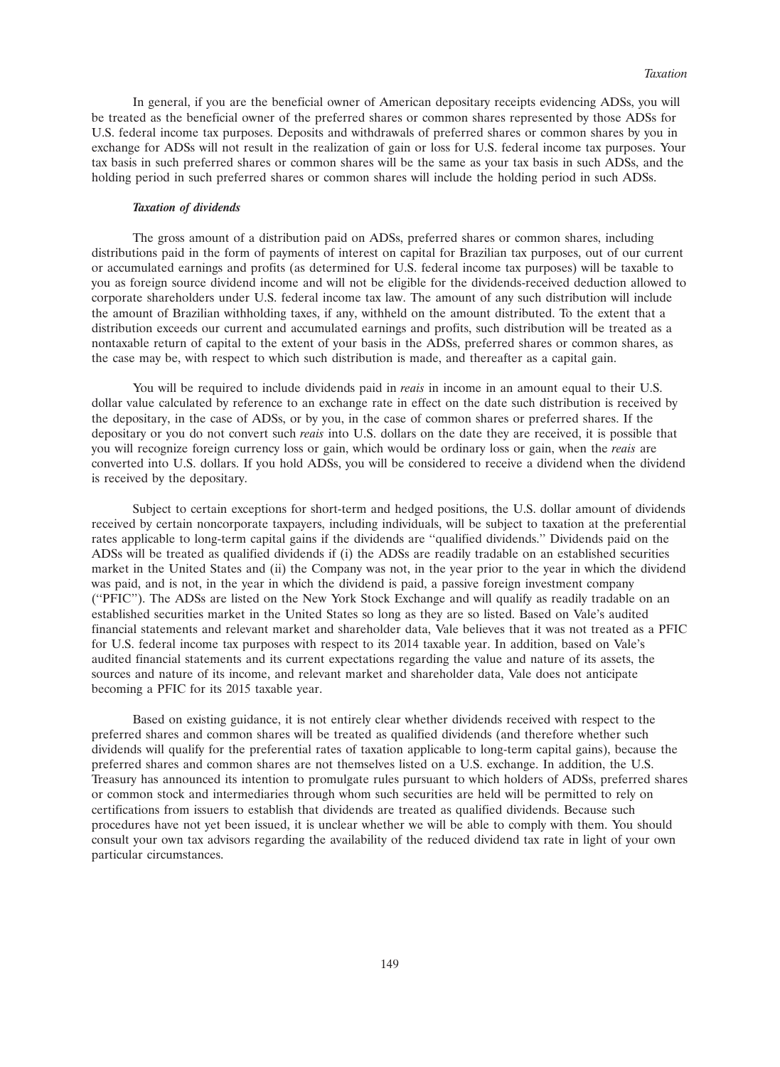In general, if you are the beneficial owner of American depositary receipts evidencing ADSs, you will be treated as the beneficial owner of the preferred shares or common shares represented by those ADSs for U.S. federal income tax purposes. Deposits and withdrawals of preferred shares or common shares by you in exchange for ADSs will not result in the realization of gain or loss for U.S. federal income tax purposes. Your tax basis in such preferred shares or common shares will be the same as your tax basis in such ADSs, and the holding period in such preferred shares or common shares will include the holding period in such ADSs.

***Taxation of dividends***

The gross amount of a distribution paid on ADSs, preferred shares or common shares, including distributions paid in the form of payments of interest on capital for Brazilian tax purposes, out of our current or accumulated earnings and profits (as determined for U.S. federal income tax purposes) will be taxable to you as foreign source dividend income and will not be eligible for the dividends-received deduction allowed to corporate shareholders under U.S. federal income tax law. The amount of any such distribution will include the amount of Brazilian withholding taxes, if any, withheld on the amount distributed. To the extent that a distribution exceeds our current and accumulated earnings and profits, such distribution will be treated as a nontaxable return of capital to the extent of your basis in the ADSs, preferred shares or common shares, as the case may be, with respect to which such distribution is made, and thereafter as a capital gain.

You will be required to include dividends paid in *reais* in income in an amount equal to their U.S. dollar value calculated by reference to an exchange rate in effect on the date such distribution is received by the depositary, in the case of ADSs, or by you, in the case of common shares or preferred shares. If the depositary or you do not convert such *reais* into U.S. dollars on the date they are received, it is possible that you will recognize foreign currency loss or gain, which would be ordinary loss or gain, when the *reais* are converted into U.S. dollars. If you hold ADSs, you will be considered to receive a dividend when the dividend is received by the depositary.

Subject to certain exceptions for short-term and hedged positions, the U.S. dollar amount of dividends received by certain noncorporate taxpayers, including individuals, will be subject to taxation at the preferential rates applicable to long-term capital gains if the dividends are ''qualified dividends.'' Dividends paid on the ADSs will be treated as qualified dividends if (i) the ADSs are readily tradable on an established securities market in the United States and (ii) the Company was not, in the year prior to the year in which the dividend was paid, and is not, in the year in which the dividend is paid, a passive foreign investment company (''PFIC''). The ADSs are listed on the New York Stock Exchange and will qualify as readily tradable on an established securities market in the United States so long as they are so listed. Based on Vale's audited financial statements and relevant market and shareholder data, Vale believes that it was not treated as a PFIC for U.S. federal income tax purposes with respect to its 2014 taxable year. In addition, based on Vale's audited financial statements and its current expectations regarding the value and nature of its assets, the sources and nature of its income, and relevant market and shareholder data, Vale does not anticipate becoming a PFIC for its 2015 taxable year.

Based on existing guidance, it is not entirely clear whether dividends received with respect to the preferred shares and common shares will be treated as qualified dividends (and therefore whether such dividends will qualify for the preferential rates of taxation applicable to long-term capital gains), because the preferred shares and common shares are not themselves listed on a U.S. exchange. In addition, the U.S. Treasury has announced its intention to promulgate rules pursuant to which holders of ADSs, preferred shares or common stock and intermediaries through whom such securities are held will be permitted to rely on certifications from issuers to establish that dividends are treated as qualified dividends. Because such procedures have not yet been issued, it is unclear whether we will be able to comply with them. You should consult your own tax advisors regarding the availability of the reduced dividend tax rate in light of your own particular circumstances.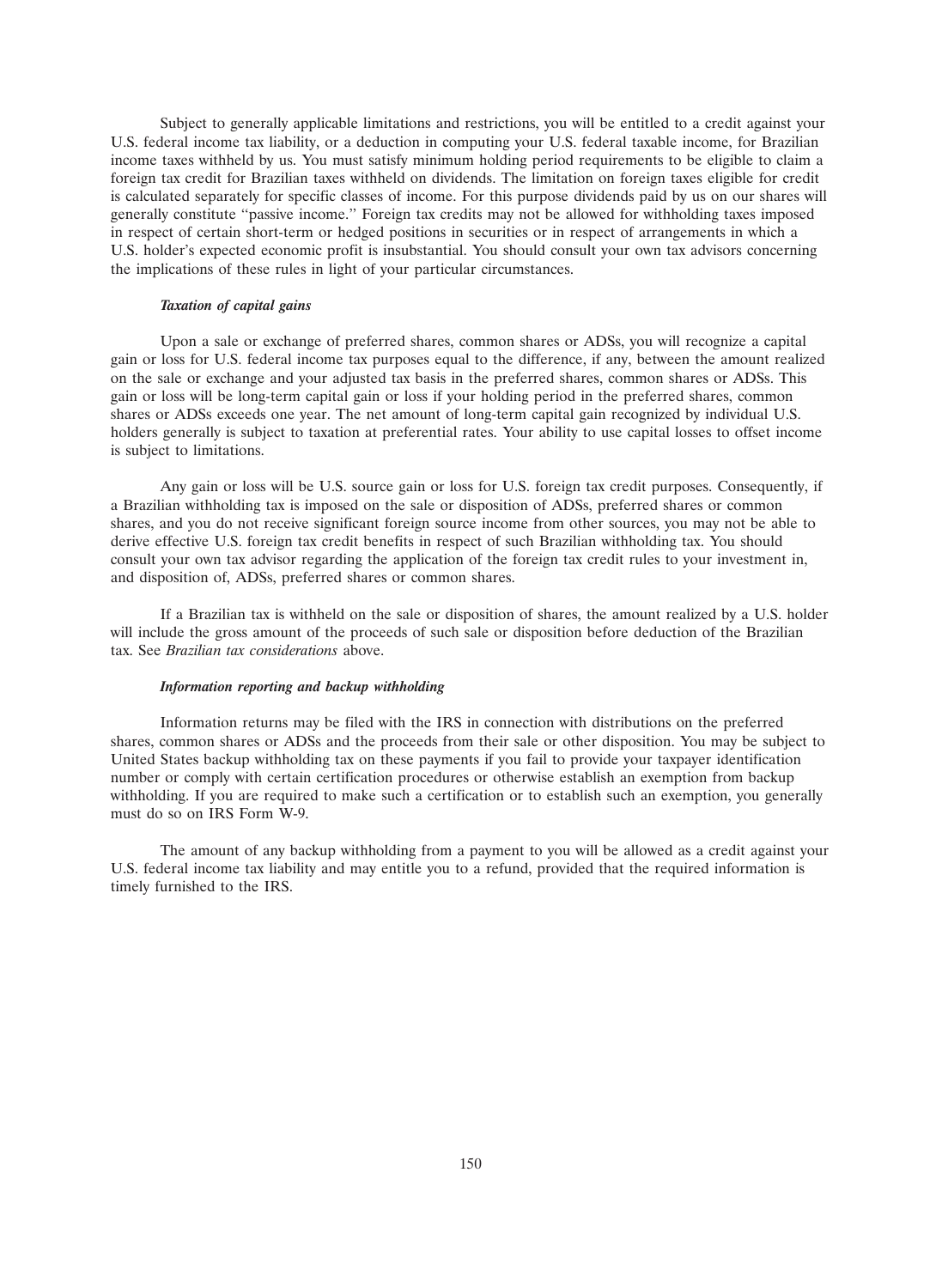Subject to generally applicable limitations and restrictions, you will be entitled to a credit against your U.S. federal income tax liability, or a deduction in computing your U.S. federal taxable income, for Brazilian income taxes withheld by us. You must satisfy minimum holding period requirements to be eligible to claim a foreign tax credit for Brazilian taxes withheld on dividends. The limitation on foreign taxes eligible for credit is calculated separately for specific classes of income. For this purpose dividends paid by us on our shares will generally constitute "passive income." Foreign tax credits may not be allowed for withholding taxes imposed in respect of certain short-term or hedged positions in securities or in respect of arrangements in which a U.S. holder's expected economic profit is insubstantial. You should consult your own tax advisors concerning the implications of these rules in light of your particular circumstances.

#### *Taxation of capital gains*

Upon a sale or exchange of preferred shares, common shares or ADSs, you will recognize a capital gain or loss for U.S. federal income tax purposes equal to the difference, if any, between the amount realized on the sale or exchange and your adjusted tax basis in the preferred shares, common shares or ADSs. This gain or loss will be long-term capital gain or loss if your holding period in the preferred shares, common shares or ADSs exceeds one year. The net amount of long-term capital gain recognized by individual U.S. holders generally is subject to taxation at preferential rates. Your ability to use capital losses to offset income is subject to limitations.

Any gain or loss will be U.S. source gain or loss for U.S. foreign tax credit purposes. Consequently, if a Brazilian withholding tax is imposed on the sale or disposition of ADSs, preferred shares or common shares, and you do not receive significant foreign source income from other sources, you may not be able to derive effective U.S. foreign tax credit benefits in respect of such Brazilian withholding tax. You should consult your own tax advisor regarding the application of the foreign tax credit rules to your investment in, and disposition of, ADSs, preferred shares or common shares.

If a Brazilian tax is withheld on the sale or disposition of shares, the amount realized by a U.S. holder will include the gross amount of the proceeds of such sale or disposition before deduction of the Brazilian tax. See *Brazilian tax considerations* above.

#### *Information reporting and backup withholding*

Information returns may be filed with the IRS in connection with distributions on the preferred shares, common shares or ADSs and the proceeds from their sale or other disposition. You may be subject to United States backup withholding tax on these payments if you fail to provide your taxpayer identification number or comply with certain certification procedures or otherwise establish an exemption from backup withholding. If you are required to make such a certification or to establish such an exemption, you generally must do so on IRS Form W-9.

The amount of any backup withholding from a payment to you will be allowed as a credit against your U.S. federal income tax liability and may entitle you to a refund, provided that the required information is timely furnished to the IRS.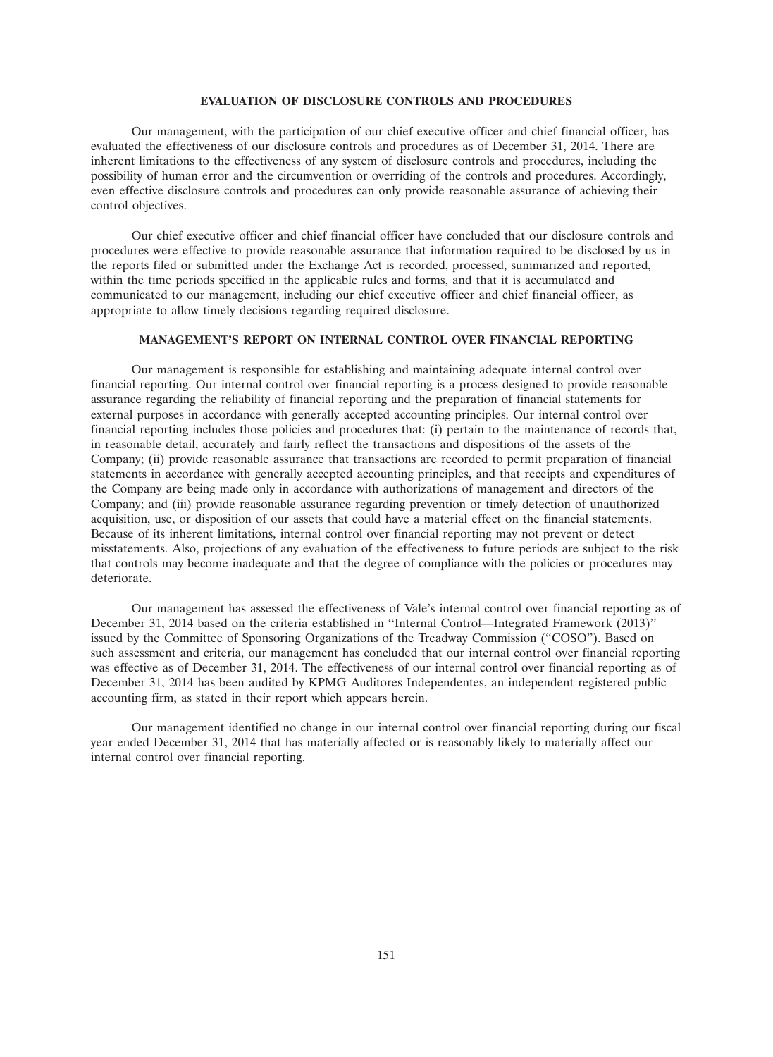## EVALUATION OF DISCLOSURE CONTROLS AND PROCEDURES

Our management, with the participation of our chief executive officer and chief financial officer, has evaluated the effectiveness of our disclosure controls and procedures as of December 31, 2014. There are inherent limitations to the effectiveness of any system of disclosure controls and procedures, including the possibility of human error and the circumvention or overriding of the controls and procedures. Accordingly, even effective disclosure controls and procedures can only provide reasonable assurance of achieving their control objectives.

Our chief executive officer and chief financial officer have concluded that our disclosure controls and procedures were effective to provide reasonable assurance that information required to be disclosed by us in the reports filed or submitted under the Exchange Act is recorded, processed, summarized and reported, within the time periods specified in the applicable rules and forms, and that it is accumulated and communicated to our management, including our chief executive officer and chief financial officer, as appropriate to allow timely decisions regarding required disclosure.

## MANAGEMENT'S REPORT ON INTERNAL CONTROL OVER FINANCIAL REPORTING

Our management is responsible for establishing and maintaining adequate internal control over financial reporting. Our internal control over financial reporting is a process designed to provide reasonable assurance regarding the reliability of financial reporting and the preparation of financial statements for external purposes in accordance with generally accepted accounting principles. Our internal control over financial reporting includes those policies and procedures that: (i) pertain to the maintenance of records that, in reasonable detail, accurately and fairly reflect the transactions and dispositions of the assets of the Company; (ii) provide reasonable assurance that transactions are recorded to permit preparation of financial statements in accordance with generally accepted accounting principles, and that receipts and expenditures of the Company are being made only in accordance with authorizations of management and directors of the Company; and (iii) provide reasonable assurance regarding prevention or timely detection of unauthorized acquisition, use, or disposition of our assets that could have a material effect on the financial statements. Because of its inherent limitations, internal control over financial reporting may not prevent or detect misstatements. Also, projections of any evaluation of the effectiveness to future periods are subject to the risk that controls may become inadequate and that the degree of compliance with the policies or procedures may deteriorate.

Our management has assessed the effectiveness of Vale's internal control over financial reporting as of December 31, 2014 based on the criteria established in ''Internal Control—Integrated Framework (2013)'' issued by the Committee of Sponsoring Organizations of the Treadway Commission (''COSO''). Based on such assessment and criteria, our management has concluded that our internal control over financial reporting was effective as of December 31, 2014. The effectiveness of our internal control over financial reporting as of December 31, 2014 has been audited by KPMG Auditores Independentes, an independent registered public accounting firm, as stated in their report which appears herein.

Our management identified no change in our internal control over financial reporting during our fiscal year ended December 31, 2014 that has materially affected or is reasonably likely to materially affect our internal control over financial reporting.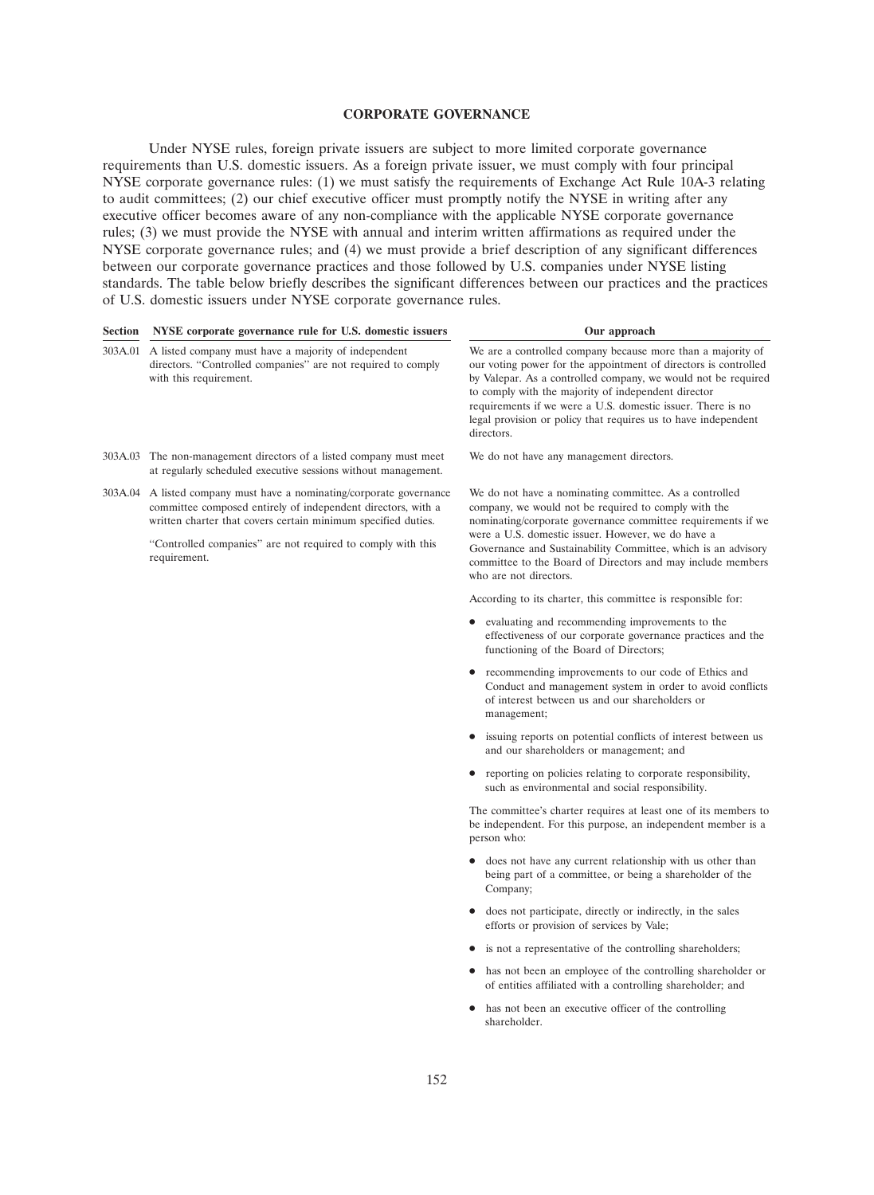## CORPORATE GOVERNANCE

Under NYSE rules, foreign private issuers are subject to more limited corporate governance requirements than U.S. domestic issuers. As a foreign private issuer, we must comply with four principal NYSE corporate governance rules: (1) we must satisfy the requirements of Exchange Act Rule 10A-3 relating to audit committees; (2) our chief executive officer must promptly notify the NYSE in writing after any executive officer becomes aware of any non-compliance with the applicable NYSE corporate governance rules; (3) we must provide the NYSE with annual and interim written affirmations as required under the NYSE corporate governance rules; and (4) we must provide a brief description of any significant differences between our corporate governance practices and those followed by U.S. companies under NYSE listing standards. The table below briefly describes the significant differences between our practices and the practices of U.S. domestic issuers under NYSE corporate governance rules.

| Section | NYSE corporate governance rule for U.S. domestic issuers | Our approach |
|---|---|---|
| 303A.01 | A listed company must have a majority of independent directors. "Controlled companies" are not required to comply with this requirement. | We are a controlled company because more than a majority of our voting power for the appointment of directors is controlled by Valepar. As a controlled company, we would not be required to comply with the majority of independent director requirements if we were a U.S. domestic issuer. There is no legal provision or policy that requires us to have independent directors. |
| 303A.03 | The non-management directors of a listed company must meet at regularly scheduled executive sessions without management. | We do not have any management directors. |
| 303A.04 | A listed company must have a nominating/corporate governance committee composed entirely of independent directors, with a written charter that covers certain minimum specified duties.<br><br>"Controlled companies" are not required to comply with this requirement. | We do not have a nominating committee. As a controlled company, we would not be required to comply with the nominating/corporate governance committee requirements if we were a U.S. domestic issuer. However, we do have a Governance and Sustainability Committee, which is an advisory committee to the Board of Directors and may include members who are not directors.<br><br>According to its charter, this committee is responsible for:<br><br>• evaluating and recommending improvements to the effectiveness of our corporate governance practices and the functioning of the Board of Directors;<br><br>• recommending improvements to our code of Ethics and Conduct and management system in order to avoid conflicts of interest between us and our shareholders or management;<br><br>• issuing reports on potential conflicts of interest between us and our shareholders or management; and<br><br>• reporting on policies relating to corporate responsibility, such as environmental and social responsibility.<br><br>The committee's charter requires at least one of its members to be independent. For this purpose, an independent member is a person who:<br><br>• does not have any current relationship with us other than being part of a committee, or being a shareholder of the Company;<br><br>• does not participate, directly or indirectly, in the sales efforts or provision of services by Vale;<br><br>• is not a representative of the controlling shareholders;<br><br>• has not been an employee of the controlling shareholder or of entities affiliated with a controlling shareholder; and<br><br>• has not been an executive officer of the controlling shareholder. |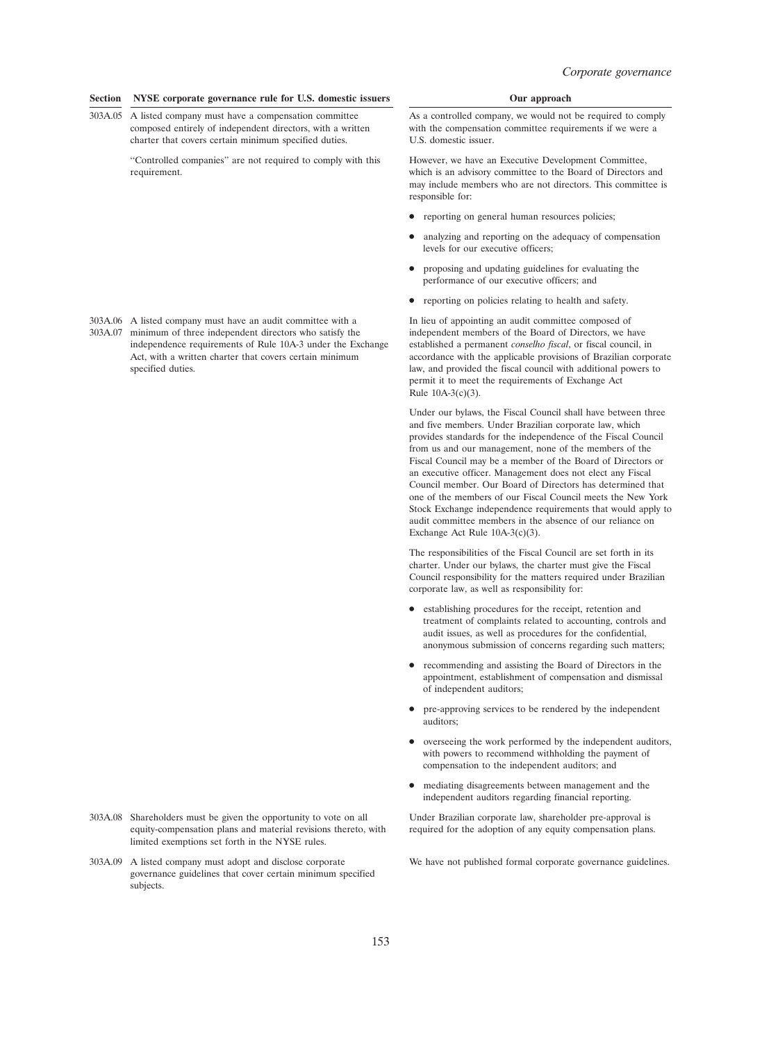| Section | NYSE corporate governance rule for U.S. domestic issuers | Our approach |
|---|---|---|
| 303A.05 | A listed company must have a compensation committee composed entirely of independent directors, with a written charter that covers certain minimum specified duties.<br><br>"Controlled companies" are not required to comply with this requirement. | As a controlled company, we would not be required to comply with the compensation committee requirements if we were a U.S. domestic issuer.<br><br>However, we have an Executive Development Committee, which is an advisory committee to the Board of Directors and may include members who are not directors. This committee is responsible for:<br><br>• reporting on general human resources policies;<br><br>• analyzing and reporting on the adequacy of compensation levels for our executive officers;<br><br>• proposing and updating guidelines for evaluating the performance of our executive officers; and<br><br>• reporting on policies relating to health and safety. |
| 303A.06 303A.07 | A listed company must have an audit committee with a minimum of three independent directors who satisfy the independence requirements of Rule 10A-3 under the Exchange Act, with a written charter that covers certain minimum specified duties. | In lieu of appointing an audit committee composed of independent members of the Board of Directors, we have established a permanent *conselho fiscal*, or fiscal council, in accordance with the applicable provisions of Brazilian corporate law, and provided the fiscal council with additional powers to permit it to meet the requirements of Exchange Act Rule 10A-3(c)(3).<br><br>Under our bylaws, the Fiscal Council shall have between three and five members. Under Brazilian corporate law, which provides standards for the independence of the Fiscal Council from us and our management, none of the members of the Fiscal Council may be a member of the Board of Directors or an executive officer. Management does not elect any Fiscal Council member. Our Board of Directors has determined that one of the members of our Fiscal Council meets the New York Stock Exchange independence requirements that would apply to audit committee members in the absence of our reliance on Exchange Act Rule 10A-3(c)(3).<br><br>The responsibilities of the Fiscal Council are set forth in its charter. Under our bylaws, the charter must give the Fiscal Council responsibility for the matters required under Brazilian corporate law, as well as responsibility for:<br><br>• establishing procedures for the receipt, retention and treatment of complaints related to accounting, controls and audit issues, as well as procedures for the confidential, anonymous submission of concerns regarding such matters;<br><br>• recommending and assisting the Board of Directors in the appointment, establishment of compensation and dismissal of independent auditors;<br><br>• pre-approving services to be rendered by the independent auditors;<br><br>• overseeing the work performed by the independent auditors, with powers to recommend withholding the payment of compensation to the independent auditors; and<br><br>• mediating disagreements between management and the independent auditors regarding financial reporting. |
| 303A.08 | Shareholders must be given the opportunity to vote on all equity-compensation plans and material revisions thereto, with limited exemptions set forth in the NYSE rules. | Under Brazilian corporate law, shareholder pre-approval is required for the adoption of any equity compensation plans. |
| 303A.09 | A listed company must adopt and disclose corporate governance guidelines that cover certain minimum specified subjects. | We have not published formal corporate governance guidelines. |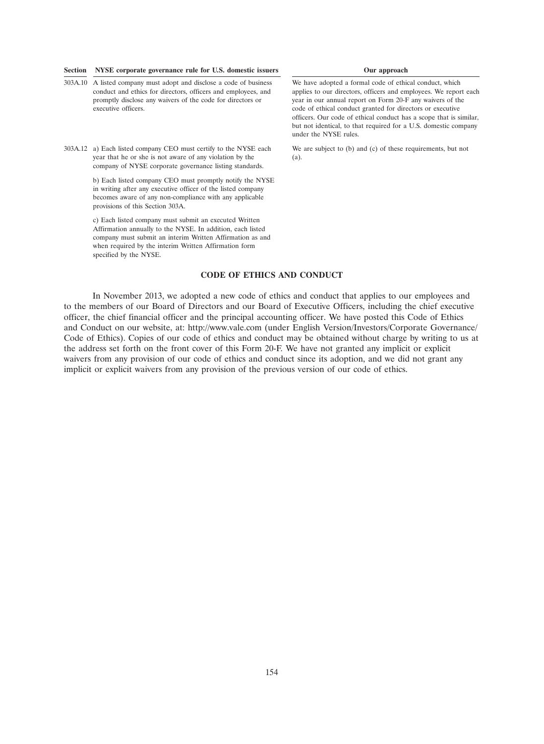| Section | NYSE corporate governance rule for U.S. domestic issuers | Our approach |
| --- | --- | --- |
| 303A.10 | A listed company must adopt and disclose a code of business conduct and ethics for directors, officers and employees, and promptly disclose any waivers of the code for directors or executive officers. | We have adopted a formal code of ethical conduct, which applies to our directors, officers and employees. We report each year in our annual report on Form 20-F any waivers of the code of ethical conduct granted for directors or executive officers. Our code of ethical conduct has a scope that is similar, but not identical, to that required for a U.S. domestic company under the NYSE rules. |
| 303A.12 | a) Each listed company CEO must certify to the NYSE each year that he or she is not aware of any violation by the company of NYSE corporate governance listing standards.<br><br>b) Each listed company CEO must promptly notify the NYSE in writing after any executive officer of the listed company becomes aware of any non-compliance with any applicable provisions of this Section 303A.<br><br>c) Each listed company must submit an executed Written Affirmation annually to the NYSE. In addition, each listed company must submit an interim Written Affirmation as and when required by the interim Written Affirmation form specified by the NYSE. | We are subject to (b) and (c) of these requirements, but not (a). |

## CODE OF ETHICS AND CONDUCT

In November 2013, we adopted a new code of ethics and conduct that applies to our employees and to the members of our Board of Directors and our Board of Executive Officers, including the chief executive officer, the chief financial officer and the principal accounting officer. We have posted this Code of Ethics and Conduct on our website, at: http://www.vale.com (under English Version/Investors/Corporate Governance/Code of Ethics). Copies of our code of ethics and conduct may be obtained without charge by writing to us at the address set forth on the front cover of this Form 20-F. We have not granted any implicit or explicit waivers from any provision of our code of ethics and conduct since its adoption, and we did not grant any implicit or explicit waivers from any provision of the previous version of our code of ethics.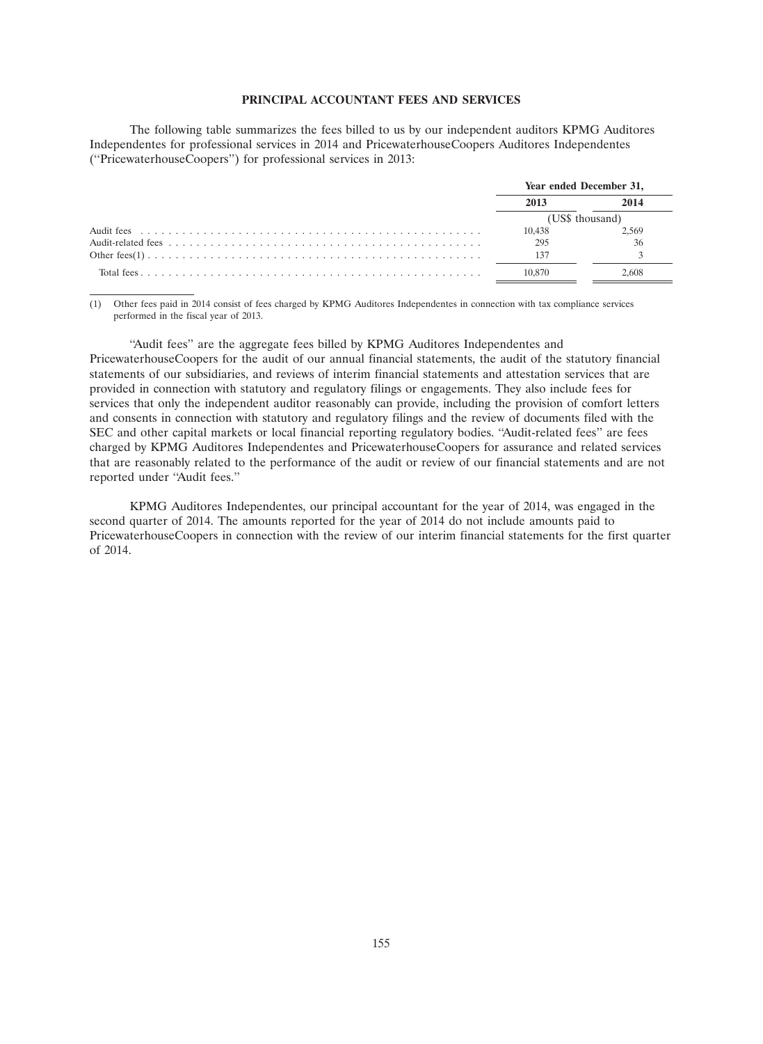## PRINCIPAL ACCOUNTANT FEES AND SERVICES

The following table summarizes the fees billed to us by our independent auditors KPMG Auditores Independentes for professional services in 2014 and PricewaterhouseCoopers Auditores Independentes ("PricewaterhouseCoopers") for professional services in 2013:

| | Year ended December 31, | |
|---|---|---|
| | 2013 | 2014 |
| | (US$ thousand) | |
| Audit fees | 10,438 | 2,569 |
| Audit-related fees | 295 | 36 |
| Other fees(1) | 137 | 3 |
| Total fees | 10,870 | 2,608 |

(1) Other fees paid in 2014 consist of fees charged by KPMG Auditores Independentes in connection with tax compliance services performed in the fiscal year of 2013.

"Audit fees" are the aggregate fees billed by KPMG Auditores Independentes and PricewaterhouseCoopers for the audit of our annual financial statements, the audit of the statutory financial statements of our subsidiaries, and reviews of interim financial statements and attestation services that are provided in connection with statutory and regulatory filings or engagements. They also include fees for services that only the independent auditor reasonably can provide, including the provision of comfort letters and consents in connection with statutory and regulatory filings and the review of documents filed with the SEC and other capital markets or local financial reporting regulatory bodies. "Audit-related fees" are fees charged by KPMG Auditores Independentes and PricewaterhouseCoopers for assurance and related services that are reasonably related to the performance of the audit or review of our financial statements and are not reported under "Audit fees."

KPMG Auditores Independentes, our principal accountant for the year of 2014, was engaged in the second quarter of 2014. The amounts reported for the year of 2014 do not include amounts paid to PricewaterhouseCoopers in connection with the review of our interim financial statements for the first quarter of 2014.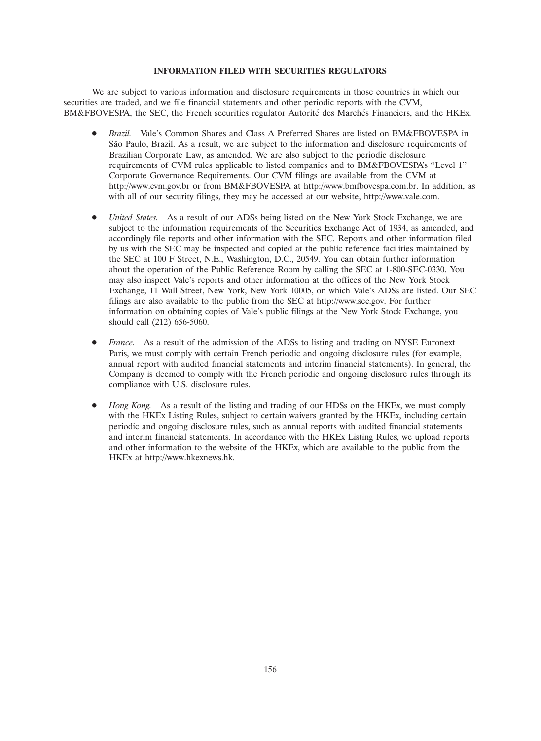## INFORMATION FILED WITH SECURITIES REGULATORS

We are subject to various information and disclosure requirements in those countries in which our securities are traded, and we file financial statements and other periodic reports with the CVM, BM&FBOVESPA, the SEC, the French securities regulator Autorité des Marchés Financiers, and the HKEx.

- *Brazil.* Vale's Common Shares and Class A Preferred Shares are listed on BM&FBOVESPA in São Paulo, Brazil. As a result, we are subject to the information and disclosure requirements of Brazilian Corporate Law, as amended. We are also subject to the periodic disclosure requirements of CVM rules applicable to listed companies and to BM&FBOVESPA's "Level 1" Corporate Governance Requirements. Our CVM filings are available from the CVM at http://www.cvm.gov.br or from BM&FBOVESPA at http://www.bmfbovespa.com.br. In addition, as with all of our security filings, they may be accessed at our website, http://www.vale.com.

- *United States.* As a result of our ADSs being listed on the New York Stock Exchange, we are subject to the information requirements of the Securities Exchange Act of 1934, as amended, and accordingly file reports and other information with the SEC. Reports and other information filed by us with the SEC may be inspected and copied at the public reference facilities maintained by the SEC at 100 F Street, N.E., Washington, D.C., 20549. You can obtain further information about the operation of the Public Reference Room by calling the SEC at 1-800-SEC-0330. You may also inspect Vale's reports and other information at the offices of the New York Stock Exchange, 11 Wall Street, New York, New York 10005, on which Vale's ADSs are listed. Our SEC filings are also available to the public from the SEC at http://www.sec.gov. For further information on obtaining copies of Vale's public filings at the New York Stock Exchange, you should call (212) 656-5060.

- *France.* As a result of the admission of the ADSs to listing and trading on NYSE Euronext Paris, we must comply with certain French periodic and ongoing disclosure rules (for example, annual report with audited financial statements and interim financial statements). In general, the Company is deemed to comply with the French periodic and ongoing disclosure rules through its compliance with U.S. disclosure rules.

- *Hong Kong.* As a result of the listing and trading of our HDSs on the HKEx, we must comply with the HKEx Listing Rules, subject to certain waivers granted by the HKEx, including certain periodic and ongoing disclosure rules, such as annual reports with audited financial statements and interim financial statements. In accordance with the HKEx Listing Rules, we upload reports and other information to the website of the HKEx, which are available to the public from the HKEx at http://www.hkexnews.hk.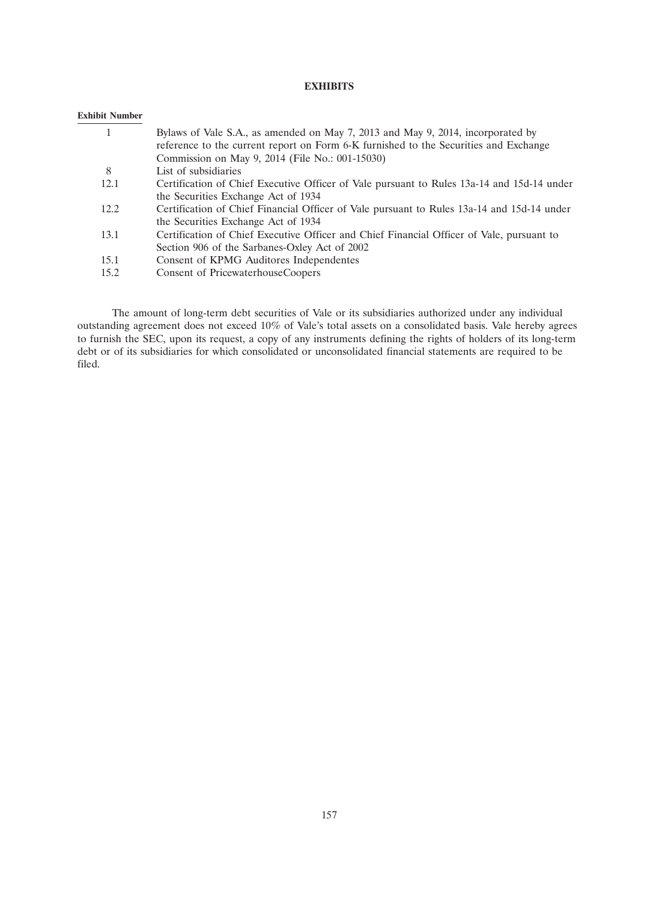# EXHIBITS

| Exhibit Number | |
|---|---|
| 1 | Bylaws of Vale S.A., as amended on May 7, 2013 and May 9, 2014, incorporated by reference to the current report on Form 6-K furnished to the Securities and Exchange Commission on May 9, 2014 (File No.: 001-15030) |
| 8 | List of subsidiaries |
| 12.1 | Certification of Chief Executive Officer of Vale pursuant to Rules 13a-14 and 15d-14 under the Securities Exchange Act of 1934 |
| 12.2 | Certification of Chief Financial Officer of Vale pursuant to Rules 13a-14 and 15d-14 under the Securities Exchange Act of 1934 |
| 13.1 | Certification of Chief Executive Officer and Chief Financial Officer of Vale, pursuant to Section 906 of the Sarbanes-Oxley Act of 2002 |
| 15.1 | Consent of KPMG Auditores Independentes |
| 15.2 | Consent of PricewaterhouseCoopers |

The amount of long-term debt securities of Vale or its subsidiaries authorized under any individual outstanding agreement does not exceed 10% of Vale's total assets on a consolidated basis. Vale hereby agrees to furnish the SEC, upon its request, a copy of any instruments defining the rights of holders of its long-term debt or of its subsidiaries for which consolidated or unconsolidated financial statements are required to be filed.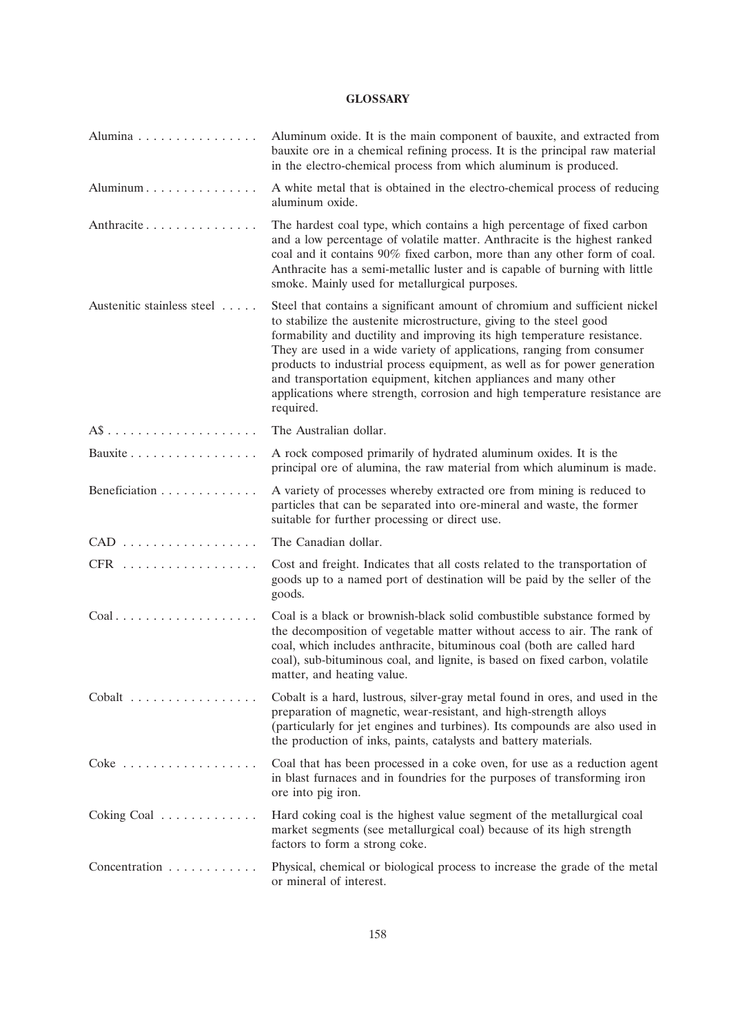## GLOSSARY

| | |
|---|---|
| Alumina | Aluminum oxide. It is the main component of bauxite, and extracted from bauxite ore in a chemical refining process. It is the principal raw material in the electro-chemical process from which aluminum is produced. |
| Aluminum | A white metal that is obtained in the electro-chemical process of reducing aluminum oxide. |
| Anthracite | The hardest coal type, which contains a high percentage of fixed carbon and a low percentage of volatile matter. Anthracite is the highest ranked coal and it contains 90% fixed carbon, more than any other form of coal. Anthracite has a semi-metallic luster and is capable of burning with little smoke. Mainly used for metallurgical purposes. |
| Austenitic stainless steel | Steel that contains a significant amount of chromium and sufficient nickel to stabilize the austenite microstructure, giving to the steel good formability and ductility and improving its high temperature resistance. They are used in a wide variety of applications, ranging from consumer products to industrial process equipment, as well as for power generation and transportation equipment, kitchen appliances and many other applications where strength, corrosion and high temperature resistance are required. |
| A$ | The Australian dollar. |
| Bauxite | A rock composed primarily of hydrated aluminum oxides. It is the principal ore of alumina, the raw material from which aluminum is made. |
| Beneficiation | A variety of processes whereby extracted ore from mining is reduced to particles that can be separated into ore-mineral and waste, the former suitable for further processing or direct use. |
| CAD | The Canadian dollar. |
| CFR | Cost and freight. Indicates that all costs related to the transportation of goods up to a named port of destination will be paid by the seller of the goods. |
| Coal | Coal is a black or brownish-black solid combustible substance formed by the decomposition of vegetable matter without access to air. The rank of coal, which includes anthracite, bituminous coal (both are called hard coal), sub-bituminous coal, and lignite, is based on fixed carbon, volatile matter, and heating value. |
| Cobalt | Cobalt is a hard, lustrous, silver-gray metal found in ores, and used in the preparation of magnetic, wear-resistant, and high-strength alloys (particularly for jet engines and turbines). Its compounds are also used in the production of inks, paints, catalysts and battery materials. |
| Coke | Coal that has been processed in a coke oven, for use as a reduction agent in blast furnaces and in foundries for the purposes of transforming iron ore into pig iron. |
| Coking Coal | Hard coking coal is the highest value segment of the metallurgical coal market segments (see metallurgical coal) because of its high strength factors to form a strong coke. |
| Concentration | Physical, chemical or biological process to increase the grade of the metal or mineral of interest. |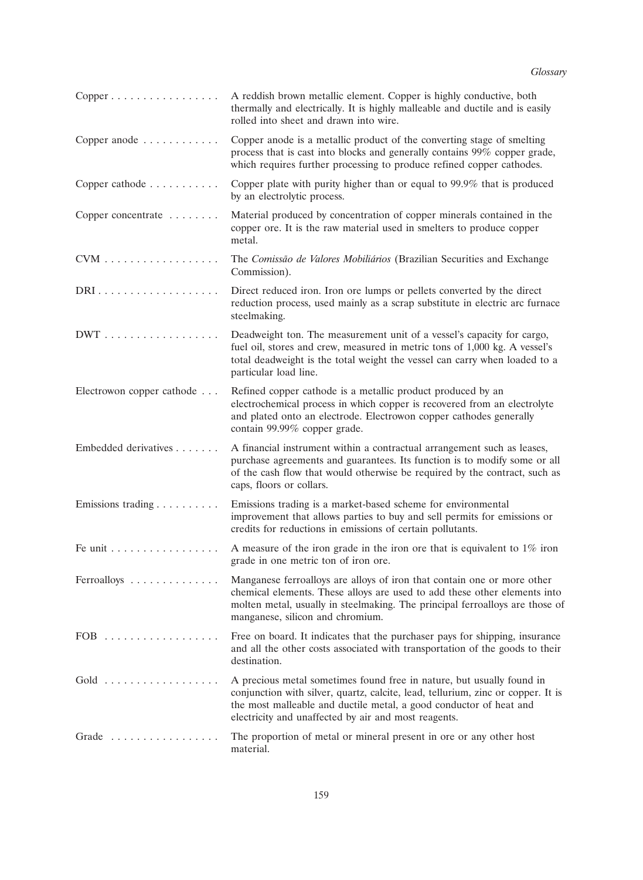| | |
|---|---|
| Copper | A reddish brown metallic element. Copper is highly conductive, both thermally and electrically. It is highly malleable and ductile and is easily rolled into sheet and drawn into wire. |
| Copper anode | Copper anode is a metallic product of the converting stage of smelting process that is cast into blocks and generally contains 99% copper grade, which requires further processing to produce refined copper cathodes. |
| Copper cathode | Copper plate with purity higher than or equal to 99.9% that is produced by an electrolytic process. |
| Copper concentrate | Material produced by concentration of copper minerals contained in the copper ore. It is the raw material used in smelters to produce copper metal. |
| CVM | The *Comissão de Valores Mobiliários* (Brazilian Securities and Exchange Commission). |
| DRI | Direct reduced iron. Iron ore lumps or pellets converted by the direct reduction process, used mainly as a scrap substitute in electric arc furnace steelmaking. |
| DWT | Deadweight ton. The measurement unit of a vessel's capacity for cargo, fuel oil, stores and crew, measured in metric tons of 1,000 kg. A vessel's total deadweight is the total weight the vessel can carry when loaded to a particular load line. |
| Electrowon copper cathode | Refined copper cathode is a metallic product produced by an electrochemical process in which copper is recovered from an electrolyte and plated onto an electrode. Electrowon copper cathodes generally contain 99.99% copper grade. |
| Embedded derivatives | A financial instrument within a contractual arrangement such as leases, purchase agreements and guarantees. Its function is to modify some or all of the cash flow that would otherwise be required by the contract, such as caps, floors or collars. |
| Emissions trading | Emissions trading is a market-based scheme for environmental improvement that allows parties to buy and sell permits for emissions or credits for reductions in emissions of certain pollutants. |
| Fe unit | A measure of the iron grade in the iron ore that is equivalent to 1% iron grade in one metric ton of iron ore. |
| Ferroalloys | Manganese ferroalloys are alloys of iron that contain one or more other chemical elements. These alloys are used to add these other elements into molten metal, usually in steelmaking. The principal ferroalloys are those of manganese, silicon and chromium. |
| FOB | Free on board. It indicates that the purchaser pays for shipping, insurance and all the other costs associated with transportation of the goods to their destination. |
| Gold | A precious metal sometimes found free in nature, but usually found in conjunction with silver, quartz, calcite, lead, tellurium, zinc or copper. It is the most malleable and ductile metal, a good conductor of heat and electricity and unaffected by air and most reagents. |
| Grade | The proportion of metal or mineral present in ore or any other host material. |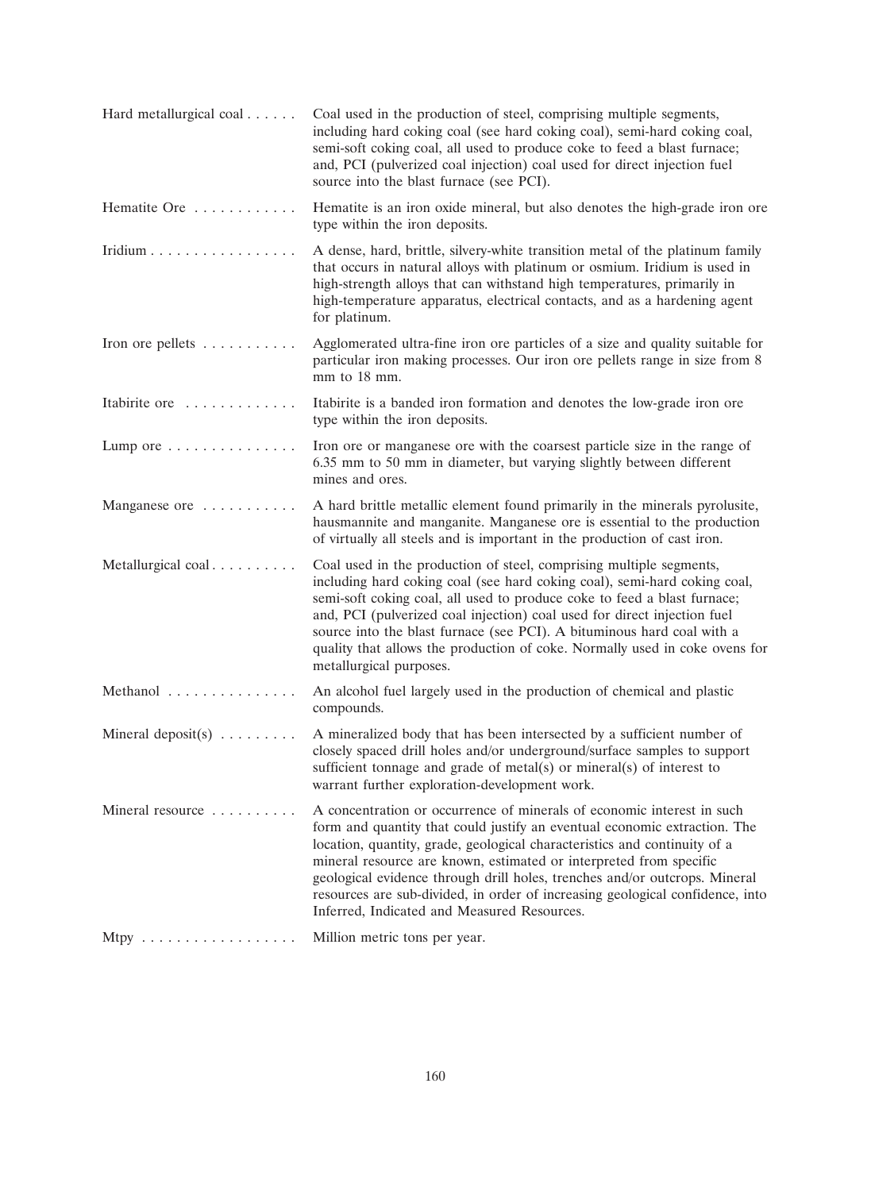| | |
|---|---|
| Hard metallurgical coal | Coal used in the production of steel, comprising multiple segments, including hard coking coal (see hard coking coal), semi-hard coking coal, semi-soft coking coal, all used to produce coke to feed a blast furnace; and, PCI (pulverized coal injection) coal used for direct injection fuel source into the blast furnace (see PCI). |
| Hematite Ore | Hematite is an iron oxide mineral, but also denotes the high-grade iron ore type within the iron deposits. |
| Iridium | A dense, hard, brittle, silvery-white transition metal of the platinum family that occurs in natural alloys with platinum or osmium. Iridium is used in high-strength alloys that can withstand high temperatures, primarily in high-temperature apparatus, electrical contacts, and as a hardening agent for platinum. |
| Iron ore pellets | Agglomerated ultra-fine iron ore particles of a size and quality suitable for particular iron making processes. Our iron ore pellets range in size from 8 mm to 18 mm. |
| Itabirite ore | Itabirite is a banded iron formation and denotes the low-grade iron ore type within the iron deposits. |
| Lump ore | Iron ore or manganese ore with the coarsest particle size in the range of 6.35 mm to 50 mm in diameter, but varying slightly between different mines and ores. |
| Manganese ore | A hard brittle metallic element found primarily in the minerals pyrolusite, hausmannite and manganite. Manganese ore is essential to the production of virtually all steels and is important in the production of cast iron. |
| Metallurgical coal | Coal used in the production of steel, comprising multiple segments, including hard coking coal (see hard coking coal), semi-hard coking coal, semi-soft coking coal, all used to produce coke to feed a blast furnace; and, PCI (pulverized coal injection) coal used for direct injection fuel source into the blast furnace (see PCI). A bituminous hard coal with a quality that allows the production of coke. Normally used in coke ovens for metallurgical purposes. |
| Methanol | An alcohol fuel largely used in the production of chemical and plastic compounds. |
| Mineral deposit(s) | A mineralized body that has been intersected by a sufficient number of closely spaced drill holes and/or underground/surface samples to support sufficient tonnage and grade of metal(s) or mineral(s) of interest to warrant further exploration-development work. |
| Mineral resource | A concentration or occurrence of minerals of economic interest in such form and quantity that could justify an eventual economic extraction. The location, quantity, grade, geological characteristics and continuity of a mineral resource are known, estimated or interpreted from specific geological evidence through drill holes, trenches and/or outcrops. Mineral resources are sub-divided, in order of increasing geological confidence, into Inferred, Indicated and Measured Resources. |
| Mtpy | Million metric tons per year. |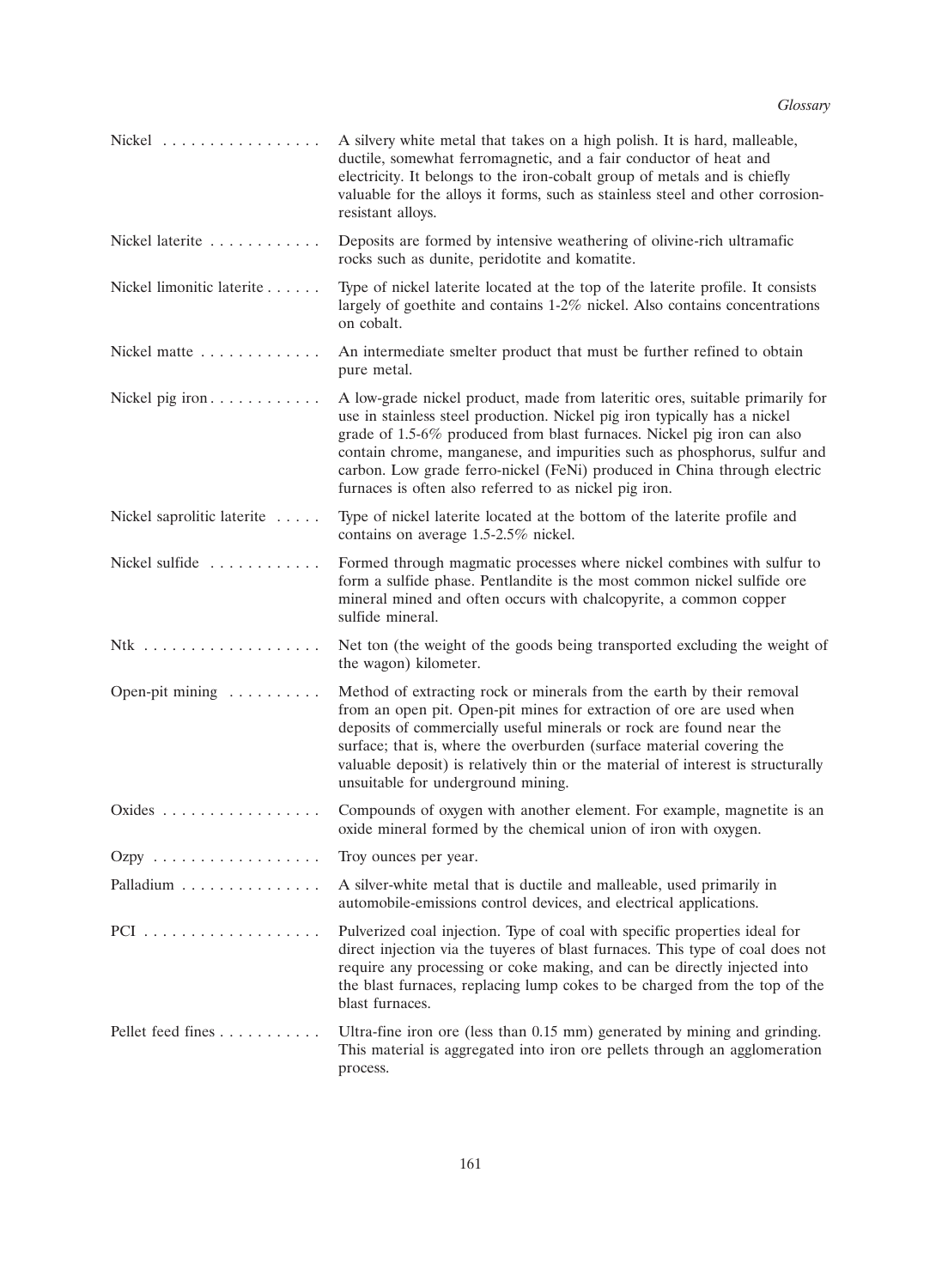| Term | Definition |
| --- | --- |
| Nickel | A silvery white metal that takes on a high polish. It is hard, malleable, ductile, somewhat ferromagnetic, and a fair conductor of heat and electricity. It belongs to the iron-cobalt group of metals and is chiefly valuable for the alloys it forms, such as stainless steel and other corrosion-resistant alloys. |
| Nickel laterite | Deposits are formed by intensive weathering of olivine-rich ultramafic rocks such as dunite, peridotite and komatite. |
| Nickel limonitic laterite | Type of nickel laterite located at the top of the laterite profile. It consists largely of goethite and contains 1-2% nickel. Also contains concentrations on cobalt. |
| Nickel matte | An intermediate smelter product that must be further refined to obtain pure metal. |
| Nickel pig iron | A low-grade nickel product, made from lateritic ores, suitable primarily for use in stainless steel production. Nickel pig iron typically has a nickel grade of 1.5-6% produced from blast furnaces. Nickel pig iron can also contain chrome, manganese, and impurities such as phosphorus, sulfur and carbon. Low grade ferro-nickel (FeNi) produced in China through electric furnaces is often also referred to as nickel pig iron. |
| Nickel saprolitic laterite | Type of nickel laterite located at the bottom of the laterite profile and contains on average 1.5-2.5% nickel. |
| Nickel sulfide | Formed through magmatic processes where nickel combines with sulfur to form a sulfide phase. Pentlandite is the most common nickel sulfide ore mineral mined and often occurs with chalcopyrite, a common copper sulfide mineral. |
| Ntk | Net ton (the weight of the goods being transported excluding the weight of the wagon) kilometer. |
| Open-pit mining | Method of extracting rock or minerals from the earth by their removal from an open pit. Open-pit mines for extraction of ore are used when deposits of commercially useful minerals or rock are found near the surface; that is, where the overburden (surface material covering the valuable deposit) is relatively thin or the material of interest is structurally unsuitable for underground mining. |
| Oxides | Compounds of oxygen with another element. For example, magnetite is an oxide mineral formed by the chemical union of iron with oxygen. |
| Ozpy | Troy ounces per year. |
| Palladium | A silver-white metal that is ductile and malleable, used primarily in automobile-emissions control devices, and electrical applications. |
| PCI | Pulverized coal injection. Type of coal with specific properties ideal for direct injection via the tuyeres of blast furnaces. This type of coal does not require any processing or coke making, and can be directly injected into the blast furnaces, replacing lump cokes to be charged from the top of the blast furnaces. |
| Pellet feed fines | Ultra-fine iron ore (less than 0.15 mm) generated by mining and grinding. This material is aggregated into iron ore pellets through an agglomeration process. |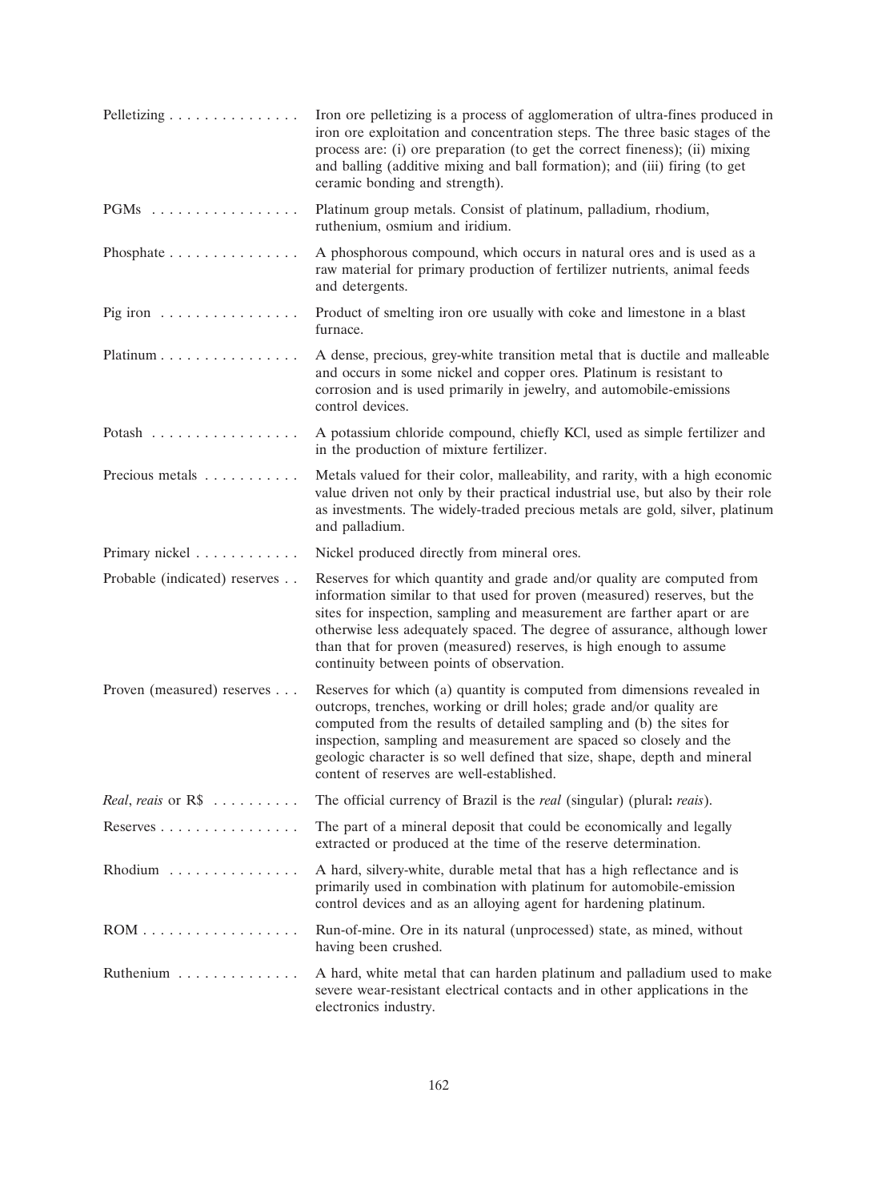| | |
|---|---|
| Pelletizing | Iron ore pelletizing is a process of agglomeration of ultra-fines produced in iron ore exploitation and concentration steps. The three basic stages of the process are: (i) ore preparation (to get the correct fineness); (ii) mixing and balling (additive mixing and ball formation); and (iii) firing (to get ceramic bonding and strength). |
| PGMs | Platinum group metals. Consist of platinum, palladium, rhodium, ruthenium, osmium and iridium. |
| Phosphate | A phosphorous compound, which occurs in natural ores and is used as a raw material for primary production of fertilizer nutrients, animal feeds and detergents. |
| Pig iron | Product of smelting iron ore usually with coke and limestone in a blast furnace. |
| Platinum | A dense, precious, grey-white transition metal that is ductile and malleable and occurs in some nickel and copper ores. Platinum is resistant to corrosion and is used primarily in jewelry, and automobile-emissions control devices. |
| Potash | A potassium chloride compound, chiefly KCl, used as simple fertilizer and in the production of mixture fertilizer. |
| Precious metals | Metals valued for their color, malleability, and rarity, with a high economic value driven not only by their practical industrial use, but also by their role as investments. The widely-traded precious metals are gold, silver, platinum and palladium. |
| Primary nickel | Nickel produced directly from mineral ores. |
| Probable (indicated) reserves | Reserves for which quantity and grade and/or quality are computed from information similar to that used for proven (measured) reserves, but the sites for inspection, sampling and measurement are farther apart or are otherwise less adequately spaced. The degree of assurance, although lower than that for proven (measured) reserves, is high enough to assume continuity between points of observation. |
| Proven (measured) reserves | Reserves for which (a) quantity is computed from dimensions revealed in outcrops, trenches, working or drill holes; grade and/or quality are computed from the results of detailed sampling and (b) the sites for inspection, sampling and measurement are spaced so closely and the geologic character is so well defined that size, shape, depth and mineral content of reserves are well-established. |
| *Real*, *reais* or R$ | The official currency of Brazil is the *real* (singular) (plural**:** *reais*). |
| Reserves | The part of a mineral deposit that could be economically and legally extracted or produced at the time of the reserve determination. |
| Rhodium | A hard, silvery-white, durable metal that has a high reflectance and is primarily used in combination with platinum for automobile-emission control devices and as an alloying agent for hardening platinum. |
| ROM | Run-of-mine. Ore in its natural (unprocessed) state, as mined, without having been crushed. |
| Ruthenium | A hard, white metal that can harden platinum and palladium used to make severe wear-resistant electrical contacts and in other applications in the electronics industry. |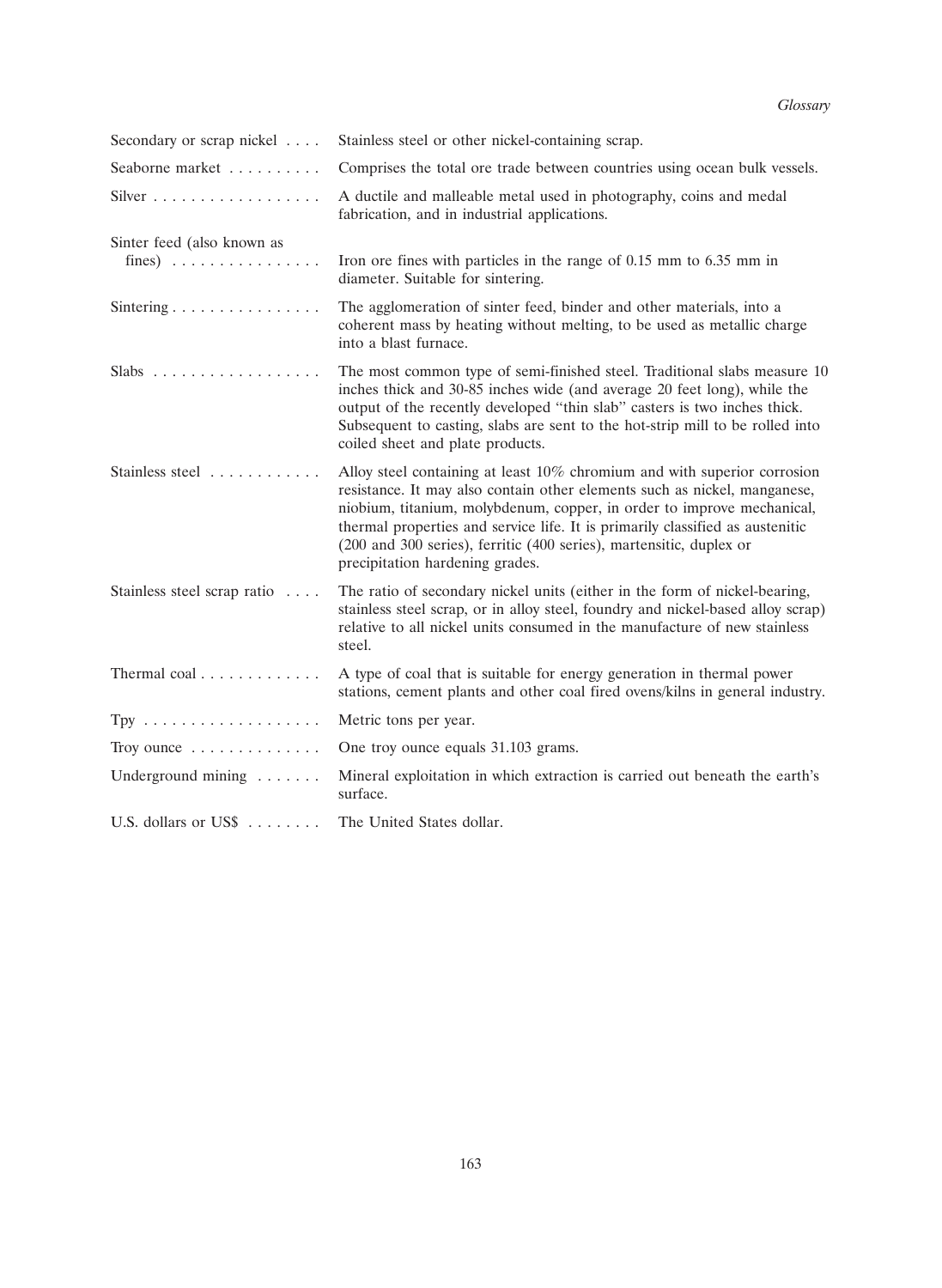| | |
|---|---|
| Secondary or scrap nickel | Stainless steel or other nickel-containing scrap. |
| Seaborne market | Comprises the total ore trade between countries using ocean bulk vessels. |
| Silver | A ductile and malleable metal used in photography, coins and medal fabrication, and in industrial applications. |
| Sinter feed (also known as fines) | Iron ore fines with particles in the range of 0.15 mm to 6.35 mm in diameter. Suitable for sintering. |
| Sintering | The agglomeration of sinter feed, binder and other materials, into a coherent mass by heating without melting, to be used as metallic charge into a blast furnace. |
| Slabs | The most common type of semi-finished steel. Traditional slabs measure 10 inches thick and 30-85 inches wide (and average 20 feet long), while the output of the recently developed "thin slab" casters is two inches thick. Subsequent to casting, slabs are sent to the hot-strip mill to be rolled into coiled sheet and plate products. |
| Stainless steel | Alloy steel containing at least 10% chromium and with superior corrosion resistance. It may also contain other elements such as nickel, manganese, niobium, titanium, molybdenum, copper, in order to improve mechanical, thermal properties and service life. It is primarily classified as austenitic (200 and 300 series), ferritic (400 series), martensitic, duplex or precipitation hardening grades. |
| Stainless steel scrap ratio | The ratio of secondary nickel units (either in the form of nickel-bearing, stainless steel scrap, or in alloy steel, foundry and nickel-based alloy scrap) relative to all nickel units consumed in the manufacture of new stainless steel. |
| Thermal coal | A type of coal that is suitable for energy generation in thermal power stations, cement plants and other coal fired ovens/kilns in general industry. |
| Tpy | Metric tons per year. |
| Troy ounce | One troy ounce equals 31.103 grams. |
| Underground mining | Mineral exploitation in which extraction is carried out beneath the earth's surface. |
| U.S. dollars or US$ | The United States dollar. |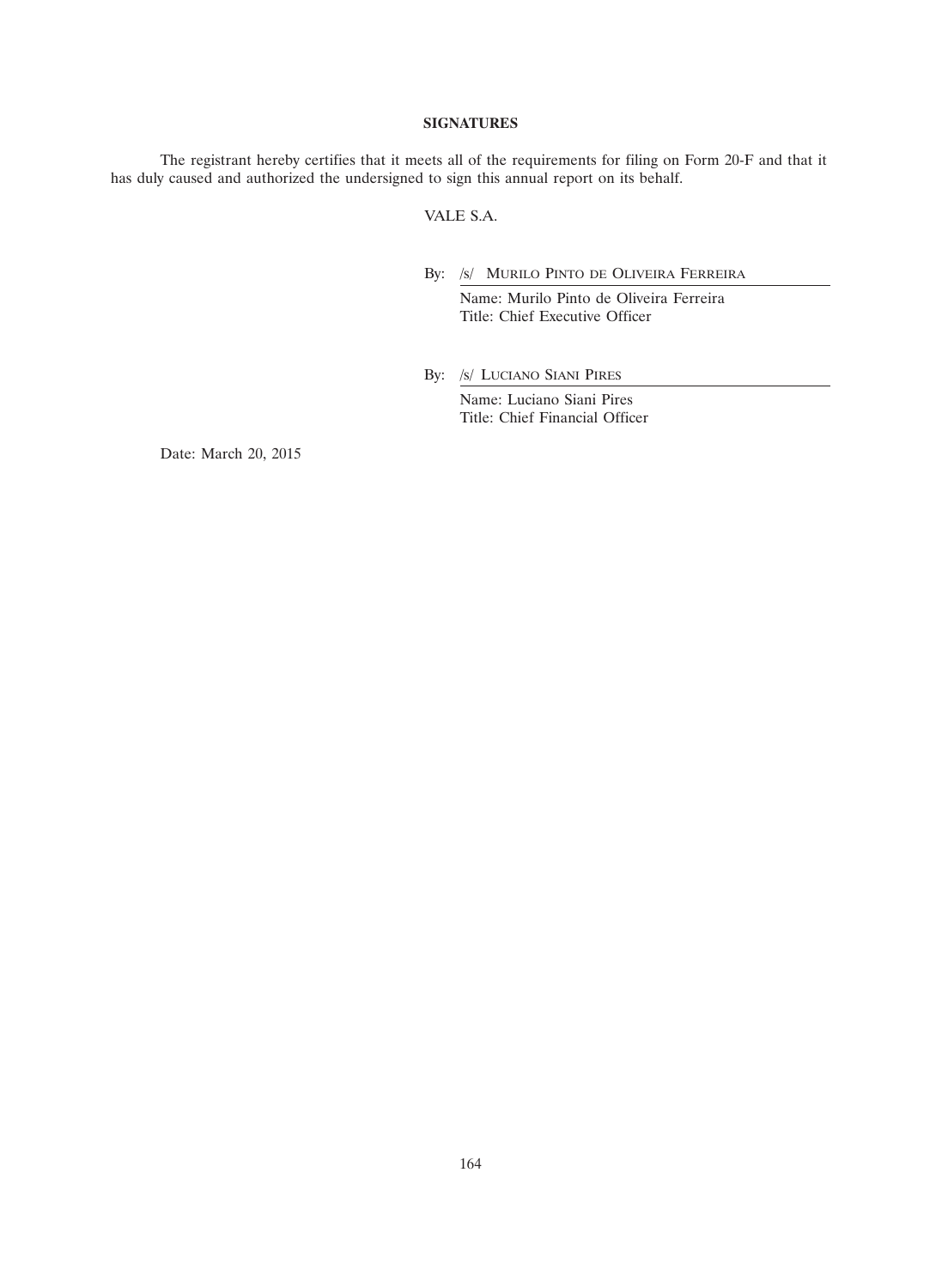## SIGNATURES

The registrant hereby certifies that it meets all of the requirements for filing on Form 20-F and that it has duly caused and authorized the undersigned to sign this annual report on its behalf.

VALE S.A.

By: /s/ MURILO PINTO DE OLIVEIRA FERREIRA

Name: Murilo Pinto de Oliveira Ferreira
Title: Chief Executive Officer

By: /s/ LUCIANO SIANI PIRES

Name: Luciano Siani Pires
Title: Chief Financial Officer

Date: March 20, 2015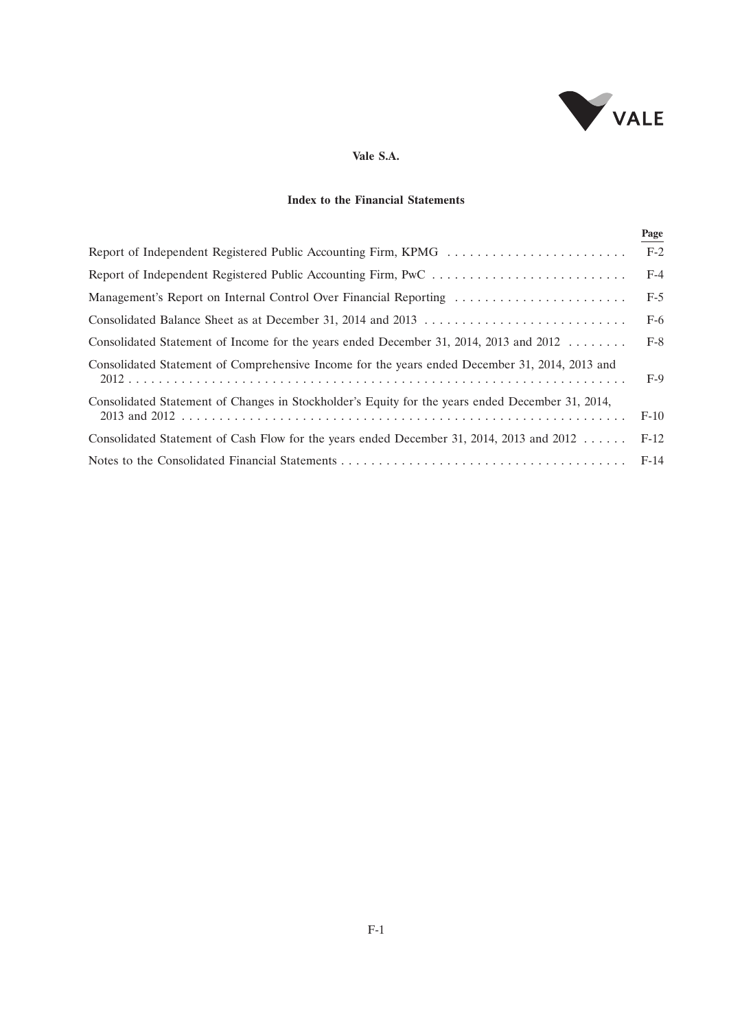**Vale S.A.**

**Index to the Financial Statements**

| | Page |
|---|---|
| Report of Independent Registered Public Accounting Firm, KPMG | F-2 |
| Report of Independent Registered Public Accounting Firm, PwC | F-4 |
| Management's Report on Internal Control Over Financial Reporting | F-5 |
| Consolidated Balance Sheet as at December 31, 2014 and 2013 | F-6 |
| Consolidated Statement of Income for the years ended December 31, 2014, 2013 and 2012 | F-8 |
| Consolidated Statement of Comprehensive Income for the years ended December 31, 2014, 2013 and 2012 | F-9 |
| Consolidated Statement of Changes in Stockholder's Equity for the years ended December 31, 2014, 2013 and 2012 | F-10 |
| Consolidated Statement of Cash Flow for the years ended December 31, 2014, 2013 and 2012 | F-12 |
| Notes to the Consolidated Financial Statements | F-14 |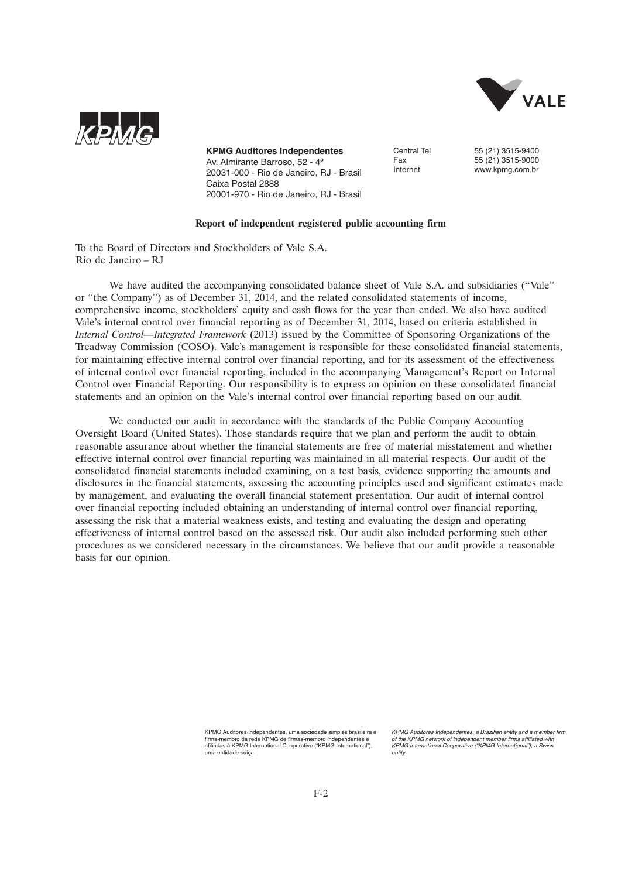**KPMG Auditores Independentes**
Av. Almirante Barroso, 52 - 4º
20031-000 - Rio de Janeiro, RJ - Brasil
Caixa Postal 2888
20001-970 - Rio de Janeiro, RJ - Brasil

Central Tel 55 (21) 3515-9400
Fax 55 (21) 3515-9000
Internet www.kpmg.com.br

**Report of independent registered public accounting firm**

To the Board of Directors and Stockholders of Vale S.A.
Rio de Janeiro – RJ

We have audited the accompanying consolidated balance sheet of Vale S.A. and subsidiaries (''Vale'' or ''the Company'') as of December 31, 2014, and the related consolidated statements of income, comprehensive income, stockholders' equity and cash flows for the year then ended. We also have audited Vale's internal control over financial reporting as of December 31, 2014, based on criteria established in *Internal Control—Integrated Framework* (2013) issued by the Committee of Sponsoring Organizations of the Treadway Commission (COSO). Vale's management is responsible for these consolidated financial statements, for maintaining effective internal control over financial reporting, and for its assessment of the effectiveness of internal control over financial reporting, included in the accompanying Management's Report on Internal Control over Financial Reporting. Our responsibility is to express an opinion on these consolidated financial statements and an opinion on the Vale's internal control over financial reporting based on our audit.

We conducted our audit in accordance with the standards of the Public Company Accounting Oversight Board (United States). Those standards require that we plan and perform the audit to obtain reasonable assurance about whether the financial statements are free of material misstatement and whether effective internal control over financial reporting was maintained in all material respects. Our audit of the consolidated financial statements included examining, on a test basis, evidence supporting the amounts and disclosures in the financial statements, assessing the accounting principles used and significant estimates made by management, and evaluating the overall financial statement presentation. Our audit of internal control over financial reporting included obtaining an understanding of internal control over financial reporting, assessing the risk that a material weakness exists, and testing and evaluating the design and operating effectiveness of internal control based on the assessed risk. Our audit also included performing such other procedures as we considered necessary in the circumstances. We believe that our audit provide a reasonable basis for our opinion.

KPMG Auditores Independentes, uma sociedade simples brasileira e firma-membro da rede KPMG de firmas-membro independentes e afiliadas à KPMG International Cooperative ("KPMG International"), uma entidade suíça.

*KPMG Auditores Independentes, a Brazilian entity and a member firm of the KPMG network of independent member firms affiliated with KPMG International Cooperative ("KPMG International"), a Swiss entity.*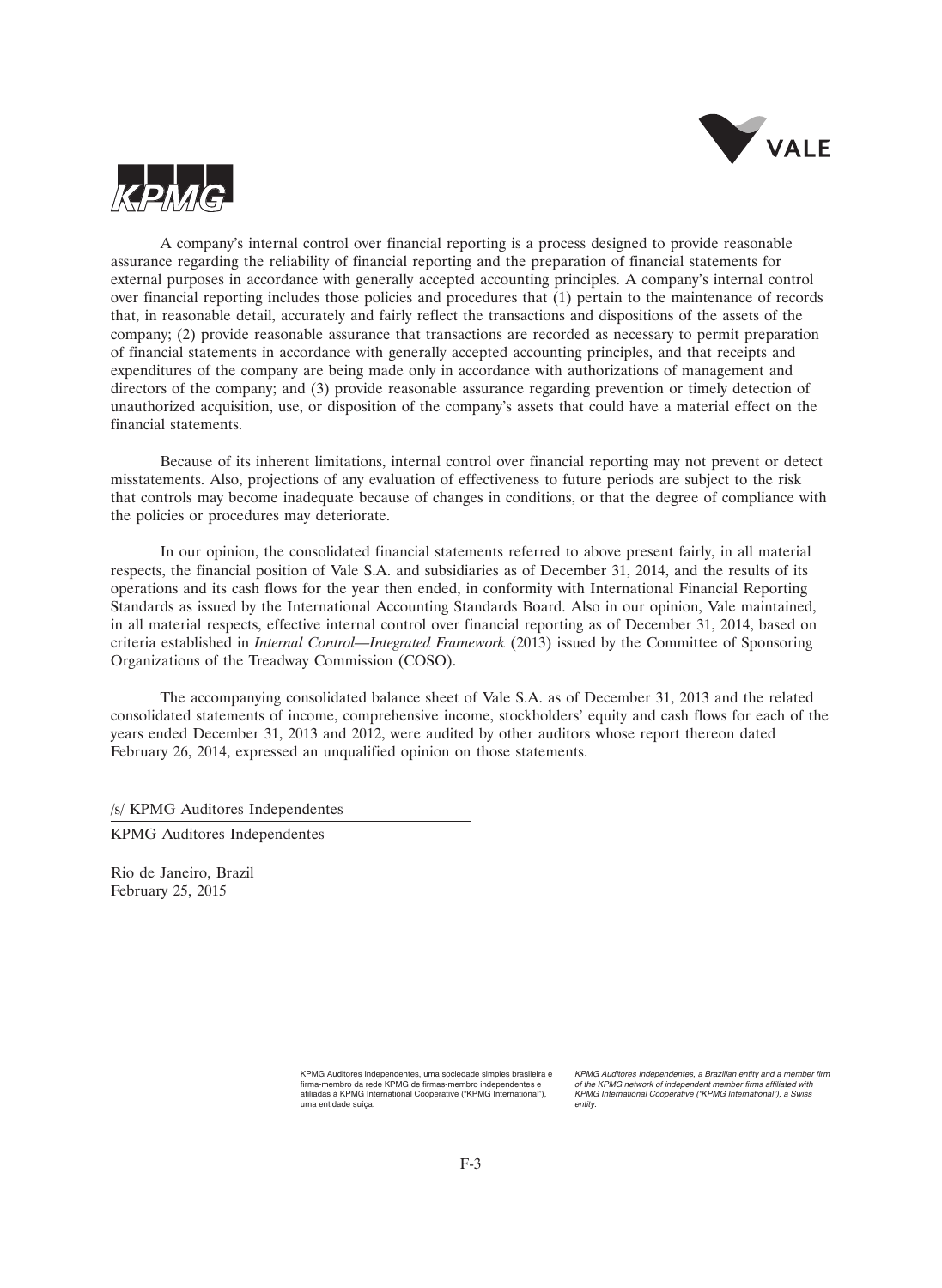A company's internal control over financial reporting is a process designed to provide reasonable assurance regarding the reliability of financial reporting and the preparation of financial statements for external purposes in accordance with generally accepted accounting principles. A company's internal control over financial reporting includes those policies and procedures that (1) pertain to the maintenance of records that, in reasonable detail, accurately and fairly reflect the transactions and dispositions of the assets of the company; (2) provide reasonable assurance that transactions are recorded as necessary to permit preparation of financial statements in accordance with generally accepted accounting principles, and that receipts and expenditures of the company are being made only in accordance with authorizations of management and directors of the company; and (3) provide reasonable assurance regarding prevention or timely detection of unauthorized acquisition, use, or disposition of the company's assets that could have a material effect on the financial statements.

Because of its inherent limitations, internal control over financial reporting may not prevent or detect misstatements. Also, projections of any evaluation of effectiveness to future periods are subject to the risk that controls may become inadequate because of changes in conditions, or that the degree of compliance with the policies or procedures may deteriorate.

In our opinion, the consolidated financial statements referred to above present fairly, in all material respects, the financial position of Vale S.A. and subsidiaries as of December 31, 2014, and the results of its operations and its cash flows for the year then ended, in conformity with International Financial Reporting Standards as issued by the International Accounting Standards Board. Also in our opinion, Vale maintained, in all material respects, effective internal control over financial reporting as of December 31, 2014, based on criteria established in *Internal Control—Integrated Framework* (2013) issued by the Committee of Sponsoring Organizations of the Treadway Commission (COSO).

The accompanying consolidated balance sheet of Vale S.A. as of December 31, 2013 and the related consolidated statements of income, comprehensive income, stockholders' equity and cash flows for each of the years ended December 31, 2013 and 2012, were audited by other auditors whose report thereon dated February 26, 2014, expressed an unqualified opinion on those statements.

/s/ KPMG Auditores Independentes

KPMG Auditores Independentes

Rio de Janeiro, Brazil
February 25, 2015

KPMG Auditores Independentes, uma sociedade simples brasileira e firma-membro da rede KPMG de firmas-membro independentes e afiliadas à KPMG International Cooperative ("KPMG International"), uma entidade suíça.

*KPMG Auditores Independentes, a Brazilian entity and a member firm of the KPMG network of independent member firms affiliated with KPMG International Cooperative ("KPMG International"), a Swiss entity.*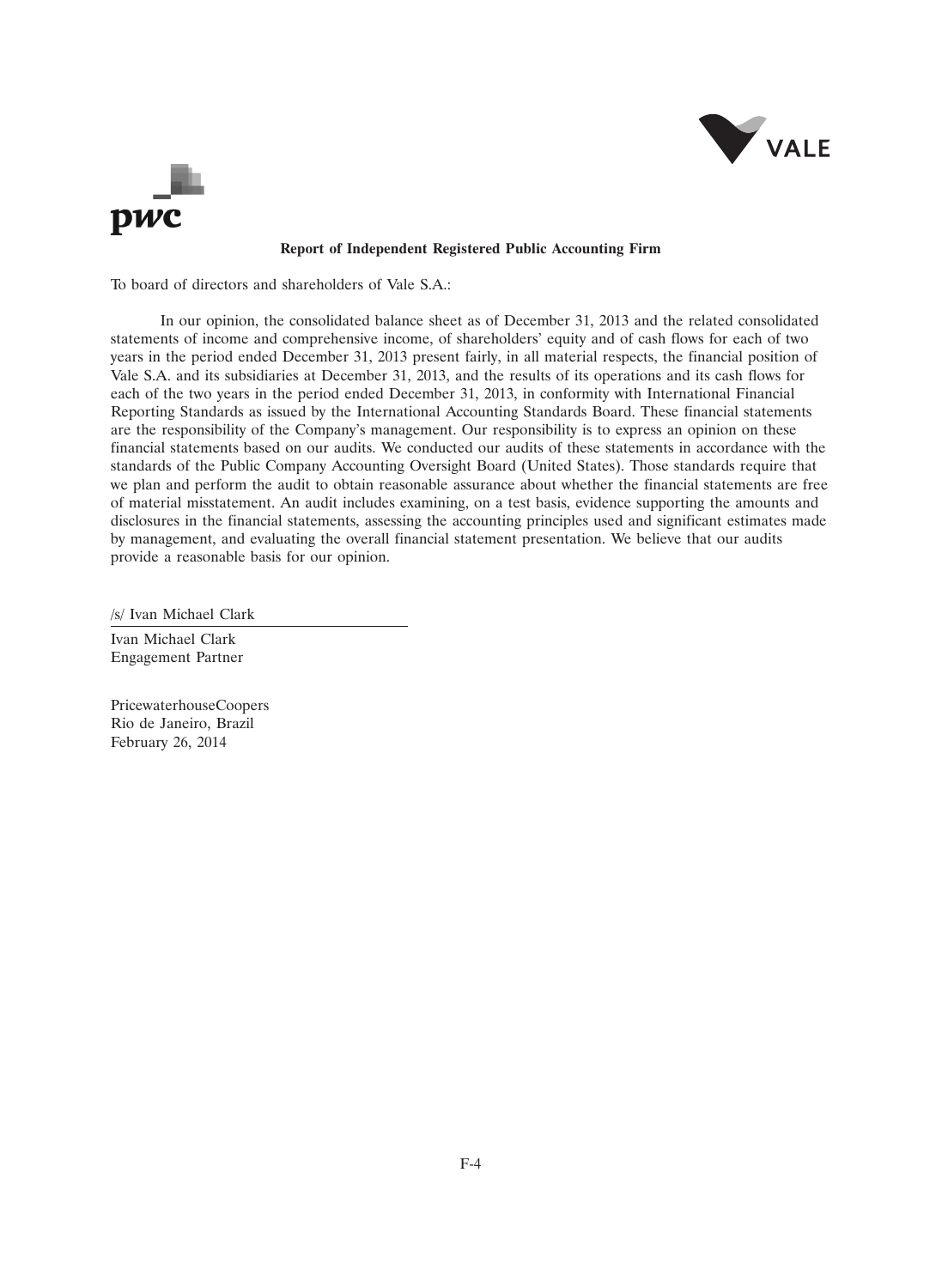**Report of Independent Registered Public Accounting Firm**

To board of directors and shareholders of Vale S.A.:

In our opinion, the consolidated balance sheet as of December 31, 2013 and the related consolidated statements of income and comprehensive income, of shareholders' equity and of cash flows for each of two years in the period ended December 31, 2013 present fairly, in all material respects, the financial position of Vale S.A. and its subsidiaries at December 31, 2013, and the results of its operations and its cash flows for each of the two years in the period ended December 31, 2013, in conformity with International Financial Reporting Standards as issued by the International Accounting Standards Board. These financial statements are the responsibility of the Company's management. Our responsibility is to express an opinion on these financial statements based on our audits. We conducted our audits of these statements in accordance with the standards of the Public Company Accounting Oversight Board (United States). Those standards require that we plan and perform the audit to obtain reasonable assurance about whether the financial statements are free of material misstatement. An audit includes examining, on a test basis, evidence supporting the amounts and disclosures in the financial statements, assessing the accounting principles used and significant estimates made by management, and evaluating the overall financial statement presentation. We believe that our audits provide a reasonable basis for our opinion.

/s/ Ivan Michael Clark

Ivan Michael Clark
Engagement Partner

PricewaterhouseCoopers
Rio de Janeiro, Brazil
February 26, 2014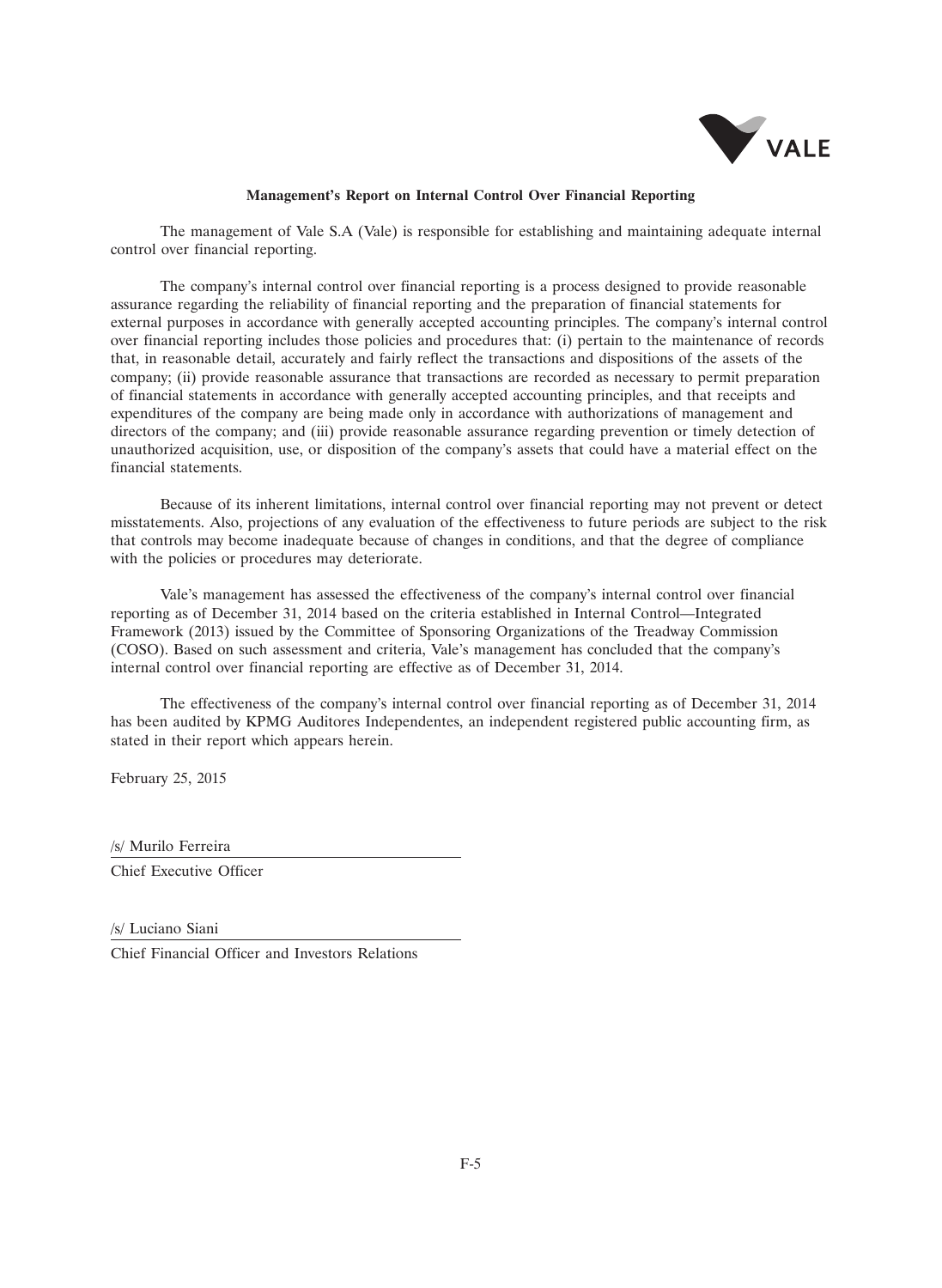**Management's Report on Internal Control Over Financial Reporting**

The management of Vale S.A (Vale) is responsible for establishing and maintaining adequate internal control over financial reporting.

The company's internal control over financial reporting is a process designed to provide reasonable assurance regarding the reliability of financial reporting and the preparation of financial statements for external purposes in accordance with generally accepted accounting principles. The company's internal control over financial reporting includes those policies and procedures that: (i) pertain to the maintenance of records that, in reasonable detail, accurately and fairly reflect the transactions and dispositions of the assets of the company; (ii) provide reasonable assurance that transactions are recorded as necessary to permit preparation of financial statements in accordance with generally accepted accounting principles, and that receipts and expenditures of the company are being made only in accordance with authorizations of management and directors of the company; and (iii) provide reasonable assurance regarding prevention or timely detection of unauthorized acquisition, use, or disposition of the company's assets that could have a material effect on the financial statements.

Because of its inherent limitations, internal control over financial reporting may not prevent or detect misstatements. Also, projections of any evaluation of the effectiveness to future periods are subject to the risk that controls may become inadequate because of changes in conditions, and that the degree of compliance with the policies or procedures may deteriorate.

Vale's management has assessed the effectiveness of the company's internal control over financial reporting as of December 31, 2014 based on the criteria established in Internal Control—Integrated Framework (2013) issued by the Committee of Sponsoring Organizations of the Treadway Commission (COSO). Based on such assessment and criteria, Vale's management has concluded that the company's internal control over financial reporting are effective as of December 31, 2014.

The effectiveness of the company's internal control over financial reporting as of December 31, 2014 has been audited by KPMG Auditores Independentes, an independent registered public accounting firm, as stated in their report which appears herein.

February 25, 2015

/s/ Murilo Ferreira

Chief Executive Officer

/s/ Luciano Siani

Chief Financial Officer and Investors Relations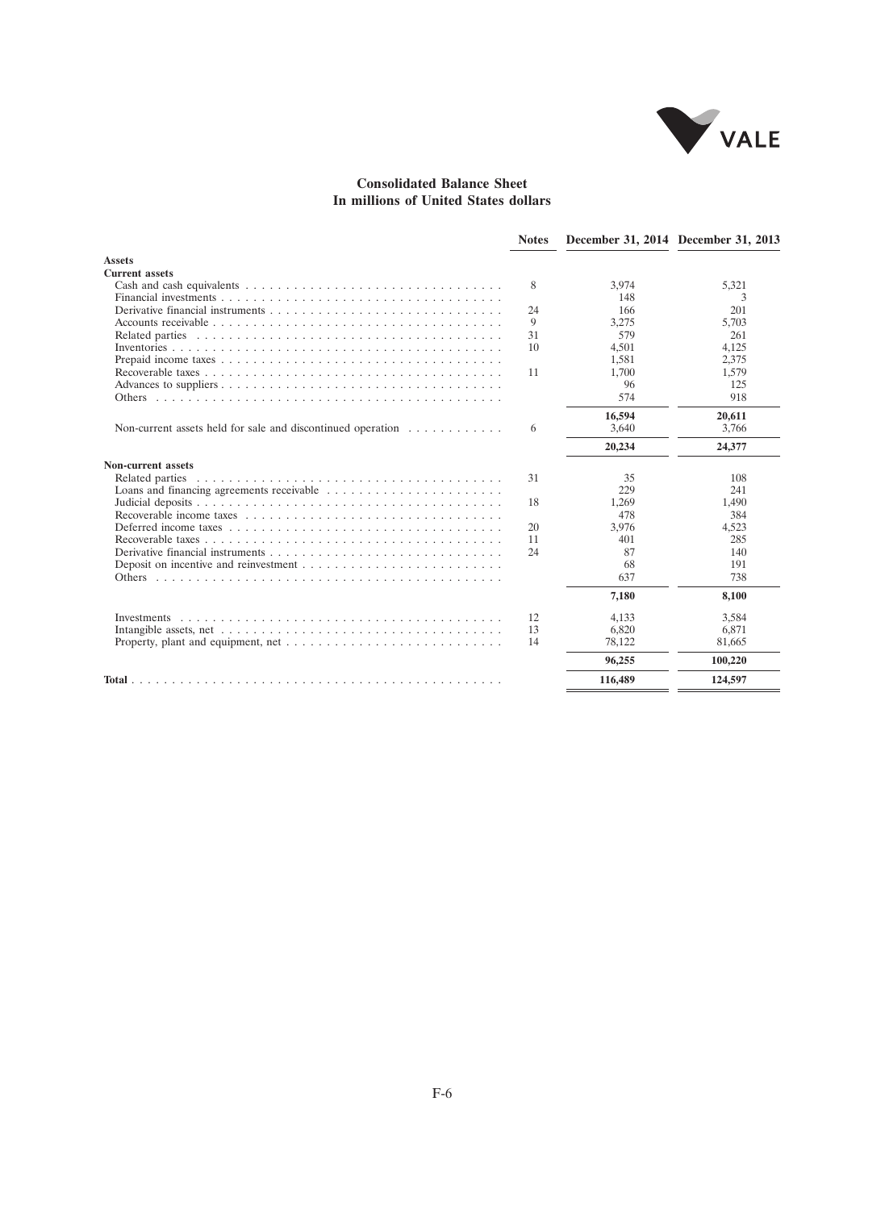## Consolidated Balance Sheet
### In millions of United States dollars

| | Notes | December 31, 2014 | December 31, 2013 |
|---|---|---|---|
| **Assets** | | | |
| **Current assets** | | | |
| Cash and cash equivalents | 8 | 3,974 | 5,321 |
| Financial investments | | 148 | 3 |
| Derivative financial instruments | 24 | 166 | 201 |
| Accounts receivable | 9 | 3,275 | 5,703 |
| Related parties | 31 | 579 | 261 |
| Inventories | 10 | 4,501 | 4,125 |
| Prepaid income taxes | | 1,581 | 2,375 |
| Recoverable taxes | 11 | 1,700 | 1,579 |
| Advances to suppliers | | 96 | 125 |
| Others | | 574 | 918 |
| | | **16,594** | **20,611** |
| Non-current assets held for sale and discontinued operation | 6 | 3,640 | 3,766 |
| | | **20,234** | **24,377** |
| **Non-current assets** | | | |
| Related parties | 31 | 35 | 108 |
| Loans and financing agreements receivable | | 229 | 241 |
| Judicial deposits | 18 | 1,269 | 1,490 |
| Recoverable income taxes | | 478 | 384 |
| Deferred income taxes | 20 | 3,976 | 4,523 |
| Recoverable taxes | 11 | 401 | 285 |
| Derivative financial instruments | 24 | 87 | 140 |
| Deposit on incentive and reinvestment | | 68 | 191 |
| Others | | 637 | 738 |
| | | **7,180** | **8,100** |
| Investments | 12 | 4,133 | 3,584 |
| Intangible assets, net | 13 | 6,820 | 6,871 |
| Property, plant and equipment, net | 14 | 78,122 | 81,665 |
| | | **96,255** | **100,220** |
| **Total** | | **116,489** | **124,597** |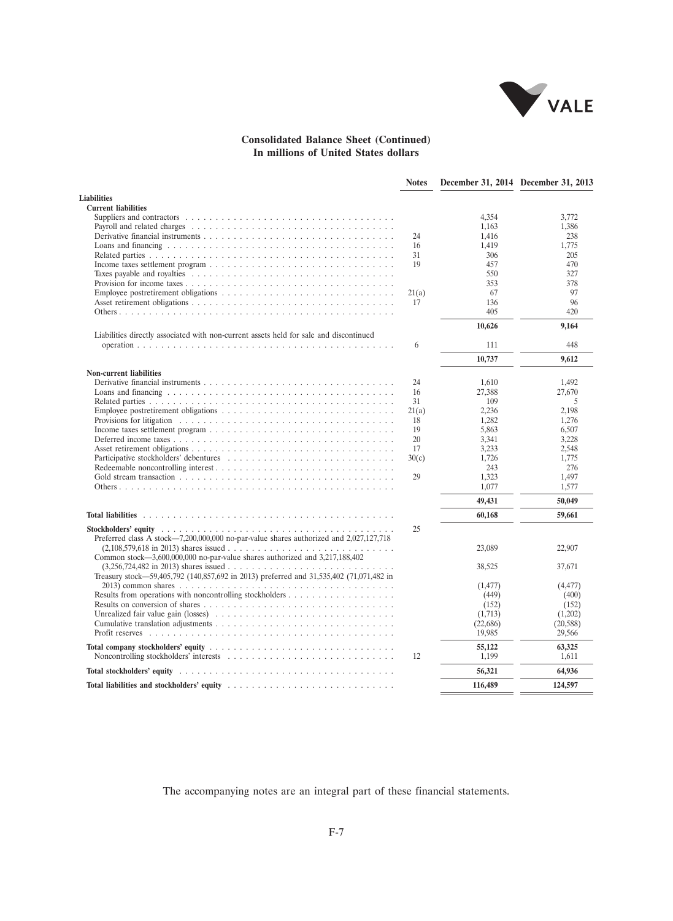## Consolidated Balance Sheet (Continued)
## In millions of United States dollars

| | Notes | December 31, 2014 | December 31, 2013 |
|---|---|---|---|
| **Liabilities** | | | |
| **Current liabilities** | | | |
| Suppliers and contractors | | 4,354 | 3,772 |
| Payroll and related charges | | 1,163 | 1,386 |
| Derivative financial instruments | 24 | 1,416 | 238 |
| Loans and financing | 16 | 1,419 | 1,775 |
| Related parties | 31 | 306 | 205 |
| Income taxes settlement program | 19 | 457 | 470 |
| Taxes payable and royalties | | 550 | 327 |
| Provision for income taxes | | 353 | 378 |
| Employee postretirement obligations | 21(a) | 67 | 97 |
| Asset retirement obligations | 17 | 136 | 96 |
| Others | | 405 | 420 |
| | | **10,626** | **9,164** |
| Liabilities directly associated with non-current assets held for sale and discontinued operation | 6 | 111 | 448 |
| | | **10,737** | **9,612** |
| **Non-current liabilities** | | | |
| Derivative financial instruments | 24 | 1,610 | 1,492 |
| Loans and financing | 16 | 27,388 | 27,670 |
| Related parties | 31 | 109 | 5 |
| Employee postretirement obligations | 21(a) | 2,236 | 2,198 |
| Provisions for litigation | 18 | 1,282 | 1,276 |
| Income taxes settlement program | 19 | 5,863 | 6,507 |
| Deferred income taxes | 20 | 3,341 | 3,228 |
| Asset retirement obligations | 17 | 3,233 | 2,548 |
| Participative stockholders' debentures | 30(c) | 1,726 | 1,775 |
| Redeemable noncontrolling interest | | 243 | 276 |
| Gold stream transaction | 29 | 1,323 | 1,497 |
| Others | | 1,077 | 1,577 |
| | | **49,431** | **50,049** |
| **Total liabilities** | | **60,168** | **59,661** |
| **Stockholders' equity** | 25 | | |
| Preferred class A stock—7,200,000,000 no-par-value shares authorized and 2,027,127,718 (2,108,579,618 in 2013) shares issued | | 23,089 | 22,907 |
| Common stock—3,600,000,000 no-par-value shares authorized and 3,217,188,402 (3,256,724,482 in 2013) shares issued | | 38,525 | 37,671 |
| Treasury stock—59,405,792 (140,857,692 in 2013) preferred and 31,535,402 (71,071,482 in 2013) common shares | | (1,477) | (4,477) |
| Results from operations with noncontrolling stockholders | | (449) | (400) |
| Results on conversion of shares | | (152) | (152) |
| Unrealized fair value gain (losses) | | (1,713) | (1,202) |
| Cumulative translation adjustments | | (22,686) | (20,588) |
| Profit reserves | | 19,985 | 29,566 |
| **Total company stockholders' equity** | | **55,122** | **63,325** |
| Noncontrolling stockholders' interests | 12 | 1,199 | 1,611 |
| **Total stockholders' equity** | | **56,321** | **64,936** |
| **Total liabilities and stockholders' equity** | | **116,489** | **124,597** |

The accompanying notes are an integral part of these financial statements.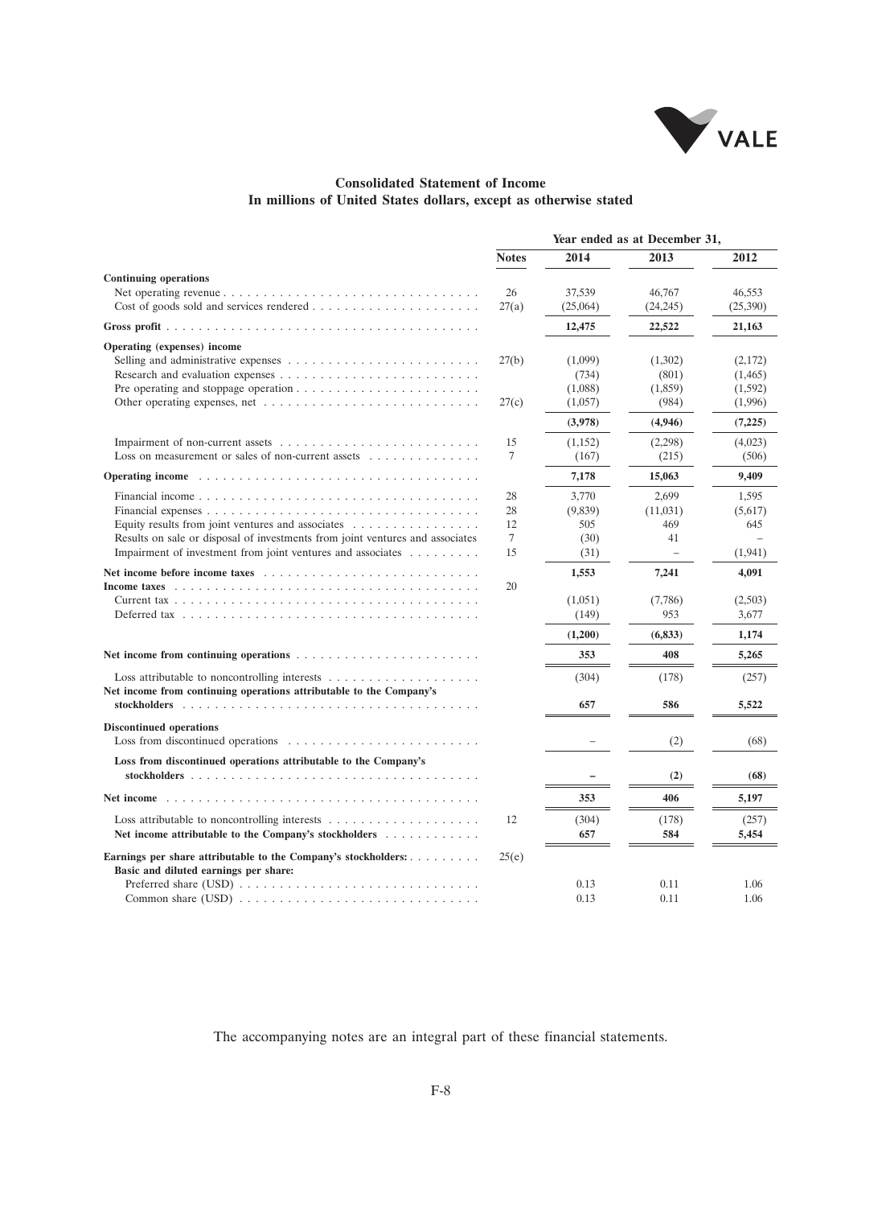# Consolidated Statement of Income

## In millions of United States dollars, except as otherwise stated

| | Notes | Year ended as at December 31, 2014 | 2013 | 2012 |
|---|---|---|---|---|
| **Continuing operations** | | | | |
| Net operating revenue | 26 | 37,539 | 46,767 | 46,553 |
| Cost of goods sold and services rendered | 27(a) | (25,064) | (24,245) | (25,390) |
| **Gross profit** | | **12,475** | **22,522** | **21,163** |
| **Operating (expenses) income** | | | | |
| Selling and administrative expenses | 27(b) | (1,099) | (1,302) | (2,172) |
| Research and evaluation expenses | | (734) | (801) | (1,465) |
| Pre operating and stoppage operation | | (1,088) | (1,859) | (1,592) |
| Other operating expenses, net | 27(c) | (1,057) | (984) | (1,996) |
| | | **(3,978)** | **(4,946)** | **(7,225)** |
| Impairment of non-current assets | 15 | (1,152) | (2,298) | (4,023) |
| Loss on measurement or sales of non-current assets | 7 | (167) | (215) | (506) |
| **Operating income** | | **7,178** | **15,063** | **9,409** |
| Financial income | 28 | 3,770 | 2,699 | 1,595 |
| Financial expenses | 28 | (9,839) | (11,031) | (5,617) |
| Equity results from joint ventures and associates | 12 | 505 | 469 | 645 |
| Results on sale or disposal of investments from joint ventures and associates | 7 | (30) | 41 | – |
| Impairment of investment from joint ventures and associates | 15 | (31) | – | (1,941) |
| **Net income before income taxes** | | **1,553** | **7,241** | **4,091** |
| **Income taxes** | 20 | | | |
| Current tax | | (1,051) | (7,786) | (2,503) |
| Deferred tax | | (149) | 953 | 3,677 |
| | | **(1,200)** | **(6,833)** | **1,174** |
| **Net income from continuing operations** | | **353** | **408** | **5,265** |
| Loss attributable to noncontrolling interests | | (304) | (178) | (257) |
| **Net income from continuing operations attributable to the Company's stockholders** | | **657** | **586** | **5,522** |
| **Discontinued operations** | | | | |
| Loss from discontinued operations | | – | (2) | (68) |
| **Loss from discontinued operations attributable to the Company's stockholders** | | **–** | **(2)** | **(68)** |
| **Net income** | | **353** | **406** | **5,197** |
| Loss attributable to noncontrolling interests | 12 | (304) | (178) | (257) |
| **Net income attributable to the Company's stockholders** | | **657** | **584** | **5,454** |
| **Earnings per share attributable to the Company's stockholders:** | 25(e) | | | |
| **Basic and diluted earnings per share:** | | | | |
| Preferred share (USD) | | 0.13 | 0.11 | 1.06 |
| Common share (USD) | | 0.13 | 0.11 | 1.06 |

The accompanying notes are an integral part of these financial statements.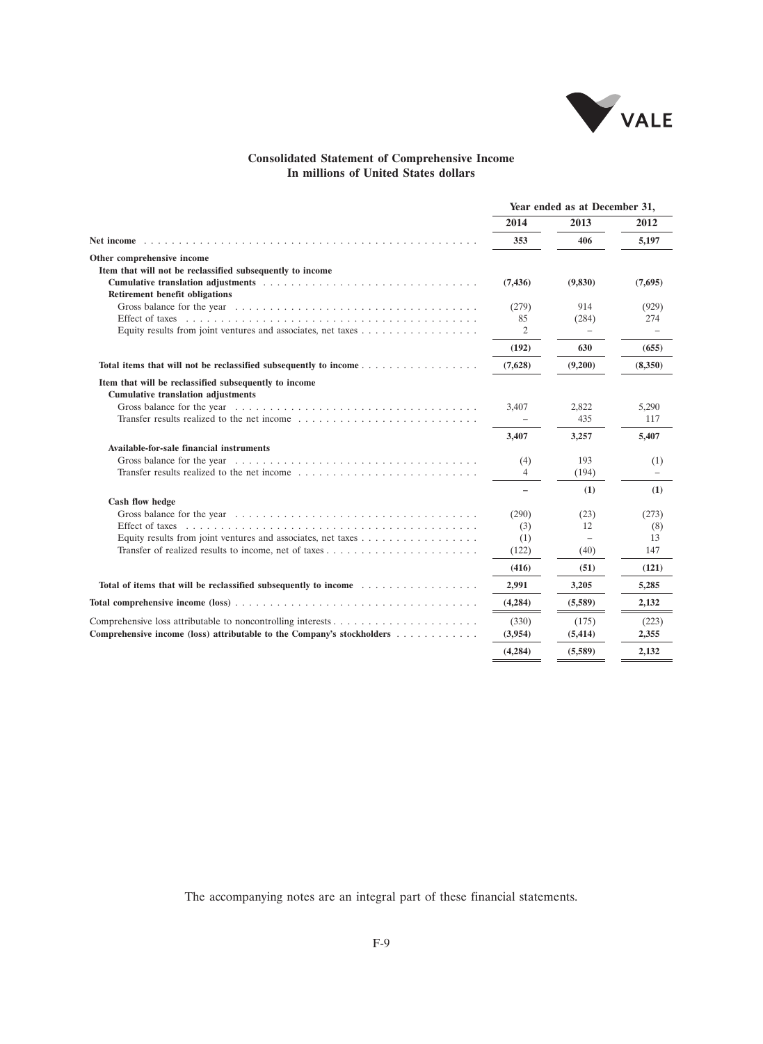# Consolidated Statement of Comprehensive Income

## In millions of United States dollars

| | Year ended as at December 31, | | |
|---|---|---|---|
| | **2014** | **2013** | **2012** |
| **Net income** | **353** | **406** | **5,197** |
| **Other comprehensive income** | | | |
| **Item that will not be reclassified subsequently to income** | | | |
| **Cumulative translation adjustments** | **(7,436)** | **(9,830)** | **(7,695)** |
| **Retirement benefit obligations** | | | |
| Gross balance for the year | (279) | 914 | (929) |
| Effect of taxes | 85 | (284) | 274 |
| Equity results from joint ventures and associates, net taxes | 2 | – | – |
| | **(192)** | **630** | **(655)** |
| **Total items that will not be reclassified subsequently to income** | **(7,628)** | **(9,200)** | **(8,350)** |
| **Item that will be reclassified subsequently to income** | | | |
| **Cumulative translation adjustments** | | | |
| Gross balance for the year | 3,407 | 2,822 | 5,290 |
| Transfer results realized to the net income | – | 435 | 117 |
| | **3,407** | **3,257** | **5,407** |
| **Available-for-sale financial instruments** | | | |
| Gross balance for the year | (4) | 193 | (1) |
| Transfer results realized to the net income | 4 | (194) | – |
| | **–** | **(1)** | **(1)** |
| **Cash flow hedge** | | | |
| Gross balance for the year | (290) | (23) | (273) |
| Effect of taxes | (3) | 12 | (8) |
| Equity results from joint ventures and associates, net taxes | (1) | – | 13 |
| Transfer of realized results to income, net of taxes | (122) | (40) | 147 |
| | **(416)** | **(51)** | **(121)** |
| **Total of items that will be reclassified subsequently to income** | **2,991** | **3,205** | **5,285** |
| **Total comprehensive income (loss)** | **(4,284)** | **(5,589)** | **2,132** |
| Comprehensive loss attributable to noncontrolling interests | (330) | (175) | (223) |
| **Comprehensive income (loss) attributable to the Company's stockholders** | **(3,954)** | **(5,414)** | **2,355** |
| | **(4,284)** | **(5,589)** | **2,132** |

The accompanying notes are an integral part of these financial statements.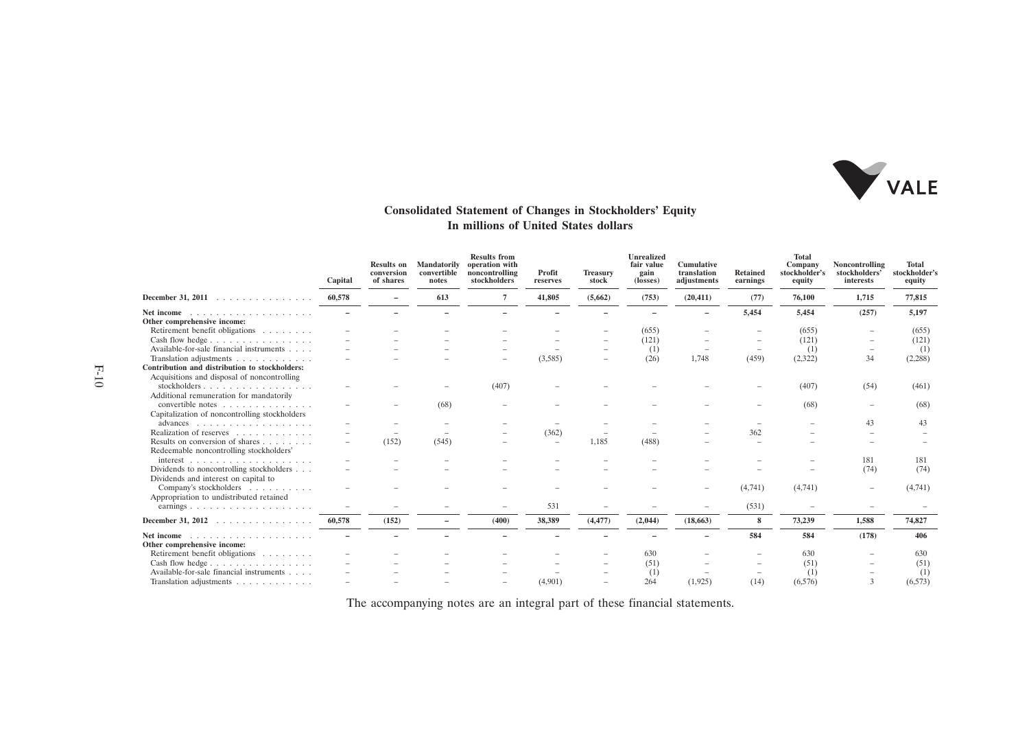## Consolidated Statement of Changes in Stockholders' Equity
### In millions of United States dollars

| | Capital | Results on conversion of shares | Mandatorily convertible notes | Results from operation with noncontrolling stockholders | Profit reserves | Treasury stock | Unrealized fair value gain (losses) | Cumulative translation adjustments | Retained earnings | Total Company stockholder's equity | Noncontrolling stockholders' interests | Total stockholder's equity |
|---|---|---|---|---|---|---|---|---|---|---|---|---|
| **December 31, 2011** | **60,578** | **–** | **613** | **7** | **41,805** | **(5,662)** | **(753)** | **(20,411)** | **(77)** | **76,100** | **1,715** | **77,815** |
| **Net income** | **–** | **–** | **–** | **–** | **–** | **–** | **–** | **–** | **5,454** | **5,454** | **(257)** | **5,197** |
| **Other comprehensive income:** | | | | | | | | | | | | |
| Retirement benefit obligations | – | – | – | – | – | – | (655) | – | – | (655) | – | (655) |
| Cash flow hedge | – | – | – | – | – | – | (121) | – | – | (121) | – | (121) |
| Available-for-sale financial instruments | – | – | – | – | – | – | (1) | – | – | (1) | – | (1) |
| Translation adjustments | – | – | – | – | (3,585) | – | (26) | 1,748 | (459) | (2,322) | 34 | (2,288) |
| **Contribution and distribution to stockholders:** | | | | | | | | | | | | |
| Acquisitions and disposal of noncontrolling stockholders | – | – | – | (407) | – | – | – | – | – | (407) | (54) | (461) |
| Additional remuneration for mandatorily convertible notes | – | – | (68) | – | – | – | – | – | – | (68) | – | (68) |
| Capitalization of noncontrolling stockholders advances | – | – | – | – | – | – | – | – | – | – | 43 | 43 |
| Realization of reserves | – | – | – | – | (362) | – | – | – | 362 | – | – | – |
| Results on conversion of shares | – | (152) | (545) | – | – | 1,185 | (488) | – | – | – | – | – |
| Redeemable noncontrolling stockholders' interest | – | – | – | – | – | – | – | – | – | – | 181 | 181 |
| Dividends to noncontrolling stockholders | – | – | – | – | – | – | – | – | – | – | (74) | (74) |
| Dividends and interest on capital to Company's stockholders | – | – | – | – | – | – | – | – | (4,741) | (4,741) | – | (4,741) |
| Appropriation to undistributed retained earnings | – | – | – | – | 531 | – | – | – | (531) | – | – | – |
| **December 31, 2012** | **60,578** | **(152)** | **–** | **(400)** | **38,389** | **(4,477)** | **(2,044)** | **(18,663)** | **8** | **73,239** | **1,588** | **74,827** |
| **Net income** | **–** | **–** | **–** | **–** | **–** | **–** | **–** | **–** | **584** | **584** | **(178)** | **406** |
| **Other comprehensive income:** | | | | | | | | | | | | |
| Retirement benefit obligations | – | – | – | – | – | – | 630 | – | – | 630 | – | 630 |
| Cash flow hedge | – | – | – | – | – | – | (51) | – | – | (51) | – | (51) |
| Available-for-sale financial instruments | – | – | – | – | – | – | (1) | – | – | (1) | – | (1) |
| Translation adjustments | – | – | – | – | (4,901) | – | 264 | (1,925) | (14) | (6,576) | 3 | (6,573) |

The accompanying notes are an integral part of these financial statements.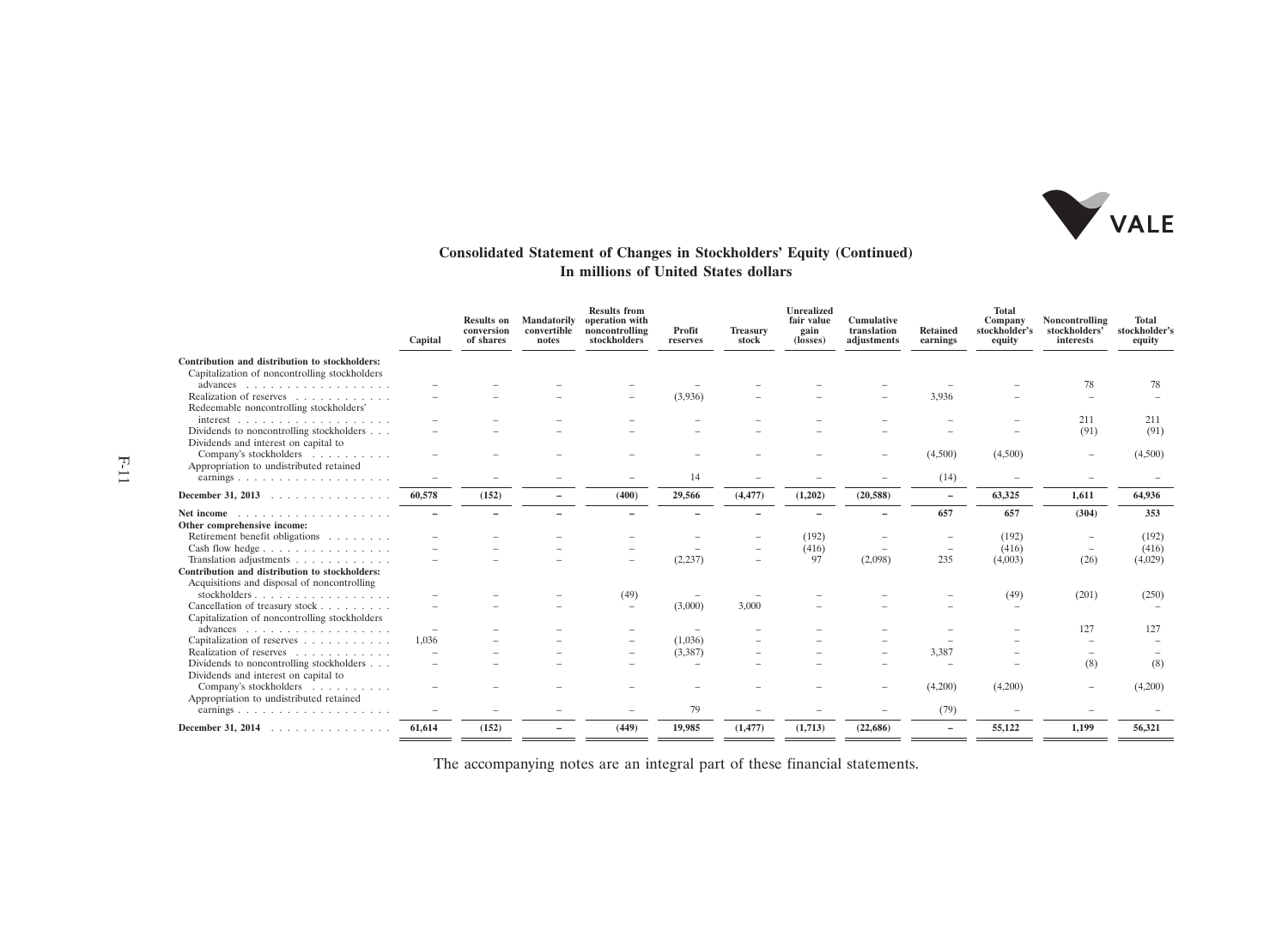## Consolidated Statement of Changes in Stockholders' Equity (Continued)
### In millions of United States dollars

| | Capital | Results on conversion of shares | Mandatorily convertible notes | Results from operation with noncontrolling stockholders | Profit reserves | Treasury stock | Unrealized fair value gain (losses) | Cumulative translation adjustments | Retained earnings | Total Company stockholder's equity | Noncontrolling stockholders' interests | Total stockholder's equity |
|---|---|---|---|---|---|---|---|---|---|---|---|---|
| **Contribution and distribution to stockholders:** | | | | | | | | | | | | |
| Capitalization of noncontrolling stockholders advances | – | – | – | – | – | – | – | – | – | – | 78 | 78 |
| Realization of reserves | – | – | – | – | (3,936) | – | – | – | 3,936 | – | – | – |
| Redeemable noncontrolling stockholders' interest | – | – | – | – | – | – | – | – | – | – | 211 | 211 |
| Dividends to noncontrolling stockholders | – | – | – | – | – | – | – | – | – | – | (91) | (91) |
| Dividends and interest on capital to Company's stockholders | – | – | – | – | – | – | – | – | (4,500) | (4,500) | – | (4,500) |
| Appropriation to undistributed retained earnings | – | – | – | – | 14 | – | – | – | (14) | – | – | – |
| **December 31, 2013** | **60,578** | **(152)** | **–** | **(400)** | **29,566** | **(4,477)** | **(1,202)** | **(20,588)** | **–** | **63,325** | **1,611** | **64,936** |
| **Net income** | **–** | **–** | **–** | **–** | **–** | **–** | **–** | **–** | **657** | **657** | **(304)** | **353** |
| **Other comprehensive income:** | | | | | | | | | | | | |
| Retirement benefit obligations | – | – | – | – | – | – | (192) | – | – | (192) | – | (192) |
| Cash flow hedge | – | – | – | – | – | – | (416) | – | – | (416) | – | (416) |
| Translation adjustments | – | – | – | – | (2,237) | – | 97 | (2,098) | 235 | (4,003) | (26) | (4,029) |
| **Contribution and distribution to stockholders:** | | | | | | | | | | | | |
| Acquisitions and disposal of noncontrolling stockholders | – | – | – | (49) | – | – | – | – | – | (49) | (201) | (250) |
| Cancellation of treasury stock | – | – | – | – | (3,000) | 3,000 | – | – | – | – | | |
| Capitalization of noncontrolling stockholders advances | – | – | – | – | – | – | – | – | – | – | 127 | 127 |
| Capitalization of reserves | 1,036 | – | – | – | (1,036) | – | – | – | – | – | – | – |
| Realization of reserves | – | – | – | – | (3,387) | – | – | – | 3,387 | – | – | – |
| Dividends to noncontrolling stockholders | – | – | – | – | – | – | – | – | – | – | (8) | (8) |
| Dividends and interest on capital to Company's stockholders | – | – | – | – | – | – | – | – | (4,200) | (4,200) | – | (4,200) |
| Appropriation to undistributed retained earnings | – | – | – | – | 79 | – | – | – | (79) | – | – | – |
| **December 31, 2014** | **61,614** | **(152)** | **–** | **(449)** | **19,985** | **(1,477)** | **(1,713)** | **(22,686)** | **–** | **55,122** | **1,199** | **56,321** |

The accompanying notes are an integral part of these financial statements.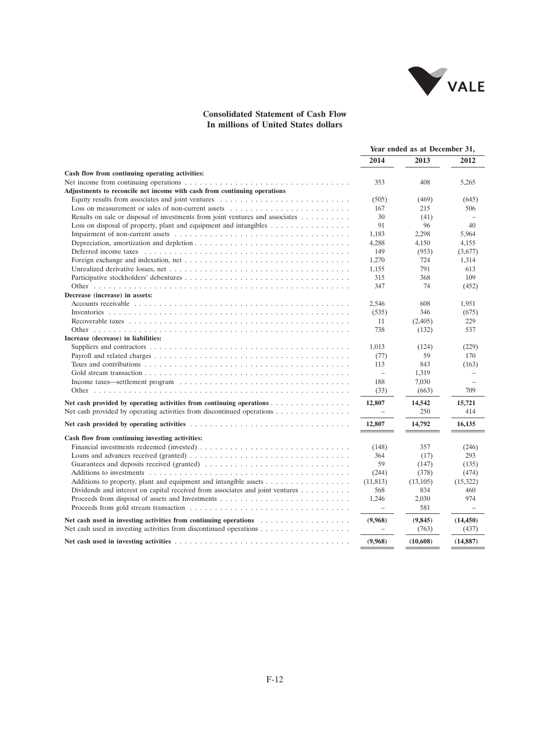# Consolidated Statement of Cash Flow
## In millions of United States dollars

| | Year ended as at December 31, | | |
|---|---|---|---|
| | 2014 | 2013 | 2012 |
| **Cash flow from continuing operating activities:** | | | |
| Net income from continuing operations | 353 | 408 | 5,265 |
| **Adjustments to reconcile net income with cash from continuing operations** | | | |
| Equity results from associates and joint ventures | (505) | (469) | (645) |
| Loss on measurement or sales of non-current assets | 167 | 215 | 506 |
| Results on sale or disposal of investments from joint ventures and associates | 30 | (41) | – |
| Loss on disposal of property, plant and equipment and intangibles | 91 | 96 | 40 |
| Impairment of non-current assets | 1,183 | 2,298 | 5,964 |
| Depreciation, amortization and depletion | 4,288 | 4,150 | 4,155 |
| Deferred income taxes | 149 | (953) | (3,677) |
| Foreign exchange and indexation, net | 1,270 | 724 | 1,314 |
| Unrealized derivative losses, net | 1,155 | 791 | 613 |
| Participative stockholders' debentures | 315 | 368 | 109 |
| Other | 347 | 74 | (452) |
| **Decrease (increase) in assets:** | | | |
| Accounts receivable | 2,546 | 608 | 1,951 |
| Inventories | (535) | 346 | (675) |
| Recoverable taxes | 11 | (2,405) | 229 |
| Other | 738 | (132) | 537 |
| **Increase (decrease) in liabilities:** | | | |
| Suppliers and contractors | 1,013 | (124) | (229) |
| Payroll and related charges | (77) | 59 | 170 |
| Taxes and contributions | 113 | 843 | (163) |
| Gold stream transaction | – | 1,319 | – |
| Income taxes—settlement program | 188 | 7,030 | – |
| Other | (33) | (663) | 709 |
| **Net cash provided by operating activities from continuing operations** | **12,807** | **14,542** | **15,721** |
| Net cash provided by operating activities from discontinued operations | – | 250 | 414 |
| **Net cash provided by operating activities** | **12,807** | **14,792** | **16,135** |
| **Cash flow from continuing investing activities:** | | | |
| Financial investments redeemed (invested) | (148) | 357 | (246) |
| Loans and advances received (granted) | 364 | (17) | 293 |
| Guarantees and deposits received (granted) | 59 | (147) | (135) |
| Additions to investments | (244) | (378) | (474) |
| Additions to property, plant and equipment and intangible assets | (11,813) | (13,105) | (15,322) |
| Dividends and interest on capital received from associates and joint ventures | 568 | 834 | 460 |
| Proceeds from disposal of assets and Investments | 1,246 | 2,030 | 974 |
| Proceeds from gold stream transaction | – | 581 | – |
| **Net cash used in investing activities from continuing operations** | **(9,968)** | **(9,845)** | **(14,450)** |
| Net cash used in investing activities from discontinued operations | – | (763) | (437) |
| **Net cash used in investing activities** | **(9,968)** | **(10,608)** | **(14,887)** |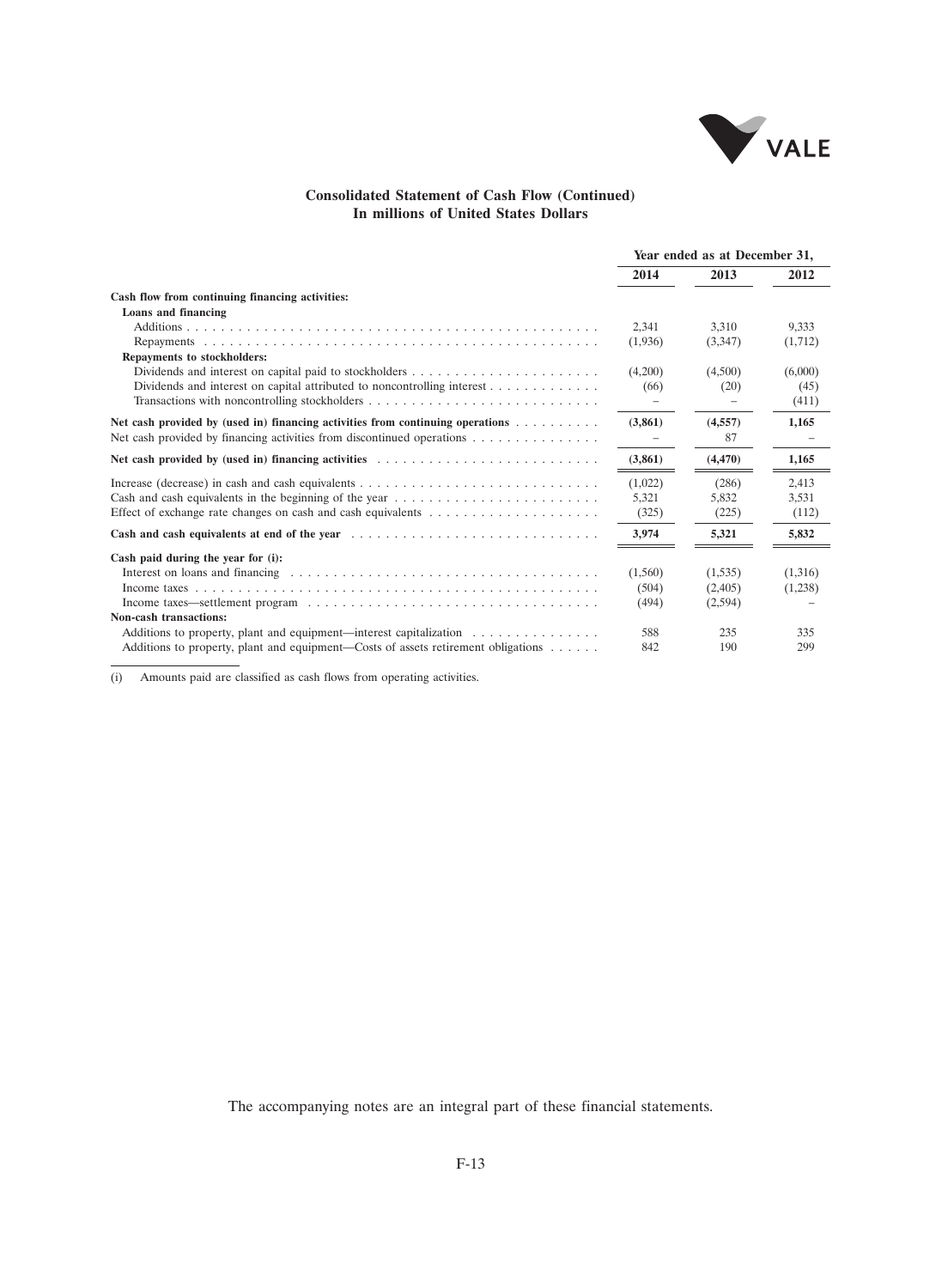## Consolidated Statement of Cash Flow (Continued)
## In millions of United States Dollars

| | Year ended as at December 31, | | |
|---|---|---|---|
| | 2014 | 2013 | 2012 |
| **Cash flow from continuing financing activities:** | | | |
| **Loans and financing** | | | |
| Additions | 2,341 | 3,310 | 9,333 |
| Repayments | (1,936) | (3,347) | (1,712) |
| **Repayments to stockholders:** | | | |
| Dividends and interest on capital paid to stockholders | (4,200) | (4,500) | (6,000) |
| Dividends and interest on capital attributed to noncontrolling interest | (66) | (20) | (45) |
| Transactions with noncontrolling stockholders | – | – | (411) |
| **Net cash provided by (used in) financing activities from continuing operations** | **(3,861)** | **(4,557)** | **1,165** |
| Net cash provided by financing activities from discontinued operations | – | 87 | – |
| **Net cash provided by (used in) financing activities** | **(3,861)** | **(4,470)** | **1,165** |
| Increase (decrease) in cash and cash equivalents | (1,022) | (286) | 2,413 |
| Cash and cash equivalents in the beginning of the year | 5,321 | 5,832 | 3,531 |
| Effect of exchange rate changes on cash and cash equivalents | (325) | (225) | (112) |
| **Cash and cash equivalents at end of the year** | **3,974** | **5,321** | **5,832** |
| **Cash paid during the year for (i):** | | | |
| Interest on loans and financing | (1,560) | (1,535) | (1,316) |
| Income taxes | (504) | (2,405) | (1,238) |
| Income taxes—settlement program | (494) | (2,594) | – |
| **Non-cash transactions:** | | | |
| Additions to property, plant and equipment—interest capitalization | 588 | 235 | 335 |
| Additions to property, plant and equipment—Costs of assets retirement obligations | 842 | 190 | 299 |

(i) Amounts paid are classified as cash flows from operating activities.

The accompanying notes are an integral part of these financial statements.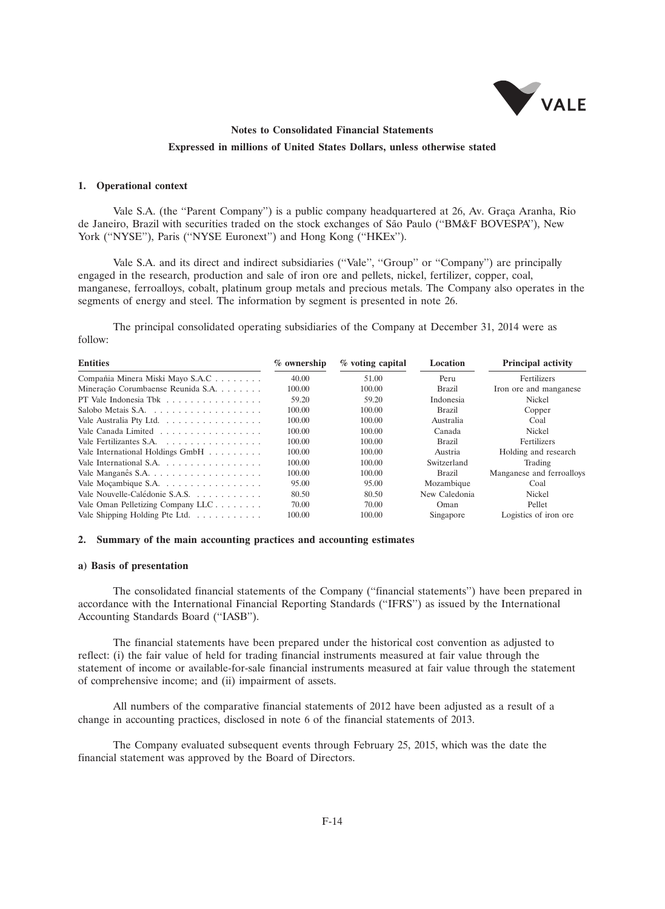## Notes to Consolidated Financial Statements

### Expressed in millions of United States Dollars, unless otherwise stated

**1. Operational context**

Vale S.A. (the ''Parent Company'') is a public company headquartered at 26, Av. Graça Aranha, Rio de Janeiro, Brazil with securities traded on the stock exchanges of São Paulo (''BM&F BOVESPA''), New York (''NYSE''), Paris (''NYSE Euronext'') and Hong Kong (''HKEx'').

Vale S.A. and its direct and indirect subsidiaries (''Vale'', ''Group'' or ''Company'') are principally engaged in the research, production and sale of iron ore and pellets, nickel, fertilizer, copper, coal, manganese, ferroalloys, cobalt, platinum group metals and precious metals. The Company also operates in the segments of energy and steel. The information by segment is presented in note 26.

The principal consolidated operating subsidiaries of the Company at December 31, 2014 were as follow:

| Entities | % ownership | % voting capital | Location | Principal activity |
|---|---|---|---|---|
| Compañia Minera Miski Mayo S.A.C | 40.00 | 51.00 | Peru | Fertilizers |
| Mineração Corumbaense Reunida S.A. | 100.00 | 100.00 | Brazil | Iron ore and manganese |
| PT Vale Indonesia Tbk | 59.20 | 59.20 | Indonesia | Nickel |
| Salobo Metais S.A. | 100.00 | 100.00 | Brazil | Copper |
| Vale Australia Pty Ltd. | 100.00 | 100.00 | Australia | Coal |
| Vale Canada Limited | 100.00 | 100.00 | Canada | Nickel |
| Vale Fertilizantes S.A. | 100.00 | 100.00 | Brazil | Fertilizers |
| Vale International Holdings GmbH | 100.00 | 100.00 | Austria | Holding and research |
| Vale International S.A. | 100.00 | 100.00 | Switzerland | Trading |
| Vale Manganês S.A. | 100.00 | 100.00 | Brazil | Manganese and ferroalloys |
| Vale Moçambique S.A. | 95.00 | 95.00 | Mozambique | Coal |
| Vale Nouvelle-Calédonie S.A.S. | 80.50 | 80.50 | New Caledonia | Nickel |
| Vale Oman Pelletizing Company LLC | 70.00 | 70.00 | Oman | Pellet |
| Vale Shipping Holding Pte Ltd. | 100.00 | 100.00 | Singapore | Logistics of iron ore |

**2. Summary of the main accounting practices and accounting estimates**

**a) Basis of presentation**

The consolidated financial statements of the Company (''financial statements'') have been prepared in accordance with the International Financial Reporting Standards (''IFRS'') as issued by the International Accounting Standards Board (''IASB'').

The financial statements have been prepared under the historical cost convention as adjusted to reflect: (i) the fair value of held for trading financial instruments measured at fair value through the statement of income or available-for-sale financial instruments measured at fair value through the statement of comprehensive income; and (ii) impairment of assets.

All numbers of the comparative financial statements of 2012 have been adjusted as a result of a change in accounting practices, disclosed in note 6 of the financial statements of 2013.

The Company evaluated subsequent events through February 25, 2015, which was the date the financial statement was approved by the Board of Directors.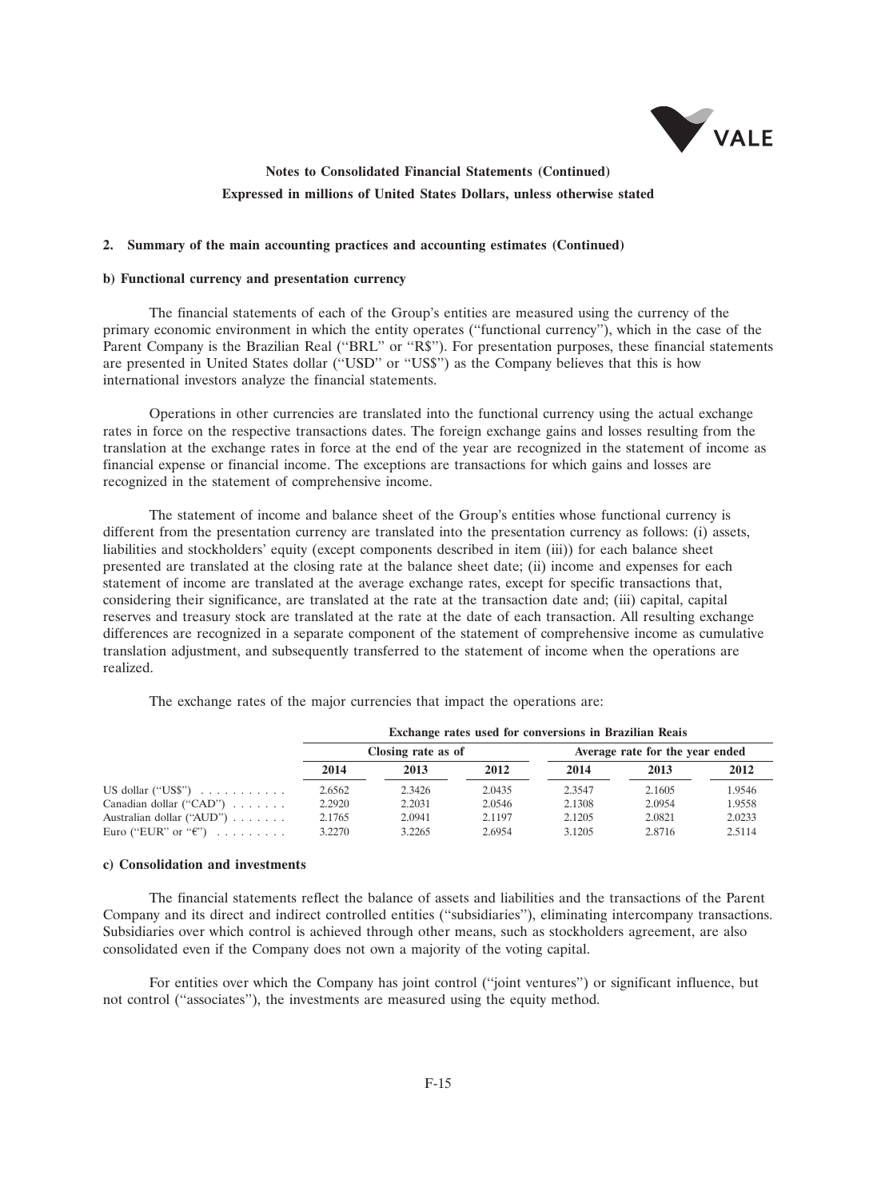## 2. Summary of the main accounting practices and accounting estimates (Continued)

### b) Functional currency and presentation currency

The financial statements of each of the Group's entities are measured using the currency of the primary economic environment in which the entity operates (''functional currency''), which in the case of the Parent Company is the Brazilian Real (''BRL'' or ''R$''). For presentation purposes, these financial statements are presented in United States dollar (''USD'' or ''US$'') as the Company believes that this is how international investors analyze the financial statements.

Operations in other currencies are translated into the functional currency using the actual exchange rates in force on the respective transactions dates. The foreign exchange gains and losses resulting from the translation at the exchange rates in force at the end of the year are recognized in the statement of income as financial expense or financial income. The exceptions are transactions for which gains and losses are recognized in the statement of comprehensive income.

The statement of income and balance sheet of the Group's entities whose functional currency is different from the presentation currency are translated into the presentation currency as follows: (i) assets, liabilities and stockholders' equity (except components described in item (iii)) for each balance sheet presented are translated at the closing rate at the balance sheet date; (ii) income and expenses for each statement of income are translated at the average exchange rates, except for specific transactions that, considering their significance, are translated at the rate at the transaction date and; (iii) capital, capital reserves and treasury stock are translated at the rate at the date of each transaction. All resulting exchange differences are recognized in a separate component of the statement of comprehensive income as cumulative translation adjustment, and subsequently transferred to the statement of income when the operations are realized.

The exchange rates of the major currencies that impact the operations are:

| | Exchange rates used for conversions in Brazilian Reais | | | | | |
|---|---|---|---|---|---|---|
| | Closing rate as of | | | Average rate for the year ended | | |
| | 2014 | 2013 | 2012 | 2014 | 2013 | 2012 |
| US dollar (''US$'') | 2.6562 | 2.3426 | 2.0435 | 2.3547 | 2.1605 | 1.9546 |
| Canadian dollar (''CAD'') | 2.2920 | 2.2031 | 2.0546 | 2.1308 | 2.0954 | 1.9558 |
| Australian dollar (''AUD'') | 2.1765 | 2.0941 | 2.1197 | 2.1205 | 2.0821 | 2.0233 |
| Euro (''EUR'' or ''€'') | 3.2270 | 3.2265 | 2.6954 | 3.1205 | 2.8716 | 2.5114 |

### c) Consolidation and investments

The financial statements reflect the balance of assets and liabilities and the transactions of the Parent Company and its direct and indirect controlled entities (''subsidiaries''), eliminating intercompany transactions. Subsidiaries over which control is achieved through other means, such as stockholders agreement, are also consolidated even if the Company does not own a majority of the voting capital.

For entities over which the Company has joint control (''joint ventures'') or significant influence, but not control (''associates''), the investments are measured using the equity method.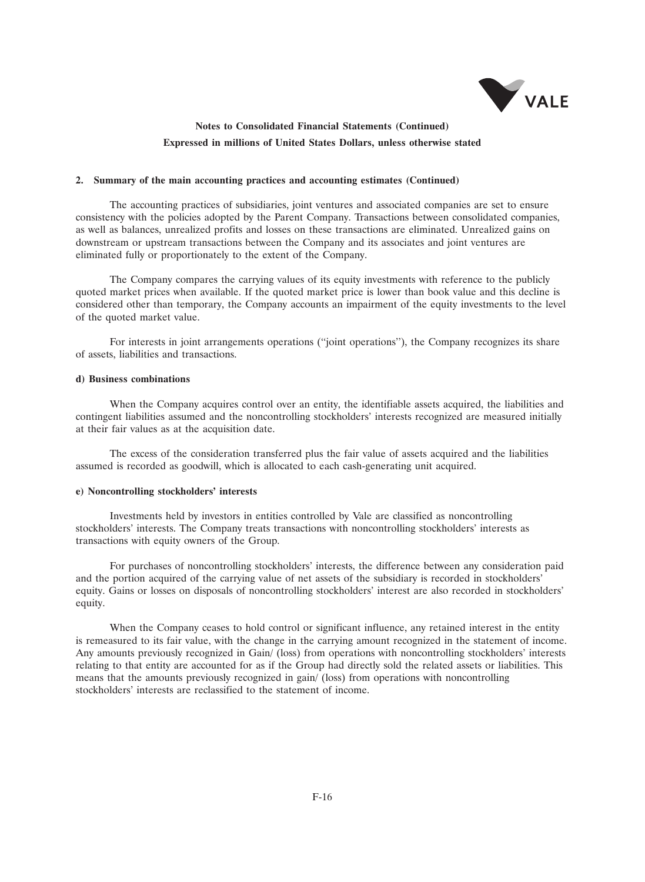**2. Summary of the main accounting practices and accounting estimates (Continued)**

The accounting practices of subsidiaries, joint ventures and associated companies are set to ensure consistency with the policies adopted by the Parent Company. Transactions between consolidated companies, as well as balances, unrealized profits and losses on these transactions are eliminated. Unrealized gains on downstream or upstream transactions between the Company and its associates and joint ventures are eliminated fully or proportionately to the extent of the Company.

The Company compares the carrying values of its equity investments with reference to the publicly quoted market prices when available. If the quoted market price is lower than book value and this decline is considered other than temporary, the Company accounts an impairment of the equity investments to the level of the quoted market value.

For interests in joint arrangements operations (''joint operations''), the Company recognizes its share of assets, liabilities and transactions.

**d) Business combinations**

When the Company acquires control over an entity, the identifiable assets acquired, the liabilities and contingent liabilities assumed and the noncontrolling stockholders' interests recognized are measured initially at their fair values as at the acquisition date.

The excess of the consideration transferred plus the fair value of assets acquired and the liabilities assumed is recorded as goodwill, which is allocated to each cash-generating unit acquired.

**e) Noncontrolling stockholders' interests**

Investments held by investors in entities controlled by Vale are classified as noncontrolling stockholders' interests. The Company treats transactions with noncontrolling stockholders' interests as transactions with equity owners of the Group.

For purchases of noncontrolling stockholders' interests, the difference between any consideration paid and the portion acquired of the carrying value of net assets of the subsidiary is recorded in stockholders' equity. Gains or losses on disposals of noncontrolling stockholders' interest are also recorded in stockholders' equity.

When the Company ceases to hold control or significant influence, any retained interest in the entity is remeasured to its fair value, with the change in the carrying amount recognized in the statement of income. Any amounts previously recognized in Gain/ (loss) from operations with noncontrolling stockholders' interests relating to that entity are accounted for as if the Group had directly sold the related assets or liabilities. This means that the amounts previously recognized in gain/ (loss) from operations with noncontrolling stockholders' interests are reclassified to the statement of income.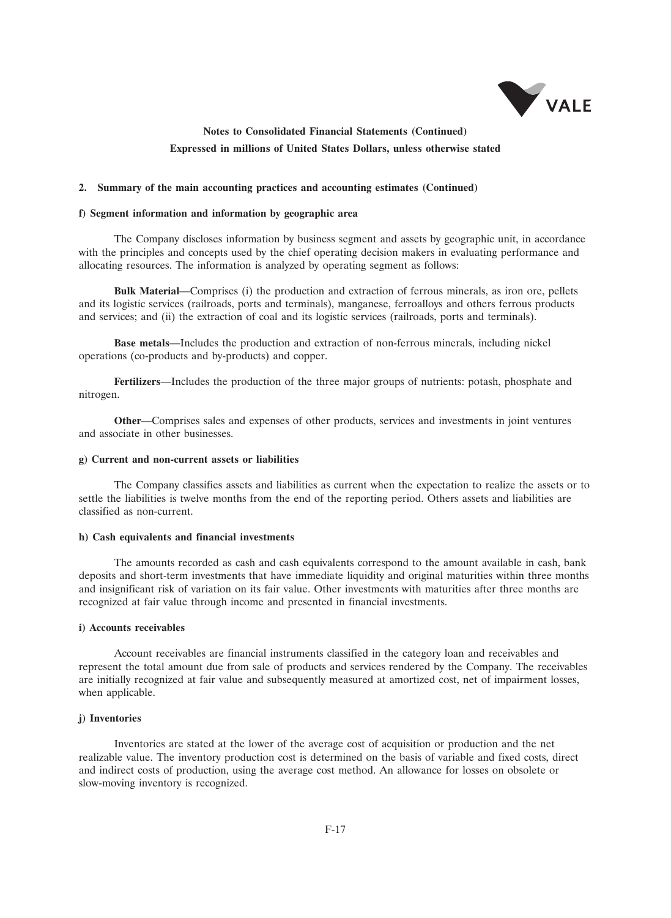## 2. Summary of the main accounting practices and accounting estimates (Continued)

### f) Segment information and information by geographic area

The Company discloses information by business segment and assets by geographic unit, in accordance with the principles and concepts used by the chief operating decision makers in evaluating performance and allocating resources. The information is analyzed by operating segment as follows:

**Bulk Material**—Comprises (i) the production and extraction of ferrous minerals, as iron ore, pellets and its logistic services (railroads, ports and terminals), manganese, ferroalloys and others ferrous products and services; and (ii) the extraction of coal and its logistic services (railroads, ports and terminals).

**Base metals**—Includes the production and extraction of non-ferrous minerals, including nickel operations (co-products and by-products) and copper.

**Fertilizers**—Includes the production of the three major groups of nutrients: potash, phosphate and nitrogen.

**Other**—Comprises sales and expenses of other products, services and investments in joint ventures and associate in other businesses.

### g) Current and non-current assets or liabilities

The Company classifies assets and liabilities as current when the expectation to realize the assets or to settle the liabilities is twelve months from the end of the reporting period. Others assets and liabilities are classified as non-current.

### h) Cash equivalents and financial investments

The amounts recorded as cash and cash equivalents correspond to the amount available in cash, bank deposits and short-term investments that have immediate liquidity and original maturities within three months and insignificant risk of variation on its fair value. Other investments with maturities after three months are recognized at fair value through income and presented in financial investments.

### i) Accounts receivables

Account receivables are financial instruments classified in the category loan and receivables and represent the total amount due from sale of products and services rendered by the Company. The receivables are initially recognized at fair value and subsequently measured at amortized cost, net of impairment losses, when applicable.

### j) Inventories

Inventories are stated at the lower of the average cost of acquisition or production and the net realizable value. The inventory production cost is determined on the basis of variable and fixed costs, direct and indirect costs of production, using the average cost method. An allowance for losses on obsolete or slow-moving inventory is recognized.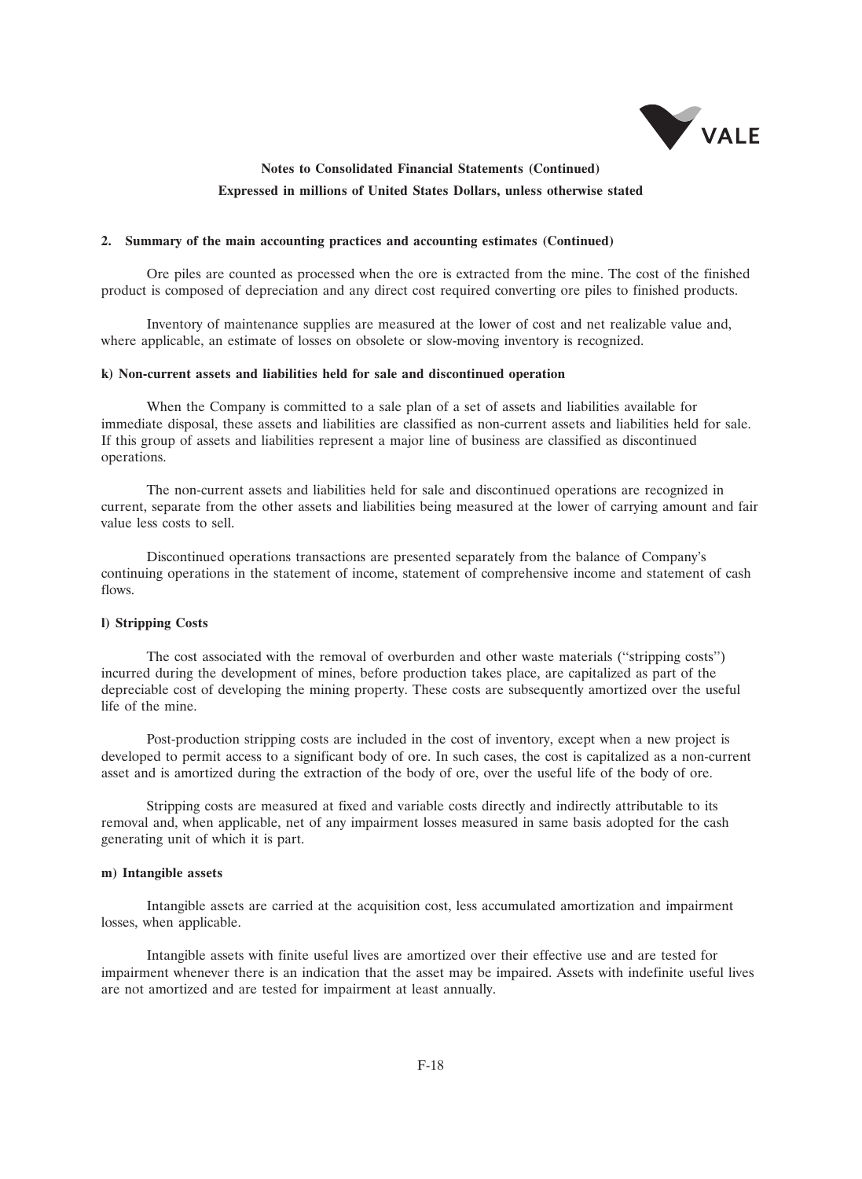## 2. Summary of the main accounting practices and accounting estimates (Continued)

Ore piles are counted as processed when the ore is extracted from the mine. The cost of the finished product is composed of depreciation and any direct cost required converting ore piles to finished products.

Inventory of maintenance supplies are measured at the lower of cost and net realizable value and, where applicable, an estimate of losses on obsolete or slow-moving inventory is recognized.

### k) Non-current assets and liabilities held for sale and discontinued operation

When the Company is committed to a sale plan of a set of assets and liabilities available for immediate disposal, these assets and liabilities are classified as non-current assets and liabilities held for sale. If this group of assets and liabilities represent a major line of business are classified as discontinued operations.

The non-current assets and liabilities held for sale and discontinued operations are recognized in current, separate from the other assets and liabilities being measured at the lower of carrying amount and fair value less costs to sell.

Discontinued operations transactions are presented separately from the balance of Company's continuing operations in the statement of income, statement of comprehensive income and statement of cash flows.

### l) Stripping Costs

The cost associated with the removal of overburden and other waste materials (''stripping costs'') incurred during the development of mines, before production takes place, are capitalized as part of the depreciable cost of developing the mining property. These costs are subsequently amortized over the useful life of the mine.

Post-production stripping costs are included in the cost of inventory, except when a new project is developed to permit access to a significant body of ore. In such cases, the cost is capitalized as a non-current asset and is amortized during the extraction of the body of ore, over the useful life of the body of ore.

Stripping costs are measured at fixed and variable costs directly and indirectly attributable to its removal and, when applicable, net of any impairment losses measured in same basis adopted for the cash generating unit of which it is part.

### m) Intangible assets

Intangible assets are carried at the acquisition cost, less accumulated amortization and impairment losses, when applicable.

Intangible assets with finite useful lives are amortized over their effective use and are tested for impairment whenever there is an indication that the asset may be impaired. Assets with indefinite useful lives are not amortized and are tested for impairment at least annually.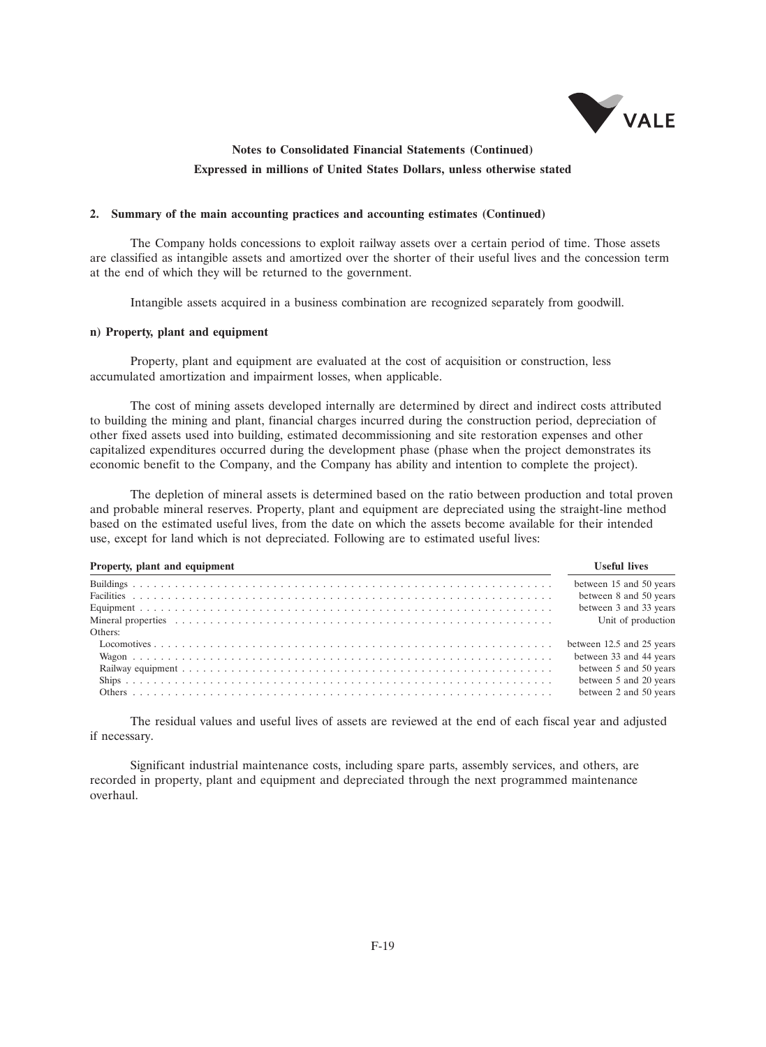## 2. Summary of the main accounting practices and accounting estimates (Continued)

The Company holds concessions to exploit railway assets over a certain period of time. Those assets are classified as intangible assets and amortized over the shorter of their useful lives and the concession term at the end of which they will be returned to the government.

Intangible assets acquired in a business combination are recognized separately from goodwill.

### n) Property, plant and equipment

Property, plant and equipment are evaluated at the cost of acquisition or construction, less accumulated amortization and impairment losses, when applicable.

The cost of mining assets developed internally are determined by direct and indirect costs attributed to building the mining and plant, financial charges incurred during the construction period, depreciation of other fixed assets used into building, estimated decommissioning and site restoration expenses and other capitalized expenditures occurred during the development phase (phase when the project demonstrates its economic benefit to the Company, and the Company has ability and intention to complete the project).

The depletion of mineral assets is determined based on the ratio between production and total proven and probable mineral reserves. Property, plant and equipment are depreciated using the straight-line method based on the estimated useful lives, from the date on which the assets become available for their intended use, except for land which is not depreciated. Following are to estimated useful lives:

| Property, plant and equipment | Useful lives |
|---|---|
| Buildings | between 15 and 50 years |
| Facilities | between 8 and 50 years |
| Equipment | between 3 and 33 years |
| Mineral properties | Unit of production |
| Others: | |
| Locomotives | between 12.5 and 25 years |
| Wagon | between 33 and 44 years |
| Railway equipment | between 5 and 50 years |
| Ships | between 5 and 20 years |
| Others | between 2 and 50 years |

The residual values and useful lives of assets are reviewed at the end of each fiscal year and adjusted if necessary.

Significant industrial maintenance costs, including spare parts, assembly services, and others, are recorded in property, plant and equipment and depreciated through the next programmed maintenance overhaul.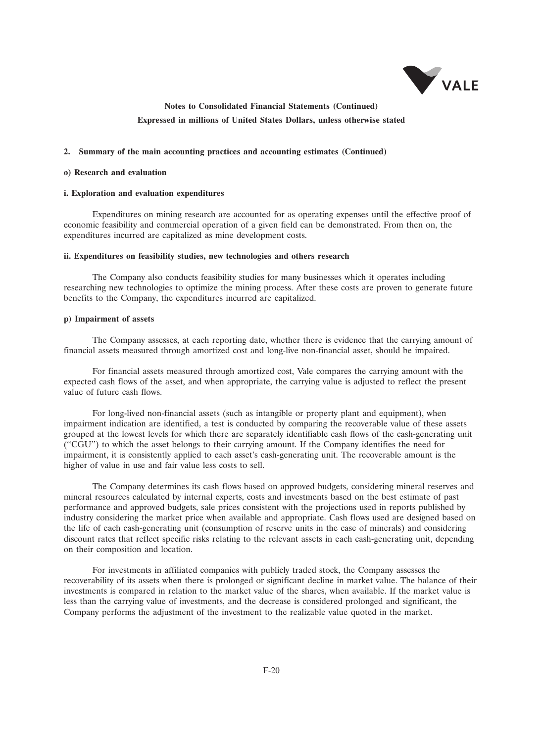**Notes to Consolidated Financial Statements (Continued)**
**Expressed in millions of United States Dollars, unless otherwise stated**

## 2. Summary of the main accounting practices and accounting estimates (Continued)

### o) Research and evaluation

#### i. Exploration and evaluation expenditures

Expenditures on mining research are accounted for as operating expenses until the effective proof of economic feasibility and commercial operation of a given field can be demonstrated. From then on, the expenditures incurred are capitalized as mine development costs.

#### ii. Expenditures on feasibility studies, new technologies and others research

The Company also conducts feasibility studies for many businesses which it operates including researching new technologies to optimize the mining process. After these costs are proven to generate future benefits to the Company, the expenditures incurred are capitalized.

### p) Impairment of assets

The Company assesses, at each reporting date, whether there is evidence that the carrying amount of financial assets measured through amortized cost and long-live non-financial asset, should be impaired.

For financial assets measured through amortized cost, Vale compares the carrying amount with the expected cash flows of the asset, and when appropriate, the carrying value is adjusted to reflect the present value of future cash flows.

For long-lived non-financial assets (such as intangible or property plant and equipment), when impairment indication are identified, a test is conducted by comparing the recoverable value of these assets grouped at the lowest levels for which there are separately identifiable cash flows of the cash-generating unit (''CGU'') to which the asset belongs to their carrying amount. If the Company identifies the need for impairment, it is consistently applied to each asset's cash-generating unit. The recoverable amount is the higher of value in use and fair value less costs to sell.

The Company determines its cash flows based on approved budgets, considering mineral reserves and mineral resources calculated by internal experts, costs and investments based on the best estimate of past performance and approved budgets, sale prices consistent with the projections used in reports published by industry considering the market price when available and appropriate. Cash flows used are designed based on the life of each cash-generating unit (consumption of reserve units in the case of minerals) and considering discount rates that reflect specific risks relating to the relevant assets in each cash-generating unit, depending on their composition and location.

For investments in affiliated companies with publicly traded stock, the Company assesses the recoverability of its assets when there is prolonged or significant decline in market value. The balance of their investments is compared in relation to the market value of the shares, when available. If the market value is less than the carrying value of investments, and the decrease is considered prolonged and significant, the Company performs the adjustment of the investment to the realizable value quoted in the market.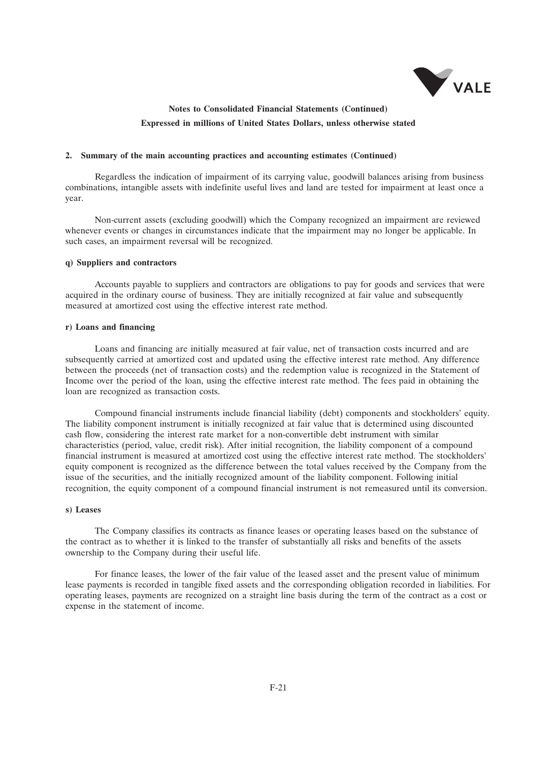## 2. Summary of the main accounting practices and accounting estimates (Continued)

Regardless the indication of impairment of its carrying value, goodwill balances arising from business combinations, intangible assets with indefinite useful lives and land are tested for impairment at least once a year.

Non-current assets (excluding goodwill) which the Company recognized an impairment are reviewed whenever events or changes in circumstances indicate that the impairment may no longer be applicable. In such cases, an impairment reversal will be recognized.

### q) Suppliers and contractors

Accounts payable to suppliers and contractors are obligations to pay for goods and services that were acquired in the ordinary course of business. They are initially recognized at fair value and subsequently measured at amortized cost using the effective interest rate method.

### r) Loans and financing

Loans and financing are initially measured at fair value, net of transaction costs incurred and are subsequently carried at amortized cost and updated using the effective interest rate method. Any difference between the proceeds (net of transaction costs) and the redemption value is recognized in the Statement of Income over the period of the loan, using the effective interest rate method. The fees paid in obtaining the loan are recognized as transaction costs.

Compound financial instruments include financial liability (debt) components and stockholders' equity. The liability component instrument is initially recognized at fair value that is determined using discounted cash flow, considering the interest rate market for a non-convertible debt instrument with similar characteristics (period, value, credit risk). After initial recognition, the liability component of a compound financial instrument is measured at amortized cost using the effective interest rate method. The stockholders' equity component is recognized as the difference between the total values received by the Company from the issue of the securities, and the initially recognized amount of the liability component. Following initial recognition, the equity component of a compound financial instrument is not remeasured until its conversion.

### s) Leases

The Company classifies its contracts as finance leases or operating leases based on the substance of the contract as to whether it is linked to the transfer of substantially all risks and benefits of the assets ownership to the Company during their useful life.

For finance leases, the lower of the fair value of the leased asset and the present value of minimum lease payments is recorded in tangible fixed assets and the corresponding obligation recorded in liabilities. For operating leases, payments are recognized on a straight line basis during the term of the contract as a cost or expense in the statement of income.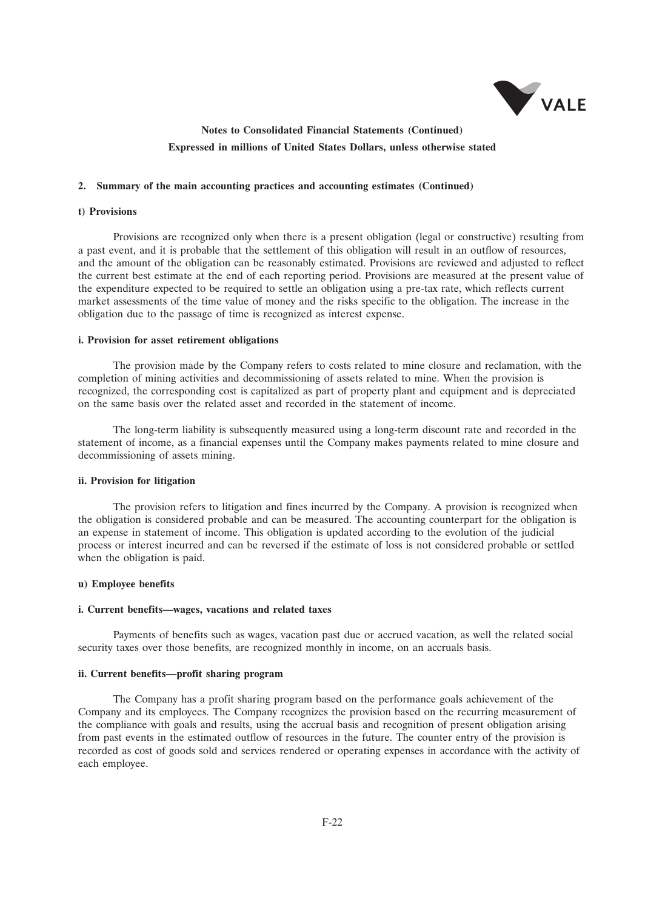## 2. Summary of the main accounting practices and accounting estimates (Continued)

### t) Provisions

Provisions are recognized only when there is a present obligation (legal or constructive) resulting from a past event, and it is probable that the settlement of this obligation will result in an outflow of resources, and the amount of the obligation can be reasonably estimated. Provisions are reviewed and adjusted to reflect the current best estimate at the end of each reporting period. Provisions are measured at the present value of the expenditure expected to be required to settle an obligation using a pre-tax rate, which reflects current market assessments of the time value of money and the risks specific to the obligation. The increase in the obligation due to the passage of time is recognized as interest expense.

#### i. Provision for asset retirement obligations

The provision made by the Company refers to costs related to mine closure and reclamation, with the completion of mining activities and decommissioning of assets related to mine. When the provision is recognized, the corresponding cost is capitalized as part of property plant and equipment and is depreciated on the same basis over the related asset and recorded in the statement of income.

The long-term liability is subsequently measured using a long-term discount rate and recorded in the statement of income, as a financial expenses until the Company makes payments related to mine closure and decommissioning of assets mining.

#### ii. Provision for litigation

The provision refers to litigation and fines incurred by the Company. A provision is recognized when the obligation is considered probable and can be measured. The accounting counterpart for the obligation is an expense in statement of income. This obligation is updated according to the evolution of the judicial process or interest incurred and can be reversed if the estimate of loss is not considered probable or settled when the obligation is paid.

### u) Employee benefits

#### i. Current benefits—wages, vacations and related taxes

Payments of benefits such as wages, vacation past due or accrued vacation, as well the related social security taxes over those benefits, are recognized monthly in income, on an accruals basis.

#### ii. Current benefits—profit sharing program

The Company has a profit sharing program based on the performance goals achievement of the Company and its employees. The Company recognizes the provision based on the recurring measurement of the compliance with goals and results, using the accrual basis and recognition of present obligation arising from past events in the estimated outflow of resources in the future. The counter entry of the provision is recorded as cost of goods sold and services rendered or operating expenses in accordance with the activity of each employee.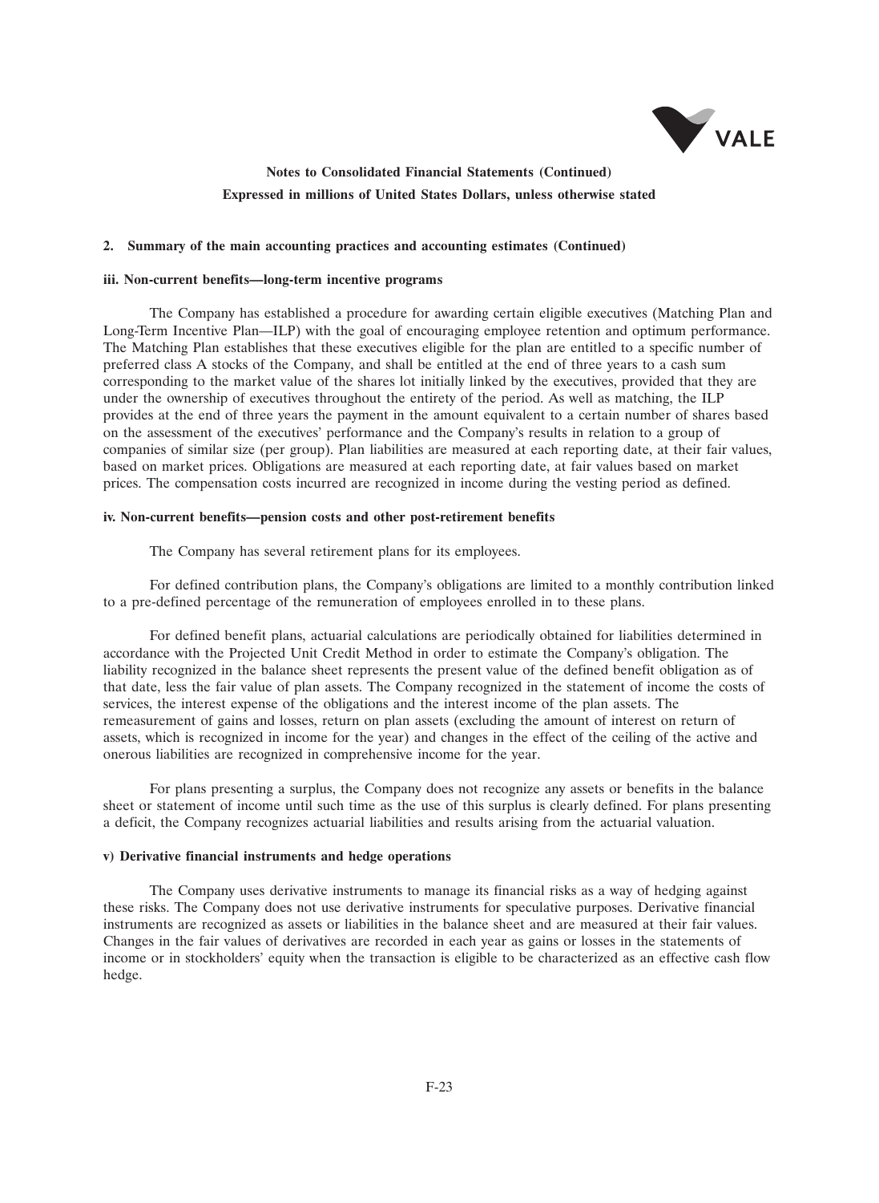**Notes to Consolidated Financial Statements (Continued)**

**Expressed in millions of United States Dollars, unless otherwise stated**

**2. Summary of the main accounting practices and accounting estimates (Continued)**

**iii. Non-current benefits—long-term incentive programs**

The Company has established a procedure for awarding certain eligible executives (Matching Plan and Long-Term Incentive Plan—ILP) with the goal of encouraging employee retention and optimum performance. The Matching Plan establishes that these executives eligible for the plan are entitled to a specific number of preferred class A stocks of the Company, and shall be entitled at the end of three years to a cash sum corresponding to the market value of the shares lot initially linked by the executives, provided that they are under the ownership of executives throughout the entirety of the period. As well as matching, the ILP provides at the end of three years the payment in the amount equivalent to a certain number of shares based on the assessment of the executives' performance and the Company's results in relation to a group of companies of similar size (per group). Plan liabilities are measured at each reporting date, at their fair values, based on market prices. Obligations are measured at each reporting date, at fair values based on market prices. The compensation costs incurred are recognized in income during the vesting period as defined.

**iv. Non-current benefits—pension costs and other post-retirement benefits**

The Company has several retirement plans for its employees.

For defined contribution plans, the Company's obligations are limited to a monthly contribution linked to a pre-defined percentage of the remuneration of employees enrolled in to these plans.

For defined benefit plans, actuarial calculations are periodically obtained for liabilities determined in accordance with the Projected Unit Credit Method in order to estimate the Company's obligation. The liability recognized in the balance sheet represents the present value of the defined benefit obligation as of that date, less the fair value of plan assets. The Company recognized in the statement of income the costs of services, the interest expense of the obligations and the interest income of the plan assets. The remeasurement of gains and losses, return on plan assets (excluding the amount of interest on return of assets, which is recognized in income for the year) and changes in the effect of the ceiling of the active and onerous liabilities are recognized in comprehensive income for the year.

For plans presenting a surplus, the Company does not recognize any assets or benefits in the balance sheet or statement of income until such time as the use of this surplus is clearly defined. For plans presenting a deficit, the Company recognizes actuarial liabilities and results arising from the actuarial valuation.

**v) Derivative financial instruments and hedge operations**

The Company uses derivative instruments to manage its financial risks as a way of hedging against these risks. The Company does not use derivative instruments for speculative purposes. Derivative financial instruments are recognized as assets or liabilities in the balance sheet and are measured at their fair values. Changes in the fair values of derivatives are recorded in each year as gains or losses in the statements of income or in stockholders' equity when the transaction is eligible to be characterized as an effective cash flow hedge.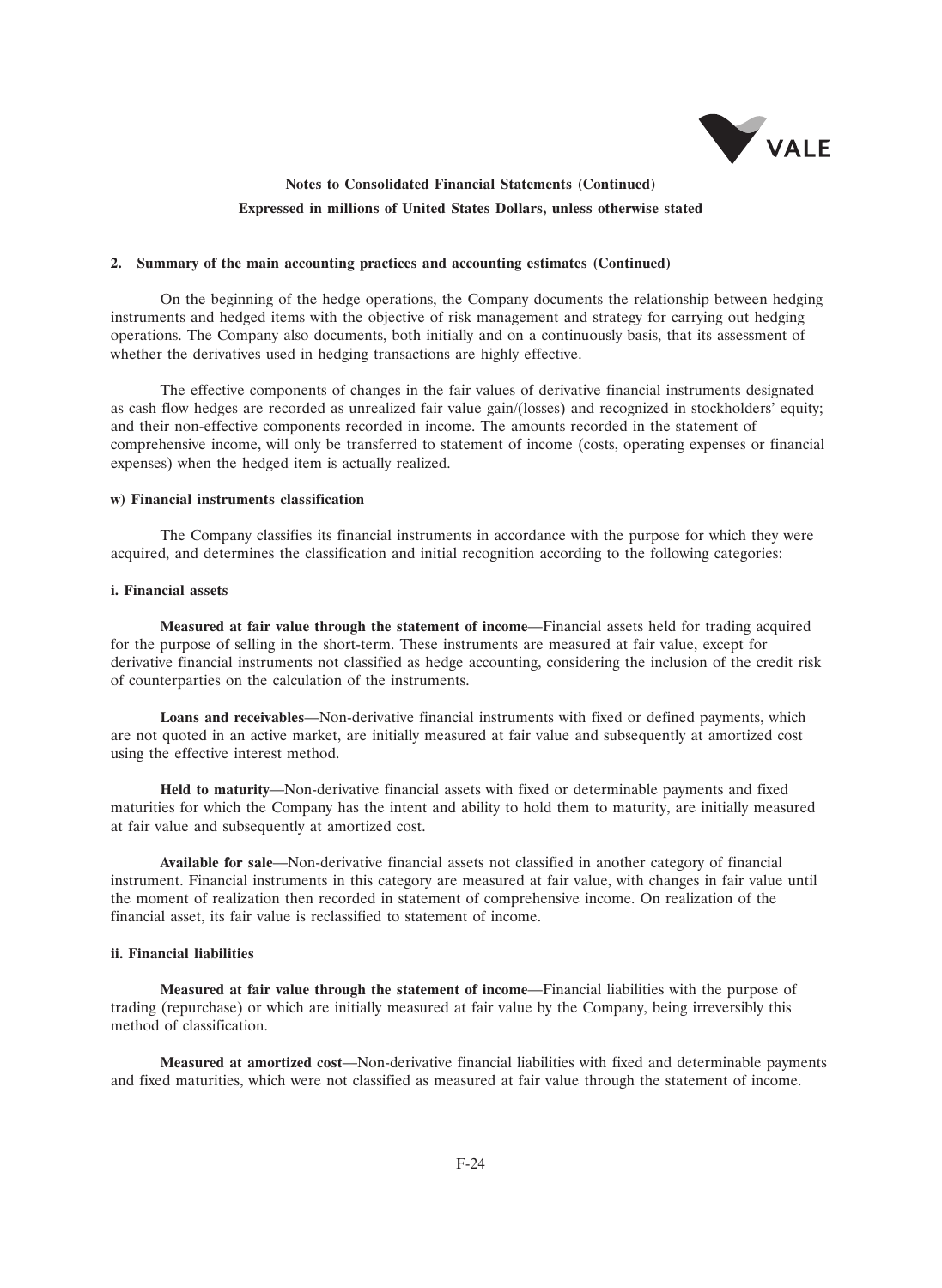**Notes to Consolidated Financial Statements (Continued)**

**Expressed in millions of United States Dollars, unless otherwise stated**

**2. Summary of the main accounting practices and accounting estimates (Continued)**

On the beginning of the hedge operations, the Company documents the relationship between hedging instruments and hedged items with the objective of risk management and strategy for carrying out hedging operations. The Company also documents, both initially and on a continuously basis, that its assessment of whether the derivatives used in hedging transactions are highly effective.

The effective components of changes in the fair values of derivative financial instruments designated as cash flow hedges are recorded as unrealized fair value gain/(losses) and recognized in stockholders' equity; and their non-effective components recorded in income. The amounts recorded in the statement of comprehensive income, will only be transferred to statement of income (costs, operating expenses or financial expenses) when the hedged item is actually realized.

**w) Financial instruments classification**

The Company classifies its financial instruments in accordance with the purpose for which they were acquired, and determines the classification and initial recognition according to the following categories:

**i. Financial assets**

**Measured at fair value through the statement of income**—Financial assets held for trading acquired for the purpose of selling in the short-term. These instruments are measured at fair value, except for derivative financial instruments not classified as hedge accounting, considering the inclusion of the credit risk of counterparties on the calculation of the instruments.

**Loans and receivables**—Non-derivative financial instruments with fixed or defined payments, which are not quoted in an active market, are initially measured at fair value and subsequently at amortized cost using the effective interest method.

**Held to maturity**—Non-derivative financial assets with fixed or determinable payments and fixed maturities for which the Company has the intent and ability to hold them to maturity, are initially measured at fair value and subsequently at amortized cost.

**Available for sale**—Non-derivative financial assets not classified in another category of financial instrument. Financial instruments in this category are measured at fair value, with changes in fair value until the moment of realization then recorded in statement of comprehensive income. On realization of the financial asset, its fair value is reclassified to statement of income.

**ii. Financial liabilities**

**Measured at fair value through the statement of income**—Financial liabilities with the purpose of trading (repurchase) or which are initially measured at fair value by the Company, being irreversibly this method of classification.

**Measured at amortized cost**—Non-derivative financial liabilities with fixed and determinable payments and fixed maturities, which were not classified as measured at fair value through the statement of income.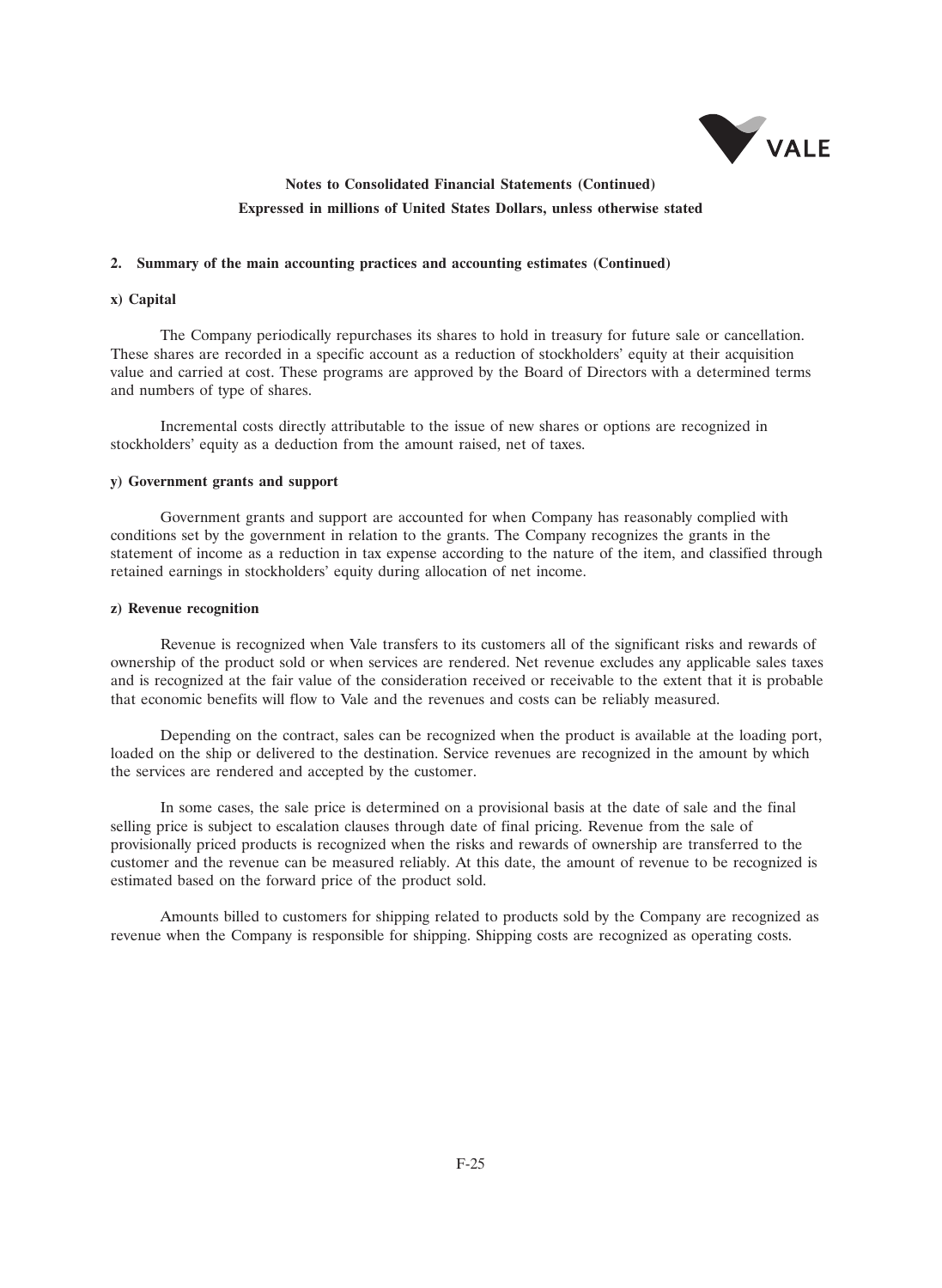## 2. Summary of the main accounting practices and accounting estimates (Continued)

### x) Capital

The Company periodically repurchases its shares to hold in treasury for future sale or cancellation. These shares are recorded in a specific account as a reduction of stockholders' equity at their acquisition value and carried at cost. These programs are approved by the Board of Directors with a determined terms and numbers of type of shares.

Incremental costs directly attributable to the issue of new shares or options are recognized in stockholders' equity as a deduction from the amount raised, net of taxes.

### y) Government grants and support

Government grants and support are accounted for when Company has reasonably complied with conditions set by the government in relation to the grants. The Company recognizes the grants in the statement of income as a reduction in tax expense according to the nature of the item, and classified through retained earnings in stockholders' equity during allocation of net income.

### z) Revenue recognition

Revenue is recognized when Vale transfers to its customers all of the significant risks and rewards of ownership of the product sold or when services are rendered. Net revenue excludes any applicable sales taxes and is recognized at the fair value of the consideration received or receivable to the extent that it is probable that economic benefits will flow to Vale and the revenues and costs can be reliably measured.

Depending on the contract, sales can be recognized when the product is available at the loading port, loaded on the ship or delivered to the destination. Service revenues are recognized in the amount by which the services are rendered and accepted by the customer.

In some cases, the sale price is determined on a provisional basis at the date of sale and the final selling price is subject to escalation clauses through date of final pricing. Revenue from the sale of provisionally priced products is recognized when the risks and rewards of ownership are transferred to the customer and the revenue can be measured reliably. At this date, the amount of revenue to be recognized is estimated based on the forward price of the product sold.

Amounts billed to customers for shipping related to products sold by the Company are recognized as revenue when the Company is responsible for shipping. Shipping costs are recognized as operating costs.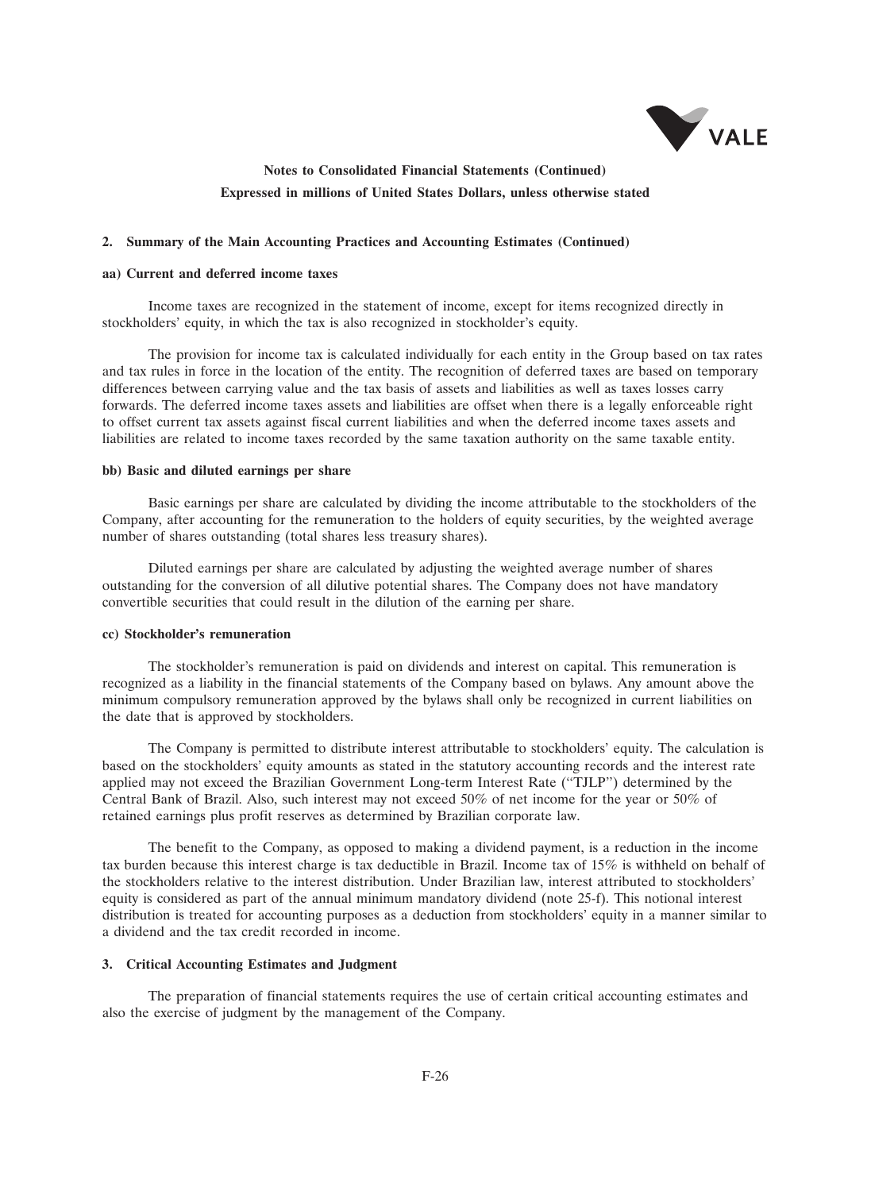## Notes to Consolidated Financial Statements (Continued)

**Expressed in millions of United States Dollars, unless otherwise stated**

### 2. Summary of the Main Accounting Practices and Accounting Estimates (Continued)

#### aa) Current and deferred income taxes

Income taxes are recognized in the statement of income, except for items recognized directly in stockholders' equity, in which the tax is also recognized in stockholder's equity.

The provision for income tax is calculated individually for each entity in the Group based on tax rates and tax rules in force in the location of the entity. The recognition of deferred taxes are based on temporary differences between carrying value and the tax basis of assets and liabilities as well as taxes losses carry forwards. The deferred income taxes assets and liabilities are offset when there is a legally enforceable right to offset current tax assets against fiscal current liabilities and when the deferred income taxes assets and liabilities are related to income taxes recorded by the same taxation authority on the same taxable entity.

#### bb) Basic and diluted earnings per share

Basic earnings per share are calculated by dividing the income attributable to the stockholders of the Company, after accounting for the remuneration to the holders of equity securities, by the weighted average number of shares outstanding (total shares less treasury shares).

Diluted earnings per share are calculated by adjusting the weighted average number of shares outstanding for the conversion of all dilutive potential shares. The Company does not have mandatory convertible securities that could result in the dilution of the earning per share.

#### cc) Stockholder's remuneration

The stockholder's remuneration is paid on dividends and interest on capital. This remuneration is recognized as a liability in the financial statements of the Company based on bylaws. Any amount above the minimum compulsory remuneration approved by the bylaws shall only be recognized in current liabilities on the date that is approved by stockholders.

The Company is permitted to distribute interest attributable to stockholders' equity. The calculation is based on the stockholders' equity amounts as stated in the statutory accounting records and the interest rate applied may not exceed the Brazilian Government Long-term Interest Rate ("TJLP") determined by the Central Bank of Brazil. Also, such interest may not exceed 50% of net income for the year or 50% of retained earnings plus profit reserves as determined by Brazilian corporate law.

The benefit to the Company, as opposed to making a dividend payment, is a reduction in the income tax burden because this interest charge is tax deductible in Brazil. Income tax of 15% is withheld on behalf of the stockholders relative to the interest distribution. Under Brazilian law, interest attributed to stockholders' equity is considered as part of the annual minimum mandatory dividend (note 25-f). This notional interest distribution is treated for accounting purposes as a deduction from stockholders' equity in a manner similar to a dividend and the tax credit recorded in income.

### 3. Critical Accounting Estimates and Judgment

The preparation of financial statements requires the use of certain critical accounting estimates and also the exercise of judgment by the management of the Company.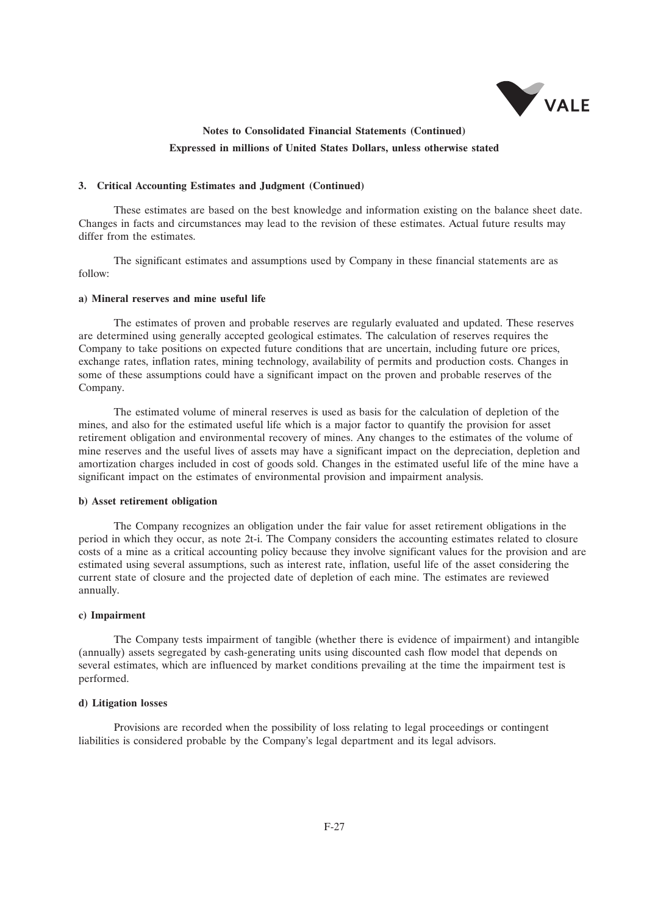**Notes to Consolidated Financial Statements (Continued)**

**Expressed in millions of United States Dollars, unless otherwise stated**

### 3. Critical Accounting Estimates and Judgment (Continued)

These estimates are based on the best knowledge and information existing on the balance sheet date. Changes in facts and circumstances may lead to the revision of these estimates. Actual future results may differ from the estimates.

The significant estimates and assumptions used by Company in these financial statements are as follow:

#### a) Mineral reserves and mine useful life

The estimates of proven and probable reserves are regularly evaluated and updated. These reserves are determined using generally accepted geological estimates. The calculation of reserves requires the Company to take positions on expected future conditions that are uncertain, including future ore prices, exchange rates, inflation rates, mining technology, availability of permits and production costs. Changes in some of these assumptions could have a significant impact on the proven and probable reserves of the Company.

The estimated volume of mineral reserves is used as basis for the calculation of depletion of the mines, and also for the estimated useful life which is a major factor to quantify the provision for asset retirement obligation and environmental recovery of mines. Any changes to the estimates of the volume of mine reserves and the useful lives of assets may have a significant impact on the depreciation, depletion and amortization charges included in cost of goods sold. Changes in the estimated useful life of the mine have a significant impact on the estimates of environmental provision and impairment analysis.

#### b) Asset retirement obligation

The Company recognizes an obligation under the fair value for asset retirement obligations in the period in which they occur, as note 2t-i. The Company considers the accounting estimates related to closure costs of a mine as a critical accounting policy because they involve significant values for the provision and are estimated using several assumptions, such as interest rate, inflation, useful life of the asset considering the current state of closure and the projected date of depletion of each mine. The estimates are reviewed annually.

#### c) Impairment

The Company tests impairment of tangible (whether there is evidence of impairment) and intangible (annually) assets segregated by cash-generating units using discounted cash flow model that depends on several estimates, which are influenced by market conditions prevailing at the time the impairment test is performed.

#### d) Litigation losses

Provisions are recorded when the possibility of loss relating to legal proceedings or contingent liabilities is considered probable by the Company's legal department and its legal advisors.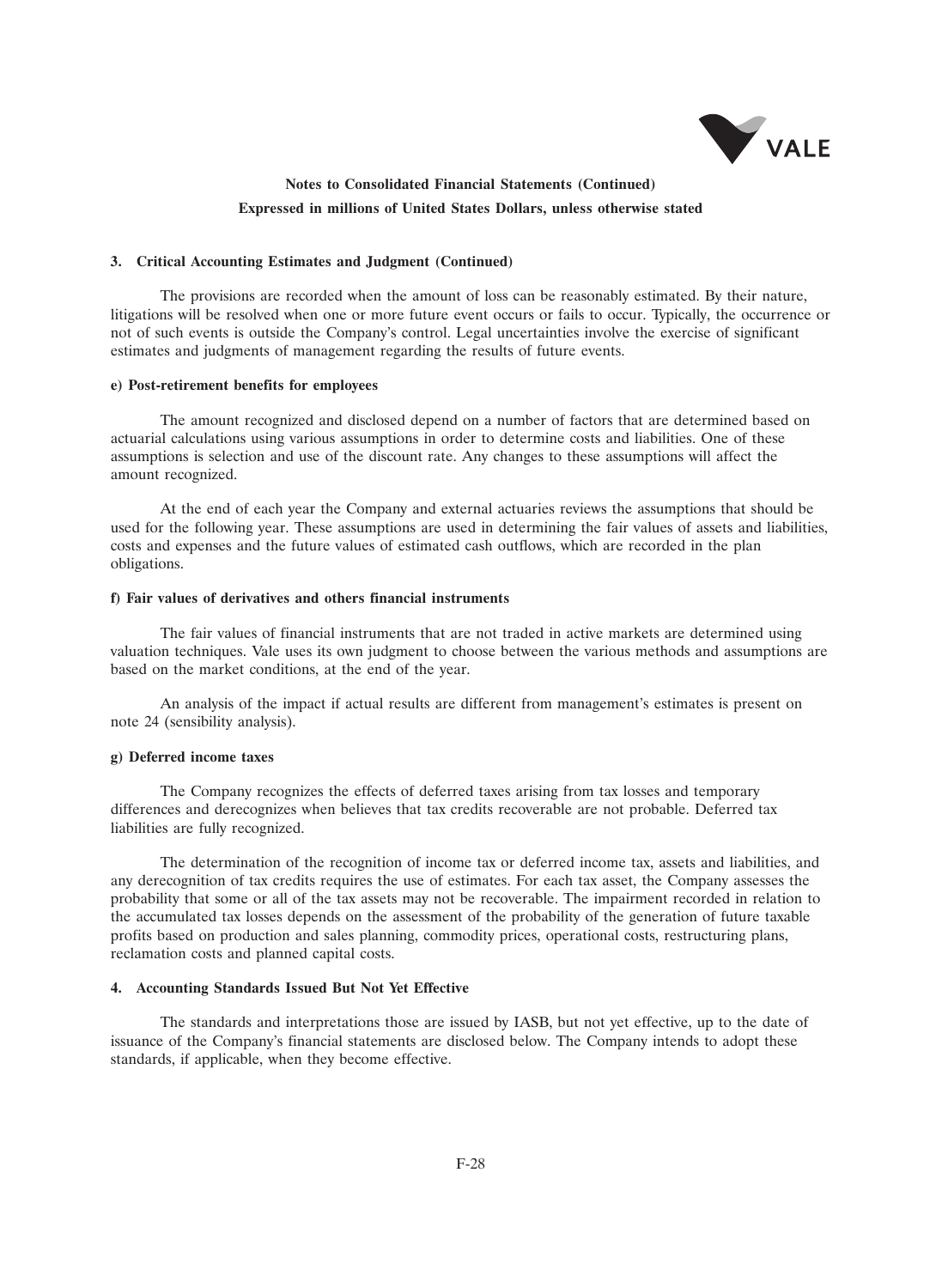### 3. Critical Accounting Estimates and Judgment (Continued)

The provisions are recorded when the amount of loss can be reasonably estimated. By their nature, litigations will be resolved when one or more future event occurs or fails to occur. Typically, the occurrence or not of such events is outside the Company's control. Legal uncertainties involve the exercise of significant estimates and judgments of management regarding the results of future events.

#### e) Post-retirement benefits for employees

The amount recognized and disclosed depend on a number of factors that are determined based on actuarial calculations using various assumptions in order to determine costs and liabilities. One of these assumptions is selection and use of the discount rate. Any changes to these assumptions will affect the amount recognized.

At the end of each year the Company and external actuaries reviews the assumptions that should be used for the following year. These assumptions are used in determining the fair values of assets and liabilities, costs and expenses and the future values of estimated cash outflows, which are recorded in the plan obligations.

#### f) Fair values of derivatives and others financial instruments

The fair values of financial instruments that are not traded in active markets are determined using valuation techniques. Vale uses its own judgment to choose between the various methods and assumptions are based on the market conditions, at the end of the year.

An analysis of the impact if actual results are different from management's estimates is present on note 24 (sensibility analysis).

#### g) Deferred income taxes

The Company recognizes the effects of deferred taxes arising from tax losses and temporary differences and derecognizes when believes that tax credits recoverable are not probable. Deferred tax liabilities are fully recognized.

The determination of the recognition of income tax or deferred income tax, assets and liabilities, and any derecognition of tax credits requires the use of estimates. For each tax asset, the Company assesses the probability that some or all of the tax assets may not be recoverable. The impairment recorded in relation to the accumulated tax losses depends on the assessment of the probability of the generation of future taxable profits based on production and sales planning, commodity prices, operational costs, restructuring plans, reclamation costs and planned capital costs.

### 4. Accounting Standards Issued But Not Yet Effective

The standards and interpretations those are issued by IASB, but not yet effective, up to the date of issuance of the Company's financial statements are disclosed below. The Company intends to adopt these standards, if applicable, when they become effective.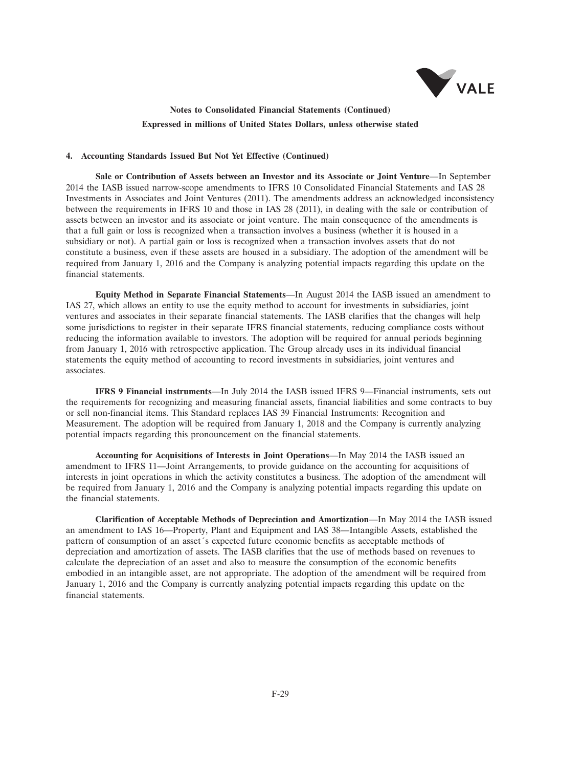## 4. Accounting Standards Issued But Not Yet Effective (Continued)

**Sale or Contribution of Assets between an Investor and its Associate or Joint Venture**—In September 2014 the IASB issued narrow-scope amendments to IFRS 10 Consolidated Financial Statements and IAS 28 Investments in Associates and Joint Ventures (2011). The amendments address an acknowledged inconsistency between the requirements in IFRS 10 and those in IAS 28 (2011), in dealing with the sale or contribution of assets between an investor and its associate or joint venture. The main consequence of the amendments is that a full gain or loss is recognized when a transaction involves a business (whether it is housed in a subsidiary or not). A partial gain or loss is recognized when a transaction involves assets that do not constitute a business, even if these assets are housed in a subsidiary. The adoption of the amendment will be required from January 1, 2016 and the Company is analyzing potential impacts regarding this update on the financial statements.

**Equity Method in Separate Financial Statements**—In August 2014 the IASB issued an amendment to IAS 27, which allows an entity to use the equity method to account for investments in subsidiaries, joint ventures and associates in their separate financial statements. The IASB clarifies that the changes will help some jurisdictions to register in their separate IFRS financial statements, reducing compliance costs without reducing the information available to investors. The adoption will be required for annual periods beginning from January 1, 2016 with retrospective application. The Group already uses in its individual financial statements the equity method of accounting to record investments in subsidiaries, joint ventures and associates.

**IFRS 9 Financial instruments**—In July 2014 the IASB issued IFRS 9—Financial instruments, sets out the requirements for recognizing and measuring financial assets, financial liabilities and some contracts to buy or sell non-financial items. This Standard replaces IAS 39 Financial Instruments: Recognition and Measurement. The adoption will be required from January 1, 2018 and the Company is currently analyzing potential impacts regarding this pronouncement on the financial statements.

**Accounting for Acquisitions of Interests in Joint Operations**—In May 2014 the IASB issued an amendment to IFRS 11—Joint Arrangements, to provide guidance on the accounting for acquisitions of interests in joint operations in which the activity constitutes a business. The adoption of the amendment will be required from January 1, 2016 and the Company is analyzing potential impacts regarding this update on the financial statements.

**Clarification of Acceptable Methods of Depreciation and Amortization**—In May 2014 the IASB issued an amendment to IAS 16—Property, Plant and Equipment and IAS 38—Intangible Assets, established the pattern of consumption of an asset´s expected future economic benefits as acceptable methods of depreciation and amortization of assets. The IASB clarifies that the use of methods based on revenues to calculate the depreciation of an asset and also to measure the consumption of the economic benefits embodied in an intangible asset, are not appropriate. The adoption of the amendment will be required from January 1, 2016 and the Company is currently analyzing potential impacts regarding this update on the financial statements.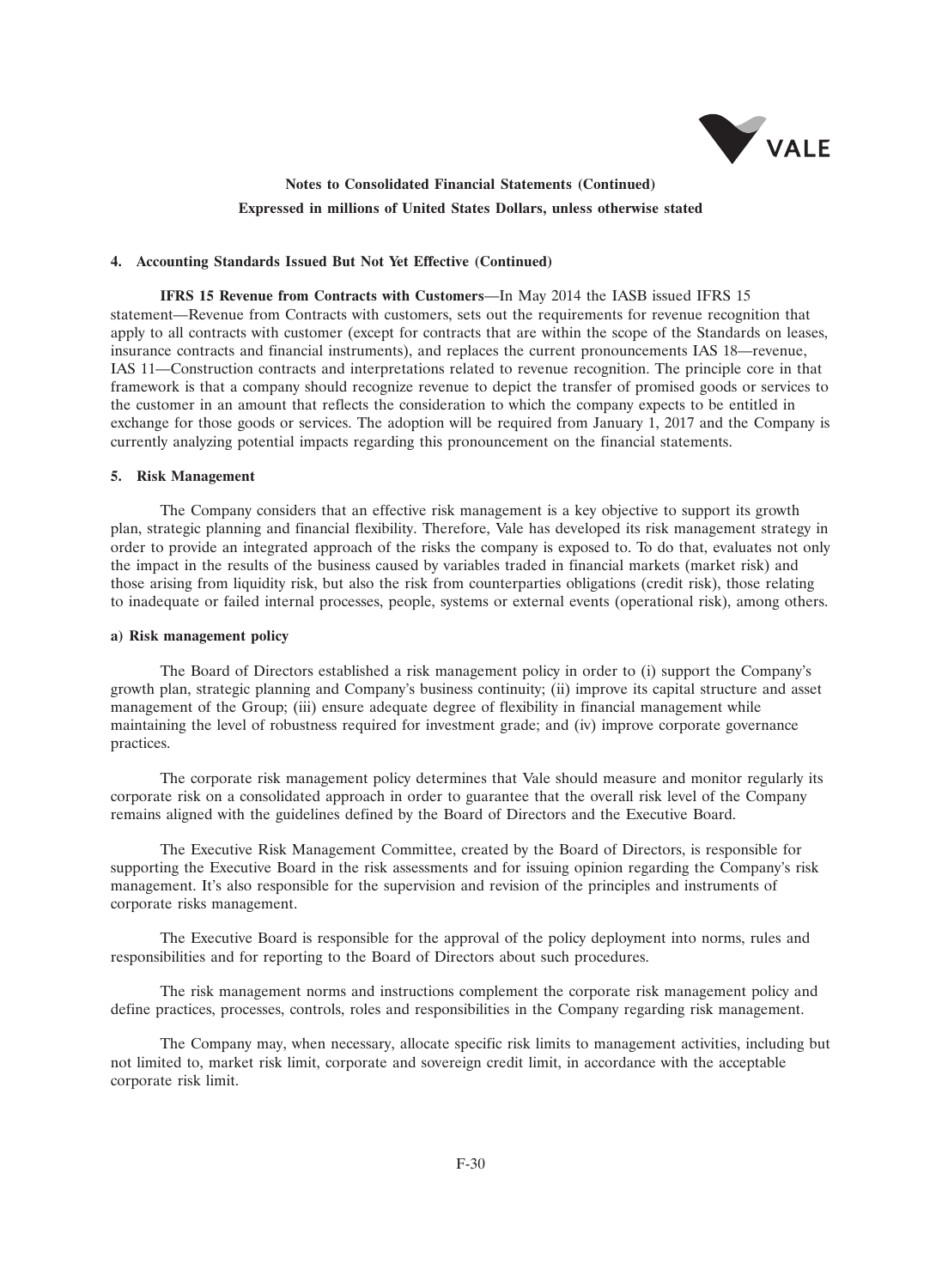#### 4. Accounting Standards Issued But Not Yet Effective (Continued)

**IFRS 15 Revenue from Contracts with Customers**—In May 2014 the IASB issued IFRS 15 statement—Revenue from Contracts with customers, sets out the requirements for revenue recognition that apply to all contracts with customer (except for contracts that are within the scope of the Standards on leases, insurance contracts and financial instruments), and replaces the current pronouncements IAS 18—revenue, IAS 11—Construction contracts and interpretations related to revenue recognition. The principle core in that framework is that a company should recognize revenue to depict the transfer of promised goods or services to the customer in an amount that reflects the consideration to which the company expects to be entitled in exchange for those goods or services. The adoption will be required from January 1, 2017 and the Company is currently analyzing potential impacts regarding this pronouncement on the financial statements.

#### 5. Risk Management

The Company considers that an effective risk management is a key objective to support its growth plan, strategic planning and financial flexibility. Therefore, Vale has developed its risk management strategy in order to provide an integrated approach of the risks the company is exposed to. To do that, evaluates not only the impact in the results of the business caused by variables traded in financial markets (market risk) and those arising from liquidity risk, but also the risk from counterparties obligations (credit risk), those relating to inadequate or failed internal processes, people, systems or external events (operational risk), among others.

**a) Risk management policy**

The Board of Directors established a risk management policy in order to (i) support the Company's growth plan, strategic planning and Company's business continuity; (ii) improve its capital structure and asset management of the Group; (iii) ensure adequate degree of flexibility in financial management while maintaining the level of robustness required for investment grade; and (iv) improve corporate governance practices.

The corporate risk management policy determines that Vale should measure and monitor regularly its corporate risk on a consolidated approach in order to guarantee that the overall risk level of the Company remains aligned with the guidelines defined by the Board of Directors and the Executive Board.

The Executive Risk Management Committee, created by the Board of Directors, is responsible for supporting the Executive Board in the risk assessments and for issuing opinion regarding the Company's risk management. It's also responsible for the supervision and revision of the principles and instruments of corporate risks management.

The Executive Board is responsible for the approval of the policy deployment into norms, rules and responsibilities and for reporting to the Board of Directors about such procedures.

The risk management norms and instructions complement the corporate risk management policy and define practices, processes, controls, roles and responsibilities in the Company regarding risk management.

The Company may, when necessary, allocate specific risk limits to management activities, including but not limited to, market risk limit, corporate and sovereign credit limit, in accordance with the acceptable corporate risk limit.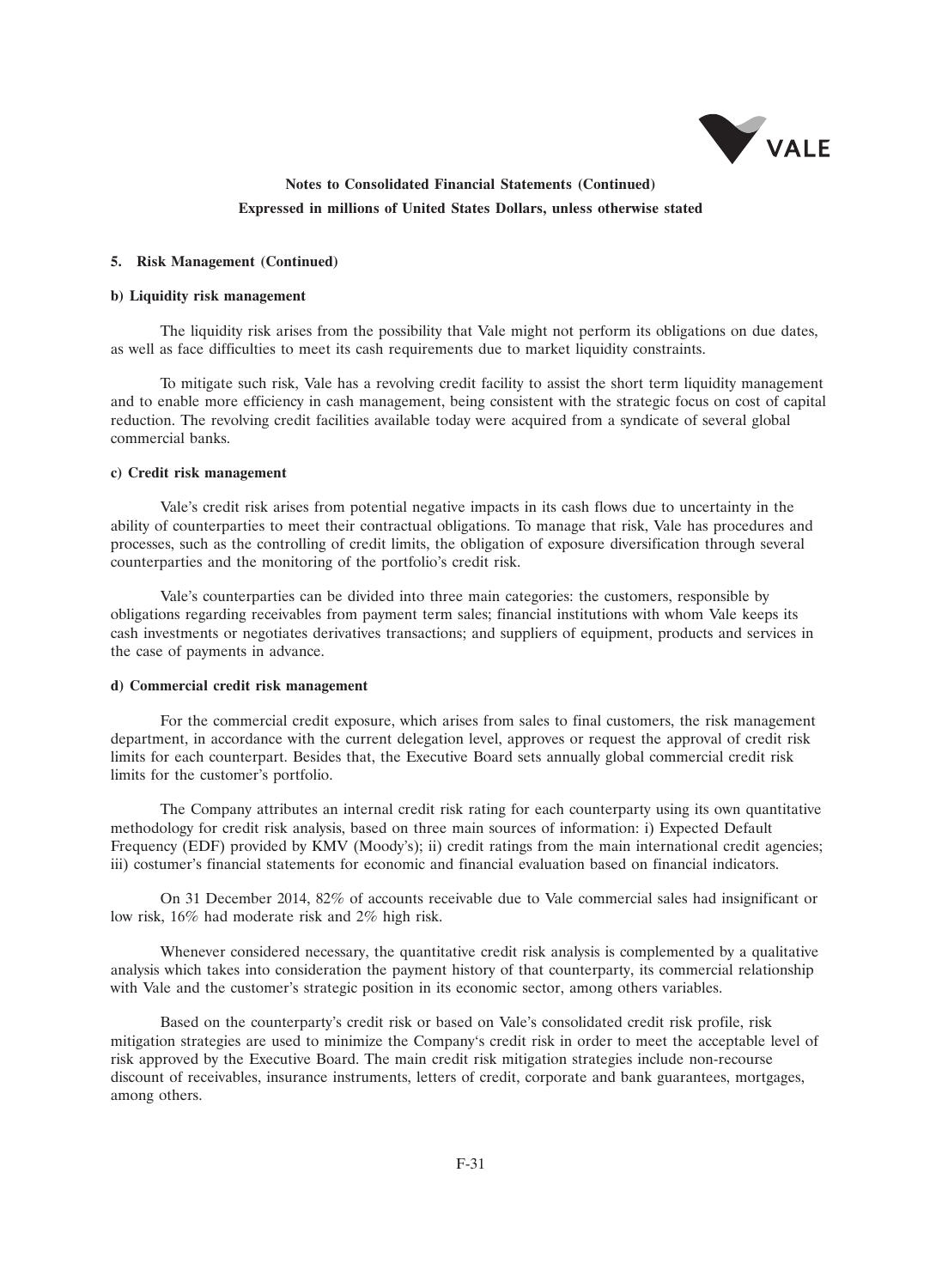**Notes to Consolidated Financial Statements (Continued)**
**Expressed in millions of United States Dollars, unless otherwise stated**

**5. Risk Management (Continued)**

**b) Liquidity risk management**

The liquidity risk arises from the possibility that Vale might not perform its obligations on due dates, as well as face difficulties to meet its cash requirements due to market liquidity constraints.

To mitigate such risk, Vale has a revolving credit facility to assist the short term liquidity management and to enable more efficiency in cash management, being consistent with the strategic focus on cost of capital reduction. The revolving credit facilities available today were acquired from a syndicate of several global commercial banks.

**c) Credit risk management**

Vale's credit risk arises from potential negative impacts in its cash flows due to uncertainty in the ability of counterparties to meet their contractual obligations. To manage that risk, Vale has procedures and processes, such as the controlling of credit limits, the obligation of exposure diversification through several counterparties and the monitoring of the portfolio's credit risk.

Vale's counterparties can be divided into three main categories: the customers, responsible by obligations regarding receivables from payment term sales; financial institutions with whom Vale keeps its cash investments or negotiates derivatives transactions; and suppliers of equipment, products and services in the case of payments in advance.

**d) Commercial credit risk management**

For the commercial credit exposure, which arises from sales to final customers, the risk management department, in accordance with the current delegation level, approves or request the approval of credit risk limits for each counterpart. Besides that, the Executive Board sets annually global commercial credit risk limits for the customer's portfolio.

The Company attributes an internal credit risk rating for each counterparty using its own quantitative methodology for credit risk analysis, based on three main sources of information: i) Expected Default Frequency (EDF) provided by KMV (Moody's); ii) credit ratings from the main international credit agencies; iii) costumer's financial statements for economic and financial evaluation based on financial indicators.

On 31 December 2014, 82% of accounts receivable due to Vale commercial sales had insignificant or low risk, 16% had moderate risk and 2% high risk.

Whenever considered necessary, the quantitative credit risk analysis is complemented by a qualitative analysis which takes into consideration the payment history of that counterparty, its commercial relationship with Vale and the customer's strategic position in its economic sector, among others variables.

Based on the counterparty's credit risk or based on Vale's consolidated credit risk profile, risk mitigation strategies are used to minimize the Company's credit risk in order to meet the acceptable level of risk approved by the Executive Board. The main credit risk mitigation strategies include non-recourse discount of receivables, insurance instruments, letters of credit, corporate and bank guarantees, mortgages, among others.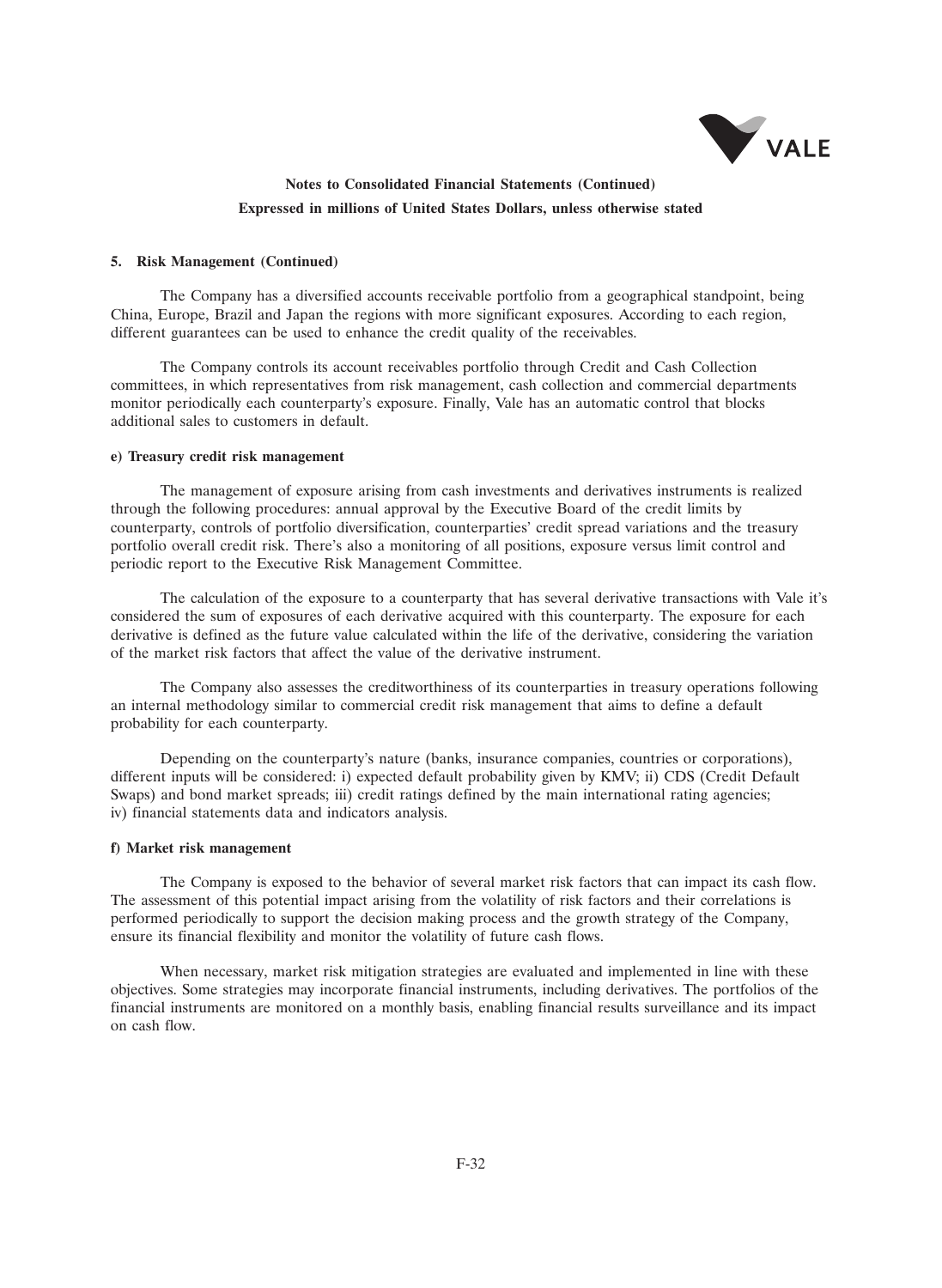**5. Risk Management (Continued)**

The Company has a diversified accounts receivable portfolio from a geographical standpoint, being China, Europe, Brazil and Japan the regions with more significant exposures. According to each region, different guarantees can be used to enhance the credit quality of the receivables.

The Company controls its account receivables portfolio through Credit and Cash Collection committees, in which representatives from risk management, cash collection and commercial departments monitor periodically each counterparty's exposure. Finally, Vale has an automatic control that blocks additional sales to customers in default.

**e) Treasury credit risk management**

The management of exposure arising from cash investments and derivatives instruments is realized through the following procedures: annual approval by the Executive Board of the credit limits by counterparty, controls of portfolio diversification, counterparties' credit spread variations and the treasury portfolio overall credit risk. There's also a monitoring of all positions, exposure versus limit control and periodic report to the Executive Risk Management Committee.

The calculation of the exposure to a counterparty that has several derivative transactions with Vale it's considered the sum of exposures of each derivative acquired with this counterparty. The exposure for each derivative is defined as the future value calculated within the life of the derivative, considering the variation of the market risk factors that affect the value of the derivative instrument.

The Company also assesses the creditworthiness of its counterparties in treasury operations following an internal methodology similar to commercial credit risk management that aims to define a default probability for each counterparty.

Depending on the counterparty's nature (banks, insurance companies, countries or corporations), different inputs will be considered: i) expected default probability given by KMV; ii) CDS (Credit Default Swaps) and bond market spreads; iii) credit ratings defined by the main international rating agencies; iv) financial statements data and indicators analysis.

**f) Market risk management**

The Company is exposed to the behavior of several market risk factors that can impact its cash flow. The assessment of this potential impact arising from the volatility of risk factors and their correlations is performed periodically to support the decision making process and the growth strategy of the Company, ensure its financial flexibility and monitor the volatility of future cash flows.

When necessary, market risk mitigation strategies are evaluated and implemented in line with these objectives. Some strategies may incorporate financial instruments, including derivatives. The portfolios of the financial instruments are monitored on a monthly basis, enabling financial results surveillance and its impact on cash flow.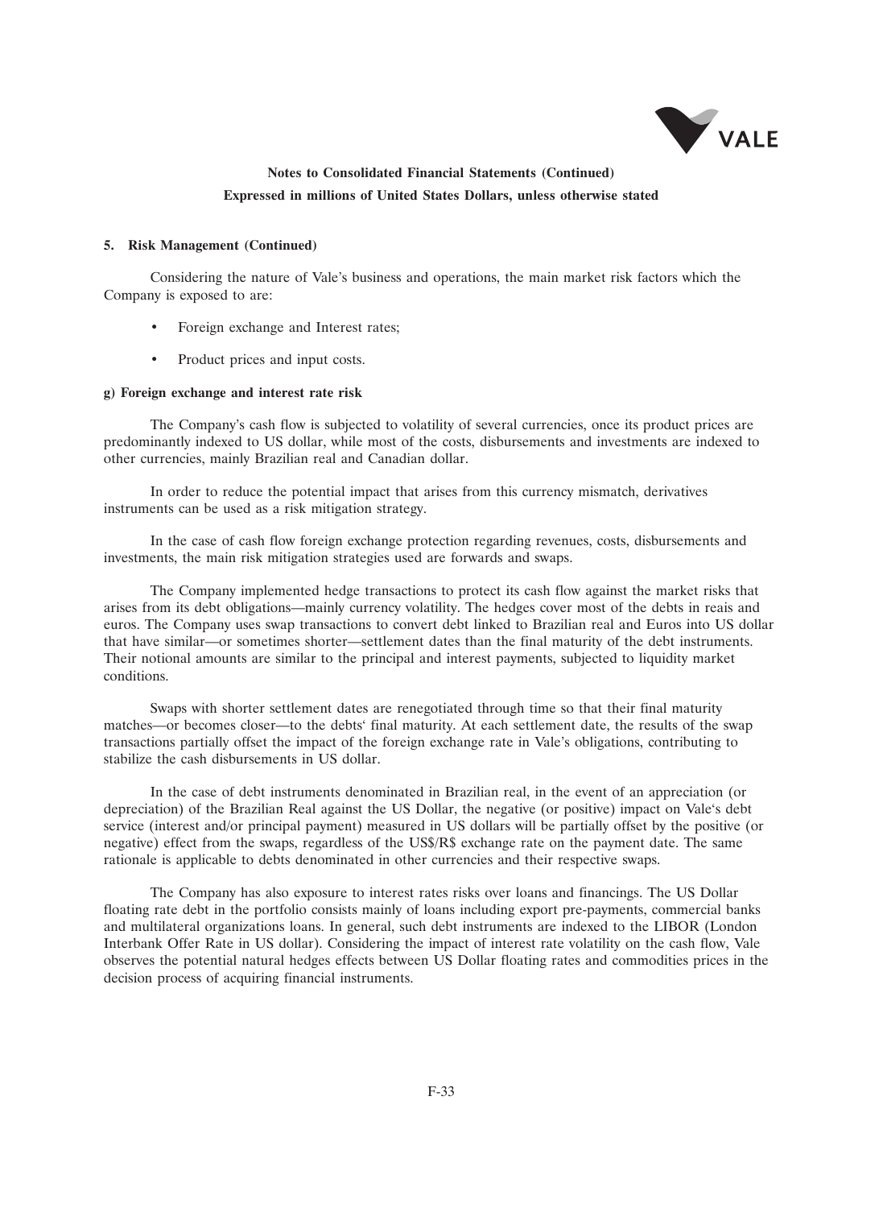**Notes to Consolidated Financial Statements (Continued)**

**Expressed in millions of United States Dollars, unless otherwise stated**

**5. Risk Management (Continued)**

Considering the nature of Vale's business and operations, the main market risk factors which the Company is exposed to are:

- Foreign exchange and Interest rates;
- Product prices and input costs.

**g) Foreign exchange and interest rate risk**

The Company's cash flow is subjected to volatility of several currencies, once its product prices are predominantly indexed to US dollar, while most of the costs, disbursements and investments are indexed to other currencies, mainly Brazilian real and Canadian dollar.

In order to reduce the potential impact that arises from this currency mismatch, derivatives instruments can be used as a risk mitigation strategy.

In the case of cash flow foreign exchange protection regarding revenues, costs, disbursements and investments, the main risk mitigation strategies used are forwards and swaps.

The Company implemented hedge transactions to protect its cash flow against the market risks that arises from its debt obligations—mainly currency volatility. The hedges cover most of the debts in reais and euros. The Company uses swap transactions to convert debt linked to Brazilian real and Euros into US dollar that have similar—or sometimes shorter—settlement dates than the final maturity of the debt instruments. Their notional amounts are similar to the principal and interest payments, subjected to liquidity market conditions.

Swaps with shorter settlement dates are renegotiated through time so that their final maturity matches—or becomes closer—to the debts' final maturity. At each settlement date, the results of the swap transactions partially offset the impact of the foreign exchange rate in Vale's obligations, contributing to stabilize the cash disbursements in US dollar.

In the case of debt instruments denominated in Brazilian real, in the event of an appreciation (or depreciation) of the Brazilian Real against the US Dollar, the negative (or positive) impact on Vale's debt service (interest and/or principal payment) measured in US dollars will be partially offset by the positive (or negative) effect from the swaps, regardless of the US$/R$ exchange rate on the payment date. The same rationale is applicable to debts denominated in other currencies and their respective swaps.

The Company has also exposure to interest rates risks over loans and financings. The US Dollar floating rate debt in the portfolio consists mainly of loans including export pre-payments, commercial banks and multilateral organizations loans. In general, such debt instruments are indexed to the LIBOR (London Interbank Offer Rate in US dollar). Considering the impact of interest rate volatility on the cash flow, Vale observes the potential natural hedges effects between US Dollar floating rates and commodities prices in the decision process of acquiring financial instruments.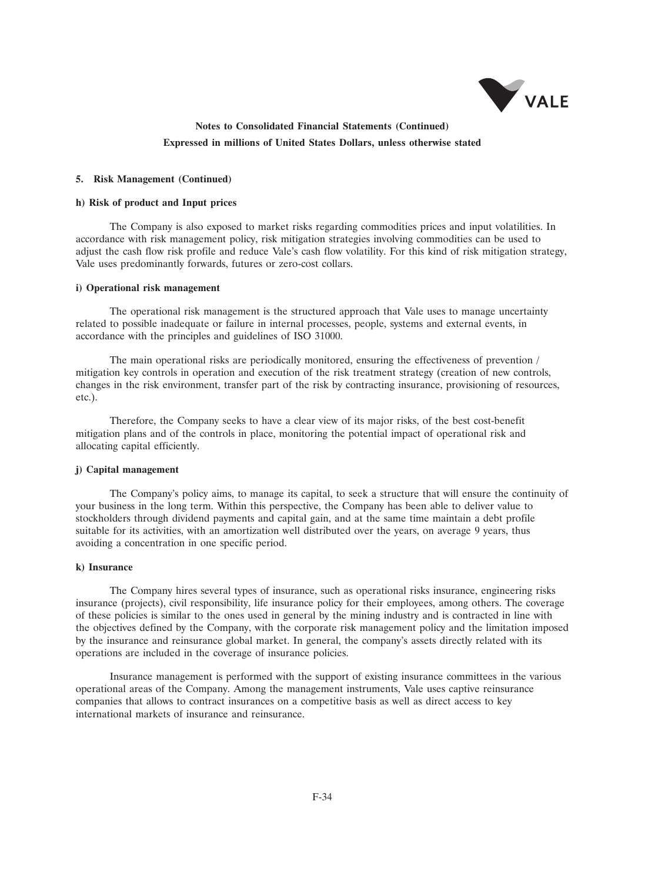**Notes to Consolidated Financial Statements (Continued)**
**Expressed in millions of United States Dollars, unless otherwise stated**

**5. Risk Management (Continued)**

**h) Risk of product and Input prices**

The Company is also exposed to market risks regarding commodities prices and input volatilities. In accordance with risk management policy, risk mitigation strategies involving commodities can be used to adjust the cash flow risk profile and reduce Vale's cash flow volatility. For this kind of risk mitigation strategy, Vale uses predominantly forwards, futures or zero-cost collars.

**i) Operational risk management**

The operational risk management is the structured approach that Vale uses to manage uncertainty related to possible inadequate or failure in internal processes, people, systems and external events, in accordance with the principles and guidelines of ISO 31000.

The main operational risks are periodically monitored, ensuring the effectiveness of prevention / mitigation key controls in operation and execution of the risk treatment strategy (creation of new controls, changes in the risk environment, transfer part of the risk by contracting insurance, provisioning of resources, etc.).

Therefore, the Company seeks to have a clear view of its major risks, of the best cost-benefit mitigation plans and of the controls in place, monitoring the potential impact of operational risk and allocating capital efficiently.

**j) Capital management**

The Company's policy aims, to manage its capital, to seek a structure that will ensure the continuity of your business in the long term. Within this perspective, the Company has been able to deliver value to stockholders through dividend payments and capital gain, and at the same time maintain a debt profile suitable for its activities, with an amortization well distributed over the years, on average 9 years, thus avoiding a concentration in one specific period.

**k) Insurance**

The Company hires several types of insurance, such as operational risks insurance, engineering risks insurance (projects), civil responsibility, life insurance policy for their employees, among others. The coverage of these policies is similar to the ones used in general by the mining industry and is contracted in line with the objectives defined by the Company, with the corporate risk management policy and the limitation imposed by the insurance and reinsurance global market. In general, the company's assets directly related with its operations are included in the coverage of insurance policies.

Insurance management is performed with the support of existing insurance committees in the various operational areas of the Company. Among the management instruments, Vale uses captive reinsurance companies that allows to contract insurances on a competitive basis as well as direct access to key international markets of insurance and reinsurance.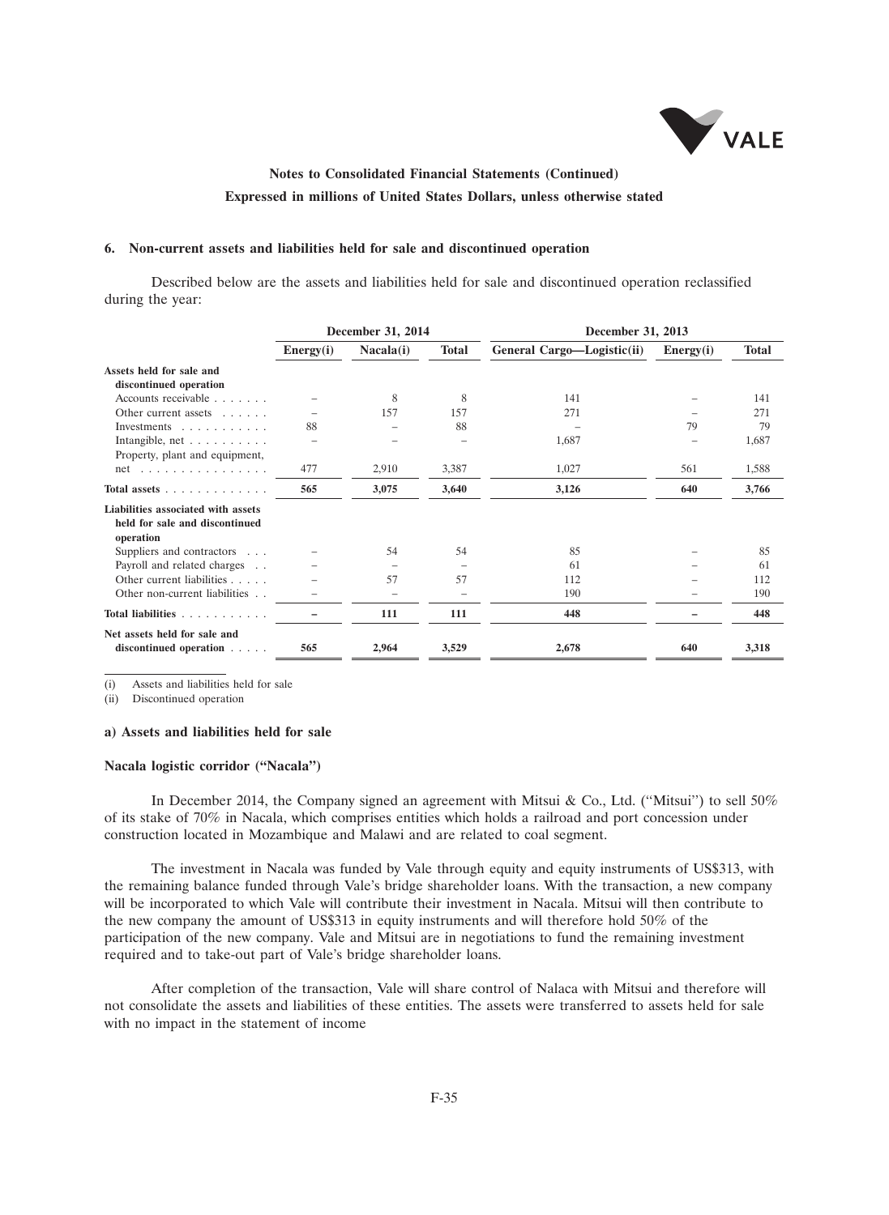**Notes to Consolidated Financial Statements (Continued)**

**Expressed in millions of United States Dollars, unless otherwise stated**

### 6. Non-current assets and liabilities held for sale and discontinued operation

Described below are the assets and liabilities held for sale and discontinued operation reclassified during the year:

| | December 31, 2014 | | | December 31, 2013 | | |
|---|---|---|---|---|---|---|
| | Energy(i) | Nacala(i) | Total | General Cargo—Logistic(ii) | Energy(i) | Total |
| **Assets held for sale and discontinued operation** | | | | | | |
| Accounts receivable | – | 8 | 8 | 141 | – | 141 |
| Other current assets | – | 157 | 157 | 271 | – | 271 |
| Investments | 88 | – | 88 | – | 79 | 79 |
| Intangible, net | – | – | – | 1,687 | – | 1,687 |
| Property, plant and equipment, net | 477 | 2,910 | 3,387 | 1,027 | 561 | 1,588 |
| **Total assets** | **565** | **3,075** | **3,640** | **3,126** | **640** | **3,766** |
| **Liabilities associated with assets held for sale and discontinued operation** | | | | | | |
| Suppliers and contractors | – | 54 | 54 | 85 | – | 85 |
| Payroll and related charges | – | – | – | 61 | – | 61 |
| Other current liabilities | – | 57 | 57 | 112 | – | 112 |
| Other non-current liabilities | – | – | – | 190 | – | 190 |
| **Total liabilities** | **–** | **111** | **111** | **448** | **–** | **448** |
| **Net assets held for sale and discontinued operation** | **565** | **2,964** | **3,529** | **2,678** | **640** | **3,318** |

(i) Assets and liabilities held for sale

(ii) Discontinued operation

#### a) Assets and liabilities held for sale

**Nacala logistic corridor ("Nacala")**

In December 2014, the Company signed an agreement with Mitsui & Co., Ltd. ("Mitsui") to sell 50% of its stake of 70% in Nacala, which comprises entities which holds a railroad and port concession under construction located in Mozambique and Malawi and are related to coal segment.

The investment in Nacala was funded by Vale through equity and equity instruments of US$313, with the remaining balance funded through Vale's bridge shareholder loans. With the transaction, a new company will be incorporated to which Vale will contribute their investment in Nacala. Mitsui will then contribute to the new company the amount of US$313 in equity instruments and will therefore hold 50% of the participation of the new company. Vale and Mitsui are in negotiations to fund the remaining investment required and to take-out part of Vale's bridge shareholder loans.

After completion of the transaction, Vale will share control of Nalaca with Mitsui and therefore will not consolidate the assets and liabilities of these entities. The assets were transferred to assets held for sale with no impact in the statement of income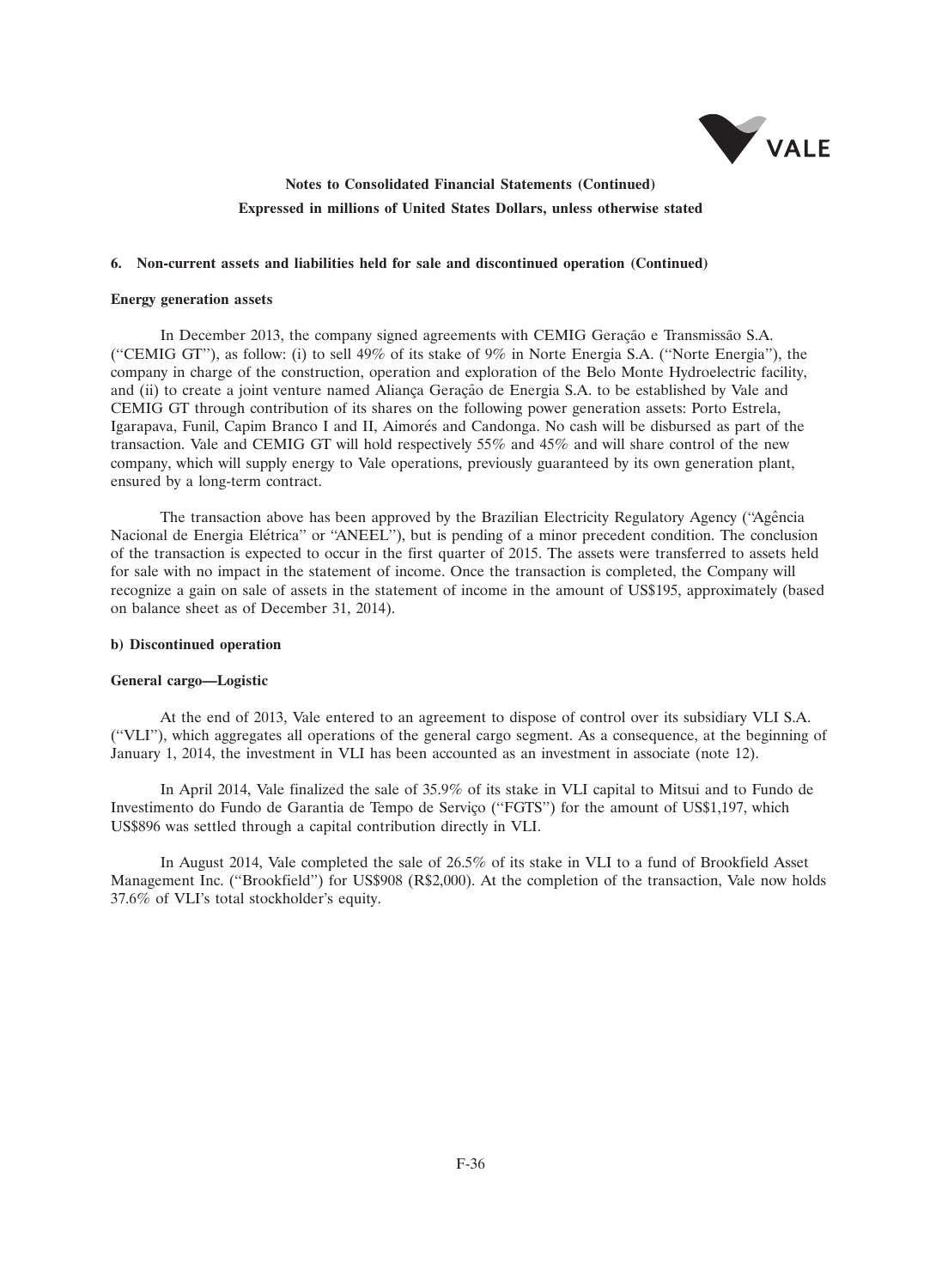**6. Non-current assets and liabilities held for sale and discontinued operation (Continued)**

**Energy generation assets**

In December 2013, the company signed agreements with CEMIG Geração e Transmissão S.A. (''CEMIG GT''), as follow: (i) to sell 49% of its stake of 9% in Norte Energia S.A. (''Norte Energia''), the company in charge of the construction, operation and exploration of the Belo Monte Hydroelectric facility, and (ii) to create a joint venture named Aliança Geração de Energia S.A. to be established by Vale and CEMIG GT through contribution of its shares on the following power generation assets: Porto Estrela, Igarapava, Funil, Capim Branco I and II, Aimorés and Candonga. No cash will be disbursed as part of the transaction. Vale and CEMIG GT will hold respectively 55% and 45% and will share control of the new company, which will supply energy to Vale operations, previously guaranteed by its own generation plant, ensured by a long-term contract.

The transaction above has been approved by the Brazilian Electricity Regulatory Agency (''Agência Nacional de Energia Elétrica'' or ''ANEEL''), but is pending of a minor precedent condition. The conclusion of the transaction is expected to occur in the first quarter of 2015. The assets were transferred to assets held for sale with no impact in the statement of income. Once the transaction is completed, the Company will recognize a gain on sale of assets in the statement of income in the amount of US$195, approximately (based on balance sheet as of December 31, 2014).

**b) Discontinued operation**

**General cargo—Logistic**

At the end of 2013, Vale entered to an agreement to dispose of control over its subsidiary VLI S.A. (''VLI''), which aggregates all operations of the general cargo segment. As a consequence, at the beginning of January 1, 2014, the investment in VLI has been accounted as an investment in associate (note 12).

In April 2014, Vale finalized the sale of 35.9% of its stake in VLI capital to Mitsui and to Fundo de Investimento do Fundo de Garantia de Tempo de Serviço (''FGTS'') for the amount of US$1,197, which US$896 was settled through a capital contribution directly in VLI.

In August 2014, Vale completed the sale of 26.5% of its stake in VLI to a fund of Brookfield Asset Management Inc. (''Brookfield'') for US$908 (R$2,000). At the completion of the transaction, Vale now holds 37.6% of VLI's total stockholder's equity.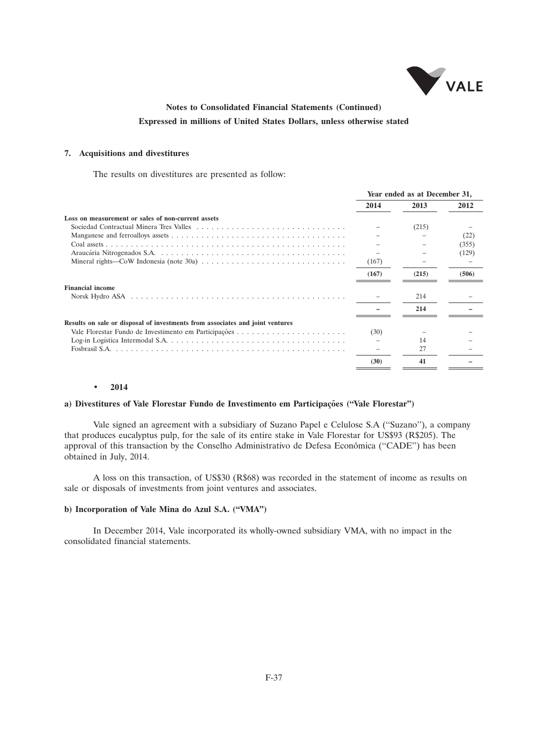## 7. Acquisitions and divestitures

The results on divestitures are presented as follow:

| | Year ended as at December 31, | | |
|---|---|---|---|
| | 2014 | 2013 | 2012 |
| **Loss on measurement or sales of non-current assets** | | | |
| Sociedad Contractual Minera Tres Valles | – | (215) | – |
| Manganese and ferroalloys assets | – | – | (22) |
| Coal assets | – | – | (355) |
| Araucária Nitrogenados S.A. | – | – | (129) |
| Mineral rights—CoW Indonesia (note 30a) | (167) | – | – |
| | **(167)** | **(215)** | **(506)** |
| **Financial income** | | | |
| Norsk Hydro ASA | – | 214 | – |
| | **–** | **214** | **–** |
| **Results on sale or disposal of investments from associates and joint ventures** | | | |
| Vale Florestar Fundo de Investimento em Participações | (30) | – | – |
| Log-in Logística Intermodal S.A. | – | 14 | – |
| Fosbrasil S.A. | – | 27 | – |
| | **(30)** | **41** | **–** |

- **2014**

### a) Divestitures of Vale Florestar Fundo de Investimento em Participações ("Vale Florestar")

Vale signed an agreement with a subsidiary of Suzano Papel e Celulose S.A ("Suzano"), a company that produces eucalyptus pulp, for the sale of its entire stake in Vale Florestar for US$93 (R$205). The approval of this transaction by the Conselho Administrativo de Defesa Econômica ("CADE") has been obtained in July, 2014.

A loss on this transaction, of US$30 (R$68) was recorded in the statement of income as results on sale or disposals of investments from joint ventures and associates.

### b) Incorporation of Vale Mina do Azul S.A. ("VMA")

In December 2014, Vale incorporated its wholly-owned subsidiary VMA, with no impact in the consolidated financial statements.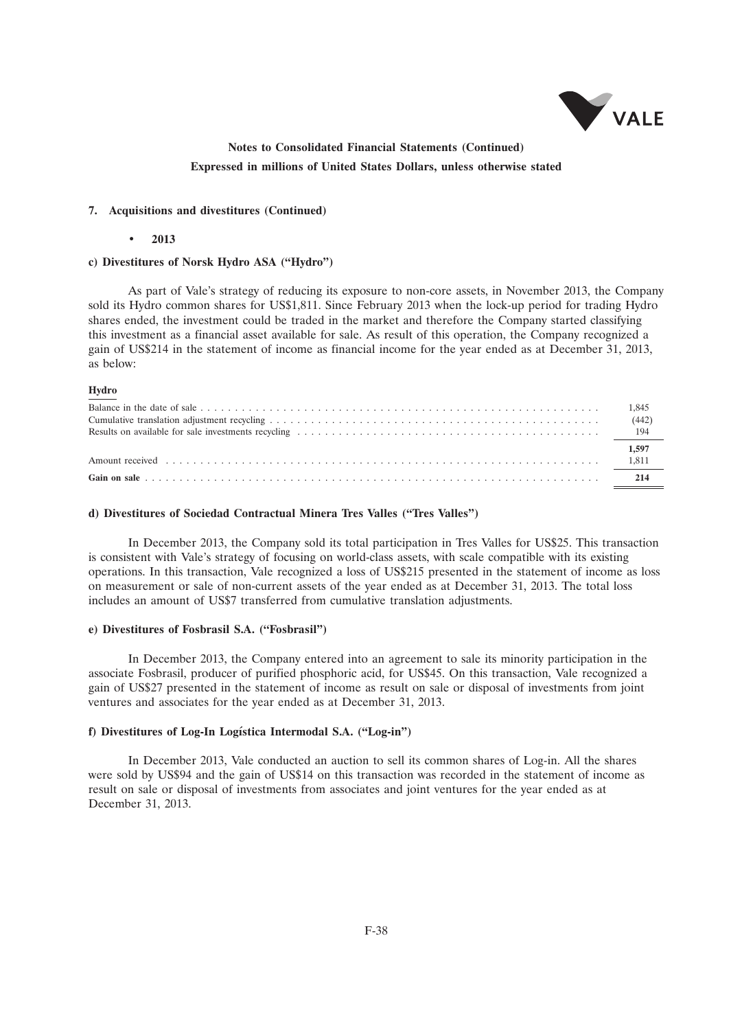**Notes to Consolidated Financial Statements (Continued)**

**Expressed in millions of United States Dollars, unless otherwise stated**

### 7. Acquisitions and divestitures (Continued)

- **2013**

#### c) Divestitures of Norsk Hydro ASA ("Hydro")

As part of Vale's strategy of reducing its exposure to non-core assets, in November 2013, the Company sold its Hydro common shares for US$1,811. Since February 2013 when the lock-up period for trading Hydro shares ended, the investment could be traded in the market and therefore the Company started classifying this investment as a financial asset available for sale. As result of this operation, the Company recognized a gain of US$214 in the statement of income as financial income for the year ended as at December 31, 2013, as below:

| Hydro | |
|---|---|
| Balance in the date of sale | 1,845 |
| Cumulative translation adjustment recycling | (442) |
| Results on available for sale investments recycling | 194 |
| | **1,597** |
| Amount received | 1,811 |
| **Gain on sale** | **214** |

#### d) Divestitures of Sociedad Contractual Minera Tres Valles ("Tres Valles")

In December 2013, the Company sold its total participation in Tres Valles for US$25. This transaction is consistent with Vale's strategy of focusing on world-class assets, with scale compatible with its existing operations. In this transaction, Vale recognized a loss of US$215 presented in the statement of income as loss on measurement or sale of non-current assets of the year ended as at December 31, 2013. The total loss includes an amount of US$7 transferred from cumulative translation adjustments.

#### e) Divestitures of Fosbrasil S.A. ("Fosbrasil")

In December 2013, the Company entered into an agreement to sale its minority participation in the associate Fosbrasil, producer of purified phosphoric acid, for US$45. On this transaction, Vale recognized a gain of US$27 presented in the statement of income as result on sale or disposal of investments from joint ventures and associates for the year ended as at December 31, 2013.

#### f) Divestitures of Log-In Logística Intermodal S.A. ("Log-in")

In December 2013, Vale conducted an auction to sell its common shares of Log-in. All the shares were sold by US$94 and the gain of US$14 on this transaction was recorded in the statement of income as result on sale or disposal of investments from associates and joint ventures for the year ended as at December 31, 2013.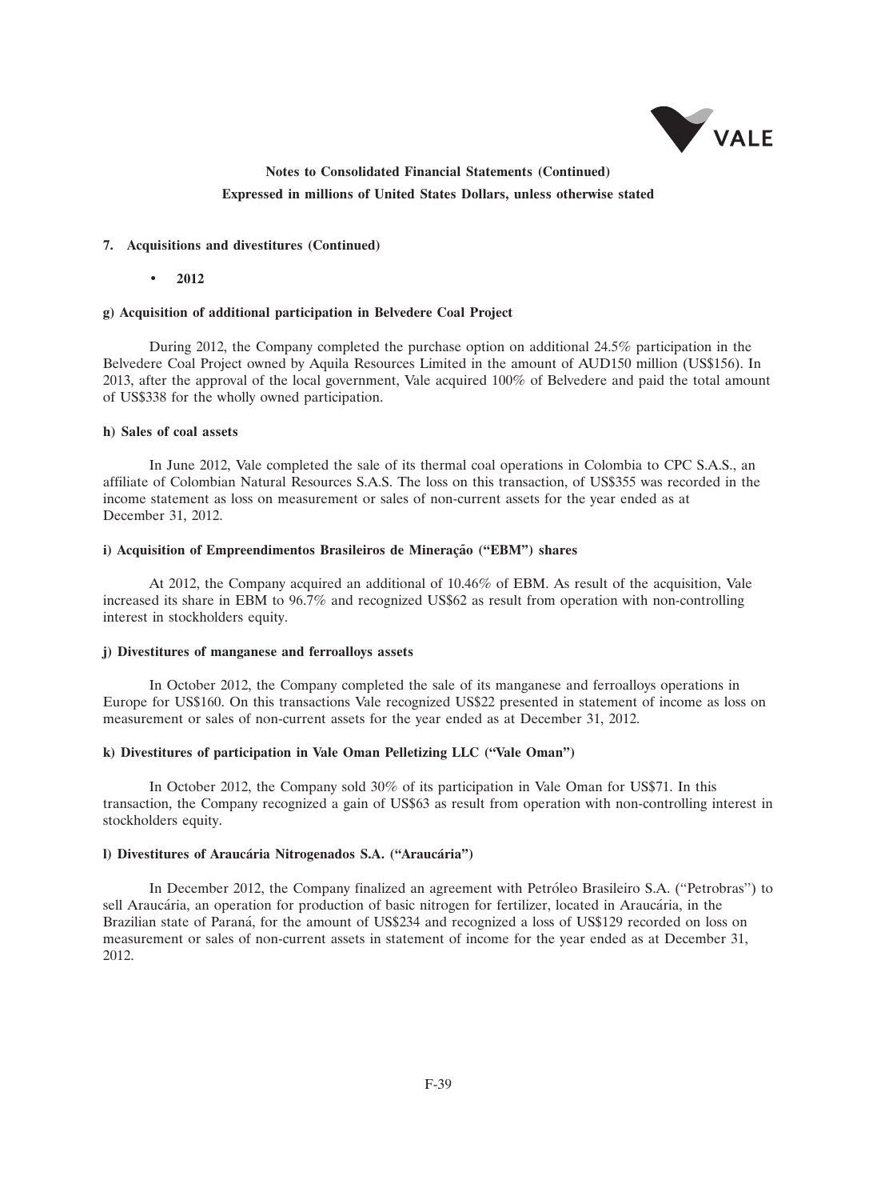**Notes to Consolidated Financial Statements (Continued)**
**Expressed in millions of United States Dollars, unless otherwise stated**

## 7. Acquisitions and divestitures (Continued)

- **2012**

### g) Acquisition of additional participation in Belvedere Coal Project

During 2012, the Company completed the purchase option on additional 24.5% participation in the Belvedere Coal Project owned by Aquila Resources Limited in the amount of AUD150 million (US$156). In 2013, after the approval of the local government, Vale acquired 100% of Belvedere and paid the total amount of US$338 for the wholly owned participation.

### h) Sales of coal assets

In June 2012, Vale completed the sale of its thermal coal operations in Colombia to CPC S.A.S., an affiliate of Colombian Natural Resources S.A.S. The loss on this transaction, of US$355 was recorded in the income statement as loss on measurement or sales of non-current assets for the year ended as at December 31, 2012.

### i) Acquisition of Empreendimentos Brasileiros de Mineração ("EBM") shares

At 2012, the Company acquired an additional of 10.46% of EBM. As result of the acquisition, Vale increased its share in EBM to 96.7% and recognized US$62 as result from operation with non-controlling interest in stockholders equity.

### j) Divestitures of manganese and ferroalloys assets

In October 2012, the Company completed the sale of its manganese and ferroalloys operations in Europe for US$160. On this transactions Vale recognized US$22 presented in statement of income as loss on measurement or sales of non-current assets for the year ended as at December 31, 2012.

### k) Divestitures of participation in Vale Oman Pelletizing LLC ("Vale Oman")

In October 2012, the Company sold 30% of its participation in Vale Oman for US$71. In this transaction, the Company recognized a gain of US$63 as result from operation with non-controlling interest in stockholders equity.

### l) Divestitures of Araucária Nitrogenados S.A. ("Araucária")

In December 2012, the Company finalized an agreement with Petróleo Brasileiro S.A. ("Petrobras") to sell Araucária, an operation for production of basic nitrogen for fertilizer, located in Araucária, in the Brazilian state of Paraná, for the amount of US$234 and recognized a loss of US$129 recorded on loss on measurement or sales of non-current assets in statement of income for the year ended as at December 31, 2012.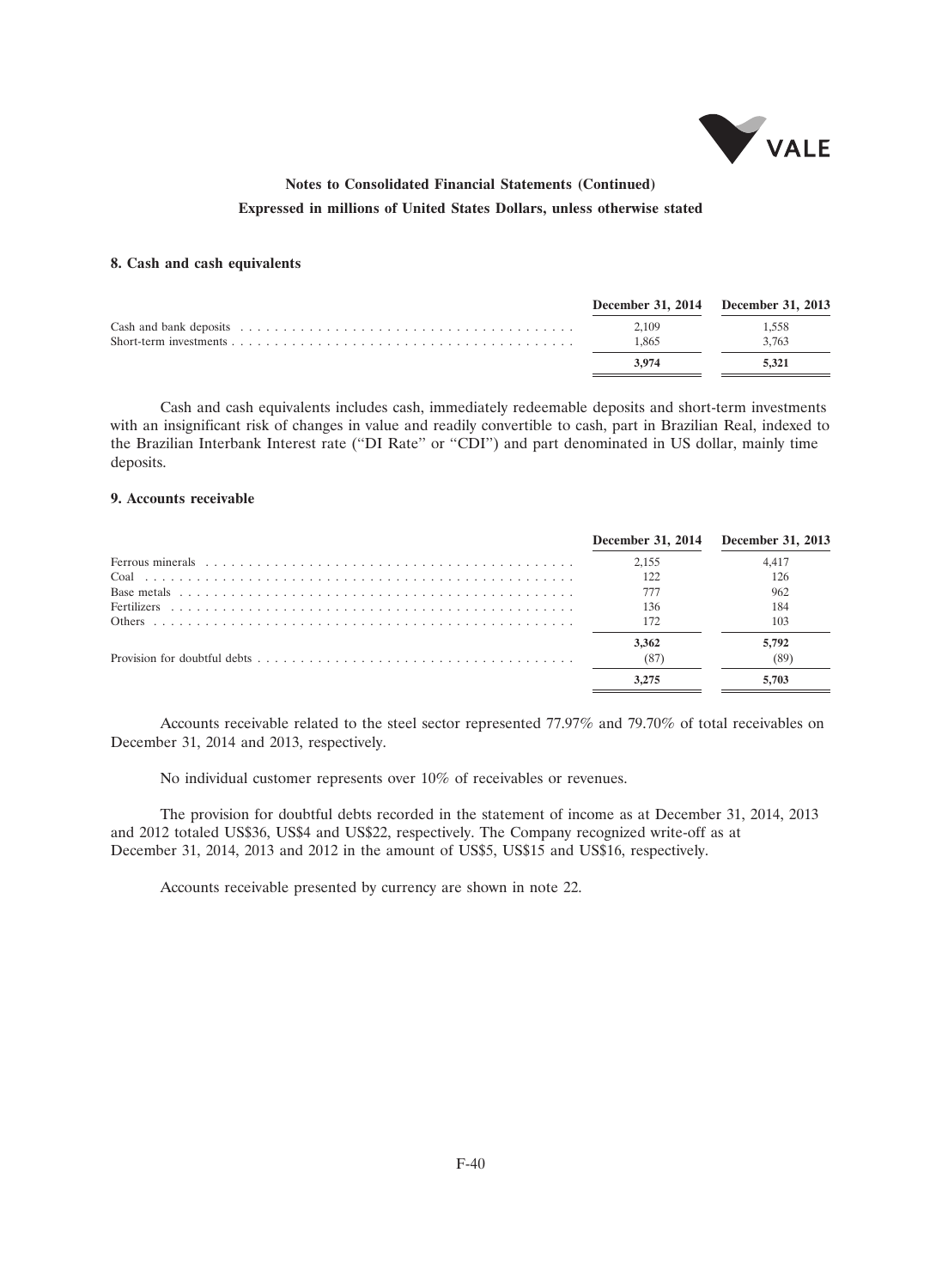**Notes to Consolidated Financial Statements (Continued)**

**Expressed in millions of United States Dollars, unless otherwise stated**

### 8. Cash and cash equivalents

| | December 31, 2014 | December 31, 2013 |
|---|---|---|
| Cash and bank deposits | 2,109 | 1,558 |
| Short-term investments | 1,865 | 3,763 |
| | **3,974** | **5,321** |

Cash and cash equivalents includes cash, immediately redeemable deposits and short-term investments with an insignificant risk of changes in value and readily convertible to cash, part in Brazilian Real, indexed to the Brazilian Interbank Interest rate ("DI Rate" or "CDI") and part denominated in US dollar, mainly time deposits.

### 9. Accounts receivable

| | December 31, 2014 | December 31, 2013 |
|---|---|---|
| Ferrous minerals | 2,155 | 4,417 |
| Coal | 122 | 126 |
| Base metals | 777 | 962 |
| Fertilizers | 136 | 184 |
| Others | 172 | 103 |
| | **3,362** | **5,792** |
| Provision for doubtful debts | (87) | (89) |
| | **3,275** | **5,703** |

Accounts receivable related to the steel sector represented 77.97% and 79.70% of total receivables on December 31, 2014 and 2013, respectively.

No individual customer represents over 10% of receivables or revenues.

The provision for doubtful debts recorded in the statement of income as at December 31, 2014, 2013 and 2012 totaled US$36, US$4 and US$22, respectively. The Company recognized write-off as at December 31, 2014, 2013 and 2012 in the amount of US$5, US$15 and US$16, respectively.

Accounts receivable presented by currency are shown in note 22.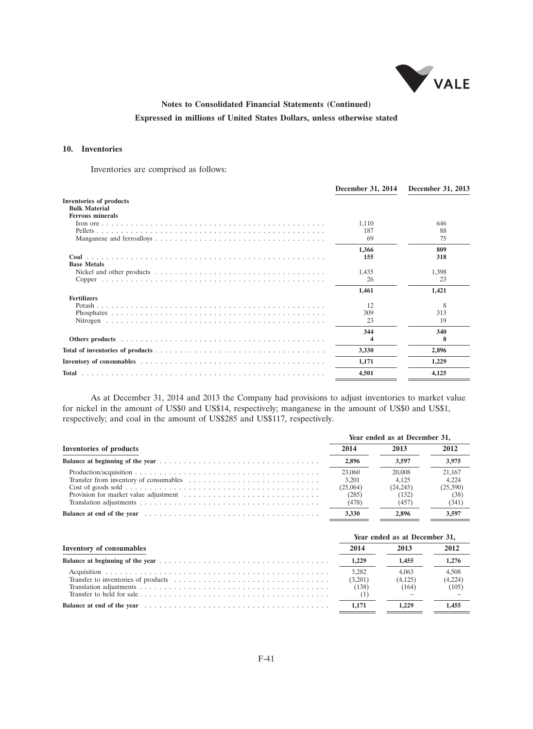**Notes to Consolidated Financial Statements (Continued)**

**Expressed in millions of United States Dollars, unless otherwise stated**

## 10. Inventories

Inventories are comprised as follows:

| | December 31, 2014 | December 31, 2013 |
|---|---|---|
| **Inventories of products** | | |
| **Bulk Material** | | |
| **Ferrous minerals** | | |
| Iron ore | 1,110 | 646 |
| Pellets | 187 | 88 |
| Manganese and ferroalloys | 69 | 75 |
| | **1,366** | **809** |
| **Coal** | **155** | **318** |
| **Base Metals** | | |
| Nickel and other products | 1,435 | 1,398 |
| Copper | 26 | 23 |
| | **1,461** | **1,421** |
| **Fertilizers** | | |
| Potash | 12 | 8 |
| Phosphates | 309 | 313 |
| Nitrogen | 23 | 19 |
| | **344** | **340** |
| **Others products** | **4** | **8** |
| **Total of inventories of products** | **3,330** | **2,896** |
| **Inventory of consumables** | **1,171** | **1,229** |
| **Total** | **4,501** | **4,125** |

As at December 31, 2014 and 2013 the Company had provisions to adjust inventories to market value for nickel in the amount of US$0 and US$14, respectively; manganese in the amount of US$0 and US$1, respectively; and coal in the amount of US$285 and US$117, respectively.

| | Year ended as at December 31, | | |
|---|---|---|---|
| **Inventories of products** | **2014** | **2013** | **2012** |
| **Balance at beginning of the year** | **2,896** | **3,597** | **3,975** |
| Production/acquisition | 23,060 | 20,008 | 21,167 |
| Transfer from inventory of consumables | 3,201 | 4,125 | 4,224 |
| Cost of goods sold | (25,064) | (24,245) | (25,390) |
| Provision for market value adjustment | (285) | (132) | (38) |
| Translation adjustments | (478) | (457) | (341) |
| **Balance at end of the year** | **3,330** | **2,896** | **3,597** |

| | Year ended as at December 31, | | |
|---|---|---|---|
| **Inventory of consumables** | **2014** | **2013** | **2012** |
| **Balance at beginning of the year** | **1,229** | **1,455** | **1,276** |
| Acquisition | 3,282 | 4,063 | 4,508 |
| Transfer to inventories of products | (3,201) | (4,125) | (4,224) |
| Translation adjustments | (138) | (164) | (105) |
| Transfer to held for sale | (1) | – | – |
| **Balance at end of the year** | **1,171** | **1,229** | **1,455** |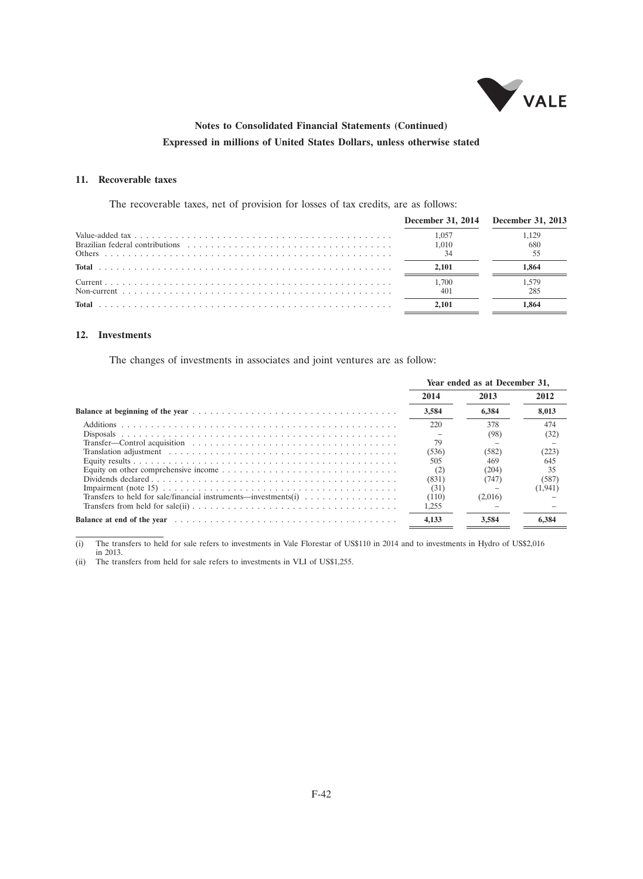**Notes to Consolidated Financial Statements (Continued)**

**Expressed in millions of United States Dollars, unless otherwise stated**

## 11. Recoverable taxes

The recoverable taxes, net of provision for losses of tax credits, are as follows:

| | December 31, 2014 | December 31, 2013 |
|---|---|---|
| Value-added tax | 1,057 | 1,129 |
| Brazilian federal contributions | 1,010 | 680 |
| Others | 34 | 55 |
| **Total** | **2,101** | **1,864** |
| Current | 1,700 | 1,579 |
| Non-current | 401 | 285 |
| **Total** | **2,101** | **1,864** |

## 12. Investments

The changes of investments in associates and joint ventures are as follow:

| | Year ended as at December 31, | | |
|---|---|---|---|
| | 2014 | 2013 | 2012 |
| **Balance at beginning of the year** | **3,584** | **6,384** | **8,013** |
| Additions | 220 | 378 | 474 |
| Disposals | – | (98) | (32) |
| Transfer—Control acquisition | 79 | – | – |
| Translation adjustment | (536) | (582) | (223) |
| Equity results | 505 | 469 | 645 |
| Equity on other comprehensive income | (2) | (204) | 35 |
| Dividends declared | (831) | (747) | (587) |
| Impairment (note 15) | (31) | – | (1,941) |
| Transfers to held for sale/financial instruments—investments(i) | (110) | (2,016) | – |
| Transfers from held for sale(ii) | 1,255 | – | – |
| **Balance at end of the year** | **4,133** | **3,584** | **6,384** |

(i) The transfers to held for sale refers to investments in Vale Florestar of US$110 in 2014 and to investments in Hydro of US$2,016 in 2013.

(ii) The transfers from held for sale refers to investments in VLI of US$1,255.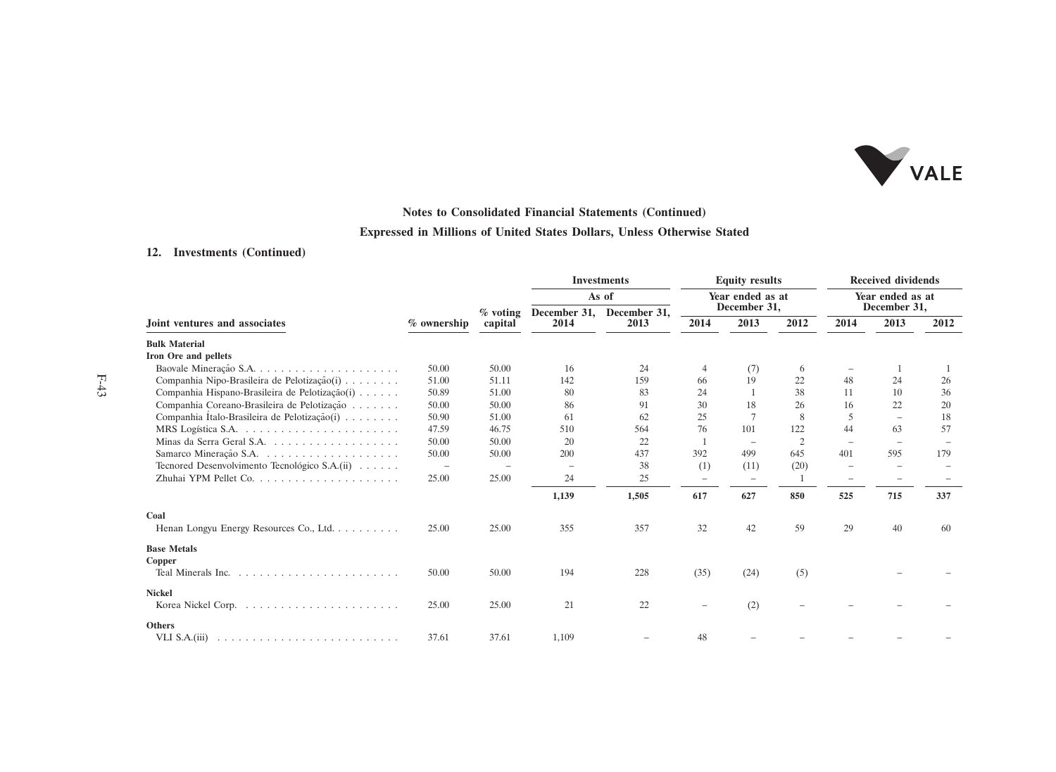**Notes to Consolidated Financial Statements (Continued)**

**Expressed in Millions of United States Dollars, Unless Otherwise Stated**

## 12. Investments (Continued)

| Joint ventures and associates | % ownership | % voting capital | Investments As of December 31, 2014 | Investments As of December 31, 2013 | Equity results Year ended as at December 31, 2014 | Equity results 2013 | Equity results 2012 | Received dividends Year ended as at December 31, 2014 | Received dividends 2013 | Received dividends 2012 |
|---|---|---|---|---|---|---|---|---|---|---|
| **Bulk Material** | | | | | | | | | | |
| **Iron Ore and pellets** | | | | | | | | | | |
| Baovale Mineração S.A. | 50.00 | 50.00 | 16 | 24 | 4 | (7) | 6 | – | 1 | 1 |
| Companhia Nipo-Brasileira de Pelotização(i) | 51.00 | 51.11 | 142 | 159 | 66 | 19 | 22 | 48 | 24 | 26 |
| Companhia Hispano-Brasileira de Pelotização(i) | 50.89 | 51.00 | 80 | 83 | 24 | 1 | 38 | 11 | 10 | 36 |
| Companhia Coreano-Brasileira de Pelotização | 50.00 | 50.00 | 86 | 91 | 30 | 18 | 26 | 16 | 22 | 20 |
| Companhia Ítalo-Brasileira de Pelotização(i) | 50.90 | 51.00 | 61 | 62 | 25 | 7 | 8 | 5 | – | 18 |
| MRS Logística S.A. | 47.59 | 46.75 | 510 | 564 | 76 | 101 | 122 | 44 | 63 | 57 |
| Minas da Serra Geral S.A. | 50.00 | 50.00 | 20 | 22 | 1 | – | 2 | – | – | – |
| Samarco Mineração S.A. | 50.00 | 50.00 | 200 | 437 | 392 | 499 | 645 | 401 | 595 | 179 |
| Tecnored Desenvolvimento Tecnológico S.A.(ii) | – | – | – | 38 | (1) | (11) | (20) | – | – | – |
| Zhuhai YPM Pellet Co. | 25.00 | 25.00 | 24 | 25 | – | – | 1 | – | – | – |
| | | | **1,139** | **1,505** | **617** | **627** | **850** | **525** | **715** | **337** |
| **Coal** | | | | | | | | | | |
| Henan Longyu Energy Resources Co., Ltd. | 25.00 | 25.00 | 355 | 357 | 32 | 42 | 59 | 29 | 40 | 60 |
| **Base Metals** | | | | | | | | | | |
| **Copper** | | | | | | | | | | |
| Teal Minerals Inc. | 50.00 | 50.00 | 194 | 228 | (35) | (24) | (5) | | – | – |
| **Nickel** | | | | | | | | | | |
| Korea Nickel Corp. | 25.00 | 25.00 | 21 | 22 | – | (2) | – | – | – | – |
| **Others** | | | | | | | | | | |
| VLI S.A.(iii) | 37.61 | 37.61 | 1,109 | – | 48 | – | – | – | – | – |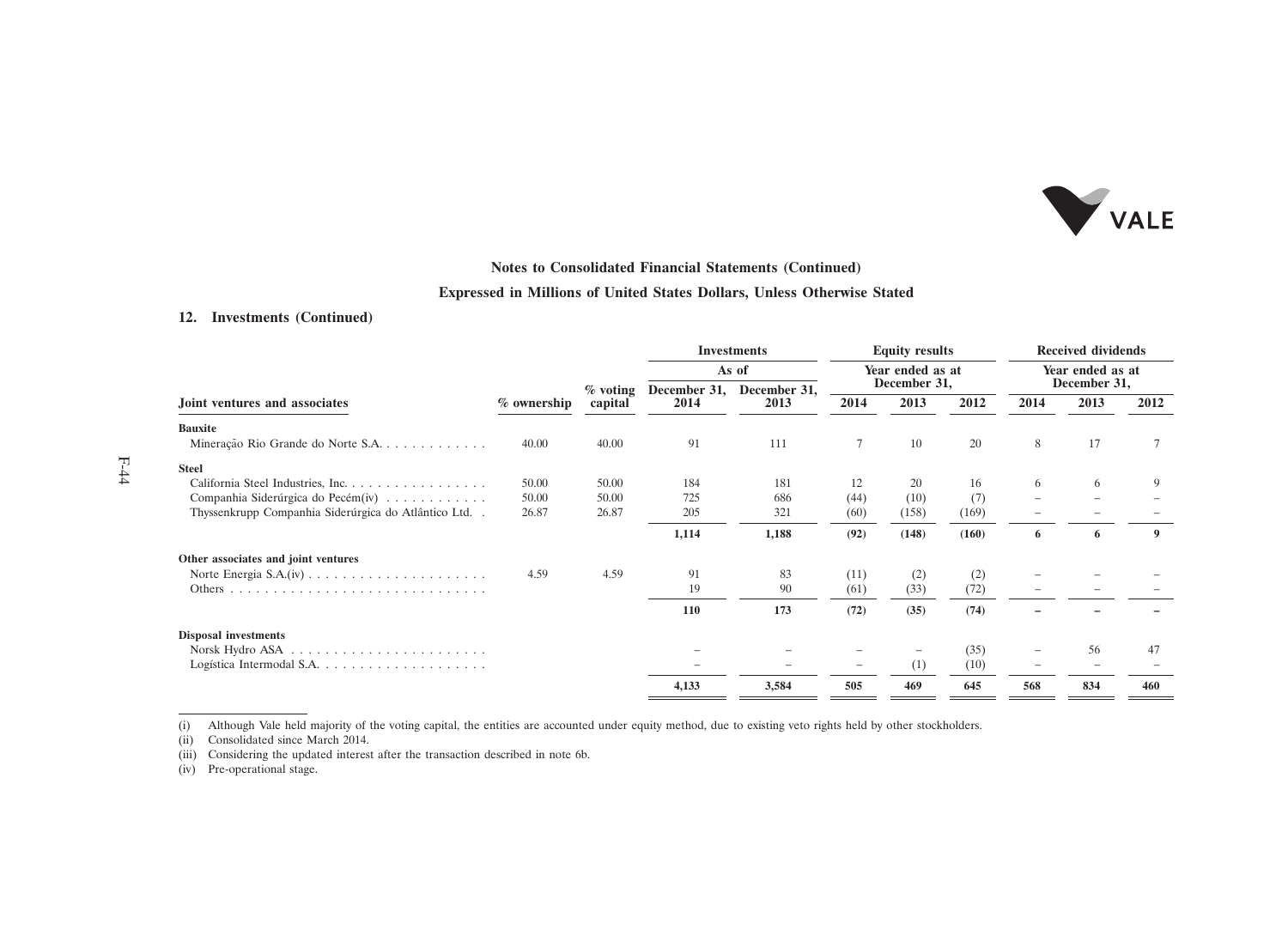Notes to Consolidated Financial Statements (Continued)

Expressed in Millions of United States Dollars, Unless Otherwise Stated

### 12. Investments (Continued)

| | | | Investments | | Equity results | | | Received dividends | | |
|---|---|---|---|---|---|---|---|---|---|---|
| | | | As of | | Year ended as at December 31, | | | Year ended as at December 31, | | |
| Joint ventures and associates | % ownership | % voting capital | December 31, 2014 | December 31, 2013 | 2014 | 2013 | 2012 | 2014 | 2013 | 2012 |
| **Bauxite** | | | | | | | | | | |
| Mineração Rio Grande do Norte S.A. | 40.00 | 40.00 | 91 | 111 | 7 | 10 | 20 | 8 | 17 | 7 |
| **Steel** | | | | | | | | | | |
| California Steel Industries, Inc. | 50.00 | 50.00 | 184 | 181 | 12 | 20 | 16 | 6 | 6 | 9 |
| Companhia Siderúrgica do Pecém(iv) | 50.00 | 50.00 | 725 | 686 | (44) | (10) | (7) | – | – | – |
| Thyssenkrupp Companhia Siderúrgica do Atlântico Ltd. | 26.87 | 26.87 | 205 | 321 | (60) | (158) | (169) | – | – | – |
| | | | **1,114** | **1,188** | **(92)** | **(148)** | **(160)** | **6** | **6** | **9** |
| **Other associates and joint ventures** | | | | | | | | | | |
| Norte Energia S.A.(iv) | 4.59 | 4.59 | 91 | 83 | (11) | (2) | (2) | – | – | – |
| Others | | | 19 | 90 | (61) | (33) | (72) | – | – | – |
| | | | **110** | **173** | **(72)** | **(35)** | **(74)** | **–** | **–** | **–** |
| **Disposal investments** | | | | | | | | | | |
| Norsk Hydro ASA | | | – | – | – | – | (35) | – | 56 | 47 |
| Logística Intermodal S.A. | | | – | – | – | (1) | (10) | – | – | – |
| | | | **4,133** | **3,584** | **505** | **469** | **645** | **568** | **834** | **460** |

(i) Although Vale held majority of the voting capital, the entities are accounted under equity method, due to existing veto rights held by other stockholders.

(ii) Consolidated since March 2014.

(iii) Considering the updated interest after the transaction described in note 6b.

(iv) Pre-operational stage.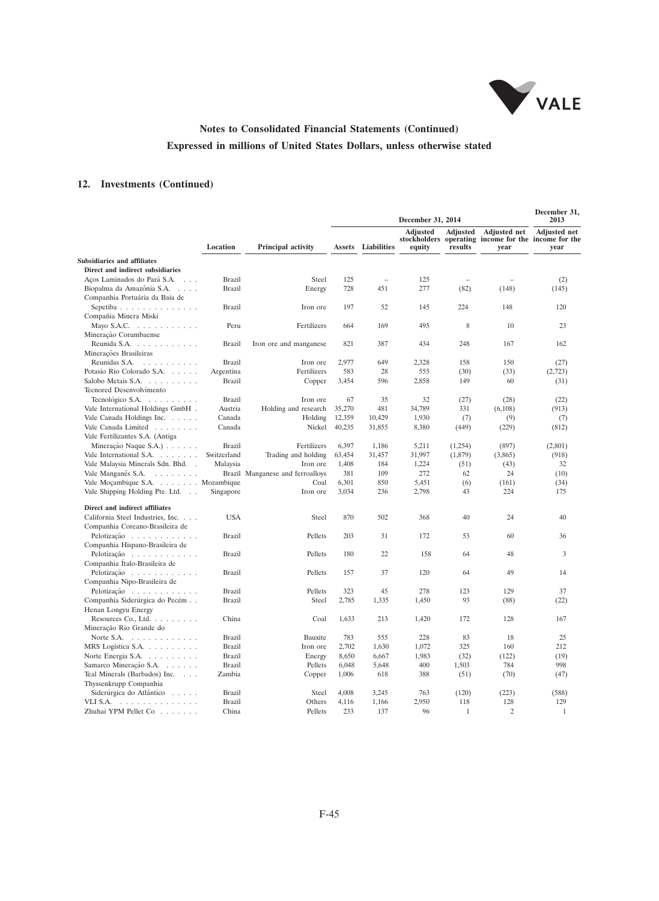## Notes to Consolidated Financial Statements (Continued)

## Expressed in millions of United States Dollars, unless otherwise stated

### 12. Investments (Continued)

| | Location | Principal activity | December 31, 2014 | | | | | December 31, 2013 |
|---|---|---|---|---|---|---|---|---|
| | | | Assets | Liabilities | Adjusted stockholders equity | Adjusted operating results | Adjusted net income for the year | Adjusted net income for the year |
| **Subsidiaries and affiliates** | | | | | | | | |
| **Direct and indirect subsidiaries** | | | | | | | | |
| Aços Laminados do Pará S.A. | Brazil | Steel | 125 | – | 125 | – | – | (2) |
| Biopalma da Amazônia S.A. | Brazil | Energy | 728 | 451 | 277 | (82) | (148) | (145) |
| Companhia Portuária da Baía de Sepetiba | Brazil | Iron ore | 197 | 52 | 145 | 224 | 148 | 120 |
| Compañia Minera Miski Mayo S.A.C. | Peru | Fertilizers | 664 | 169 | 495 | 8 | 10 | 23 |
| Mineração Corumbaense Reunida S.A. | Brazil | Iron ore and manganese | 821 | 387 | 434 | 248 | 167 | 162 |
| Minerações Brasileiras Reunidas S.A. | Brazil | Iron ore | 2,977 | 649 | 2,328 | 158 | 150 | (27) |
| Potasio Rio Colorado S.A. | Argentina | Fertilizers | 583 | 28 | 555 | (30) | (33) | (2,723) |
| Salobo Metais S.A. | Brazil | Copper | 3,454 | 596 | 2,858 | 149 | 60 | (31) |
| Tecnored Desenvolvimento Tecnológico S.A. | Brazil | Iron ore | 67 | 35 | 32 | (27) | (28) | (22) |
| Vale International Holdings GmbH | Austria | Holding and research | 35,270 | 481 | 34,789 | 331 | (6,108) | (913) |
| Vale Canada Holdings Inc. | Canada | Holding | 12,359 | 10,429 | 1,930 | (7) | (9) | (7) |
| Vale Canada Limited | Canada | Nickel | 40,235 | 31,855 | 8,380 | (449) | (229) | (812) |
| Vale Fertilizantes S.A. (Antiga Mineração Naque S.A.) | Brazil | Fertilizers | 6,397 | 1,186 | 5,211 | (1,254) | (897) | (2,801) |
| Vale International S.A. | Switzerland | Trading and holding | 63,454 | 31,457 | 31,997 | (1,879) | (3,865) | (918) |
| Vale Malaysia Minerals Sdn. Bhd. | Malaysia | Iron ore | 1,408 | 184 | 1,224 | (51) | (43) | 32 |
| Vale Manganês S.A. | Brazil | Manganese and ferroalloys | 381 | 109 | 272 | 62 | 24 | (10) |
| Vale Moçambique S.A. | Mozambique | Coal | 6,301 | 850 | 5,451 | (6) | (161) | (34) |
| Vale Shipping Holding Pte. Ltd. | Singapore | Iron ore | 3,034 | 236 | 2,798 | 43 | 224 | 175 |
| **Direct and indirect affiliates** | | | | | | | | |
| California Steel Industries, Inc. | USA | Steel | 870 | 502 | 368 | 40 | 24 | 40 |
| Companhia Coreano-Brasileira de Pelotização | Brazil | Pellets | 203 | 31 | 172 | 53 | 60 | 36 |
| Companhia Hispano-Brasileira de Pelotização | Brazil | Pellets | 180 | 22 | 158 | 64 | 48 | 3 |
| Companhia Ítalo-Brasileira de Pelotização | Brazil | Pellets | 157 | 37 | 120 | 64 | 49 | 14 |
| Companhia Nipo-Brasileira de Pelotização | Brazil | Pellets | 323 | 45 | 278 | 123 | 129 | 37 |
| Companhia Siderúrgica do Pecém | Brazil | Steel | 2,785 | 1,335 | 1,450 | 93 | (88) | (22) |
| Henan Longyu Energy Resources Co., Ltd. | China | Coal | 1,633 | 213 | 1,420 | 172 | 128 | 167 |
| Mineração Rio Grande do Norte S.A. | Brazil | Bauxite | 783 | 555 | 228 | 83 | 18 | 25 |
| MRS Logística S.A. | Brazil | Iron ore | 2,702 | 1,630 | 1,072 | 325 | 160 | 212 |
| Norte Energia S.A. | Brazil | Energy | 8,650 | 6,667 | 1,983 | (32) | (122) | (19) |
| Samarco Mineração S.A. | Brazil | Pellets | 6,048 | 5,648 | 400 | 1,503 | 784 | 998 |
| Teal Minerals (Barbados) Inc. | Zambia | Copper | 1,006 | 618 | 388 | (51) | (70) | (47) |
| Thyssenkrupp Companhia Siderúrgica do Atlântico | Brazil | Steel | 4,008 | 3,245 | 763 | (120) | (223) | (588) |
| VLI S.A. | Brazil | Others | 4,116 | 1,166 | 2,950 | 118 | 128 | 129 |
| Zhuhai YPM Pellet Co | China | Pellets | 233 | 137 | 96 | 1 | 2 | 1 |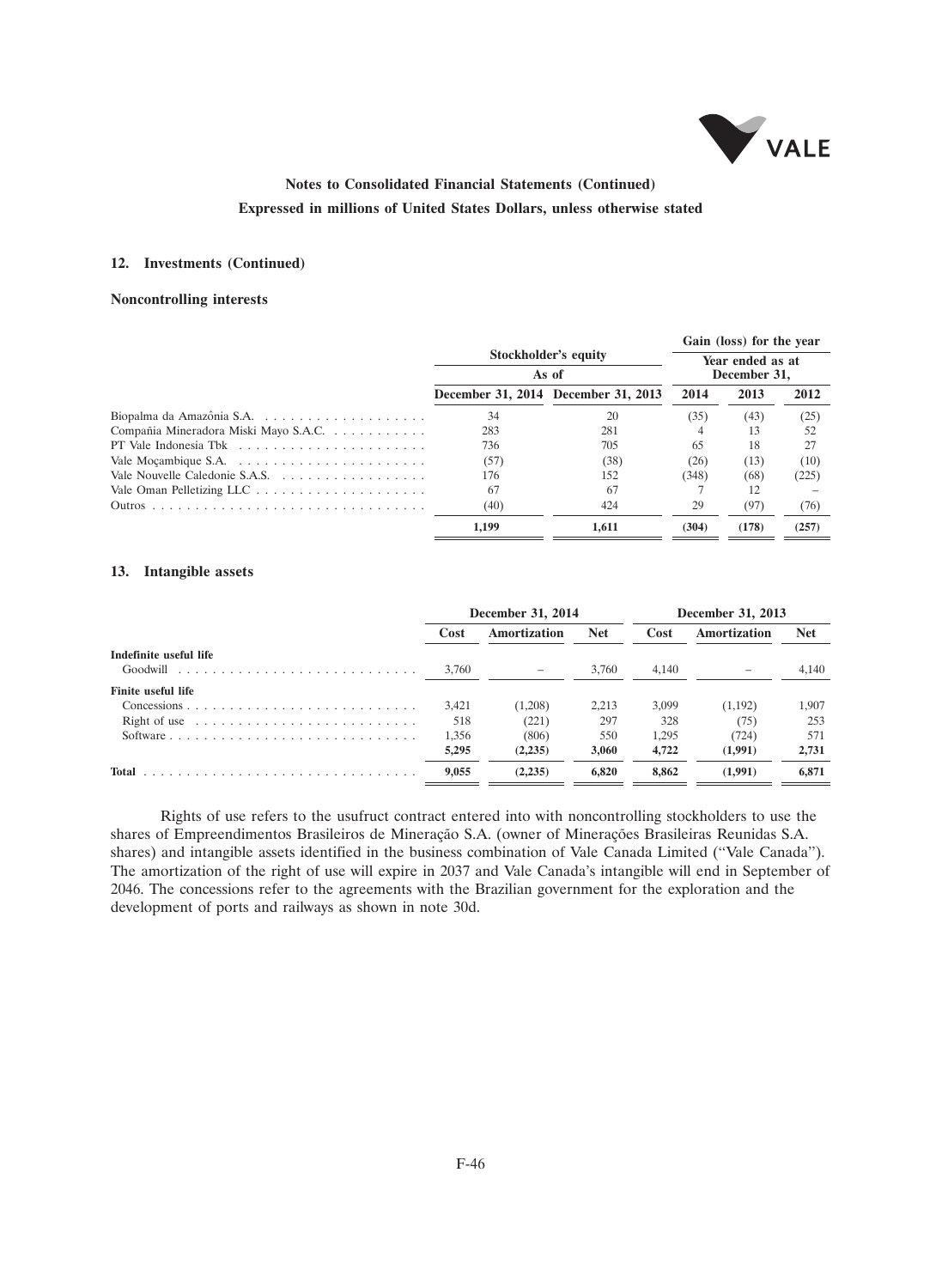# Notes to Consolidated Financial Statements (Continued)

**Expressed in millions of United States Dollars, unless otherwise stated**

## 12. Investments (Continued)

### Noncontrolling interests

| | Stockholder's equity | | Gain (loss) for the year | | |
|---|---|---|---|---|---|
| | As of | | Year ended as at December 31, | | |
| | December 31, 2014 | December 31, 2013 | 2014 | 2013 | 2012 |
| Biopalma da Amazônia S.A. | 34 | 20 | (35) | (43) | (25) |
| Compañia Mineradora Miski Mayo S.A.C. | 283 | 281 | 4 | 13 | 52 |
| PT Vale Indonesia Tbk | 736 | 705 | 65 | 18 | 27 |
| Vale Moçambique S.A. | (57) | (38) | (26) | (13) | (10) |
| Vale Nouvelle Caledonie S.A.S. | 176 | 152 | (348) | (68) | (225) |
| Vale Oman Pelletizing LLC | 67 | 67 | 7 | 12 | – |
| Outros | (40) | 424 | 29 | (97) | (76) |
| | **1,199** | **1,611** | **(304)** | **(178)** | **(257)** |

## 13. Intangible assets

| | December 31, 2014 | | | December 31, 2013 | | |
|---|---|---|---|---|---|---|
| | Cost | Amortization | Net | Cost | Amortization | Net |
| **Indefinite useful life** | | | | | | |
| Goodwill | 3,760 | – | 3,760 | 4,140 | – | 4,140 |
| **Finite useful life** | | | | | | |
| Concessions | 3,421 | (1,208) | 2,213 | 3,099 | (1,192) | 1,907 |
| Right of use | 518 | (221) | 297 | 328 | (75) | 253 |
| Software | 1,356 | (806) | 550 | 1,295 | (724) | 571 |
| | **5,295** | **(2,235)** | **3,060** | **4,722** | **(1,991)** | **2,731** |
| **Total** | **9,055** | **(2,235)** | **6,820** | **8,862** | **(1,991)** | **6,871** |

Rights of use refers to the usufruct contract entered into with noncontrolling stockholders to use the shares of Empreendimentos Brasileiros de Mineração S.A. (owner of Minerações Brasileiras Reunidas S.A. shares) and intangible assets identified in the business combination of Vale Canada Limited ("Vale Canada"). The amortization of the right of use will expire in 2037 and Vale Canada's intangible will end in September of 2046. The concessions refer to the agreements with the Brazilian government for the exploration and the development of ports and railways as shown in note 30d.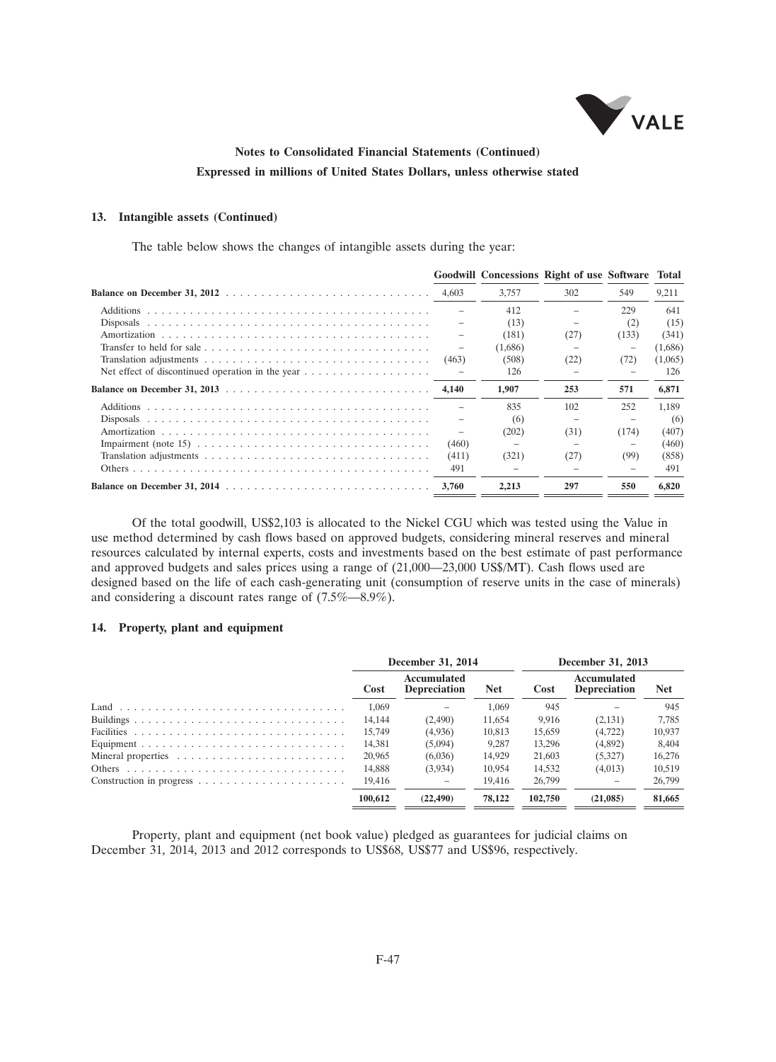**Notes to Consolidated Financial Statements (Continued)**

**Expressed in millions of United States Dollars, unless otherwise stated**

### 13. Intangible assets (Continued)

The table below shows the changes of intangible assets during the year:

| | Goodwill | Concessions | Right of use | Software | Total |
|---|---|---|---|---|---|
| **Balance on December 31, 2012** | 4,603 | 3,757 | 302 | 549 | 9,211 |
| Additions | – | 412 | – | 229 | 641 |
| Disposals | – | (13) | – | (2) | (15) |
| Amortization | – | (181) | (27) | (133) | (341) |
| Transfer to held for sale | – | (1,686) | – | – | (1,686) |
| Translation adjustments | (463) | (508) | (22) | (72) | (1,065) |
| Net effect of discontinued operation in the year | – | 126 | – | – | 126 |
| **Balance on December 31, 2013** | **4,140** | **1,907** | **253** | **571** | **6,871** |
| Additions | – | 835 | 102 | 252 | 1,189 |
| Disposals | – | (6) | – | – | (6) |
| Amortization | – | (202) | (31) | (174) | (407) |
| Impairment (note 15) | (460) | – | – | – | (460) |
| Translation adjustments | (411) | (321) | (27) | (99) | (858) |
| Others | 491 | – | – | – | 491 |
| **Balance on December 31, 2014** | **3,760** | **2,213** | **297** | **550** | **6,820** |

Of the total goodwill, US$2,103 is allocated to the Nickel CGU which was tested using the Value in use method determined by cash flows based on approved budgets, considering mineral reserves and mineral resources calculated by internal experts, costs and investments based on the best estimate of past performance and approved budgets and sales prices using a range of (21,000—23,000 US$/MT). Cash flows used are designed based on the life of each cash-generating unit (consumption of reserve units in the case of minerals) and considering a discount rates range of (7.5%—8.9%).

### 14. Property, plant and equipment

| | December 31, 2014 | | | December 31, 2013 | | |
|---|---|---|---|---|---|---|
| | Cost | Accumulated Depreciation | Net | Cost | Accumulated Depreciation | Net |
| Land | 1,069 | – | 1,069 | 945 | – | 945 |
| Buildings | 14,144 | (2,490) | 11,654 | 9,916 | (2,131) | 7,785 |
| Facilities | 15,749 | (4,936) | 10,813 | 15,659 | (4,722) | 10,937 |
| Equipment | 14,381 | (5,094) | 9,287 | 13,296 | (4,892) | 8,404 |
| Mineral properties | 20,965 | (6,036) | 14,929 | 21,603 | (5,327) | 16,276 |
| Others | 14,888 | (3,934) | 10,954 | 14,532 | (4,013) | 10,519 |
| Construction in progress | 19,416 | – | 19,416 | 26,799 | – | 26,799 |
| | **100,612** | **(22,490)** | **78,122** | **102,750** | **(21,085)** | **81,665** |

Property, plant and equipment (net book value) pledged as guarantees for judicial claims on December 31, 2014, 2013 and 2012 corresponds to US$68, US$77 and US$96, respectively.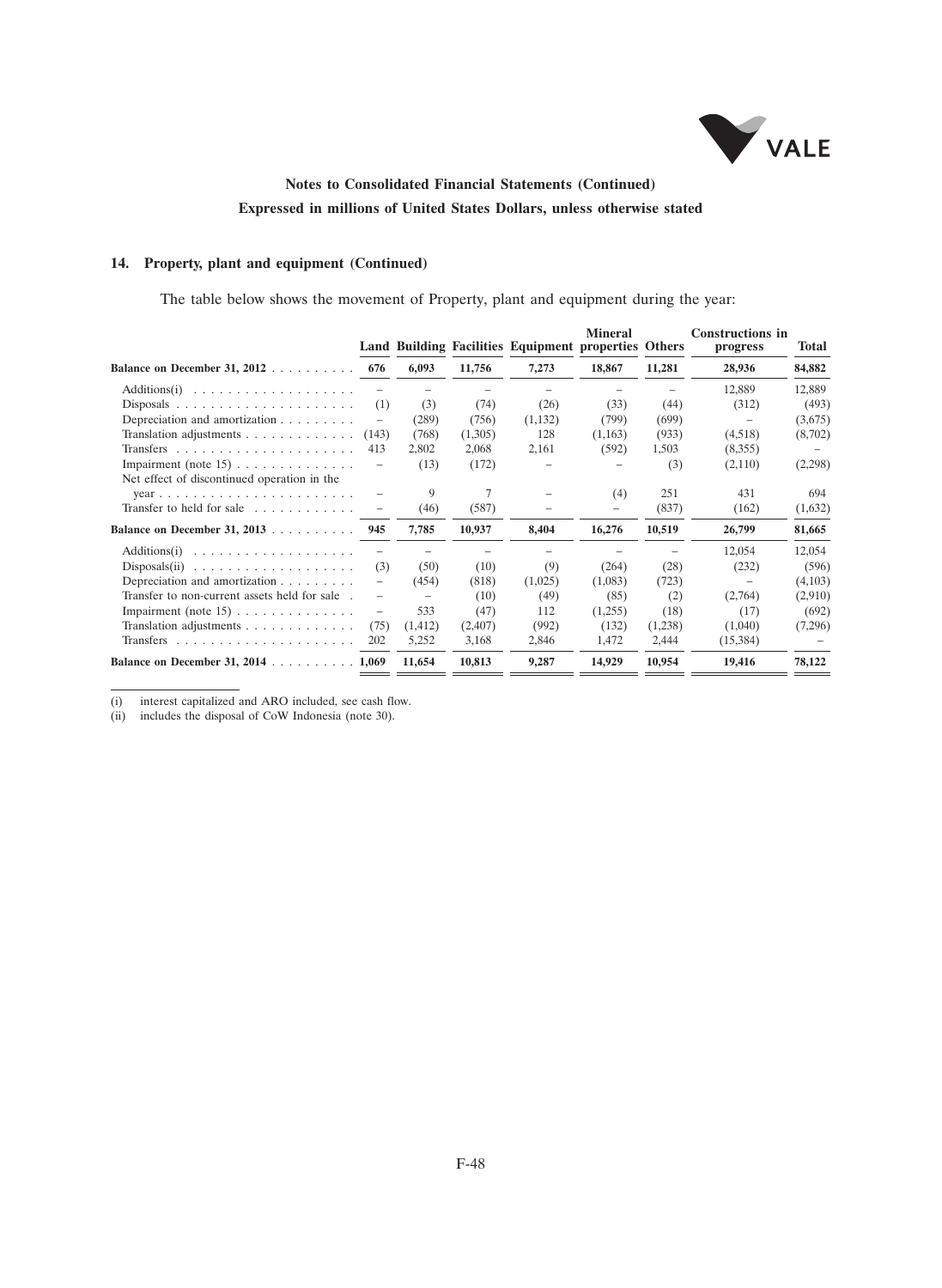**Notes to Consolidated Financial Statements (Continued)**

**Expressed in millions of United States Dollars, unless otherwise stated**

## 14. Property, plant and equipment (Continued)

The table below shows the movement of Property, plant and equipment during the year:

| | Land | Building | Facilities | Equipment | Mineral properties | Others | Constructions in progress | Total |
|---|---|---|---|---|---|---|---|---|
| **Balance on December 31, 2012** | **676** | **6,093** | **11,756** | **7,273** | **18,867** | **11,281** | **28,936** | **84,882** |
| Additions(i) | – | – | – | – | – | – | 12,889 | 12,889 |
| Disposals | (1) | (3) | (74) | (26) | (33) | (44) | (312) | (493) |
| Depreciation and amortization | – | (289) | (756) | (1,132) | (799) | (699) | – | (3,675) |
| Translation adjustments | (143) | (768) | (1,305) | 128 | (1,163) | (933) | (4,518) | (8,702) |
| Transfers | 413 | 2,802 | 2,068 | 2,161 | (592) | 1,503 | (8,355) | – |
| Impairment (note 15) | – | (13) | (172) | – | – | (3) | (2,110) | (2,298) |
| Net effect of discontinued operation in the year | – | 9 | 7 | – | (4) | 251 | 431 | 694 |
| Transfer to held for sale | – | (46) | (587) | – | – | (837) | (162) | (1,632) |
| **Balance on December 31, 2013** | **945** | **7,785** | **10,937** | **8,404** | **16,276** | **10,519** | **26,799** | **81,665** |
| Additions(i) | – | – | – | – | – | – | 12,054 | 12,054 |
| Disposals(ii) | (3) | (50) | (10) | (9) | (264) | (28) | (232) | (596) |
| Depreciation and amortization | – | (454) | (818) | (1,025) | (1,083) | (723) | – | (4,103) |
| Transfer to non-current assets held for sale | – | – | (10) | (49) | (85) | (2) | (2,764) | (2,910) |
| Impairment (note 15) | – | 533 | (47) | 112 | (1,255) | (18) | (17) | (692) |
| Translation adjustments | (75) | (1,412) | (2,407) | (992) | (132) | (1,238) | (1,040) | (7,296) |
| Transfers | 202 | 5,252 | 3,168 | 2,846 | 1,472 | 2,444 | (15,384) | – |
| **Balance on December 31, 2014** | **1,069** | **11,654** | **10,813** | **9,287** | **14,929** | **10,954** | **19,416** | **78,122** |

(i) interest capitalized and ARO included, see cash flow.

(ii) includes the disposal of CoW Indonesia (note 30).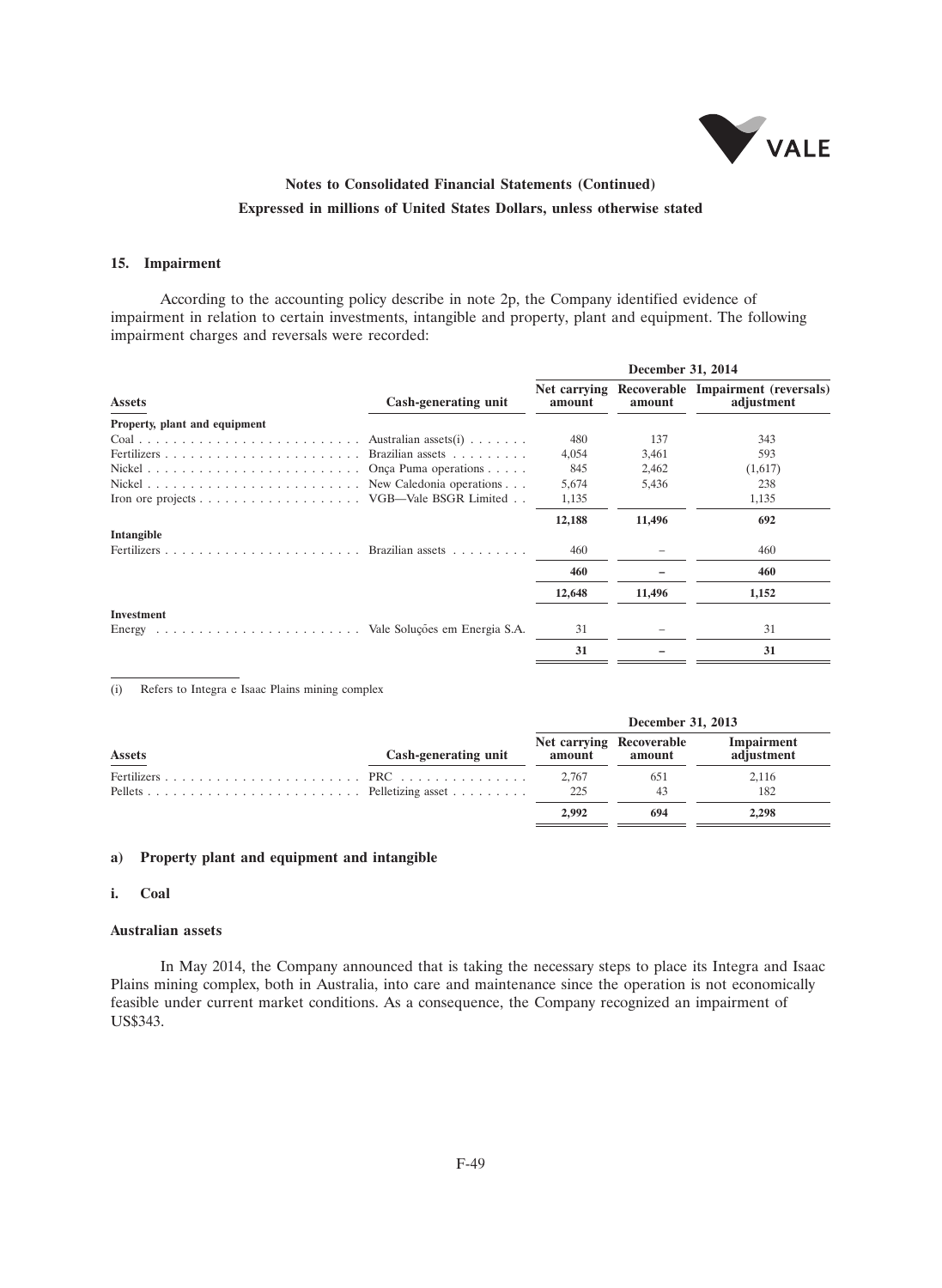**Notes to Consolidated Financial Statements (Continued)**

**Expressed in millions of United States Dollars, unless otherwise stated**

## 15. Impairment

According to the accounting policy describe in note 2p, the Company identified evidence of impairment in relation to certain investments, intangible and property, plant and equipment. The following impairment charges and reversals were recorded:

| | | December 31, 2014 | | |
|---|---|---|---|---|
| **Assets** | **Cash-generating unit** | **Net carrying amount** | **Recoverable amount** | **Impairment (reversals) adjustment** |
| **Property, plant and equipment** | | | | |
| Coal | Australian assets(i) | 480 | 137 | 343 |
| Fertilizers | Brazilian assets | 4,054 | 3,461 | 593 |
| Nickel | Onça Puma operations | 845 | 2,462 | (1,617) |
| Nickel | New Caledonia operations | 5,674 | 5,436 | 238 |
| Iron ore projects | VGB—Vale BSGR Limited | 1,135 | | 1,135 |
| | | **12,188** | **11,496** | **692** |
| **Intangible** | | | | |
| Fertilizers | Brazilian assets | 460 | – | 460 |
| | | **460** | **–** | **460** |
| | | **12,648** | **11,496** | **1,152** |
| **Investment** | | | | |
| Energy | Vale Soluções em Energia S.A. | 31 | – | 31 |
| | | **31** | **–** | **31** |

(i) Refers to Integra e Isaac Plains mining complex

| | | December 31, 2013 | | |
|---|---|---|---|---|
| **Assets** | **Cash-generating unit** | **Net carrying amount** | **Recoverable amount** | **Impairment adjustment** |
| Fertilizers | PRC | 2,767 | 651 | 2,116 |
| Pellets | Pelletizing asset | 225 | 43 | 182 |
| | | **2,992** | **694** | **2,298** |

### a) Property plant and equipment and intangible

#### i. Coal

**Australian assets**

In May 2014, the Company announced that is taking the necessary steps to place its Integra and Isaac Plains mining complex, both in Australia, into care and maintenance since the operation is not economically feasible under current market conditions. As a consequence, the Company recognized an impairment of US$343.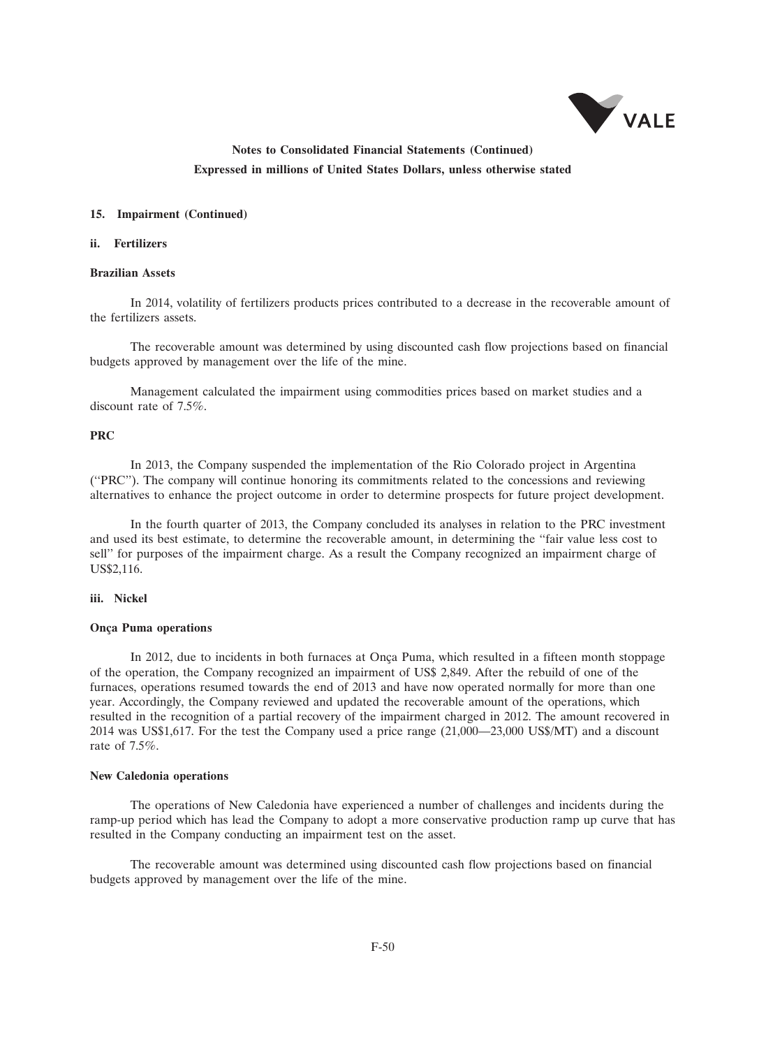**Notes to Consolidated Financial Statements (Continued)**

**Expressed in millions of United States Dollars, unless otherwise stated**

**15. Impairment (Continued)**

**ii. Fertilizers**

**Brazilian Assets**

In 2014, volatility of fertilizers products prices contributed to a decrease in the recoverable amount of the fertilizers assets.

The recoverable amount was determined by using discounted cash flow projections based on financial budgets approved by management over the life of the mine.

Management calculated the impairment using commodities prices based on market studies and a discount rate of 7.5%.

**PRC**

In 2013, the Company suspended the implementation of the Rio Colorado project in Argentina ("PRC"). The company will continue honoring its commitments related to the concessions and reviewing alternatives to enhance the project outcome in order to determine prospects for future project development.

In the fourth quarter of 2013, the Company concluded its analyses in relation to the PRC investment and used its best estimate, to determine the recoverable amount, in determining the "fair value less cost to sell" for purposes of the impairment charge. As a result the Company recognized an impairment charge of US$2,116.

**iii. Nickel**

**Onça Puma operations**

In 2012, due to incidents in both furnaces at Onça Puma, which resulted in a fifteen month stoppage of the operation, the Company recognized an impairment of US$ 2,849. After the rebuild of one of the furnaces, operations resumed towards the end of 2013 and have now operated normally for more than one year. Accordingly, the Company reviewed and updated the recoverable amount of the operations, which resulted in the recognition of a partial recovery of the impairment charged in 2012. The amount recovered in 2014 was US$1,617. For the test the Company used a price range (21,000—23,000 US$/MT) and a discount rate of 7.5%.

**New Caledonia operations**

The operations of New Caledonia have experienced a number of challenges and incidents during the ramp-up period which has lead the Company to adopt a more conservative production ramp up curve that has resulted in the Company conducting an impairment test on the asset.

The recoverable amount was determined using discounted cash flow projections based on financial budgets approved by management over the life of the mine.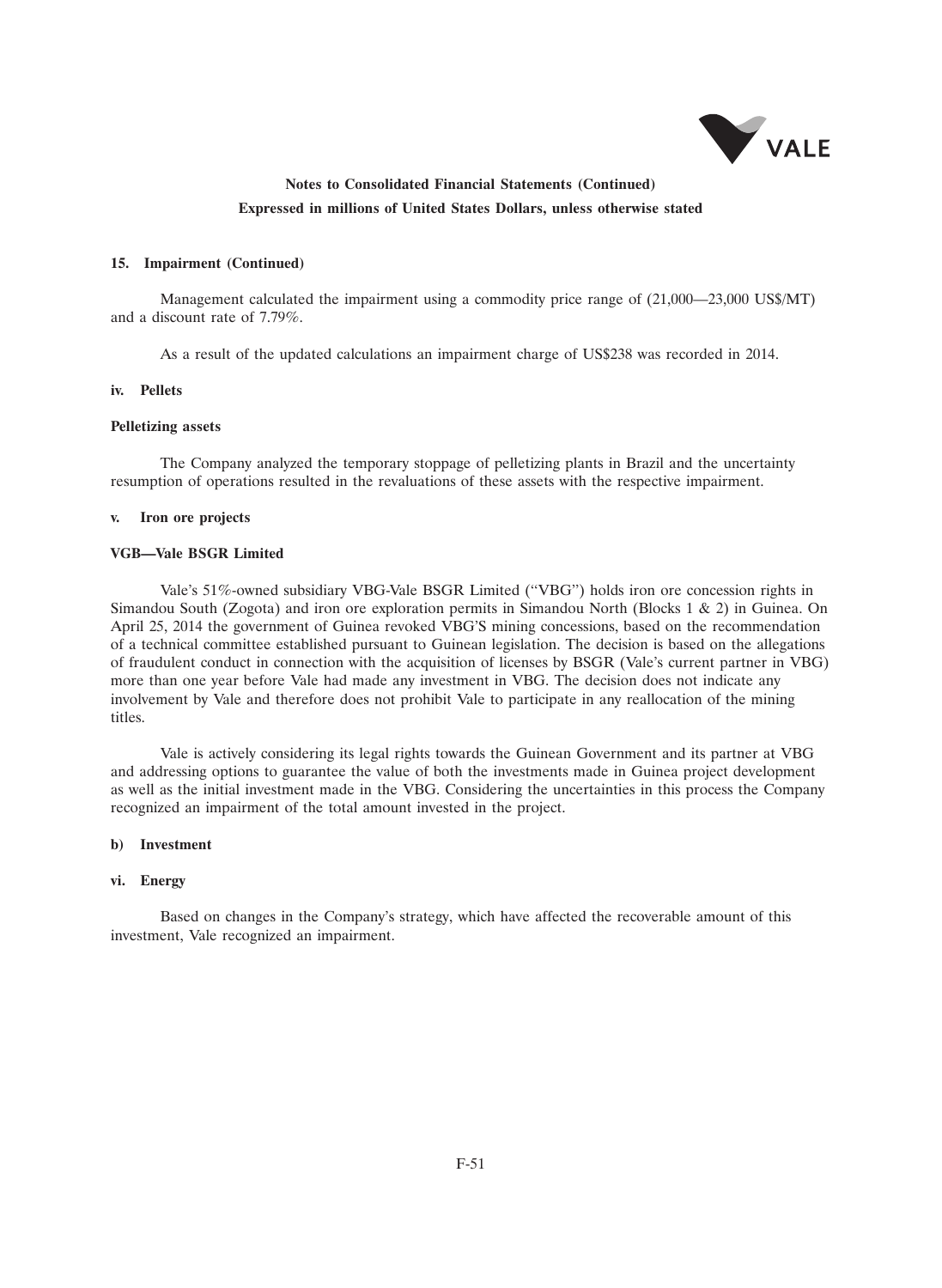**Notes to Consolidated Financial Statements (Continued)**
**Expressed in millions of United States Dollars, unless otherwise stated**

**15. Impairment (Continued)**

Management calculated the impairment using a commodity price range of (21,000—23,000 US$/MT) and a discount rate of 7.79%.

As a result of the updated calculations an impairment charge of US$238 was recorded in 2014.

**iv. Pellets**

**Pelletizing assets**

The Company analyzed the temporary stoppage of pelletizing plants in Brazil and the uncertainty resumption of operations resulted in the revaluations of these assets with the respective impairment.

**v. Iron ore projects**

**VGB—Vale BSGR Limited**

Vale's 51%-owned subsidiary VBG-Vale BSGR Limited ("VBG") holds iron ore concession rights in Simandou South (Zogota) and iron ore exploration permits in Simandou North (Blocks 1 & 2) in Guinea. On April 25, 2014 the government of Guinea revoked VBG'S mining concessions, based on the recommendation of a technical committee established pursuant to Guinean legislation. The decision is based on the allegations of fraudulent conduct in connection with the acquisition of licenses by BSGR (Vale's current partner in VBG) more than one year before Vale had made any investment in VBG. The decision does not indicate any involvement by Vale and therefore does not prohibit Vale to participate in any reallocation of the mining titles.

Vale is actively considering its legal rights towards the Guinean Government and its partner at VBG and addressing options to guarantee the value of both the investments made in Guinea project development as well as the initial investment made in the VBG. Considering the uncertainties in this process the Company recognized an impairment of the total amount invested in the project.

**b) Investment**

**vi. Energy**

Based on changes in the Company's strategy, which have affected the recoverable amount of this investment, Vale recognized an impairment.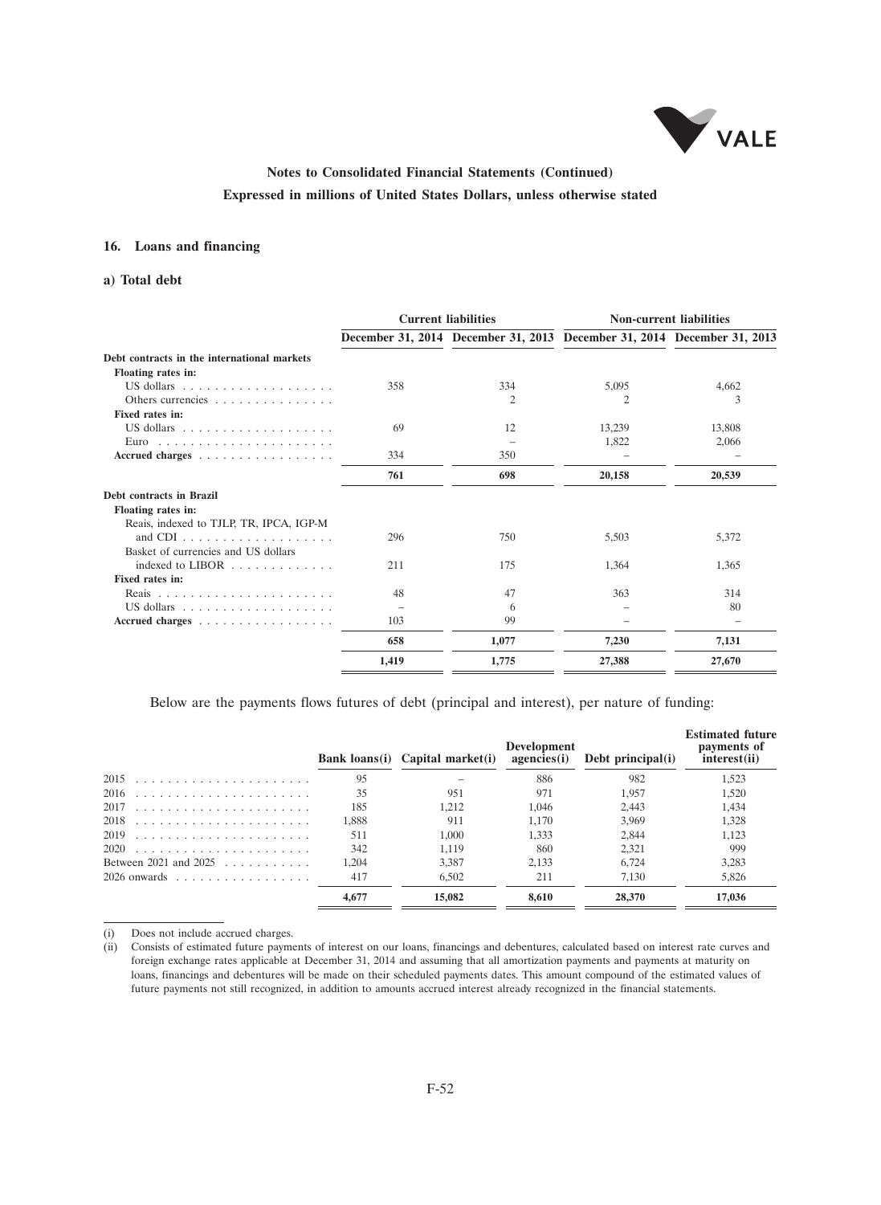**Notes to Consolidated Financial Statements (Continued)**

**Expressed in millions of United States Dollars, unless otherwise stated**

## 16. Loans and financing

### a) Total debt

| | Current liabilities | | Non-current liabilities | |
|---|---|---|---|---|
| | December 31, 2014 | December 31, 2013 | December 31, 2014 | December 31, 2013 |
| **Debt contracts in the international markets** | | | | |
| **Floating rates in:** | | | | |
| US dollars | 358 | 334 | 5,095 | 4,662 |
| Others currencies | | 2 | 2 | 3 |
| **Fixed rates in:** | | | | |
| US dollars | 69 | 12 | 13,239 | 13,808 |
| Euro | | – | 1,822 | 2,066 |
| **Accrued charges** | 334 | 350 | – | – |
| | **761** | **698** | **20,158** | **20,539** |
| **Debt contracts in Brazil** | | | | |
| **Floating rates in:** | | | | |
| Reais, indexed to TJLP, TR, IPCA, IGP-M and CDI | 296 | 750 | 5,503 | 5,372 |
| Basket of currencies and US dollars indexed to LIBOR | 211 | 175 | 1,364 | 1,365 |
| **Fixed rates in:** | | | | |
| Reais | 48 | 47 | 363 | 314 |
| US dollars | – | 6 | – | 80 |
| **Accrued charges** | 103 | 99 | – | – |
| | **658** | **1,077** | **7,230** | **7,131** |
| | **1,419** | **1,775** | **27,388** | **27,670** |

Below are the payments flows futures of debt (principal and interest), per nature of funding:

| | Bank loans(i) | Capital market(i) | Development agencies(i) | Debt principal(i) | Estimated future payments of interest(ii) |
|---|---|---|---|---|---|
| 2015 | 95 | – | 886 | 982 | 1,523 |
| 2016 | 35 | 951 | 971 | 1,957 | 1,520 |
| 2017 | 185 | 1,212 | 1,046 | 2,443 | 1,434 |
| 2018 | 1,888 | 911 | 1,170 | 3,969 | 1,328 |
| 2019 | 511 | 1,000 | 1,333 | 2,844 | 1,123 |
| 2020 | 342 | 1,119 | 860 | 2,321 | 999 |
| Between 2021 and 2025 | 1,204 | 3,387 | 2,133 | 6,724 | 3,283 |
| 2026 onwards | 417 | 6,502 | 211 | 7,130 | 5,826 |
| | **4,677** | **15,082** | **8,610** | **28,370** | **17,036** |

(i) Does not include accrued charges.

(ii) Consists of estimated future payments of interest on our loans, financings and debentures, calculated based on interest rate curves and foreign exchange rates applicable at December 31, 2014 and assuming that all amortization payments and payments at maturity on loans, financings and debentures will be made on their scheduled payments dates. This amount compound of the estimated values of future payments not still recognized, in addition to amounts accrued interest already recognized in the financial statements.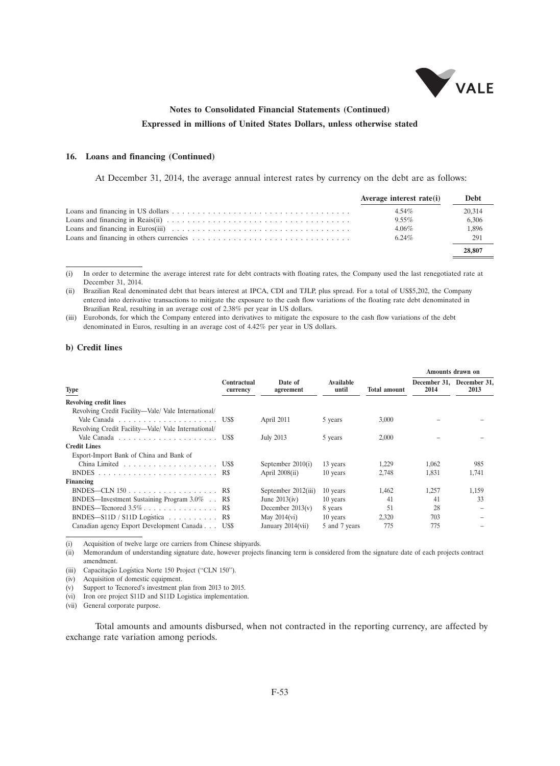### 16. Loans and financing (Continued)

At December 31, 2014, the average annual interest rates by currency on the debt are as follows:

| | Average interest rate(i) | Debt |
|---|---|---|
| Loans and financing in US dollars | 4.54% | 20,314 |
| Loans and financing in Reais(ii) | 9.55% | 6,306 |
| Loans and financing in Euros(iii) | 4.06% | 1,896 |
| Loans and financing in others currencies | 6.24% | 291 |
| | | 28,807 |

(i) In order to determine the average interest rate for debt contracts with floating rates, the Company used the last renegotiated rate at December 31, 2014.

(ii) Brazilian Real denominated debt that bears interest at IPCA, CDI and TJLP, plus spread. For a total of US$5,202, the Company entered into derivative transactions to mitigate the exposure to the cash flow variations of the floating rate debt denominated in Brazilian Real, resulting in an average cost of 2.38% per year in US dollars.

(iii) Eurobonds, for which the Company entered into derivatives to mitigate the exposure to the cash flow variations of the debt denominated in Euros, resulting in an average cost of 4.42% per year in US dollars.

#### b) Credit lines

| | | | | | Amounts drawn on | |
|---|---|---|---|---|---|---|
| Type | Contractual currency | Date of agreement | Available until | Total amount | December 31, 2014 | December 31, 2013 |
| **Revolving credit lines** | | | | | | |
| Revolving Credit Facility—Vale/ Vale International/ Vale Canada | US$ | April 2011 | 5 years | 3,000 | – | – |
| Revolving Credit Facility—Vale/ Vale International/ Vale Canada | US$ | July 2013 | 5 years | 2,000 | – | – |
| **Credit Lines** | | | | | | |
| Export-Import Bank of China and Bank of China Limited | US$ | September 2010(i) | 13 years | 1,229 | 1,062 | 985 |
| BNDES | R$ | April 2008(ii) | 10 years | 2,748 | 1,831 | 1,741 |
| **Financing** | | | | | | |
| BNDES—CLN 150 | R$ | September 2012(iii) | 10 years | 1,462 | 1,257 | 1,159 |
| BNDES—Investment Sustaining Program 3.0% | R$ | June 2013(iv) | 10 years | 41 | 41 | 33 |
| BNDES—Tecnored 3.5% | R$ | December 2013(v) | 8 years | 51 | 28 | – |
| BNDES—S11D / S11D Logística | R$ | May 2014(vi) | 10 years | 2,320 | 703 | – |
| Canadian agency Export Development Canada | US$ | January 2014(vii) | 5 and 7 years | 775 | 775 | – |

(i) Acquisition of twelve large ore carriers from Chinese shipyards.

(ii) Memorandum of understanding signature date, however projects financing term is considered from the signature date of each projects contract amendment.

(iii) Capacitação Logística Norte 150 Project ("CLN 150").

(iv) Acquisition of domestic equipment.

(v) Support to Tecnored's investment plan from 2013 to 2015.

(vi) Iron ore project S11D and S11D Logistica implementation.

(vii) General corporate purpose.

Total amounts and amounts disbursed, when not contracted in the reporting currency, are affected by exchange rate variation among periods.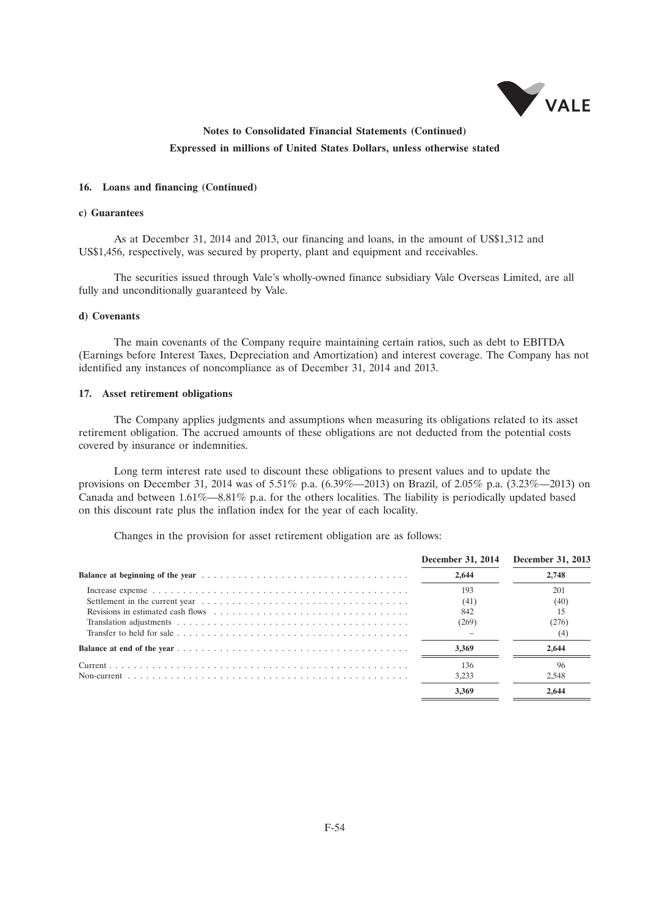**Notes to Consolidated Financial Statements (Continued)**
**Expressed in millions of United States Dollars, unless otherwise stated**

#### 16. Loans and financing (Continued)

**c) Guarantees**

As at December 31, 2014 and 2013, our financing and loans, in the amount of US$1,312 and US$1,456, respectively, was secured by property, plant and equipment and receivables.

The securities issued through Vale's wholly-owned finance subsidiary Vale Overseas Limited, are all fully and unconditionally guaranteed by Vale.

**d) Covenants**

The main covenants of the Company require maintaining certain ratios, such as debt to EBITDA (Earnings before Interest Taxes, Depreciation and Amortization) and interest coverage. The Company has not identified any instances of noncompliance as of December 31, 2014 and 2013.

#### 17. Asset retirement obligations

The Company applies judgments and assumptions when measuring its obligations related to its asset retirement obligation. The accrued amounts of these obligations are not deducted from the potential costs covered by insurance or indemnities.

Long term interest rate used to discount these obligations to present values and to update the provisions on December 31, 2014 was of 5.51% p.a. (6.39%—2013) on Brazil, of 2.05% p.a. (3.23%—2013) on Canada and between 1.61%—8.81% p.a. for the others localities. The liability is periodically updated based on this discount rate plus the inflation index for the year of each locality.

Changes in the provision for asset retirement obligation are as follows:

| | December 31, 2014 | December 31, 2013 |
|---|---|---|
| **Balance at beginning of the year** | **2,644** | **2,748** |
| Increase expense | 193 | 201 |
| Settlement in the current year | (41) | (40) |
| Revisions in estimated cash flows | 842 | 15 |
| Translation adjustments | (269) | (276) |
| Transfer to held for sale | – | (4) |
| **Balance at end of the year** | **3,369** | **2,644** |
| Current | 136 | 96 |
| Non-current | 3,233 | 2,548 |
| | **3,369** | **2,644** |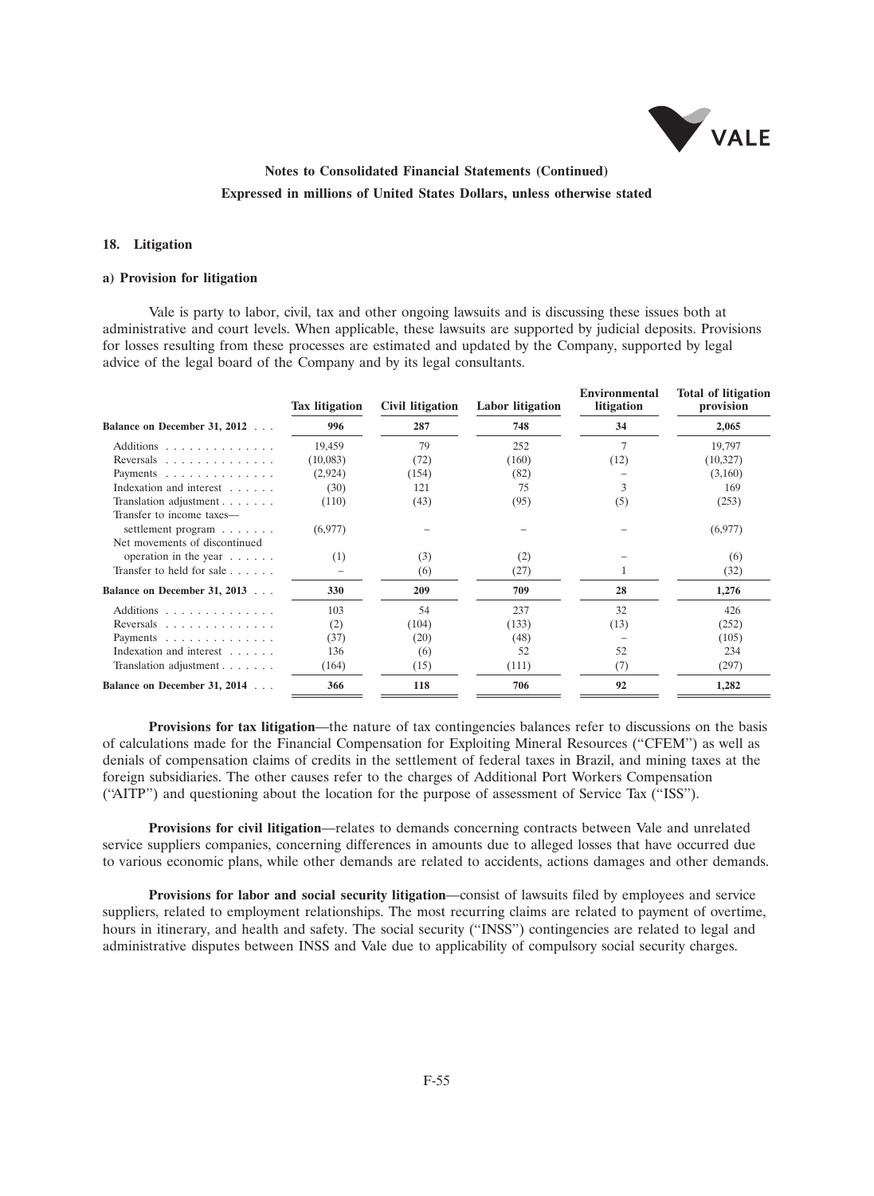**Notes to Consolidated Financial Statements (Continued)**

**Expressed in millions of United States Dollars, unless otherwise stated**

## 18. Litigation

### a) Provision for litigation

Vale is party to labor, civil, tax and other ongoing lawsuits and is discussing these issues both at administrative and court levels. When applicable, these lawsuits are supported by judicial deposits. Provisions for losses resulting from these processes are estimated and updated by the Company, supported by legal advice of the legal board of the Company and by its legal consultants.

| | Tax litigation | Civil litigation | Labor litigation | Environmental litigation | Total of litigation provision |
|---|---|---|---|---|---|
| **Balance on December 31, 2012** | **996** | **287** | **748** | **34** | **2,065** |
| Additions | 19,459 | 79 | 252 | 7 | 19,797 |
| Reversals | (10,083) | (72) | (160) | (12) | (10,327) |
| Payments | (2,924) | (154) | (82) | – | (3,160) |
| Indexation and interest | (30) | 121 | 75 | 3 | 169 |
| Translation adjustment | (110) | (43) | (95) | (5) | (253) |
| Transfer to income taxes—settlement program | (6,977) | – | – | – | (6,977) |
| Net movements of discontinued operation in the year | (1) | (3) | (2) | – | (6) |
| Transfer to held for sale | – | (6) | (27) | 1 | (32) |
| **Balance on December 31, 2013** | **330** | **209** | **709** | **28** | **1,276** |
| Additions | 103 | 54 | 237 | 32 | 426 |
| Reversals | (2) | (104) | (133) | (13) | (252) |
| Payments | (37) | (20) | (48) | – | (105) |
| Indexation and interest | 136 | (6) | 52 | 52 | 234 |
| Translation adjustment | (164) | (15) | (111) | (7) | (297) |
| **Balance on December 31, 2014** | **366** | **118** | **706** | **92** | **1,282** |

**Provisions for tax litigation**—the nature of tax contingencies balances refer to discussions on the basis of calculations made for the Financial Compensation for Exploiting Mineral Resources ("CFEM") as well as denials of compensation claims of credits in the settlement of federal taxes in Brazil, and mining taxes at the foreign subsidiaries. The other causes refer to the charges of Additional Port Workers Compensation ("AITP") and questioning about the location for the purpose of assessment of Service Tax ("ISS").

**Provisions for civil litigation**—relates to demands concerning contracts between Vale and unrelated service suppliers companies, concerning differences in amounts due to alleged losses that have occurred due to various economic plans, while other demands are related to accidents, actions damages and other demands.

**Provisions for labor and social security litigation**—consist of lawsuits filed by employees and service suppliers, related to employment relationships. The most recurring claims are related to payment of overtime, hours in itinerary, and health and safety. The social security ("INSS") contingencies are related to legal and administrative disputes between INSS and Vale due to applicability of compulsory social security charges.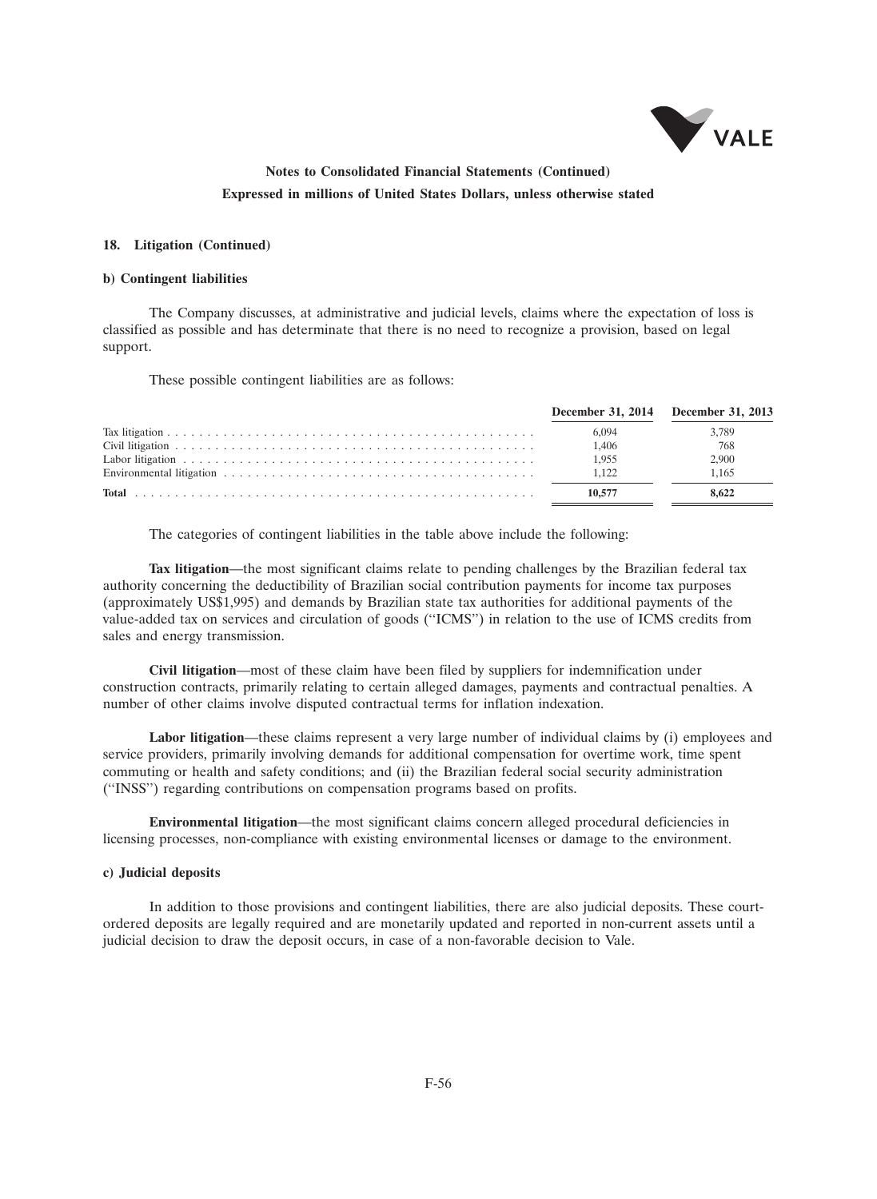**Notes to Consolidated Financial Statements (Continued)**

**Expressed in millions of United States Dollars, unless otherwise stated**

### 18. Litigation (Continued)

#### b) Contingent liabilities

The Company discusses, at administrative and judicial levels, claims where the expectation of loss is classified as possible and has determinate that there is no need to recognize a provision, based on legal support.

These possible contingent liabilities are as follows:

| | December 31, 2014 | December 31, 2013 |
|---|---|---|
| Tax litigation | 6,094 | 3,789 |
| Civil litigation | 1,406 | 768 |
| Labor litigation | 1,955 | 2,900 |
| Environmental litigation | 1,122 | 1,165 |
| **Total** | **10,577** | **8,622** |

The categories of contingent liabilities in the table above include the following:

**Tax litigation**—the most significant claims relate to pending challenges by the Brazilian federal tax authority concerning the deductibility of Brazilian social contribution payments for income tax purposes (approximately US$1,995) and demands by Brazilian state tax authorities for additional payments of the value-added tax on services and circulation of goods (''ICMS'') in relation to the use of ICMS credits from sales and energy transmission.

**Civil litigation**—most of these claim have been filed by suppliers for indemnification under construction contracts, primarily relating to certain alleged damages, payments and contractual penalties. A number of other claims involve disputed contractual terms for inflation indexation.

**Labor litigation**—these claims represent a very large number of individual claims by (i) employees and service providers, primarily involving demands for additional compensation for overtime work, time spent commuting or health and safety conditions; and (ii) the Brazilian federal social security administration (''INSS'') regarding contributions on compensation programs based on profits.

**Environmental litigation**—the most significant claims concern alleged procedural deficiencies in licensing processes, non-compliance with existing environmental licenses or damage to the environment.

#### c) Judicial deposits

In addition to those provisions and contingent liabilities, there are also judicial deposits. These court-ordered deposits are legally required and are monetarily updated and reported in non-current assets until a judicial decision to draw the deposit occurs, in case of a non-favorable decision to Vale.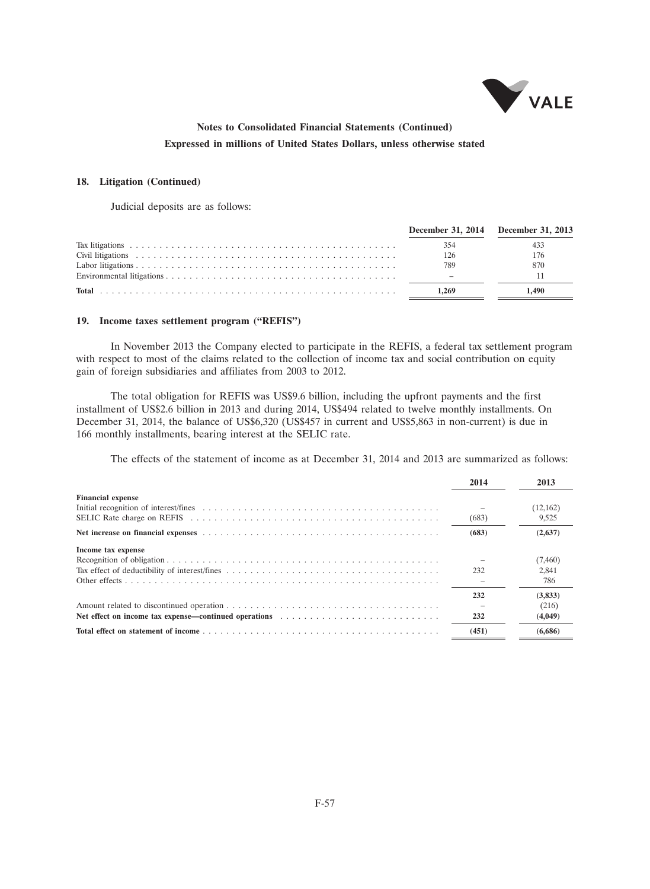**Notes to Consolidated Financial Statements (Continued)**

**Expressed in millions of United States Dollars, unless otherwise stated**

## 18. Litigation (Continued)

Judicial deposits are as follows:

| | December 31, 2014 | December 31, 2013 |
|---|---|---|
| Tax litigations | 354 | 433 |
| Civil litigations | 126 | 176 |
| Labor litigations | 789 | 870 |
| Environmental litigations | – | 11 |
| **Total** | **1,269** | **1,490** |

## 19. Income taxes settlement program ("REFIS")

In November 2013 the Company elected to participate in the REFIS, a federal tax settlement program with respect to most of the claims related to the collection of income tax and social contribution on equity gain of foreign subsidiaries and affiliates from 2003 to 2012.

The total obligation for REFIS was US$9.6 billion, including the upfront payments and the first installment of US$2.6 billion in 2013 and during 2014, US$494 related to twelve monthly installments. On December 31, 2014, the balance of US$6,320 (US$457 in current and US$5,863 in non-current) is due in 166 monthly installments, bearing interest at the SELIC rate.

The effects of the statement of income as at December 31, 2014 and 2013 are summarized as follows:

| | 2014 | 2013 |
|---|---|---|
| **Financial expense** | | |
| Initial recognition of interest/fines | – | (12,162) |
| SELIC Rate charge on REFIS | (683) | 9,525 |
| **Net increase on financial expenses** | **(683)** | **(2,637)** |
| **Income tax expense** | | |
| Recognition of obligation | – | (7,460) |
| Tax effect of deductibility of interest/fines | 232 | 2,841 |
| Other effects | – | 786 |
| | **232** | **(3,833)** |
| Amount related to discontinued operation | – | (216) |
| **Net effect on income tax expense—continued operations** | **232** | **(4,049)** |
| **Total effect on statement of income** | **(451)** | **(6,686)** |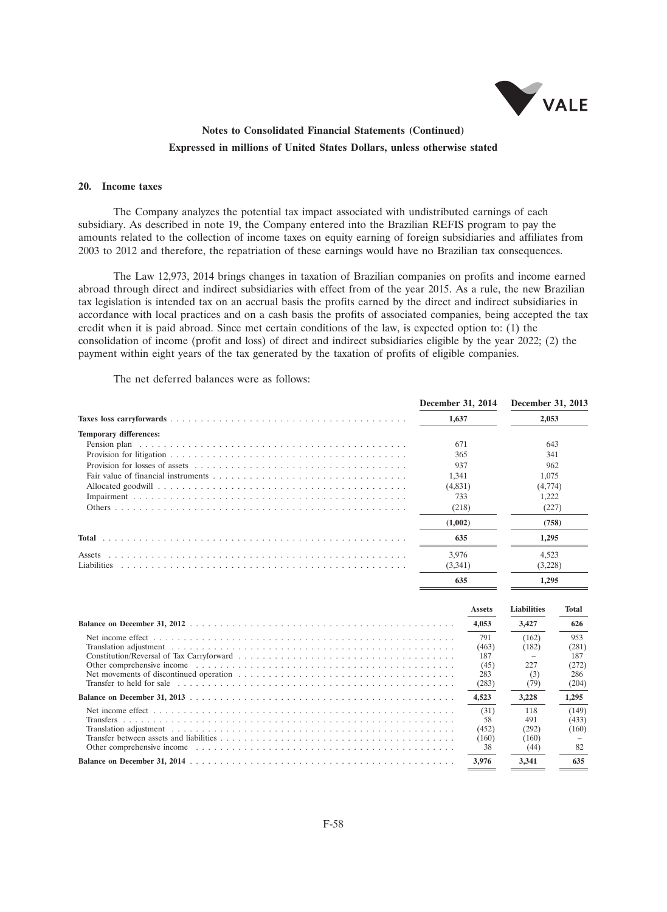## 20. Income taxes

The Company analyzes the potential tax impact associated with undistributed earnings of each subsidiary. As described in note 19, the Company entered into the Brazilian REFIS program to pay the amounts related to the collection of income taxes on equity earning of foreign subsidiaries and affiliates from 2003 to 2012 and therefore, the repatriation of these earnings would have no Brazilian tax consequences.

The Law 12,973, 2014 brings changes in taxation of Brazilian companies on profits and income earned abroad through direct and indirect subsidiaries with effect from of the year 2015. As a rule, the new Brazilian tax legislation is intended tax on an accrual basis the profits earned by the direct and indirect subsidiaries in accordance with local practices and on a cash basis the profits of associated companies, being accepted the tax credit when it is paid abroad. Since met certain conditions of the law, is expected option to: (1) the consolidation of income (profit and loss) of direct and indirect subsidiaries eligible by the year 2022; (2) the payment within eight years of the tax generated by the taxation of profits of eligible companies.

The net deferred balances were as follows:

| | December 31, 2014 | December 31, 2013 |
|---|---|---|
| **Taxes loss carryforwards** | **1,637** | **2,053** |
| **Temporary differences:** | | |
| Pension plan | 671 | 643 |
| Provision for litigation | 365 | 341 |
| Provision for losses of assets | 937 | 962 |
| Fair value of financial instruments | 1,341 | 1,075 |
| Allocated goodwill | (4,831) | (4,774) |
| Impairment | 733 | 1,222 |
| Others | (218) | (227) |
| | **(1,002)** | **(758)** |
| **Total** | **635** | **1,295** |
| Assets | 3,976 | 4,523 |
| Liabilities | (3,341) | (3,228) |
| | **635** | **1,295** |

| | Assets | Liabilities | Total |
|---|---|---|---|
| **Balance on December 31, 2012** | **4,053** | **3,427** | **626** |
| Net income effect | 791 | (162) | 953 |
| Translation adjustment | (463) | (182) | (281) |
| Constitution/Reversal of Tax Carryforward | 187 | – | 187 |
| Other comprehensive income | (45) | 227 | (272) |
| Net movements of discontinued operation | 283 | (3) | 286 |
| Transfer to held for sale | (283) | (79) | (204) |
| **Balance on December 31, 2013** | **4,523** | **3,228** | **1,295** |
| Net income effect | (31) | 118 | (149) |
| Transfers | 58 | 491 | (433) |
| Translation adjustment | (452) | (292) | (160) |
| Transfer between assets and liabilities | (160) | (160) | – |
| Other comprehensive income | 38 | (44) | 82 |
| **Balance on December 31, 2014** | **3,976** | **3,341** | **635** |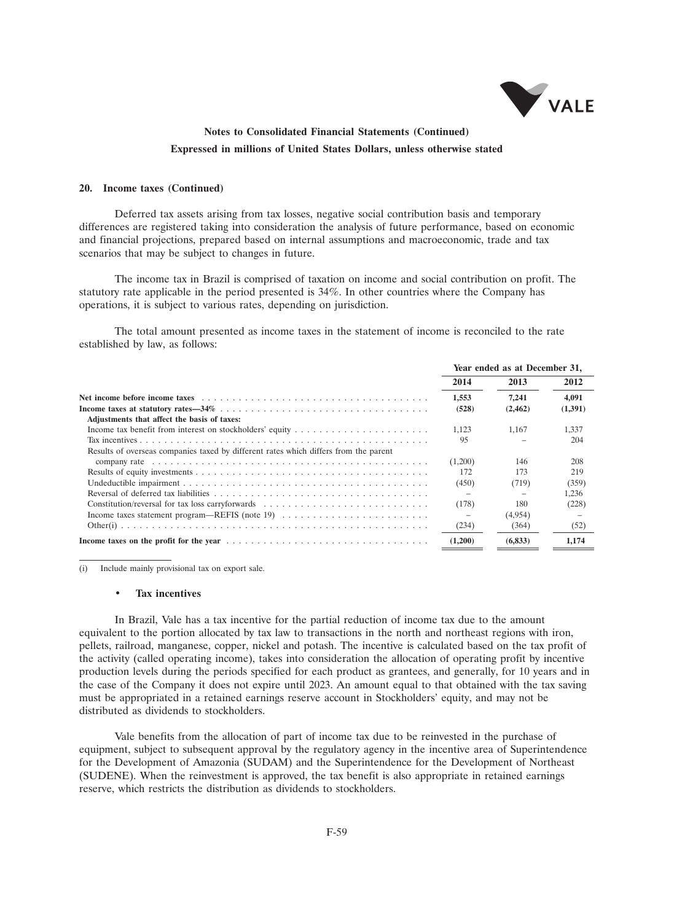## 20. Income taxes (Continued)

Deferred tax assets arising from tax losses, negative social contribution basis and temporary differences are registered taking into consideration the analysis of future performance, based on economic and financial projections, prepared based on internal assumptions and macroeconomic, trade and tax scenarios that may be subject to changes in future.

The income tax in Brazil is comprised of taxation on income and social contribution on profit. The statutory rate applicable in the period presented is 34%. In other countries where the Company has operations, it is subject to various rates, depending on jurisdiction.

The total amount presented as income taxes in the statement of income is reconciled to the rate established by law, as follows:

| | Year ended as at December 31, | | |
|---|---|---|---|
| | **2014** | **2013** | **2012** |
| **Net income before income taxes** | **1,553** | **7,241** | **4,091** |
| **Income taxes at statutory rates—34%** | **(528)** | **(2,462)** | **(1,391)** |
| **Adjustments that affect the basis of taxes:** | | | |
| Income tax benefit from interest on stockholders' equity | 1,123 | 1,167 | 1,337 |
| Tax incentives | 95 | – | 204 |
| Results of overseas companies taxed by different rates which differs from the parent company rate | (1,200) | 146 | 208 |
| Results of equity investments | 172 | 173 | 219 |
| Undeductible impairment | (450) | (719) | (359) |
| Reversal of deferred tax liabilities | – | – | 1,236 |
| Constitution/reversal for tax loss carryforwards | (178) | 180 | (228) |
| Income taxes statement program—REFIS (note 19) | – | (4,954) | – |
| Other(i) | (234) | (364) | (52) |
| **Income taxes on the profit for the year** | **(1,200)** | **(6,833)** | **1,174** |

(i) Include mainly provisional tax on export sale.

- **Tax incentives**

In Brazil, Vale has a tax incentive for the partial reduction of income tax due to the amount equivalent to the portion allocated by tax law to transactions in the north and northeast regions with iron, pellets, railroad, manganese, copper, nickel and potash. The incentive is calculated based on the tax profit of the activity (called operating income), takes into consideration the allocation of operating profit by incentive production levels during the periods specified for each product as grantees, and generally, for 10 years and in the case of the Company it does not expire until 2023. An amount equal to that obtained with the tax saving must be appropriated in a retained earnings reserve account in Stockholders' equity, and may not be distributed as dividends to stockholders.

Vale benefits from the allocation of part of income tax due to be reinvested in the purchase of equipment, subject to subsequent approval by the regulatory agency in the incentive area of Superintendence for the Development of Amazonia (SUDAM) and the Superintendence for the Development of Northeast (SUDENE). When the reinvestment is approved, the tax benefit is also appropriate in retained earnings reserve, which restricts the distribution as dividends to stockholders.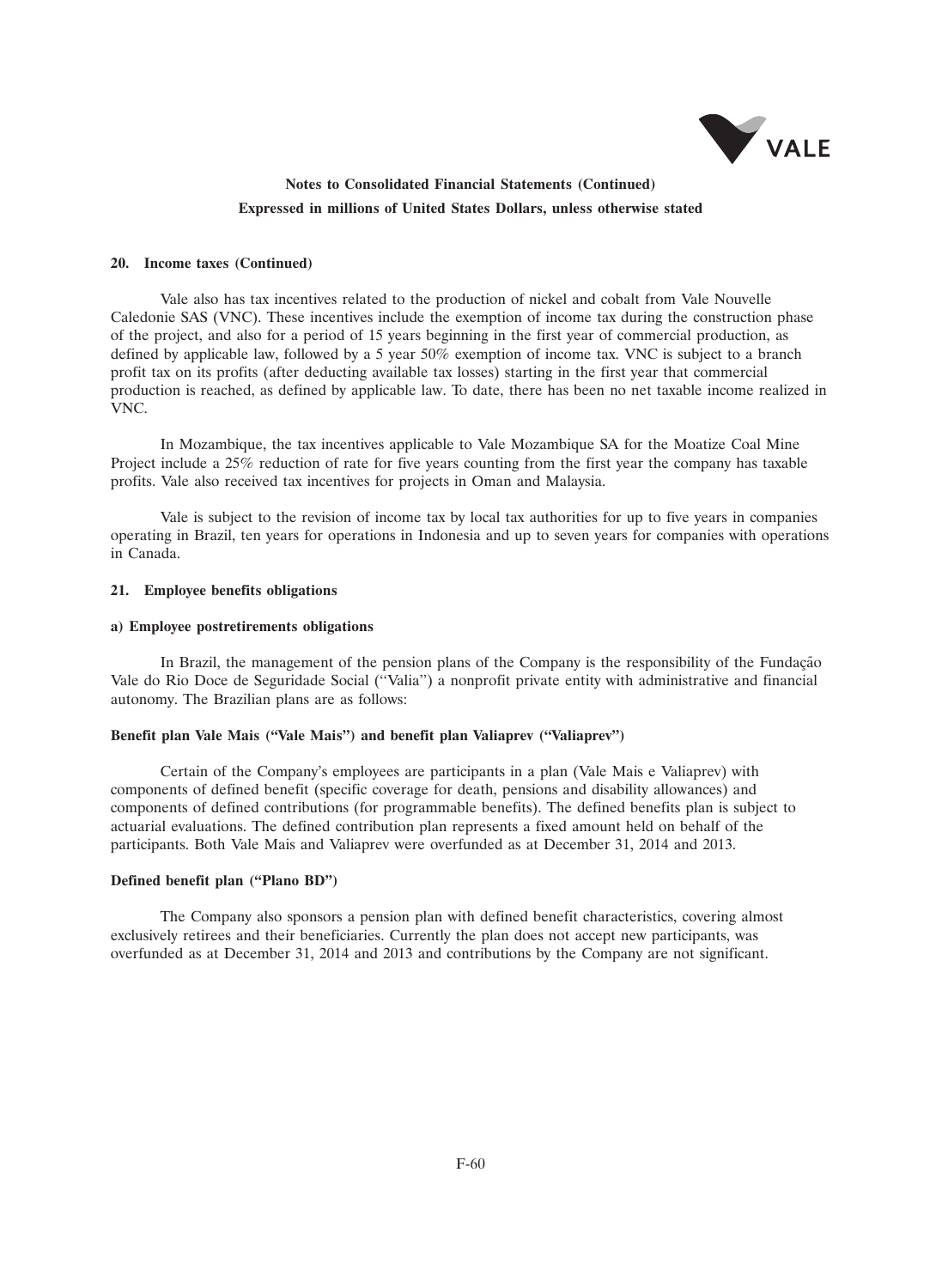**Notes to Consolidated Financial Statements (Continued)**

**Expressed in millions of United States Dollars, unless otherwise stated**

**20. Income taxes (Continued)**

Vale also has tax incentives related to the production of nickel and cobalt from Vale Nouvelle Caledonie SAS (VNC). These incentives include the exemption of income tax during the construction phase of the project, and also for a period of 15 years beginning in the first year of commercial production, as defined by applicable law, followed by a 5 year 50% exemption of income tax. VNC is subject to a branch profit tax on its profits (after deducting available tax losses) starting in the first year that commercial production is reached, as defined by applicable law. To date, there has been no net taxable income realized in VNC.

In Mozambique, the tax incentives applicable to Vale Mozambique SA for the Moatize Coal Mine Project include a 25% reduction of rate for five years counting from the first year the company has taxable profits. Vale also received tax incentives for projects in Oman and Malaysia.

Vale is subject to the revision of income tax by local tax authorities for up to five years in companies operating in Brazil, ten years for operations in Indonesia and up to seven years for companies with operations in Canada.

**21. Employee benefits obligations**

**a) Employee postretirements obligations**

In Brazil, the management of the pension plans of the Company is the responsibility of the Fundação Vale do Rio Doce de Seguridade Social (''Valia'') a nonprofit private entity with administrative and financial autonomy. The Brazilian plans are as follows:

**Benefit plan Vale Mais (''Vale Mais'') and benefit plan Valiaprev (''Valiaprev'')**

Certain of the Company's employees are participants in a plan (Vale Mais e Valiaprev) with components of defined benefit (specific coverage for death, pensions and disability allowances) and components of defined contributions (for programmable benefits). The defined benefits plan is subject to actuarial evaluations. The defined contribution plan represents a fixed amount held on behalf of the participants. Both Vale Mais and Valiaprev were overfunded as at December 31, 2014 and 2013.

**Defined benefit plan (''Plano BD'')**

The Company also sponsors a pension plan with defined benefit characteristics, covering almost exclusively retirees and their beneficiaries. Currently the plan does not accept new participants, was overfunded as at December 31, 2014 and 2013 and contributions by the Company are not significant.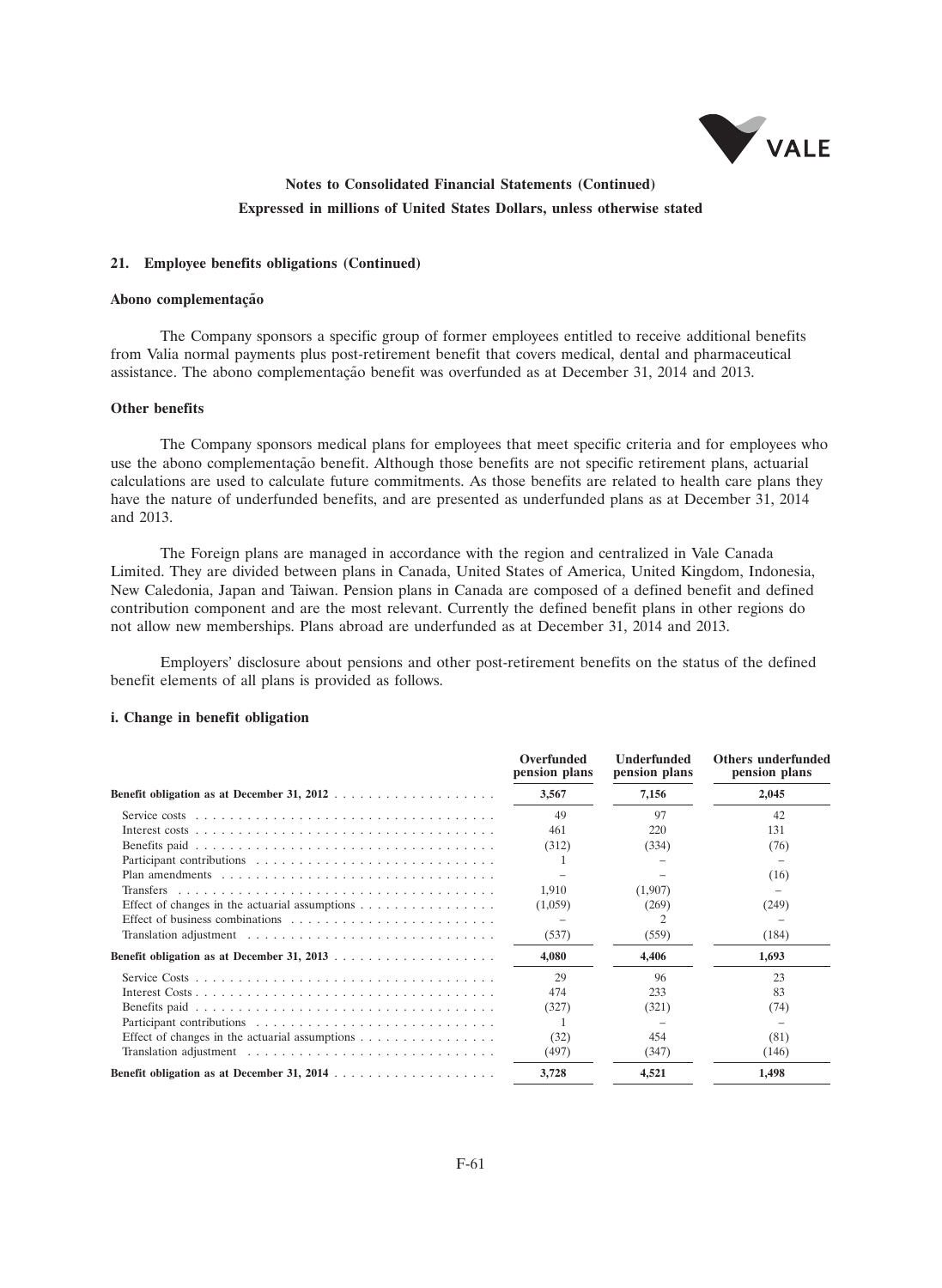# Notes to Consolidated Financial Statements (Continued)

**Expressed in millions of United States Dollars, unless otherwise stated**

## 21. Employee benefits obligations (Continued)

### Abono complementação

The Company sponsors a specific group of former employees entitled to receive additional benefits from Valia normal payments plus post-retirement benefit that covers medical, dental and pharmaceutical assistance. The abono complementação benefit was overfunded as at December 31, 2014 and 2013.

### Other benefits

The Company sponsors medical plans for employees that meet specific criteria and for employees who use the abono complementação benefit. Although those benefits are not specific retirement plans, actuarial calculations are used to calculate future commitments. As those benefits are related to health care plans they have the nature of underfunded benefits, and are presented as underfunded plans as at December 31, 2014 and 2013.

The Foreign plans are managed in accordance with the region and centralized in Vale Canada Limited. They are divided between plans in Canada, United States of America, United Kingdom, Indonesia, New Caledonia, Japan and Taiwan. Pension plans in Canada are composed of a defined benefit and defined contribution component and are the most relevant. Currently the defined benefit plans in other regions do not allow new memberships. Plans abroad are underfunded as at December 31, 2014 and 2013.

Employers' disclosure about pensions and other post-retirement benefits on the status of the defined benefit elements of all plans is provided as follows.

### i. Change in benefit obligation

| | Overfunded pension plans | Underfunded pension plans | Others underfunded pension plans |
|---|---|---|---|
| **Benefit obligation as at December 31, 2012** | **3,567** | **7,156** | **2,045** |
| Service costs | 49 | 97 | 42 |
| Interest costs | 461 | 220 | 131 |
| Benefits paid | (312) | (334) | (76) |
| Participant contributions | 1 | – | – |
| Plan amendments | – | – | (16) |
| Transfers | 1,910 | (1,907) | – |
| Effect of changes in the actuarial assumptions | (1,059) | (269) | (249) |
| Effect of business combinations | – | 2 | – |
| Translation adjustment | (537) | (559) | (184) |
| **Benefit obligation as at December 31, 2013** | **4,080** | **4,406** | **1,693** |
| Service Costs | 29 | 96 | 23 |
| Interest Costs | 474 | 233 | 83 |
| Benefits paid | (327) | (321) | (74) |
| Participant contributions | 1 | – | – |
| Effect of changes in the actuarial assumptions | (32) | 454 | (81) |
| Translation adjustment | (497) | (347) | (146) |
| **Benefit obligation as at December 31, 2014** | **3,728** | **4,521** | **1,498** |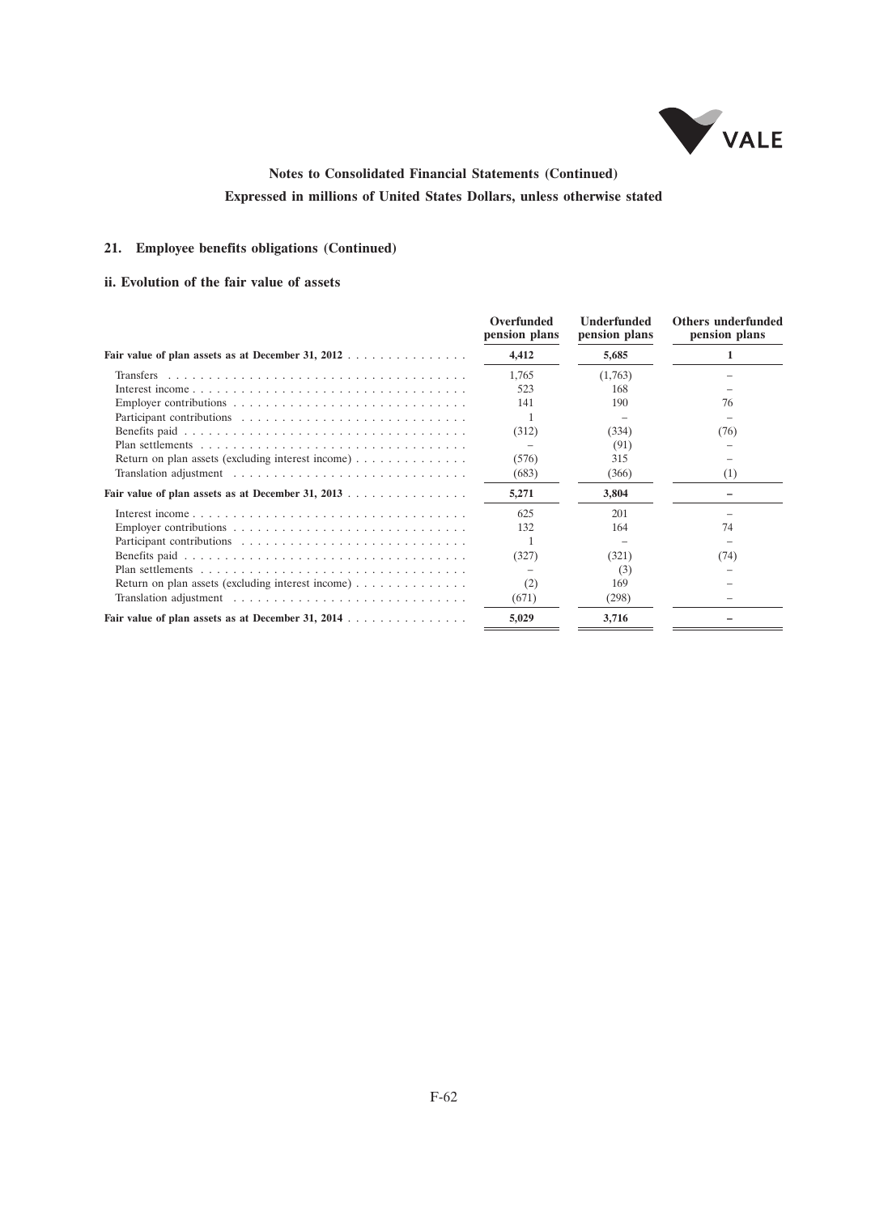**Notes to Consolidated Financial Statements (Continued)**

**Expressed in millions of United States Dollars, unless otherwise stated**

## 21. Employee benefits obligations (Continued)

### ii. Evolution of the fair value of assets

| | Overfunded pension plans | Underfunded pension plans | Others underfunded pension plans |
|---|---|---|---|
| **Fair value of plan assets as at December 31, 2012** | **4,412** | **5,685** | **1** |
| Transfers | 1,765 | (1,763) | – |
| Interest income | 523 | 168 | – |
| Employer contributions | 141 | 190 | 76 |
| Participant contributions | 1 | – | – |
| Benefits paid | (312) | (334) | (76) |
| Plan settlements | – | (91) | – |
| Return on plan assets (excluding interest income) | (576) | 315 | – |
| Translation adjustment | (683) | (366) | (1) |
| **Fair value of plan assets as at December 31, 2013** | **5,271** | **3,804** | **–** |
| Interest income | 625 | 201 | – |
| Employer contributions | 132 | 164 | 74 |
| Participant contributions | 1 | – | – |
| Benefits paid | (327) | (321) | (74) |
| Plan settlements | – | (3) | – |
| Return on plan assets (excluding interest income) | (2) | 169 | – |
| Translation adjustment | (671) | (298) | – |
| **Fair value of plan assets as at December 31, 2014** | **5,029** | **3,716** | **–** |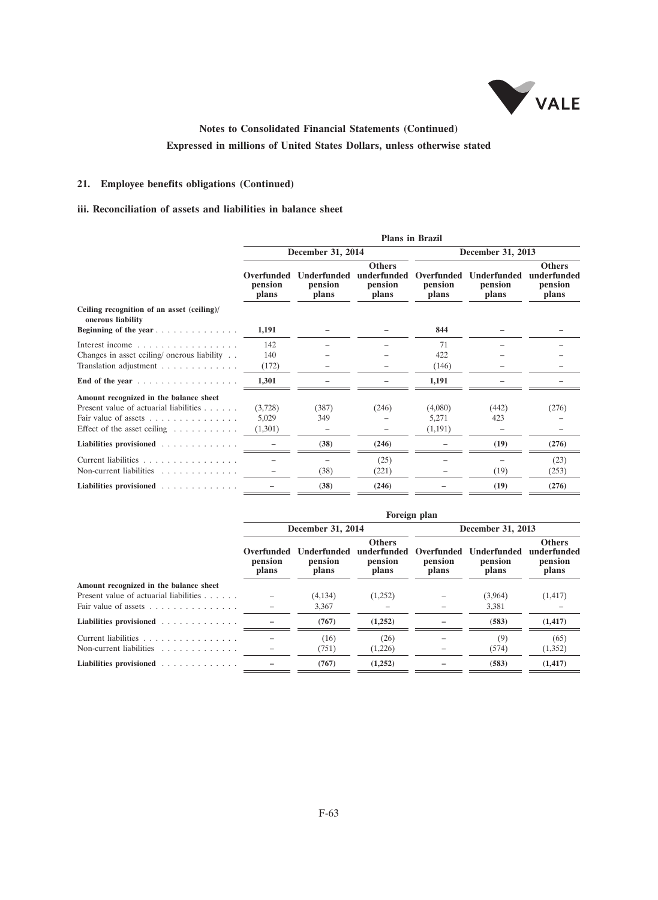**Notes to Consolidated Financial Statements (Continued)**

**Expressed in millions of United States Dollars, unless otherwise stated**

## 21. Employee benefits obligations (Continued)

### iii. Reconciliation of assets and liabilities in balance sheet

| | Plans in Brazil | | | | | |
|---|---|---|---|---|---|---|
| | December 31, 2014 | | | December 31, 2013 | | |
| | Overfunded pension plans | Underfunded pension plans | Others underfunded pension plans | Overfunded pension plans | Underfunded pension plans | Others underfunded pension plans |
| **Ceiling recognition of an asset (ceiling)/ onerous liability** | | | | | | |
| **Beginning of the year** | **1,191** | **–** | **–** | **844** | **–** | **–** |
| Interest income | 142 | – | – | 71 | – | – |
| Changes in asset ceiling/ onerous liability | 140 | – | – | 422 | – | – |
| Translation adjustment | (172) | – | – | (146) | – | – |
| **End of the year** | **1,301** | **–** | **–** | **1,191** | **–** | **–** |
| **Amount recognized in the balance sheet** | | | | | | |
| Present value of actuarial liabilities | (3,728) | (387) | (246) | (4,080) | (442) | (276) |
| Fair value of assets | 5,029 | 349 | – | 5,271 | 423 | – |
| Effect of the asset ceiling | (1,301) | – | – | (1,191) | – | – |
| **Liabilities provisioned** | **–** | **(38)** | **(246)** | **–** | **(19)** | **(276)** |
| Current liabilities | – | – | (25) | – | – | (23) |
| Non-current liabilities | – | (38) | (221) | – | (19) | (253) |
| **Liabilities provisioned** | **–** | **(38)** | **(246)** | **–** | **(19)** | **(276)** |

| | Foreign plan | | | | | |
|---|---|---|---|---|---|---|
| | December 31, 2014 | | | December 31, 2013 | | |
| | Overfunded pension plans | Underfunded pension plans | Others underfunded pension plans | Overfunded pension plans | Underfunded pension plans | Others underfunded pension plans |
| **Amount recognized in the balance sheet** | | | | | | |
| Present value of actuarial liabilities | – | (4,134) | (1,252) | – | (3,964) | (1,417) |
| Fair value of assets | – | 3,367 | – | – | 3,381 | – |
| **Liabilities provisioned** | **–** | **(767)** | **(1,252)** | **–** | **(583)** | **(1,417)** |
| Current liabilities | – | (16) | (26) | – | (9) | (65) |
| Non-current liabilities | – | (751) | (1,226) | – | (574) | (1,352) |
| **Liabilities provisioned** | **–** | **(767)** | **(1,252)** | **–** | **(583)** | **(1,417)** |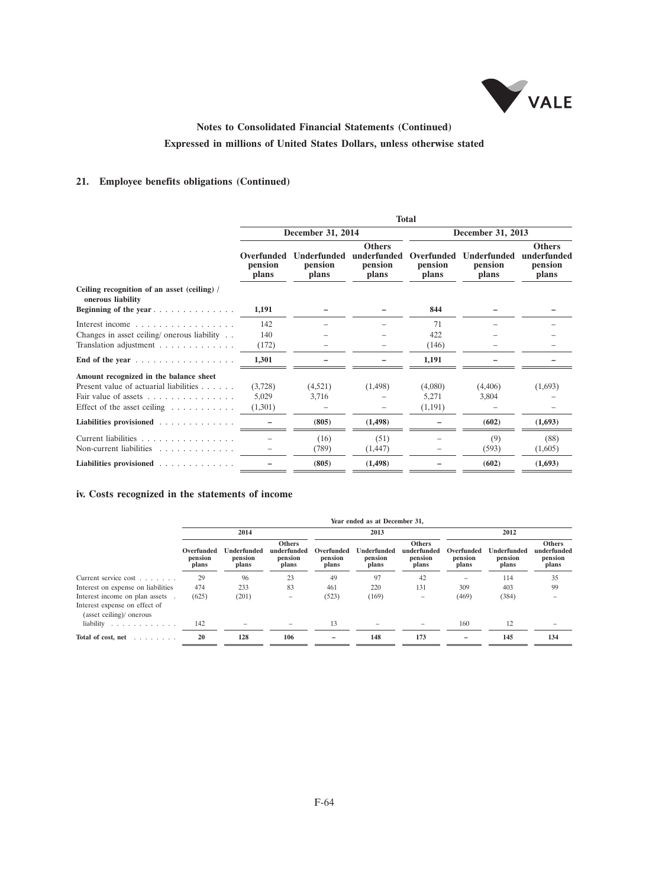# Notes to Consolidated Financial Statements (Continued)

## Expressed in millions of United States Dollars, unless otherwise stated

### 21. Employee benefits obligations (Continued)

| | Total | | | | | |
|---|---|---|---|---|---|---|
| | December 31, 2014 | | | December 31, 2013 | | |
| | Overfunded pension plans | Underfunded pension plans | Others underfunded pension plans | Overfunded pension plans | Underfunded pension plans | Others underfunded pension plans |
| **Ceiling recognition of an asset (ceiling) / onerous liability** | | | | | | |
| **Beginning of the year** | **1,191** | **–** | **–** | **844** | **–** | **–** |
| Interest income | 142 | – | – | 71 | – | – |
| Changes in asset ceiling/ onerous liability | 140 | – | – | 422 | – | – |
| Translation adjustment | (172) | – | – | (146) | – | – |
| **End of the year** | **1,301** | **–** | **–** | **1,191** | **–** | **–** |
| **Amount recognized in the balance sheet** | | | | | | |
| Present value of actuarial liabilities | (3,728) | (4,521) | (1,498) | (4,080) | (4,406) | (1,693) |
| Fair value of assets | 5,029 | 3,716 | – | 5,271 | 3,804 | – |
| Effect of the asset ceiling | (1,301) | – | – | (1,191) | – | – |
| **Liabilities provisioned** | **–** | **(805)** | **(1,498)** | **–** | **(602)** | **(1,693)** |
| Current liabilities | – | (16) | (51) | – | (9) | (88) |
| Non-current liabilities | – | (789) | (1,447) | – | (593) | (1,605) |
| **Liabilities provisioned** | **–** | **(805)** | **(1,498)** | **–** | **(602)** | **(1,693)** |

### iv. Costs recognized in the statements of income

| | Year ended as at December 31, | | | | | | | | |
|---|---|---|---|---|---|---|---|---|---|
| | 2014 | | | 2013 | | | 2012 | | |
| | Overfunded pension plans | Underfunded pension plans | Others underfunded pension plans | Overfunded pension plans | Underfunded pension plans | Others underfunded pension plans | Overfunded pension plans | Underfunded pension plans | Others underfunded pension plans |
| Current service cost | 29 | 96 | 23 | 49 | 97 | 42 | – | 114 | 35 |
| Interest on expense on liabilities | 474 | 233 | 83 | 461 | 220 | 131 | 309 | 403 | 99 |
| Interest income on plan assets | (625) | (201) | – | (523) | (169) | – | (469) | (384) | – |
| Interest expense on effect of (asset ceiling)/ onerous liability | 142 | – | – | 13 | – | – | 160 | 12 | – |
| **Total of cost, net** | **20** | **128** | **106** | **–** | **148** | **173** | **–** | **145** | **134** |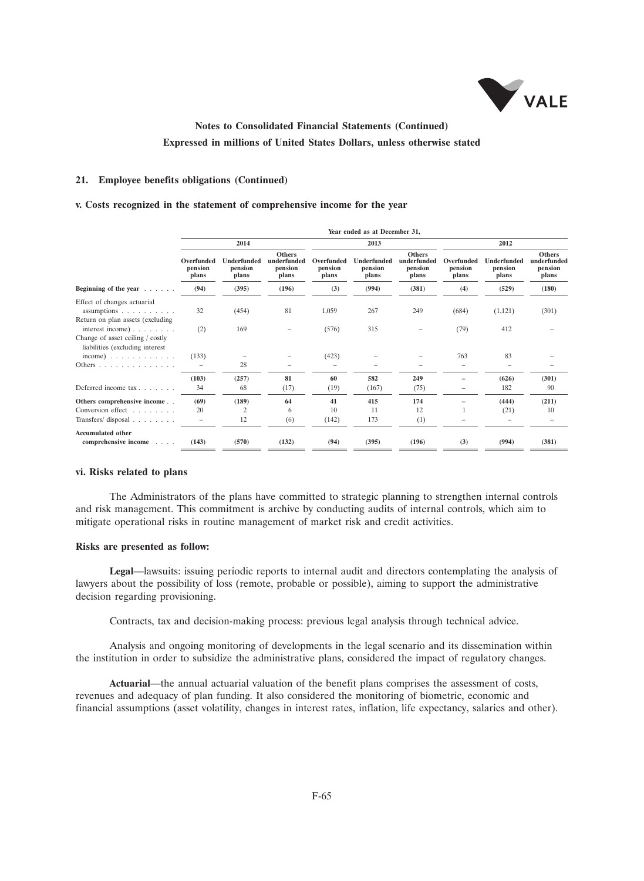**Notes to Consolidated Financial Statements (Continued)**

**Expressed in millions of United States Dollars, unless otherwise stated**

### 21. Employee benefits obligations (Continued)

#### v. Costs recognized in the statement of comprehensive income for the year

| | Year ended as at December 31, | | | | | | | | |
|---|---|---|---|---|---|---|---|---|---|
| | 2014 | | | 2013 | | | 2012 | | |
| | Overfunded pension plans | Underfunded pension plans | Others underfunded pension plans | Overfunded pension plans | Underfunded pension plans | Others underfunded pension plans | Overfunded pension plans | Underfunded pension plans | Others underfunded pension plans |
| **Beginning of the year** | **(94)** | **(395)** | **(196)** | **(3)** | **(994)** | **(381)** | **(4)** | **(529)** | **(180)** |
| Effect of changes actuarial assumptions | 32 | (454) | 81 | 1,059 | 267 | 249 | (684) | (1,121) | (301) |
| Return on plan assets (excluding interest income) | (2) | 169 | – | (576) | 315 | – | (79) | 412 | – |
| Change of asset ceiling / costly liabilities (excluding interest income) | (133) | – | – | (423) | – | – | 763 | 83 | – |
| Others | – | 28 | – | – | – | – | – | – | – |
| | **(103)** | **(257)** | **81** | **60** | **582** | **249** | **–** | **(626)** | **(301)** |
| Deferred income tax | 34 | 68 | (17) | (19) | (167) | (75) | – | 182 | 90 |
| **Others comprehensive income** | **(69)** | **(189)** | **64** | **41** | **415** | **174** | **–** | **(444)** | **(211)** |
| Conversion effect | 20 | 2 | 6 | 10 | 11 | 12 | 1 | (21) | 10 |
| Transfers/ disposal | – | 12 | (6) | (142) | 173 | (1) | – | – | – |
| **Accumulated other comprehensive income** | **(143)** | **(570)** | **(132)** | **(94)** | **(395)** | **(196)** | **(3)** | **(994)** | **(381)** |

#### vi. Risks related to plans

The Administrators of the plans have committed to strategic planning to strengthen internal controls and risk management. This commitment is archive by conducting audits of internal controls, which aim to mitigate operational risks in routine management of market risk and credit activities.

**Risks are presented as follow:**

**Legal**—lawsuits: issuing periodic reports to internal audit and directors contemplating the analysis of lawyers about the possibility of loss (remote, probable or possible), aiming to support the administrative decision regarding provisioning.

Contracts, tax and decision-making process: previous legal analysis through technical advice.

Analysis and ongoing monitoring of developments in the legal scenario and its dissemination within the institution in order to subsidize the administrative plans, considered the impact of regulatory changes.

**Actuarial**—the annual actuarial valuation of the benefit plans comprises the assessment of costs, revenues and adequacy of plan funding. It also considered the monitoring of biometric, economic and financial assumptions (asset volatility, changes in interest rates, inflation, life expectancy, salaries and other).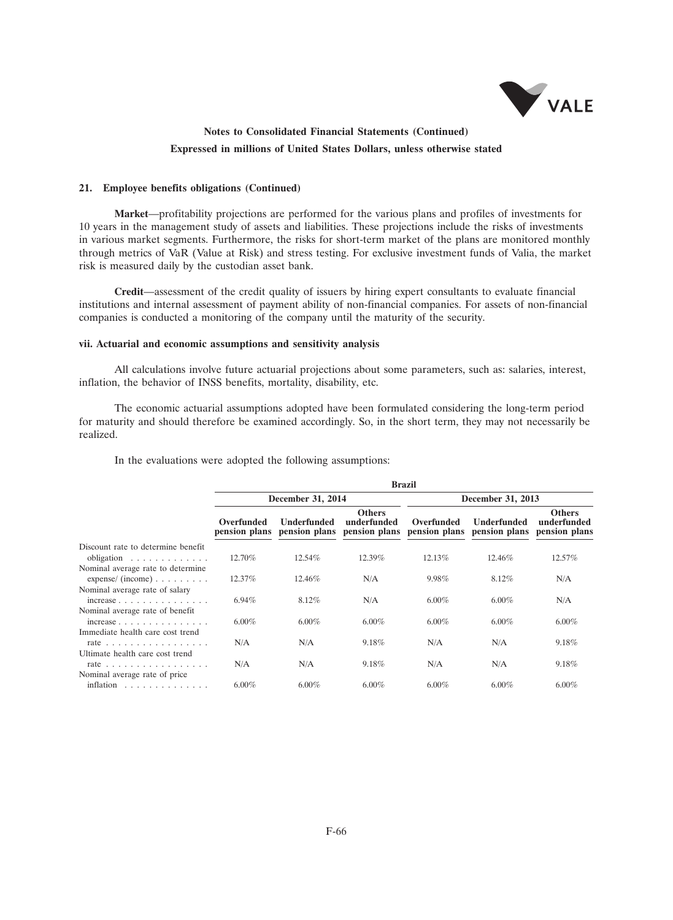## 21. Employee benefits obligations (Continued)

**Market**—profitability projections are performed for the various plans and profiles of investments for 10 years in the management study of assets and liabilities. These projections include the risks of investments in various market segments. Furthermore, the risks for short-term market of the plans are monitored monthly through metrics of VaR (Value at Risk) and stress testing. For exclusive investment funds of Valia, the market risk is measured daily by the custodian asset bank.

**Credit**—assessment of the credit quality of issuers by hiring expert consultants to evaluate financial institutions and internal assessment of payment ability of non-financial companies. For assets of non-financial companies is conducted a monitoring of the company until the maturity of the security.

### vii. Actuarial and economic assumptions and sensitivity analysis

All calculations involve future actuarial projections about some parameters, such as: salaries, interest, inflation, the behavior of INSS benefits, mortality, disability, etc.

The economic actuarial assumptions adopted have been formulated considering the long-term period for maturity and should therefore be examined accordingly. So, in the short term, they may not necessarily be realized.

In the evaluations were adopted the following assumptions:

| | Brazil | | | | | |
|---|---|---|---|---|---|---|
| | December 31, 2014 | | | December 31, 2013 | | |
| | Overfunded pension plans | Underfunded pension plans | Others underfunded pension plans | Overfunded pension plans | Underfunded pension plans | Others underfunded pension plans |
| Discount rate to determine benefit obligation | 12.70% | 12.54% | 12.39% | 12.13% | 12.46% | 12.57% |
| Nominal average rate to determine expense/ (income) | 12.37% | 12.46% | N/A | 9.98% | 8.12% | N/A |
| Nominal average rate of salary increase | 6.94% | 8.12% | N/A | 6.00% | 6.00% | N/A |
| Nominal average rate of benefit increase | 6.00% | 6.00% | 6.00% | 6.00% | 6.00% | 6.00% |
| Immediate health care cost trend rate | N/A | N/A | 9.18% | N/A | N/A | 9.18% |
| Ultimate health care cost trend rate | N/A | N/A | 9.18% | N/A | N/A | 9.18% |
| Nominal average rate of price inflation | 6.00% | 6.00% | 6.00% | 6.00% | 6.00% | 6.00% |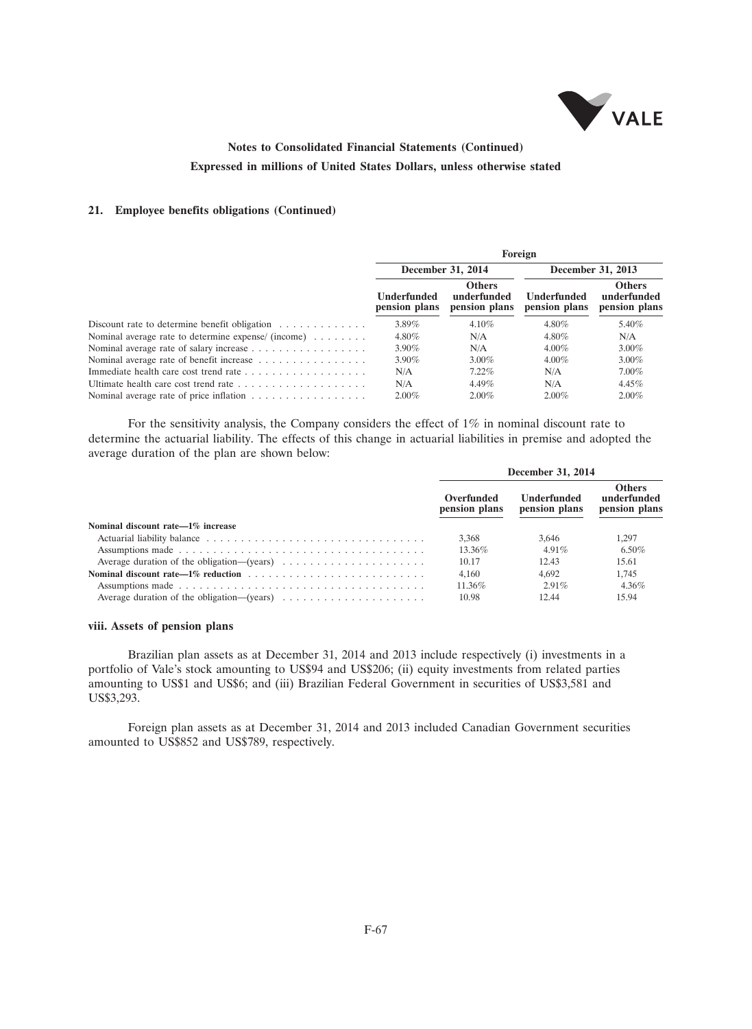**Notes to Consolidated Financial Statements (Continued)**

**Expressed in millions of United States Dollars, unless otherwise stated**

### 21. Employee benefits obligations (Continued)

| | Foreign | | | |
|---|---|---|---|---|
| | December 31, 2014 | | December 31, 2013 | |
| | Underfunded pension plans | Others underfunded pension plans | Underfunded pension plans | Others underfunded pension plans |
| Discount rate to determine benefit obligation | 3.89% | 4.10% | 4.80% | 5.40% |
| Nominal average rate to determine expense/ (income) | 4.80% | N/A | 4.80% | N/A |
| Nominal average rate of salary increase | 3.90% | N/A | 4.00% | 3.00% |
| Nominal average rate of benefit increase | 3.90% | 3.00% | 4.00% | 3.00% |
| Immediate health care cost trend rate | N/A | 7.22% | N/A | 7.00% |
| Ultimate health care cost trend rate | N/A | 4.49% | N/A | 4.45% |
| Nominal average rate of price inflation | 2.00% | 2.00% | 2.00% | 2.00% |

For the sensitivity analysis, the Company considers the effect of 1% in nominal discount rate to determine the actuarial liability. The effects of this change in actuarial liabilities in premise and adopted the average duration of the plan are shown below:

| | December 31, 2014 | | |
|---|---|---|---|
| | Overfunded pension plans | Underfunded pension plans | Others underfunded pension plans |
| **Nominal discount rate—1% increase** | | | |
| Actuarial liability balance | 3,368 | 3,646 | 1,297 |
| Assumptions made | 13.36% | 4.91% | 6.50% |
| Average duration of the obligation—(years) | 10.17 | 12.43 | 15.61 |
| **Nominal discount rate—1% reduction** | 4,160 | 4,692 | 1,745 |
| Assumptions made | 11.36% | 2.91% | 4.36% |
| Average duration of the obligation—(years) | 10.98 | 12.44 | 15.94 |

#### viii. Assets of pension plans

Brazilian plan assets as at December 31, 2014 and 2013 include respectively (i) investments in a portfolio of Vale's stock amounting to US$94 and US$206; (ii) equity investments from related parties amounting to US$1 and US$6; and (iii) Brazilian Federal Government in securities of US$3,581 and US$3,293.

Foreign plan assets as at December 31, 2014 and 2013 included Canadian Government securities amounted to US$852 and US$789, respectively.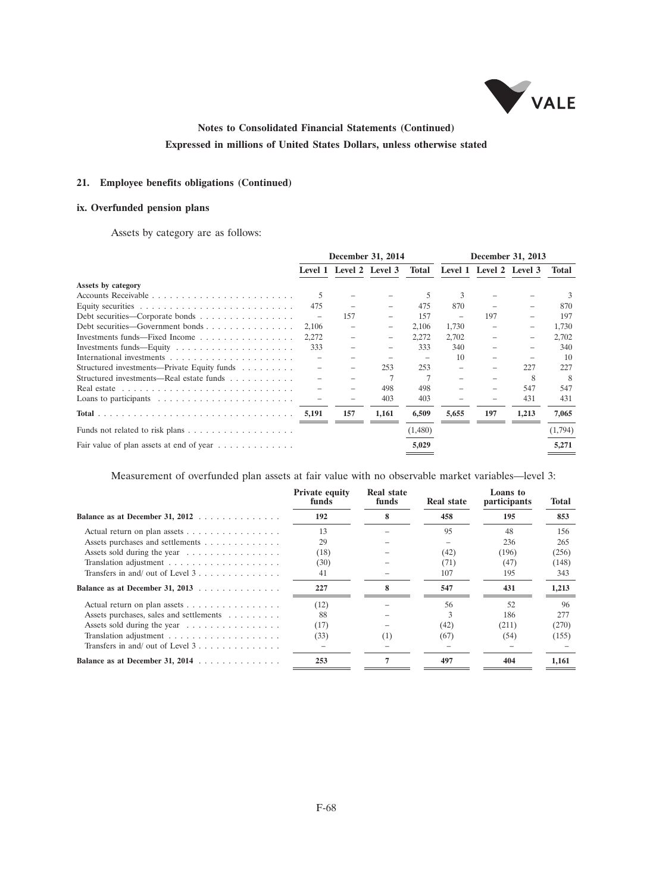## 21. Employee benefits obligations (Continued)

### ix. Overfunded pension plans

Assets by category are as follows:

| | December 31, 2014 | | | | December 31, 2013 | | | |
|---|---|---|---|---|---|---|---|---|
| | Level 1 | Level 2 | Level 3 | Total | Level 1 | Level 2 | Level 3 | Total |
| **Assets by category** | | | | | | | | |
| Accounts Receivable | 5 | – | – | 5 | 3 | – | – | 3 |
| Equity securities | 475 | – | – | 475 | 870 | – | – | 870 |
| Debt securities—Corporate bonds | – | 157 | – | 157 | – | 197 | – | 197 |
| Debt securities—Government bonds | 2,106 | – | – | 2,106 | 1,730 | – | – | 1,730 |
| Investments funds—Fixed Income | 2,272 | – | – | 2,272 | 2,702 | – | – | 2,702 |
| Investments funds—Equity | 333 | – | – | 333 | 340 | – | – | 340 |
| International investments | – | – | – | – | 10 | – | – | 10 |
| Structured investments—Private Equity funds | – | – | 253 | 253 | – | – | 227 | 227 |
| Structured investments—Real estate funds | – | – | 7 | 7 | – | – | 8 | 8 |
| Real estate | – | – | 498 | 498 | – | – | 547 | 547 |
| Loans to participants | – | – | 403 | 403 | – | – | 431 | 431 |
| **Total** | **5,191** | **157** | **1,161** | **6,509** | **5,655** | **197** | **1,213** | **7,065** |
| Funds not related to risk plans | | | | (1,480) | | | | (1,794) |
| Fair value of plan assets at end of year | | | | **5,029** | | | | **5,271** |

Measurement of overfunded plan assets at fair value with no observable market variables—level 3:

| | Private equity funds | Real state funds | Real state | Loans to participants | Total |
|---|---|---|---|---|---|
| **Balance as at December 31, 2012** | **192** | **8** | **458** | **195** | **853** |
| Actual return on plan assets | 13 | – | 95 | 48 | 156 |
| Assets purchases and settlements | 29 | – | – | 236 | 265 |
| Assets sold during the year | (18) | – | (42) | (196) | (256) |
| Translation adjustment | (30) | – | (71) | (47) | (148) |
| Transfers in and/ out of Level 3 | 41 | – | 107 | 195 | 343 |
| **Balance as at December 31, 2013** | **227** | **8** | **547** | **431** | **1,213** |
| Actual return on plan assets | (12) | – | 56 | 52 | 96 |
| Assets purchases, sales and settlements | 88 | – | 3 | 186 | 277 |
| Assets sold during the year | (17) | – | (42) | (211) | (270) |
| Translation adjustment | (33) | (1) | (67) | (54) | (155) |
| Transfers in and/ out of Level 3 | – | – | – | – | – |
| **Balance as at December 31, 2014** | **253** | **7** | **497** | **404** | **1,161** |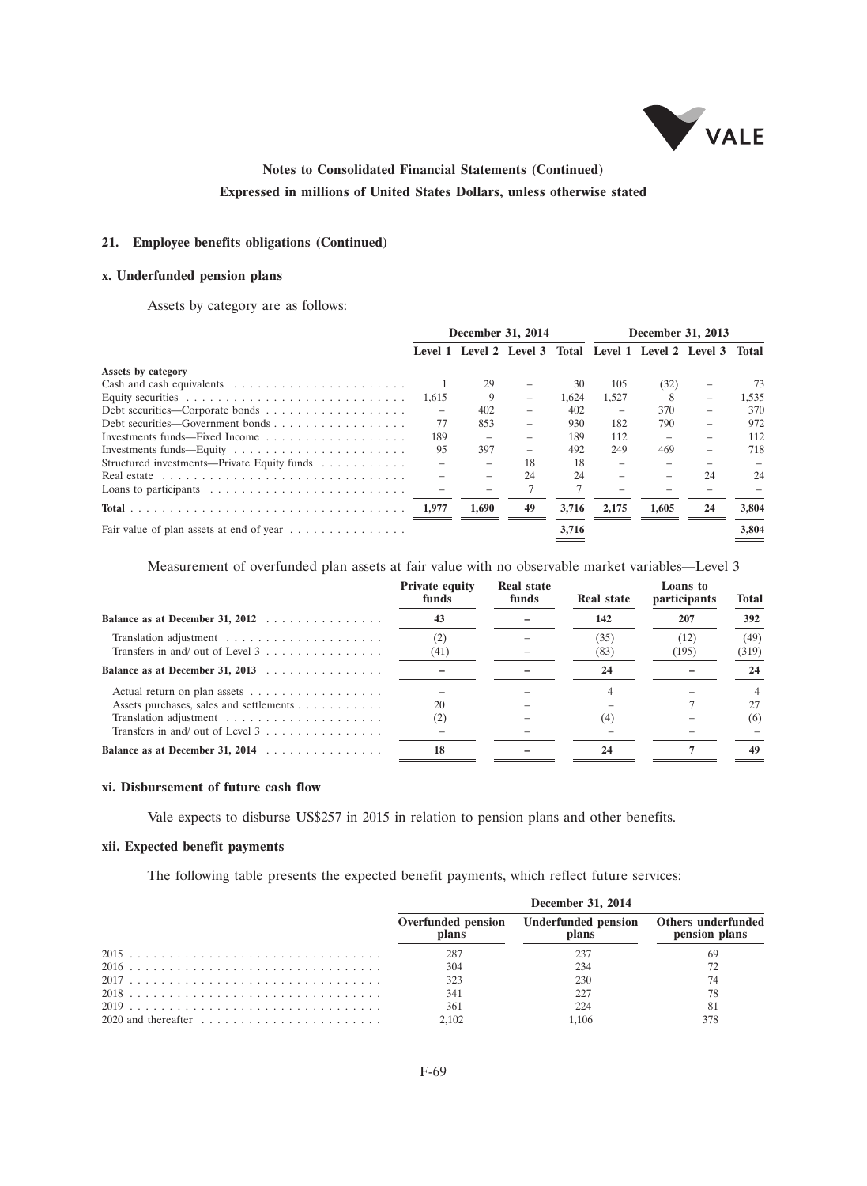**Notes to Consolidated Financial Statements (Continued)**

**Expressed in millions of United States Dollars, unless otherwise stated**

## 21. Employee benefits obligations (Continued)

### x. Underfunded pension plans

Assets by category are as follows:

| | December 31, 2014 | | | | December 31, 2013 | | | |
|---|---|---|---|---|---|---|---|---|
| | Level 1 | Level 2 | Level 3 | Total | Level 1 | Level 2 | Level 3 | Total |
| **Assets by category** | | | | | | | | |
| Cash and cash equivalents | 1 | 29 | – | 30 | 105 | (32) | – | 73 |
| Equity securities | 1,615 | 9 | – | 1,624 | 1,527 | 8 | – | 1,535 |
| Debt securities—Corporate bonds | – | 402 | – | 402 | – | 370 | – | 370 |
| Debt securities—Government bonds | 77 | 853 | – | 930 | 182 | 790 | – | 972 |
| Investments funds—Fixed Income | 189 | – | – | 189 | 112 | – | – | 112 |
| Investments funds—Equity | 95 | 397 | – | 492 | 249 | 469 | – | 718 |
| Structured investments—Private Equity funds | – | – | 18 | 18 | – | – | – | – |
| Real estate | – | – | 24 | 24 | – | – | 24 | 24 |
| Loans to participants | – | – | 7 | 7 | – | – | – | – |
| **Total** | **1,977** | **1,690** | **49** | **3,716** | **2,175** | **1,605** | **24** | **3,804** |
| Fair value of plan assets at end of year | | | | 3,716 | | | | 3,804 |

Measurement of overfunded plan assets at fair value with no observable market variables—Level 3

| | Private equity funds | Real state funds | Real state | Loans to participants | Total |
|---|---|---|---|---|---|
| **Balance as at December 31, 2012** | **43** | **–** | **142** | **207** | **392** |
| Translation adjustment | (2) | – | (35) | (12) | (49) |
| Transfers in and/ out of Level 3 | (41) | – | (83) | (195) | (319) |
| **Balance as at December 31, 2013** | **–** | **–** | **24** | **–** | **24** |
| Actual return on plan assets | – | – | 4 | – | 4 |
| Assets purchases, sales and settlements | 20 | – | – | 7 | 27 |
| Translation adjustment | (2) | – | (4) | – | (6) |
| Transfers in and/ out of Level 3 | – | – | – | – | – |
| **Balance as at December 31, 2014** | **18** | **–** | **24** | **7** | **49** |

### xi. Disbursement of future cash flow

Vale expects to disburse US$257 in 2015 in relation to pension plans and other benefits.

### xii. Expected benefit payments

The following table presents the expected benefit payments, which reflect future services:

| | December 31, 2014 | | |
|---|---|---|---|
| | Overfunded pension plans | Underfunded pension plans | Others underfunded pension plans |
| 2015 | 287 | 237 | 69 |
| 2016 | 304 | 234 | 72 |
| 2017 | 323 | 230 | 74 |
| 2018 | 341 | 227 | 78 |
| 2019 | 361 | 224 | 81 |
| 2020 and thereafter | 2,102 | 1,106 | 378 |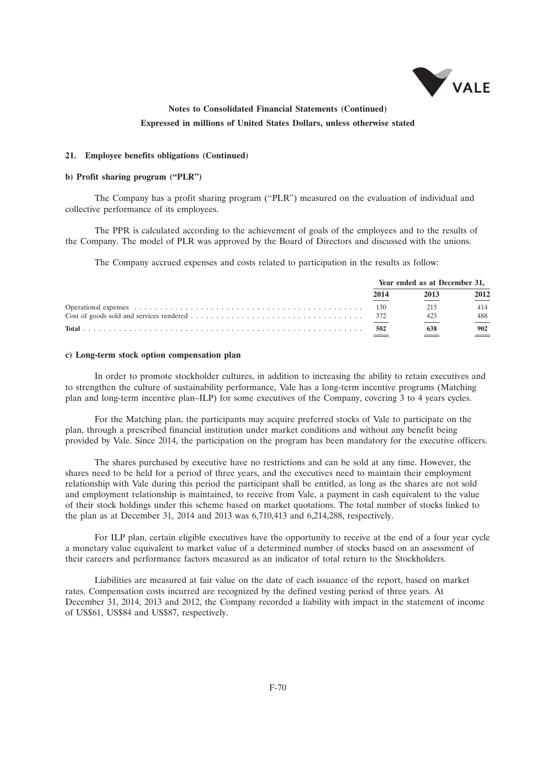**Notes to Consolidated Financial Statements (Continued)**
**Expressed in millions of United States Dollars, unless otherwise stated**

### 21. Employee benefits obligations (Continued)

#### b) Profit sharing program ("PLR")

The Company has a profit sharing program ("PLR") measured on the evaluation of individual and collective performance of its employees.

The PPR is calculated according to the achievement of goals of the employees and to the results of the Company. The model of PLR was approved by the Board of Directors and discussed with the unions.

The Company accrued expenses and costs related to participation in the results as follow:

| | Year ended as at December 31, | | |
|---|---|---|---|
| | 2014 | 2013 | 2012 |
| Operational expenses | 130 | 215 | 414 |
| Cost of goods sold and services rendered | 372 | 423 | 488 |
| **Total** | **502** | **638** | **902** |

#### c) Long-term stock option compensation plan

In order to promote stockholder cultures, in addition to increasing the ability to retain executives and to strengthen the culture of sustainability performance, Vale has a long-term incentive programs (Matching plan and long-term incentive plan–ILP) for some executives of the Company, covering 3 to 4 years cycles.

For the Matching plan, the participants may acquire preferred stocks of Vale to participate on the plan, through a prescribed financial institution under market conditions and without any benefit being provided by Vale. Since 2014, the participation on the program has been mandatory for the executive officers.

The shares purchased by executive have no restrictions and can be sold at any time. However, the shares need to be held for a period of three years, and the executives need to maintain their employment relationship with Vale during this period the participant shall be entitled, as long as the shares are not sold and employment relationship is maintained, to receive from Vale, a payment in cash equivalent to the value of their stock holdings under this scheme based on market quotations. The total number of stocks linked to the plan as at December 31, 2014 and 2013 was 6,710,413 and 6,214,288, respectively.

For ILP plan, certain eligible executives have the opportunity to receive at the end of a four year cycle a monetary value equivalent to market value of a determined number of stocks based on an assessment of their careers and performance factors measured as an indicator of total return to the Stockholders.

Liabilities are measured at fair value on the date of each issuance of the report, based on market rates. Compensation costs incurred are recognized by the defined vesting period of three years. At December 31, 2014, 2013 and 2012, the Company recorded a liability with impact in the statement of income of US$61, US$84 and US$87, respectively.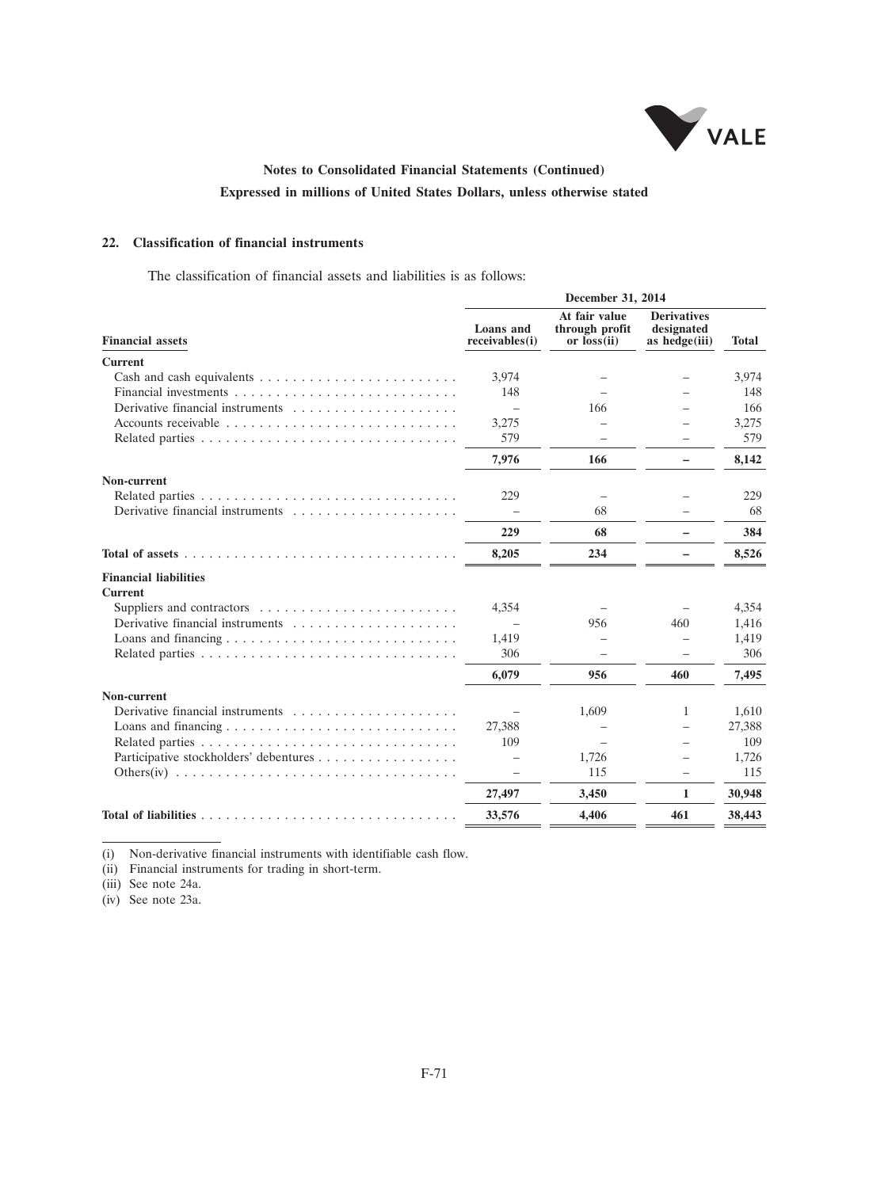**Notes to Consolidated Financial Statements (Continued)**

**Expressed in millions of United States Dollars, unless otherwise stated**

## 22. Classification of financial instruments

The classification of financial assets and liabilities is as follows:

| | December 31, 2014 | | | |
|---|---|---|---|---|
| **Financial assets** | **Loans and receivables(i)** | **At fair value through profit or loss(ii)** | **Derivatives designated as hedge(iii)** | **Total** |
| **Current** | | | | |
| Cash and cash equivalents | 3,974 | – | – | 3,974 |
| Financial investments | 148 | – | – | 148 |
| Derivative financial instruments | – | 166 | – | 166 |
| Accounts receivable | 3,275 | – | – | 3,275 |
| Related parties | 579 | – | – | 579 |
| | **7,976** | **166** | **–** | **8,142** |
| **Non-current** | | | | |
| Related parties | 229 | – | – | 229 |
| Derivative financial instruments | – | 68 | – | 68 |
| | **229** | **68** | **–** | **384** |
| **Total of assets** | **8,205** | **234** | **–** | **8,526** |
| **Financial liabilities** | | | | |
| **Current** | | | | |
| Suppliers and contractors | 4,354 | – | – | 4,354 |
| Derivative financial instruments | – | 956 | 460 | 1,416 |
| Loans and financing | 1,419 | – | – | 1,419 |
| Related parties | 306 | – | – | 306 |
| | **6,079** | **956** | **460** | **7,495** |
| **Non-current** | | | | |
| Derivative financial instruments | – | 1,609 | 1 | 1,610 |
| Loans and financing | 27,388 | – | – | 27,388 |
| Related parties | 109 | – | – | 109 |
| Participative stockholders' debentures | – | 1,726 | – | 1,726 |
| Others(iv) | – | 115 | – | 115 |
| | **27,497** | **3,450** | **1** | **30,948** |
| **Total of liabilities** | **33,576** | **4,406** | **461** | **38,443** |

(i) Non-derivative financial instruments with identifiable cash flow.

(ii) Financial instruments for trading in short-term.

(iii) See note 24a.

(iv) See note 23a.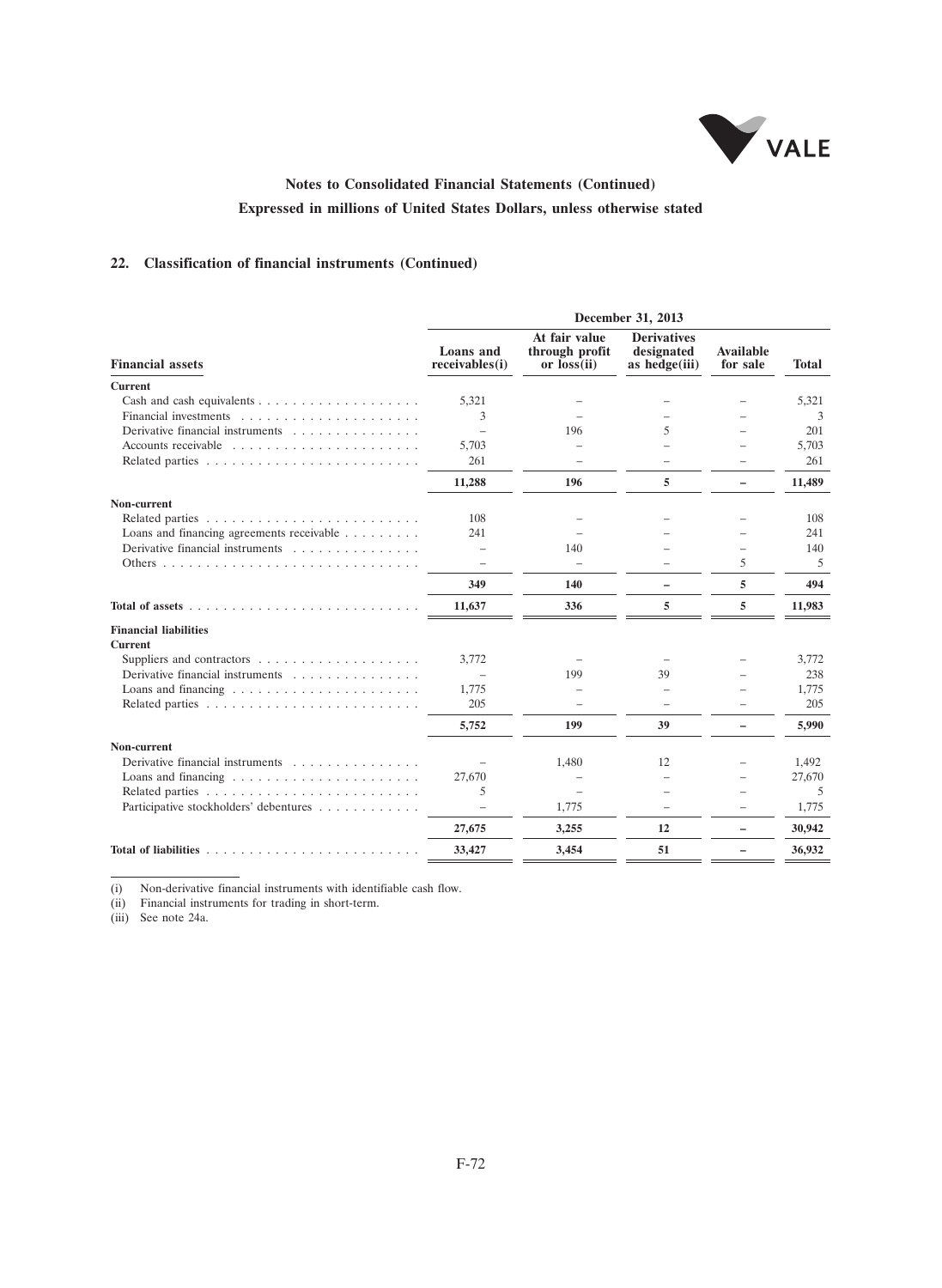Notes to Consolidated Financial Statements (Continued)

Expressed in millions of United States Dollars, unless otherwise stated

## 22. Classification of financial instruments (Continued)

| | December 31, 2013 | | | | |
|---|---|---|---|---|---|
| **Financial assets** | **Loans and receivables(i)** | **At fair value through profit or loss(ii)** | **Derivatives designated as hedge(iii)** | **Available for sale** | **Total** |
| **Current** | | | | | |
| Cash and cash equivalents | 5,321 | – | – | – | 5,321 |
| Financial investments | 3 | – | – | – | 3 |
| Derivative financial instruments | – | 196 | 5 | – | 201 |
| Accounts receivable | 5,703 | – | – | – | 5,703 |
| Related parties | 261 | – | – | – | 261 |
| | **11,288** | **196** | **5** | **–** | **11,489** |
| **Non-current** | | | | | |
| Related parties | 108 | – | – | – | 108 |
| Loans and financing agreements receivable | 241 | – | – | – | 241 |
| Derivative financial instruments | – | 140 | – | – | 140 |
| Others | – | – | – | 5 | 5 |
| | **349** | **140** | **–** | **5** | **494** |
| **Total of assets** | **11,637** | **336** | **5** | **5** | **11,983** |
| **Financial liabilities** | | | | | |
| **Current** | | | | | |
| Suppliers and contractors | 3,772 | – | – | – | 3,772 |
| Derivative financial instruments | – | 199 | 39 | – | 238 |
| Loans and financing | 1,775 | – | – | – | 1,775 |
| Related parties | 205 | – | – | – | 205 |
| | **5,752** | **199** | **39** | **–** | **5,990** |
| **Non-current** | | | | | |
| Derivative financial instruments | – | 1,480 | 12 | – | 1,492 |
| Loans and financing | 27,670 | – | – | – | 27,670 |
| Related parties | 5 | – | – | – | 5 |
| Participative stockholders' debentures | – | 1,775 | – | – | 1,775 |
| | **27,675** | **3,255** | **12** | **–** | **30,942** |
| **Total of liabilities** | **33,427** | **3,454** | **51** | **–** | **36,932** |

(i) Non-derivative financial instruments with identifiable cash flow.

(ii) Financial instruments for trading in short-term.

(iii) See note 24a.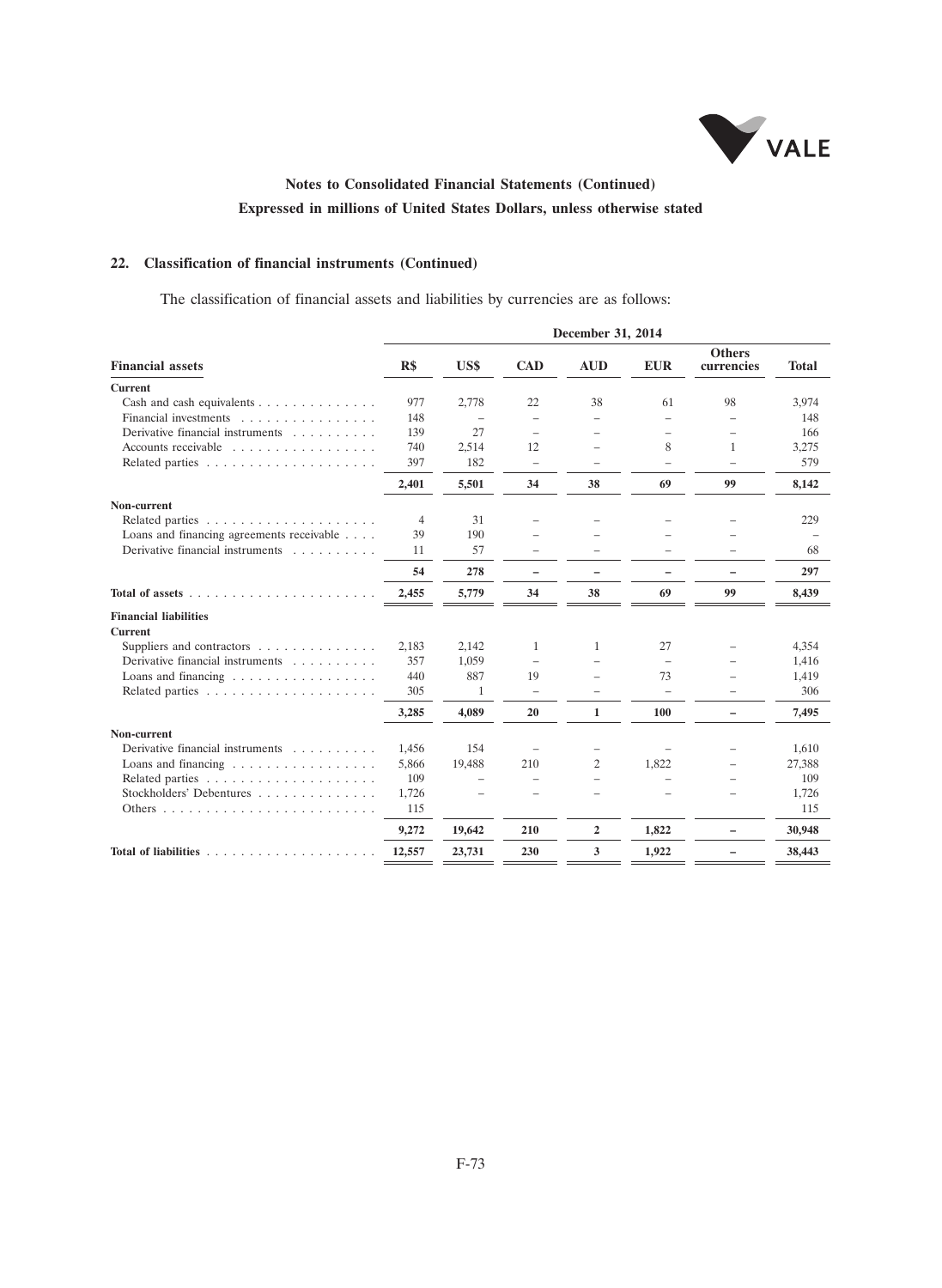**Notes to Consolidated Financial Statements (Continued)**

**Expressed in millions of United States Dollars, unless otherwise stated**

## 22. Classification of financial instruments (Continued)

The classification of financial assets and liabilities by currencies are as follows:

| | December 31, 2014 | | | | | | |
|---|---|---|---|---|---|---|---|
| **Financial assets** | **R$** | **US$** | **CAD** | **AUD** | **EUR** | **Others currencies** | **Total** |
| **Current** | | | | | | | |
| Cash and cash equivalents | 977 | 2,778 | 22 | 38 | 61 | 98 | 3,974 |
| Financial investments | 148 | – | – | – | – | – | 148 |
| Derivative financial instruments | 139 | 27 | – | – | – | – | 166 |
| Accounts receivable | 740 | 2,514 | 12 | – | 8 | 1 | 3,275 |
| Related parties | 397 | 182 | – | – | – | – | 579 |
| | **2,401** | **5,501** | **34** | **38** | **69** | **99** | **8,142** |
| **Non-current** | | | | | | | |
| Related parties | 4 | 31 | – | – | – | – | 229 |
| Loans and financing agreements receivable | 39 | 190 | – | – | – | – | – |
| Derivative financial instruments | 11 | 57 | – | – | – | – | 68 |
| | **54** | **278** | **–** | **–** | **–** | **–** | **297** |
| **Total of assets** | **2,455** | **5,779** | **34** | **38** | **69** | **99** | **8,439** |
| **Financial liabilities** | | | | | | | |
| **Current** | | | | | | | |
| Suppliers and contractors | 2,183 | 2,142 | 1 | 1 | 27 | – | 4,354 |
| Derivative financial instruments | 357 | 1,059 | – | – | – | – | 1,416 |
| Loans and financing | 440 | 887 | 19 | – | 73 | – | 1,419 |
| Related parties | 305 | 1 | – | – | – | – | 306 |
| | **3,285** | **4,089** | **20** | **1** | **100** | **–** | **7,495** |
| **Non-current** | | | | | | | |
| Derivative financial instruments | 1,456 | 154 | – | – | – | – | 1,610 |
| Loans and financing | 5,866 | 19,488 | 210 | 2 | 1,822 | – | 27,388 |
| Related parties | 109 | – | – | – | – | – | 109 |
| Stockholders' Debentures | 1,726 | – | – | – | – | – | 1,726 |
| Others | 115 | | | | | | 115 |
| | **9,272** | **19,642** | **210** | **2** | **1,822** | **–** | **30,948** |
| **Total of liabilities** | **12,557** | **23,731** | **230** | **3** | **1,922** | **–** | **38,443** |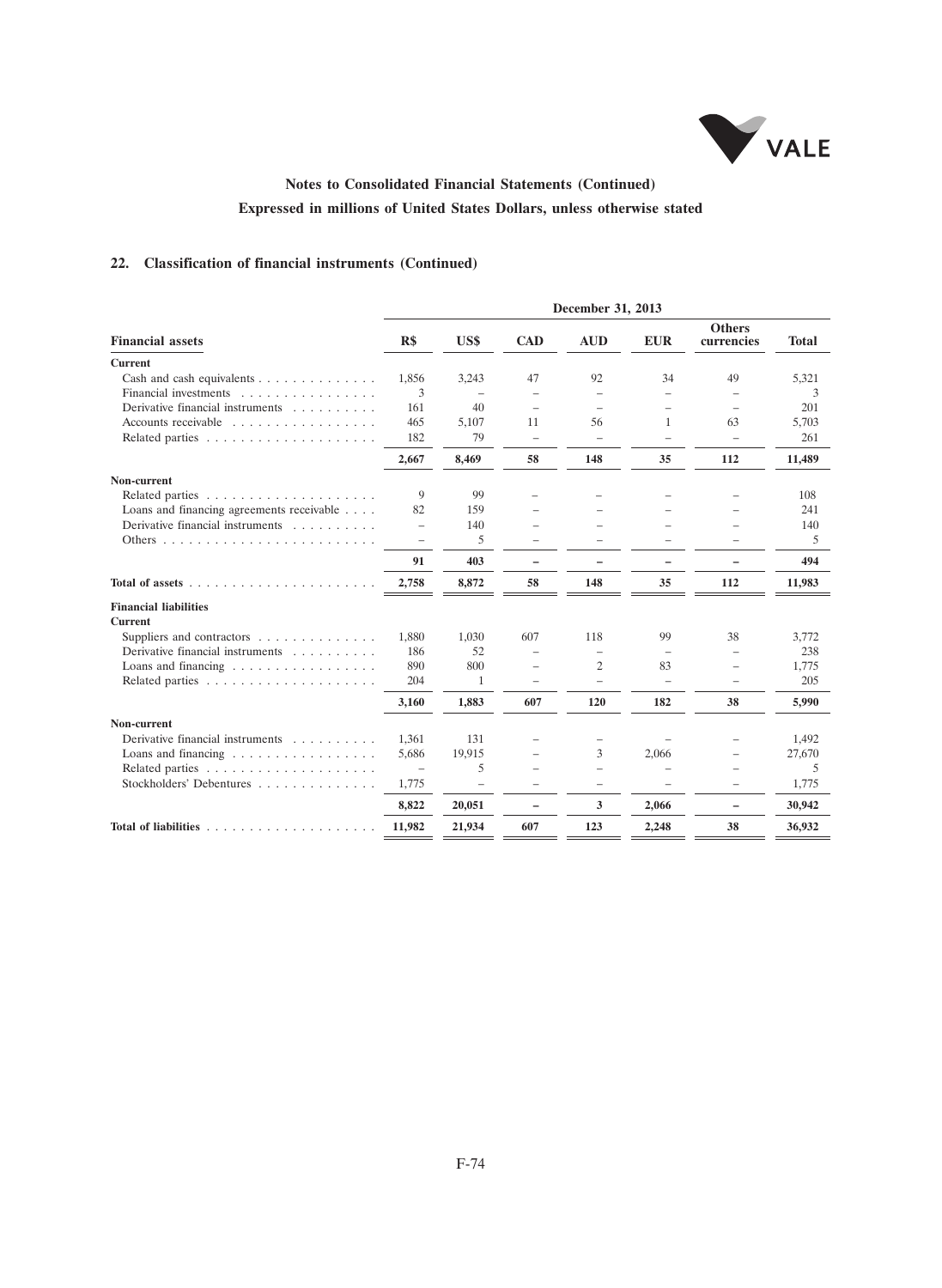## 22. Classification of financial instruments (Continued)

| Financial assets | December 31, 2013 | | | | | | |
|---|---|---|---|---|---|---|---|
| | R$ | US$ | CAD | AUD | EUR | Others currencies | Total |
| **Current** | | | | | | | |
| Cash and cash equivalents | 1,856 | 3,243 | 47 | 92 | 34 | 49 | 5,321 |
| Financial investments | 3 | – | – | – | – | – | 3 |
| Derivative financial instruments | 161 | 40 | – | – | – | – | 201 |
| Accounts receivable | 465 | 5,107 | 11 | 56 | 1 | 63 | 5,703 |
| Related parties | 182 | 79 | – | – | – | – | 261 |
| | **2,667** | **8,469** | **58** | **148** | **35** | **112** | **11,489** |
| **Non-current** | | | | | | | |
| Related parties | 9 | 99 | – | – | – | – | 108 |
| Loans and financing agreements receivable | 82 | 159 | – | – | – | – | 241 |
| Derivative financial instruments | – | 140 | – | – | – | – | 140 |
| Others | – | 5 | – | – | – | – | 5 |
| | **91** | **403** | **–** | **–** | **–** | **–** | **494** |
| **Total of assets** | **2,758** | **8,872** | **58** | **148** | **35** | **112** | **11,983** |
| **Financial liabilities** | | | | | | | |
| **Current** | | | | | | | |
| Suppliers and contractors | 1,880 | 1,030 | 607 | 118 | 99 | 38 | 3,772 |
| Derivative financial instruments | 186 | 52 | – | – | – | – | 238 |
| Loans and financing | 890 | 800 | – | 2 | 83 | – | 1,775 |
| Related parties | 204 | 1 | – | – | – | – | 205 |
| | **3,160** | **1,883** | **607** | **120** | **182** | **38** | **5,990** |
| **Non-current** | | | | | | | |
| Derivative financial instruments | 1,361 | 131 | – | – | – | – | 1,492 |
| Loans and financing | 5,686 | 19,915 | – | 3 | 2,066 | – | 27,670 |
| Related parties | – | 5 | – | – | – | – | 5 |
| Stockholders' Debentures | 1,775 | – | – | – | – | – | 1,775 |
| | **8,822** | **20,051** | **–** | **3** | **2,066** | **–** | **30,942** |
| **Total of liabilities** | **11,982** | **21,934** | **607** | **123** | **2,248** | **38** | **36,932** |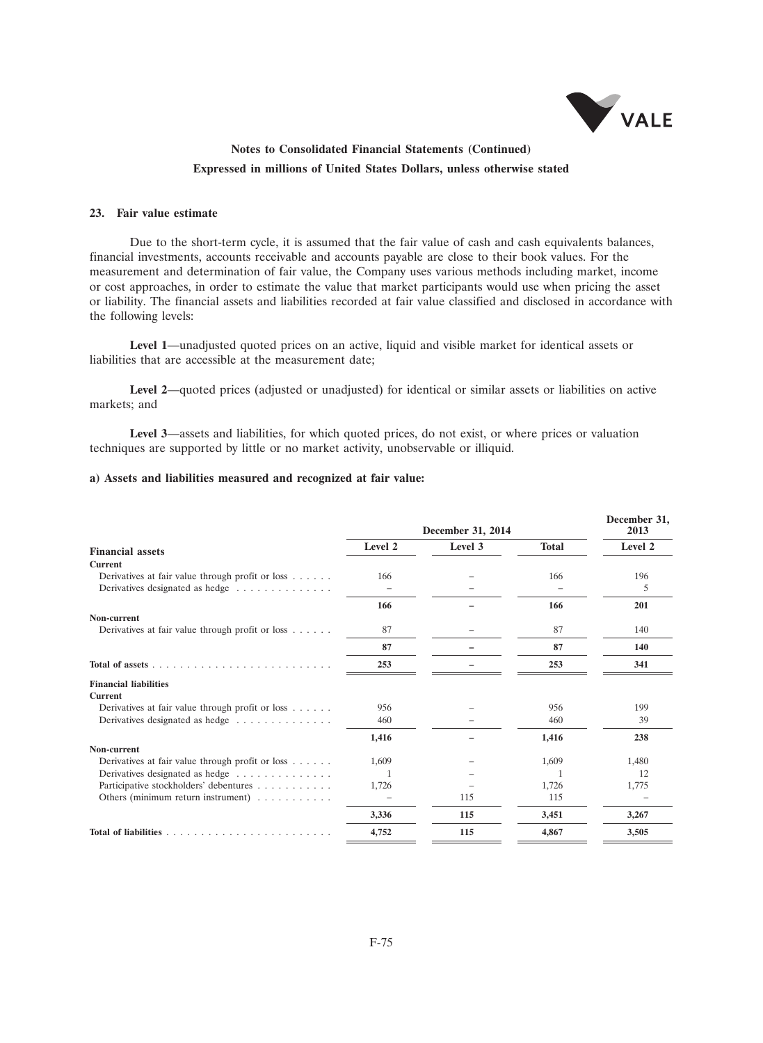**Notes to Consolidated Financial Statements (Continued)**

**Expressed in millions of United States Dollars, unless otherwise stated**

### 23. Fair value estimate

Due to the short-term cycle, it is assumed that the fair value of cash and cash equivalents balances, financial investments, accounts receivable and accounts payable are close to their book values. For the measurement and determination of fair value, the Company uses various methods including market, income or cost approaches, in order to estimate the value that market participants would use when pricing the asset or liability. The financial assets and liabilities recorded at fair value classified and disclosed in accordance with the following levels:

**Level 1**—unadjusted quoted prices on an active, liquid and visible market for identical assets or liabilities that are accessible at the measurement date;

**Level 2**—quoted prices (adjusted or unadjusted) for identical or similar assets or liabilities on active markets; and

**Level 3**—assets and liabilities, for which quoted prices, do not exist, or where prices or valuation techniques are supported by little or no market activity, unobservable or illiquid.

**a) Assets and liabilities measured and recognized at fair value:**

| | December 31, 2014 | | | December 31, 2013 |
|---|---|---|---|---|
| **Financial assets** | **Level 2** | **Level 3** | **Total** | **Level 2** |
| **Current** | | | | |
| Derivatives at fair value through profit or loss | 166 | – | 166 | 196 |
| Derivatives designated as hedge | – | – | – | 5 |
| | **166** | **–** | **166** | **201** |
| **Non-current** | | | | |
| Derivatives at fair value through profit or loss | 87 | – | 87 | 140 |
| | **87** | **–** | **87** | **140** |
| **Total of assets** | **253** | **–** | **253** | **341** |
| **Financial liabilities** | | | | |
| **Current** | | | | |
| Derivatives at fair value through profit or loss | 956 | – | 956 | 199 |
| Derivatives designated as hedge | 460 | – | 460 | 39 |
| | **1,416** | **–** | **1,416** | **238** |
| **Non-current** | | | | |
| Derivatives at fair value through profit or loss | 1,609 | – | 1,609 | 1,480 |
| Derivatives designated as hedge | 1 | – | 1 | 12 |
| Participative stockholders' debentures | 1,726 | – | 1,726 | 1,775 |
| Others (minimum return instrument) | – | 115 | 115 | – |
| | **3,336** | **115** | **3,451** | **3,267** |
| **Total of liabilities** | **4,752** | **115** | **4,867** | **3,505** |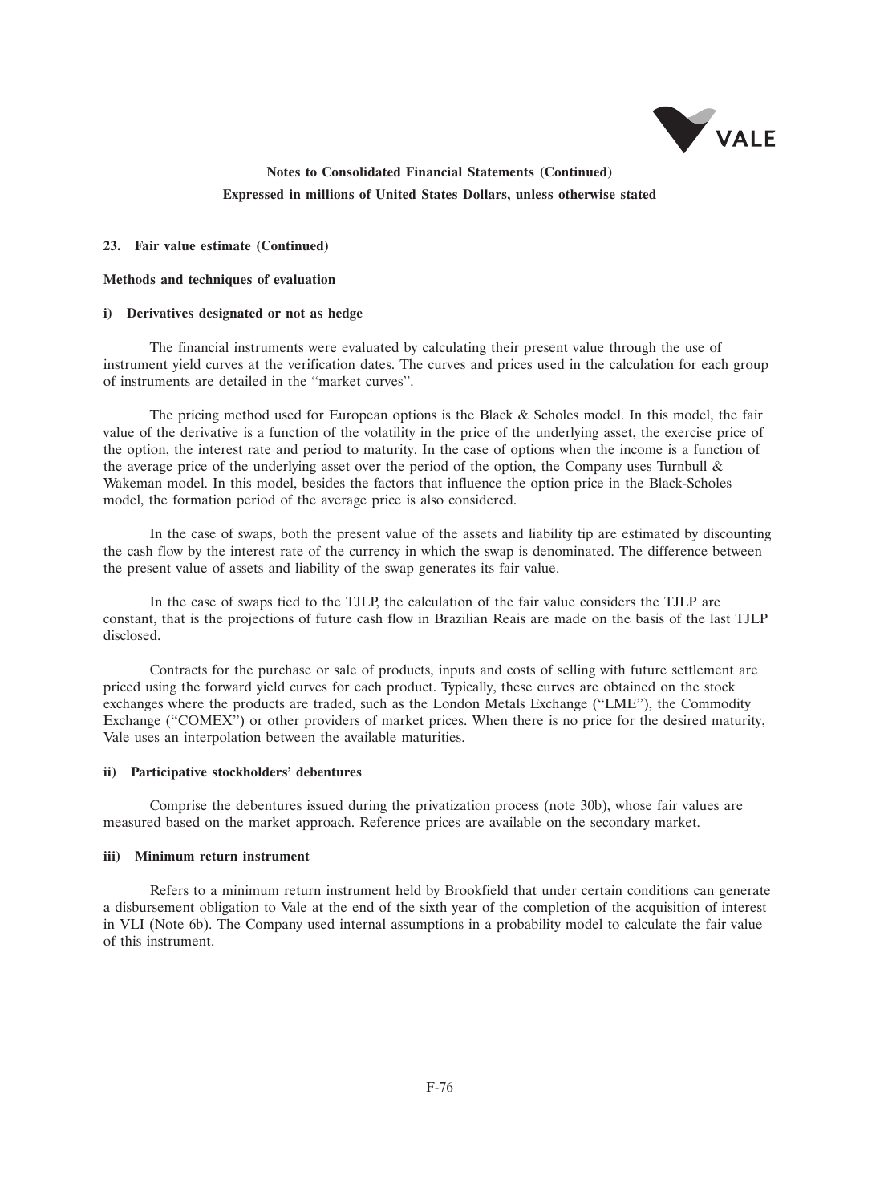## 23. Fair value estimate (Continued)

### Methods and techniques of evaluation

#### i) Derivatives designated or not as hedge

The financial instruments were evaluated by calculating their present value through the use of instrument yield curves at the verification dates. The curves and prices used in the calculation for each group of instruments are detailed in the "market curves".

The pricing method used for European options is the Black & Scholes model. In this model, the fair value of the derivative is a function of the volatility in the price of the underlying asset, the exercise price of the option, the interest rate and period to maturity. In the case of options when the income is a function of the average price of the underlying asset over the period of the option, the Company uses Turnbull & Wakeman model. In this model, besides the factors that influence the option price in the Black-Scholes model, the formation period of the average price is also considered.

In the case of swaps, both the present value of the assets and liability tip are estimated by discounting the cash flow by the interest rate of the currency in which the swap is denominated. The difference between the present value of assets and liability of the swap generates its fair value.

In the case of swaps tied to the TJLP, the calculation of the fair value considers the TJLP are constant, that is the projections of future cash flow in Brazilian Reais are made on the basis of the last TJLP disclosed.

Contracts for the purchase or sale of products, inputs and costs of selling with future settlement are priced using the forward yield curves for each product. Typically, these curves are obtained on the stock exchanges where the products are traded, such as the London Metals Exchange ("LME"), the Commodity Exchange ("COMEX") or other providers of market prices. When there is no price for the desired maturity, Vale uses an interpolation between the available maturities.

#### ii) Participative stockholders' debentures

Comprise the debentures issued during the privatization process (note 30b), whose fair values are measured based on the market approach. Reference prices are available on the secondary market.

#### iii) Minimum return instrument

Refers to a minimum return instrument held by Brookfield that under certain conditions can generate a disbursement obligation to Vale at the end of the sixth year of the completion of the acquisition of interest in VLI (Note 6b). The Company used internal assumptions in a probability model to calculate the fair value of this instrument.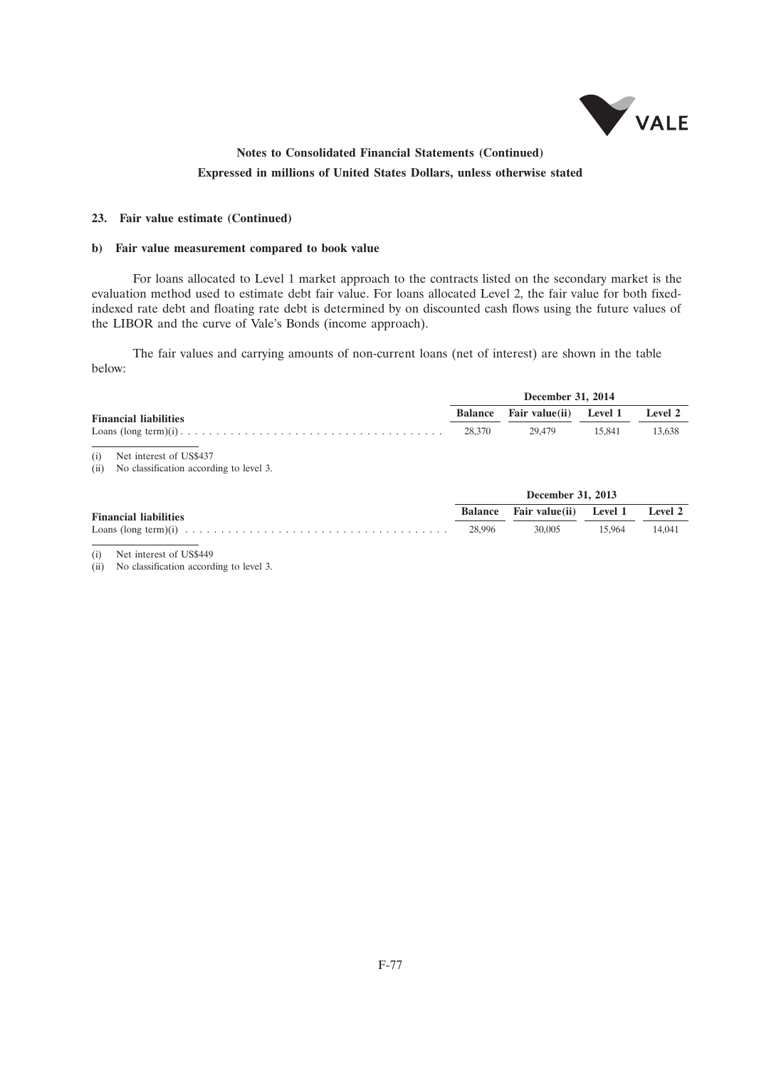### 23. Fair value estimate (Continued)

#### b) Fair value measurement compared to book value

For loans allocated to Level 1 market approach to the contracts listed on the secondary market is the evaluation method used to estimate debt fair value. For loans allocated Level 2, the fair value for both fixed-indexed rate debt and floating rate debt is determined by on discounted cash flows using the future values of the LIBOR and the curve of Vale's Bonds (income approach).

The fair values and carrying amounts of non-current loans (net of interest) are shown in the table below:

| | December 31, 2014 | | | |
|---|---|---|---|---|
| **Financial liabilities** | **Balance** | **Fair value(ii)** | **Level 1** | **Level 2** |
| Loans (long term)(i) | 28,370 | 29,479 | 15,841 | 13,638 |

(i) Net interest of US$437

(ii) No classification according to level 3.

| | December 31, 2013 | | | |
|---|---|---|---|---|
| **Financial liabilities** | **Balance** | **Fair value(ii)** | **Level 1** | **Level 2** |
| Loans (long term)(i) | 28,996 | 30,005 | 15,964 | 14,041 |

(i) Net interest of US$449

(ii) No classification according to level 3.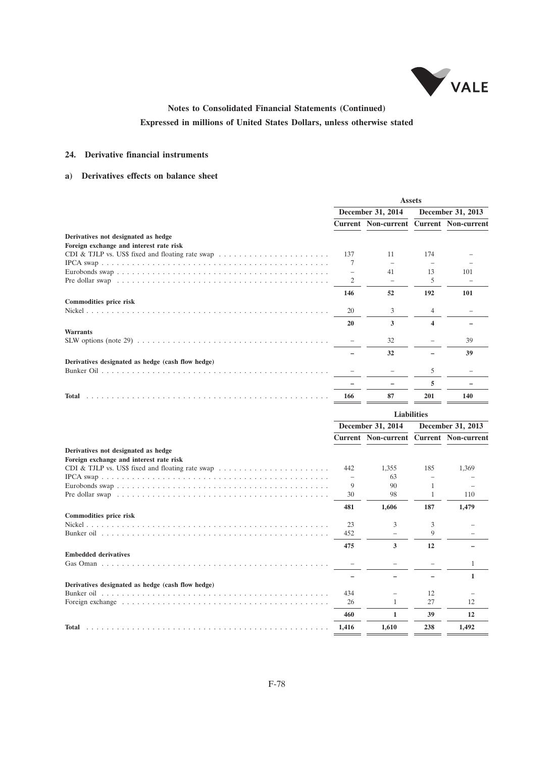## 24. Derivative financial instruments

### a) Derivatives effects on balance sheet

| | Assets | | | |
|---|---|---|---|---|
| | December 31, 2014 | | December 31, 2013 | |
| | Current | Non-current | Current | Non-current |
| **Derivatives not designated as hedge** | | | | |
| **Foreign exchange and interest rate risk** | | | | |
| CDI & TJLP vs. US$ fixed and floating rate swap | 137 | 11 | 174 | – |
| IPCA swap | 7 | – | – | – |
| Eurobonds swap | – | 41 | 13 | 101 |
| Pre dollar swap | 2 | – | 5 | – |
| | **146** | **52** | **192** | **101** |
| **Commodities price risk** | | | | |
| Nickel | 20 | 3 | 4 | – |
| | **20** | **3** | **4** | **–** |
| **Warrants** | | | | |
| SLW options (note 29) | – | 32 | – | 39 |
| | **–** | **32** | **–** | **39** |
| **Derivatives designated as hedge (cash flow hedge)** | | | | |
| Bunker Oil | – | – | 5 | – |
| | **–** | **–** | **5** | **–** |
| **Total** | **166** | **87** | **201** | **140** |

| | Liabilities | | | |
|---|---|---|---|---|
| | December 31, 2014 | | December 31, 2013 | |
| | Current | Non-current | Current | Non-current |
| **Derivatives not designated as hedge** | | | | |
| **Foreign exchange and interest rate risk** | | | | |
| CDI & TJLP vs. US$ fixed and floating rate swap | 442 | 1,355 | 185 | 1,369 |
| IPCA swap | – | 63 | – | – |
| Eurobonds swap | 9 | 90 | 1 | – |
| Pre dollar swap | 30 | 98 | 1 | 110 |
| | **481** | **1,606** | **187** | **1,479** |
| **Commodities price risk** | | | | |
| Nickel | 23 | 3 | 3 | – |
| Bunker oil | 452 | – | 9 | – |
| | **475** | **3** | **12** | **–** |
| **Embedded derivatives** | | | | |
| Gas Oman | – | – | – | 1 |
| | **–** | **–** | **–** | **1** |
| **Derivatives designated as hedge (cash flow hedge)** | | | | |
| Bunker oil | 434 | – | 12 | – |
| Foreign exchange | 26 | 1 | 27 | 12 |
| | **460** | **1** | **39** | **12** |
| **Total** | **1,416** | **1,610** | **238** | **1,492** |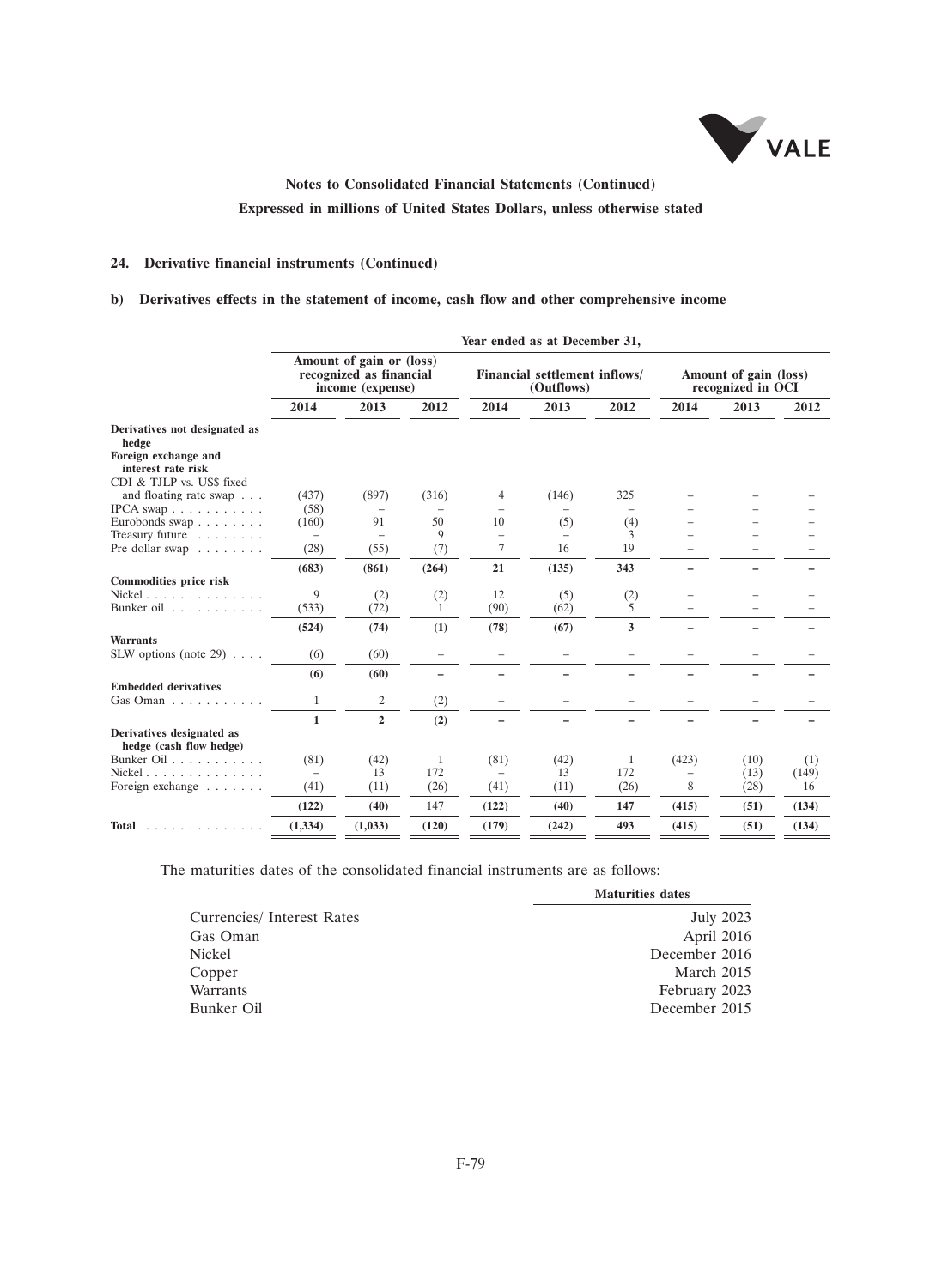**Notes to Consolidated Financial Statements (Continued)**

**Expressed in millions of United States Dollars, unless otherwise stated**

## 24. Derivative financial instruments (Continued)

### b) Derivatives effects in the statement of income, cash flow and other comprehensive income

| | Year ended as at December 31, | | | | | | | | |
|---|---|---|---|---|---|---|---|---|---|
| | Amount of gain or (loss) recognized as financial income (expense) | | | Financial settlement inflows/ (Outflows) | | | Amount of gain (loss) recognized in OCI | | |
| | 2014 | 2013 | 2012 | 2014 | 2013 | 2012 | 2014 | 2013 | 2012 |
| **Derivatives not designated as hedge** | | | | | | | | | |
| **Foreign exchange and interest rate risk** | | | | | | | | | |
| CDI & TJLP vs. US$ fixed and floating rate swap | (437) | (897) | (316) | 4 | (146) | 325 | – | – | – |
| IPCA swap | (58) | – | – | – | – | – | – | – | – |
| Eurobonds swap | (160) | 91 | 50 | 10 | (5) | (4) | – | – | – |
| Treasury future | – | – | 9 | – | – | 3 | – | – | – |
| Pre dollar swap | (28) | (55) | (7) | 7 | 16 | 19 | – | – | – |
| | **(683)** | **(861)** | **(264)** | **21** | **(135)** | **343** | **–** | **–** | **–** |
| **Commodities price risk** | | | | | | | | | |
| Nickel | 9 | (2) | (2) | 12 | (5) | (2) | – | – | – |
| Bunker oil | (533) | (72) | 1 | (90) | (62) | 5 | – | – | – |
| | **(524)** | **(74)** | **(1)** | **(78)** | **(67)** | **3** | **–** | **–** | **–** |
| **Warrants** | | | | | | | | | |
| SLW options (note 29) | (6) | (60) | – | – | – | – | – | – | – |
| | **(6)** | **(60)** | **–** | **–** | **–** | **–** | **–** | **–** | **–** |
| **Embedded derivatives** | | | | | | | | | |
| Gas Oman | 1 | 2 | (2) | – | – | – | – | – | – |
| | **1** | **2** | **(2)** | **–** | **–** | **–** | **–** | **–** | **–** |
| **Derivatives designated as hedge (cash flow hedge)** | | | | | | | | | |
| Bunker Oil | (81) | (42) | 1 | (81) | (42) | 1 | (423) | (10) | (1) |
| Nickel | – | 13 | 172 | – | 13 | 172 | – | (13) | (149) |
| Foreign exchange | (41) | (11) | (26) | (41) | (11) | (26) | 8 | (28) | 16 |
| | **(122)** | **(40)** | 147 | **(122)** | **(40)** | **147** | **(415)** | **(51)** | **(134)** |
| **Total** | **(1,334)** | **(1,033)** | **(120)** | **(179)** | **(242)** | **493** | **(415)** | **(51)** | **(134)** |

The maturities dates of the consolidated financial instruments are as follows:

| | Maturities dates |
|---|---|
| Currencies/ Interest Rates | July 2023 |
| Gas Oman | April 2016 |
| Nickel | December 2016 |
| Copper | March 2015 |
| Warrants | February 2023 |
| Bunker Oil | December 2015 |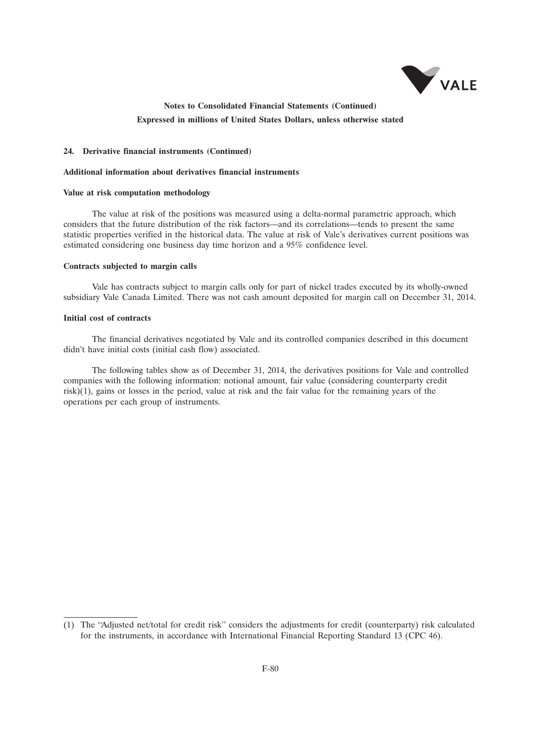**24. Derivative financial instruments (Continued)**

**Additional information about derivatives financial instruments**

**Value at risk computation methodology**

The value at risk of the positions was measured using a delta-normal parametric approach, which considers that the future distribution of the risk factors—and its correlations—tends to present the same statistic properties verified in the historical data. The value at risk of Vale's derivatives current positions was estimated considering one business day time horizon and a 95% confidence level.

**Contracts subjected to margin calls**

Vale has contracts subject to margin calls only for part of nickel trades executed by its wholly-owned subsidiary Vale Canada Limited. There was not cash amount deposited for margin call on December 31, 2014.

**Initial cost of contracts**

The financial derivatives negotiated by Vale and its controlled companies described in this document didn't have initial costs (initial cash flow) associated.

The following tables show as of December 31, 2014, the derivatives positions for Vale and controlled companies with the following information: notional amount, fair value (considering counterparty credit risk)(1), gains or losses in the period, value at risk and the fair value for the remaining years of the operations per each group of instruments.

(1) The "Adjusted net/total for credit risk" considers the adjustments for credit (counterparty) risk calculated for the instruments, in accordance with International Financial Reporting Standard 13 (CPC 46).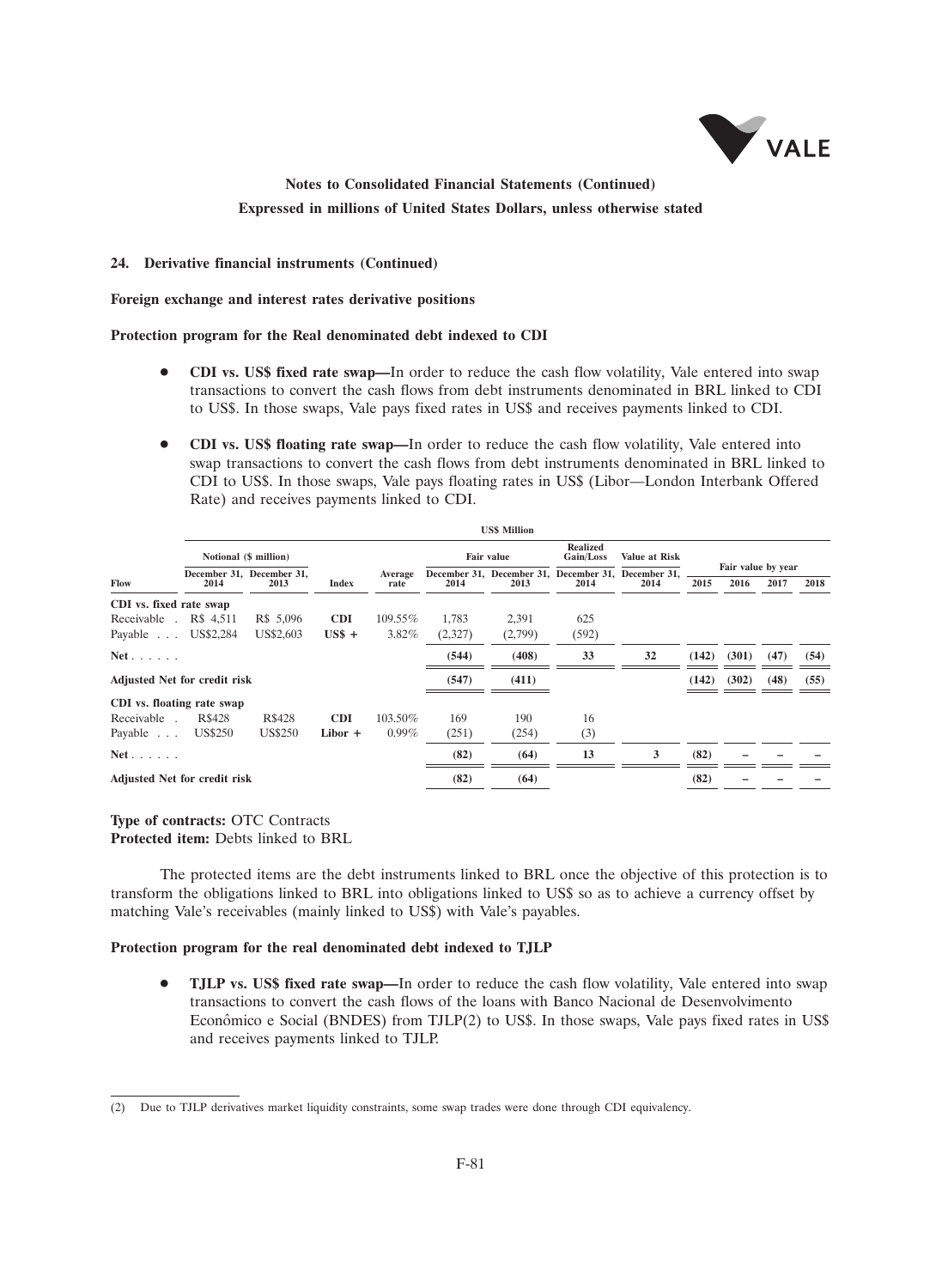## 24. Derivative financial instruments (Continued)

**Foreign exchange and interest rates derivative positions**

**Protection program for the Real denominated debt indexed to CDI**

- **CDI vs. US$ fixed rate swap—**In order to reduce the cash flow volatility, Vale entered into swap transactions to convert the cash flows from debt instruments denominated in BRL linked to CDI to US$. In those swaps, Vale pays fixed rates in US$ and receives payments linked to CDI.

- **CDI vs. US$ floating rate swap—**In order to reduce the cash flow volatility, Vale entered into swap transactions to convert the cash flows from debt instruments denominated in BRL linked to CDI to US$. In those swaps, Vale pays floating rates in US$ (Libor—London Interbank Offered Rate) and receives payments linked to CDI.

| | US$ Million | | | | | | | | | | | |
|---|---|---|---|---|---|---|---|---|---|---|---|---|
| | Notional ($ million) | | | | Fair value | | Realized Gain/Loss | Value at Risk | Fair value by year | | | |
| **Flow** | December 31, 2014 | December 31, 2013 | Index | Average rate | December 31, 2014 | December 31, 2013 | December 31, 2014 | December 31, 2014 | 2015 | 2016 | 2017 | 2018 |
| **CDI vs. fixed rate swap** | | | | | | | | | | | | |
| Receivable | R$ 4,511 | R$ 5,096 | **CDI** | 109.55% | 1,783 | 2,391 | 625 | | | | | |
| Payable | US$2,284 | US$2,603 | **US$ +** | 3.82% | (2,327) | (2,799) | (592) | | | | | |
| **Net** | | | | | **(544)** | **(408)** | **33** | **32** | **(142)** | **(301)** | **(47)** | **(54)** |
| **Adjusted Net for credit risk** | | | | | **(547)** | **(411)** | | | **(142)** | **(302)** | **(48)** | **(55)** |
| **CDI vs. floating rate swap** | | | | | | | | | | | | |
| Receivable | R$428 | R$428 | **CDI** | 103.50% | 169 | 190 | 16 | | | | | |
| Payable | US$250 | US$250 | **Libor +** | 0.99% | (251) | (254) | (3) | | | | | |
| **Net** | | | | | **(82)** | **(64)** | **13** | **3** | **(82)** | **–** | **–** | **–** |
| **Adjusted Net for credit risk** | | | | | **(82)** | **(64)** | | | **(82)** | **–** | **–** | **–** |

**Type of contracts:** OTC Contracts
**Protected item:** Debts linked to BRL

The protected items are the debt instruments linked to BRL once the objective of this protection is to transform the obligations linked to BRL into obligations linked to US$ so as to achieve a currency offset by matching Vale's receivables (mainly linked to US$) with Vale's payables.

**Protection program for the real denominated debt indexed to TJLP**

- **TJLP vs. US$ fixed rate swap—**In order to reduce the cash flow volatility, Vale entered into swap transactions to convert the cash flows of the loans with Banco Nacional de Desenvolvimento Econômico e Social (BNDES) from TJLP(2) to US$. In those swaps, Vale pays fixed rates in US$ and receives payments linked to TJLP.

(2) Due to TJLP derivatives market liquidity constraints, some swap trades were done through CDI equivalency.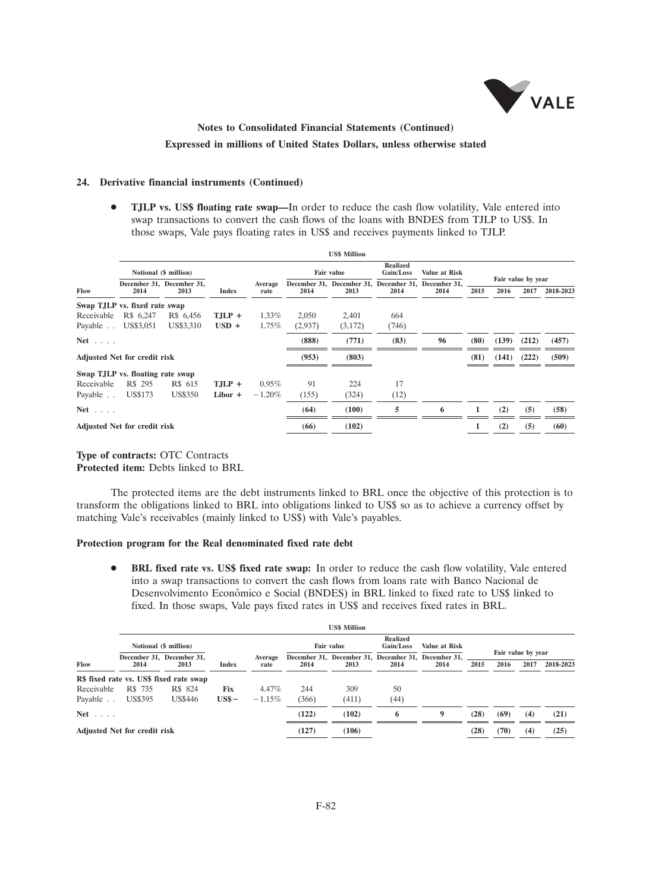## 24. Derivative financial instruments (Continued)

- **TJLP vs. US$ floating rate swap—**In order to reduce the cash flow volatility, Vale entered into swap transactions to convert the cash flows of the loans with BNDES from TJLP to US$. In those swaps, Vale pays floating rates in US$ and receives payments linked to TJLP.

| | US$ Million | | | | | | | | | | | | |
|---|---|---|---|---|---|---|---|---|---|---|---|---|---|
| | Notional ($ million) | | | | Fair value | | Realized Gain/Loss | Value at Risk | Fair value by year | | | |
| Flow | December 31, 2014 | December 31, 2013 | Index | Average rate | December 31, 2014 | December 31, 2013 | December 31, 2014 | December 31, 2014 | 2015 | 2016 | 2017 | 2018-2023 |
| **Swap TJLP vs. fixed rate swap** | | | | | | | | | | | | |
| Receivable | R$ 6,247 | R$ 6,456 | **TJLP +** | 1.33% | 2,050 | 2,401 | 664 | | | | | |
| Payable | US$3,051 | US$3,310 | **USD +** | 1.75% | (2,937) | (3,172) | (746) | | | | | |
| **Net** | | | | | **(888)** | **(771)** | **(83)** | **96** | **(80)** | **(139)** | **(212)** | **(457)** |
| **Adjusted Net for credit risk** | | | | | **(953)** | **(803)** | | | **(81)** | **(141)** | **(222)** | **(509)** |
| **Swap TJLP vs. floating rate swap** | | | | | | | | | | | | |
| Receivable | R$ 295 | R$ 615 | **TJLP +** | 0.95% | 91 | 224 | 17 | | | | | |
| Payable | US$173 | US$350 | **Libor +** | −1.20% | (155) | (324) | (12) | | | | | |
| **Net** | | | | | **(64)** | **(100)** | **5** | **6** | **1** | **(2)** | **(5)** | **(58)** |
| **Adjusted Net for credit risk** | | | | | **(66)** | **(102)** | | | **1** | **(2)** | **(5)** | **(60)** |

**Type of contracts:** OTC Contracts
**Protected item:** Debts linked to BRL

The protected items are the debt instruments linked to BRL once the objective of this protection is to transform the obligations linked to BRL into obligations linked to US$ so as to achieve a currency offset by matching Vale's receivables (mainly linked to US$) with Vale's payables.

### Protection program for the Real denominated fixed rate debt

- **BRL fixed rate vs. US$ fixed rate swap:** In order to reduce the cash flow volatility, Vale entered into a swap transactions to convert the cash flows from loans rate with Banco Nacional de Desenvolvimento Econômico e Social (BNDES) in BRL linked to fixed rate to US$ linked to fixed. In those swaps, Vale pays fixed rates in US$ and receives fixed rates in BRL.

| | US$ Million | | | | | | | | | | | | |
|---|---|---|---|---|---|---|---|---|---|---|---|---|---|
| | Notional ($ million) | | | | Fair value | | Realized Gain/Loss | Value at Risk | Fair value by year | | | |
| Flow | December 31, 2014 | December 31, 2013 | Index | Average rate | December 31, 2014 | December 31, 2013 | December 31, 2014 | December 31, 2014 | 2015 | 2016 | 2017 | 2018-2023 |
| **R$ fixed rate vs. US$ fixed rate swap** | | | | | | | | | | | | |
| Receivable | R$ 735 | R$ 824 | **Fix** | 4.47% | 244 | 309 | 50 | | | | | |
| Payable | US$395 | US$446 | **US$−** | −1.15% | (366) | (411) | (44) | | | | | |
| **Net** | | | | | **(122)** | **(102)** | **6** | **9** | **(28)** | **(69)** | **(4)** | **(21)** |
| **Adjusted Net for credit risk** | | | | | **(127)** | **(106)** | | | **(28)** | **(70)** | **(4)** | **(25)** |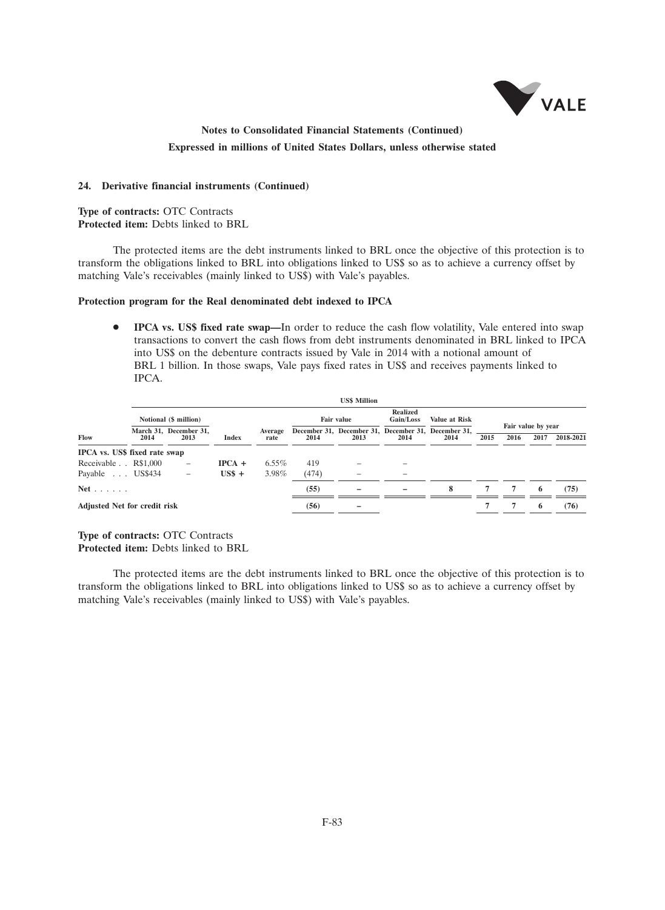**24. Derivative financial instruments (Continued)**

**Type of contracts:** OTC Contracts
**Protected item:** Debts linked to BRL

The protected items are the debt instruments linked to BRL once the objective of this protection is to transform the obligations linked to BRL into obligations linked to US$ so as to achieve a currency offset by matching Vale's receivables (mainly linked to US$) with Vale's payables.

**Protection program for the Real denominated debt indexed to IPCA**

- **IPCA vs. US$ fixed rate swap—**In order to reduce the cash flow volatility, Vale entered into swap transactions to convert the cash flows from debt instruments denominated in BRL linked to IPCA into US$ on the debenture contracts issued by Vale in 2014 with a notional amount of BRL 1 billion. In those swaps, Vale pays fixed rates in US$ and receives payments linked to IPCA.

| | US$ Million | | | | | | | | | | | | |
|---|---|---|---|---|---|---|---|---|---|---|---|---|---|
| | Notional ($ million) | | | | Fair value | | Realized Gain/Loss | Value at Risk | Fair value by year | | | |
| Flow | March 31, 2014 | December 31, 2013 | Index | Average rate | December 31, 2014 | December 31, 2013 | December 31, 2014 | December 31, 2014 | 2015 | 2016 | 2017 | 2018-2021 |
| **IPCA vs. US$ fixed rate swap** | | | | | | | | | | | | |
| Receivable | R$1,000 | – | **IPCA +** | 6.55% | 419 | – | – | | | | | |
| Payable | US$434 | – | **US$ +** | 3.98% | (474) | – | – | | | | | |
| **Net** | | | | | **(55)** | **–** | **–** | **8** | **7** | **7** | **6** | **(75)** |
| **Adjusted Net for credit risk** | | | | | **(56)** | **–** | | | **7** | **7** | **6** | **(76)** |

**Type of contracts:** OTC Contracts
**Protected item:** Debts linked to BRL

The protected items are the debt instruments linked to BRL once the objective of this protection is to transform the obligations linked to BRL into obligations linked to US$ so as to achieve a currency offset by matching Vale's receivables (mainly linked to US$) with Vale's payables.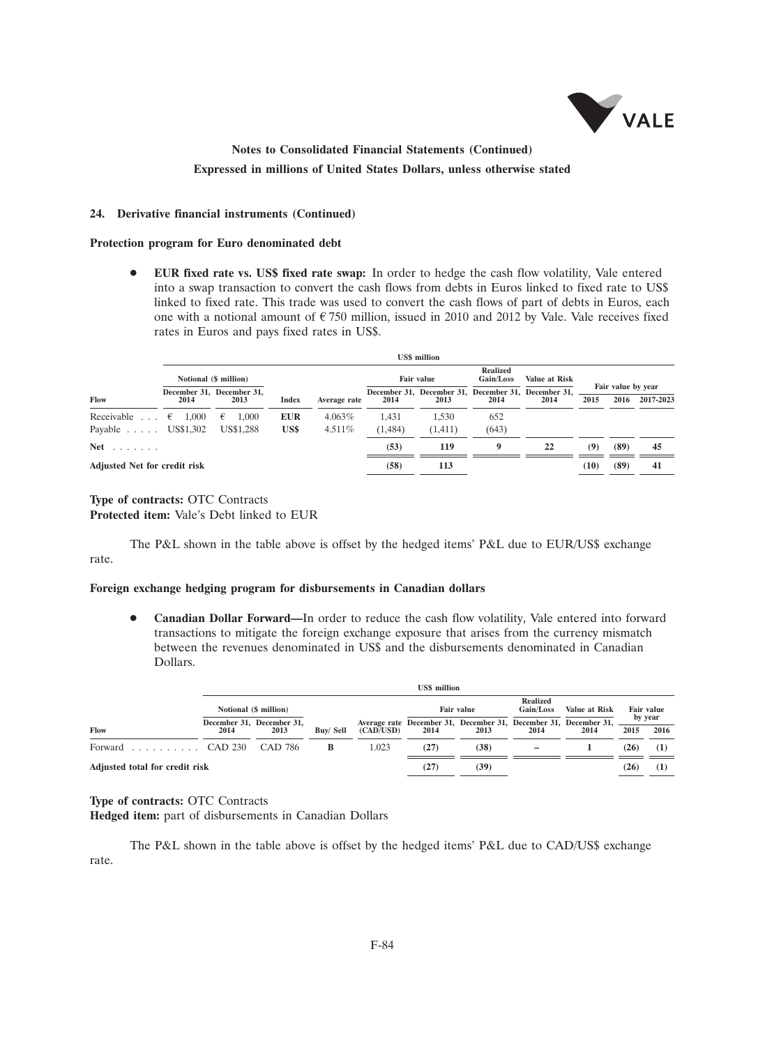## 24. Derivative financial instruments (Continued)

**Protection program for Euro denominated debt**

- **EUR fixed rate vs. US$ fixed rate swap:** In order to hedge the cash flow volatility, Vale entered into a swap transaction to convert the cash flows from debts in Euros linked to fixed rate to US$ linked to fixed rate. This trade was used to convert the cash flows of part of debts in Euros, each one with a notional amount of € 750 million, issued in 2010 and 2012 by Vale. Vale receives fixed rates in Euros and pays fixed rates in US$.

| | US$ million | | | | | | | | | | |
|---|---|---|---|---|---|---|---|---|---|---|---|
| | Notional ($ million) | | | | Fair value | | Realized Gain/Loss | Value at Risk | Fair value by year | | |
| Flow | December 31, 2014 | December 31, 2013 | Index | Average rate | December 31, 2014 | December 31, 2013 | December 31, 2014 | December 31, 2014 | 2015 | 2016 | 2017-2023 |
| Receivable | € 1,000 | € 1,000 | EUR | 4.063% | 1,431 | 1,530 | 652 | | | | |
| Payable | US$1,302 | US$1,288 | US$ | 4.511% | (1,484) | (1,411) | (643) | | | | |
| **Net** | | | | | **(53)** | **119** | **9** | **22** | **(9)** | **(89)** | **45** |
| **Adjusted Net for credit risk** | | | | | **(58)** | **113** | | | **(10)** | **(89)** | **41** |

**Type of contracts:** OTC Contracts
**Protected item:** Vale's Debt linked to EUR

The P&L shown in the table above is offset by the hedged items' P&L due to EUR/US$ exchange rate.

**Foreign exchange hedging program for disbursements in Canadian dollars**

- **Canadian Dollar Forward—**In order to reduce the cash flow volatility, Vale entered into forward transactions to mitigate the foreign exchange exposure that arises from the currency mismatch between the revenues denominated in US$ and the disbursements denominated in Canadian Dollars.

| | US$ million | | | | | | | | | |
|---|---|---|---|---|---|---|---|---|---|---|
| | Notional ($ million) | | | | Fair value | | Realized Gain/Loss | Value at Risk | Fair value by year | |
| Flow | December 31, 2014 | December 31, 2013 | Buy/ Sell | Average rate (CAD/USD) | December 31, 2014 | December 31, 2013 | December 31, 2014 | December 31, 2014 | 2015 | 2016 |
| Forward | CAD 230 | CAD 786 | B | 1.023 | **(27)** | **(38)** | **–** | **1** | **(26)** | **(1)** |
| **Adjusted total for credit risk** | | | | | **(27)** | **(39)** | | | **(26)** | **(1)** |

**Type of contracts:** OTC Contracts
**Hedged item:** part of disbursements in Canadian Dollars

The P&L shown in the table above is offset by the hedged items' P&L due to CAD/US$ exchange rate.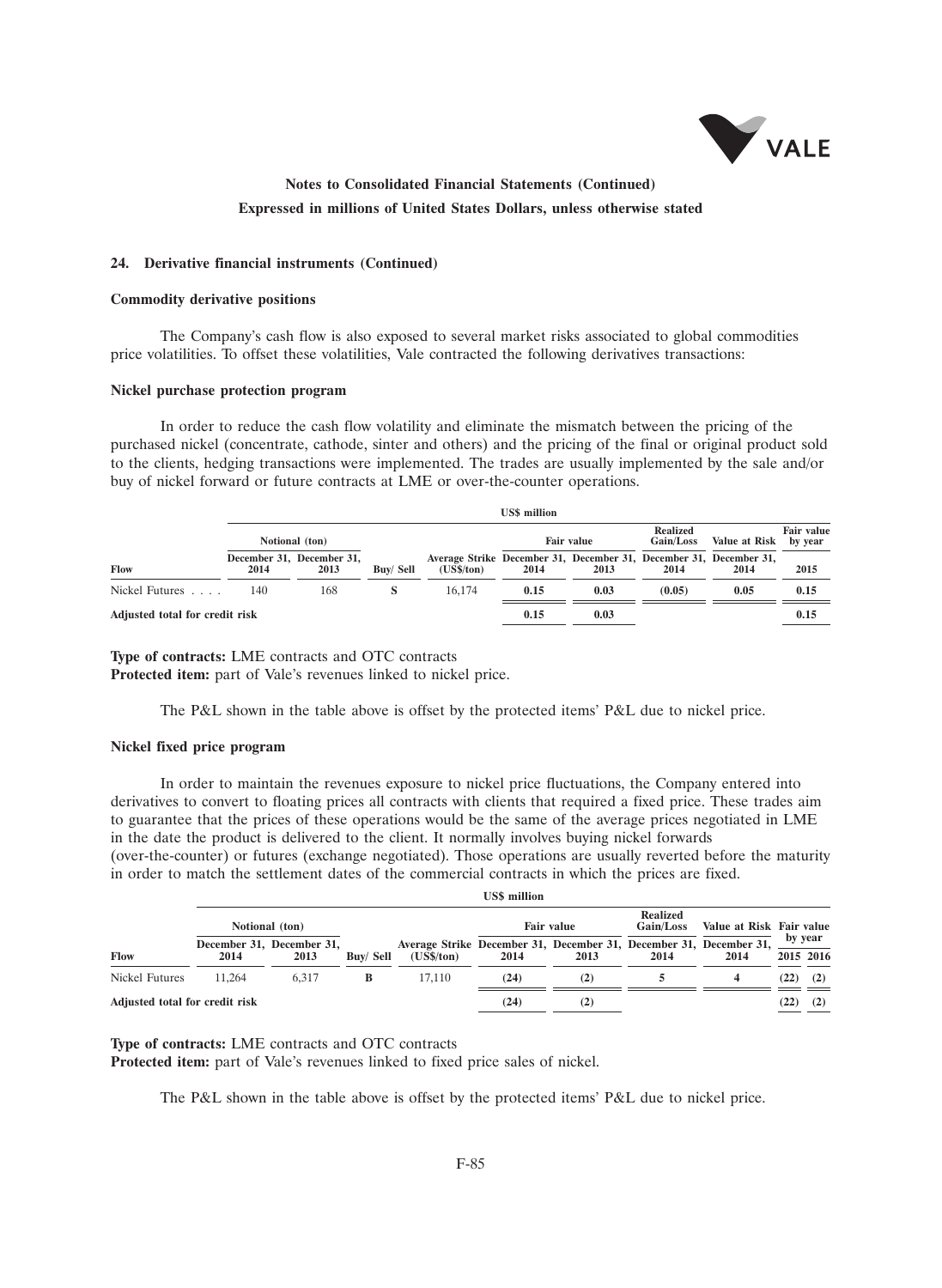## 24. Derivative financial instruments (Continued)

### Commodity derivative positions

The Company's cash flow is also exposed to several market risks associated to global commodities price volatilities. To offset these volatilities, Vale contracted the following derivatives transactions:

### Nickel purchase protection program

In order to reduce the cash flow volatility and eliminate the mismatch between the pricing of the purchased nickel (concentrate, cathode, sinter and others) and the pricing of the final or original product sold to the clients, hedging transactions were implemented. The trades are usually implemented by the sale and/or buy of nickel forward or future contracts at LME or over-the-counter operations.

| | US$ million | | | | | | | | |
|---|---|---|---|---|---|---|---|---|---|
| | Notional (ton) | | | | Fair value | | Realized Gain/Loss | Value at Risk | Fair value by year |
| Flow | December 31, 2014 | December 31, 2013 | Buy/ Sell | Average Strike (US$/ton) | December 31, 2014 | December 31, 2013 | December 31, 2014 | December 31, 2014 | 2015 |
| Nickel Futures | 140 | 168 | S | 16,174 | 0.15 | 0.03 | (0.05) | 0.05 | 0.15 |
| Adjusted total for credit risk | | | | | 0.15 | 0.03 | | | 0.15 |

**Type of contracts:** LME contracts and OTC contracts
**Protected item:** part of Vale's revenues linked to nickel price.

The P&L shown in the table above is offset by the protected items' P&L due to nickel price.

### Nickel fixed price program

In order to maintain the revenues exposure to nickel price fluctuations, the Company entered into derivatives to convert to floating prices all contracts with clients that required a fixed price. These trades aim to guarantee that the prices of these operations would be the same of the average prices negotiated in LME in the date the product is delivered to the client. It normally involves buying nickel forwards (over-the-counter) or futures (exchange negotiated). Those operations are usually reverted before the maturity in order to match the settlement dates of the commercial contracts in which the prices are fixed.

| | US$ million | | | | | | | | | |
|---|---|---|---|---|---|---|---|---|---|---|
| | Notional (ton) | | | | Fair value | | Realized Gain/Loss | Value at Risk | Fair value by year | |
| Flow | December 31, 2014 | December 31, 2013 | Buy/ Sell | Average Strike (US$/ton) | December 31, 2014 | December 31, 2013 | December 31, 2014 | December 31, 2014 | 2015 | 2016 |
| Nickel Futures | 11,264 | 6,317 | B | 17,110 | (24) | (2) | 5 | 4 | (22) | (2) |
| Adjusted total for credit risk | | | | | (24) | (2) | | | (22) | (2) |

**Type of contracts:** LME contracts and OTC contracts
**Protected item:** part of Vale's revenues linked to fixed price sales of nickel.

The P&L shown in the table above is offset by the protected items' P&L due to nickel price.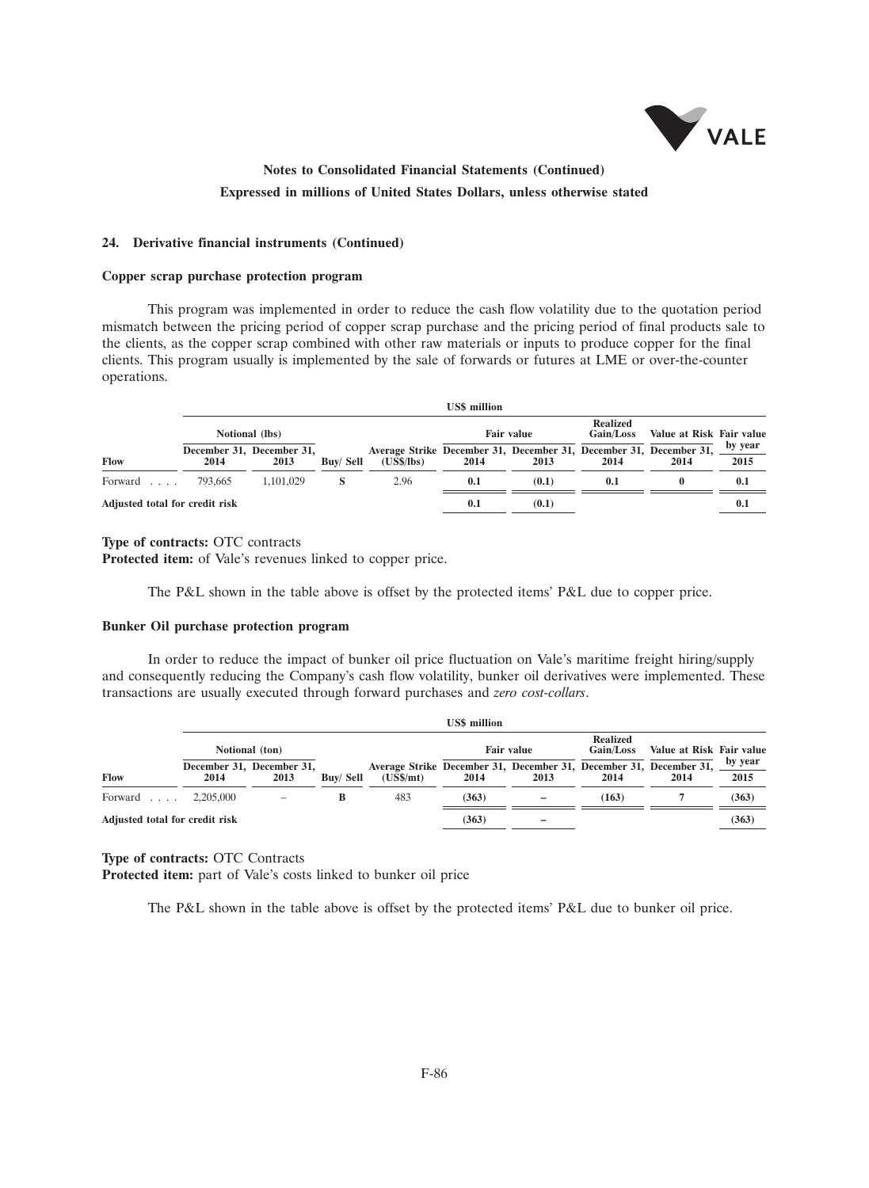## 24. Derivative financial instruments (Continued)

### Copper scrap purchase protection program

This program was implemented in order to reduce the cash flow volatility due to the quotation period mismatch between the pricing period of copper scrap purchase and the pricing period of final products sale to the clients, as the copper scrap combined with other raw materials or inputs to produce copper for the final clients. This program usually is implemented by the sale of forwards or futures at LME or over-the-counter operations.

| | US$ million | | | | | | | | |
|---|---|---|---|---|---|---|---|---|---|
| | Notional (lbs) | | | | Fair value | | Realized Gain/Loss | Value at Risk | Fair value by year |
| **Flow** | **December 31, 2014** | **December 31, 2013** | **Buy/ Sell** | **Average Strike (US$/lbs)** | **December 31, 2014** | **December 31, 2013** | **December 31, 2014** | **December 31, 2014** | **2015** |
| Forward .... | 793,665 | 1,101,029 | S | 2.96 | 0.1 | (0.1) | 0.1 | 0 | 0.1 |
| **Adjusted total for credit risk** | | | | | **0.1** | **(0.1)** | | | **0.1** |

**Type of contracts:** OTC contracts
**Protected item:** of Vale's revenues linked to copper price.

The P&L shown in the table above is offset by the protected items' P&L due to copper price.

### Bunker Oil purchase protection program

In order to reduce the impact of bunker oil price fluctuation on Vale's maritime freight hiring/supply and consequently reducing the Company's cash flow volatility, bunker oil derivatives were implemented. These transactions are usually executed through forward purchases and *zero cost-collars*.

| | US$ million | | | | | | | | |
|---|---|---|---|---|---|---|---|---|---|
| | Notional (ton) | | | | Fair value | | Realized Gain/Loss | Value at Risk | Fair value by year |
| **Flow** | **December 31, 2014** | **December 31, 2013** | **Buy/ Sell** | **Average Strike (US$/mt)** | **December 31, 2014** | **December 31, 2013** | **December 31, 2014** | **December 31, 2014** | **2015** |
| Forward .... | 2,205,000 | – | B | 483 | (363) | – | (163) | 7 | (363) |
| **Adjusted total for credit risk** | | | | | **(363)** | **–** | | | **(363)** |

**Type of contracts:** OTC Contracts
**Protected item:** part of Vale's costs linked to bunker oil price

The P&L shown in the table above is offset by the protected items' P&L due to bunker oil price.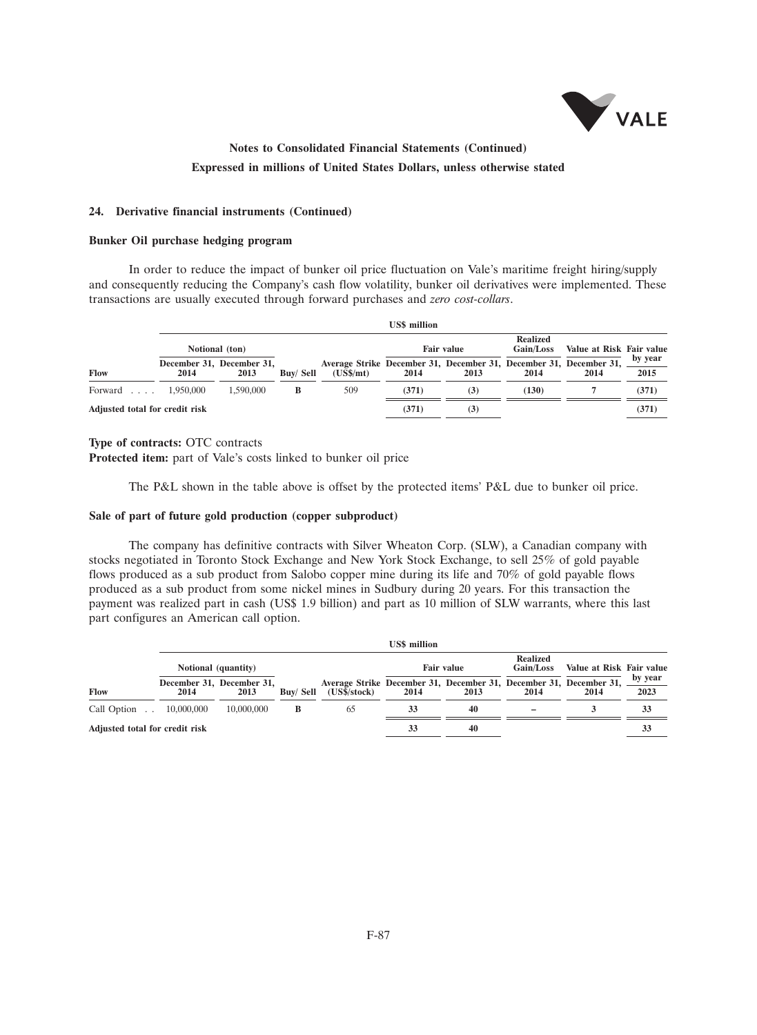**Notes to Consolidated Financial Statements (Continued)**

**Expressed in millions of United States Dollars, unless otherwise stated**

**24. Derivative financial instruments (Continued)**

**Bunker Oil purchase hedging program**

In order to reduce the impact of bunker oil price fluctuation on Vale's maritime freight hiring/supply and consequently reducing the Company's cash flow volatility, bunker oil derivatives were implemented. These transactions are usually executed through forward purchases and *zero cost-collars*.

| | US$ million | | | | | | | | |
|---|---|---|---|---|---|---|---|---|---|
| | Notional (ton) | | | | Fair value | | Realized Gain/Loss | Value at Risk | Fair value by year |
| Flow | December 31, 2014 | December 31, 2013 | Buy/ Sell | Average Strike (US$/mt) | December 31, 2014 | December 31, 2013 | December 31, 2014 | December 31, 2014 | 2015 |
| Forward | 1,950,000 | 1,590,000 | B | 509 | (371) | (3) | (130) | 7 | (371) |
| Adjusted total for credit risk | | | | | (371) | (3) | | | (371) |

**Type of contracts:** OTC contracts
**Protected item:** part of Vale's costs linked to bunker oil price

The P&L shown in the table above is offset by the protected items' P&L due to bunker oil price.

**Sale of part of future gold production (copper subproduct)**

The company has definitive contracts with Silver Wheaton Corp. (SLW), a Canadian company with stocks negotiated in Toronto Stock Exchange and New York Stock Exchange, to sell 25% of gold payable flows produced as a sub product from Salobo copper mine during its life and 70% of gold payable flows produced as a sub product from some nickel mines in Sudbury during 20 years. For this transaction the payment was realized part in cash (US$ 1.9 billion) and part as 10 million of SLW warrants, where this last part configures an American call option.

| | US$ million | | | | | | | | |
|---|---|---|---|---|---|---|---|---|---|
| | Notional (quantity) | | | | Fair value | | Realized Gain/Loss | Value at Risk | Fair value by year |
| Flow | December 31, 2014 | December 31, 2013 | Buy/ Sell | Average Strike (US$/stock) | December 31, 2014 | December 31, 2013 | December 31, 2014 | December 31, 2014 | 2023 |
| Call Option | 10,000,000 | 10,000,000 | B | 65 | 33 | 40 | – | 3 | 33 |
| Adjusted total for credit risk | | | | | 33 | 40 | | | 33 |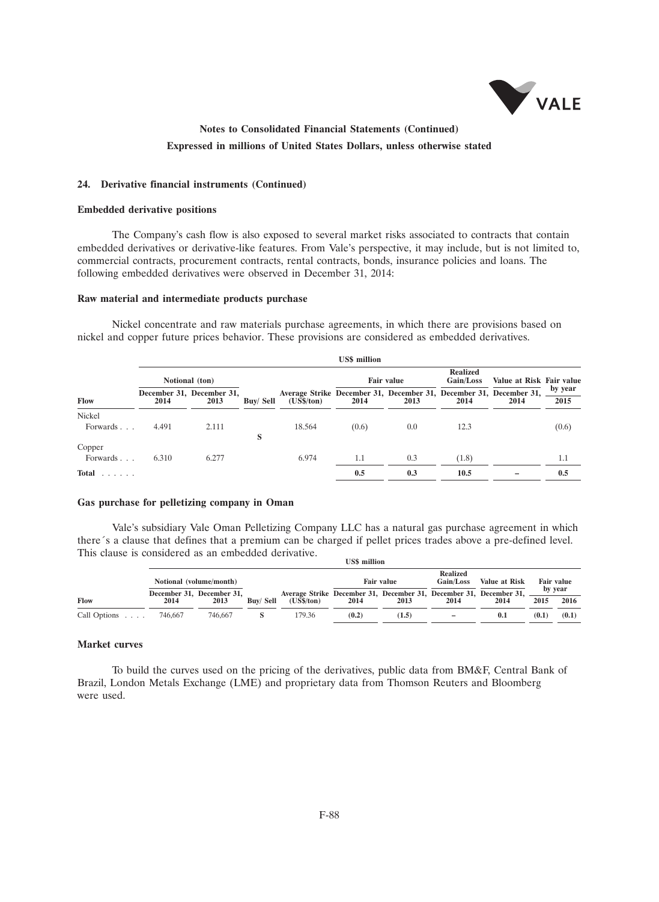## 24. Derivative financial instruments (Continued)

### Embedded derivative positions

The Company's cash flow is also exposed to several market risks associated to contracts that contain embedded derivatives or derivative-like features. From Vale's perspective, it may include, but is not limited to, commercial contracts, procurement contracts, rental contracts, bonds, insurance policies and loans. The following embedded derivatives were observed in December 31, 2014:

### Raw material and intermediate products purchase

Nickel concentrate and raw materials purchase agreements, in which there are provisions based on nickel and copper future prices behavior. These provisions are considered as embedded derivatives.

| | US$ million | | | | | | | | |
|---|---|---|---|---|---|---|---|---|---|
| | Notional (ton) | | | | Fair value | | Realized Gain/Loss | Value at Risk | Fair value by year |
| Flow | December 31, 2014 | December 31, 2013 | Buy/ Sell | Average Strike (US$/ton) | December 31, 2014 | December 31, 2013 | December 31, 2014 | December 31, 2014 | 2015 |
| Nickel Forwards | 4.491 | 2.111 | S | 18.564 | (0.6) | 0.0 | 12.3 | | (0.6) |
| Copper Forwards | 6.310 | 6.277 | | 6.974 | 1.1 | 0.3 | (1.8) | | 1.1 |
| **Total** | | | | | **0.5** | **0.3** | **10.5** | **–** | **0.5** |

### Gas purchase for pelletizing company in Oman

Vale's subsidiary Vale Oman Pelletizing Company LLC has a natural gas purchase agreement in which there´s a clause that defines that a premium can be charged if pellet prices trades above a pre-defined level. This clause is considered as an embedded derivative.

| | US$ million | | | | | | | | | |
|---|---|---|---|---|---|---|---|---|---|---|
| | Notional (volume/month) | | | | Fair value | | Realized Gain/Loss | Value at Risk | Fair value by year | |
| Flow | December 31, 2014 | December 31, 2013 | Buy/ Sell | Average Strike (US$/ton) | December 31, 2014 | December 31, 2013 | December 31, 2014 | December 31, 2014 | 2015 | 2016 |
| Call Options | 746,667 | 746,667 | S | 179.36 | (0.2) | (1.5) | – | 0.1 | (0.1) | (0.1) |

### Market curves

To build the curves used on the pricing of the derivatives, public data from BM&F, Central Bank of Brazil, London Metals Exchange (LME) and proprietary data from Thomson Reuters and Bloomberg were used.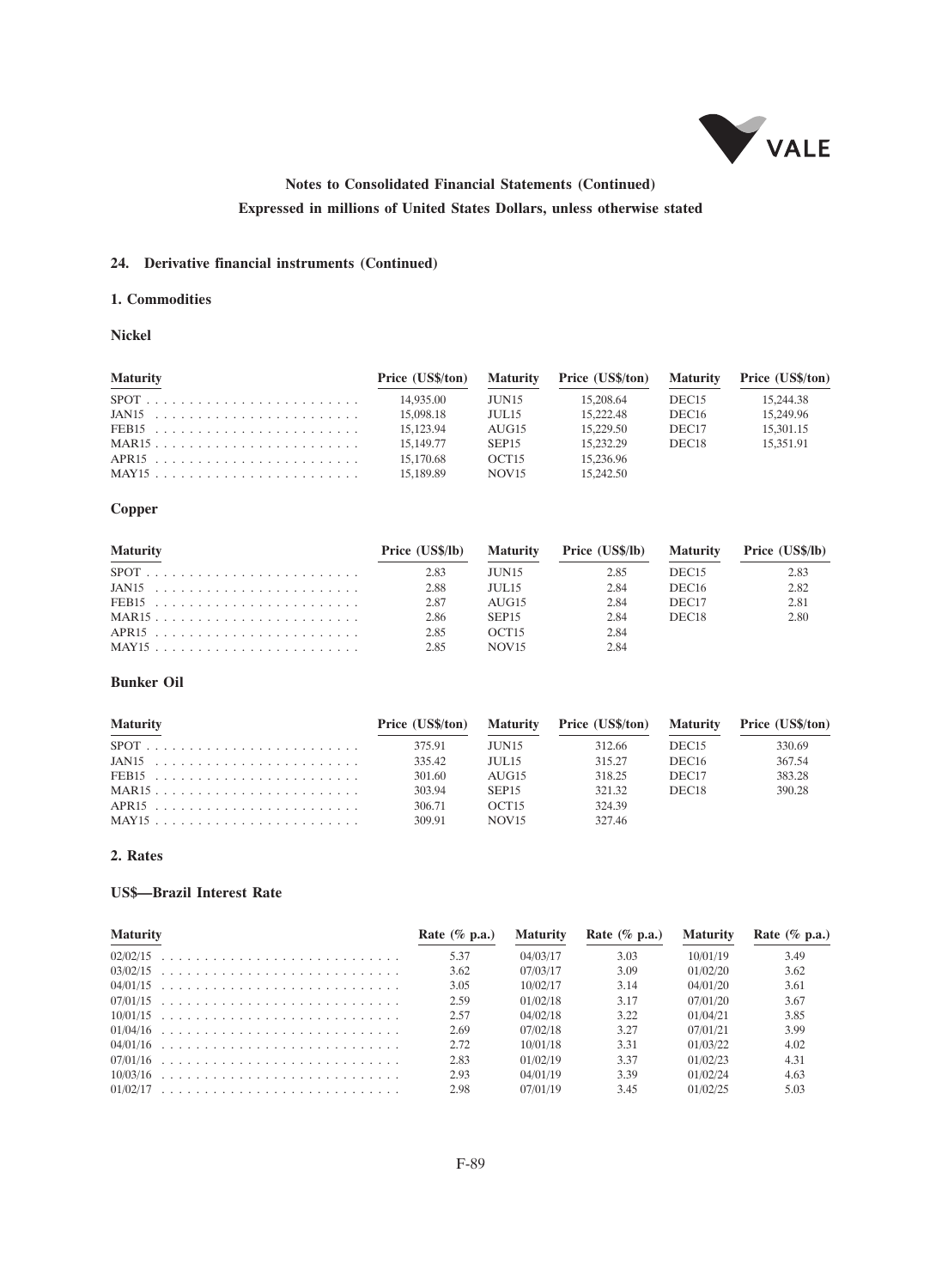**Notes to Consolidated Financial Statements (Continued)**

**Expressed in millions of United States Dollars, unless otherwise stated**

## 24. Derivative financial instruments (Continued)

### 1. Commodities

#### Nickel

| Maturity | Price (US$/ton) | Maturity | Price (US$/ton) | Maturity | Price (US$/ton) |
|---|---|---|---|---|---|
| SPOT | 14,935.00 | JUN15 | 15,208.64 | DEC15 | 15,244.38 |
| JAN15 | 15,098.18 | JUL15 | 15,222.48 | DEC16 | 15,249.96 |
| FEB15 | 15,123.94 | AUG15 | 15,229.50 | DEC17 | 15,301.15 |
| MAR15 | 15,149.77 | SEP15 | 15,232.29 | DEC18 | 15,351.91 |
| APR15 | 15,170.68 | OCT15 | 15,236.96 | | |
| MAY15 | 15,189.89 | NOV15 | 15,242.50 | | |

#### Copper

| Maturity | Price (US$/lb) | Maturity | Price (US$/lb) | Maturity | Price (US$/lb) |
|---|---|---|---|---|---|
| SPOT | 2.83 | JUN15 | 2.85 | DEC15 | 2.83 |
| JAN15 | 2.88 | JUL15 | 2.84 | DEC16 | 2.82 |
| FEB15 | 2.87 | AUG15 | 2.84 | DEC17 | 2.81 |
| MAR15 | 2.86 | SEP15 | 2.84 | DEC18 | 2.80 |
| APR15 | 2.85 | OCT15 | 2.84 | | |
| MAY15 | 2.85 | NOV15 | 2.84 | | |

#### Bunker Oil

| Maturity | Price (US$/ton) | Maturity | Price (US$/ton) | Maturity | Price (US$/ton) |
|---|---|---|---|---|---|
| SPOT | 375.91 | JUN15 | 312.66 | DEC15 | 330.69 |
| JAN15 | 335.42 | JUL15 | 315.27 | DEC16 | 367.54 |
| FEB15 | 301.60 | AUG15 | 318.25 | DEC17 | 383.28 |
| MAR15 | 303.94 | SEP15 | 321.32 | DEC18 | 390.28 |
| APR15 | 306.71 | OCT15 | 324.39 | | |
| MAY15 | 309.91 | NOV15 | 327.46 | | |

### 2. Rates

#### US$—Brazil Interest Rate

| Maturity | Rate (% p.a.) | Maturity | Rate (% p.a.) | Maturity | Rate (% p.a.) |
|---|---|---|---|---|---|
| 02/02/15 | 5.37 | 04/03/17 | 3.03 | 10/01/19 | 3.49 |
| 03/02/15 | 3.62 | 07/03/17 | 3.09 | 01/02/20 | 3.62 |
| 04/01/15 | 3.05 | 10/02/17 | 3.14 | 04/01/20 | 3.61 |
| 07/01/15 | 2.59 | 01/02/18 | 3.17 | 07/01/20 | 3.67 |
| 10/01/15 | 2.57 | 04/02/18 | 3.22 | 01/04/21 | 3.85 |
| 01/04/16 | 2.69 | 07/02/18 | 3.27 | 07/01/21 | 3.99 |
| 04/01/16 | 2.72 | 10/01/18 | 3.31 | 01/03/22 | 4.02 |
| 07/01/16 | 2.83 | 01/02/19 | 3.37 | 01/02/23 | 4.31 |
| 10/03/16 | 2.93 | 04/01/19 | 3.39 | 01/02/24 | 4.63 |
| 01/02/17 | 2.98 | 07/01/19 | 3.45 | 01/02/25 | 5.03 |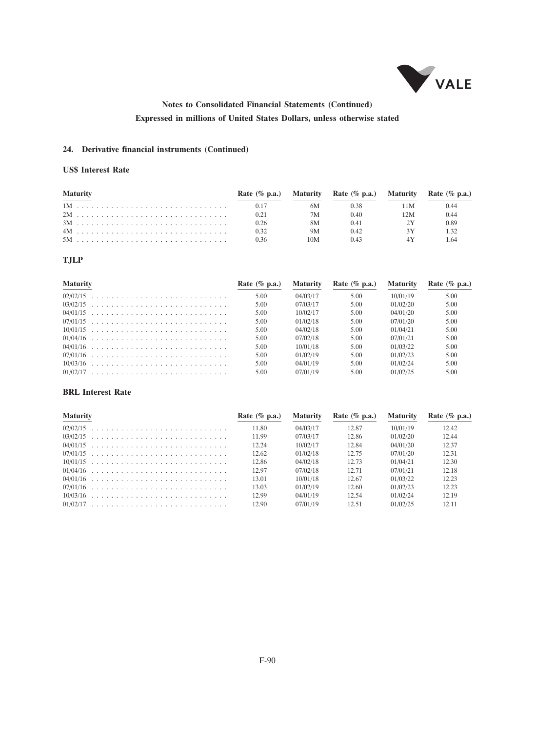## 24. Derivative financial instruments (Continued)

### US$ Interest Rate

| Maturity | Rate (% p.a.) | Maturity | Rate (% p.a.) | Maturity | Rate (% p.a.) |
|---|---|---|---|---|---|
| 1M | 0.17 | 6M | 0.38 | 11M | 0.44 |
| 2M | 0.21 | 7M | 0.40 | 12M | 0.44 |
| 3M | 0.26 | 8M | 0.41 | 2Y | 0.89 |
| 4M | 0.32 | 9M | 0.42 | 3Y | 1.32 |
| 5M | 0.36 | 10M | 0.43 | 4Y | 1.64 |

### TJLP

| Maturity | Rate (% p.a.) | Maturity | Rate (% p.a.) | Maturity | Rate (% p.a.) |
|---|---|---|---|---|---|
| 02/02/15 | 5.00 | 04/03/17 | 5.00 | 10/01/19 | 5.00 |
| 03/02/15 | 5.00 | 07/03/17 | 5.00 | 01/02/20 | 5.00 |
| 04/01/15 | 5.00 | 10/02/17 | 5.00 | 04/01/20 | 5.00 |
| 07/01/15 | 5.00 | 01/02/18 | 5.00 | 07/01/20 | 5.00 |
| 10/01/15 | 5.00 | 04/02/18 | 5.00 | 01/04/21 | 5.00 |
| 01/04/16 | 5.00 | 07/02/18 | 5.00 | 07/01/21 | 5.00 |
| 04/01/16 | 5.00 | 10/01/18 | 5.00 | 01/03/22 | 5.00 |
| 07/01/16 | 5.00 | 01/02/19 | 5.00 | 01/02/23 | 5.00 |
| 10/03/16 | 5.00 | 04/01/19 | 5.00 | 01/02/24 | 5.00 |
| 01/02/17 | 5.00 | 07/01/19 | 5.00 | 01/02/25 | 5.00 |

### BRL Interest Rate

| Maturity | Rate (% p.a.) | Maturity | Rate (% p.a.) | Maturity | Rate (% p.a.) |
|---|---|---|---|---|---|
| 02/02/15 | 11.80 | 04/03/17 | 12.87 | 10/01/19 | 12.42 |
| 03/02/15 | 11.99 | 07/03/17 | 12.86 | 01/02/20 | 12.44 |
| 04/01/15 | 12.24 | 10/02/17 | 12.84 | 04/01/20 | 12.37 |
| 07/01/15 | 12.62 | 01/02/18 | 12.75 | 07/01/20 | 12.31 |
| 10/01/15 | 12.86 | 04/02/18 | 12.73 | 01/04/21 | 12.30 |
| 01/04/16 | 12.97 | 07/02/18 | 12.71 | 07/01/21 | 12.18 |
| 04/01/16 | 13.01 | 10/01/18 | 12.67 | 01/03/22 | 12.23 |
| 07/01/16 | 13.03 | 01/02/19 | 12.60 | 01/02/23 | 12.23 |
| 10/03/16 | 12.99 | 04/01/19 | 12.54 | 01/02/24 | 12.19 |
| 01/02/17 | 12.90 | 07/01/19 | 12.51 | 01/02/25 | 12.11 |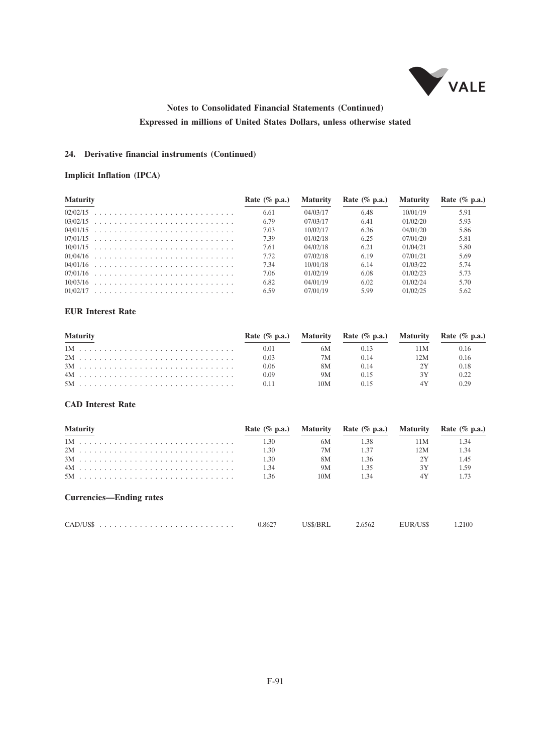Notes to Consolidated Financial Statements (Continued)

Expressed in millions of United States Dollars, unless otherwise stated

## 24. Derivative financial instruments (Continued)

### Implicit Inflation (IPCA)

| Maturity | Rate (% p.a.) | Maturity | Rate (% p.a.) | Maturity | Rate (% p.a.) |
|---|---|---|---|---|---|
| 02/02/15 | 6.61 | 04/03/17 | 6.48 | 10/01/19 | 5.91 |
| 03/02/15 | 6.79 | 07/03/17 | 6.41 | 01/02/20 | 5.93 |
| 04/01/15 | 7.03 | 10/02/17 | 6.36 | 04/01/20 | 5.86 |
| 07/01/15 | 7.39 | 01/02/18 | 6.25 | 07/01/20 | 5.81 |
| 10/01/15 | 7.61 | 04/02/18 | 6.21 | 01/04/21 | 5.80 |
| 01/04/16 | 7.72 | 07/02/18 | 6.19 | 07/01/21 | 5.69 |
| 04/01/16 | 7.34 | 10/01/18 | 6.14 | 01/03/22 | 5.74 |
| 07/01/16 | 7.06 | 01/02/19 | 6.08 | 01/02/23 | 5.73 |
| 10/03/16 | 6.82 | 04/01/19 | 6.02 | 01/02/24 | 5.70 |
| 01/02/17 | 6.59 | 07/01/19 | 5.99 | 01/02/25 | 5.62 |

### EUR Interest Rate

| Maturity | Rate (% p.a.) | Maturity | Rate (% p.a.) | Maturity | Rate (% p.a.) |
|---|---|---|---|---|---|
| 1M | 0.01 | 6M | 0.13 | 11M | 0.16 |
| 2M | 0.03 | 7M | 0.14 | 12M | 0.16 |
| 3M | 0.06 | 8M | 0.14 | 2Y | 0.18 |
| 4M | 0.09 | 9M | 0.15 | 3Y | 0.22 |
| 5M | 0.11 | 10M | 0.15 | 4Y | 0.29 |

### CAD Interest Rate

| Maturity | Rate (% p.a.) | Maturity | Rate (% p.a.) | Maturity | Rate (% p.a.) |
|---|---|---|---|---|---|
| 1M | 1.30 | 6M | 1.38 | 11M | 1.34 |
| 2M | 1.30 | 7M | 1.37 | 12M | 1.34 |
| 3M | 1.30 | 8M | 1.36 | 2Y | 1.45 |
| 4M | 1.34 | 9M | 1.35 | 3Y | 1.59 |
| 5M | 1.36 | 10M | 1.34 | 4Y | 1.73 |

### Currencies—Ending rates

| | | | | | |
|---|---|---|---|---|---|
| CAD/US$ | 0.8627 | US$/BRL | 2.6562 | EUR/US$ | 1.2100 |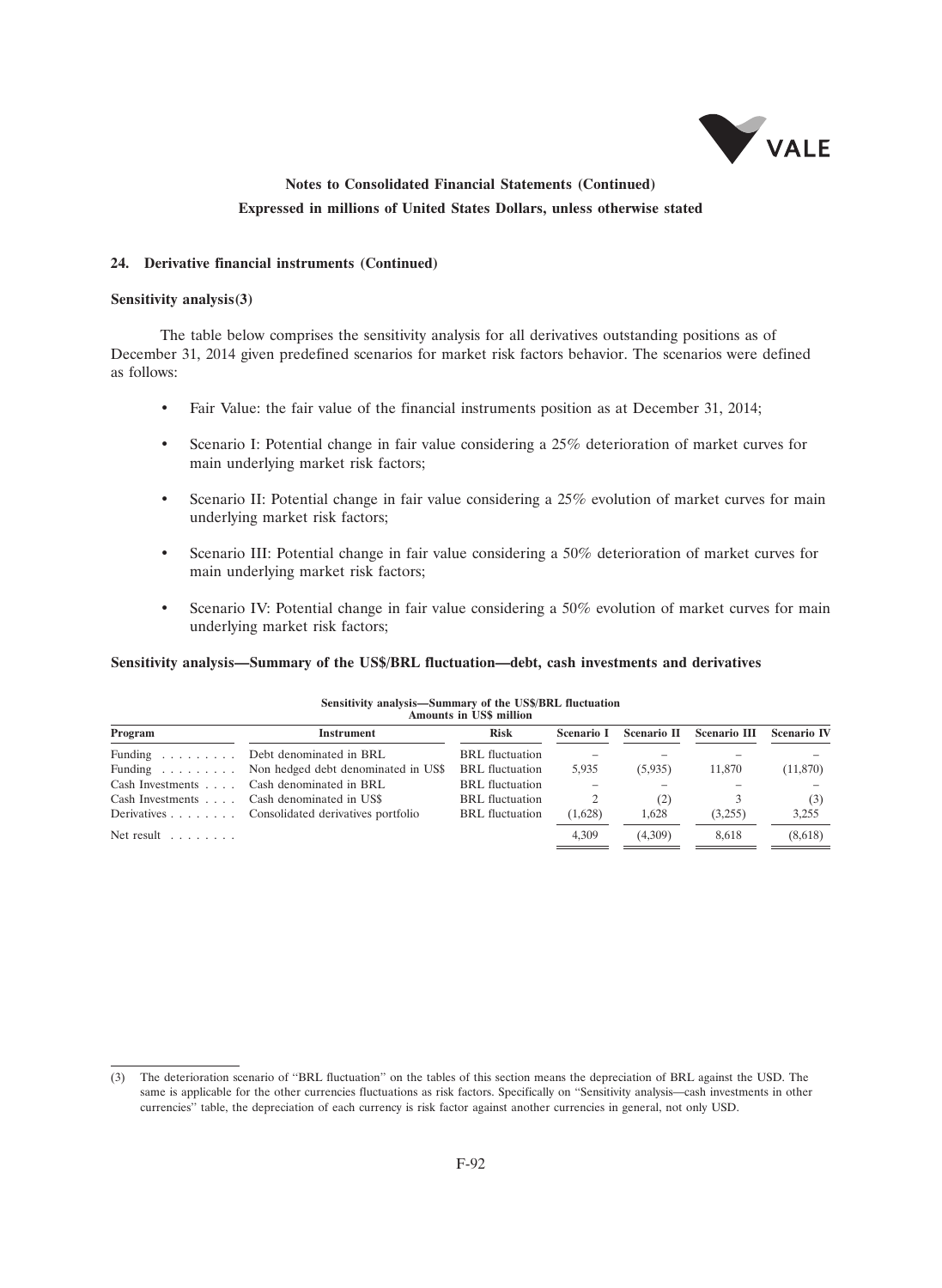**Notes to Consolidated Financial Statements (Continued)**
**Expressed in millions of United States Dollars, unless otherwise stated**

### 24. Derivative financial instruments (Continued)

**Sensitivity analysis(3)**

The table below comprises the sensitivity analysis for all derivatives outstanding positions as of December 31, 2014 given predefined scenarios for market risk factors behavior. The scenarios were defined as follows:

- Fair Value: the fair value of the financial instruments position as at December 31, 2014;
- Scenario I: Potential change in fair value considering a 25% deterioration of market curves for main underlying market risk factors;
- Scenario II: Potential change in fair value considering a 25% evolution of market curves for main underlying market risk factors;
- Scenario III: Potential change in fair value considering a 50% deterioration of market curves for main underlying market risk factors;
- Scenario IV: Potential change in fair value considering a 50% evolution of market curves for main underlying market risk factors;

**Sensitivity analysis—Summary of the US$/BRL fluctuation—debt, cash investments and derivatives**

**Sensitivity analysis—Summary of the US$/BRL fluctuation**
**Amounts in US$ million**

| Program | Instrument | Risk | Scenario I | Scenario II | Scenario III | Scenario IV |
|---|---|---|---|---|---|---|
| Funding | Debt denominated in BRL | BRL fluctuation | – | – | – | – |
| Funding | Non hedged debt denominated in US$ | BRL fluctuation | 5,935 | (5,935) | 11,870 | (11,870) |
| Cash Investments | Cash denominated in BRL | BRL fluctuation | – | – | – | – |
| Cash Investments | Cash denominated in US$ | BRL fluctuation | 2 | (2) | 3 | (3) |
| Derivatives | Consolidated derivatives portfolio | BRL fluctuation | (1,628) | 1,628 | (3,255) | 3,255 |
| Net result | | | 4,309 | (4,309) | 8,618 | (8,618) |

(3) The deterioration scenario of "BRL fluctuation" on the tables of this section means the depreciation of BRL against the USD. The same is applicable for the other currencies fluctuations as risk factors. Specifically on "Sensitivity analysis—cash investments in other currencies" table, the depreciation of each currency is risk factor against another currencies in general, not only USD.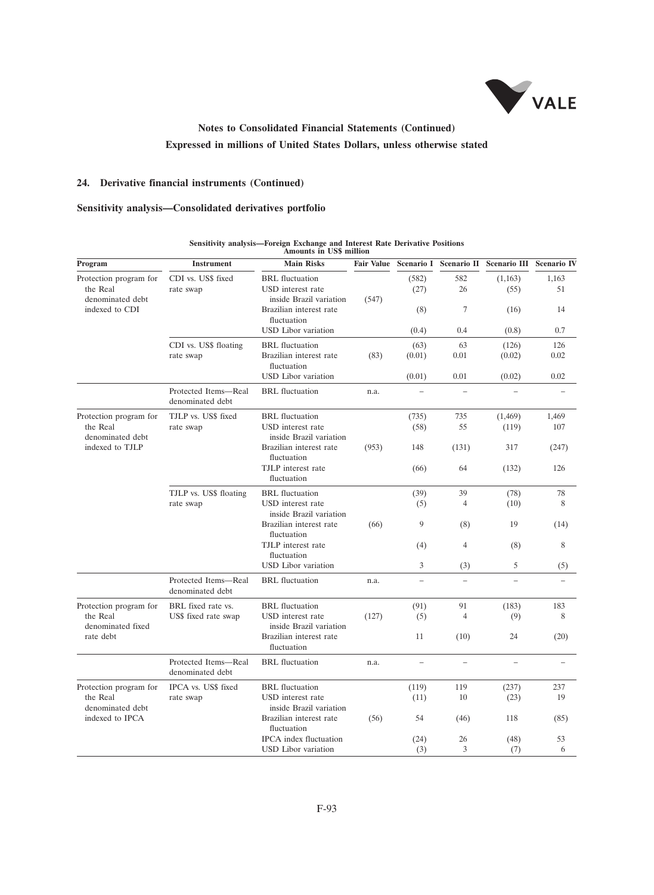# Notes to Consolidated Financial Statements (Continued)

**Expressed in millions of United States Dollars, unless otherwise stated**

## 24. Derivative financial instruments (Continued)

### Sensitivity analysis—Consolidated derivatives portfolio

**Sensitivity analysis—Foreign Exchange and Interest Rate Derivative Positions**
**Amounts in US$ million**

| Program | Instrument | Main Risks | Fair Value | Scenario I | Scenario II | Scenario III | Scenario IV |
|---|---|---|---|---|---|---|---|
| Protection program for the Real denominated debt indexed to CDI | CDI vs. US$ fixed rate swap | BRL fluctuation | (547) | (582) | 582 | (1,163) | 1,163 |
| | | USD interest rate inside Brazil variation | | (27) | 26 | (55) | 51 |
| | | Brazilian interest rate fluctuation | | (8) | 7 | (16) | 14 |
| | | USD Libor variation | | (0.4) | 0.4 | (0.8) | 0.7 |
| | CDI vs. US$ floating rate swap | BRL fluctuation | (83) | (63) | 63 | (126) | 126 |
| | | Brazilian interest rate fluctuation | | (0.01) | 0.01 | (0.02) | 0.02 |
| | | USD Libor variation | | (0.01) | 0.01 | (0.02) | 0.02 |
| | Protected Items—Real denominated debt | BRL fluctuation | n.a. | – | – | – | – |
| Protection program for the Real denominated debt indexed to TJLP | TJLP vs. US$ fixed rate swap | BRL fluctuation | (953) | (735) | 735 | (1,469) | 1,469 |
| | | USD interest rate inside Brazil variation | | (58) | 55 | (119) | 107 |
| | | Brazilian interest rate fluctuation | | 148 | (131) | 317 | (247) |
| | | TJLP interest rate fluctuation | | (66) | 64 | (132) | 126 |
| | TJLP vs. US$ floating rate swap | BRL fluctuation | (66) | (39) | 39 | (78) | 78 |
| | | USD interest rate inside Brazil variation | | (5) | 4 | (10) | 8 |
| | | Brazilian interest rate fluctuation | | 9 | (8) | 19 | (14) |
| | | TJLP interest rate fluctuation | | (4) | 4 | (8) | 8 |
| | | USD Libor variation | | 3 | (3) | 5 | (5) |
| | Protected Items—Real denominated debt | BRL fluctuation | n.a. | – | – | – | – |
| Protection program for the Real denominated fixed rate debt | BRL fixed rate vs. US$ fixed rate swap | BRL fluctuation | (127) | (91) | 91 | (183) | 183 |
| | | USD interest rate inside Brazil variation | | (5) | 4 | (9) | 8 |
| | | Brazilian interest rate fluctuation | | 11 | (10) | 24 | (20) |
| | Protected Items—Real denominated debt | BRL fluctuation | n.a. | – | – | – | – |
| Protection program for the Real denominated debt indexed to IPCA | IPCA vs. US$ fixed rate swap | BRL fluctuation | (56) | (119) | 119 | (237) | 237 |
| | | USD interest rate inside Brazil variation | | (11) | 10 | (23) | 19 |
| | | Brazilian interest rate fluctuation | | 54 | (46) | 118 | (85) |
| | | IPCA index fluctuation | | (24) | 26 | (48) | 53 |
| | | USD Libor variation | | (3) | 3 | (7) | 6 |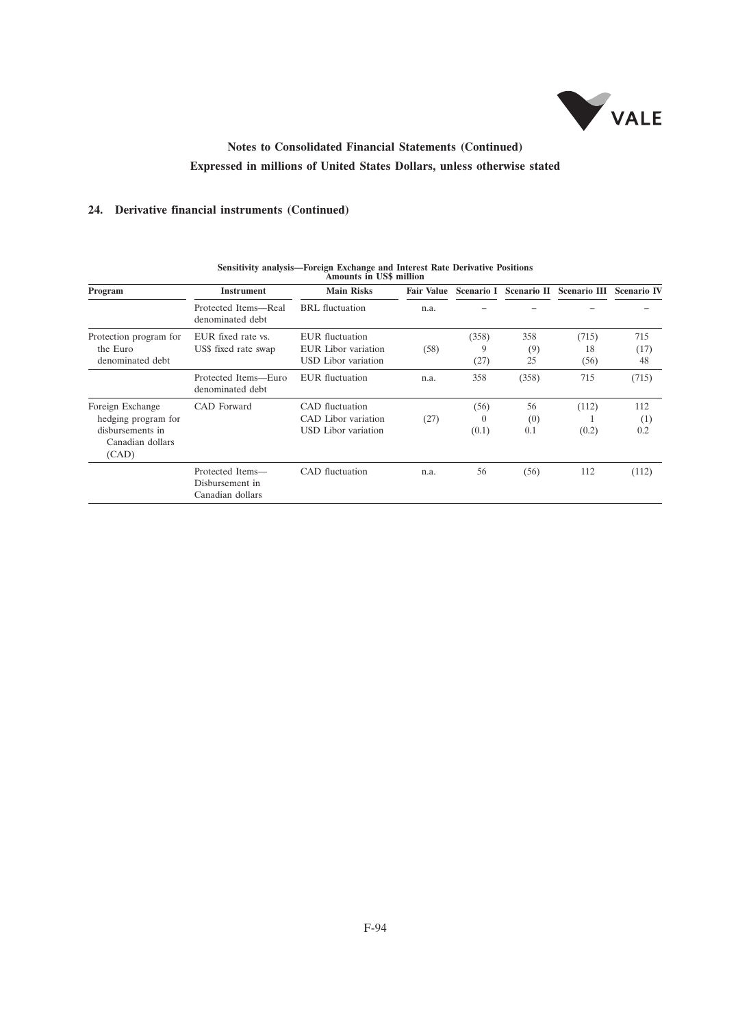**Notes to Consolidated Financial Statements (Continued)**

**Expressed in millions of United States Dollars, unless otherwise stated**

## 24. Derivative financial instruments (Continued)

**Sensitivity analysis—Foreign Exchange and Interest Rate Derivative Positions**
**Amounts in US$ million**

| Program | Instrument | Main Risks | Fair Value | Scenario I | Scenario II | Scenario III | Scenario IV |
|---|---|---|---|---|---|---|---|
| | Protected Items—Real denominated debt | BRL fluctuation | n.a. | – | – | – | – |
| Protection program for the Euro denominated debt | EUR fixed rate vs. US$ fixed rate swap | EUR fluctuation | (58) | (358) | 358 | (715) | 715 |
| | | EUR Libor variation | | 9 | (9) | 18 | (17) |
| | | USD Libor variation | | (27) | 25 | (56) | 48 |
| | Protected Items—Euro denominated debt | EUR fluctuation | n.a. | 358 | (358) | 715 | (715) |
| Foreign Exchange hedging program for disbursements in Canadian dollars (CAD) | CAD Forward | CAD fluctuation | (27) | (56) | 56 | (112) | 112 |
| | | CAD Libor variation | | 0 | (0) | 1 | (1) |
| | | USD Libor variation | | (0.1) | 0.1 | (0.2) | 0.2 |
| | Protected Items—Disbursement in Canadian dollars | CAD fluctuation | n.a. | 56 | (56) | 112 | (112) |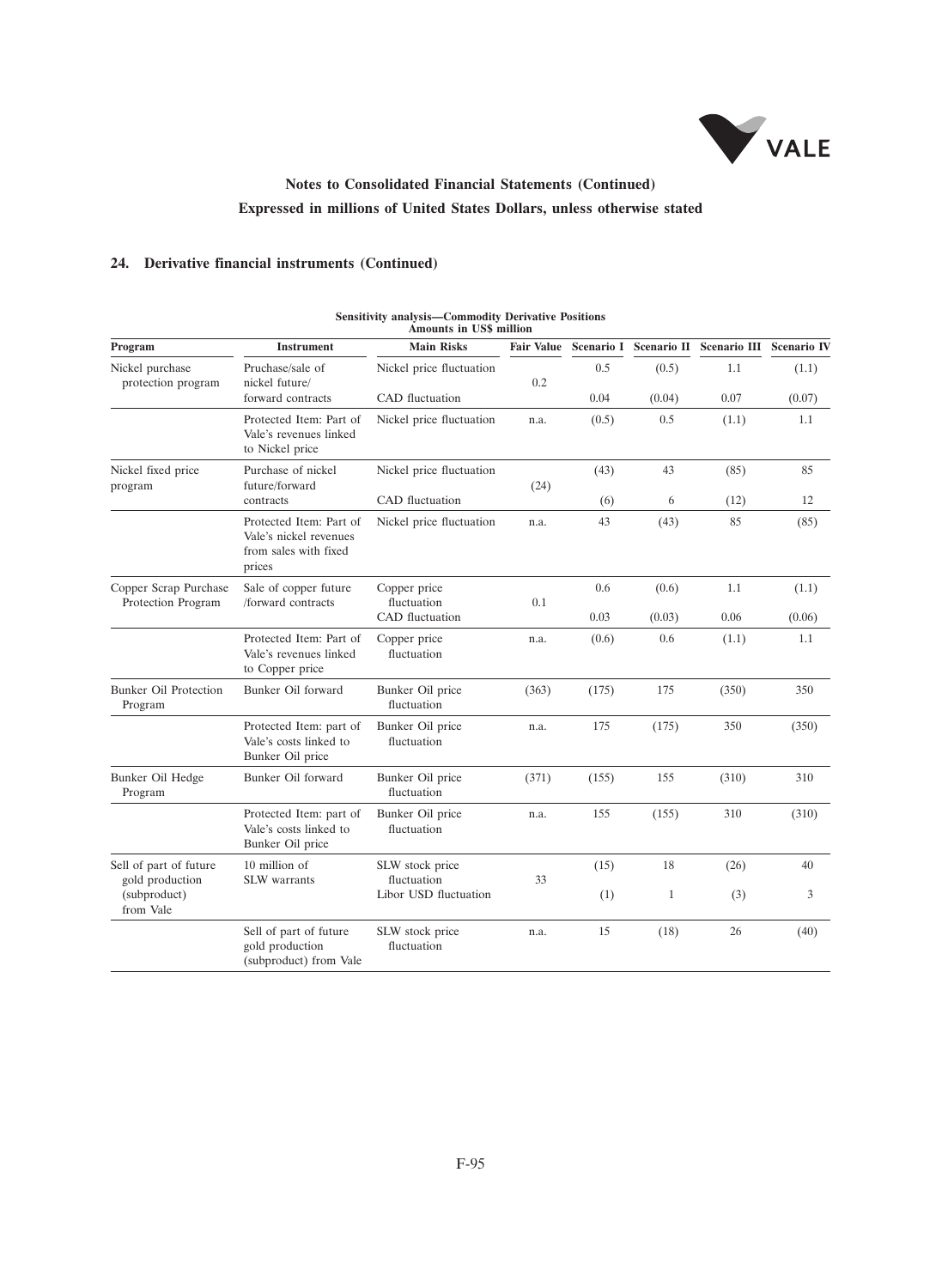## Notes to Consolidated Financial Statements (Continued)

## Expressed in millions of United States Dollars, unless otherwise stated

### 24. Derivative financial instruments (Continued)

**Sensitivity analysis—Commodity Derivative Positions**
**Amounts in US$ million**

| Program | Instrument | Main Risks | Fair Value | Scenario I | Scenario II | Scenario III | Scenario IV |
|---|---|---|---|---|---|---|---|
| Nickel purchase protection program | Pruchase/sale of nickel future/ forward contracts | Nickel price fluctuation | 0.2 | 0.5 | (0.5) | 1.1 | (1.1) |
| | | CAD fluctuation | | 0.04 | (0.04) | 0.07 | (0.07) |
| | Protected Item: Part of Vale's revenues linked to Nickel price | Nickel price fluctuation | n.a. | (0.5) | 0.5 | (1.1) | 1.1 |
| Nickel fixed price program | Purchase of nickel future/forward contracts | Nickel price fluctuation | (24) | (43) | 43 | (85) | 85 |
| | | CAD fluctuation | | (6) | 6 | (12) | 12 |
| | Protected Item: Part of Vale's nickel revenues from sales with fixed prices | Nickel price fluctuation | n.a. | 43 | (43) | 85 | (85) |
| Copper Scrap Purchase Protection Program | Sale of copper future /forward contracts | Copper price fluctuation | 0.1 | 0.6 | (0.6) | 1.1 | (1.1) |
| | | CAD fluctuation | | 0.03 | (0.03) | 0.06 | (0.06) |
| | Protected Item: Part of Vale's revenues linked to Copper price | Copper price fluctuation | n.a. | (0.6) | 0.6 | (1.1) | 1.1 |
| Bunker Oil Protection Program | Bunker Oil forward | Bunker Oil price fluctuation | (363) | (175) | 175 | (350) | 350 |
| | Protected Item: part of Vale's costs linked to Bunker Oil price | Bunker Oil price fluctuation | n.a. | 175 | (175) | 350 | (350) |
| Bunker Oil Hedge Program | Bunker Oil forward | Bunker Oil price fluctuation | (371) | (155) | 155 | (310) | 310 |
| | Protected Item: part of Vale's costs linked to Bunker Oil price | Bunker Oil price fluctuation | n.a. | 155 | (155) | 310 | (310) |
| Sell of part of future gold production (subproduct) from Vale | 10 million of SLW warrants | SLW stock price fluctuation | 33 | (15) | 18 | (26) | 40 |
| | | Libor USD fluctuation | | (1) | 1 | (3) | 3 |
| | Sell of part of future gold production (subproduct) from Vale | SLW stock price fluctuation | n.a. | 15 | (18) | 26 | (40) |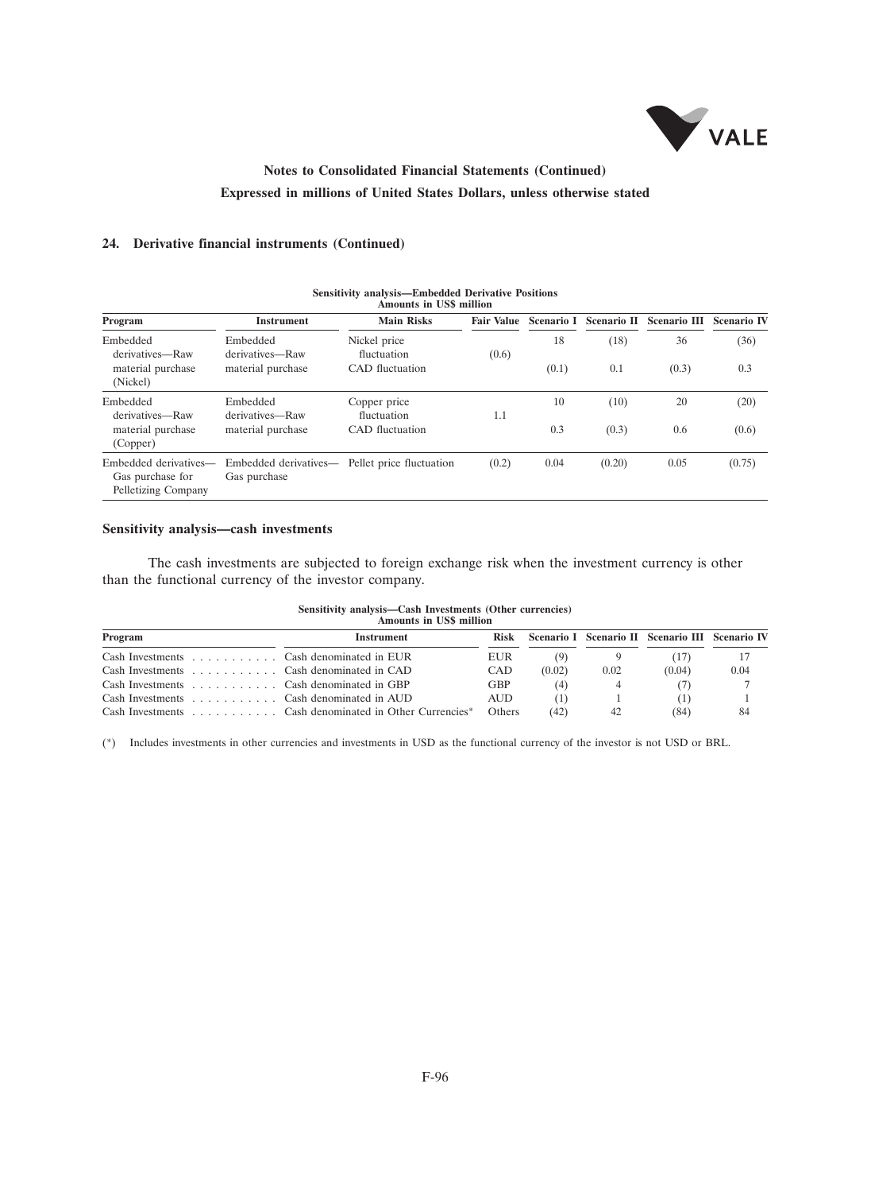**Notes to Consolidated Financial Statements (Continued)**

**Expressed in millions of United States Dollars, unless otherwise stated**

## 24. Derivative financial instruments (Continued)

**Sensitivity analysis—Embedded Derivative Positions**
**Amounts in US$ million**

| Program | Instrument | Main Risks | Fair Value | Scenario I | Scenario II | Scenario III | Scenario IV |
|---|---|---|---|---|---|---|---|
| Embedded derivatives—Raw material purchase (Nickel) | Embedded derivatives—Raw material purchase | Nickel price fluctuation | (0.6) | 18 | (18) | 36 | (36) |
| | | CAD fluctuation | | (0.1) | 0.1 | (0.3) | 0.3 |
| Embedded derivatives—Raw material purchase (Copper) | Embedded derivatives—Raw material purchase | Copper price fluctuation | 1.1 | 10 | (10) | 20 | (20) |
| | | CAD fluctuation | | 0.3 | (0.3) | 0.6 | (0.6) |
| Embedded derivatives—Gas purchase for Pelletizing Company | Embedded derivatives—Gas purchase | Pellet price fluctuation | (0.2) | 0.04 | (0.20) | 0.05 | (0.75) |

### Sensitivity analysis—cash investments

The cash investments are subjected to foreign exchange risk when the investment currency is other than the functional currency of the investor company.

**Sensitivity analysis—Cash Investments (Other currencies)**
**Amounts in US$ million**

| Program | Instrument | Risk | Scenario I | Scenario II | Scenario III | Scenario IV |
|---|---|---|---|---|---|---|
| Cash Investments | Cash denominated in EUR | EUR | (9) | 9 | (17) | 17 |
| Cash Investments | Cash denominated in CAD | CAD | (0.02) | 0.02 | (0.04) | 0.04 |
| Cash Investments | Cash denominated in GBP | GBP | (4) | 4 | (7) | 7 |
| Cash Investments | Cash denominated in AUD | AUD | (1) | 1 | (1) | 1 |
| Cash Investments | Cash denominated in Other Currencies* | Others | (42) | 42 | (84) | 84 |

(*) Includes investments in other currencies and investments in USD as the functional currency of the investor is not USD or BRL.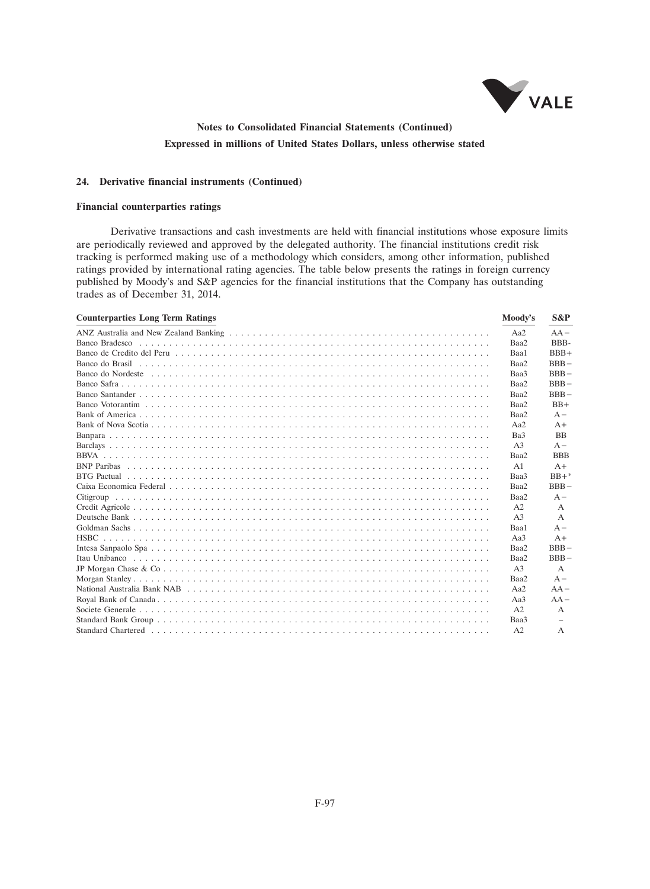## 24. Derivative financial instruments (Continued)

### Financial counterparties ratings

Derivative transactions and cash investments are held with financial institutions whose exposure limits are periodically reviewed and approved by the delegated authority. The financial institutions credit risk tracking is performed making use of a methodology which considers, among other information, published ratings provided by international rating agencies. The table below presents the ratings in foreign currency published by Moody's and S&P agencies for the financial institutions that the Company has outstanding trades as of December 31, 2014.

| Counterparties Long Term Ratings | Moody's | S&P |
|---|---|---|
| ANZ Australia and New Zealand Banking | Aa2 | AA− |
| Banco Bradesco | Baa2 | BBB- |
| Banco de Credito del Peru | Baa1 | BBB+ |
| Banco do Brasil | Baa2 | BBB− |
| Banco do Nordeste | Baa3 | BBB− |
| Banco Safra | Baa2 | BBB− |
| Banco Santander | Baa2 | BBB− |
| Banco Votorantim | Baa2 | BB+ |
| Bank of America | Baa2 | A− |
| Bank of Nova Scotia | Aa2 | A+ |
| Banpara | Ba3 | BB |
| Barclays | A3 | A− |
| BBVA | Baa2 | BBB |
| BNP Paribas | A1 | A+ |
| BTG Pactual | Baa3 | BB+* |
| Caixa Economica Federal | Baa2 | BBB− |
| Citigroup | Baa2 | A− |
| Credit Agricole | A2 | A |
| Deutsche Bank | A3 | A |
| Goldman Sachs | Baa1 | A− |
| HSBC | Aa3 | A+ |
| Intesa Sanpaolo Spa | Baa2 | BBB− |
| Itau Unibanco | Baa2 | BBB− |
| JP Morgan Chase & Co | A3 | A |
| Morgan Stanley | Baa2 | A− |
| National Australia Bank NAB | Aa2 | AA− |
| Royal Bank of Canada | Aa3 | AA− |
| Societe Generale | A2 | A |
| Standard Bank Group | Baa3 | − |
| Standard Chartered | A2 | A |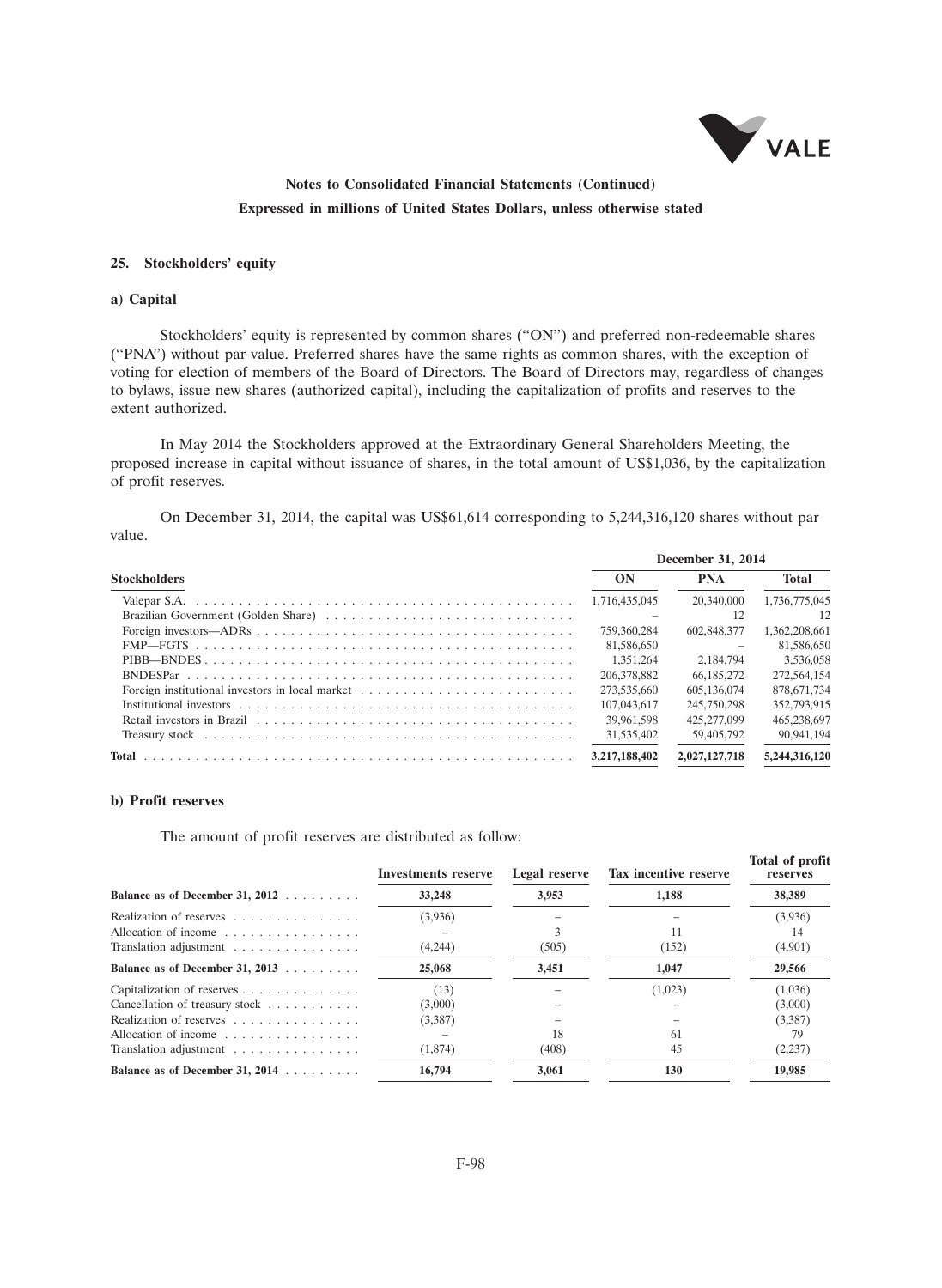**Notes to Consolidated Financial Statements (Continued)**

**Expressed in millions of United States Dollars, unless otherwise stated**

## 25. Stockholders' equity

### a) Capital

Stockholders' equity is represented by common shares (''ON'') and preferred non-redeemable shares (''PNA'') without par value. Preferred shares have the same rights as common shares, with the exception of voting for election of members of the Board of Directors. The Board of Directors may, regardless of changes to bylaws, issue new shares (authorized capital), including the capitalization of profits and reserves to the extent authorized.

In May 2014 the Stockholders approved at the Extraordinary General Shareholders Meeting, the proposed increase in capital without issuance of shares, in the total amount of US$1,036, by the capitalization of profit reserves.

On December 31, 2014, the capital was US$61,614 corresponding to 5,244,316,120 shares without par value.

| | December 31, 2014 | | |
|---|---|---|---|
| **Stockholders** | **ON** | **PNA** | **Total** |
| Valepar S.A. | 1,716,435,045 | 20,340,000 | 1,736,775,045 |
| Brazilian Government (Golden Share) | – | 12 | 12 |
| Foreign investors—ADRs | 759,360,284 | 602,848,377 | 1,362,208,661 |
| FMP—FGTS | 81,586,650 | – | 81,586,650 |
| PIBB—BNDES | 1,351,264 | 2,184,794 | 3,536,058 |
| BNDESPar | 206,378,882 | 66,185,272 | 272,564,154 |
| Foreign institutional investors in local market | 273,535,660 | 605,136,074 | 878,671,734 |
| Institutional investors | 107,043,617 | 245,750,298 | 352,793,915 |
| Retail investors in Brazil | 39,961,598 | 425,277,099 | 465,238,697 |
| Treasury stock | 31,535,402 | 59,405,792 | 90,941,194 |
| **Total** | **3,217,188,402** | **2,027,127,718** | **5,244,316,120** |

### b) Profit reserves

The amount of profit reserves are distributed as follow:

| | Investments reserve | Legal reserve | Tax incentive reserve | Total of profit reserves |
|---|---|---|---|---|
| **Balance as of December 31, 2012** | **33,248** | **3,953** | **1,188** | **38,389** |
| Realization of reserves | (3,936) | – | – | (3,936) |
| Allocation of income | – | 3 | 11 | 14 |
| Translation adjustment | (4,244) | (505) | (152) | (4,901) |
| **Balance as of December 31, 2013** | **25,068** | **3,451** | **1,047** | **29,566** |
| Capitalization of reserves | (13) | – | (1,023) | (1,036) |
| Cancellation of treasury stock | (3,000) | – | – | (3,000) |
| Realization of reserves | (3,387) | – | – | (3,387) |
| Allocation of income | – | 18 | 61 | 79 |
| Translation adjustment | (1,874) | (408) | 45 | (2,237) |
| **Balance as of December 31, 2014** | **16,794** | **3,061** | **130** | **19,985** |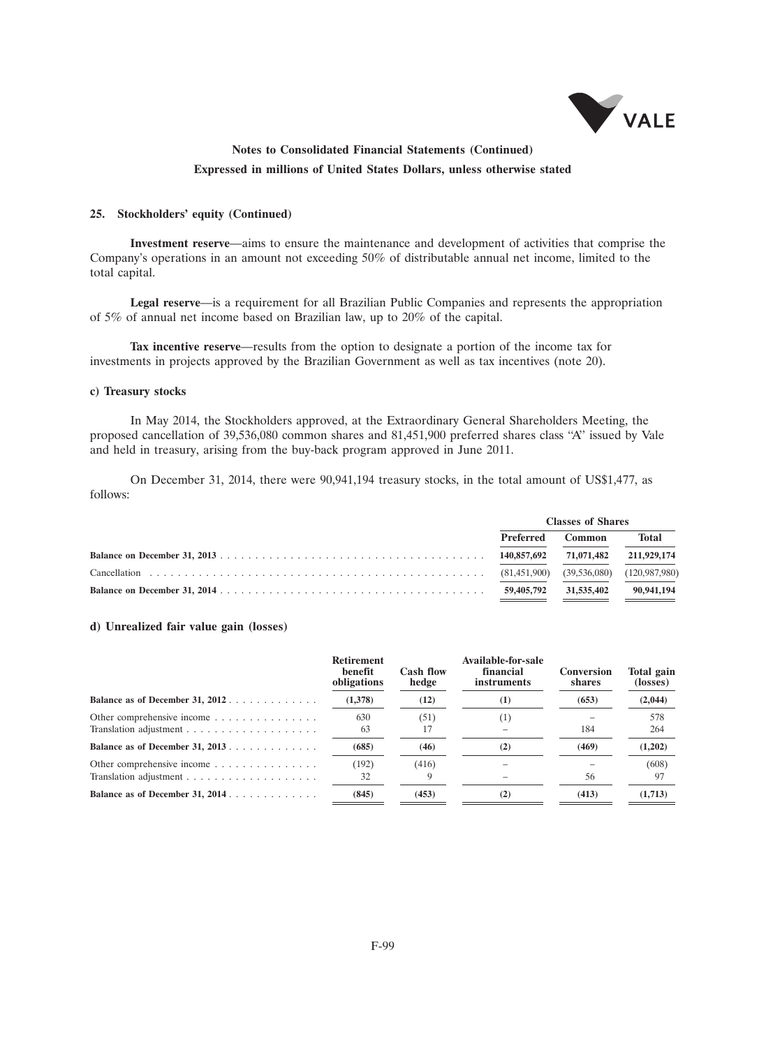# Notes to Consolidated Financial Statements (Continued)

**Expressed in millions of United States Dollars, unless otherwise stated**

### 25. Stockholders' equity (Continued)

**Investment reserve**—aims to ensure the maintenance and development of activities that comprise the Company's operations in an amount not exceeding 50% of distributable annual net income, limited to the total capital.

**Legal reserve**—is a requirement for all Brazilian Public Companies and represents the appropriation of 5% of annual net income based on Brazilian law, up to 20% of the capital.

**Tax incentive reserve**—results from the option to designate a portion of the income tax for investments in projects approved by the Brazilian Government as well as tax incentives (note 20).

#### c) Treasury stocks

In May 2014, the Stockholders approved, at the Extraordinary General Shareholders Meeting, the proposed cancellation of 39,536,080 common shares and 81,451,900 preferred shares class "A" issued by Vale and held in treasury, arising from the buy-back program approved in June 2011.

On December 31, 2014, there were 90,941,194 treasury stocks, in the total amount of US$1,477, as follows:

| | Classes of Shares | | |
|---|---|---|---|
| | **Preferred** | **Common** | **Total** |
| **Balance on December 31, 2013** | **140,857,692** | **71,071,482** | **211,929,174** |
| Cancellation | (81,451,900) | (39,536,080) | (120,987,980) |
| **Balance on December 31, 2014** | **59,405,792** | **31,535,402** | **90,941,194** |

#### d) Unrealized fair value gain (losses)

| | Retirement benefit obligations | Cash flow hedge | Available-for-sale financial instruments | Conversion shares | Total gain (losses) |
|---|---|---|---|---|---|
| **Balance as of December 31, 2012** | **(1,378)** | **(12)** | **(1)** | **(653)** | **(2,044)** |
| Other comprehensive income | 630 | (51) | (1) | – | 578 |
| Translation adjustment | 63 | 17 | – | 184 | 264 |
| **Balance as of December 31, 2013** | **(685)** | **(46)** | **(2)** | **(469)** | **(1,202)** |
| Other comprehensive income | (192) | (416) | – | – | (608) |
| Translation adjustment | 32 | 9 | – | 56 | 97 |
| **Balance as of December 31, 2014** | **(845)** | **(453)** | **(2)** | **(413)** | **(1,713)** |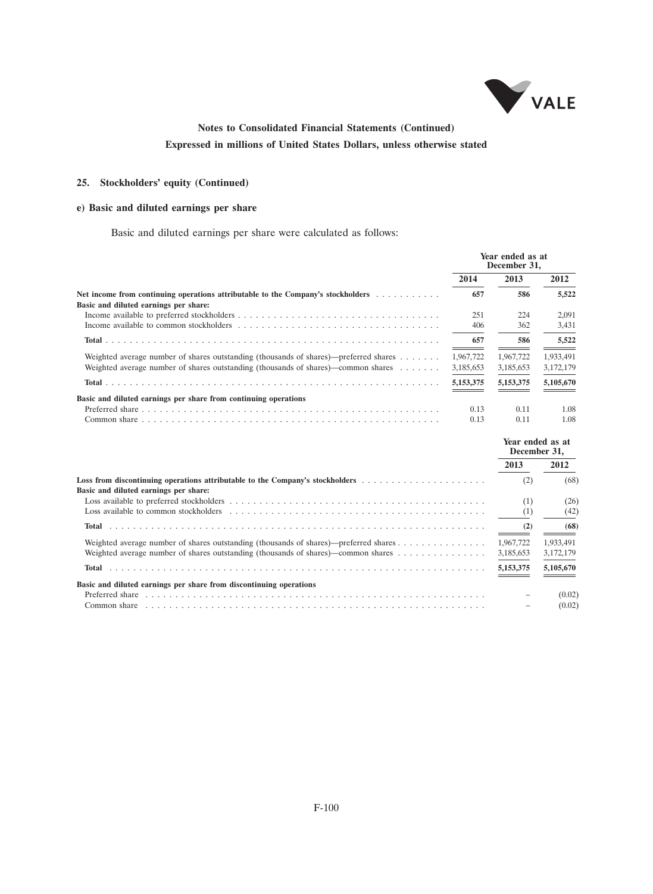## Notes to Consolidated Financial Statements (Continued)

## Expressed in millions of United States Dollars, unless otherwise stated

### 25. Stockholders' equity (Continued)

#### e) Basic and diluted earnings per share

Basic and diluted earnings per share were calculated as follows:

| | Year ended as at December 31, | | |
|---|---|---|---|
| | 2014 | 2013 | 2012 |
| **Net income from continuing operations attributable to the Company's stockholders** | **657** | **586** | **5,522** |
| **Basic and diluted earnings per share:** | | | |
| Income available to preferred stockholders | 251 | 224 | 2,091 |
| Income available to common stockholders | 406 | 362 | 3,431 |
| **Total** | **657** | **586** | **5,522** |
| Weighted average number of shares outstanding (thousands of shares)—preferred shares | 1,967,722 | 1,967,722 | 1,933,491 |
| Weighted average number of shares outstanding (thousands of shares)—common shares | 3,185,653 | 3,185,653 | 3,172,179 |
| **Total** | **5,153,375** | **5,153,375** | **5,105,670** |
| **Basic and diluted earnings per share from continuing operations** | | | |
| Preferred share | 0.13 | 0.11 | 1.08 |
| Common share | 0.13 | 0.11 | 1.08 |

| | Year ended as at December 31, | |
|---|---|---|
| | 2013 | 2012 |
| **Loss from discontinuing operations attributable to the Company's stockholders** | (2) | (68) |
| **Basic and diluted earnings per share:** | | |
| Loss available to preferred stockholders | (1) | (26) |
| Loss available to common stockholders | (1) | (42) |
| **Total** | **(2)** | **(68)** |
| Weighted average number of shares outstanding (thousands of shares)—preferred shares | 1,967,722 | 1,933,491 |
| Weighted average number of shares outstanding (thousands of shares)—common shares | 3,185,653 | 3,172,179 |
| **Total** | **5,153,375** | **5,105,670** |
| **Basic and diluted earnings per share from discontinuing operations** | | |
| Preferred share | – | (0.02) |
| Common share | – | (0.02) |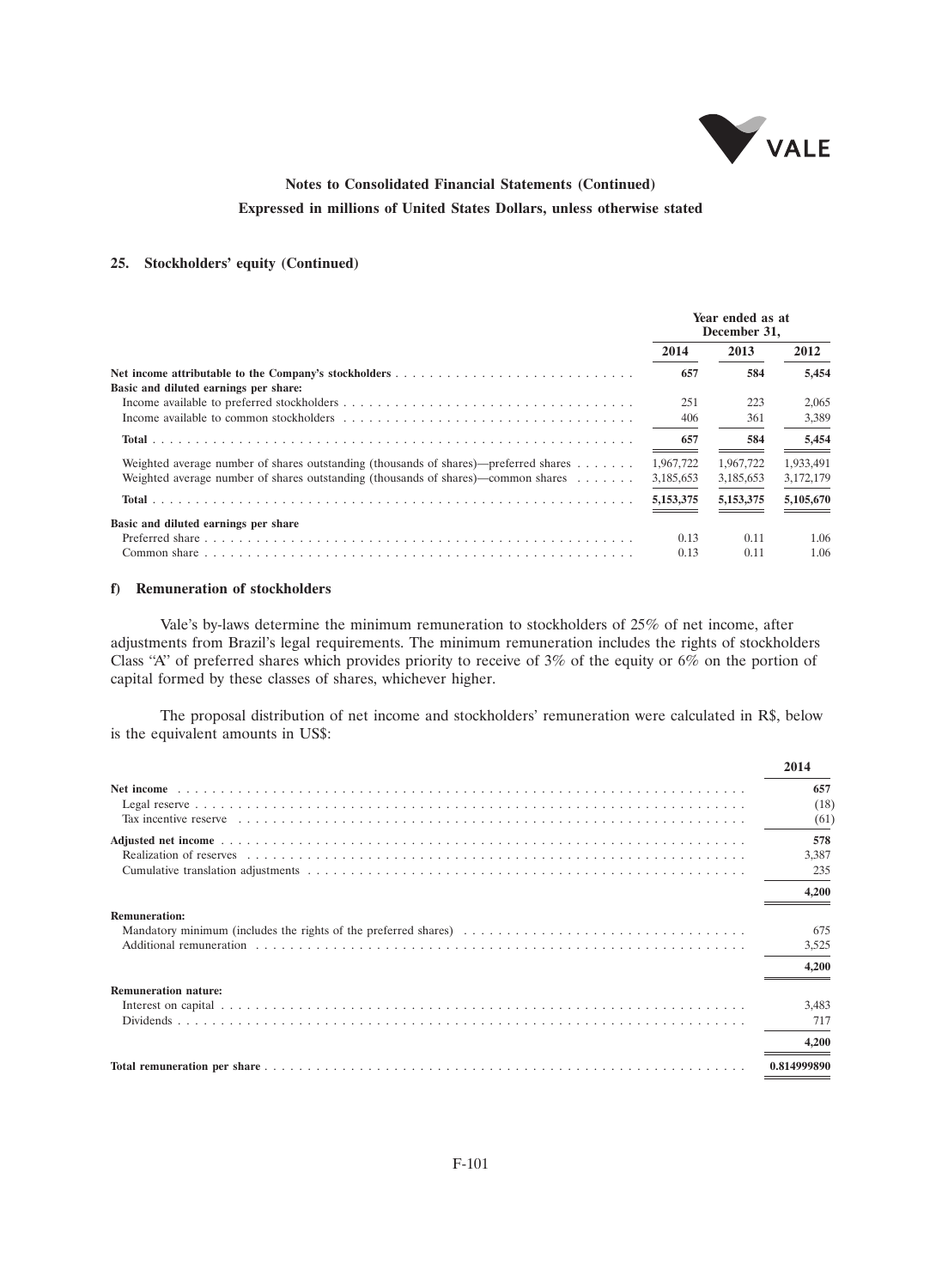## 25. Stockholders' equity (Continued)

| | Year ended as at December 31, | | |
|---|---|---|---|
| | 2014 | 2013 | 2012 |
| **Net income attributable to the Company's stockholders** | **657** | **584** | **5,454** |
| **Basic and diluted earnings per share:** | | | |
| Income available to preferred stockholders | 251 | 223 | 2,065 |
| Income available to common stockholders | 406 | 361 | 3,389 |
| **Total** | **657** | **584** | **5,454** |
| Weighted average number of shares outstanding (thousands of shares)—preferred shares | 1,967,722 | 1,967,722 | 1,933,491 |
| Weighted average number of shares outstanding (thousands of shares)—common shares | 3,185,653 | 3,185,653 | 3,172,179 |
| **Total** | **5,153,375** | **5,153,375** | **5,105,670** |
| **Basic and diluted earnings per share** | | | |
| Preferred share | 0.13 | 0.11 | 1.06 |
| Common share | 0.13 | 0.11 | 1.06 |

### f) Remuneration of stockholders

Vale's by-laws determine the minimum remuneration to stockholders of 25% of net income, after adjustments from Brazil's legal requirements. The minimum remuneration includes the rights of stockholders Class "A" of preferred shares which provides priority to receive of 3% of the equity or 6% on the portion of capital formed by these classes of shares, whichever higher.

The proposal distribution of net income and stockholders' remuneration were calculated in R$, below is the equivalent amounts in US$:

| | 2014 |
|---|---|
| **Net income** | **657** |
| Legal reserve | (18) |
| Tax incentive reserve | (61) |
| **Adjusted net income** | **578** |
| Realization of reserves | 3,387 |
| Cumulative translation adjustments | 235 |
| | **4,200** |
| **Remuneration:** | |
| Mandatory minimum (includes the rights of the preferred shares) | 675 |
| Additional remuneration | 3,525 |
| | **4,200** |
| **Remuneration nature:** | |
| Interest on capital | 3,483 |
| Dividends | 717 |
| | **4,200** |
| **Total remuneration per share** | **0.814999890** |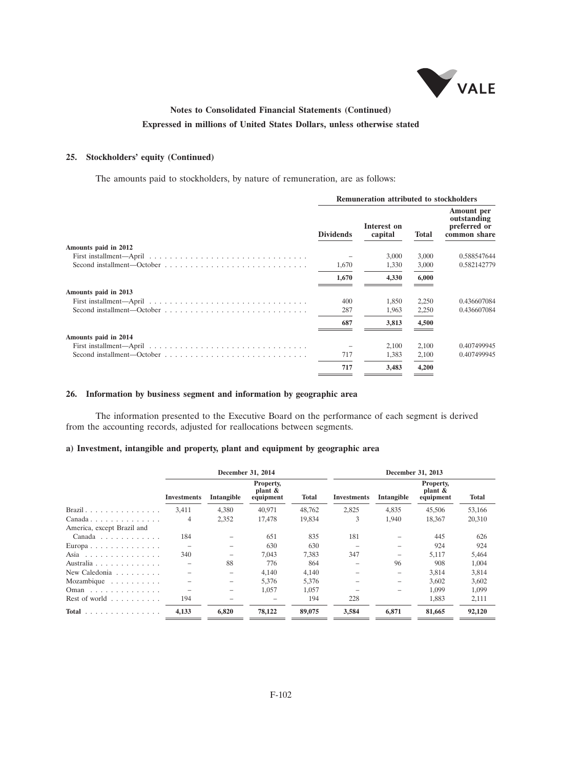**Notes to Consolidated Financial Statements (Continued)**
**Expressed in millions of United States Dollars, unless otherwise stated**

### 25. Stockholders' equity (Continued)

The amounts paid to stockholders, by nature of remuneration, are as follows:

| | Remuneration attributed to stockholders | | | |
|---|---|---|---|---|
| | Dividends | Interest on capital | Total | Amount per outstanding preferred or common share |
| **Amounts paid in 2012** | | | | |
| First installment—April | – | 3,000 | 3,000 | 0.588547644 |
| Second installment—October | 1,670 | 1,330 | 3,000 | 0.582142779 |
| | 1,670 | 4,330 | 6,000 | |
| **Amounts paid in 2013** | | | | |
| First installment—April | 400 | 1,850 | 2,250 | 0.436607084 |
| Second installment—October | 287 | 1,963 | 2,250 | 0.436607084 |
| | 687 | 3,813 | 4,500 | |
| **Amounts paid in 2014** | | | | |
| First installment—April | – | 2,100 | 2,100 | 0.407499945 |
| Second installment—October | 717 | 1,383 | 2,100 | 0.407499945 |
| | 717 | 3,483 | 4,200 | |

### 26. Information by business segment and information by geographic area

The information presented to the Executive Board on the performance of each segment is derived from the accounting records, adjusted for reallocations between segments.

#### a) Investment, intangible and property, plant and equipment by geographic area

| | December 31, 2014 | | | | December 31, 2013 | | | |
|---|---|---|---|---|---|---|---|---|
| | Investments | Intangible | Property, plant & equipment | Total | Investments | Intangible | Property, plant & equipment | Total |
| Brazil | 3,411 | 4,380 | 40,971 | 48,762 | 2,825 | 4,835 | 45,506 | 53,166 |
| Canada | 4 | 2,352 | 17,478 | 19,834 | 3 | 1,940 | 18,367 | 20,310 |
| America, except Brazil and Canada | 184 | – | 651 | 835 | 181 | – | 445 | 626 |
| Europa | – | – | 630 | 630 | – | – | 924 | 924 |
| Asia | 340 | – | 7,043 | 7,383 | 347 | – | 5,117 | 5,464 |
| Australia | – | 88 | 776 | 864 | – | 96 | 908 | 1,004 |
| New Caledonia | – | – | 4,140 | 4,140 | – | – | 3,814 | 3,814 |
| Mozambique | – | – | 5,376 | 5,376 | – | – | 3,602 | 3,602 |
| Oman | – | – | 1,057 | 1,057 | – | – | 1,099 | 1,099 |
| Rest of world | 194 | – | – | 194 | 228 | | 1,883 | 2,111 |
| **Total** | **4,133** | **6,820** | **78,122** | **89,075** | **3,584** | **6,871** | **81,665** | **92,120** |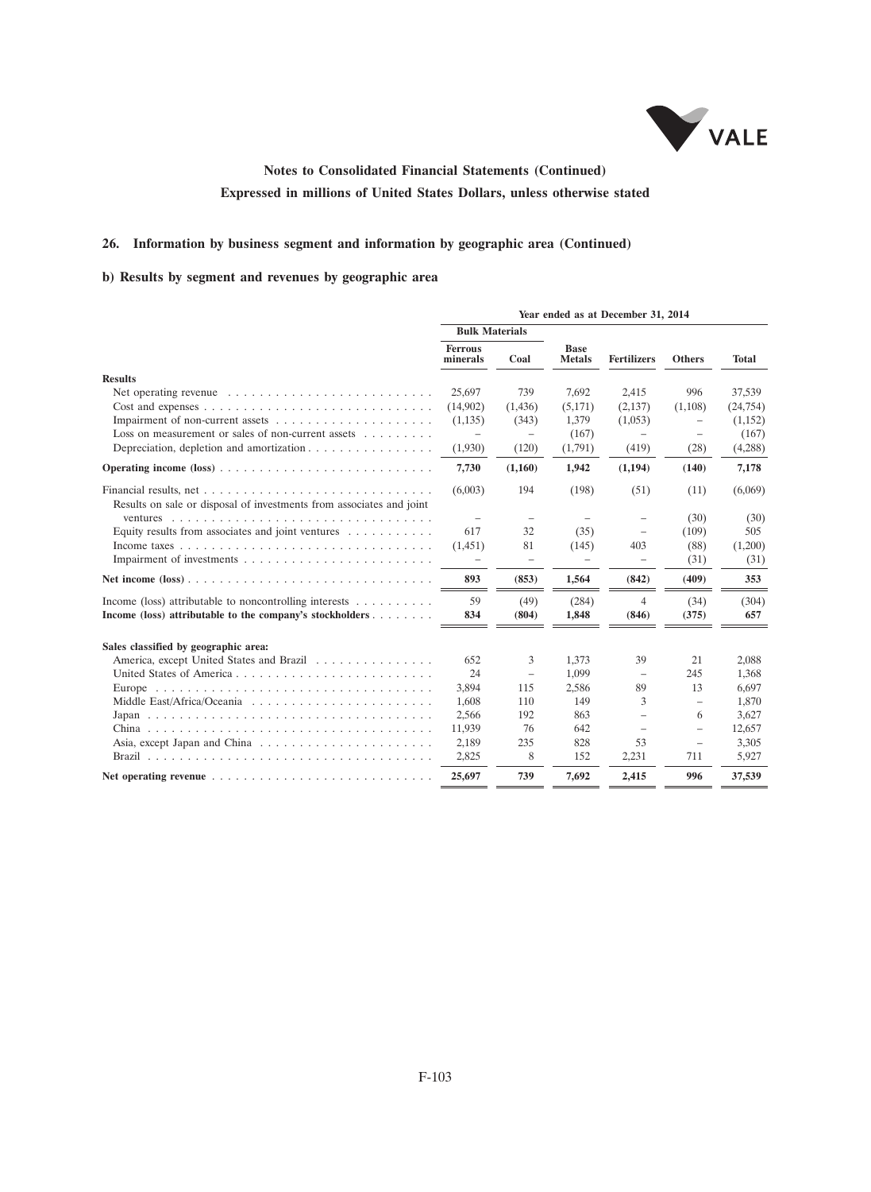# Notes to Consolidated Financial Statements (Continued)

**Expressed in millions of United States Dollars, unless otherwise stated**

## 26. Information by business segment and information by geographic area (Continued)

### b) Results by segment and revenues by geographic area

| | Year ended as at December 31, 2014 | | | | | |
|---|---|---|---|---|---|---|
| | Bulk Materials | | | | | |
| | Ferrous minerals | Coal | Base Metals | Fertilizers | Others | Total |
| **Results** | | | | | | |
| Net operating revenue | 25,697 | 739 | 7,692 | 2,415 | 996 | 37,539 |
| Cost and expenses | (14,902) | (1,436) | (5,171) | (2,137) | (1,108) | (24,754) |
| Impairment of non-current assets | (1,135) | (343) | 1,379 | (1,053) | – | (1,152) |
| Loss on measurement or sales of non-current assets | – | – | (167) | – | – | (167) |
| Depreciation, depletion and amortization | (1,930) | (120) | (1,791) | (419) | (28) | (4,288) |
| **Operating income (loss)** | **7,730** | **(1,160)** | **1,942** | **(1,194)** | **(140)** | **7,178** |
| Financial results, net | (6,003) | 194 | (198) | (51) | (11) | (6,069) |
| Results on sale or disposal of investments from associates and joint ventures | – | – | – | – | (30) | (30) |
| Equity results from associates and joint ventures | 617 | 32 | (35) | – | (109) | 505 |
| Income taxes | (1,451) | 81 | (145) | 403 | (88) | (1,200) |
| Impairment of investments | – | – | – | – | (31) | (31) |
| **Net income (loss)** | **893** | **(853)** | **1,564** | **(842)** | **(409)** | **353** |
| Income (loss) attributable to noncontrolling interests | 59 | (49) | (284) | 4 | (34) | (304) |
| **Income (loss) attributable to the company's stockholders** | **834** | **(804)** | **1,848** | **(846)** | **(375)** | **657** |
| **Sales classified by geographic area:** | | | | | | |
| America, except United States and Brazil | 652 | 3 | 1,373 | 39 | 21 | 2,088 |
| United States of America | 24 | – | 1,099 | – | 245 | 1,368 |
| Europe | 3,894 | 115 | 2,586 | 89 | 13 | 6,697 |
| Middle East/Africa/Oceania | 1,608 | 110 | 149 | 3 | – | 1,870 |
| Japan | 2,566 | 192 | 863 | – | 6 | 3,627 |
| China | 11,939 | 76 | 642 | – | – | 12,657 |
| Asia, except Japan and China | 2,189 | 235 | 828 | 53 | – | 3,305 |
| Brazil | 2,825 | 8 | 152 | 2,231 | 711 | 5,927 |
| **Net operating revenue** | **25,697** | **739** | **7,692** | **2,415** | **996** | **37,539** |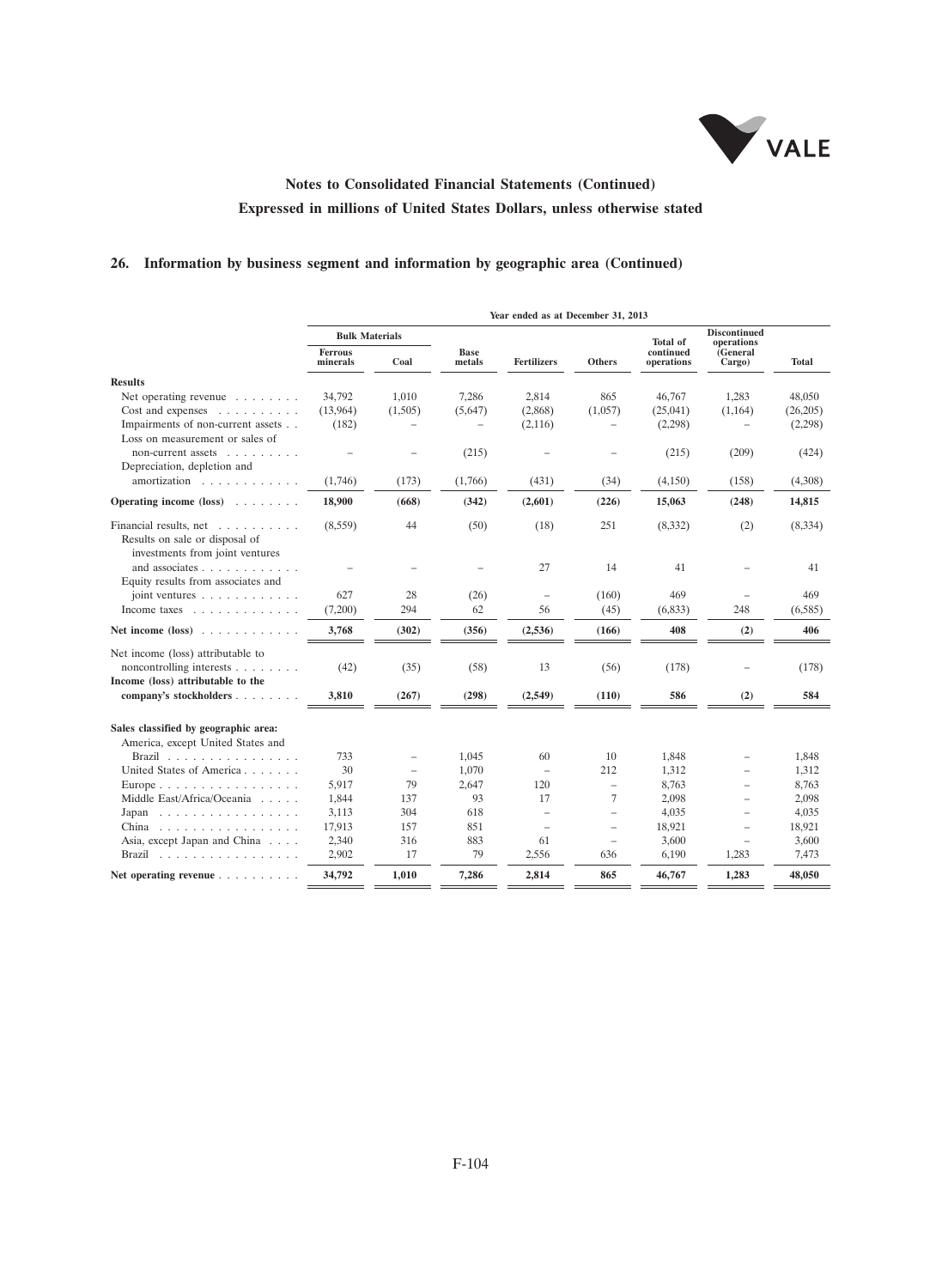**Notes to Consolidated Financial Statements (Continued)**

**Expressed in millions of United States Dollars, unless otherwise stated**

## 26. Information by business segment and information by geographic area (Continued)

| | Year ended as at December 31, 2013 | | | | | | | |
|---|---|---|---|---|---|---|---|---|
| | Bulk Materials | | | | | | | |
| | Ferrous minerals | Coal | Base metals | Fertilizers | Others | Total of continued operations | Discontinued operations (General Cargo) | Total |
| **Results** | | | | | | | | |
| Net operating revenue | 34,792 | 1,010 | 7,286 | 2,814 | 865 | 46,767 | 1,283 | 48,050 |
| Cost and expenses | (13,964) | (1,505) | (5,647) | (2,868) | (1,057) | (25,041) | (1,164) | (26,205) |
| Impairments of non-current assets | (182) | – | – | (2,116) | – | (2,298) | – | (2,298) |
| Loss on measurement or sales of non-current assets | – | – | (215) | – | – | (215) | (209) | (424) |
| Depreciation, depletion and amortization | (1,746) | (173) | (1,766) | (431) | (34) | (4,150) | (158) | (4,308) |
| **Operating income (loss)** | **18,900** | **(668)** | **(342)** | **(2,601)** | **(226)** | **15,063** | **(248)** | **14,815** |
| Financial results, net | (8,559) | 44 | (50) | (18) | 251 | (8,332) | (2) | (8,334) |
| Results on sale or disposal of investments from joint ventures and associates | – | – | – | 27 | 14 | 41 | – | 41 |
| Equity results from associates and joint ventures | 627 | 28 | (26) | – | (160) | 469 | – | 469 |
| Income taxes | (7,200) | 294 | 62 | 56 | (45) | (6,833) | 248 | (6,585) |
| **Net income (loss)** | **3,768** | **(302)** | **(356)** | **(2,536)** | **(166)** | **408** | **(2)** | **406** |
| Net income (loss) attributable to noncontrolling interests | (42) | (35) | (58) | 13 | (56) | (178) | – | (178) |
| **Income (loss) attributable to the company's stockholders** | **3,810** | **(267)** | **(298)** | **(2,549)** | **(110)** | **586** | **(2)** | **584** |
| **Sales classified by geographic area:** | | | | | | | | |
| America, except United States and Brazil | 733 | – | 1,045 | 60 | 10 | 1,848 | – | 1,848 |
| United States of America | 30 | – | 1,070 | – | 212 | 1,312 | – | 1,312 |
| Europe | 5,917 | 79 | 2,647 | 120 | – | 8,763 | – | 8,763 |
| Middle East/Africa/Oceania | 1,844 | 137 | 93 | 17 | 7 | 2,098 | – | 2,098 |
| Japan | 3,113 | 304 | 618 | – | – | 4,035 | – | 4,035 |
| China | 17,913 | 157 | 851 | – | – | 18,921 | – | 18,921 |
| Asia, except Japan and China | 2,340 | 316 | 883 | 61 | – | 3,600 | – | 3,600 |
| Brazil | 2,902 | 17 | 79 | 2,556 | 636 | 6,190 | 1,283 | 7,473 |
| **Net operating revenue** | **34,792** | **1,010** | **7,286** | **2,814** | **865** | **46,767** | **1,283** | **48,050** |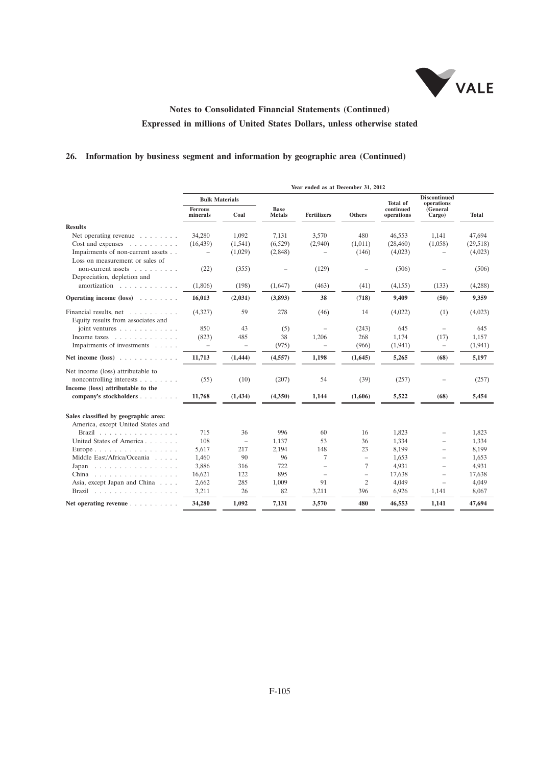# Notes to Consolidated Financial Statements (Continued)

## Expressed in millions of United States Dollars, unless otherwise stated

## 26. Information by business segment and information by geographic area (Continued)

| | Year ended as at December 31, 2012 | | | | | | | |
|---|---|---|---|---|---|---|---|---|
| | Bulk Materials | | | | | | | |
| | Ferrous minerals | Coal | Base Metals | Fertilizers | Others | Total of continued operations | Discontinued operations (General Cargo) | Total |
| **Results** | | | | | | | | |
| Net operating revenue | 34,280 | 1,092 | 7,131 | 3,570 | 480 | 46,553 | 1,141 | 47,694 |
| Cost and expenses | (16,439) | (1,541) | (6,529) | (2,940) | (1,011) | (28,460) | (1,058) | (29,518) |
| Impairments of non-current assets | – | (1,029) | (2,848) | – | (146) | (4,023) | – | (4,023) |
| Loss on measurement or sales of non-current assets | (22) | (355) | – | (129) | – | (506) | – | (506) |
| Depreciation, depletion and amortization | (1,806) | (198) | (1,647) | (463) | (41) | (4,155) | (133) | (4,288) |
| **Operating income (loss)** | **16,013** | **(2,031)** | **(3,893)** | **38** | **(718)** | **9,409** | **(50)** | **9,359** |
| Financial results, net | (4,327) | 59 | 278 | (46) | 14 | (4,022) | (1) | (4,023) |
| Equity results from associates and joint ventures | 850 | 43 | (5) | – | (243) | 645 | – | 645 |
| Income taxes | (823) | 485 | 38 | 1,206 | 268 | 1,174 | (17) | 1,157 |
| Impairments of investments | – | – | (975) | – | (966) | (1,941) | – | (1,941) |
| **Net income (loss)** | **11,713** | **(1,444)** | **(4,557)** | **1,198** | **(1,645)** | **5,265** | **(68)** | **5,197** |
| Net income (loss) attributable to noncontrolling interests | (55) | (10) | (207) | 54 | (39) | (257) | – | (257) |
| **Income (loss) attributable to the company's stockholders** | **11,768** | **(1,434)** | **(4,350)** | **1,144** | **(1,606)** | **5,522** | **(68)** | **5,454** |
| **Sales classified by geographic area:** | | | | | | | | |
| America, except United States and Brazil | 715 | 36 | 996 | 60 | 16 | 1,823 | – | 1,823 |
| United States of America | 108 | – | 1,137 | 53 | 36 | 1,334 | – | 1,334 |
| Europe | 5,617 | 217 | 2,194 | 148 | 23 | 8,199 | – | 8,199 |
| Middle East/Africa/Oceania | 1,460 | 90 | 96 | 7 | – | 1,653 | – | 1,653 |
| Japan | 3,886 | 316 | 722 | – | 7 | 4,931 | – | 4,931 |
| China | 16,621 | 122 | 895 | – | – | 17,638 | – | 17,638 |
| Asia, except Japan and China | 2,662 | 285 | 1,009 | 91 | 2 | 4,049 | – | 4,049 |
| Brazil | 3,211 | 26 | 82 | 3,211 | 396 | 6,926 | 1,141 | 8,067 |
| **Net operating revenue** | **34,280** | **1,092** | **7,131** | **3,570** | **480** | **46,553** | **1,141** | **47,694** |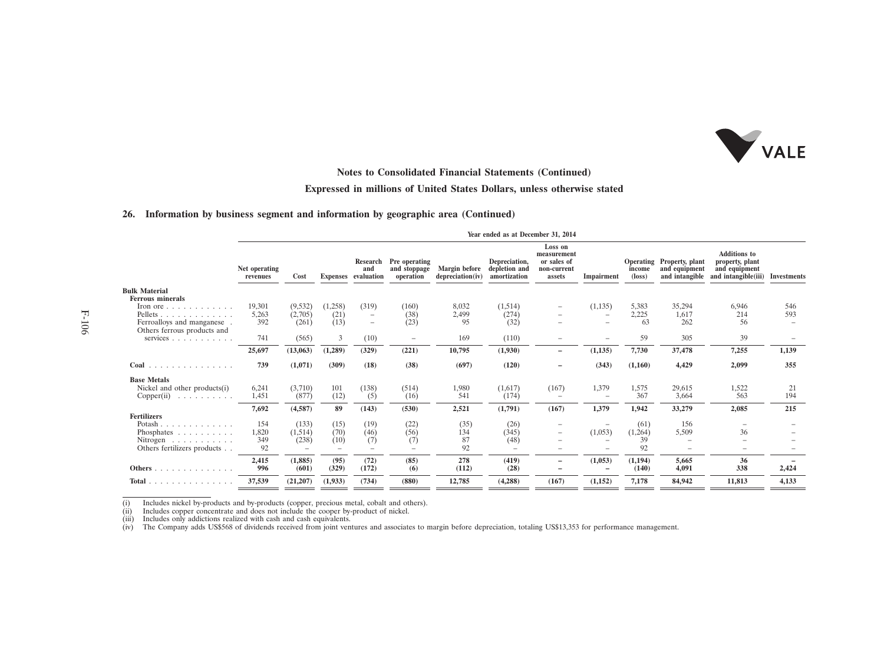## Notes to Consolidated Financial Statements (Continued)

## Expressed in millions of United States Dollars, unless otherwise stated

### 26. Information by business segment and information by geographic area (Continued)

| | Year ended as at December 31, 2014 | | | | | | | | | | | | |
|---|---|---|---|---|---|---|---|---|---|---|---|---|---|
| | Net operating revenues | Cost | Expenses | Research and evaluation | Pre operating and stoppage operation | Margin before depreciation(iv) | Depreciation, depletion and amortization | Loss on measurement or sales of non-current assets | Impairment | Operating income (loss) | Property, plant and equipment and intangible | Additions to property, plant and equipment and intangible(iii) | Investments |
| **Bulk Material** | | | | | | | | | | | | | |
| **Ferrous minerals** | | | | | | | | | | | | | |
| Iron ore | 19,301 | (9,532) | (1,258) | (319) | (160) | 8,032 | (1,514) | – | (1,135) | 5,383 | 35,294 | 6,946 | 546 |
| Pellets | 5,263 | (2,705) | (21) | – | (38) | 2,499 | (274) | – | – | 2,225 | 1,617 | 214 | 593 |
| Ferroalloys and manganese | 392 | (261) | (13) | – | (23) | 95 | (32) | – | – | 63 | 262 | 56 | – |
| Others ferrous products and services | 741 | (565) | 3 | (10) | – | 169 | (110) | – | – | 59 | 305 | 39 | – |
| | **25,697** | **(13,063)** | **(1,289)** | **(329)** | **(221)** | **10,795** | **(1,930)** | **–** | **(1,135)** | **7,730** | **37,478** | **7,255** | **1,139** |
| **Coal** | **739** | **(1,071)** | **(309)** | **(18)** | **(38)** | **(697)** | **(120)** | **–** | **(343)** | **(1,160)** | **4,429** | **2,099** | **355** |
| **Base Metals** | | | | | | | | | | | | | |
| Nickel and other products(i) | 6,241 | (3,710) | 101 | (138) | (514) | 1,980 | (1,617) | (167) | 1,379 | 1,575 | 29,615 | 1,522 | 21 |
| Copper(ii) | 1,451 | (877) | (12) | (5) | (16) | 541 | (174) | – | – | 367 | 3,664 | 563 | 194 |
| | **7,692** | **(4,587)** | **89** | **(143)** | **(530)** | **2,521** | **(1,791)** | **(167)** | **1,379** | **1,942** | **33,279** | **2,085** | **215** |
| **Fertilizers** | | | | | | | | | | | | | |
| Potash | 154 | (133) | (15) | (19) | (22) | (35) | (26) | – | – | (61) | 156 | – | – |
| Phosphates | 1,820 | (1,514) | (70) | (46) | (56) | 134 | (345) | – | (1,053) | (1,264) | 5,509 | 36 | – |
| Nitrogen | 349 | (238) | (10) | (7) | (7) | 87 | (48) | – | – | 39 | – | – | – |
| Others fertilizers products | 92 | – | – | – | – | 92 | – | – | – | 92 | – | – | – |
| | **2,415** | **(1,885)** | **(95)** | **(72)** | **(85)** | **278** | **(419)** | **–** | **(1,053)** | **(1,194)** | **5,665** | **36** | **–** |
| **Others** | **996** | **(601)** | **(329)** | **(172)** | **(6)** | **(112)** | **(28)** | **–** | **–** | **(140)** | **4,091** | **338** | **2,424** |
| **Total** | **37,539** | **(21,207)** | **(1,933)** | **(734)** | **(880)** | **12,785** | **(4,288)** | **(167)** | **(1,152)** | **7,178** | **84,942** | **11,813** | **4,133** |

(i) Includes nickel by-products and by-products (copper, precious metal, cobalt and others).
(ii) Includes copper concentrate and does not include the cooper by-product of nickel.
(iii) Includes only addictions realized with cash and cash equivalents.
(iv) The Company adds US$568 of dividends received from joint ventures and associates to margin before depreciation, totaling US$13,353 for performance management.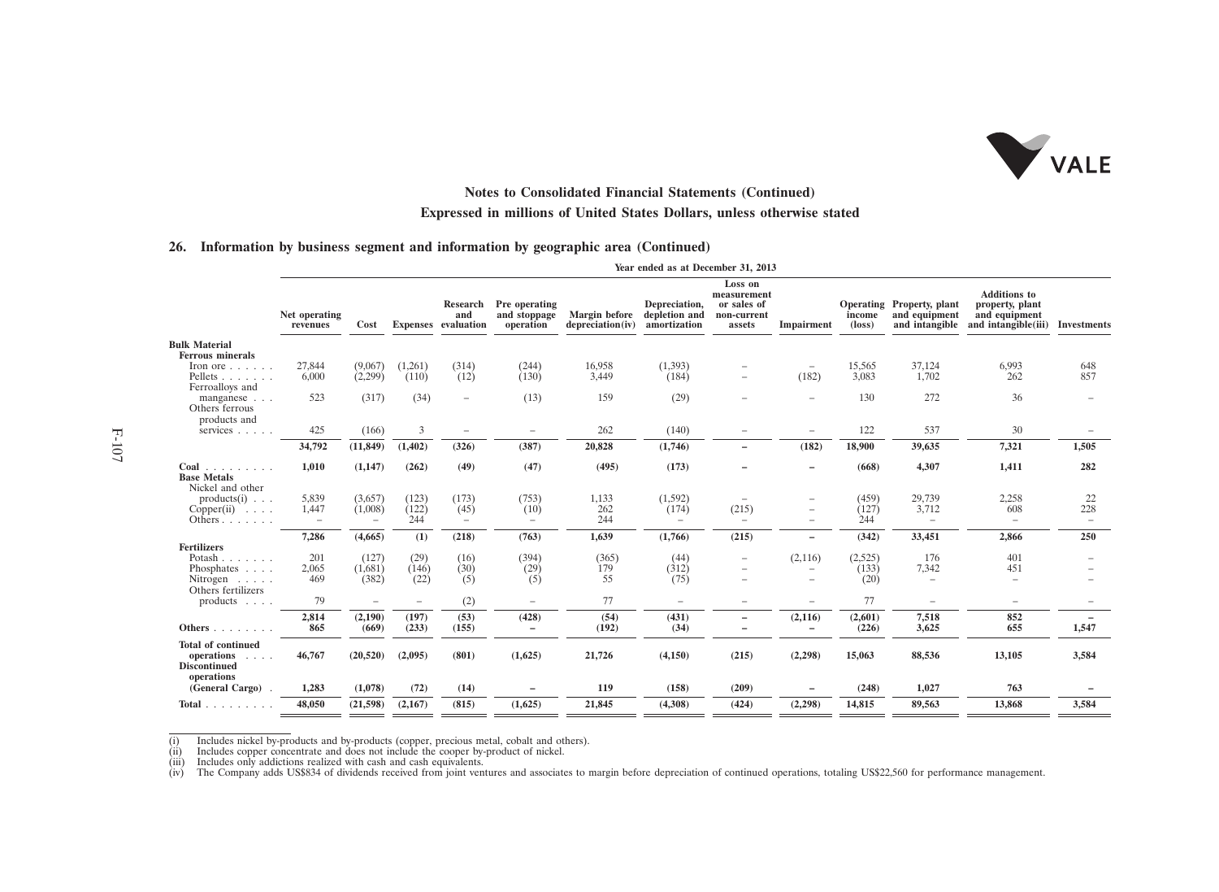**Notes to Consolidated Financial Statements (Continued)**

**Expressed in millions of United States Dollars, unless otherwise stated**

## 26. Information by business segment and information by geographic area (Continued)

| | Year ended as at December 31, 2013 | | | | | | | | | | | | |
|---|---|---|---|---|---|---|---|---|---|---|---|---|---|
| | Net operating revenues | Cost | Expenses | Research and evaluation | Pre operating and stoppage operation | Margin before depreciation(iv) | Depreciation, depletion and amortization | Loss on measurement or sales of non-current assets | Impairment | Operating income (loss) | Property, plant and equipment and intangible | Additions to property, plant and equipment and intangible(iii) | Investments |
| **Bulk Material** | | | | | | | | | | | | | |
| **Ferrous minerals** | | | | | | | | | | | | | |
| Iron ore | 27,844 | (9,067) | (1,261) | (314) | (244) | 16,958 | (1,393) | – | – | 15,565 | 37,124 | 6,993 | 648 |
| Pellets | 6,000 | (2,299) | (110) | (12) | (130) | 3,449 | (184) | – | (182) | 3,083 | 1,702 | 262 | 857 |
| Ferroalloys and manganese | 523 | (317) | (34) | – | (13) | 159 | (29) | – | – | 130 | 272 | 36 | – |
| Others ferrous products and services | 425 | (166) | 3 | – | – | 262 | (140) | – | – | 122 | 537 | 30 | – |
| | **34,792** | **(11,849)** | **(1,402)** | **(326)** | **(387)** | **20,828** | **(1,746)** | **–** | **(182)** | **18,900** | **39,635** | **7,321** | **1,505** |
| **Coal** | **1,010** | **(1,147)** | **(262)** | **(49)** | **(47)** | **(495)** | **(173)** | **–** | **–** | **(668)** | **4,307** | **1,411** | **282** |
| **Base Metals** | | | | | | | | | | | | | |
| Nickel and other products(i) | 5,839 | (3,657) | (123) | (173) | (753) | 1,133 | (1,592) | – | – | (459) | 29,739 | 2,258 | 22 |
| Copper(ii) | 1,447 | (1,008) | (122) | (45) | (10) | 262 | (174) | (215) | – | (127) | 3,712 | 608 | 228 |
| Others | – | – | 244 | – | – | 244 | – | – | – | 244 | – | – | – |
| | **7,286** | **(4,665)** | **(1)** | **(218)** | **(763)** | **1,639** | **(1,766)** | **(215)** | **–** | **(342)** | **33,451** | **2,866** | **250** |
| **Fertilizers** | | | | | | | | | | | | | |
| Potash | 201 | (127) | (29) | (16) | (394) | (365) | (44) | – | (2,116) | (2,525) | 176 | 401 | – |
| Phosphates | 2,065 | (1,681) | (146) | (30) | (29) | 179 | (312) | – | – | (133) | 7,342 | 451 | – |
| Nitrogen | 469 | (382) | (22) | (5) | (5) | 55 | (75) | – | – | (20) | – | – | – |
| Others fertilizers products | 79 | – | – | (2) | – | 77 | – | – | – | 77 | – | – | – |
| | **2,814** | **(2,190)** | **(197)** | **(53)** | **(428)** | **(54)** | **(431)** | **–** | **(2,116)** | **(2,601)** | **7,518** | **852** | **–** |
| **Others** | **865** | **(669)** | **(233)** | **(155)** | **–** | **(192)** | **(34)** | **–** | **–** | **(226)** | **3,625** | **655** | **1,547** |
| **Total of continued operations** | **46,767** | **(20,520)** | **(2,095)** | **(801)** | **(1,625)** | **21,726** | **(4,150)** | **(215)** | **(2,298)** | **15,063** | **88,536** | **13,105** | **3,584** |
| **Discontinued operations (General Cargo)** | **1,283** | **(1,078)** | **(72)** | **(14)** | **–** | **119** | **(158)** | **(209)** | **–** | **(248)** | **1,027** | **763** | **–** |
| **Total** | **48,050** | **(21,598)** | **(2,167)** | **(815)** | **(1,625)** | **21,845** | **(4,308)** | **(424)** | **(2,298)** | **14,815** | **89,563** | **13,868** | **3,584** |

(i) Includes nickel by-products and by-products (copper, precious metal, cobalt and others).
(ii) Includes copper concentrate and does not include the cooper by-product of nickel.
(iii) Includes only addictions realized with cash and cash equivalents.
(iv) The Company adds US$834 of dividends received from joint ventures and associates to margin before depreciation of continued operations, totaling US$22,560 for performance management.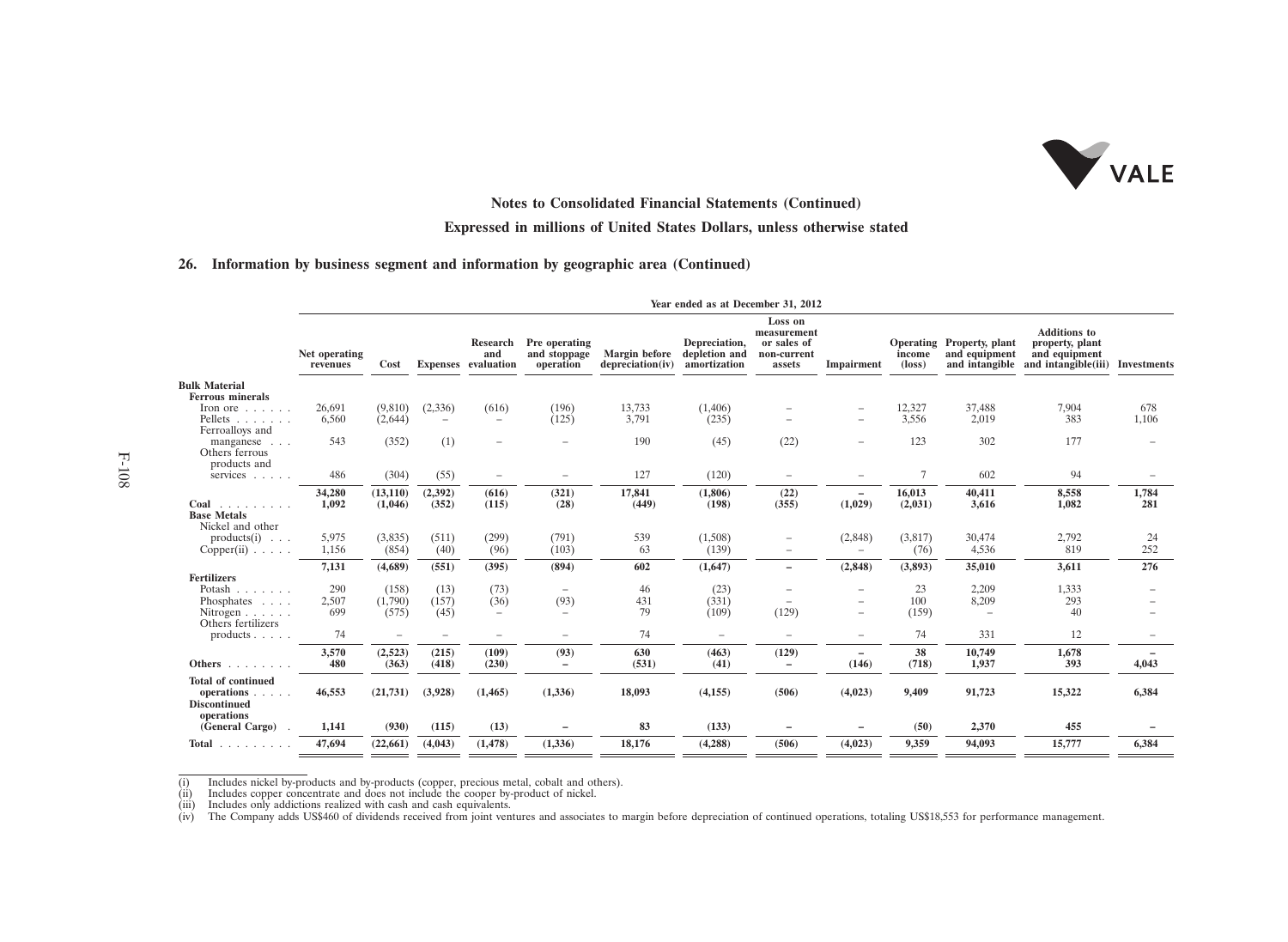Notes to Consolidated Financial Statements (Continued)

Expressed in millions of United States Dollars, unless otherwise stated

## 26. Information by business segment and information by geographic area (Continued)

| | Year ended as at December 31, 2012 | | | | | | | | | | | | |
|---|---|---|---|---|---|---|---|---|---|---|---|---|---|
| | Net operating revenues | Cost | Expenses | Research and evaluation | Pre operating and stoppage operation | Margin before depreciation(iv) | Depreciation, depletion and amortization | Loss on measurement or sales of non-current assets | Impairment | Operating income (loss) | Property, plant and equipment and intangible | Additions to property, plant and equipment and intangible(iii) | Investments |
| **Bulk Material** | | | | | | | | | | | | | |
| **Ferrous minerals** | | | | | | | | | | | | | |
| Iron ore | 26,691 | (9,810) | (2,336) | (616) | (196) | 13,733 | (1,406) | – | – | 12,327 | 37,488 | 7,904 | 678 |
| Pellets | 6,560 | (2,644) | – | – | (125) | 3,791 | (235) | – | – | 3,556 | 2,019 | 383 | 1,106 |
| Ferroalloys and manganese | 543 | (352) | (1) | – | – | 190 | (45) | (22) | – | 123 | 302 | 177 | – |
| Others ferrous products and services | 486 | (304) | (55) | – | – | 127 | (120) | – | – | 7 | 602 | 94 | – |
| | **34,280** | **(13,110)** | **(2,392)** | **(616)** | **(321)** | **17,841** | **(1,806)** | **(22)** | **–** | **16,013** | **40,411** | **8,558** | **1,784** |
| **Coal** | **1,092** | **(1,046)** | **(352)** | **(115)** | **(28)** | **(449)** | **(198)** | **(355)** | **(1,029)** | **(2,031)** | **3,616** | **1,082** | **281** |
| **Base Metals** | | | | | | | | | | | | | |
| Nickel and other products(i) | 5,975 | (3,835) | (511) | (299) | (791) | 539 | (1,508) | – | (2,848) | (3,817) | 30,474 | 2,792 | 24 |
| Copper(ii) | 1,156 | (854) | (40) | (96) | (103) | 63 | (139) | – | – | (76) | 4,536 | 819 | 252 |
| | **7,131** | **(4,689)** | **(551)** | **(395)** | **(894)** | **602** | **(1,647)** | **–** | **(2,848)** | **(3,893)** | **35,010** | **3,611** | **276** |
| **Fertilizers** | | | | | | | | | | | | | |
| Potash | 290 | (158) | (13) | (73) | – | 46 | (23) | – | – | 23 | 2,209 | 1,333 | – |
| Phosphates | 2,507 | (1,790) | (157) | (36) | (93) | 431 | (331) | – | – | 100 | 8,209 | 293 | – |
| Nitrogen | 699 | (575) | (45) | – | – | 79 | (109) | (129) | – | (159) | – | 40 | – |
| Others fertilizers products | 74 | – | – | – | – | 74 | – | – | – | 74 | 331 | 12 | – |
| | **3,570** | **(2,523)** | **(215)** | **(109)** | **(93)** | **630** | **(463)** | **(129)** | **–** | **38** | **10,749** | **1,678** | **–** |
| **Others** | **480** | **(363)** | **(418)** | **(230)** | **–** | **(531)** | **(41)** | **–** | **(146)** | **(718)** | **1,937** | **393** | **4,043** |
| **Total of continued operations** | **46,553** | **(21,731)** | **(3,928)** | **(1,465)** | **(1,336)** | **18,093** | **(4,155)** | **(506)** | **(4,023)** | **9,409** | **91,723** | **15,322** | **6,384** |
| **Discontinued operations (General Cargo)** | **1,141** | **(930)** | **(115)** | **(13)** | **–** | **83** | **(133)** | **–** | **–** | **(50)** | **2,370** | **455** | **–** |
| **Total** | **47,694** | **(22,661)** | **(4,043)** | **(1,478)** | **(1,336)** | **18,176** | **(4,288)** | **(506)** | **(4,023)** | **9,359** | **94,093** | **15,777** | **6,384** |

(i) Includes nickel by-products and by-products (copper, precious metal, cobalt and others).
(ii) Includes copper concentrate and does not include the cooper by-product of nickel.
(iii) Includes only addictions realized with cash and cash equivalents.
(iv) The Company adds US$460 of dividends received from joint ventures and associates to margin before depreciation of continued operations, totaling US$18,553 for performance management.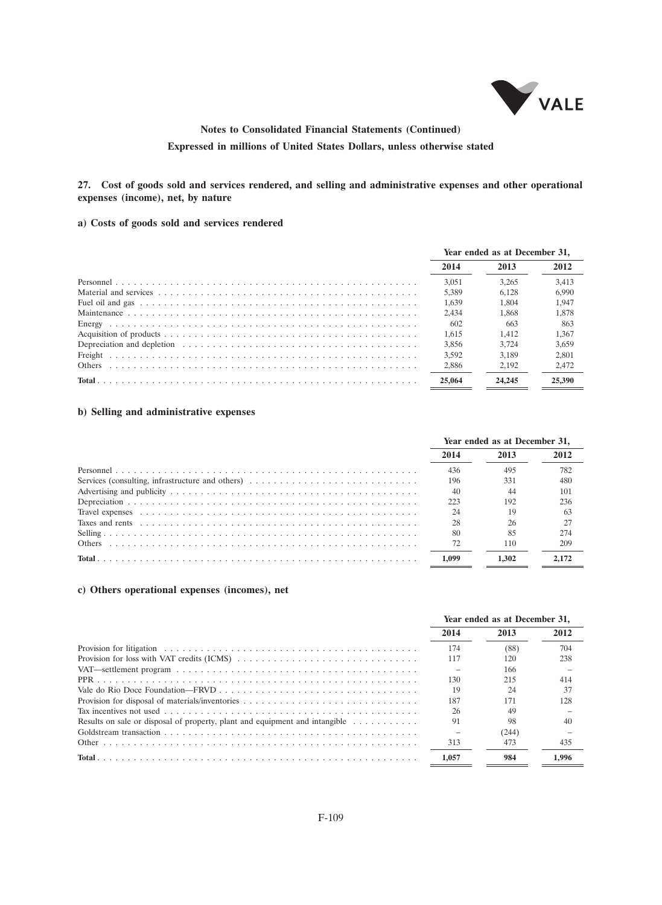**Notes to Consolidated Financial Statements (Continued)**

**Expressed in millions of United States Dollars, unless otherwise stated**

## 27. Cost of goods sold and services rendered, and selling and administrative expenses and other operational expenses (income), net, by nature

### a) Costs of goods sold and services rendered

| | Year ended as at December 31, | | |
|---|---|---|---|
| | **2014** | **2013** | **2012** |
| Personnel | 3,051 | 3,265 | 3,413 |
| Material and services | 5,389 | 6,128 | 6,990 |
| Fuel oil and gas | 1,639 | 1,804 | 1,947 |
| Maintenance | 2,434 | 1,868 | 1,878 |
| Energy | 602 | 663 | 863 |
| Acquisition of products | 1,615 | 1,412 | 1,367 |
| Depreciation and depletion | 3,856 | 3,724 | 3,659 |
| Freight | 3,592 | 3,189 | 2,801 |
| Others | 2,886 | 2,192 | 2,472 |
| **Total** | **25,064** | **24,245** | **25,390** |

### b) Selling and administrative expenses

| | Year ended as at December 31, | | |
|---|---|---|---|
| | **2014** | **2013** | **2012** |
| Personnel | 436 | 495 | 782 |
| Services (consulting, infrastructure and others) | 196 | 331 | 480 |
| Advertising and publicity | 40 | 44 | 101 |
| Depreciation | 223 | 192 | 236 |
| Travel expenses | 24 | 19 | 63 |
| Taxes and rents | 28 | 26 | 27 |
| Selling | 80 | 85 | 274 |
| Others | 72 | 110 | 209 |
| **Total** | **1,099** | **1,302** | **2,172** |

### c) Others operational expenses (incomes), net

| | Year ended as at December 31, | | |
|---|---|---|---|
| | **2014** | **2013** | **2012** |
| Provision for litigation | 174 | (88) | 704 |
| Provision for loss with VAT credits (ICMS) | 117 | 120 | 238 |
| VAT—settlement program | – | 166 | – |
| PPR | 130 | 215 | 414 |
| Vale do Rio Doce Foundation—FRVD | 19 | 24 | 37 |
| Provision for disposal of materials/inventories | 187 | 171 | 128 |
| Tax incentives not used | 26 | 49 | – |
| Results on sale or disposal of property, plant and equipment and intangible | 91 | 98 | 40 |
| Goldstream transaction | – | (244) | – |
| Other | 313 | 473 | 435 |
| **Total** | **1,057** | **984** | **1,996** |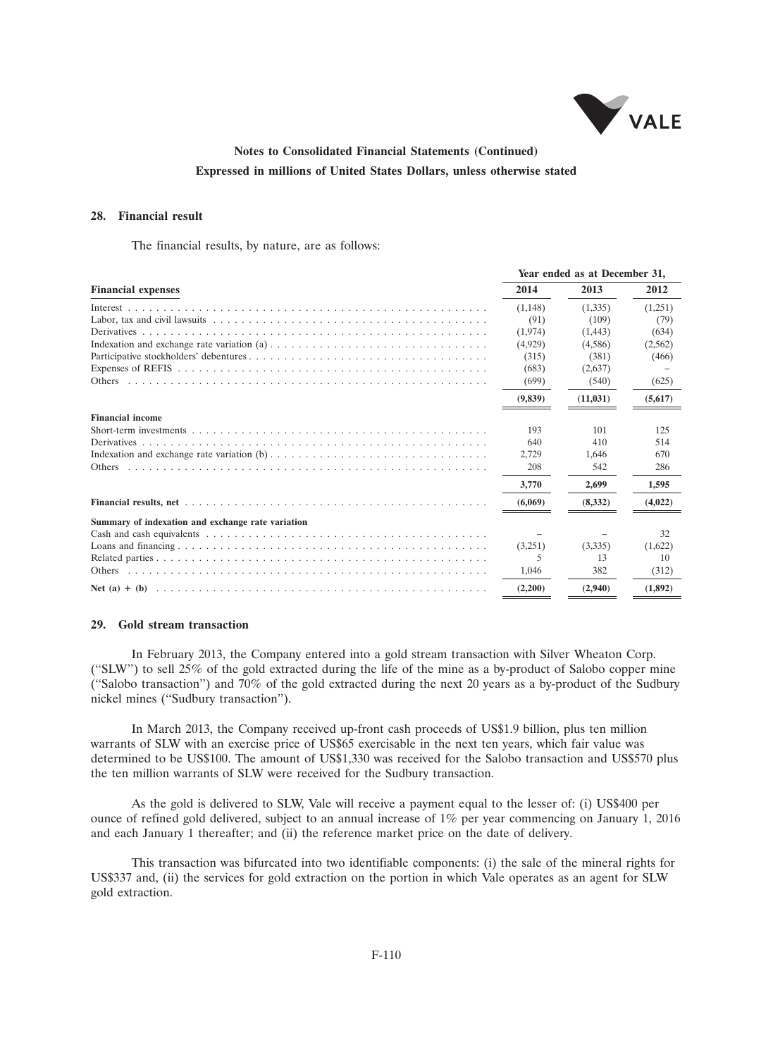## 28. Financial result

The financial results, by nature, are as follows:

| | Year ended as at December 31, | | |
|---|---|---|---|
| **Financial expenses** | **2014** | **2013** | **2012** |
| Interest | (1,148) | (1,335) | (1,251) |
| Labor, tax and civil lawsuits | (91) | (109) | (79) |
| Derivatives | (1,974) | (1,443) | (634) |
| Indexation and exchange rate variation (a) | (4,929) | (4,586) | (2,562) |
| Participative stockholders' debentures | (315) | (381) | (466) |
| Expenses of REFIS | (683) | (2,637) | – |
| Others | (699) | (540) | (625) |
| | **(9,839)** | **(11,031)** | **(5,617)** |
| **Financial income** | | | |
| Short-term investments | 193 | 101 | 125 |
| Derivatives | 640 | 410 | 514 |
| Indexation and exchange rate variation (b) | 2,729 | 1,646 | 670 |
| Others | 208 | 542 | 286 |
| | **3,770** | **2,699** | **1,595** |
| **Financial results, net** | **(6,069)** | **(8,332)** | **(4,022)** |
| **Summary of indexation and exchange rate variation** | | | |
| Cash and cash equivalents | – | – | 32 |
| Loans and financing | (3,251) | (3,335) | (1,622) |
| Related parties | 5 | 13 | 10 |
| Others | 1,046 | 382 | (312) |
| **Net (a) + (b)** | **(2,200)** | **(2,940)** | **(1,892)** |

## 29. Gold stream transaction

In February 2013, the Company entered into a gold stream transaction with Silver Wheaton Corp. ("SLW") to sell 25% of the gold extracted during the life of the mine as a by-product of Salobo copper mine ("Salobo transaction") and 70% of the gold extracted during the next 20 years as a by-product of the Sudbury nickel mines ("Sudbury transaction").

In March 2013, the Company received up-front cash proceeds of US$1.9 billion, plus ten million warrants of SLW with an exercise price of US$65 exercisable in the next ten years, which fair value was determined to be US$100. The amount of US$1,330 was received for the Salobo transaction and US$570 plus the ten million warrants of SLW were received for the Sudbury transaction.

As the gold is delivered to SLW, Vale will receive a payment equal to the lesser of: (i) US$400 per ounce of refined gold delivered, subject to an annual increase of 1% per year commencing on January 1, 2016 and each January 1 thereafter; and (ii) the reference market price on the date of delivery.

This transaction was bifurcated into two identifiable components: (i) the sale of the mineral rights for US$337 and, (ii) the services for gold extraction on the portion in which Vale operates as an agent for SLW gold extraction.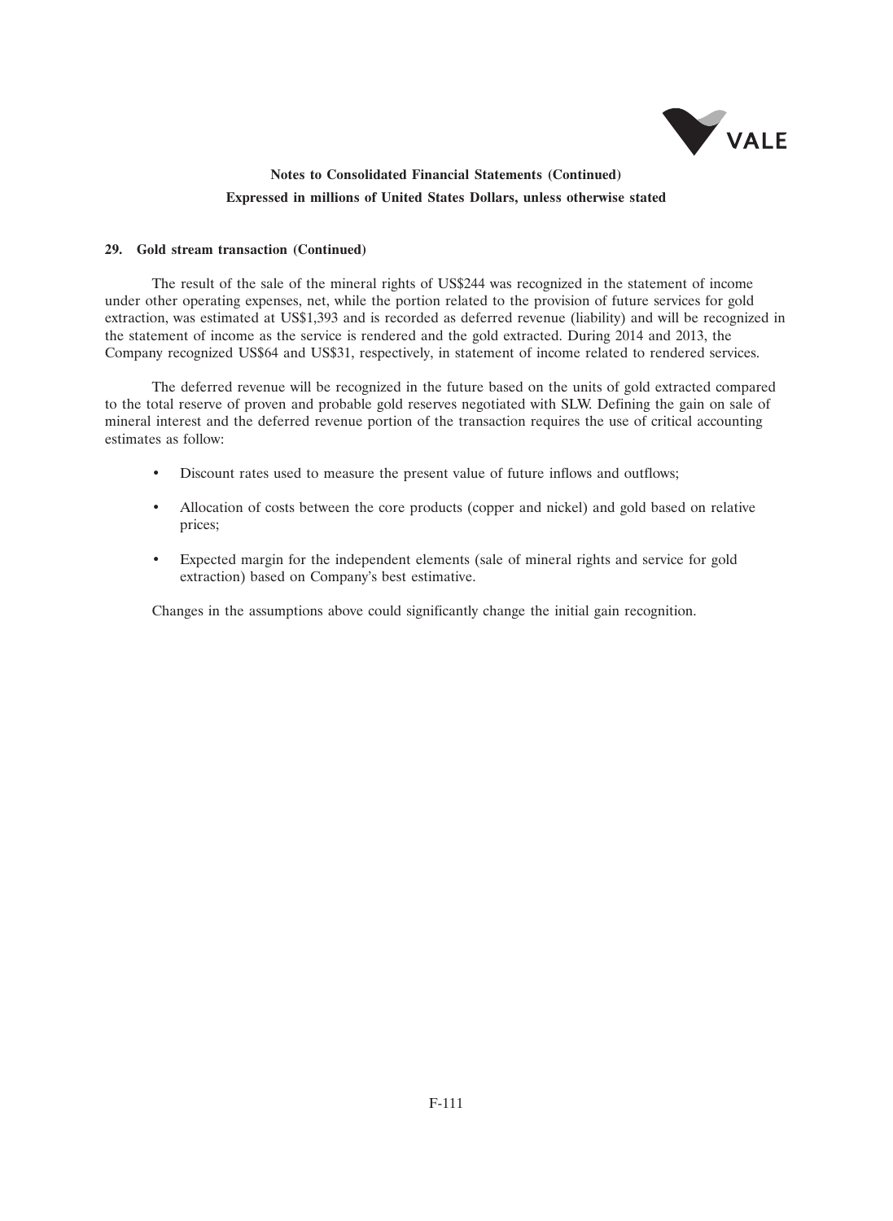**Notes to Consolidated Financial Statements (Continued)**

**Expressed in millions of United States Dollars, unless otherwise stated**

**29. Gold stream transaction (Continued)**

The result of the sale of the mineral rights of US$244 was recognized in the statement of income under other operating expenses, net, while the portion related to the provision of future services for gold extraction, was estimated at US$1,393 and is recorded as deferred revenue (liability) and will be recognized in the statement of income as the service is rendered and the gold extracted. During 2014 and 2013, the Company recognized US$64 and US$31, respectively, in statement of income related to rendered services.

The deferred revenue will be recognized in the future based on the units of gold extracted compared to the total reserve of proven and probable gold reserves negotiated with SLW. Defining the gain on sale of mineral interest and the deferred revenue portion of the transaction requires the use of critical accounting estimates as follow:

- Discount rates used to measure the present value of future inflows and outflows;
- Allocation of costs between the core products (copper and nickel) and gold based on relative prices;
- Expected margin for the independent elements (sale of mineral rights and service for gold extraction) based on Company's best estimative.

Changes in the assumptions above could significantly change the initial gain recognition.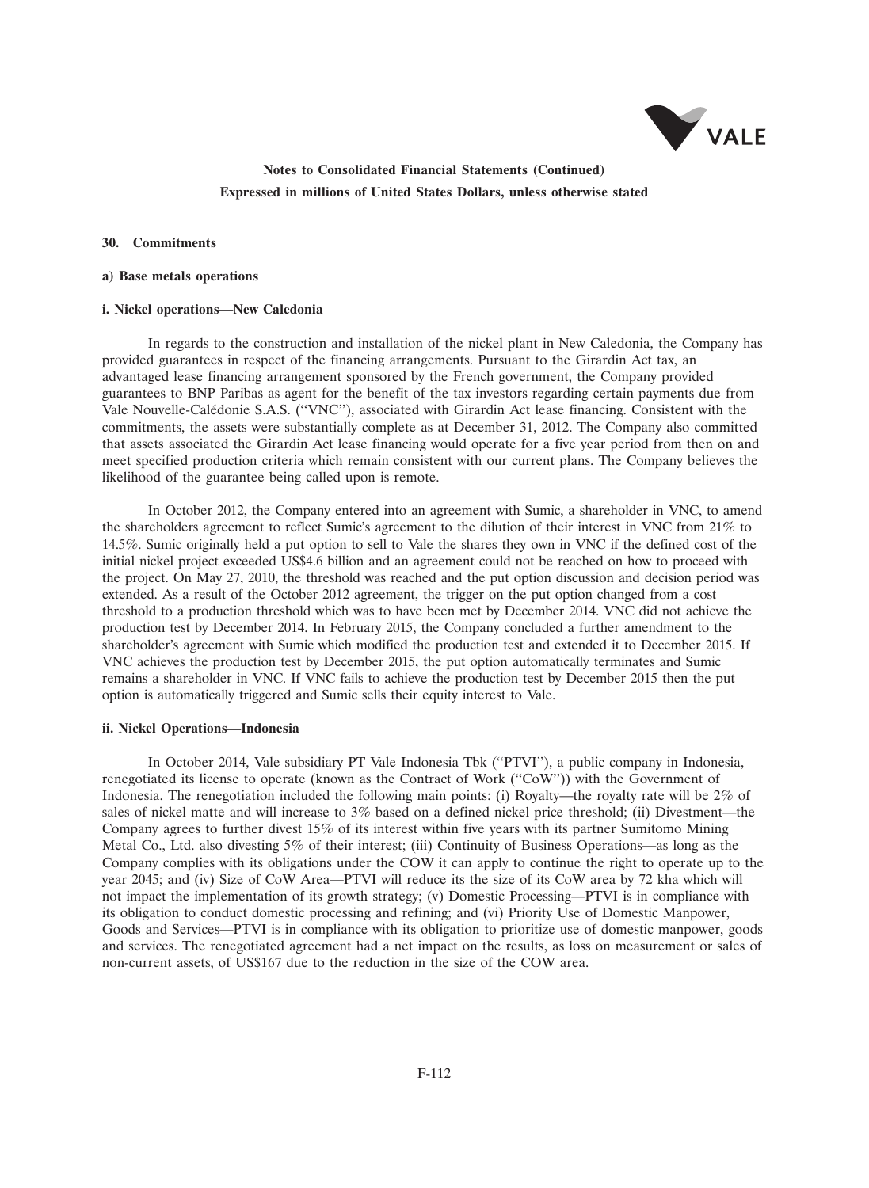**Notes to Consolidated Financial Statements (Continued)**
**Expressed in millions of United States Dollars, unless otherwise stated**

### 30. Commitments

#### a) Base metals operations

##### i. Nickel operations—New Caledonia

In regards to the construction and installation of the nickel plant in New Caledonia, the Company has provided guarantees in respect of the financing arrangements. Pursuant to the Girardin Act tax, an advantaged lease financing arrangement sponsored by the French government, the Company provided guarantees to BNP Paribas as agent for the benefit of the tax investors regarding certain payments due from Vale Nouvelle-Calédonie S.A.S. (''VNC''), associated with Girardin Act lease financing. Consistent with the commitments, the assets were substantially complete as at December 31, 2012. The Company also committed that assets associated the Girardin Act lease financing would operate for a five year period from then on and meet specified production criteria which remain consistent with our current plans. The Company believes the likelihood of the guarantee being called upon is remote.

In October 2012, the Company entered into an agreement with Sumic, a shareholder in VNC, to amend the shareholders agreement to reflect Sumic's agreement to the dilution of their interest in VNC from 21% to 14.5%. Sumic originally held a put option to sell to Vale the shares they own in VNC if the defined cost of the initial nickel project exceeded US$4.6 billion and an agreement could not be reached on how to proceed with the project. On May 27, 2010, the threshold was reached and the put option discussion and decision period was extended. As a result of the October 2012 agreement, the trigger on the put option changed from a cost threshold to a production threshold which was to have been met by December 2014. VNC did not achieve the production test by December 2014. In February 2015, the Company concluded a further amendment to the shareholder's agreement with Sumic which modified the production test and extended it to December 2015. If VNC achieves the production test by December 2015, the put option automatically terminates and Sumic remains a shareholder in VNC. If VNC fails to achieve the production test by December 2015 then the put option is automatically triggered and Sumic sells their equity interest to Vale.

##### ii. Nickel Operations—Indonesia

In October 2014, Vale subsidiary PT Vale Indonesia Tbk (''PTVI''), a public company in Indonesia, renegotiated its license to operate (known as the Contract of Work (''CoW'')) with the Government of Indonesia. The renegotiation included the following main points: (i) Royalty—the royalty rate will be 2% of sales of nickel matte and will increase to 3% based on a defined nickel price threshold; (ii) Divestment—the Company agrees to further divest 15% of its interest within five years with its partner Sumitomo Mining Metal Co., Ltd. also divesting 5% of their interest; (iii) Continuity of Business Operations—as long as the Company complies with its obligations under the COW it can apply to continue the right to operate up to the year 2045; and (iv) Size of CoW Area—PTVI will reduce its the size of its CoW area by 72 kha which will not impact the implementation of its growth strategy; (v) Domestic Processing—PTVI is in compliance with its obligation to conduct domestic processing and refining; and (vi) Priority Use of Domestic Manpower, Goods and Services—PTVI is in compliance with its obligation to prioritize use of domestic manpower, goods and services. The renegotiated agreement had a net impact on the results, as loss on measurement or sales of non-current assets, of US$167 due to the reduction in the size of the COW area.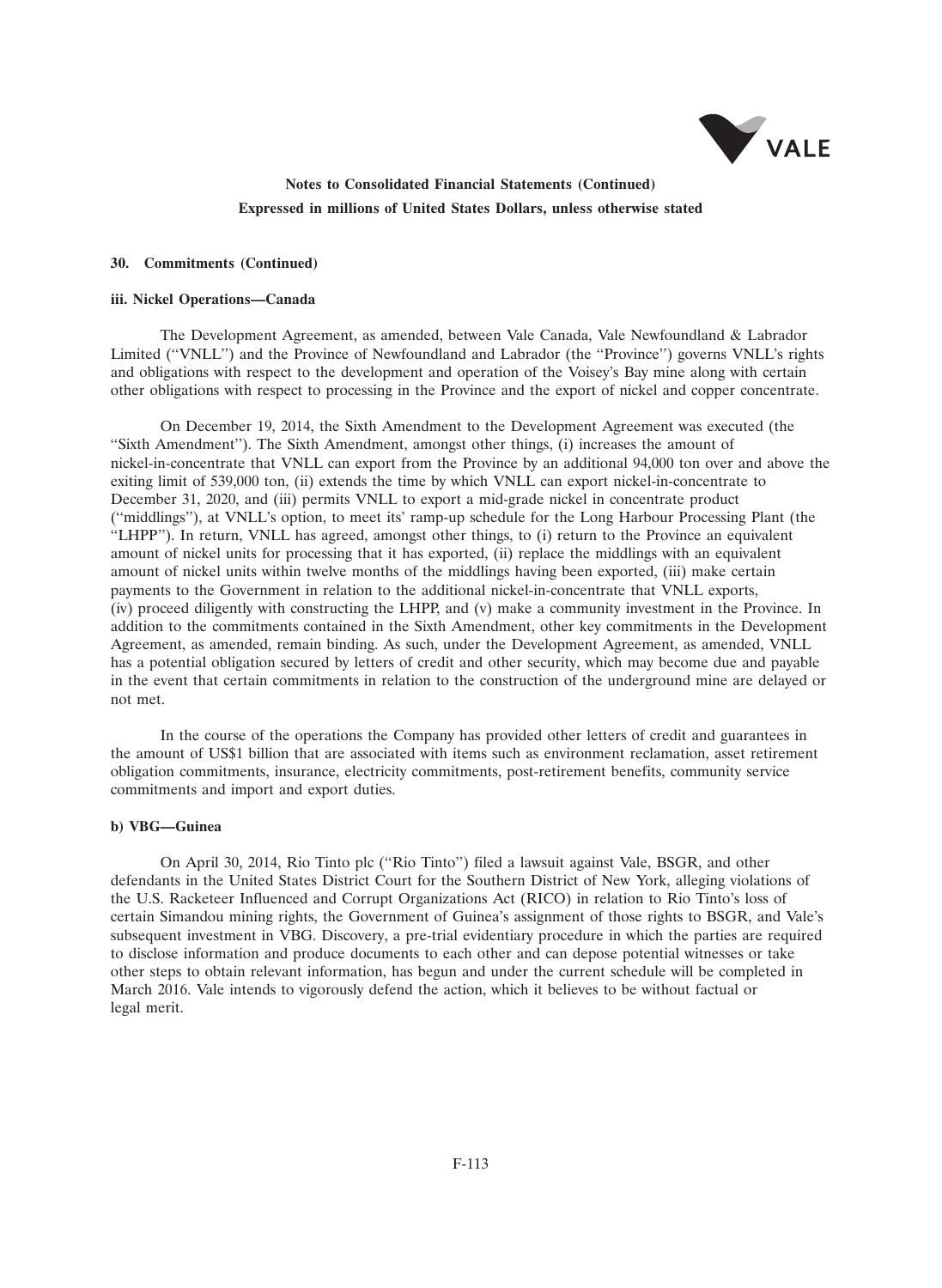**Notes to Consolidated Financial Statements (Continued)**

**Expressed in millions of United States Dollars, unless otherwise stated**

#### 30. Commitments (Continued)

#### iii. Nickel Operations—Canada

The Development Agreement, as amended, between Vale Canada, Vale Newfoundland & Labrador Limited (''VNLL'') and the Province of Newfoundland and Labrador (the ''Province'') governs VNLL's rights and obligations with respect to the development and operation of the Voisey's Bay mine along with certain other obligations with respect to processing in the Province and the export of nickel and copper concentrate.

On December 19, 2014, the Sixth Amendment to the Development Agreement was executed (the ''Sixth Amendment''). The Sixth Amendment, amongst other things, (i) increases the amount of nickel-in-concentrate that VNLL can export from the Province by an additional 94,000 ton over and above the exiting limit of 539,000 ton, (ii) extends the time by which VNLL can export nickel-in-concentrate to December 31, 2020, and (iii) permits VNLL to export a mid-grade nickel in concentrate product (''middlings''), at VNLL's option, to meet its' ramp-up schedule for the Long Harbour Processing Plant (the ''LHPP''). In return, VNLL has agreed, amongst other things, to (i) return to the Province an equivalent amount of nickel units for processing that it has exported, (ii) replace the middlings with an equivalent amount of nickel units within twelve months of the middlings having been exported, (iii) make certain payments to the Government in relation to the additional nickel-in-concentrate that VNLL exports, (iv) proceed diligently with constructing the LHPP, and (v) make a community investment in the Province. In addition to the commitments contained in the Sixth Amendment, other key commitments in the Development Agreement, as amended, remain binding. As such, under the Development Agreement, as amended, VNLL has a potential obligation secured by letters of credit and other security, which may become due and payable in the event that certain commitments in relation to the construction of the underground mine are delayed or not met.

In the course of the operations the Company has provided other letters of credit and guarantees in the amount of US$1 billion that are associated with items such as environment reclamation, asset retirement obligation commitments, insurance, electricity commitments, post-retirement benefits, community service commitments and import and export duties.

#### b) VBG—Guinea

On April 30, 2014, Rio Tinto plc (''Rio Tinto'') filed a lawsuit against Vale, BSGR, and other defendants in the United States District Court for the Southern District of New York, alleging violations of the U.S. Racketeer Influenced and Corrupt Organizations Act (RICO) in relation to Rio Tinto's loss of certain Simandou mining rights, the Government of Guinea's assignment of those rights to BSGR, and Vale's subsequent investment in VBG. Discovery, a pre-trial evidentiary procedure in which the parties are required to disclose information and produce documents to each other and can depose potential witnesses or take other steps to obtain relevant information, has begun and under the current schedule will be completed in March 2016. Vale intends to vigorously defend the action, which it believes to be without factual or legal merit.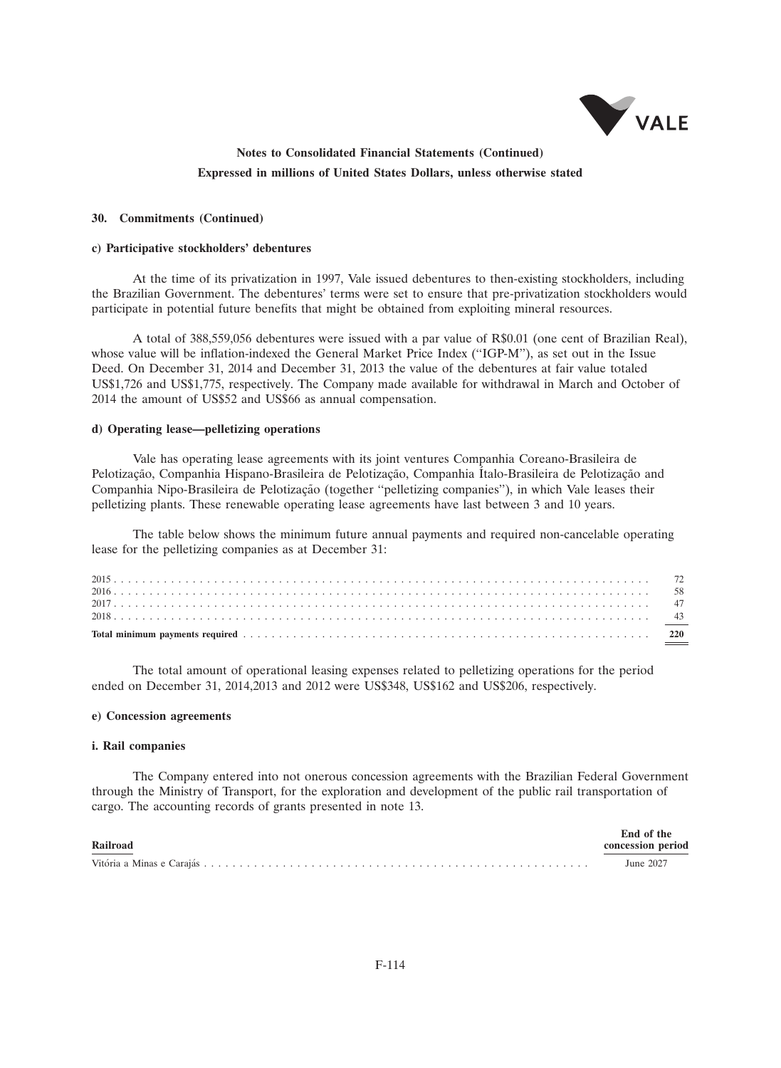**Notes to Consolidated Financial Statements (Continued)**

**Expressed in millions of United States Dollars, unless otherwise stated**

### 30. Commitments (Continued)

#### c) Participative stockholders' debentures

At the time of its privatization in 1997, Vale issued debentures to then-existing stockholders, including the Brazilian Government. The debentures' terms were set to ensure that pre-privatization stockholders would participate in potential future benefits that might be obtained from exploiting mineral resources.

A total of 388,559,056 debentures were issued with a par value of R$0.01 (one cent of Brazilian Real), whose value will be inflation-indexed the General Market Price Index ("IGP-M"), as set out in the Issue Deed. On December 31, 2014 and December 31, 2013 the value of the debentures at fair value totaled US$1,726 and US$1,775, respectively. The Company made available for withdrawal in March and October of 2014 the amount of US$52 and US$66 as annual compensation.

#### d) Operating lease—pelletizing operations

Vale has operating lease agreements with its joint ventures Companhia Coreano-Brasileira de Pelotização, Companhia Hispano-Brasileira de Pelotização, Companhia Ítalo-Brasileira de Pelotização and Companhia Nipo-Brasileira de Pelotização (together "pelletizing companies"), in which Vale leases their pelletizing plants. These renewable operating lease agreements have last between 3 and 10 years.

The table below shows the minimum future annual payments and required non-cancelable operating lease for the pelletizing companies as at December 31:

| | |
|---|---|
| 2015 | 72 |
| 2016 | 58 |
| 2017 | 47 |
| 2018 | 43 |
| **Total minimum payments required** | **220** |

The total amount of operational leasing expenses related to pelletizing operations for the period ended on December 31, 2014,2013 and 2012 were US$348, US$162 and US$206, respectively.

#### e) Concession agreements

#### i. Rail companies

The Company entered into not onerous concession agreements with the Brazilian Federal Government through the Ministry of Transport, for the exploration and development of the public rail transportation of cargo. The accounting records of grants presented in note 13.

| Railroad | End of the concession period |
|---|---|
| Vitória a Minas e Carajás | June 2027 |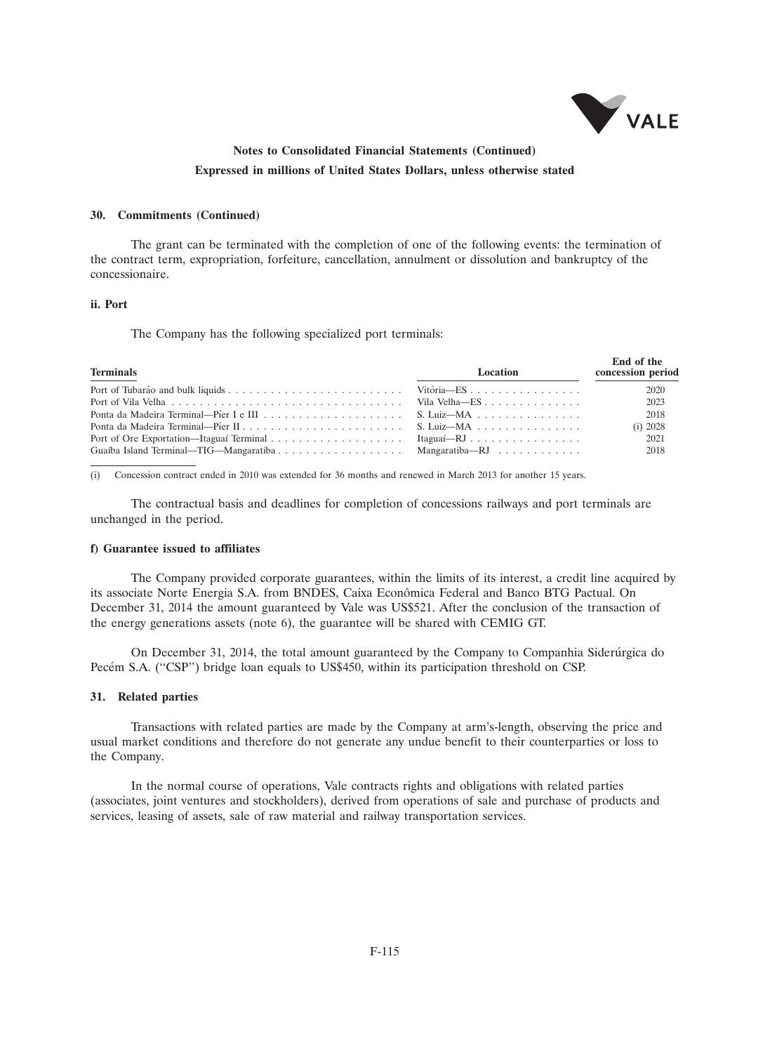**30. Commitments (Continued)**

The grant can be terminated with the completion of one of the following events: the termination of the contract term, expropriation, forfeiture, cancellation, annulment or dissolution and bankruptcy of the concessionaire.

**ii. Port**

The Company has the following specialized port terminals:

| Terminals | Location | End of the concession period |
|---|---|---|
| Port of Tubarão and bulk liquids | Vitória—ES | 2020 |
| Port of Vila Velha | Vila Velha—ES | 2023 |
| Ponta da Madeira Terminal—Píer I e III | S. Luiz—MA | 2018 |
| Ponta da Madeira Terminal—Píer II | S. Luiz—MA | (i) 2028 |
| Port of Ore Exportation—Itaguaí Terminal | Itaguaí—RJ | 2021 |
| Guaíba Island Terminal—TIG—Mangaratiba | Mangaratiba—RJ | 2018 |

(i) Concession contract ended in 2010 was extended for 36 months and renewed in March 2013 for another 15 years.

The contractual basis and deadlines for completion of concessions railways and port terminals are unchanged in the period.

**f) Guarantee issued to affiliates**

The Company provided corporate guarantees, within the limits of its interest, a credit line acquired by its associate Norte Energia S.A. from BNDES, Caixa Econômica Federal and Banco BTG Pactual. On December 31, 2014 the amount guaranteed by Vale was US$521. After the conclusion of the transaction of the energy generations assets (note 6), the guarantee will be shared with CEMIG GT.

On December 31, 2014, the total amount guaranteed by the Company to Companhia Siderúrgica do Pecém S.A. ("CSP") bridge loan equals to US$450, within its participation threshold on CSP.

**31. Related parties**

Transactions with related parties are made by the Company at arm's-length, observing the price and usual market conditions and therefore do not generate any undue benefit to their counterparties or loss to the Company.

In the normal course of operations, Vale contracts rights and obligations with related parties (associates, joint ventures and stockholders), derived from operations of sale and purchase of products and services, leasing of assets, sale of raw material and railway transportation services.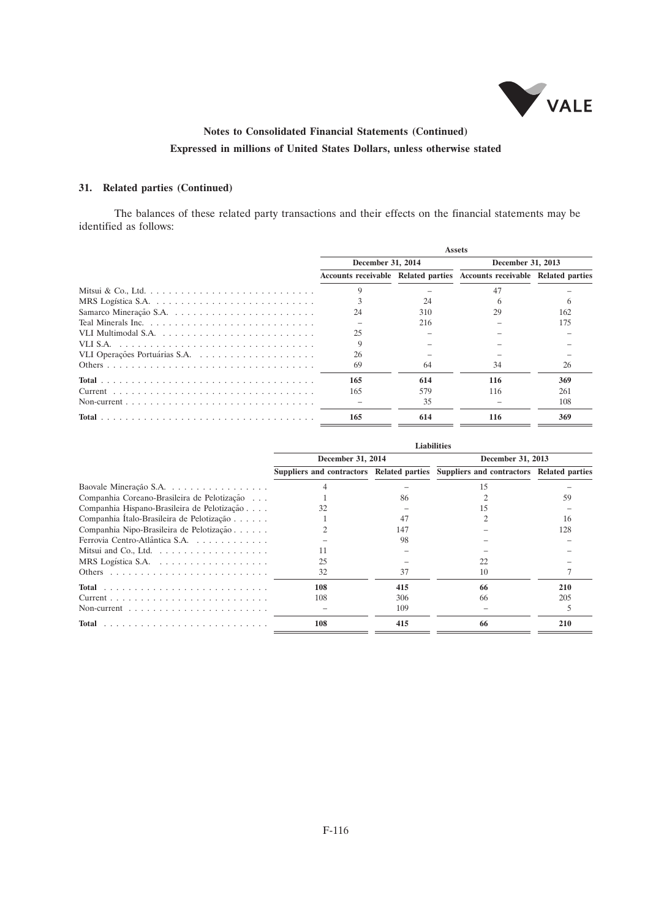## 31. Related parties (Continued)

The balances of these related party transactions and their effects on the financial statements may be identified as follows:

| | Assets | | | |
|---|---|---|---|---|
| | December 31, 2014 | | December 31, 2013 | |
| | Accounts receivable | Related parties | Accounts receivable | Related parties |
| Mitsui & Co., Ltd. | 9 | – | 47 | – |
| MRS Logística S.A. | 3 | 24 | 6 | 6 |
| Samarco Mineração S.A. | 24 | 310 | 29 | 162 |
| Teal Minerals Inc. | – | 216 | – | 175 |
| VLI Multimodal S.A. | 25 | – | – | – |
| VLI S.A. | 9 | – | – | – |
| VLI Operações Portuárias S.A. | 26 | – | – | – |
| Others | 69 | 64 | 34 | 26 |
| **Total** | **165** | **614** | **116** | **369** |
| Current | 165 | 579 | 116 | 261 |
| Non-current | – | 35 | – | 108 |
| **Total** | **165** | **614** | **116** | **369** |

| | Liabilities | | | |
|---|---|---|---|---|
| | December 31, 2014 | | December 31, 2013 | |
| | Suppliers and contractors | Related parties | Suppliers and contractors | Related parties |
| Baovale Mineração S.A. | 4 | – | 15 | – |
| Companhia Coreano-Brasileira de Pelotização | 1 | 86 | 2 | 59 |
| Companhia Hispano-Brasileira de Pelotização | 32 | – | 15 | – |
| Companhia Ítalo-Brasileira de Pelotização | 1 | 47 | 2 | 16 |
| Companhia Nipo-Brasileira de Pelotização | 2 | 147 | – | 128 |
| Ferrovia Centro-Atlântica S.A. | – | 98 | – | – |
| Mitsui and Co., Ltd. | 11 | – | – | – |
| MRS Logística S.A. | 25 | – | 22 | – |
| Others | 32 | 37 | 10 | 7 |
| **Total** | **108** | **415** | **66** | **210** |
| Current | 108 | 306 | 66 | 205 |
| Non-current | – | 109 | – | 5 |
| **Total** | **108** | **415** | **66** | **210** |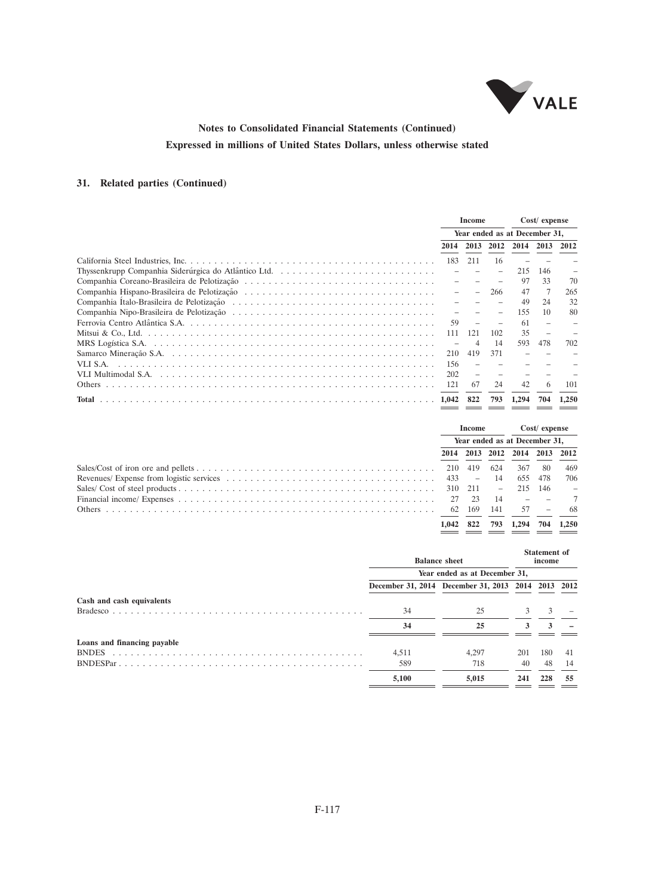**Notes to Consolidated Financial Statements (Continued)**

**Expressed in millions of United States Dollars, unless otherwise stated**

## 31. Related parties (Continued)

| | Income | | | Cost/ expense | | |
|---|---|---|---|---|---|---|
| | Year ended as at December 31, | | | | | |
| | 2014 | 2013 | 2012 | 2014 | 2013 | 2012 |
| California Steel Industries, Inc. | 183 | 211 | 16 | – | – | – |
| Thyssenkrupp Companhia Siderúrgica do Atlântico Ltd. | – | – | – | 215 | 146 | – |
| Companhia Coreano-Brasileira de Pelotização | – | – | – | 97 | 33 | 70 |
| Companhia Hispano-Brasileira de Pelotização | – | – | 266 | 47 | 7 | 265 |
| Companhia Ítalo-Brasileira de Pelotização | – | – | – | 49 | 24 | 32 |
| Companhia Nipo-Brasileira de Pelotização | – | – | – | 155 | 10 | 80 |
| Ferrovia Centro Atlântica S.A. | 59 | – | – | 61 | – | – |
| Mitsui & Co., Ltd. | 111 | 121 | 102 | 35 | – | – |
| MRS Logística S.A. | – | 4 | 14 | 593 | 478 | 702 |
| Samarco Mineração S.A. | 210 | 419 | 371 | – | – | – |
| VLI S.A. | 156 | – | – | – | – | – |
| VLI Multimodal S.A. | 202 | – | – | – | – | – |
| Others | 121 | 67 | 24 | 42 | 6 | 101 |
| **Total** | **1,042** | **822** | **793** | **1,294** | **704** | **1,250** |

| | Income | | | Cost/ expense | | |
|---|---|---|---|---|---|---|
| | Year ended as at December 31, | | | | | |
| | 2014 | 2013 | 2012 | 2014 | 2013 | 2012 |
| Sales/Cost of iron ore and pellets | 210 | 419 | 624 | 367 | 80 | 469 |
| Revenues/ Expense from logistic services | 433 | – | 14 | 655 | 478 | 706 |
| Sales/ Cost of steel products | 310 | 211 | – | 215 | 146 | – |
| Financial income/ Expenses | 27 | 23 | 14 | – | – | 7 |
| Others | 62 | 169 | 141 | 57 | – | 68 |
| | 1,042 | 822 | 793 | 1,294 | 704 | 1,250 |

| | Balance sheet | | Statement of income | | |
|---|---|---|---|---|---|
| | Year ended as at December 31, | | | | |
| | December 31, 2014 | December 31, 2013 | 2014 | 2013 | 2012 |
| **Cash and cash equivalents** | | | | | |
| Bradesco | 34 | 25 | 3 | 3 | – |
| | **34** | **25** | **3** | **3** | **–** |
| **Loans and financing payable** | | | | | |
| BNDES | 4,511 | 4,297 | 201 | 180 | 41 |
| BNDESPar | 589 | 718 | 40 | 48 | 14 |
| | **5,100** | **5,015** | **241** | **228** | **55** |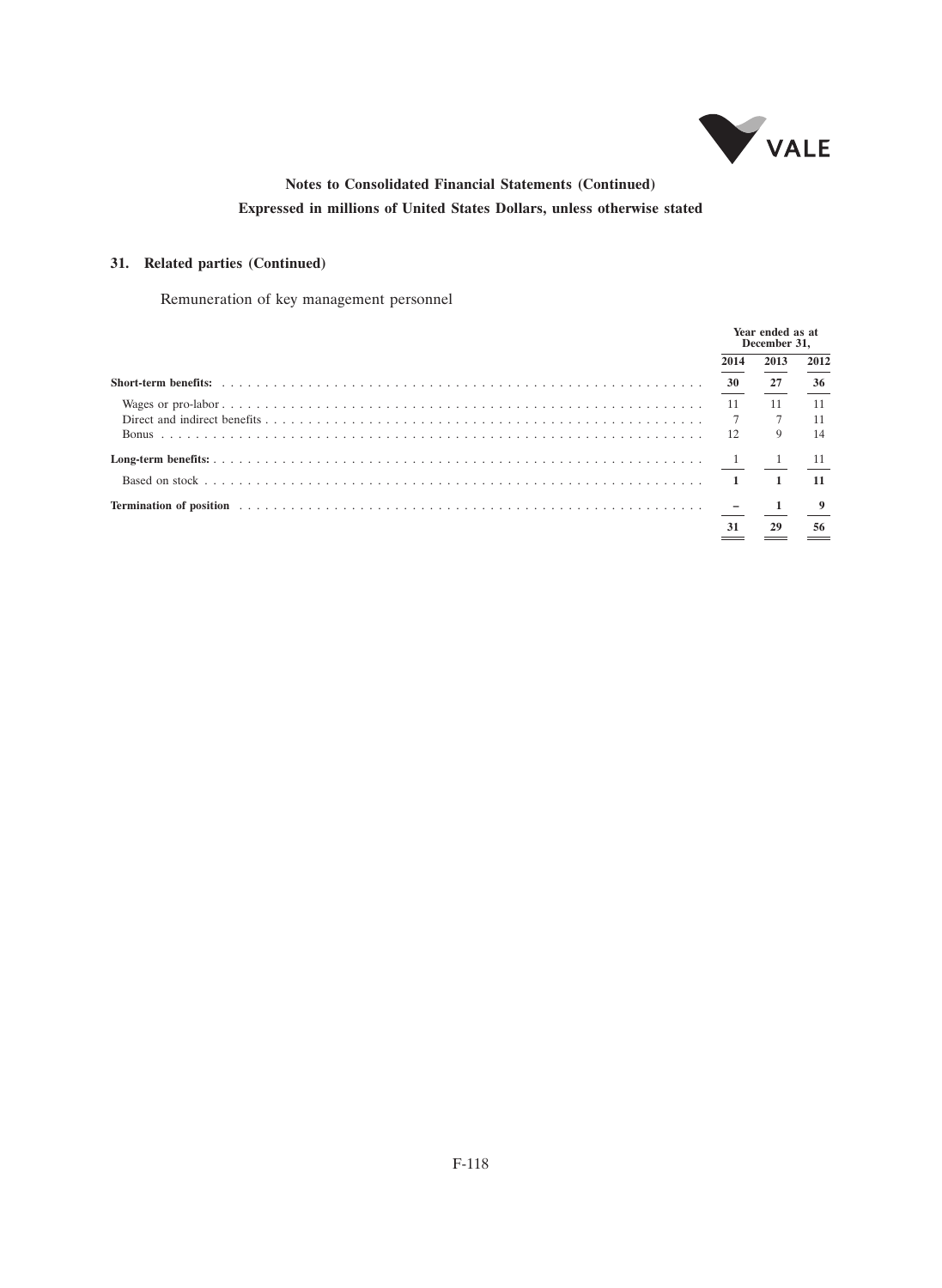**Notes to Consolidated Financial Statements (Continued)**

**Expressed in millions of United States Dollars, unless otherwise stated**

## 31. Related parties (Continued)

Remuneration of key management personnel

| | Year ended as at December 31, | | |
|---|---|---|---|
| | **2014** | **2013** | **2012** |
| **Short-term benefits:** | **30** | **27** | **36** |
| Wages or pro-labor | 11 | 11 | 11 |
| Direct and indirect benefits | 7 | 7 | 11 |
| Bonus | 12 | 9 | 14 |
| **Long-term benefits:** | 1 | 1 | 11 |
| Based on stock | **1** | **1** | **11** |
| **Termination of position** | **–** | **1** | **9** |
| | **31** | **29** | **56** |